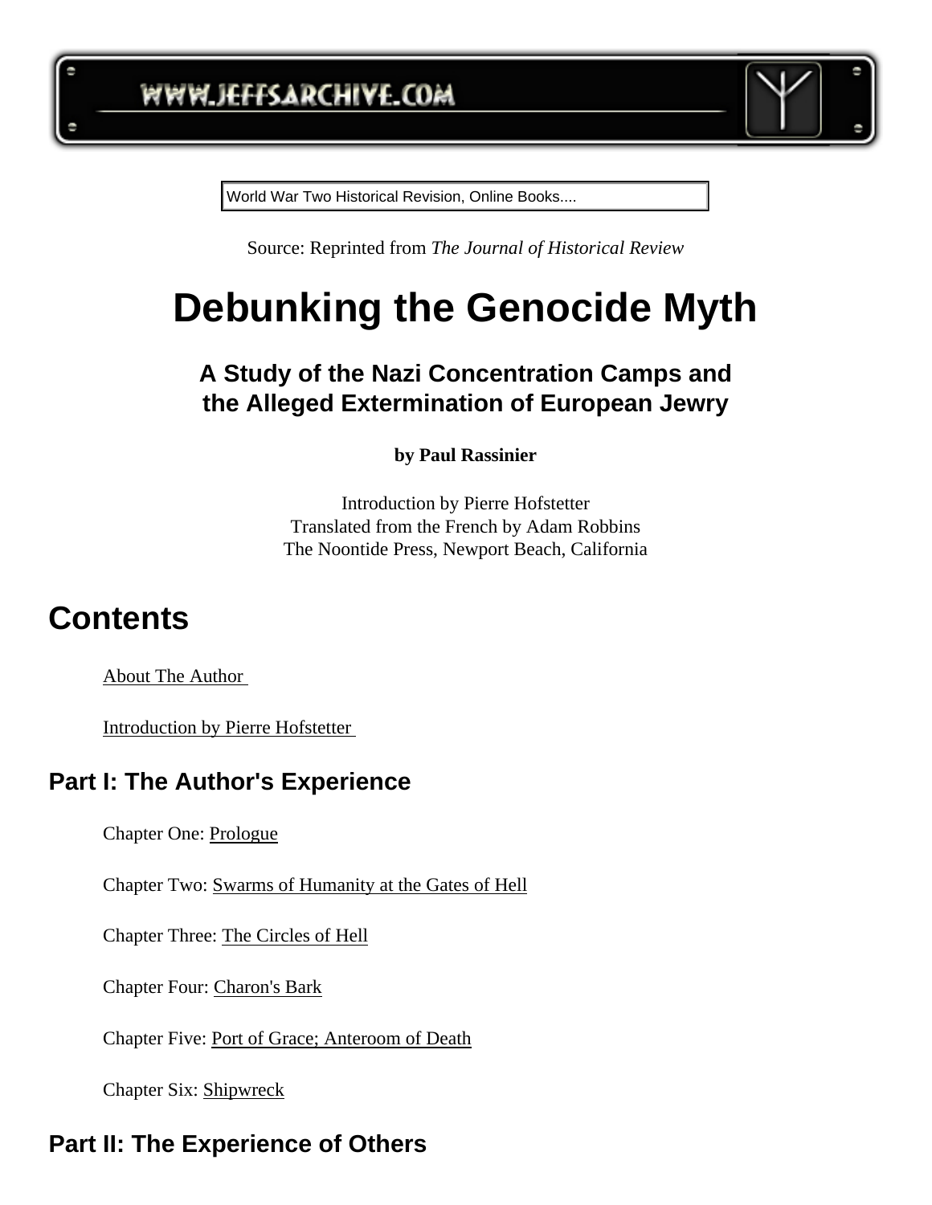WWW.JEFFSARCHIVE.COM

World War Two Historical Revision, Online Books....

Source: Reprinted from *The Journal of Historical Review*

# Debunking the Genocide Myth

### A Study of the Nazi Concentration Camps and the Alleged Extermination of European Jewry

**by Paul Rassinier**

Introduction by Pierre Hofstetter
Translated from the French by Adam Robbins
The Noontide Press, Newport Beach, California

## Contents

About The Author

Introduction by Pierre Hofstetter

### Part I: The Author's Experience

Chapter One: Prologue

Chapter Two: Swarms of Humanity at the Gates of Hell

Chapter Three: The Circles of Hell

Chapter Four: Charon's Bark

Chapter Five: Port of Grace; Anteroom of Death

Chapter Six: Shipwreck

### Part II: The Experience of Others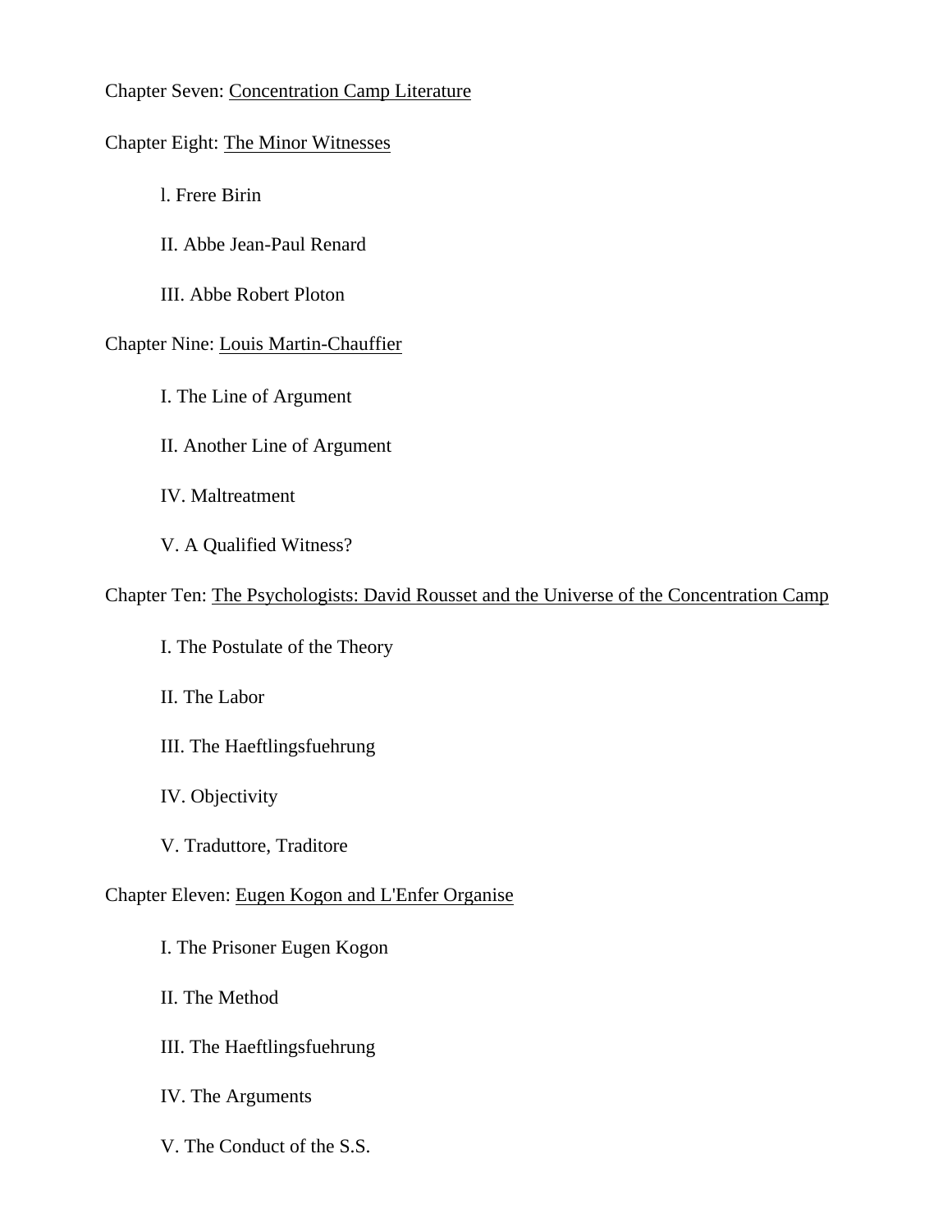Chapter Seven: <u>Concentration Camp Literature</u>

Chapter Eight: <u>The Minor Witnesses</u>

l. Frere Birin

II. Abbe Jean-Paul Renard

III. Abbe Robert Ploton

Chapter Nine: <u>Louis Martin-Chauffier</u>

I. The Line of Argument

II. Another Line of Argument

IV. Maltreatment

V. A Qualified Witness?

Chapter Ten: <u>The Psychologists: David Rousset and the Universe of the Concentration Camp</u>

I. The Postulate of the Theory

II. The Labor

III. The Haeftlingsfuehrung

IV. Objectivity

V. Traduttore, Traditore

Chapter Eleven: <u>Eugen Kogon and L'Enfer Organise</u>

I. The Prisoner Eugen Kogon

II. The Method

III. The Haeftlingsfuehrung

IV. The Arguments

V. The Conduct of the S.S.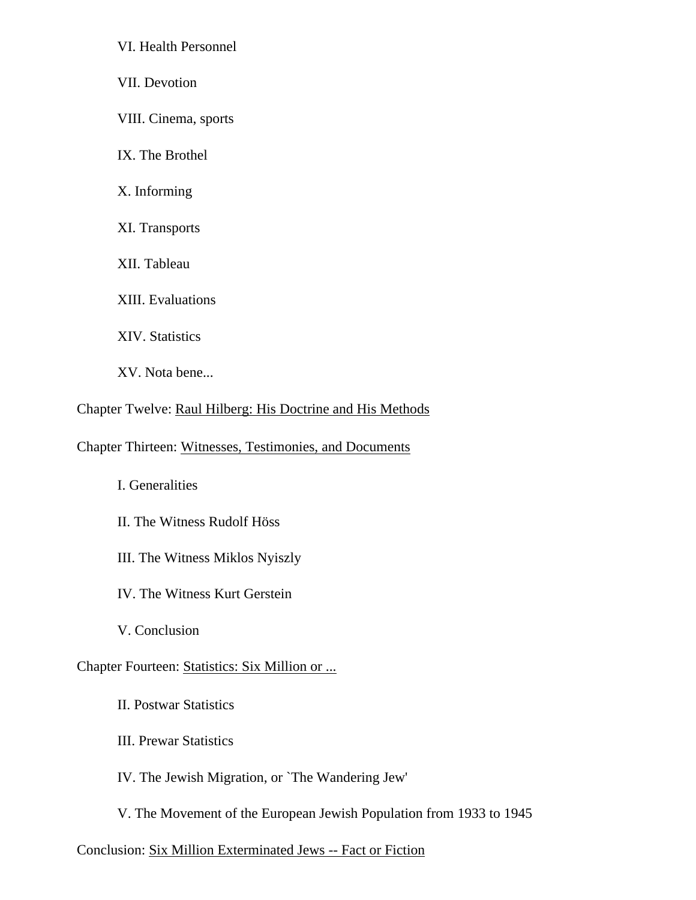VI. Health Personnel

VII. Devotion

VIII. Cinema, sports

IX. The Brothel

X. Informing

XI. Transports

XII. Tableau

XIII. Evaluations

XIV. Statistics

XV. Nota bene...

Chapter Twelve: Raul Hilberg: His Doctrine and His Methods

Chapter Thirteen: Witnesses, Testimonies, and Documents

I. Generalities

II. The Witness Rudolf Höss

III. The Witness Miklos Nyiszly

IV. The Witness Kurt Gerstein

V. Conclusion

Chapter Fourteen: Statistics: Six Million or ...

II. Postwar Statistics

III. Prewar Statistics

IV. The Jewish Migration, or `The Wandering Jew'

V. The Movement of the European Jewish Population from 1933 to 1945

Conclusion: Six Million Exterminated Jews -- Fact or Fiction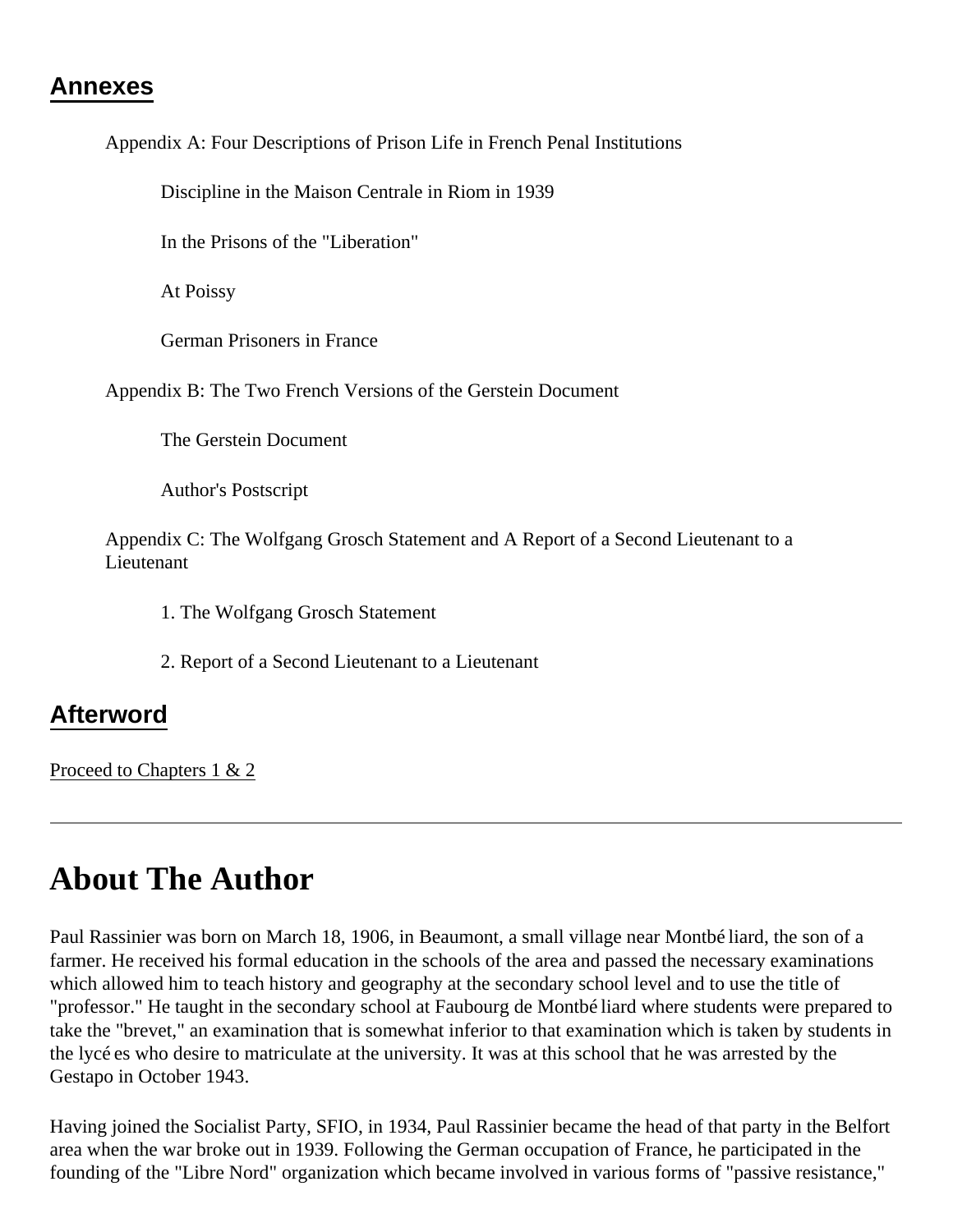## Annexes

Appendix A: Four Descriptions of Prison Life in French Penal Institutions

Discipline in the Maison Centrale in Riom in 1939

In the Prisons of the "Liberation"

At Poissy

German Prisoners in France

Appendix B: The Two French Versions of the Gerstein Document

The Gerstein Document

Author's Postscript

Appendix C: The Wolfgang Grosch Statement and A Report of a Second Lieutenant to a Lieutenant

1. The Wolfgang Grosch Statement

2. Report of a Second Lieutenant to a Lieutenant

## Afterword

Proceed to Chapters 1 & 2

---

# About The Author

Paul Rassinier was born on March 18, 1906, in Beaumont, a small village near Montbéliard, the son of a farmer. He received his formal education in the schools of the area and passed the necessary examinations which allowed him to teach history and geography at the secondary school level and to use the title of "professor." He taught in the secondary school at Faubourg de Montbéliard where students were prepared to take the "brevet," an examination that is somewhat inferior to that examination which is taken by students in the lycées who desire to matriculate at the university. It was at this school that he was arrested by the Gestapo in October 1943.

Having joined the Socialist Party, SFIO, in 1934, Paul Rassinier became the head of that party in the Belfort area when the war broke out in 1939. Following the German occupation of France, he participated in the founding of the "Libre Nord" organization which became involved in various forms of "passive resistance,"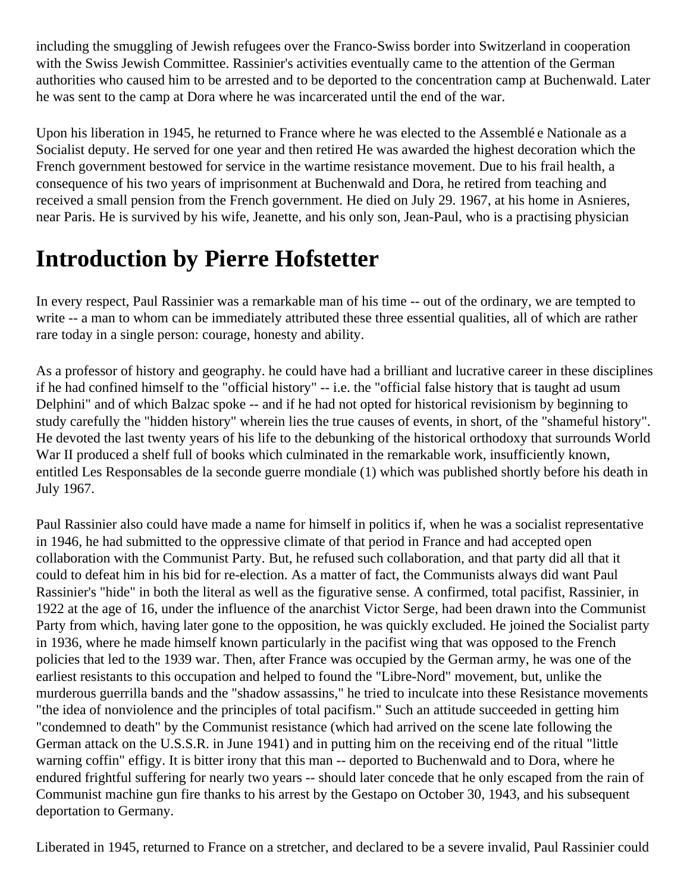including the smuggling of Jewish refugees over the Franco-Swiss border into Switzerland in cooperation with the Swiss Jewish Committee. Rassinier's activities eventually came to the attention of the German authorities who caused him to be arrested and to be deported to the concentration camp at Buchenwald. Later he was sent to the camp at Dora where he was incarcerated until the end of the war.

Upon his liberation in 1945, he returned to France where he was elected to the Assemblé e Nationale as a Socialist deputy. He served for one year and then retired He was awarded the highest decoration which the French government bestowed for service in the wartime resistance movement. Due to his frail health, a consequence of his two years of imprisonment at Buchenwald and Dora, he retired from teaching and received a small pension from the French government. He died on July 29. 1967, at his home in Asnieres, near Paris. He is survived by his wife, Jeanette, and his only son, Jean-Paul, who is a practising physician

# Introduction by Pierre Hofstetter

In every respect, Paul Rassinier was a remarkable man of his time -- out of the ordinary, we are tempted to write -- a man to whom can be immediately attributed these three essential qualities, all of which are rather rare today in a single person: courage, honesty and ability.

As a professor of history and geography. he could have had a brilliant and lucrative career in these disciplines if he had confined himself to the "official history" -- i.e. the "official false history that is taught ad usum Delphini" and of which Balzac spoke -- and if he had not opted for historical revisionism by beginning to study carefully the "hidden history" wherein lies the true causes of events, in short, of the "shameful history". He devoted the last twenty years of his life to the debunking of the historical orthodoxy that surrounds World War II produced a shelf full of books which culminated in the remarkable work, insufficiently known, entitled Les Responsables de la seconde guerre mondiale (1) which was published shortly before his death in July 1967.

Paul Rassinier also could have made a name for himself in politics if, when he was a socialist representative in 1946, he had submitted to the oppressive climate of that period in France and had accepted open collaboration with the Communist Party. But, he refused such collaboration, and that party did all that it could to defeat him in his bid for re-election. As a matter of fact, the Communists always did want Paul Rassinier's "hide" in both the literal as well as the figurative sense. A confirmed, total pacifist, Rassinier, in 1922 at the age of 16, under the influence of the anarchist Victor Serge, had been drawn into the Communist Party from which, having later gone to the opposition, he was quickly excluded. He joined the Socialist party in 1936, where he made himself known particularly in the pacifist wing that was opposed to the French policies that led to the 1939 war. Then, after France was occupied by the German army, he was one of the earliest resistants to this occupation and helped to found the "Libre-Nord" movement, but, unlike the murderous guerrilla bands and the "shadow assassins," he tried to inculcate into these Resistance movements "the idea of nonviolence and the principles of total pacifism." Such an attitude succeeded in getting him "condemned to death" by the Communist resistance (which had arrived on the scene late following the German attack on the U.S.S.R. in June 1941) and in putting him on the receiving end of the ritual "little warning coffin" effigy. It is bitter irony that this man -- deported to Buchenwald and to Dora, where he endured frightful suffering for nearly two years -- should later concede that he only escaped from the rain of Communist machine gun fire thanks to his arrest by the Gestapo on October 30, 1943, and his subsequent deportation to Germany.

Liberated in 1945, returned to France on a stretcher, and declared to be a severe invalid, Paul Rassinier could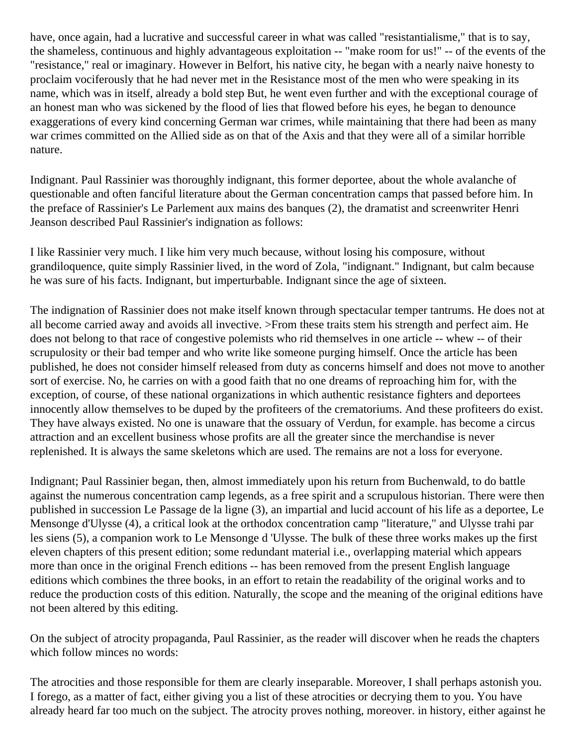have, once again, had a lucrative and successful career in what was called "resistantialisme," that is to say, the shameless, continuous and highly advantageous exploitation -- "make room for us!" -- of the events of the "resistance," real or imaginary. However in Belfort, his native city, he began with a nearly naive honesty to proclaim vociferously that he had never met in the Resistance most of the men who were speaking in its name, which was in itself, already a bold step But, he went even further and with the exceptional courage of an honest man who was sickened by the flood of lies that flowed before his eyes, he began to denounce exaggerations of every kind concerning German war crimes, while maintaining that there had been as many war crimes committed on the Allied side as on that of the Axis and that they were all of a similar horrible nature.

Indignant. Paul Rassinier was thoroughly indignant, this former deportee, about the whole avalanche of questionable and often fanciful literature about the German concentration camps that passed before him. In the preface of Rassinier's Le Parlement aux mains des banques (2), the dramatist and screenwriter Henri Jeanson described Paul Rassinier's indignation as follows:

I like Rassinier very much. I like him very much because, without losing his composure, without grandiloquence, quite simply Rassinier lived, in the word of Zola, "indignant." Indignant, but calm because he was sure of his facts. Indignant, but imperturbable. Indignant since the age of sixteen.

The indignation of Rassinier does not make itself known through spectacular temper tantrums. He does not at all become carried away and avoids all invective. >From these traits stem his strength and perfect aim. He does not belong to that race of congestive polemists who rid themselves in one article -- whew -- of their scrupulosity or their bad temper and who write like someone purging himself. Once the article has been published, he does not consider himself released from duty as concerns himself and does not move to another sort of exercise. No, he carries on with a good faith that no one dreams of reproaching him for, with the exception, of course, of these national organizations in which authentic resistance fighters and deportees innocently allow themselves to be duped by the profiteers of the crematoriums. And these profiteers do exist. They have always existed. No one is unaware that the ossuary of Verdun, for example. has become a circus attraction and an excellent business whose profits are all the greater since the merchandise is never replenished. It is always the same skeletons which are used. The remains are not a loss for everyone.

Indignant; Paul Rassinier began, then, almost immediately upon his return from Buchenwald, to do battle against the numerous concentration camp legends, as a free spirit and a scrupulous historian. There were then published in succession Le Passage de la ligne (3), an impartial and lucid account of his life as a deportee, Le Mensonge d'Ulysse (4), a critical look at the orthodox concentration camp "literature," and Ulysse trahi par les siens (5), a companion work to Le Mensonge d 'Ulysse. The bulk of these three works makes up the first eleven chapters of this present edition; some redundant material i.e., overlapping material which appears more than once in the original French editions -- has been removed from the present English language editions which combines the three books, in an effort to retain the readability of the original works and to reduce the production costs of this edition. Naturally, the scope and the meaning of the original editions have not been altered by this editing.

On the subject of atrocity propaganda, Paul Rassinier, as the reader will discover when he reads the chapters which follow minces no words:

The atrocities and those responsible for them are clearly inseparable. Moreover, I shall perhaps astonish you. I forego, as a matter of fact, either giving you a list of these atrocities or decrying them to you. You have already heard far too much on the subject. The atrocity proves nothing, moreover. in history, either against he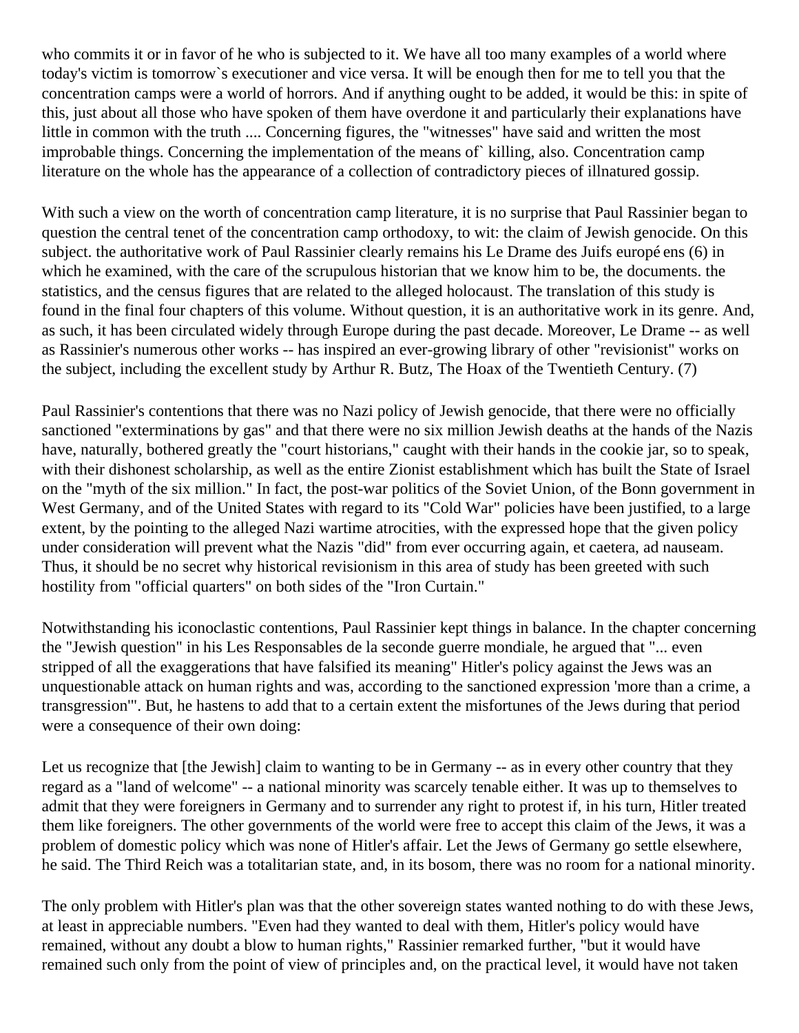who commits it or in favor of he who is subjected to it. We have all too many examples of a world where today's victim is tomorrow`s executioner and vice versa. It will be enough then for me to tell you that the concentration camps were a world of horrors. And if anything ought to be added, it would be this: in spite of this, just about all those who have spoken of them have overdone it and particularly their explanations have little in common with the truth .... Concerning figures, the "witnesses" have said and written the most improbable things. Concerning the implementation of the means of` killing, also. Concentration camp literature on the whole has the appearance of a collection of contradictory pieces of illnatured gossip.

With such a view on the worth of concentration camp literature, it is no surprise that Paul Rassinier began to question the central tenet of the concentration camp orthodoxy, to wit: the claim of Jewish genocide. On this subject. the authoritative work of Paul Rassinier clearly remains his Le Drame des Juifs europé ens (6) in which he examined, with the care of the scrupulous historian that we know him to be, the documents. the statistics, and the census figures that are related to the alleged holocaust. The translation of this study is found in the final four chapters of this volume. Without question, it is an authoritative work in its genre. And, as such, it has been circulated widely through Europe during the past decade. Moreover, Le Drame -- as well as Rassinier's numerous other works -- has inspired an ever-growing library of other "revisionist" works on the subject, including the excellent study by Arthur R. Butz, The Hoax of the Twentieth Century. (7)

Paul Rassinier's contentions that there was no Nazi policy of Jewish genocide, that there were no officially sanctioned "exterminations by gas" and that there were no six million Jewish deaths at the hands of the Nazis have, naturally, bothered greatly the "court historians," caught with their hands in the cookie jar, so to speak, with their dishonest scholarship, as well as the entire Zionist establishment which has built the State of Israel on the "myth of the six million." In fact, the post-war politics of the Soviet Union, of the Bonn government in West Germany, and of the United States with regard to its "Cold War" policies have been justified, to a large extent, by the pointing to the alleged Nazi wartime atrocities, with the expressed hope that the given policy under consideration will prevent what the Nazis "did" from ever occurring again, et caetera, ad nauseam. Thus, it should be no secret why historical revisionism in this area of study has been greeted with such hostility from "official quarters" on both sides of the "Iron Curtain."

Notwithstanding his iconoclastic contentions, Paul Rassinier kept things in balance. In the chapter concerning the "Jewish question" in his Les Responsables de la seconde guerre mondiale, he argued that "... even stripped of all the exaggerations that have falsified its meaning" Hitler's policy against the Jews was an unquestionable attack on human rights and was, according to the sanctioned expression 'more than a crime, a transgression'". But, he hastens to add that to a certain extent the misfortunes of the Jews during that period were a consequence of their own doing:

Let us recognize that [the Jewish] claim to wanting to be in Germany -- as in every other country that they regard as a "land of welcome" -- a national minority was scarcely tenable either. It was up to themselves to admit that they were foreigners in Germany and to surrender any right to protest if, in his turn, Hitler treated them like foreigners. The other governments of the world were free to accept this claim of the Jews, it was a problem of domestic policy which was none of Hitler's affair. Let the Jews of Germany go settle elsewhere, he said. The Third Reich was a totalitarian state, and, in its bosom, there was no room for a national minority.

The only problem with Hitler's plan was that the other sovereign states wanted nothing to do with these Jews, at least in appreciable numbers. "Even had they wanted to deal with them, Hitler's policy would have remained, without any doubt a blow to human rights," Rassinier remarked further, "but it would have remained such only from the point of view of principles and, on the practical level, it would have not taken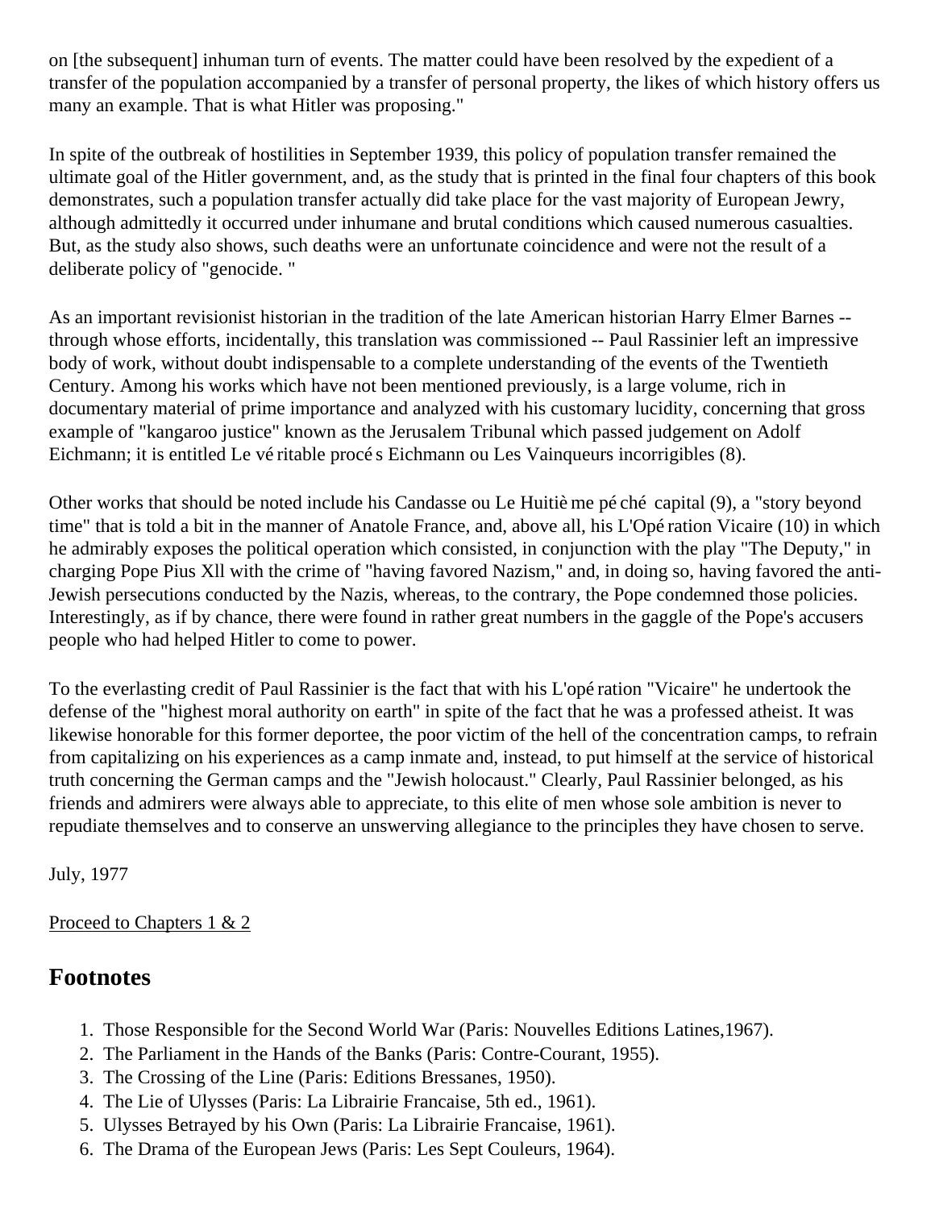on [the subsequent] inhuman turn of events. The matter could have been resolved by the expedient of a transfer of the population accompanied by a transfer of personal property, the likes of which history offers us many an example. That is what Hitler was proposing."

In spite of the outbreak of hostilities in September 1939, this policy of population transfer remained the ultimate goal of the Hitler government, and, as the study that is printed in the final four chapters of this book demonstrates, such a population transfer actually did take place for the vast majority of European Jewry, although admittedly it occurred under inhumane and brutal conditions which caused numerous casualties. But, as the study also shows, such deaths were an unfortunate coincidence and were not the result of a deliberate policy of "genocide. "

As an important revisionist historian in the tradition of the late American historian Harry Elmer Barnes -- through whose efforts, incidentally, this translation was commissioned -- Paul Rassinier left an impressive body of work, without doubt indispensable to a complete understanding of the events of the Twentieth Century. Among his works which have not been mentioned previously, is a large volume, rich in documentary material of prime importance and analyzed with his customary lucidity, concerning that gross example of "kangaroo justice" known as the Jerusalem Tribunal which passed judgement on Adolf Eichmann; it is entitled Le véritable procès Eichmann ou Les Vainqueurs incorrigibles (8).

Other works that should be noted include his Candasse ou Le Huitième péché capital (9), a "story beyond time" that is told a bit in the manner of Anatole France, and, above all, his L'Opération Vicaire (10) in which he admirably exposes the political operation which consisted, in conjunction with the play "The Deputy," in charging Pope Pius XII with the crime of "having favored Nazism," and, in doing so, having favored the anti-Jewish persecutions conducted by the Nazis, whereas, to the contrary, the Pope condemned those policies. Interestingly, as if by chance, there were found in rather great numbers in the gaggle of the Pope's accusers people who had helped Hitler to come to power.

To the everlasting credit of Paul Rassinier is the fact that with his L'opération "Vicaire" he undertook the defense of the "highest moral authority on earth" in spite of the fact that he was a professed atheist. It was likewise honorable for this former deportee, the poor victim of the hell of the concentration camps, to refrain from capitalizing on his experiences as a camp inmate and, instead, to put himself at the service of historical truth concerning the German camps and the "Jewish holocaust." Clearly, Paul Rassinier belonged, as his friends and admirers were always able to appreciate, to this elite of men whose sole ambition is never to repudiate themselves and to conserve an unswerving allegiance to the principles they have chosen to serve.

July, 1977

Proceed to Chapters 1 & 2

## Footnotes

1. Those Responsible for the Second World War (Paris: Nouvelles Editions Latines,1967).
2. The Parliament in the Hands of the Banks (Paris: Contre-Courant, 1955).
3. The Crossing of the Line (Paris: Editions Bressanes, 1950).
4. The Lie of Ulysses (Paris: La Librairie Francaise, 5th ed., 1961).
5. Ulysses Betrayed by his Own (Paris: La Librairie Francaise, 1961).
6. The Drama of the European Jews (Paris: Les Sept Couleurs, 1964).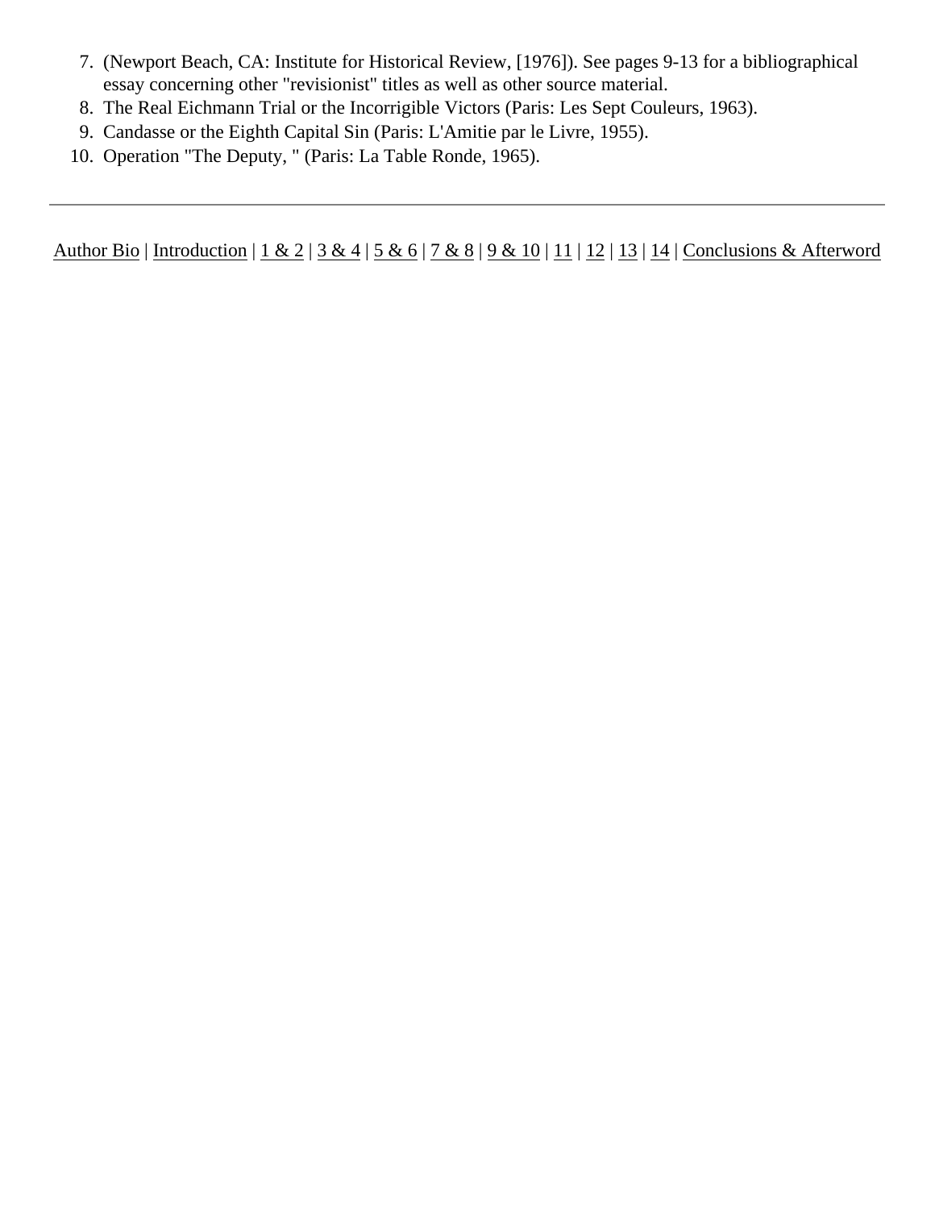7. (Newport Beach, CA: Institute for Historical Review, [1976]). See pages 9-13 for a bibliographical essay concerning other "revisionist" titles as well as other source material.
8. The Real Eichmann Trial or the Incorrigible Victors (Paris: Les Sept Couleurs, 1963).
9. Candasse or the Eighth Capital Sin (Paris: L'Amitie par le Livre, 1955).
10. Operation "The Deputy, " (Paris: La Table Ronde, 1965).

---

Author Bio | Introduction | 1 & 2 | 3 & 4 | 5 & 6 | 7 & 8 | 9 & 10 | 11 | 12 | 13 | 14 | Conclusions & Afterword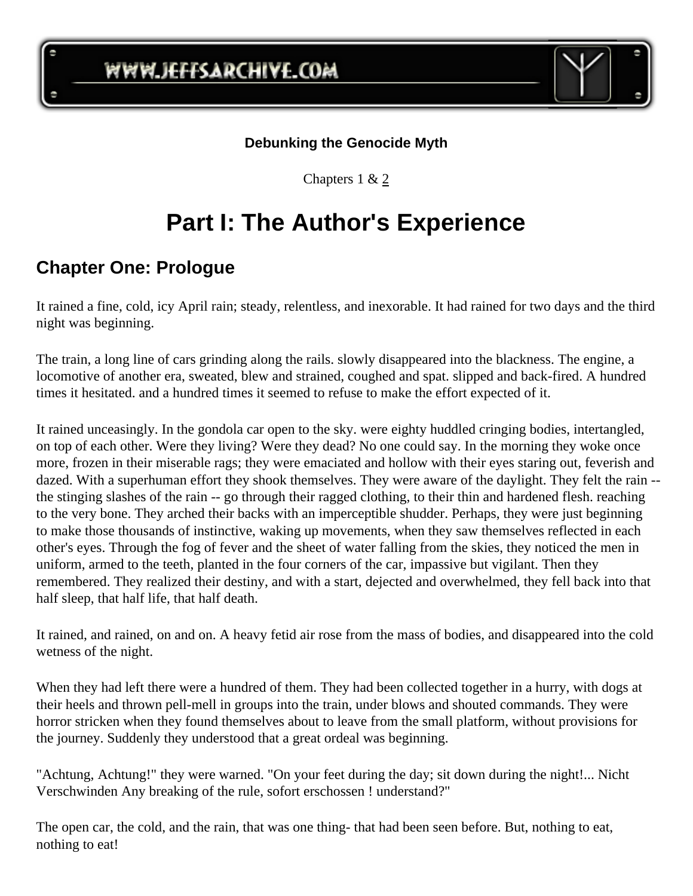**Debunking the Genocide Myth**

Chapters 1 & 2

# Part I: The Author's Experience

## Chapter One: Prologue

It rained a fine, cold, icy April rain; steady, relentless, and inexorable. It had rained for two days and the third night was beginning.

The train, a long line of cars grinding along the rails. slowly disappeared into the blackness. The engine, a locomotive of another era, sweated, blew and strained, coughed and spat. slipped and back-fired. A hundred times it hesitated. and a hundred times it seemed to refuse to make the effort expected of it.

It rained unceasingly. In the gondola car open to the sky. were eighty huddled cringing bodies, intertangled, on top of each other. Were they living? Were they dead? No one could say. In the morning they woke once more, frozen in their miserable rags; they were emaciated and hollow with their eyes staring out, feverish and dazed. With a superhuman effort they shook themselves. They were aware of the daylight. They felt the rain -- the stinging slashes of the rain -- go through their ragged clothing, to their thin and hardened flesh. reaching to the very bone. They arched their backs with an imperceptible shudder. Perhaps, they were just beginning to make those thousands of instinctive, waking up movements, when they saw themselves reflected in each other's eyes. Through the fog of fever and the sheet of water falling from the skies, they noticed the men in uniform, armed to the teeth, planted in the four corners of the car, impassive but vigilant. Then they remembered. They realized their destiny, and with a start, dejected and overwhelmed, they fell back into that half sleep, that half life, that half death.

It rained, and rained, on and on. A heavy fetid air rose from the mass of bodies, and disappeared into the cold wetness of the night.

When they had left there were a hundred of them. They had been collected together in a hurry, with dogs at their heels and thrown pell-mell in groups into the train, under blows and shouted commands. They were horror stricken when they found themselves about to leave from the small platform, without provisions for the journey. Suddenly they understood that a great ordeal was beginning.

"Achtung, Achtung!" they were warned. "On your feet during the day; sit down during the night!... Nicht Verschwinden Any breaking of the rule, sofort erschossen ! understand?"

The open car, the cold, and the rain, that was one thing- that had been seen before. But, nothing to eat, nothing to eat!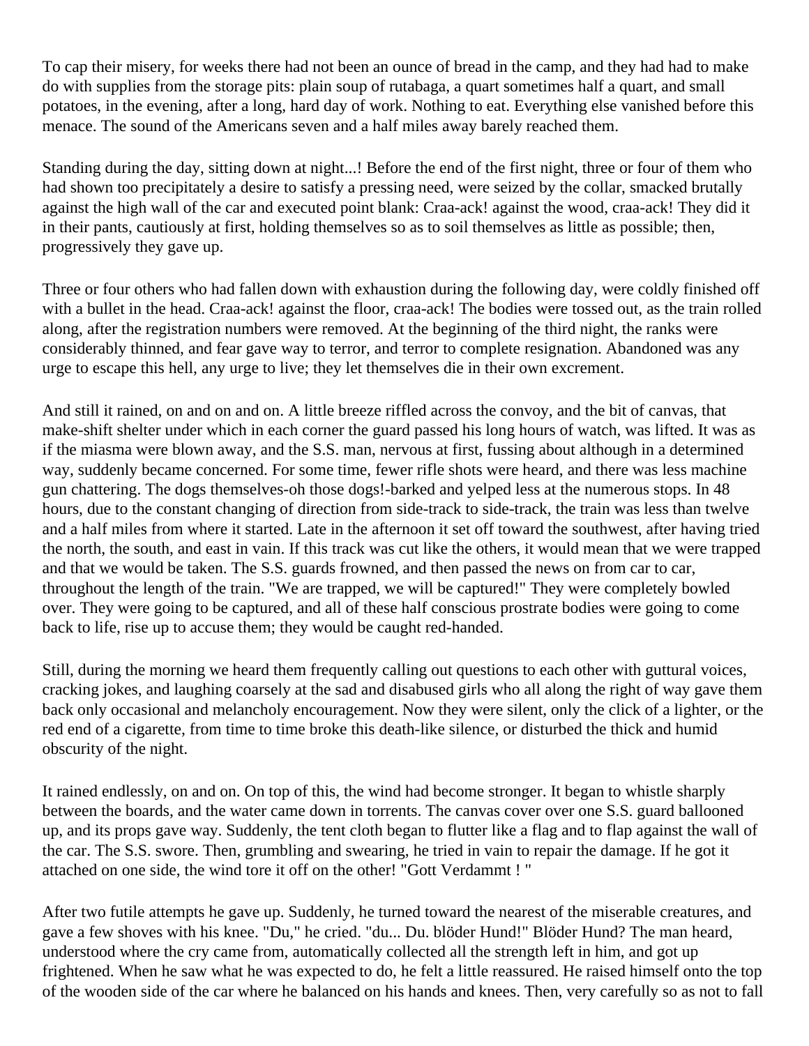To cap their misery, for weeks there had not been an ounce of bread in the camp, and they had had to make do with supplies from the storage pits: plain soup of rutabaga, a quart sometimes half a quart, and small potatoes, in the evening, after a long, hard day of work. Nothing to eat. Everything else vanished before this menace. The sound of the Americans seven and a half miles away barely reached them.

Standing during the day, sitting down at night...! Before the end of the first night, three or four of them who had shown too precipitately a desire to satisfy a pressing need, were seized by the collar, smacked brutally against the high wall of the car and executed point blank: Craa-ack! against the wood, craa-ack! They did it in their pants, cautiously at first, holding themselves so as to soil themselves as little as possible; then, progressively they gave up.

Three or four others who had fallen down with exhaustion during the following day, were coldly finished off with a bullet in the head. Craa-ack! against the floor, craa-ack! The bodies were tossed out, as the train rolled along, after the registration numbers were removed. At the beginning of the third night, the ranks were considerably thinned, and fear gave way to terror, and terror to complete resignation. Abandoned was any urge to escape this hell, any urge to live; they let themselves die in their own excrement.

And still it rained, on and on and on. A little breeze riffled across the convoy, and the bit of canvas, that make-shift shelter under which in each corner the guard passed his long hours of watch, was lifted. It was as if the miasma were blown away, and the S.S. man, nervous at first, fussing about although in a determined way, suddenly became concerned. For some time, fewer rifle shots were heard, and there was less machine gun chattering. The dogs themselves-oh those dogs!-barked and yelped less at the numerous stops. In 48 hours, due to the constant changing of direction from side-track to side-track, the train was less than twelve and a half miles from where it started. Late in the afternoon it set off toward the southwest, after having tried the north, the south, and east in vain. If this track was cut like the others, it would mean that we were trapped and that we would be taken. The S.S. guards frowned, and then passed the news on from car to car, throughout the length of the train. "We are trapped, we will be captured!" They were completely bowled over. They were going to be captured, and all of these half conscious prostrate bodies were going to come back to life, rise up to accuse them; they would be caught red-handed.

Still, during the morning we heard them frequently calling out questions to each other with guttural voices, cracking jokes, and laughing coarsely at the sad and disabused girls who all along the right of way gave them back only occasional and melancholy encouragement. Now they were silent, only the click of a lighter, or the red end of a cigarette, from time to time broke this death-like silence, or disturbed the thick and humid obscurity of the night.

It rained endlessly, on and on. On top of this, the wind had become stronger. It began to whistle sharply between the boards, and the water came down in torrents. The canvas cover over one S.S. guard ballooned up, and its props gave way. Suddenly, the tent cloth began to flutter like a flag and to flap against the wall of the car. The S.S. swore. Then, grumbling and swearing, he tried in vain to repair the damage. If he got it attached on one side, the wind tore it off on the other! "Gott Verdammt ! "

After two futile attempts he gave up. Suddenly, he turned toward the nearest of the miserable creatures, and gave a few shoves with his knee. "Du," he cried. "du... Du. blöder Hund!" Blöder Hund? The man heard, understood where the cry came from, automatically collected all the strength left in him, and got up frightened. When he saw what he was expected to do, he felt a little reassured. He raised himself onto the top of the wooden side of the car where he balanced on his hands and knees. Then, very carefully so as not to fall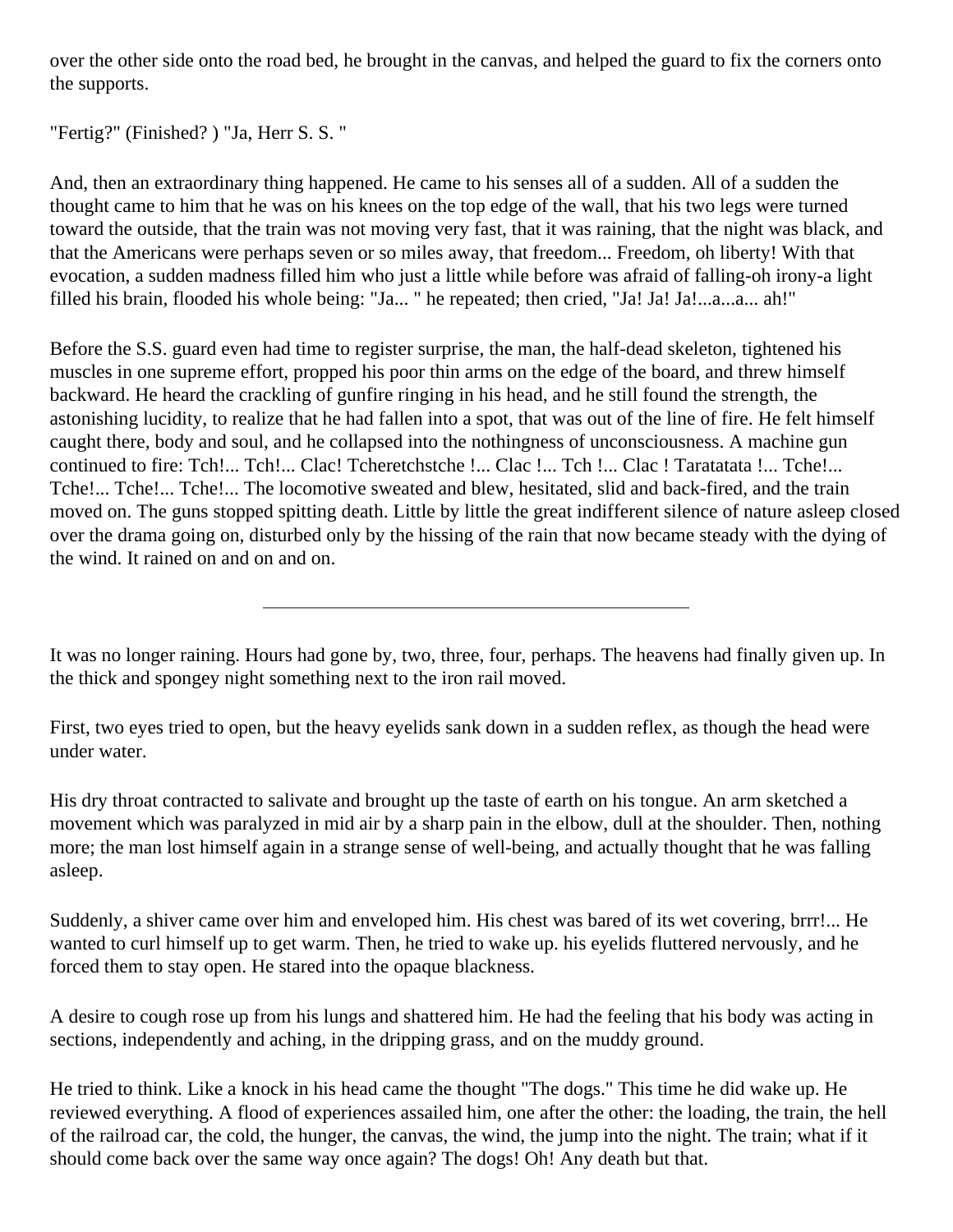over the other side onto the road bed, he brought in the canvas, and helped the guard to fix the corners onto the supports.

"Fertig?" (Finished? ) "Ja, Herr S. S. "

And, then an extraordinary thing happened. He came to his senses all of a sudden. All of a sudden the thought came to him that he was on his knees on the top edge of the wall, that his two legs were turned toward the outside, that the train was not moving very fast, that it was raining, that the night was black, and that the Americans were perhaps seven or so miles away, that freedom... Freedom, oh liberty! With that evocation, a sudden madness filled him who just a little while before was afraid of falling-oh irony-a light filled his brain, flooded his whole being: "Ja... " he repeated; then cried, "Ja! Ja! Ja!...a...a... ah!"

Before the S.S. guard even had time to register surprise, the man, the half-dead skeleton, tightened his muscles in one supreme effort, propped his poor thin arms on the edge of the board, and threw himself backward. He heard the crackling of gunfire ringing in his head, and he still found the strength, the astonishing lucidity, to realize that he had fallen into a spot, that was out of the line of fire. He felt himself caught there, body and soul, and he collapsed into the nothingness of unconsciousness. A machine gun continued to fire: Tch!... Tch!... Clac! Tcheretchstche !... Clac !... Tch !... Clac ! Taratatata !... Tche!... Tche!... Tche!... Tche!... The locomotive sweated and blew, hesitated, slid and back-fired, and the train moved on. The guns stopped spitting death. Little by little the great indifferent silence of nature asleep closed over the drama going on, disturbed only by the hissing of the rain that now became steady with the dying of the wind. It rained on and on and on.

---

It was no longer raining. Hours had gone by, two, three, four, perhaps. The heavens had finally given up. In the thick and spongey night something next to the iron rail moved.

First, two eyes tried to open, but the heavy eyelids sank down in a sudden reflex, as though the head were under water.

His dry throat contracted to salivate and brought up the taste of earth on his tongue. An arm sketched a movement which was paralyzed in mid air by a sharp pain in the elbow, dull at the shoulder. Then, nothing more; the man lost himself again in a strange sense of well-being, and actually thought that he was falling asleep.

Suddenly, a shiver came over him and enveloped him. His chest was bared of its wet covering, brrr!... He wanted to curl himself up to get warm. Then, he tried to wake up. his eyelids fluttered nervously, and he forced them to stay open. He stared into the opaque blackness.

A desire to cough rose up from his lungs and shattered him. He had the feeling that his body was acting in sections, independently and aching, in the dripping grass, and on the muddy ground.

He tried to think. Like a knock in his head came the thought "The dogs." This time he did wake up. He reviewed everything. A flood of experiences assailed him, one after the other: the loading, the train, the hell of the railroad car, the cold, the hunger, the canvas, the wind, the jump into the night. The train; what if it should come back over the same way once again? The dogs! Oh! Any death but that.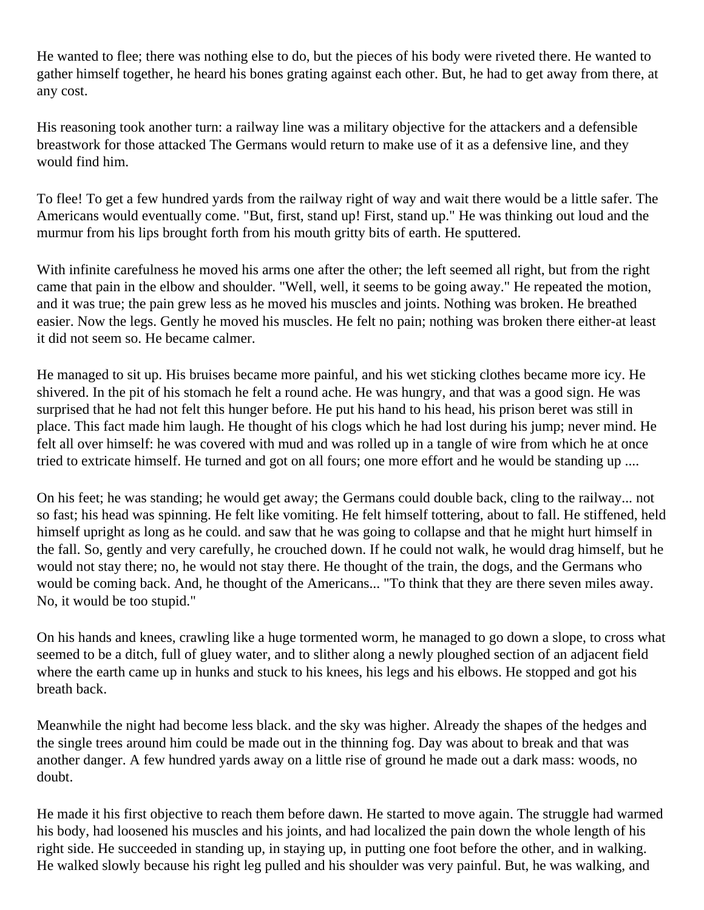He wanted to flee; there was nothing else to do, but the pieces of his body were riveted there. He wanted to gather himself together, he heard his bones grating against each other. But, he had to get away from there, at any cost.

His reasoning took another turn: a railway line was a military objective for the attackers and a defensible breastwork for those attacked The Germans would return to make use of it as a defensive line, and they would find him.

To flee! To get a few hundred yards from the railway right of way and wait there would be a little safer. The Americans would eventually come. "But, first, stand up! First, stand up." He was thinking out loud and the murmur from his lips brought forth from his mouth gritty bits of earth. He sputtered.

With infinite carefulness he moved his arms one after the other; the left seemed all right, but from the right came that pain in the elbow and shoulder. "Well, well, it seems to be going away." He repeated the motion, and it was true; the pain grew less as he moved his muscles and joints. Nothing was broken. He breathed easier. Now the legs. Gently he moved his muscles. He felt no pain; nothing was broken there either-at least it did not seem so. He became calmer.

He managed to sit up. His bruises became more painful, and his wet sticking clothes became more icy. He shivered. In the pit of his stomach he felt a round ache. He was hungry, and that was a good sign. He was surprised that he had not felt this hunger before. He put his hand to his head, his prison beret was still in place. This fact made him laugh. He thought of his clogs which he had lost during his jump; never mind. He felt all over himself: he was covered with mud and was rolled up in a tangle of wire from which he at once tried to extricate himself. He turned and got on all fours; one more effort and he would be standing up ....

On his feet; he was standing; he would get away; the Germans could double back, cling to the railway... not so fast; his head was spinning. He felt like vomiting. He felt himself tottering, about to fall. He stiffened, held himself upright as long as he could. and saw that he was going to collapse and that he might hurt himself in the fall. So, gently and very carefully, he crouched down. If he could not walk, he would drag himself, but he would not stay there; no, he would not stay there. He thought of the train, the dogs, and the Germans who would be coming back. And, he thought of the Americans... "To think that they are there seven miles away. No, it would be too stupid."

On his hands and knees, crawling like a huge tormented worm, he managed to go down a slope, to cross what seemed to be a ditch, full of gluey water, and to slither along a newly ploughed section of an adjacent field where the earth came up in hunks and stuck to his knees, his legs and his elbows. He stopped and got his breath back.

Meanwhile the night had become less black. and the sky was higher. Already the shapes of the hedges and the single trees around him could be made out in the thinning fog. Day was about to break and that was another danger. A few hundred yards away on a little rise of ground he made out a dark mass: woods, no doubt.

He made it his first objective to reach them before dawn. He started to move again. The struggle had warmed his body, had loosened his muscles and his joints, and had localized the pain down the whole length of his right side. He succeeded in standing up, in staying up, in putting one foot before the other, and in walking. He walked slowly because his right leg pulled and his shoulder was very painful. But, he was walking, and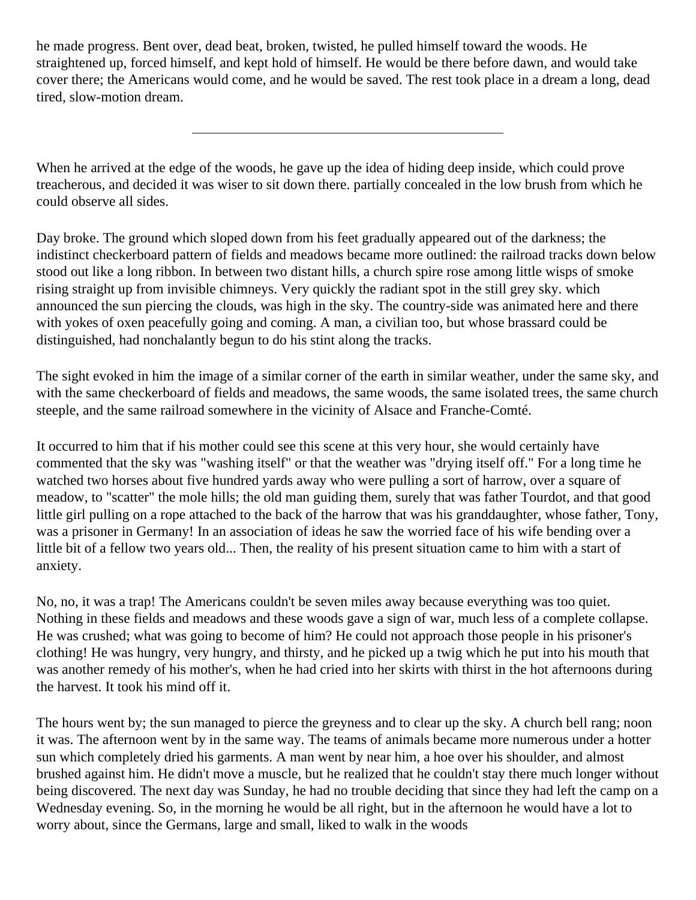he made progress. Bent over, dead beat, broken, twisted, he pulled himself toward the woods. He straightened up, forced himself, and kept hold of himself. He would be there before dawn, and would take cover there; the Americans would come, and he would be saved. The rest took place in a dream a long, dead tired, slow-motion dream.

---

When he arrived at the edge of the woods, he gave up the idea of hiding deep inside, which could prove treacherous, and decided it was wiser to sit down there. partially concealed in the low brush from which he could observe all sides.

Day broke. The ground which sloped down from his feet gradually appeared out of the darkness; the indistinct checkerboard pattern of fields and meadows became more outlined: the railroad tracks down below stood out like a long ribbon. In between two distant hills, a church spire rose among little wisps of smoke rising straight up from invisible chimneys. Very quickly the radiant spot in the still grey sky. which announced the sun piercing the clouds, was high in the sky. The country-side was animated here and there with yokes of oxen peacefully going and coming. A man, a civilian too, but whose brassard could be distinguished, had nonchalantly begun to do his stint along the tracks.

The sight evoked in him the image of a similar corner of the earth in similar weather, under the same sky, and with the same checkerboard of fields and meadows, the same woods, the same isolated trees, the same church steeple, and the same railroad somewhere in the vicinity of Alsace and Franche-Comté.

It occurred to him that if his mother could see this scene at this very hour, she would certainly have commented that the sky was "washing itself" or that the weather was "drying itself off." For a long time he watched two horses about five hundred yards away who were pulling a sort of harrow, over a square of meadow, to "scatter" the mole hills; the old man guiding them, surely that was father Tourdot, and that good little girl pulling on a rope attached to the back of the harrow that was his granddaughter, whose father, Tony, was a prisoner in Germany! In an association of ideas he saw the worried face of his wife bending over a little bit of a fellow two years old... Then, the reality of his present situation came to him with a start of anxiety.

No, no, it was a trap! The Americans couldn't be seven miles away because everything was too quiet. Nothing in these fields and meadows and these woods gave a sign of war, much less of a complete collapse. He was crushed; what was going to become of him? He could not approach those people in his prisoner's clothing! He was hungry, very hungry, and thirsty, and he picked up a twig which he put into his mouth that was another remedy of his mother's, when he had cried into her skirts with thirst in the hot afternoons during the harvest. It took his mind off it.

The hours went by; the sun managed to pierce the greyness and to clear up the sky. A church bell rang; noon it was. The afternoon went by in the same way. The teams of animals became more numerous under a hotter sun which completely dried his garments. A man went by near him, a hoe over his shoulder, and almost brushed against him. He didn't move a muscle, but he realized that he couldn't stay there much longer without being discovered. The next day was Sunday, he had no trouble deciding that since they had left the camp on a Wednesday evening. So, in the morning he would be all right, but in the afternoon he would have a lot to worry about, since the Germans, large and small, liked to walk in the woods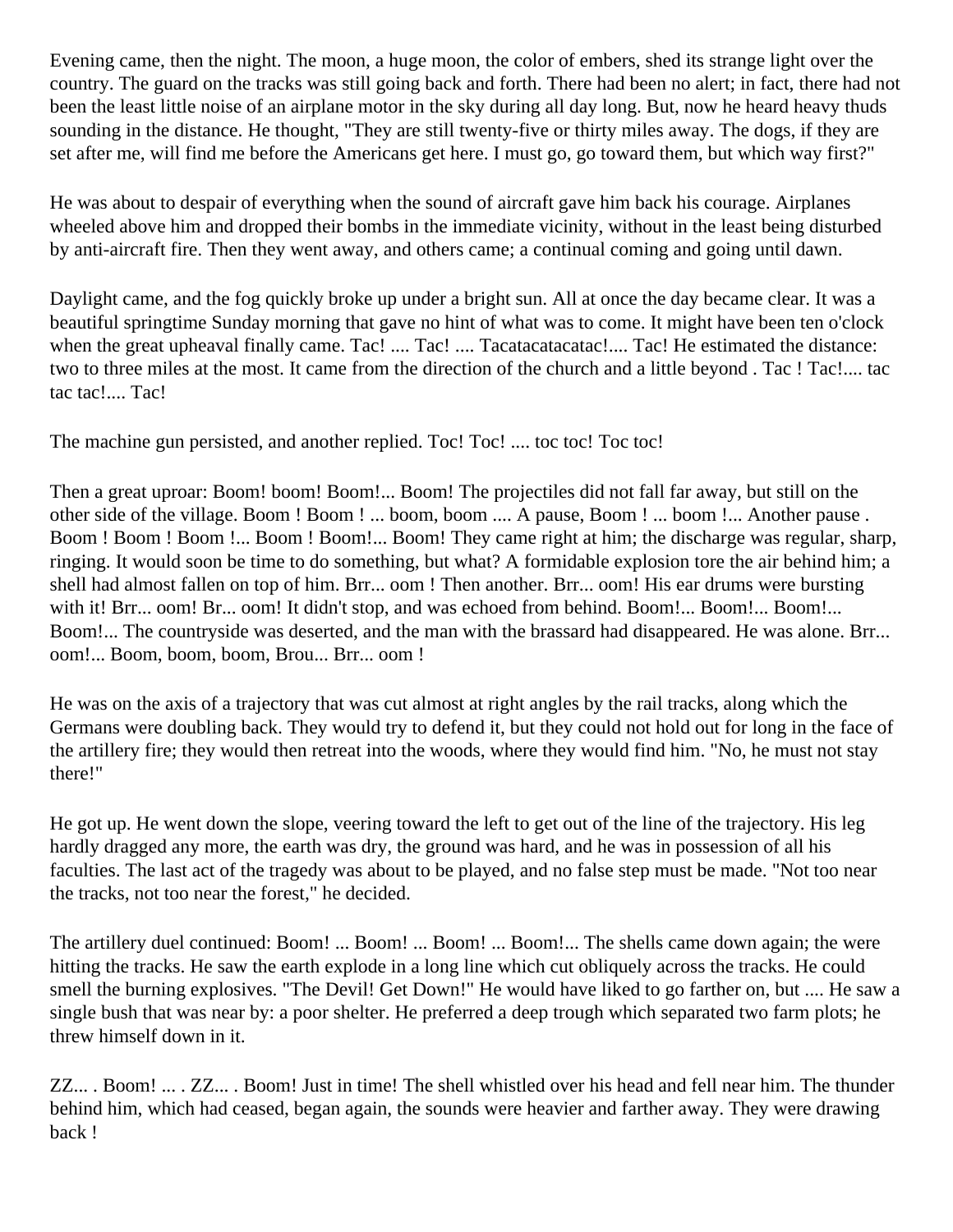Evening came, then the night. The moon, a huge moon, the color of embers, shed its strange light over the country. The guard on the tracks was still going back and forth. There had been no alert; in fact, there had not been the least little noise of an airplane motor in the sky during all day long. But, now he heard heavy thuds sounding in the distance. He thought, "They are still twenty-five or thirty miles away. The dogs, if they are set after me, will find me before the Americans get here. I must go, go toward them, but which way first?"

He was about to despair of everything when the sound of aircraft gave him back his courage. Airplanes wheeled above him and dropped their bombs in the immediate vicinity, without in the least being disturbed by anti-aircraft fire. Then they went away, and others came; a continual coming and going until dawn.

Daylight came, and the fog quickly broke up under a bright sun. All at once the day became clear. It was a beautiful springtime Sunday morning that gave no hint of what was to come. It might have been ten o'clock when the great upheaval finally came. Tac! .... Tac! .... Tacatacatacatac!.... Tac! He estimated the distance: two to three miles at the most. It came from the direction of the church and a little beyond . Tac ! Tac!.... tac tac tac!.... Tac!

The machine gun persisted, and another replied. Toc! Toc! .... toc toc! Toc toc!

Then a great uproar: Boom! boom! Boom!... Boom! The projectiles did not fall far away, but still on the other side of the village. Boom ! Boom ! ... boom, boom .... A pause, Boom ! ... boom !... Another pause . Boom ! Boom ! Boom !... Boom ! Boom!... Boom! They came right at him; the discharge was regular, sharp, ringing. It would soon be time to do something, but what? A formidable explosion tore the air behind him; a shell had almost fallen on top of him. Brr... oom ! Then another. Brr... oom! His ear drums were bursting with it! Brr... oom! Br... oom! It didn't stop, and was echoed from behind. Boom!... Boom!... Boom!... Boom!... The countryside was deserted, and the man with the brassard had disappeared. He was alone. Brr... oom!... Boom, boom, boom, Brou... Brr... oom !

He was on the axis of a trajectory that was cut almost at right angles by the rail tracks, along which the Germans were doubling back. They would try to defend it, but they could not hold out for long in the face of the artillery fire; they would then retreat into the woods, where they would find him. "No, he must not stay there!"

He got up. He went down the slope, veering toward the left to get out of the line of the trajectory. His leg hardly dragged any more, the earth was dry, the ground was hard, and he was in possession of all his faculties. The last act of the tragedy was about to be played, and no false step must be made. "Not too near the tracks, not too near the forest," he decided.

The artillery duel continued: Boom! ... Boom! ... Boom! ... Boom!... The shells came down again; the were hitting the tracks. He saw the earth explode in a long line which cut obliquely across the tracks. He could smell the burning explosives. "The Devil! Get Down!" He would have liked to go farther on, but .... He saw a single bush that was near by: a poor shelter. He preferred a deep trough which separated two farm plots; he threw himself down in it.

ZZ... . Boom! ... . ZZ... . Boom! Just in time! The shell whistled over his head and fell near him. The thunder behind him, which had ceased, began again, the sounds were heavier and farther away. They were drawing back !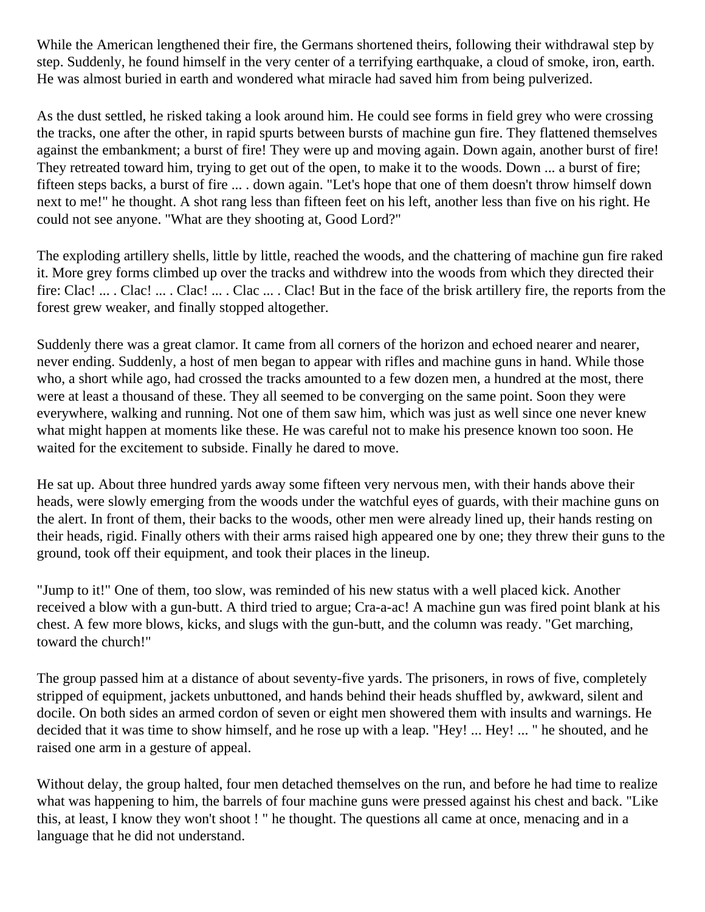While the American lengthened their fire, the Germans shortened theirs, following their withdrawal step by step. Suddenly, he found himself in the very center of a terrifying earthquake, a cloud of smoke, iron, earth. He was almost buried in earth and wondered what miracle had saved him from being pulverized.

As the dust settled, he risked taking a look around him. He could see forms in field grey who were crossing the tracks, one after the other, in rapid spurts between bursts of machine gun fire. They flattened themselves against the embankment; a burst of fire! They were up and moving again. Down again, another burst of fire! They retreated toward him, trying to get out of the open, to make it to the woods. Down ... a burst of fire; fifteen steps backs, a burst of fire ... . down again. "Let's hope that one of them doesn't throw himself down next to me!" he thought. A shot rang less than fifteen feet on his left, another less than five on his right. He could not see anyone. "What are they shooting at, Good Lord?"

The exploding artillery shells, little by little, reached the woods, and the chattering of machine gun fire raked it. More grey forms climbed up over the tracks and withdrew into the woods from which they directed their fire: Clac! ... . Clac! ... . Clac! ... . Clac ... . Clac! But in the face of the brisk artillery fire, the reports from the forest grew weaker, and finally stopped altogether.

Suddenly there was a great clamor. It came from all corners of the horizon and echoed nearer and nearer, never ending. Suddenly, a host of men began to appear with rifles and machine guns in hand. While those who, a short while ago, had crossed the tracks amounted to a few dozen men, a hundred at the most, there were at least a thousand of these. They all seemed to be converging on the same point. Soon they were everywhere, walking and running. Not one of them saw him, which was just as well since one never knew what might happen at moments like these. He was careful not to make his presence known too soon. He waited for the excitement to subside. Finally he dared to move.

He sat up. About three hundred yards away some fifteen very nervous men, with their hands above their heads, were slowly emerging from the woods under the watchful eyes of guards, with their machine guns on the alert. In front of them, their backs to the woods, other men were already lined up, their hands resting on their heads, rigid. Finally others with their arms raised high appeared one by one; they threw their guns to the ground, took off their equipment, and took their places in the lineup.

"Jump to it!" One of them, too slow, was reminded of his new status with a well placed kick. Another received a blow with a gun-butt. A third tried to argue; Cra-a-ac! A machine gun was fired point blank at his chest. A few more blows, kicks, and slugs with the gun-butt, and the column was ready. "Get marching, toward the church!"

The group passed him at a distance of about seventy-five yards. The prisoners, in rows of five, completely stripped of equipment, jackets unbuttoned, and hands behind their heads shuffled by, awkward, silent and docile. On both sides an armed cordon of seven or eight men showered them with insults and warnings. He decided that it was time to show himself, and he rose up with a leap. "Hey! ... Hey! ... " he shouted, and he raised one arm in a gesture of appeal.

Without delay, the group halted, four men detached themselves on the run, and before he had time to realize what was happening to him, the barrels of four machine guns were pressed against his chest and back. "Like this, at least, I know they won't shoot ! " he thought. The questions all came at once, menacing and in a language that he did not understand.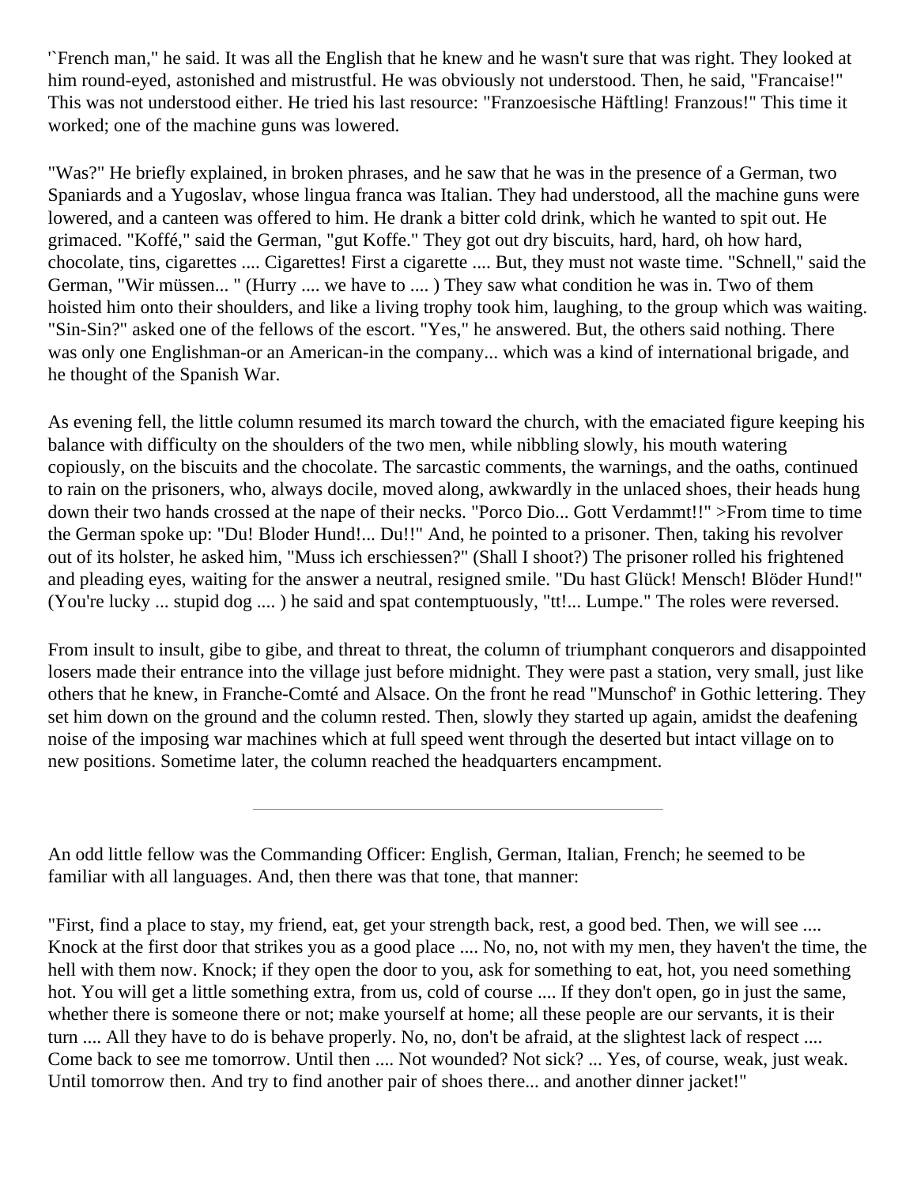'`French man," he said. It was all the English that he knew and he wasn't sure that was right. They looked at him round-eyed, astonished and mistrustful. He was obviously not understood. Then, he said, "Francaise!" This was not understood either. He tried his last resource: "Franzoesische Häftling! Franzous!" This time it worked; one of the machine guns was lowered.

"Was?" He briefly explained, in broken phrases, and he saw that he was in the presence of a German, two Spaniards and a Yugoslav, whose lingua franca was Italian. They had understood, all the machine guns were lowered, and a canteen was offered to him. He drank a bitter cold drink, which he wanted to spit out. He grimaced. "Koffé," said the German, "gut Koffe." They got out dry biscuits, hard, hard, oh how hard, chocolate, tins, cigarettes .... Cigarettes! First a cigarette .... But, they must not waste time. "Schnell," said the German, "Wir müssen... " (Hurry .... we have to .... ) They saw what condition he was in. Two of them hoisted him onto their shoulders, and like a living trophy took him, laughing, to the group which was waiting. "Sin-Sin?" asked one of the fellows of the escort. "Yes," he answered. But, the others said nothing. There was only one Englishman-or an American-in the company... which was a kind of international brigade, and he thought of the Spanish War.

As evening fell, the little column resumed its march toward the church, with the emaciated figure keeping his balance with difficulty on the shoulders of the two men, while nibbling slowly, his mouth watering copiously, on the biscuits and the chocolate. The sarcastic comments, the warnings, and the oaths, continued to rain on the prisoners, who, always docile, moved along, awkwardly in the unlaced shoes, their heads hung down their two hands crossed at the nape of their necks. "Porco Dio... Gott Verdammt!!" >From time to time the German spoke up: "Du! Bloder Hund!... Du!!" And, he pointed to a prisoner. Then, taking his revolver out of its holster, he asked him, "Muss ich erschiessen?" (Shall I shoot?) The prisoner rolled his frightened and pleading eyes, waiting for the answer a neutral, resigned smile. "Du hast Glück! Mensch! Blöder Hund!" (You're lucky ... stupid dog .... ) he said and spat contemptuously, "tt!... Lumpe." The roles were reversed.

From insult to insult, gibe to gibe, and threat to threat, the column of triumphant conquerors and disappointed losers made their entrance into the village just before midnight. They were past a station, very small, just like others that he knew, in Franche-Comté and Alsace. On the front he read "Munschof' in Gothic lettering. They set him down on the ground and the column rested. Then, slowly they started up again, amidst the deafening noise of the imposing war machines which at full speed went through the deserted but intact village on to new positions. Sometime later, the column reached the headquarters encampment.

---

An odd little fellow was the Commanding Officer: English, German, Italian, French; he seemed to be familiar with all languages. And, then there was that tone, that manner:

"First, find a place to stay, my friend, eat, get your strength back, rest, a good bed. Then, we will see .... Knock at the first door that strikes you as a good place .... No, no, not with my men, they haven't the time, the hell with them now. Knock; if they open the door to you, ask for something to eat, hot, you need something hot. You will get a little something extra, from us, cold of course .... If they don't open, go in just the same, whether there is someone there or not; make yourself at home; all these people are our servants, it is their turn .... All they have to do is behave properly. No, no, don't be afraid, at the slightest lack of respect .... Come back to see me tomorrow. Until then .... Not wounded? Not sick? ... Yes, of course, weak, just weak. Until tomorrow then. And try to find another pair of shoes there... and another dinner jacket!"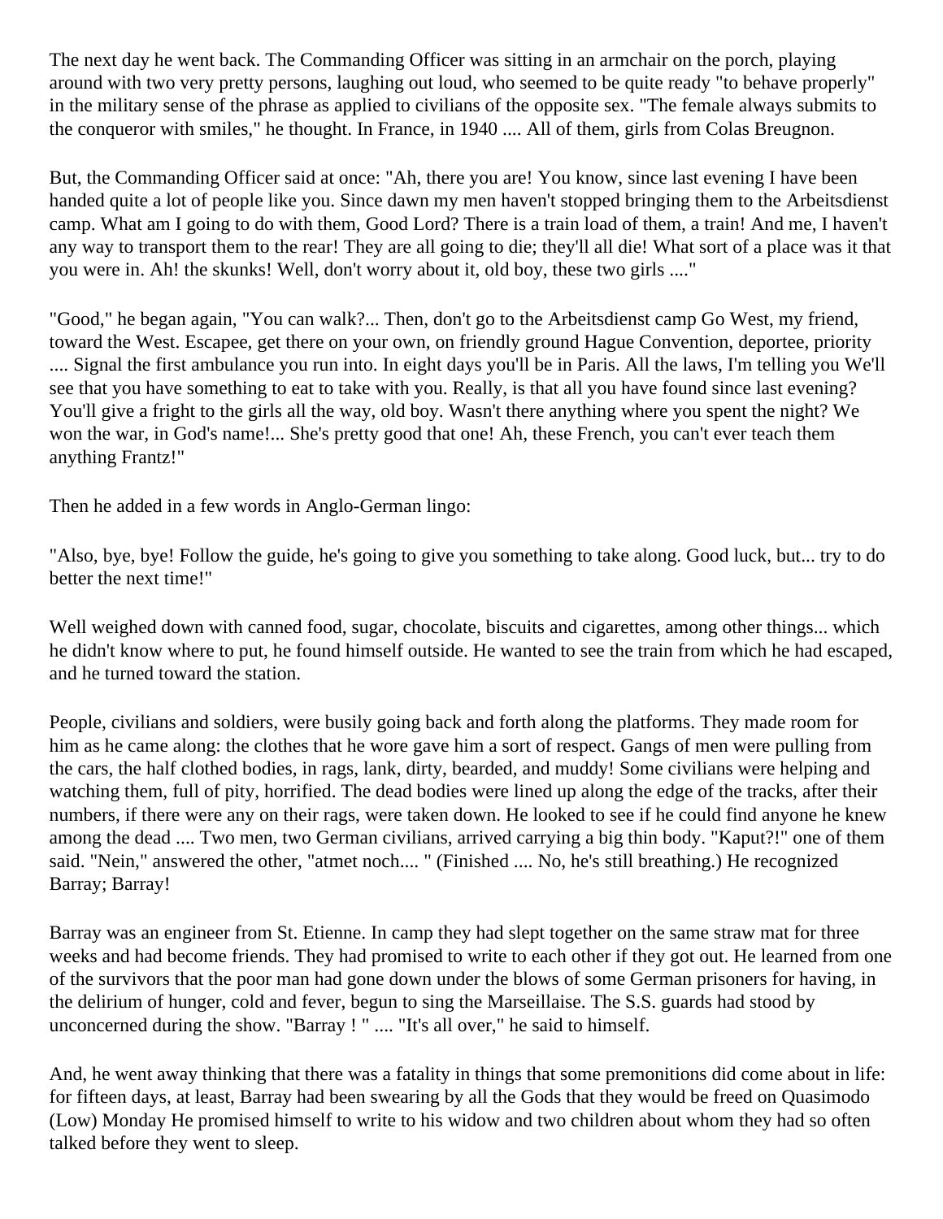The next day he went back. The Commanding Officer was sitting in an armchair on the porch, playing around with two very pretty persons, laughing out loud, who seemed to be quite ready "to behave properly" in the military sense of the phrase as applied to civilians of the opposite sex. "The female always submits to the conqueror with smiles," he thought. In France, in 1940 .... All of them, girls from Colas Breugnon.

But, the Commanding Officer said at once: "Ah, there you are! You know, since last evening I have been handed quite a lot of people like you. Since dawn my men haven't stopped bringing them to the Arbeitsdienst camp. What am I going to do with them, Good Lord? There is a train load of them, a train! And me, I haven't any way to transport them to the rear! They are all going to die; they'll all die! What sort of a place was it that you were in. Ah! the skunks! Well, don't worry about it, old boy, these two girls ...."

"Good," he began again, "You can walk?... Then, don't go to the Arbeitsdienst camp Go West, my friend, toward the West. Escapee, get there on your own, on friendly ground Hague Convention, deportee, priority .... Signal the first ambulance you run into. In eight days you'll be in Paris. All the laws, I'm telling you We'll see that you have something to eat to take with you. Really, is that all you have found since last evening? You'll give a fright to the girls all the way, old boy. Wasn't there anything where you spent the night? We won the war, in God's name!... She's pretty good that one! Ah, these French, you can't ever teach them anything Frantz!"

Then he added in a few words in Anglo-German lingo:

"Also, bye, bye! Follow the guide, he's going to give you something to take along. Good luck, but... try to do better the next time!"

Well weighed down with canned food, sugar, chocolate, biscuits and cigarettes, among other things... which he didn't know where to put, he found himself outside. He wanted to see the train from which he had escaped, and he turned toward the station.

People, civilians and soldiers, were busily going back and forth along the platforms. They made room for him as he came along: the clothes that he wore gave him a sort of respect. Gangs of men were pulling from the cars, the half clothed bodies, in rags, lank, dirty, bearded, and muddy! Some civilians were helping and watching them, full of pity, horrified. The dead bodies were lined up along the edge of the tracks, after their numbers, if there were any on their rags, were taken down. He looked to see if he could find anyone he knew among the dead .... Two men, two German civilians, arrived carrying a big thin body. "Kaput?!" one of them said. "Nein," answered the other, "atmet noch.... " (Finished .... No, he's still breathing.) He recognized Barray; Barray!

Barray was an engineer from St. Etienne. In camp they had slept together on the same straw mat for three weeks and had become friends. They had promised to write to each other if they got out. He learned from one of the survivors that the poor man had gone down under the blows of some German prisoners for having, in the delirium of hunger, cold and fever, begun to sing the Marseillaise. The S.S. guards had stood by unconcerned during the show. "Barray ! " .... "It's all over," he said to himself.

And, he went away thinking that there was a fatality in things that some premonitions did come about in life: for fifteen days, at least, Barray had been swearing by all the Gods that they would be freed on Quasimodo (Low) Monday He promised himself to write to his widow and two children about whom they had so often talked before they went to sleep.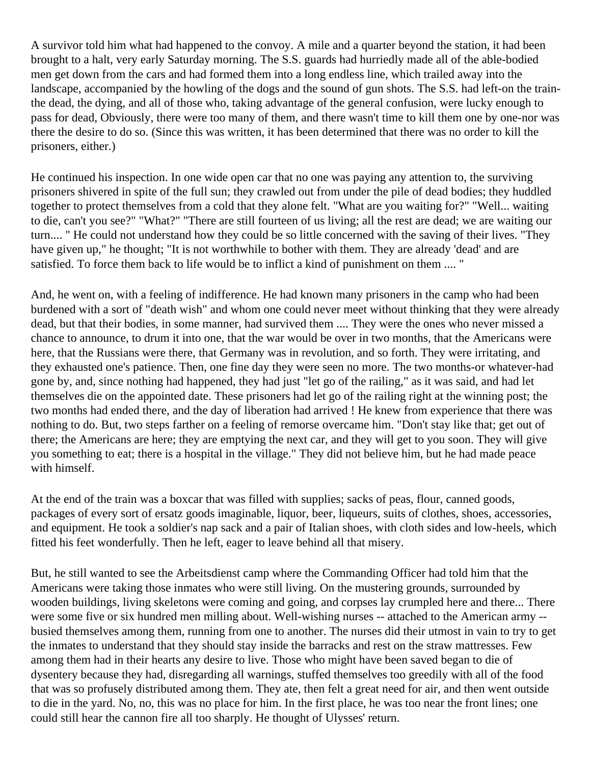A survivor told him what had happened to the convoy. A mile and a quarter beyond the station, it had been brought to a halt, very early Saturday morning. The S.S. guards had hurriedly made all of the able-bodied men get down from the cars and had formed them into a long endless line, which trailed away into the landscape, accompanied by the howling of the dogs and the sound of gun shots. The S.S. had left-on the train-the dead, the dying, and all of those who, taking advantage of the general confusion, were lucky enough to pass for dead, Obviously, there were too many of them, and there wasn't time to kill them one by one-nor was there the desire to do so. (Since this was written, it has been determined that there was no order to kill the prisoners, either.)

He continued his inspection. In one wide open car that no one was paying any attention to, the surviving prisoners shivered in spite of the full sun; they crawled out from under the pile of dead bodies; they huddled together to protect themselves from a cold that they alone felt. "What are you waiting for?" "Well... waiting to die, can't you see?" "What?" "There are still fourteen of us living; all the rest are dead; we are waiting our turn.... " He could not understand how they could be so little concerned with the saving of their lives. "They have given up," he thought; "It is not worthwhile to bother with them. They are already 'dead' and are satisfied. To force them back to life would be to inflict a kind of punishment on them .... "

And, he went on, with a feeling of indifference. He had known many prisoners in the camp who had been burdened with a sort of "death wish" and whom one could never meet without thinking that they were already dead, but that their bodies, in some manner, had survived them .... They were the ones who never missed a chance to announce, to drum it into one, that the war would be over in two months, that the Americans were here, that the Russians were there, that Germany was in revolution, and so forth. They were irritating, and they exhausted one's patience. Then, one fine day they were seen no more. The two months-or whatever-had gone by, and, since nothing had happened, they had just "let go of the railing," as it was said, and had let themselves die on the appointed date. These prisoners had let go of the railing right at the winning post; the two months had ended there, and the day of liberation had arrived ! He knew from experience that there was nothing to do. But, two steps farther on a feeling of remorse overcame him. "Don't stay like that; get out of there; the Americans are here; they are emptying the next car, and they will get to you soon. They will give you something to eat; there is a hospital in the village." They did not believe him, but he had made peace with himself.

At the end of the train was a boxcar that was filled with supplies; sacks of peas, flour, canned goods, packages of every sort of ersatz goods imaginable, liquor, beer, liqueurs, suits of clothes, shoes, accessories, and equipment. He took a soldier's nap sack and a pair of Italian shoes, with cloth sides and low-heels, which fitted his feet wonderfully. Then he left, eager to leave behind all that misery.

But, he still wanted to see the Arbeitsdienst camp where the Commanding Officer had told him that the Americans were taking those inmates who were still living. On the mustering grounds, surrounded by wooden buildings, living skeletons were coming and going, and corpses lay crumpled here and there... There were some five or six hundred men milling about. Well-wishing nurses -- attached to the American army -- busied themselves among them, running from one to another. The nurses did their utmost in vain to try to get the inmates to understand that they should stay inside the barracks and rest on the straw mattresses. Few among them had in their hearts any desire to live. Those who might have been saved began to die of dysentery because they had, disregarding all warnings, stuffed themselves too greedily with all of the food that was so profusely distributed among them. They ate, then felt a great need for air, and then went outside to die in the yard. No, no, this was no place for him. In the first place, he was too near the front lines; one could still hear the cannon fire all too sharply. He thought of Ulysses' return.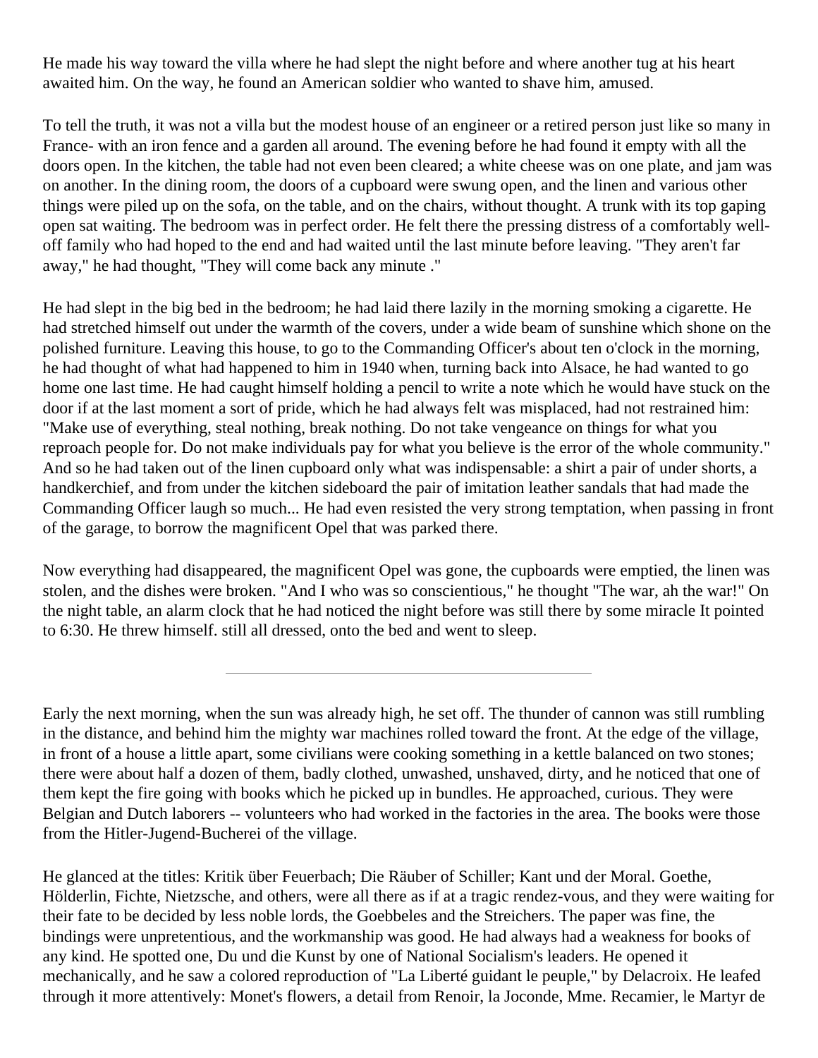He made his way toward the villa where he had slept the night before and where another tug at his heart awaited him. On the way, he found an American soldier who wanted to shave him, amused.

To tell the truth, it was not a villa but the modest house of an engineer or a retired person just like so many in France- with an iron fence and a garden all around. The evening before he had found it empty with all the doors open. In the kitchen, the table had not even been cleared; a white cheese was on one plate, and jam was on another. In the dining room, the doors of a cupboard were swung open, and the linen and various other things were piled up on the sofa, on the table, and on the chairs, without thought. A trunk with its top gaping open sat waiting. The bedroom was in perfect order. He felt there the pressing distress of a comfortably well-off family who had hoped to the end and had waited until the last minute before leaving. "They aren't far away," he had thought, "They will come back any minute ."

He had slept in the big bed in the bedroom; he had laid there lazily in the morning smoking a cigarette. He had stretched himself out under the warmth of the covers, under a wide beam of sunshine which shone on the polished furniture. Leaving this house, to go to the Commanding Officer's about ten o'clock in the morning, he had thought of what had happened to him in 1940 when, turning back into Alsace, he had wanted to go home one last time. He had caught himself holding a pencil to write a note which he would have stuck on the door if at the last moment a sort of pride, which he had always felt was misplaced, had not restrained him: "Make use of everything, steal nothing, break nothing. Do not take vengeance on things for what you reproach people for. Do not make individuals pay for what you believe is the error of the whole community." And so he had taken out of the linen cupboard only what was indispensable: a shirt a pair of under shorts, a handkerchief, and from under the kitchen sideboard the pair of imitation leather sandals that had made the Commanding Officer laugh so much... He had even resisted the very strong temptation, when passing in front of the garage, to borrow the magnificent Opel that was parked there.

Now everything had disappeared, the magnificent Opel was gone, the cupboards were emptied, the linen was stolen, and the dishes were broken. "And I who was so conscientious," he thought "The war, ah the war!" On the night table, an alarm clock that he had noticed the night before was still there by some miracle It pointed to 6:30. He threw himself. still all dressed, onto the bed and went to sleep.

---

Early the next morning, when the sun was already high, he set off. The thunder of cannon was still rumbling in the distance, and behind him the mighty war machines rolled toward the front. At the edge of the village, in front of a house a little apart, some civilians were cooking something in a kettle balanced on two stones; there were about half a dozen of them, badly clothed, unwashed, unshaved, dirty, and he noticed that one of them kept the fire going with books which he picked up in bundles. He approached, curious. They were Belgian and Dutch laborers -- volunteers who had worked in the factories in the area. The books were those from the Hitler-Jugend-Bucherei of the village.

He glanced at the titles: Kritik über Feuerbach; Die Räuber of Schiller; Kant und der Moral. Goethe, Hölderlin, Fichte, Nietzsche, and others, were all there as if at a tragic rendez-vous, and they were waiting for their fate to be decided by less noble lords, the Goebbeles and the Streichers. The paper was fine, the bindings were unpretentious, and the workmanship was good. He had always had a weakness for books of any kind. He spotted one, Du und die Kunst by one of National Socialism's leaders. He opened it mechanically, and he saw a colored reproduction of "La Liberté guidant le peuple," by Delacroix. He leafed through it more attentively: Monet's flowers, a detail from Renoir, la Joconde, Mme. Recamier, le Martyr de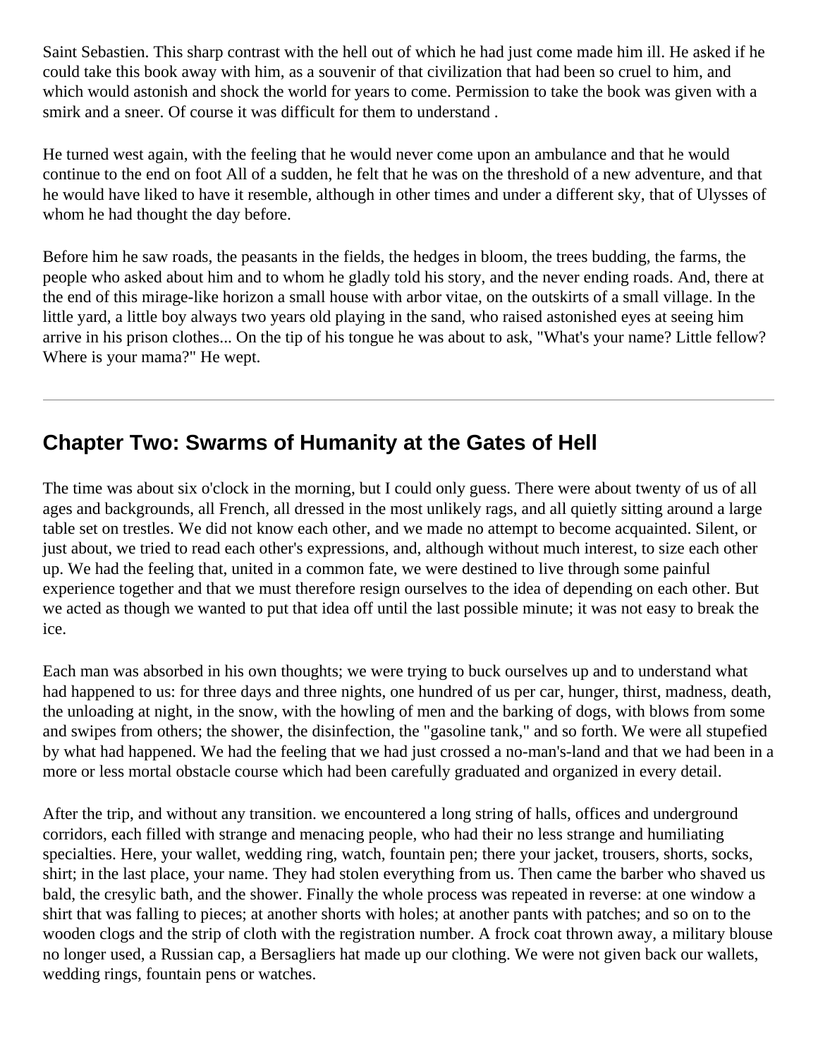Saint Sebastien. This sharp contrast with the hell out of which he had just come made him ill. He asked if he could take this book away with him, as a souvenir of that civilization that had been so cruel to him, and which would astonish and shock the world for years to come. Permission to take the book was given with a smirk and a sneer. Of course it was difficult for them to understand .

He turned west again, with the feeling that he would never come upon an ambulance and that he would continue to the end on foot All of a sudden, he felt that he was on the threshold of a new adventure, and that he would have liked to have it resemble, although in other times and under a different sky, that of Ulysses of whom he had thought the day before.

Before him he saw roads, the peasants in the fields, the hedges in bloom, the trees budding, the farms, the people who asked about him and to whom he gladly told his story, and the never ending roads. And, there at the end of this mirage-like horizon a small house with arbor vitae, on the outskirts of a small village. In the little yard, a little boy always two years old playing in the sand, who raised astonished eyes at seeing him arrive in his prison clothes... On the tip of his tongue he was about to ask, "What's your name? Little fellow? Where is your mama?" He wept.

---

## Chapter Two: Swarms of Humanity at the Gates of Hell

The time was about six o'clock in the morning, but I could only guess. There were about twenty of us of all ages and backgrounds, all French, all dressed in the most unlikely rags, and all quietly sitting around a large table set on trestles. We did not know each other, and we made no attempt to become acquainted. Silent, or just about, we tried to read each other's expressions, and, although without much interest, to size each other up. We had the feeling that, united in a common fate, we were destined to live through some painful experience together and that we must therefore resign ourselves to the idea of depending on each other. But we acted as though we wanted to put that idea off until the last possible minute; it was not easy to break the ice.

Each man was absorbed in his own thoughts; we were trying to buck ourselves up and to understand what had happened to us: for three days and three nights, one hundred of us per car, hunger, thirst, madness, death, the unloading at night, in the snow, with the howling of men and the barking of dogs, with blows from some and swipes from others; the shower, the disinfection, the "gasoline tank," and so forth. We were all stupefied by what had happened. We had the feeling that we had just crossed a no-man's-land and that we had been in a more or less mortal obstacle course which had been carefully graduated and organized in every detail.

After the trip, and without any transition. we encountered a long string of halls, offices and underground corridors, each filled with strange and menacing people, who had their no less strange and humiliating specialties. Here, your wallet, wedding ring, watch, fountain pen; there your jacket, trousers, shorts, socks, shirt; in the last place, your name. They had stolen everything from us. Then came the barber who shaved us bald, the cresylic bath, and the shower. Finally the whole process was repeated in reverse: at one window a shirt that was falling to pieces; at another shorts with holes; at another pants with patches; and so on to the wooden clogs and the strip of cloth with the registration number. A frock coat thrown away, a military blouse no longer used, a Russian cap, a Bersagliers hat made up our clothing. We were not given back our wallets, wedding rings, fountain pens or watches.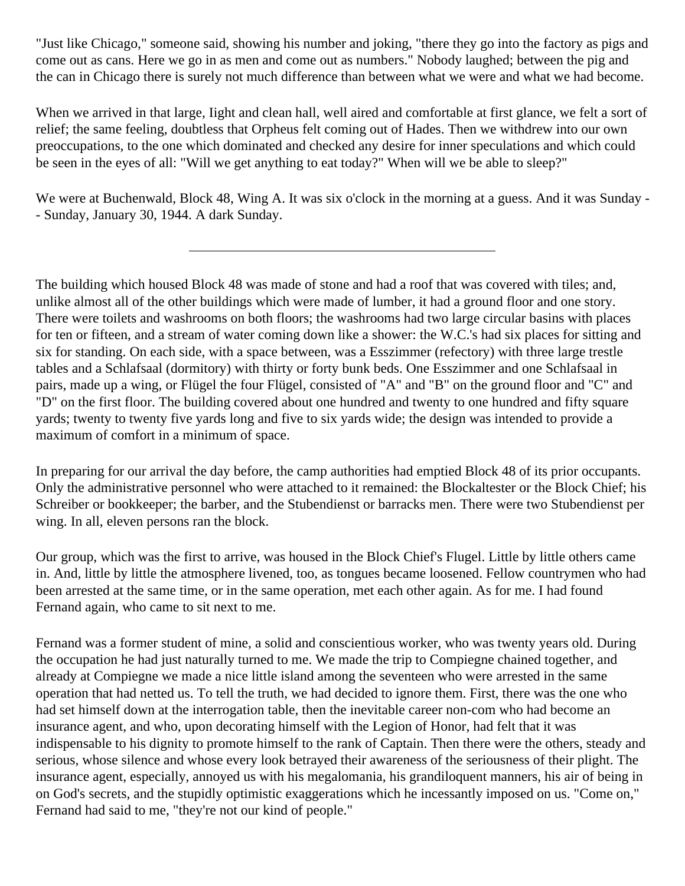"Just like Chicago," someone said, showing his number and joking, "there they go into the factory as pigs and come out as cans. Here we go in as men and come out as numbers." Nobody laughed; between the pig and the can in Chicago there is surely not much difference than between what we were and what we had become.

When we arrived in that large, Iight and clean hall, well aired and comfortable at first glance, we felt a sort of relief; the same feeling, doubtless that Orpheus felt coming out of Hades. Then we withdrew into our own preoccupations, to the one which dominated and checked any desire for inner speculations and which could be seen in the eyes of all: "Will we get anything to eat today?" When will we be able to sleep?"

We were at Buchenwald, Block 48, Wing A. It was six o'clock in the morning at a guess. And it was Sunday -- Sunday, January 30, 1944. A dark Sunday.

---

The building which housed Block 48 was made of stone and had a roof that was covered with tiles; and, unlike almost all of the other buildings which were made of lumber, it had a ground floor and one story. There were toilets and washrooms on both floors; the washrooms had two large circular basins with places for ten or fifteen, and a stream of water coming down like a shower: the W.C.'s had six places for sitting and six for standing. On each side, with a space between, was a Esszimmer (refectory) with three large trestle tables and a Schlafsaal (dormitory) with thirty or forty bunk beds. One Esszimmer and one Schlafsaal in pairs, made up a wing, or Flügel the four Flügel, consisted of "A" and "B" on the ground floor and "C" and "D" on the first floor. The building covered about one hundred and twenty to one hundred and fifty square yards; twenty to twenty five yards long and five to six yards wide; the design was intended to provide a maximum of comfort in a minimum of space.

In preparing for our arrival the day before, the camp authorities had emptied Block 48 of its prior occupants. Only the administrative personnel who were attached to it remained: the Blockaltester or the Block Chief; his Schreiber or bookkeeper; the barber, and the Stubendienst or barracks men. There were two Stubendienst per wing. In all, eleven persons ran the block.

Our group, which was the first to arrive, was housed in the Block Chief's Flugel. Little by little others came in. And, little by little the atmosphere livened, too, as tongues became loosened. Fellow countrymen who had been arrested at the same time, or in the same operation, met each other again. As for me. I had found Fernand again, who came to sit next to me.

Fernand was a former student of mine, a solid and conscientious worker, who was twenty years old. During the occupation he had just naturally turned to me. We made the trip to Compiegne chained together, and already at Compiegne we made a nice little island among the seventeen who were arrested in the same operation that had netted us. To tell the truth, we had decided to ignore them. First, there was the one who had set himself down at the interrogation table, then the inevitable career non-com who had become an insurance agent, and who, upon decorating himself with the Legion of Honor, had felt that it was indispensable to his dignity to promote himself to the rank of Captain. Then there were the others, steady and serious, whose silence and whose every look betrayed their awareness of the seriousness of their plight. The insurance agent, especially, annoyed us with his megalomania, his grandiloquent manners, his air of being in on God's secrets, and the stupidly optimistic exaggerations which he incessantly imposed on us. "Come on," Fernand had said to me, "they're not our kind of people."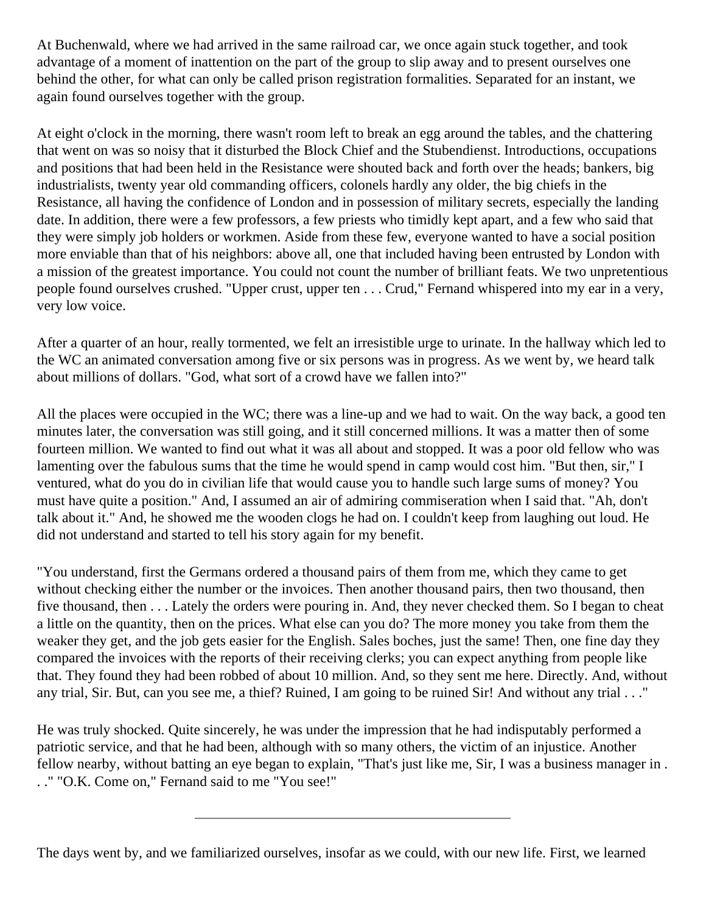At Buchenwald, where we had arrived in the same railroad car, we once again stuck together, and took advantage of a moment of inattention on the part of the group to slip away and to present ourselves one behind the other, for what can only be called prison registration formalities. Separated for an instant, we again found ourselves together with the group.

At eight o'clock in the morning, there wasn't room left to break an egg around the tables, and the chattering that went on was so noisy that it disturbed the Block Chief and the Stubendienst. Introductions, occupations and positions that had been held in the Resistance were shouted back and forth over the heads; bankers, big industrialists, twenty year old commanding officers, colonels hardly any older, the big chiefs in the Resistance, all having the confidence of London and in possession of military secrets, especially the landing date. In addition, there were a few professors, a few priests who timidly kept apart, and a few who said that they were simply job holders or workmen. Aside from these few, everyone wanted to have a social position more enviable than that of his neighbors: above all, one that included having been entrusted by London with a mission of the greatest importance. You could not count the number of brilliant feats. We two unpretentious people found ourselves crushed. "Upper crust, upper ten . . . Crud," Fernand whispered into my ear in a very, very low voice.

After a quarter of an hour, really tormented, we felt an irresistible urge to urinate. In the hallway which led to the WC an animated conversation among five or six persons was in progress. As we went by, we heard talk about millions of dollars. "God, what sort of a crowd have we fallen into?"

All the places were occupied in the WC; there was a line-up and we had to wait. On the way back, a good ten minutes later, the conversation was still going, and it still concerned millions. It was a matter then of some fourteen million. We wanted to find out what it was all about and stopped. It was a poor old fellow who was lamenting over the fabulous sums that the time he would spend in camp would cost him. "But then, sir," I ventured, what do you do in civilian life that would cause you to handle such large sums of money? You must have quite a position." And, I assumed an air of admiring commiseration when I said that. "Ah, don't talk about it." And, he showed me the wooden clogs he had on. I couldn't keep from laughing out loud. He did not understand and started to tell his story again for my benefit.

"You understand, first the Germans ordered a thousand pairs of them from me, which they came to get without checking either the number or the invoices. Then another thousand pairs, then two thousand, then five thousand, then . . . Lately the orders were pouring in. And, they never checked them. So I began to cheat a little on the quantity, then on the prices. What else can you do? The more money you take from them the weaker they get, and the job gets easier for the English. Sales boches, just the same! Then, one fine day they compared the invoices with the reports of their receiving clerks; you can expect anything from people like that. They found they had been robbed of about 10 million. And, so they sent me here. Directly. And, without any trial, Sir. But, can you see me, a thief? Ruined, I am going to be ruined Sir! And without any trial . . ."

He was truly shocked. Quite sincerely, he was under the impression that he had indisputably performed a patriotic service, and that he had been, although with so many others, the victim of an injustice. Another fellow nearby, without batting an eye began to explain, "That's just like me, Sir, I was a business manager in . . ." "O.K. Come on," Fernand said to me "You see!"

---

The days went by, and we familiarized ourselves, insofar as we could, with our new life. First, we learned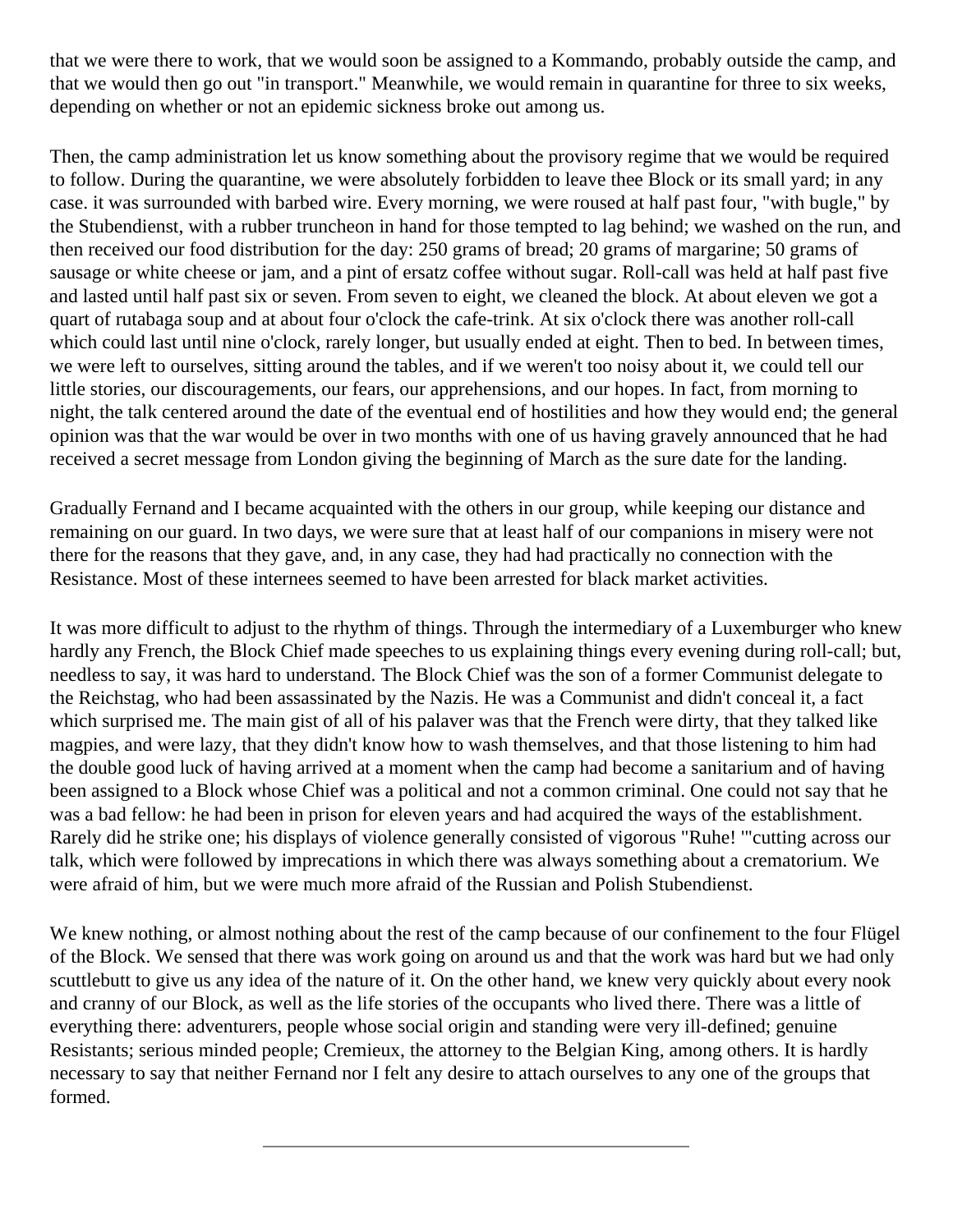that we were there to work, that we would soon be assigned to a Kommando, probably outside the camp, and that we would then go out "in transport." Meanwhile, we would remain in quarantine for three to six weeks, depending on whether or not an epidemic sickness broke out among us.

Then, the camp administration let us know something about the provisory regime that we would be required to follow. During the quarantine, we were absolutely forbidden to leave thee Block or its small yard; in any case. it was surrounded with barbed wire. Every morning, we were roused at half past four, "with bugle," by the Stubendienst, with a rubber truncheon in hand for those tempted to lag behind; we washed on the run, and then received our food distribution for the day: 250 grams of bread; 20 grams of margarine; 50 grams of sausage or white cheese or jam, and a pint of ersatz coffee without sugar. Roll-call was held at half past five and lasted until half past six or seven. From seven to eight, we cleaned the block. At about eleven we got a quart of rutabaga soup and at about four o'clock the cafe-trink. At six o'clock there was another roll-call which could last until nine o'clock, rarely longer, but usually ended at eight. Then to bed. In between times, we were left to ourselves, sitting around the tables, and if we weren't too noisy about it, we could tell our little stories, our discouragements, our fears, our apprehensions, and our hopes. In fact, from morning to night, the talk centered around the date of the eventual end of hostilities and how they would end; the general opinion was that the war would be over in two months with one of us having gravely announced that he had received a secret message from London giving the beginning of March as the sure date for the landing.

Gradually Fernand and I became acquainted with the others in our group, while keeping our distance and remaining on our guard. In two days, we were sure that at least half of our companions in misery were not there for the reasons that they gave, and, in any case, they had had practically no connection with the Resistance. Most of these internees seemed to have been arrested for black market activities.

It was more difficult to adjust to the rhythm of things. Through the intermediary of a Luxemburger who knew hardly any French, the Block Chief made speeches to us explaining things every evening during roll-call; but, needless to say, it was hard to understand. The Block Chief was the son of a former Communist delegate to the Reichstag, who had been assassinated by the Nazis. He was a Communist and didn't conceal it, a fact which surprised me. The main gist of all of his palaver was that the French were dirty, that they talked like magpies, and were lazy, that they didn't know how to wash themselves, and that those listening to him had the double good luck of having arrived at a moment when the camp had become a sanitarium and of having been assigned to a Block whose Chief was a political and not a common criminal. One could not say that he was a bad fellow: he had been in prison for eleven years and had acquired the ways of the establishment. Rarely did he strike one; his displays of violence generally consisted of vigorous "Ruhe! '"cutting across our talk, which were followed by imprecations in which there was always something about a crematorium. We were afraid of him, but we were much more afraid of the Russian and Polish Stubendienst.

We knew nothing, or almost nothing about the rest of the camp because of our confinement to the four Flügel of the Block. We sensed that there was work going on around us and that the work was hard but we had only scuttlebutt to give us any idea of the nature of it. On the other hand, we knew very quickly about every nook and cranny of our Block, as well as the life stories of the occupants who lived there. There was a little of everything there: adventurers, people whose social origin and standing were very ill-defined; genuine Resistants; serious minded people; Cremieux, the attorney to the Belgian King, among others. It is hardly necessary to say that neither Fernand nor I felt any desire to attach ourselves to any one of the groups that formed.

---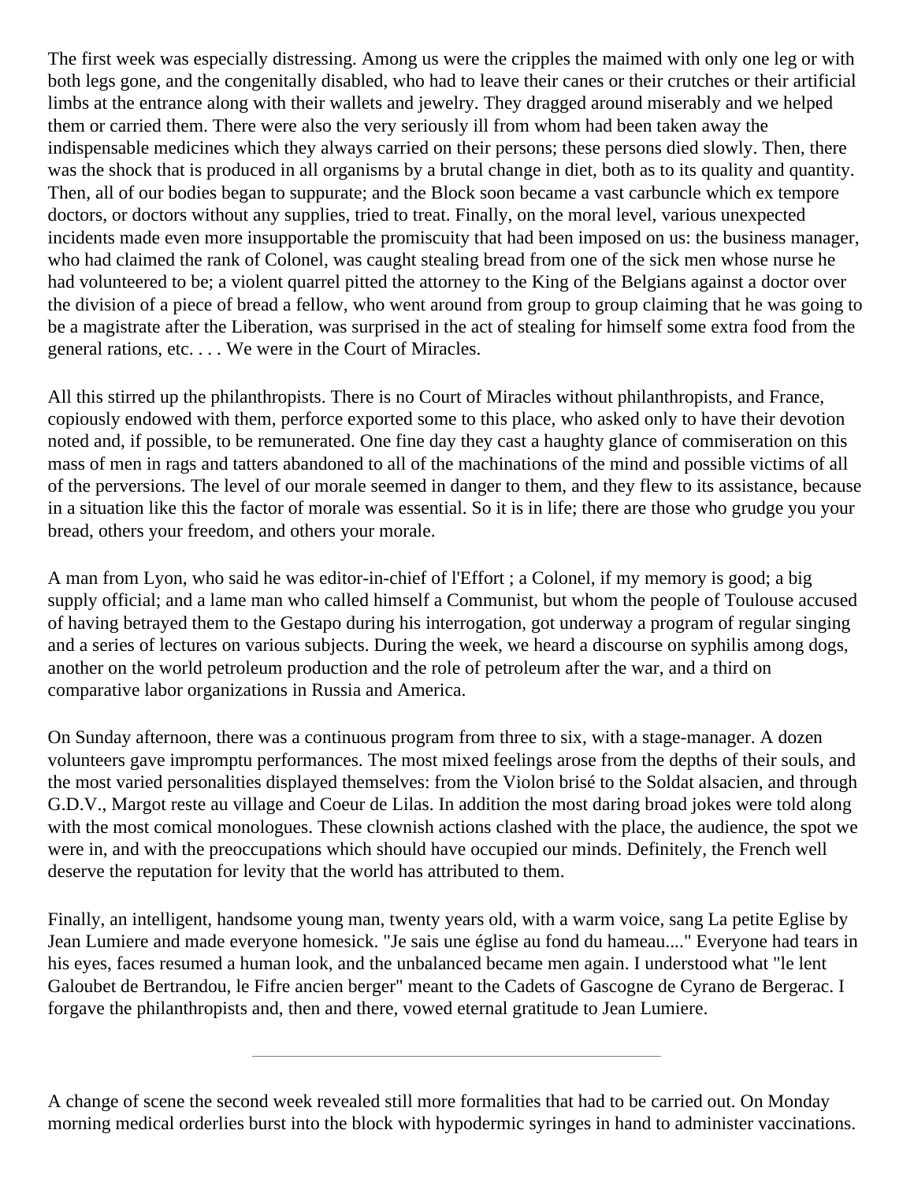The first week was especially distressing. Among us were the cripples the maimed with only one leg or with both legs gone, and the congenitally disabled, who had to leave their canes or their crutches or their artificial limbs at the entrance along with their wallets and jewelry. They dragged around miserably and we helped them or carried them. There were also the very seriously ill from whom had been taken away the indispensable medicines which they always carried on their persons; these persons died slowly. Then, there was the shock that is produced in all organisms by a brutal change in diet, both as to its quality and quantity. Then, all of our bodies began to suppurate; and the Block soon became a vast carbuncle which ex tempore doctors, or doctors without any supplies, tried to treat. Finally, on the moral level, various unexpected incidents made even more insupportable the promiscuity that had been imposed on us: the business manager, who had claimed the rank of Colonel, was caught stealing bread from one of the sick men whose nurse he had volunteered to be; a violent quarrel pitted the attorney to the King of the Belgians against a doctor over the division of a piece of bread a fellow, who went around from group to group claiming that he was going to be a magistrate after the Liberation, was surprised in the act of stealing for himself some extra food from the general rations, etc. . . . We were in the Court of Miracles.

All this stirred up the philanthropists. There is no Court of Miracles without philanthropists, and France, copiously endowed with them, perforce exported some to this place, who asked only to have their devotion noted and, if possible, to be remunerated. One fine day they cast a haughty glance of commiseration on this mass of men in rags and tatters abandoned to all of the machinations of the mind and possible victims of all of the perversions. The level of our morale seemed in danger to them, and they flew to its assistance, because in a situation like this the factor of morale was essential. So it is in life; there are those who grudge you your bread, others your freedom, and others your morale.

A man from Lyon, who said he was editor-in-chief of l'Effort ; a Colonel, if my memory is good; a big supply official; and a lame man who called himself a Communist, but whom the people of Toulouse accused of having betrayed them to the Gestapo during his interrogation, got underway a program of regular singing and a series of lectures on various subjects. During the week, we heard a discourse on syphilis among dogs, another on the world petroleum production and the role of petroleum after the war, and a third on comparative labor organizations in Russia and America.

On Sunday afternoon, there was a continuous program from three to six, with a stage-manager. A dozen volunteers gave impromptu performances. The most mixed feelings arose from the depths of their souls, and the most varied personalities displayed themselves: from the Violon brisé to the Soldat alsacien, and through G.D.V., Margot reste au village and Coeur de Lilas. In addition the most daring broad jokes were told along with the most comical monologues. These clownish actions clashed with the place, the audience, the spot we were in, and with the preoccupations which should have occupied our minds. Definitely, the French well deserve the reputation for levity that the world has attributed to them.

Finally, an intelligent, handsome young man, twenty years old, with a warm voice, sang La petite Eglise by Jean Lumiere and made everyone homesick. "Je sais une église au fond du hameau...." Everyone had tears in his eyes, faces resumed a human look, and the unbalanced became men again. I understood what "le lent Galoubet de Bertrandou, le Fifre ancien berger" meant to the Cadets of Gascogne de Cyrano de Bergerac. I forgave the philanthropists and, then and there, vowed eternal gratitude to Jean Lumiere.

---

A change of scene the second week revealed still more formalities that had to be carried out. On Monday morning medical orderlies burst into the block with hypodermic syringes in hand to administer vaccinations.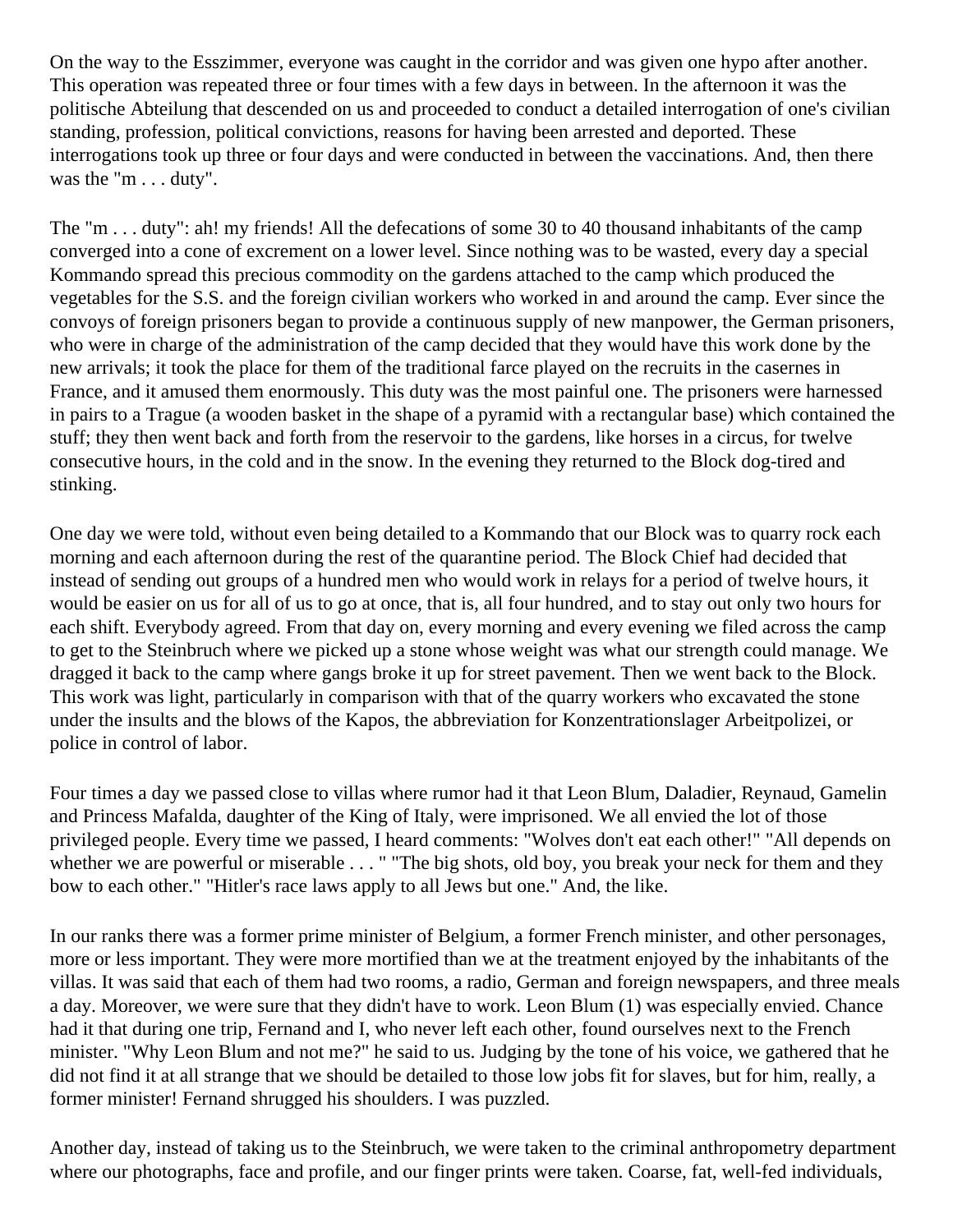On the way to the Esszimmer, everyone was caught in the corridor and was given one hypo after another. This operation was repeated three or four times with a few days in between. In the afternoon it was the politische Abteilung that descended on us and proceeded to conduct a detailed interrogation of one's civilian standing, profession, political convictions, reasons for having been arrested and deported. These interrogations took up three or four days and were conducted in between the vaccinations. And, then there was the "m . . . duty".

The "m . . . duty": ah! my friends! All the defecations of some 30 to 40 thousand inhabitants of the camp converged into a cone of excrement on a lower level. Since nothing was to be wasted, every day a special Kommando spread this precious commodity on the gardens attached to the camp which produced the vegetables for the S.S. and the foreign civilian workers who worked in and around the camp. Ever since the convoys of foreign prisoners began to provide a continuous supply of new manpower, the German prisoners, who were in charge of the administration of the camp decided that they would have this work done by the new arrivals; it took the place for them of the traditional farce played on the recruits in the casernes in France, and it amused them enormously. This duty was the most painful one. The prisoners were harnessed in pairs to a Trague (a wooden basket in the shape of a pyramid with a rectangular base) which contained the stuff; they then went back and forth from the reservoir to the gardens, like horses in a circus, for twelve consecutive hours, in the cold and in the snow. In the evening they returned to the Block dog-tired and stinking.

One day we were told, without even being detailed to a Kommando that our Block was to quarry rock each morning and each afternoon during the rest of the quarantine period. The Block Chief had decided that instead of sending out groups of a hundred men who would work in relays for a period of twelve hours, it would be easier on us for all of us to go at once, that is, all four hundred, and to stay out only two hours for each shift. Everybody agreed. From that day on, every morning and every evening we filed across the camp to get to the Steinbruch where we picked up a stone whose weight was what our strength could manage. We dragged it back to the camp where gangs broke it up for street pavement. Then we went back to the Block. This work was light, particularly in comparison with that of the quarry workers who excavated the stone under the insults and the blows of the Kapos, the abbreviation for Konzentrationslager Arbeitpolizei, or police in control of labor.

Four times a day we passed close to villas where rumor had it that Leon Blum, Daladier, Reynaud, Gamelin and Princess Mafalda, daughter of the King of Italy, were imprisoned. We all envied the lot of those privileged people. Every time we passed, I heard comments: "Wolves don't eat each other!" "All depends on whether we are powerful or miserable . . . " "The big shots, old boy, you break your neck for them and they bow to each other." "Hitler's race laws apply to all Jews but one." And, the like.

In our ranks there was a former prime minister of Belgium, a former French minister, and other personages, more or less important. They were more mortified than we at the treatment enjoyed by the inhabitants of the villas. It was said that each of them had two rooms, a radio, German and foreign newspapers, and three meals a day. Moreover, we were sure that they didn't have to work. Leon Blum (1) was especially envied. Chance had it that during one trip, Fernand and I, who never left each other, found ourselves next to the French minister. "Why Leon Blum and not me?" he said to us. Judging by the tone of his voice, we gathered that he did not find it at all strange that we should be detailed to those low jobs fit for slaves, but for him, really, a former minister! Fernand shrugged his shoulders. I was puzzled.

Another day, instead of taking us to the Steinbruch, we were taken to the criminal anthropometry department where our photographs, face and profile, and our finger prints were taken. Coarse, fat, well-fed individuals,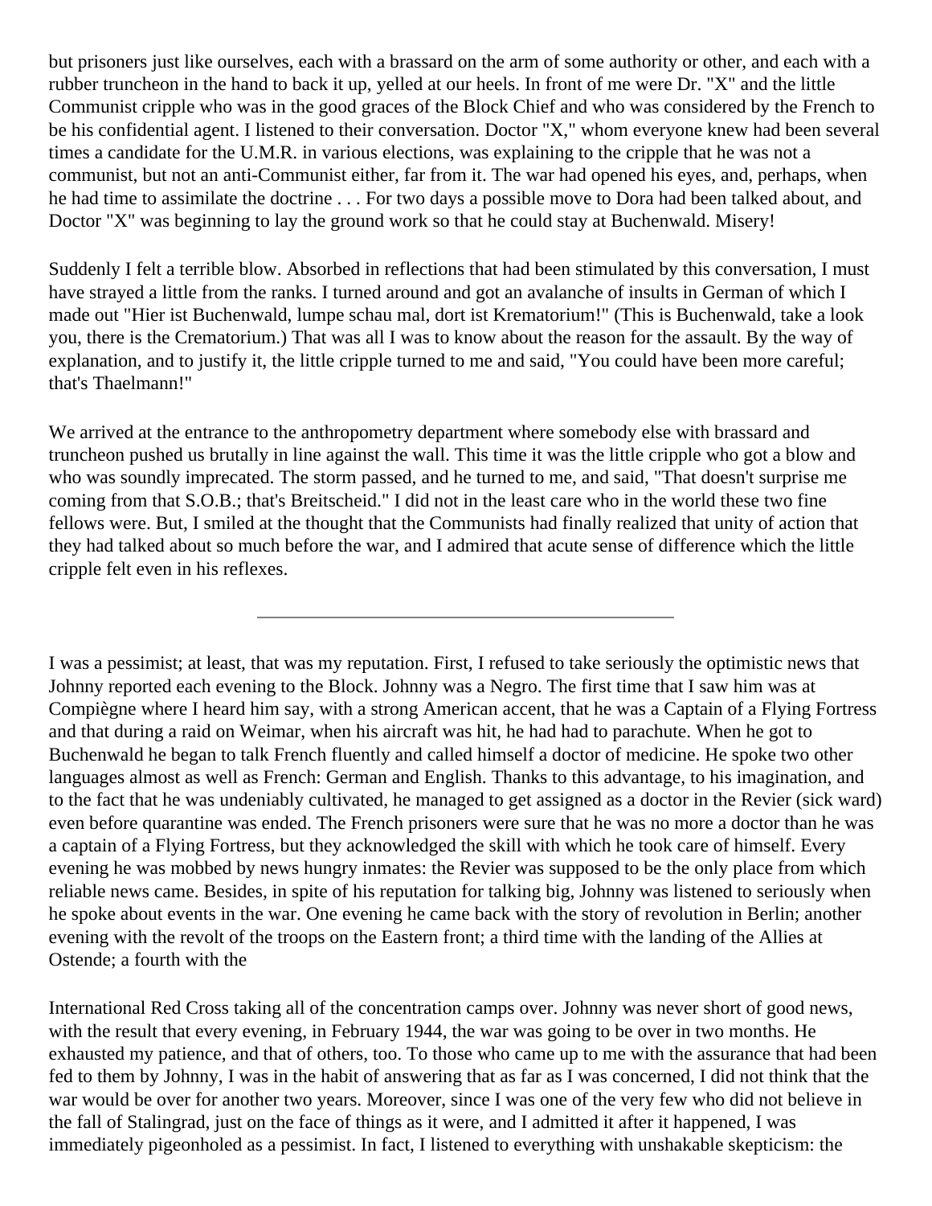but prisoners just like ourselves, each with a brassard on the arm of some authority or other, and each with a rubber truncheon in the hand to back it up, yelled at our heels. In front of me were Dr. "X" and the little Communist cripple who was in the good graces of the Block Chief and who was considered by the French to be his confidential agent. I listened to their conversation. Doctor "X," whom everyone knew had been several times a candidate for the U.M.R. in various elections, was explaining to the cripple that he was not a communist, but not an anti-Communist either, far from it. The war had opened his eyes, and, perhaps, when he had time to assimilate the doctrine . . . For two days a possible move to Dora had been talked about, and Doctor "X" was beginning to lay the ground work so that he could stay at Buchenwald. Misery!

Suddenly I felt a terrible blow. Absorbed in reflections that had been stimulated by this conversation, I must have strayed a little from the ranks. I turned around and got an avalanche of insults in German of which I made out "Hier ist Buchenwald, lumpe schau mal, dort ist Krematorium!" (This is Buchenwald, take a look you, there is the Crematorium.) That was all I was to know about the reason for the assault. By the way of explanation, and to justify it, the little cripple turned to me and said, "You could have been more careful; that's Thaelmann!"

We arrived at the entrance to the anthropometry department where somebody else with brassard and truncheon pushed us brutally in line against the wall. This time it was the little cripple who got a blow and who was soundly imprecated. The storm passed, and he turned to me, and said, "That doesn't surprise me coming from that S.O.B.; that's Breitscheid." I did not in the least care who in the world these two fine fellows were. But, I smiled at the thought that the Communists had finally realized that unity of action that they had talked about so much before the war, and I admired that acute sense of difference which the little cripple felt even in his reflexes.

---

I was a pessimist; at least, that was my reputation. First, I refused to take seriously the optimistic news that Johnny reported each evening to the Block. Johnny was a Negro. The first time that I saw him was at Compiègne where I heard him say, with a strong American accent, that he was a Captain of a Flying Fortress and that during a raid on Weimar, when his aircraft was hit, he had had to parachute. When he got to Buchenwald he began to talk French fluently and called himself a doctor of medicine. He spoke two other languages almost as well as French: German and English. Thanks to this advantage, to his imagination, and to the fact that he was undeniably cultivated, he managed to get assigned as a doctor in the Revier (sick ward) even before quarantine was ended. The French prisoners were sure that he was no more a doctor than he was a captain of a Flying Fortress, but they acknowledged the skill with which he took care of himself. Every evening he was mobbed by news hungry inmates: the Revier was supposed to be the only place from which reliable news came. Besides, in spite of his reputation for talking big, Johnny was listened to seriously when he spoke about events in the war. One evening he came back with the story of revolution in Berlin; another evening with the revolt of the troops on the Eastern front; a third time with the landing of the Allies at Ostende; a fourth with the

International Red Cross taking all of the concentration camps over. Johnny was never short of good news, with the result that every evening, in February 1944, the war was going to be over in two months. He exhausted my patience, and that of others, too. To those who came up to me with the assurance that had been fed to them by Johnny, I was in the habit of answering that as far as I was concerned, I did not think that the war would be over for another two years. Moreover, since I was one of the very few who did not believe in the fall of Stalingrad, just on the face of things as it were, and I admitted it after it happened, I was immediately pigeonholed as a pessimist. In fact, I listened to everything with unshakable skepticism: the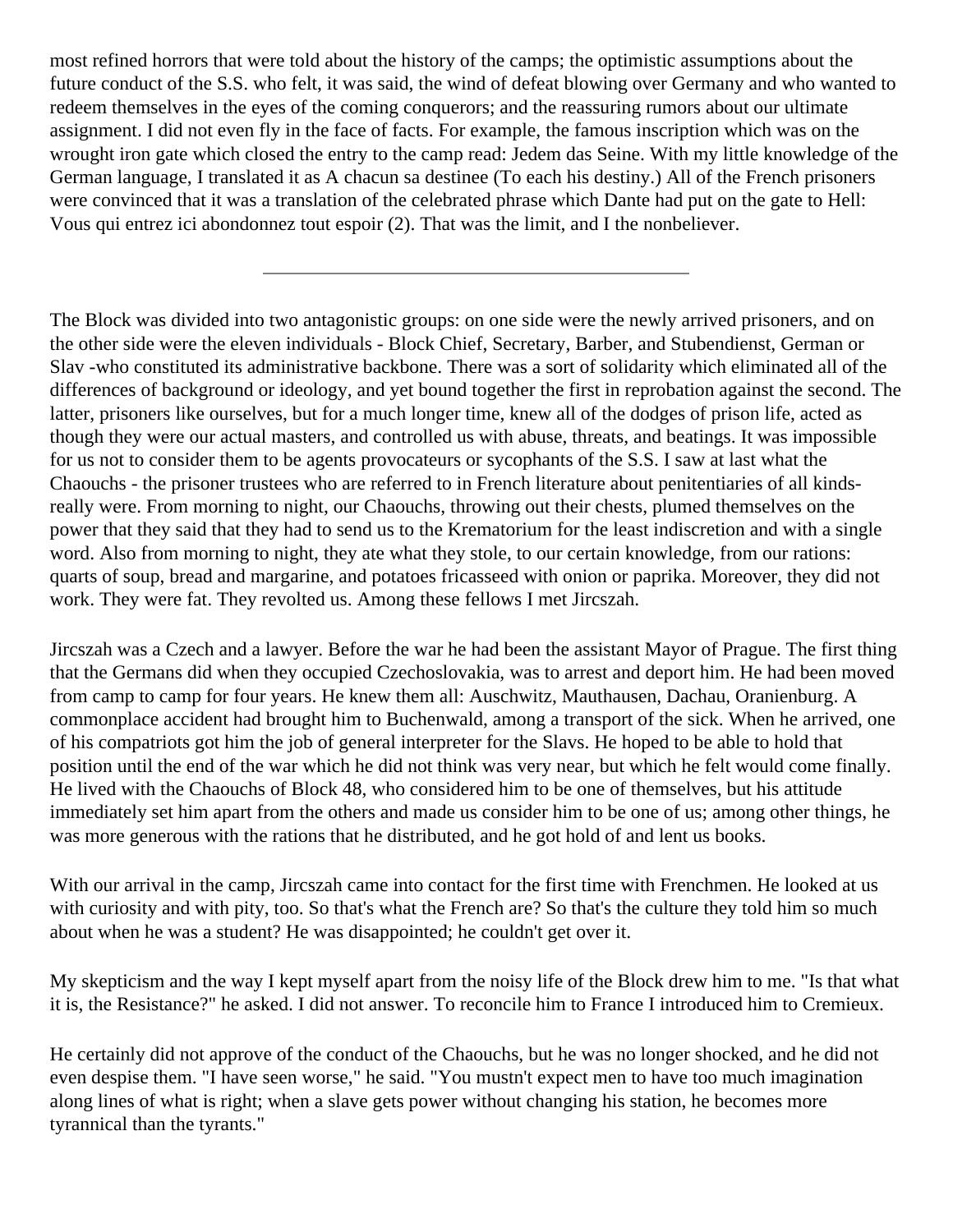most refined horrors that were told about the history of the camps; the optimistic assumptions about the future conduct of the S.S. who felt, it was said, the wind of defeat blowing over Germany and who wanted to redeem themselves in the eyes of the coming conquerors; and the reassuring rumors about our ultimate assignment. I did not even fly in the face of facts. For example, the famous inscription which was on the wrought iron gate which closed the entry to the camp read: Jedem das Seine. With my little knowledge of the German language, I translated it as A chacun sa destinee (To each his destiny.) All of the French prisoners were convinced that it was a translation of the celebrated phrase which Dante had put on the gate to Hell: Vous qui entrez ici abondonnez tout espoir (2). That was the limit, and I the nonbeliever.

---

The Block was divided into two antagonistic groups: on one side were the newly arrived prisoners, and on the other side were the eleven individuals - Block Chief, Secretary, Barber, and Stubendienst, German or Slav -who constituted its administrative backbone. There was a sort of solidarity which eliminated all of the differences of background or ideology, and yet bound together the first in reprobation against the second. The latter, prisoners like ourselves, but for a much longer time, knew all of the dodges of prison life, acted as though they were our actual masters, and controlled us with abuse, threats, and beatings. It was impossible for us not to consider them to be agents provocateurs or sycophants of the S.S. I saw at last what the Chaouchs - the prisoner trustees who are referred to in French literature about penitentiaries of all kinds- really were. From morning to night, our Chaouchs, throwing out their chests, plumed themselves on the power that they said that they had to send us to the Krematorium for the least indiscretion and with a single word. Also from morning to night, they ate what they stole, to our certain knowledge, from our rations: quarts of soup, bread and margarine, and potatoes fricasseed with onion or paprika. Moreover, they did not work. They were fat. They revolted us. Among these fellows I met Jircszah.

Jircszah was a Czech and a lawyer. Before the war he had been the assistant Mayor of Prague. The first thing that the Germans did when they occupied Czechoslovakia, was to arrest and deport him. He had been moved from camp to camp for four years. He knew them all: Auschwitz, Mauthausen, Dachau, Oranienburg. A commonplace accident had brought him to Buchenwald, among a transport of the sick. When he arrived, one of his compatriots got him the job of general interpreter for the Slavs. He hoped to be able to hold that position until the end of the war which he did not think was very near, but which he felt would come finally. He lived with the Chaouchs of Block 48, who considered him to be one of themselves, but his attitude immediately set him apart from the others and made us consider him to be one of us; among other things, he was more generous with the rations that he distributed, and he got hold of and lent us books.

With our arrival in the camp, Jircszah came into contact for the first time with Frenchmen. He looked at us with curiosity and with pity, too. So that's what the French are? So that's the culture they told him so much about when he was a student? He was disappointed; he couldn't get over it.

My skepticism and the way I kept myself apart from the noisy life of the Block drew him to me. "Is that what it is, the Resistance?" he asked. I did not answer. To reconcile him to France I introduced him to Cremieux.

He certainly did not approve of the conduct of the Chaouchs, but he was no longer shocked, and he did not even despise them. "I have seen worse," he said. "You mustn't expect men to have too much imagination along lines of what is right; when a slave gets power without changing his station, he becomes more tyrannical than the tyrants."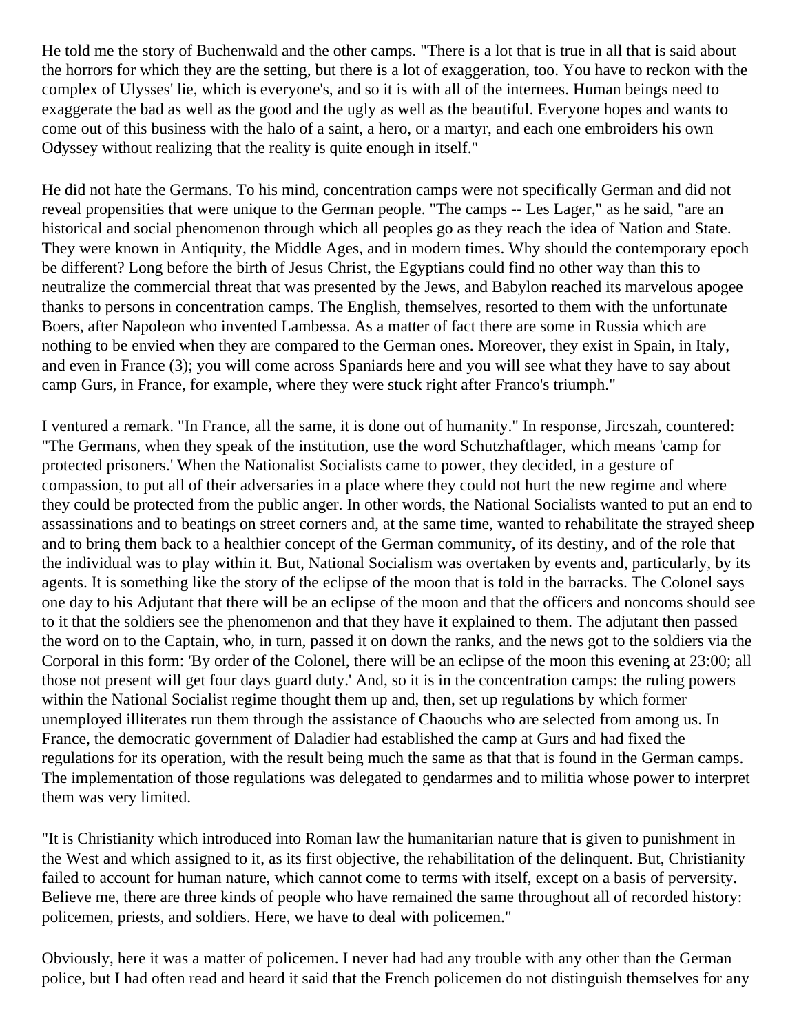He told me the story of Buchenwald and the other camps. "There is a lot that is true in all that is said about the horrors for which they are the setting, but there is a lot of exaggeration, too. You have to reckon with the complex of Ulysses' lie, which is everyone's, and so it is with all of the internees. Human beings need to exaggerate the bad as well as the good and the ugly as well as the beautiful. Everyone hopes and wants to come out of this business with the halo of a saint, a hero, or a martyr, and each one embroiders his own Odyssey without realizing that the reality is quite enough in itself."

He did not hate the Germans. To his mind, concentration camps were not specifically German and did not reveal propensities that were unique to the German people. "The camps -- Les Lager," as he said, "are an historical and social phenomenon through which all peoples go as they reach the idea of Nation and State. They were known in Antiquity, the Middle Ages, and in modern times. Why should the contemporary epoch be different? Long before the birth of Jesus Christ, the Egyptians could find no other way than this to neutralize the commercial threat that was presented by the Jews, and Babylon reached its marvelous apogee thanks to persons in concentration camps. The English, themselves, resorted to them with the unfortunate Boers, after Napoleon who invented Lambessa. As a matter of fact there are some in Russia which are nothing to be envied when they are compared to the German ones. Moreover, they exist in Spain, in Italy, and even in France (3); you will come across Spaniards here and you will see what they have to say about camp Gurs, in France, for example, where they were stuck right after Franco's triumph."

I ventured a remark. "In France, all the same, it is done out of humanity." In response, Jircszah, countered: "The Germans, when they speak of the institution, use the word Schutzhaftlager, which means 'camp for protected prisoners.' When the Nationalist Socialists came to power, they decided, in a gesture of compassion, to put all of their adversaries in a place where they could not hurt the new regime and where they could be protected from the public anger. In other words, the National Socialists wanted to put an end to assassinations and to beatings on street corners and, at the same time, wanted to rehabilitate the strayed sheep and to bring them back to a healthier concept of the German community, of its destiny, and of the role that the individual was to play within it. But, National Socialism was overtaken by events and, particularly, by its agents. It is something like the story of the eclipse of the moon that is told in the barracks. The Colonel says one day to his Adjutant that there will be an eclipse of the moon and that the officers and noncoms should see to it that the soldiers see the phenomenon and that they have it explained to them. The adjutant then passed the word on to the Captain, who, in turn, passed it on down the ranks, and the news got to the soldiers via the Corporal in this form: 'By order of the Colonel, there will be an eclipse of the moon this evening at 23:00; all those not present will get four days guard duty.' And, so it is in the concentration camps: the ruling powers within the National Socialist regime thought them up and, then, set up regulations by which former unemployed illiterates run them through the assistance of Chaouchs who are selected from among us. In France, the democratic government of Daladier had established the camp at Gurs and had fixed the regulations for its operation, with the result being much the same as that that is found in the German camps. The implementation of those regulations was delegated to gendarmes and to militia whose power to interpret them was very limited.

"It is Christianity which introduced into Roman law the humanitarian nature that is given to punishment in the West and which assigned to it, as its first objective, the rehabilitation of the delinquent. But, Christianity failed to account for human nature, which cannot come to terms with itself, except on a basis of perversity. Believe me, there are three kinds of people who have remained the same throughout all of recorded history: policemen, priests, and soldiers. Here, we have to deal with policemen."

Obviously, here it was a matter of policemen. I never had had any trouble with any other than the German police, but I had often read and heard it said that the French policemen do not distinguish themselves for any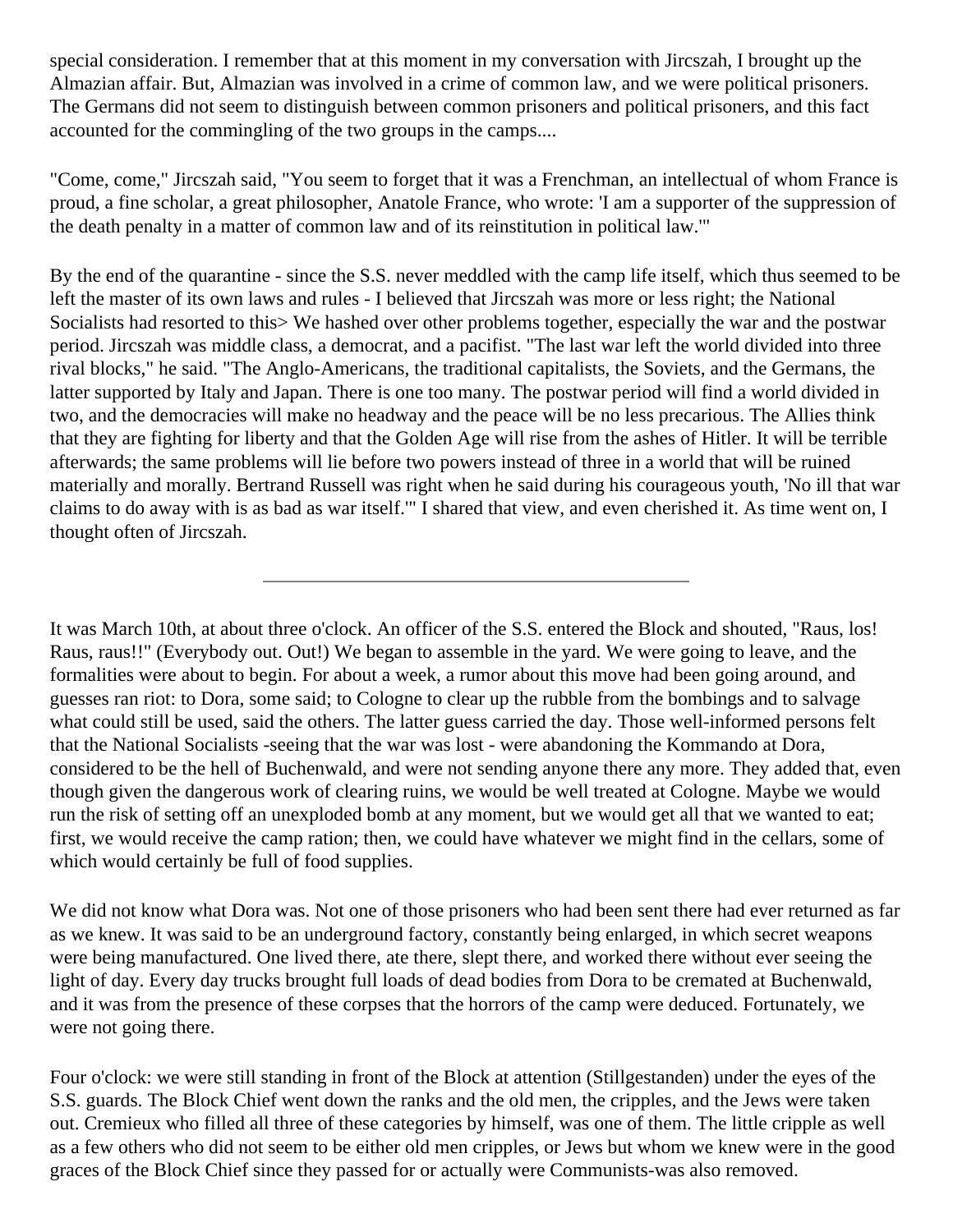special consideration. I remember that at this moment in my conversation with Jircszah, I brought up the Almazian affair. But, Almazian was involved in a crime of common law, and we were political prisoners. The Germans did not seem to distinguish between common prisoners and political prisoners, and this fact accounted for the commingling of the two groups in the camps....

"Come, come," Jircszah said, "You seem to forget that it was a Frenchman, an intellectual of whom France is proud, a fine scholar, a great philosopher, Anatole France, who wrote: 'I am a supporter of the suppression of the death penalty in a matter of common law and of its reinstitution in political law.'"

By the end of the quarantine - since the S.S. never meddled with the camp life itself, which thus seemed to be left the master of its own laws and rules - I believed that Jircszah was more or less right; the National Socialists had resorted to this> We hashed over other problems together, especially the war and the postwar period. Jircszah was middle class, a democrat, and a pacifist. "The last war left the world divided into three rival blocks," he said. "The Anglo-Americans, the traditional capitalists, the Soviets, and the Germans, the latter supported by Italy and Japan. There is one too many. The postwar period will find a world divided in two, and the democracies will make no headway and the peace will be no less precarious. The Allies think that they are fighting for liberty and that the Golden Age will rise from the ashes of Hitler. It will be terrible afterwards; the same problems will lie before two powers instead of three in a world that will be ruined materially and morally. Bertrand Russell was right when he said during his courageous youth, 'No ill that war claims to do away with is as bad as war itself.'" I shared that view, and even cherished it. As time went on, I thought often of Jircszah.

---

It was March 10th, at about three o'clock. An officer of the S.S. entered the Block and shouted, "Raus, los! Raus, raus!!" (Everybody out. Out!) We began to assemble in the yard. We were going to leave, and the formalities were about to begin. For about a week, a rumor about this move had been going around, and guesses ran riot: to Dora, some said; to Cologne to clear up the rubble from the bombings and to salvage what could still be used, said the others. The latter guess carried the day. Those well-informed persons felt that the National Socialists -seeing that the war was lost - were abandoning the Kommando at Dora, considered to be the hell of Buchenwald, and were not sending anyone there any more. They added that, even though given the dangerous work of clearing ruins, we would be well treated at Cologne. Maybe we would run the risk of setting off an unexploded bomb at any moment, but we would get all that we wanted to eat; first, we would receive the camp ration; then, we could have whatever we might find in the cellars, some of which would certainly be full of food supplies.

We did not know what Dora was. Not one of those prisoners who had been sent there had ever returned as far as we knew. It was said to be an underground factory, constantly being enlarged, in which secret weapons were being manufactured. One lived there, ate there, slept there, and worked there without ever seeing the light of day. Every day trucks brought full loads of dead bodies from Dora to be cremated at Buchenwald, and it was from the presence of these corpses that the horrors of the camp were deduced. Fortunately, we were not going there.

Four o'clock: we were still standing in front of the Block at attention (Stillgestanden) under the eyes of the S.S. guards. The Block Chief went down the ranks and the old men, the cripples, and the Jews were taken out. Cremieux who filled all three of these categories by himself, was one of them. The little cripple as well as a few others who did not seem to be either old men cripples, or Jews but whom we knew were in the good graces of the Block Chief since they passed for or actually were Communists-was also removed.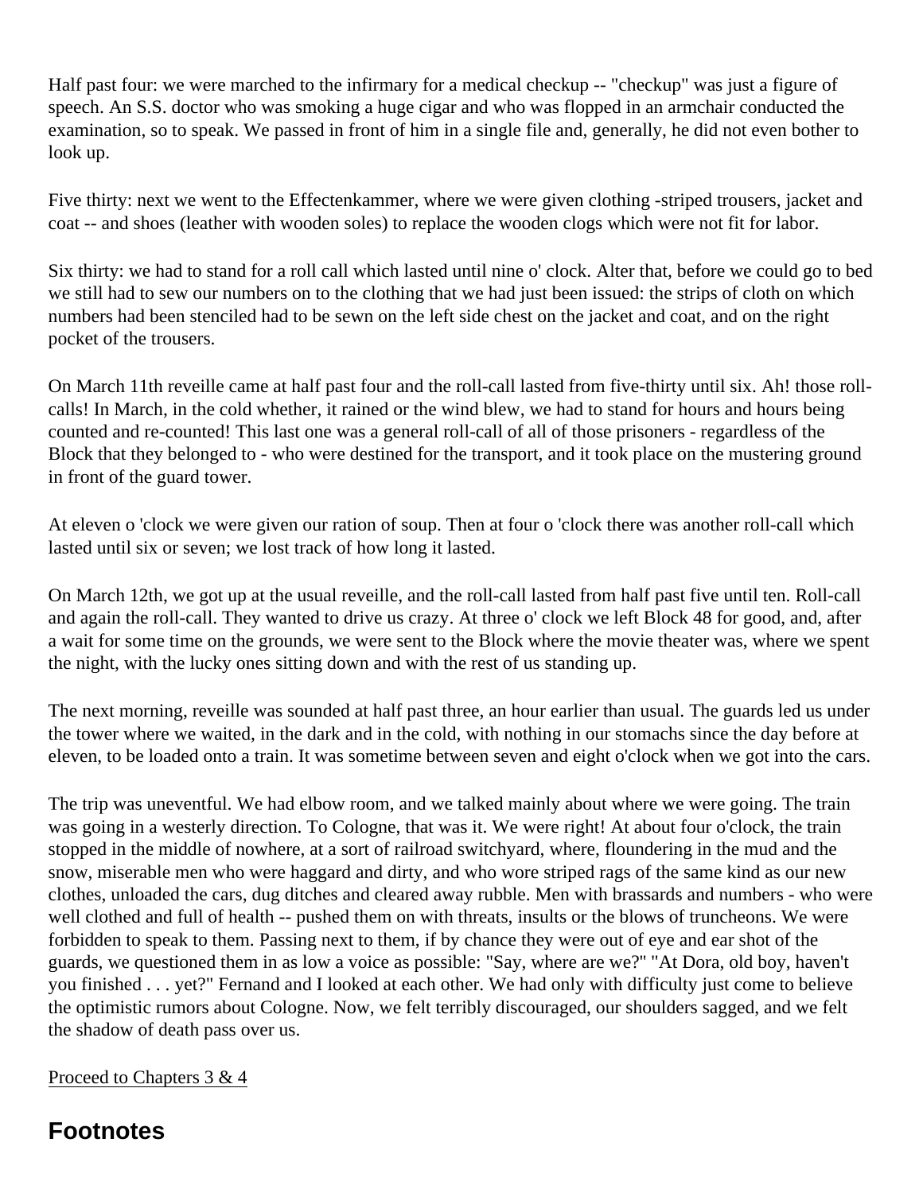Half past four: we were marched to the infirmary for a medical checkup -- "checkup" was just a figure of speech. An S.S. doctor who was smoking a huge cigar and who was flopped in an armchair conducted the examination, so to speak. We passed in front of him in a single file and, generally, he did not even bother to look up.

Five thirty: next we went to the Effectenkammer, where we were given clothing -striped trousers, jacket and coat -- and shoes (leather with wooden soles) to replace the wooden clogs which were not fit for labor.

Six thirty: we had to stand for a roll call which lasted until nine o' clock. Alter that, before we could go to bed we still had to sew our numbers on to the clothing that we had just been issued: the strips of cloth on which numbers had been stenciled had to be sewn on the left side chest on the jacket and coat, and on the right pocket of the trousers.

On March 11th reveille came at half past four and the roll-call lasted from five-thirty until six. Ah! those roll-calls! In March, in the cold whether, it rained or the wind blew, we had to stand for hours and hours being counted and re-counted! This last one was a general roll-call of all of those prisoners - regardless of the Block that they belonged to - who were destined for the transport, and it took place on the mustering ground in front of the guard tower.

At eleven o 'clock we were given our ration of soup. Then at four o 'clock there was another roll-call which lasted until six or seven; we lost track of how long it lasted.

On March 12th, we got up at the usual reveille, and the roll-call lasted from half past five until ten. Roll-call and again the roll-call. They wanted to drive us crazy. At three o' clock we left Block 48 for good, and, after a wait for some time on the grounds, we were sent to the Block where the movie theater was, where we spent the night, with the lucky ones sitting down and with the rest of us standing up.

The next morning, reveille was sounded at half past three, an hour earlier than usual. The guards led us under the tower where we waited, in the dark and in the cold, with nothing in our stomachs since the day before at eleven, to be loaded onto a train. It was sometime between seven and eight o'clock when we got into the cars.

The trip was uneventful. We had elbow room, and we talked mainly about where we were going. The train was going in a westerly direction. To Cologne, that was it. We were right! At about four o'clock, the train stopped in the middle of nowhere, at a sort of railroad switchyard, where, floundering in the mud and the snow, miserable men who were haggard and dirty, and who wore striped rags of the same kind as our new clothes, unloaded the cars, dug ditches and cleared away rubble. Men with brassards and numbers - who were well clothed and full of health -- pushed them on with threats, insults or the blows of truncheons. We were forbidden to speak to them. Passing next to them, if by chance they were out of eye and ear shot of the guards, we questioned them in as low a voice as possible: "Say, where are we?" "At Dora, old boy, haven't you finished . . . yet?" Fernand and I looked at each other. We had only with difficulty just come to believe the optimistic rumors about Cologne. Now, we felt terribly discouraged, our shoulders sagged, and we felt the shadow of death pass over us.

Proceed to Chapters 3 & 4

## Footnotes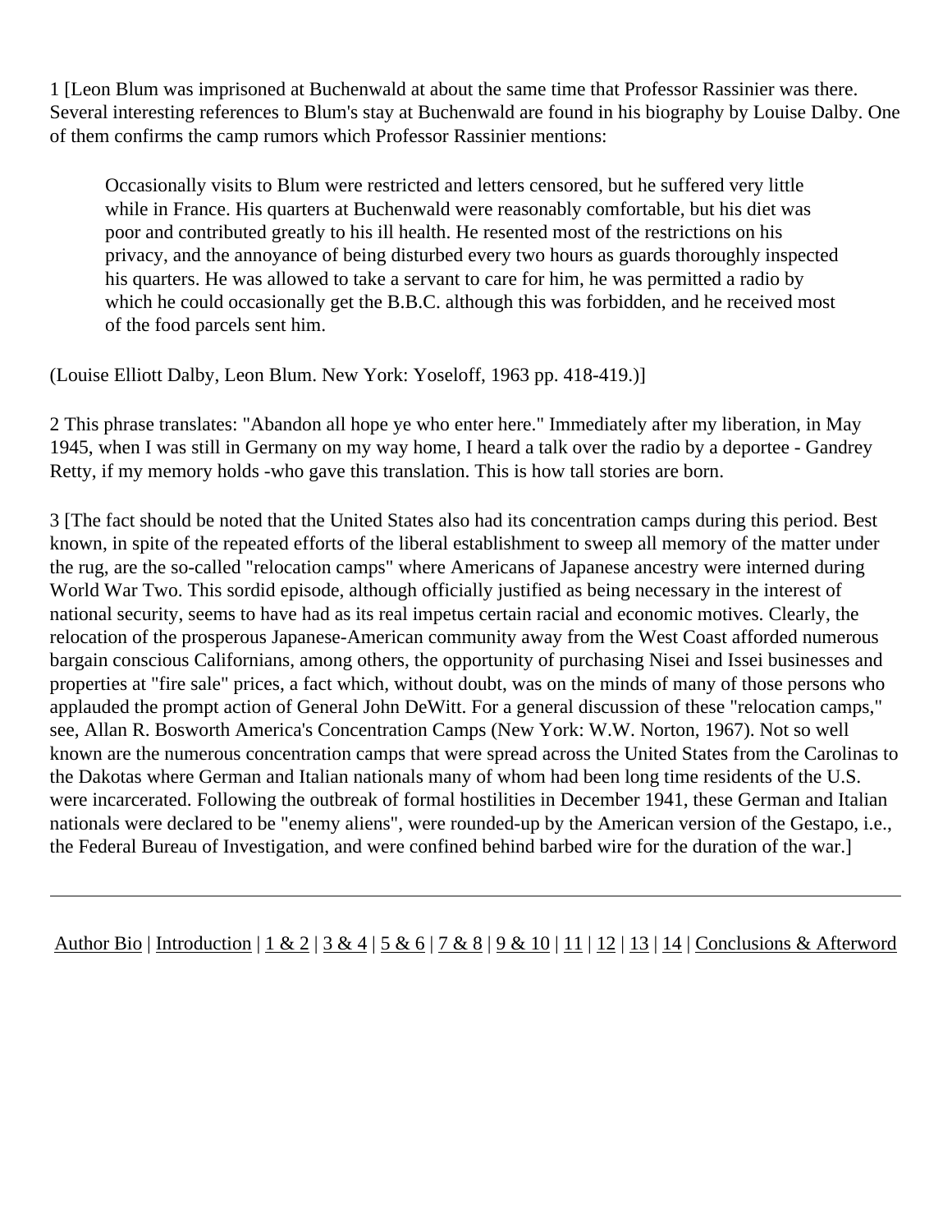1 [Leon Blum was imprisoned at Buchenwald at about the same time that Professor Rassinier was there. Several interesting references to Blum's stay at Buchenwald are found in his biography by Louise Dalby. One of them confirms the camp rumors which Professor Rassinier mentions:

> Occasionally visits to Blum were restricted and letters censored, but he suffered very little while in France. His quarters at Buchenwald were reasonably comfortable, but his diet was poor and contributed greatly to his ill health. He resented most of the restrictions on his privacy, and the annoyance of being disturbed every two hours as guards thoroughly inspected his quarters. He was allowed to take a servant to care for him, he was permitted a radio by which he could occasionally get the B.B.C. although this was forbidden, and he received most of the food parcels sent him.

(Louise Elliott Dalby, Leon Blum. New York: Yoseloff, 1963 pp. 418-419.)]

2 This phrase translates: "Abandon all hope ye who enter here." Immediately after my liberation, in May 1945, when I was still in Germany on my way home, I heard a talk over the radio by a deportee - Gandrey Retty, if my memory holds -who gave this translation. This is how tall stories are born.

3 [The fact should be noted that the United States also had its concentration camps during this period. Best known, in spite of the repeated efforts of the liberal establishment to sweep all memory of the matter under the rug, are the so-called "relocation camps" where Americans of Japanese ancestry were interned during World War Two. This sordid episode, although officially justified as being necessary in the interest of national security, seems to have had as its real impetus certain racial and economic motives. Clearly, the relocation of the prosperous Japanese-American community away from the West Coast afforded numerous bargain conscious Californians, among others, the opportunity of purchasing Nisei and Issei businesses and properties at "fire sale" prices, a fact which, without doubt, was on the minds of many of those persons who applauded the prompt action of General John DeWitt. For a general discussion of these "relocation camps," see, Allan R. Bosworth America's Concentration Camps (New York: W.W. Norton, 1967). Not so well known are the numerous concentration camps that were spread across the United States from the Carolinas to the Dakotas where German and Italian nationals many of whom had been long time residents of the U.S. were incarcerated. Following the outbreak of formal hostilities in December 1941, these German and Italian nationals were declared to be "enemy aliens", were rounded-up by the American version of the Gestapo, i.e., the Federal Bureau of Investigation, and were confined behind barbed wire for the duration of the war.]

---

Author Bio | Introduction | 1 & 2 | 3 & 4 | 5 & 6 | 7 & 8 | 9 & 10 | 11 | 12 | 13 | 14 | Conclusions & Afterword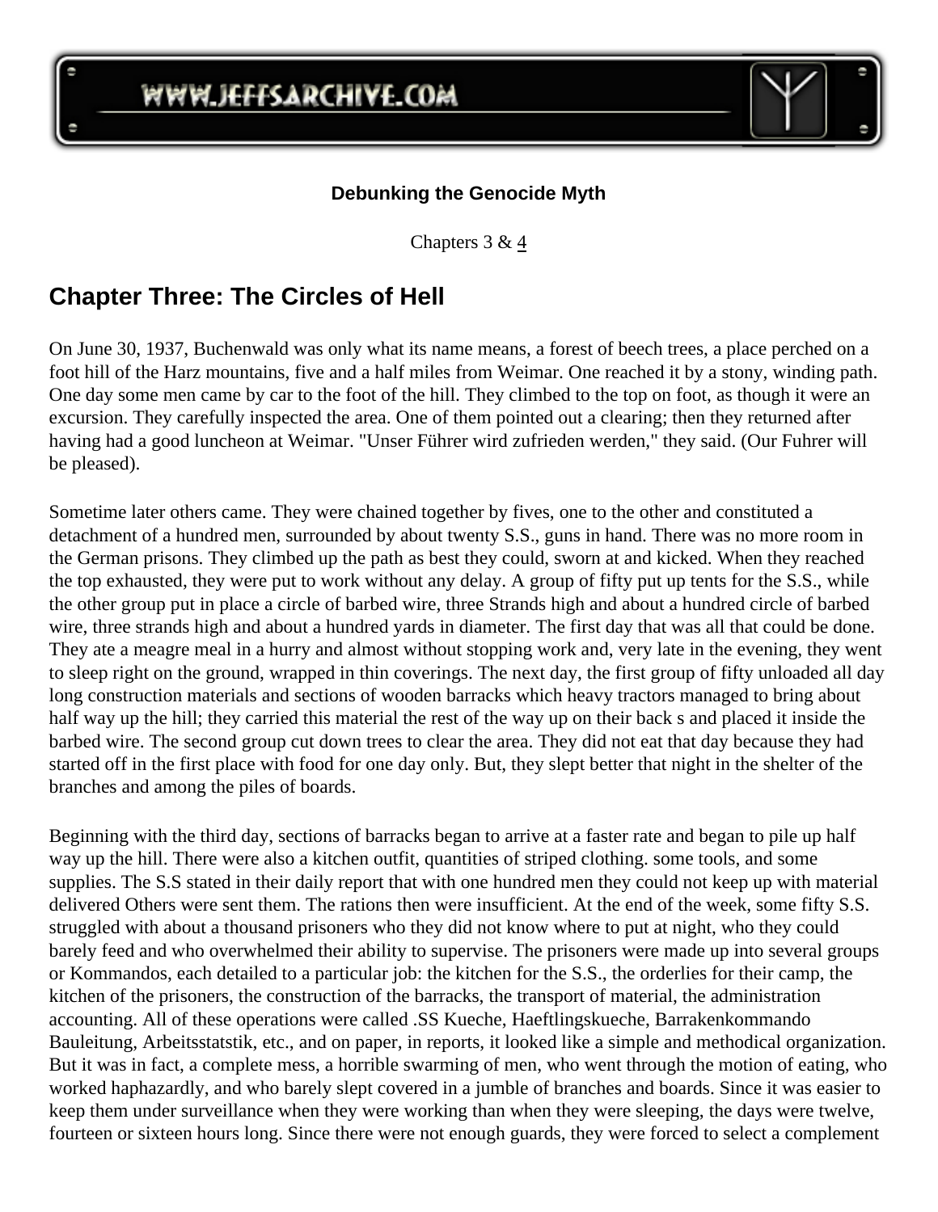**Debunking the Genocide Myth**

Chapters 3 & 4

## Chapter Three: The Circles of Hell

On June 30, 1937, Buchenwald was only what its name means, a forest of beech trees, a place perched on a foot hill of the Harz mountains, five and a half miles from Weimar. One reached it by a stony, winding path. One day some men came by car to the foot of the hill. They climbed to the top on foot, as though it were an excursion. They carefully inspected the area. One of them pointed out a clearing; then they returned after having had a good luncheon at Weimar. "Unser Führer wird zufrieden werden," they said. (Our Fuhrer will be pleased).

Sometime later others came. They were chained together by fives, one to the other and constituted a detachment of a hundred men, surrounded by about twenty S.S., guns in hand. There was no more room in the German prisons. They climbed up the path as best they could, sworn at and kicked. When they reached the top exhausted, they were put to work without any delay. A group of fifty put up tents for the S.S., while the other group put in place a circle of barbed wire, three Strands high and about a hundred circle of barbed wire, three strands high and about a hundred yards in diameter. The first day that was all that could be done. They ate a meagre meal in a hurry and almost without stopping work and, very late in the evening, they went to sleep right on the ground, wrapped in thin coverings. The next day, the first group of fifty unloaded all day long construction materials and sections of wooden barracks which heavy tractors managed to bring about half way up the hill; they carried this material the rest of the way up on their back s and placed it inside the barbed wire. The second group cut down trees to clear the area. They did not eat that day because they had started off in the first place with food for one day only. But, they slept better that night in the shelter of the branches and among the piles of boards.

Beginning with the third day, sections of barracks began to arrive at a faster rate and began to pile up half way up the hill. There were also a kitchen outfit, quantities of striped clothing. some tools, and some supplies. The S.S stated in their daily report that with one hundred men they could not keep up with material delivered Others were sent them. The rations then were insufficient. At the end of the week, some fifty S.S. struggled with about a thousand prisoners who they did not know where to put at night, who they could barely feed and who overwhelmed their ability to supervise. The prisoners were made up into several groups or Kommandos, each detailed to a particular job: the kitchen for the S.S., the orderlies for their camp, the kitchen of the prisoners, the construction of the barracks, the transport of material, the administration accounting. All of these operations were called .SS Kueche, Haeftlingskueche, Barrakenkommando Bauleitung, Arbeitsstatstik, etc., and on paper, in reports, it looked like a simple and methodical organization. But it was in fact, a complete mess, a horrible swarming of men, who went through the motion of eating, who worked haphazardly, and who barely slept covered in a jumble of branches and boards. Since it was easier to keep them under surveillance when they were working than when they were sleeping, the days were twelve, fourteen or sixteen hours long. Since there were not enough guards, they were forced to select a complement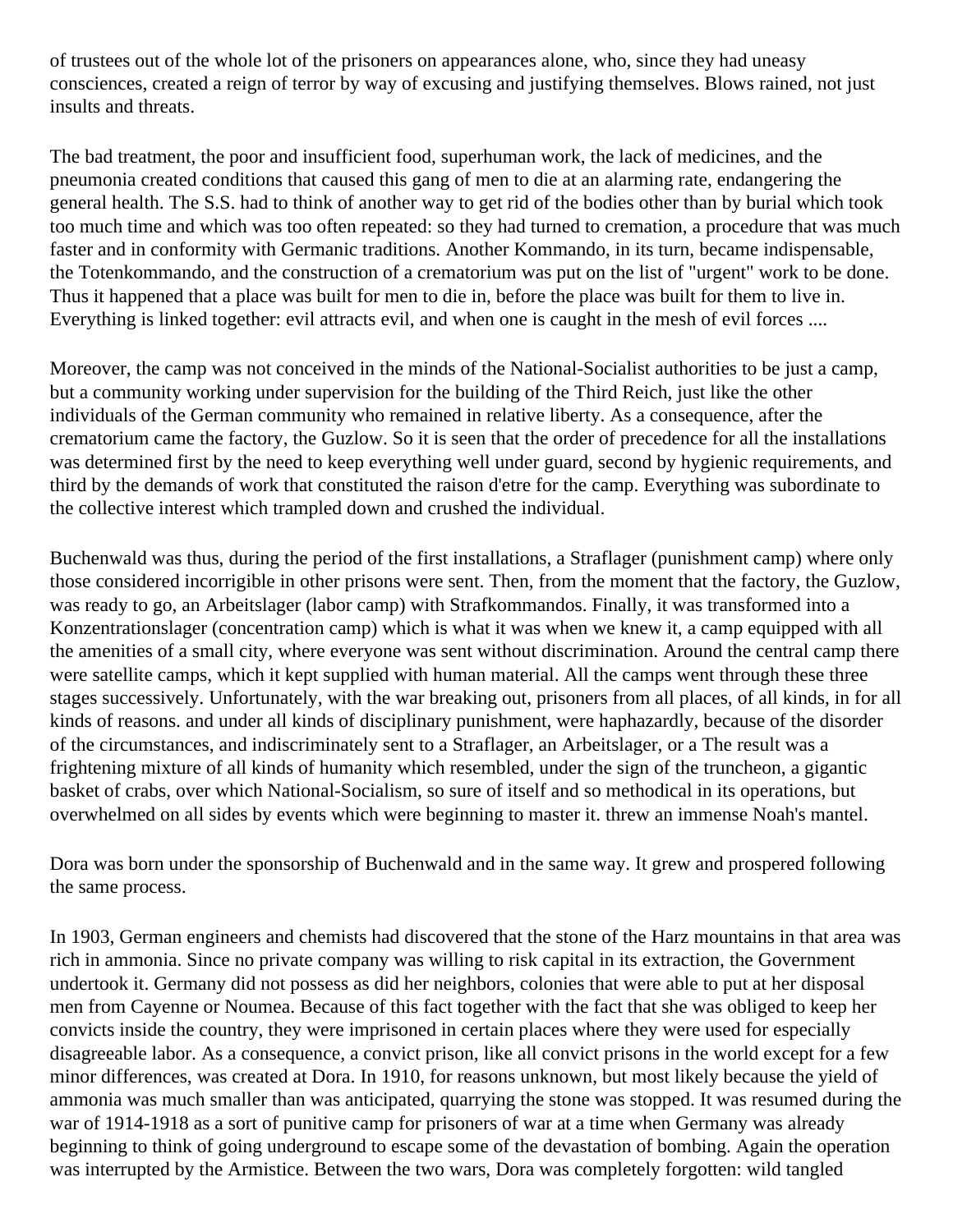of trustees out of the whole lot of the prisoners on appearances alone, who, since they had uneasy consciences, created a reign of terror by way of excusing and justifying themselves. Blows rained, not just insults and threats.

The bad treatment, the poor and insufficient food, superhuman work, the lack of medicines, and the pneumonia created conditions that caused this gang of men to die at an alarming rate, endangering the general health. The S.S. had to think of another way to get rid of the bodies other than by burial which took too much time and which was too often repeated: so they had turned to cremation, a procedure that was much faster and in conformity with Germanic traditions. Another Kommando, in its turn, became indispensable, the Totenkommando, and the construction of a crematorium was put on the list of "urgent" work to be done. Thus it happened that a place was built for men to die in, before the place was built for them to live in. Everything is linked together: evil attracts evil, and when one is caught in the mesh of evil forces ....

Moreover, the camp was not conceived in the minds of the National-Socialist authorities to be just a camp, but a community working under supervision for the building of the Third Reich, just like the other individuals of the German community who remained in relative liberty. As a consequence, after the crematorium came the factory, the Guzlow. So it is seen that the order of precedence for all the installations was determined first by the need to keep everything well under guard, second by hygienic requirements, and third by the demands of work that constituted the raison d'etre for the camp. Everything was subordinate to the collective interest which trampled down and crushed the individual.

Buchenwald was thus, during the period of the first installations, a Straflager (punishment camp) where only those considered incorrigible in other prisons were sent. Then, from the moment that the factory, the Guzlow, was ready to go, an Arbeitslager (labor camp) with Strafkommandos. Finally, it was transformed into a Konzentrationslager (concentration camp) which is what it was when we knew it, a camp equipped with all the amenities of a small city, where everyone was sent without discrimination. Around the central camp there were satellite camps, which it kept supplied with human material. All the camps went through these three stages successively. Unfortunately, with the war breaking out, prisoners from all places, of all kinds, in for all kinds of reasons. and under all kinds of disciplinary punishment, were haphazardly, because of the disorder of the circumstances, and indiscriminately sent to a Straflager, an Arbeitslager, or a The result was a frightening mixture of all kinds of humanity which resembled, under the sign of the truncheon, a gigantic basket of crabs, over which National-Socialism, so sure of itself and so methodical in its operations, but overwhelmed on all sides by events which were beginning to master it. threw an immense Noah's mantel.

Dora was born under the sponsorship of Buchenwald and in the same way. It grew and prospered following the same process.

In 1903, German engineers and chemists had discovered that the stone of the Harz mountains in that area was rich in ammonia. Since no private company was willing to risk capital in its extraction, the Government undertook it. Germany did not possess as did her neighbors, colonies that were able to put at her disposal men from Cayenne or Noumea. Because of this fact together with the fact that she was obliged to keep her convicts inside the country, they were imprisoned in certain places where they were used for especially disagreeable labor. As a consequence, a convict prison, like all convict prisons in the world except for a few minor differences, was created at Dora. In 1910, for reasons unknown, but most likely because the yield of ammonia was much smaller than was anticipated, quarrying the stone was stopped. It was resumed during the war of 1914-1918 as a sort of punitive camp for prisoners of war at a time when Germany was already beginning to think of going underground to escape some of the devastation of bombing. Again the operation was interrupted by the Armistice. Between the two wars, Dora was completely forgotten: wild tangled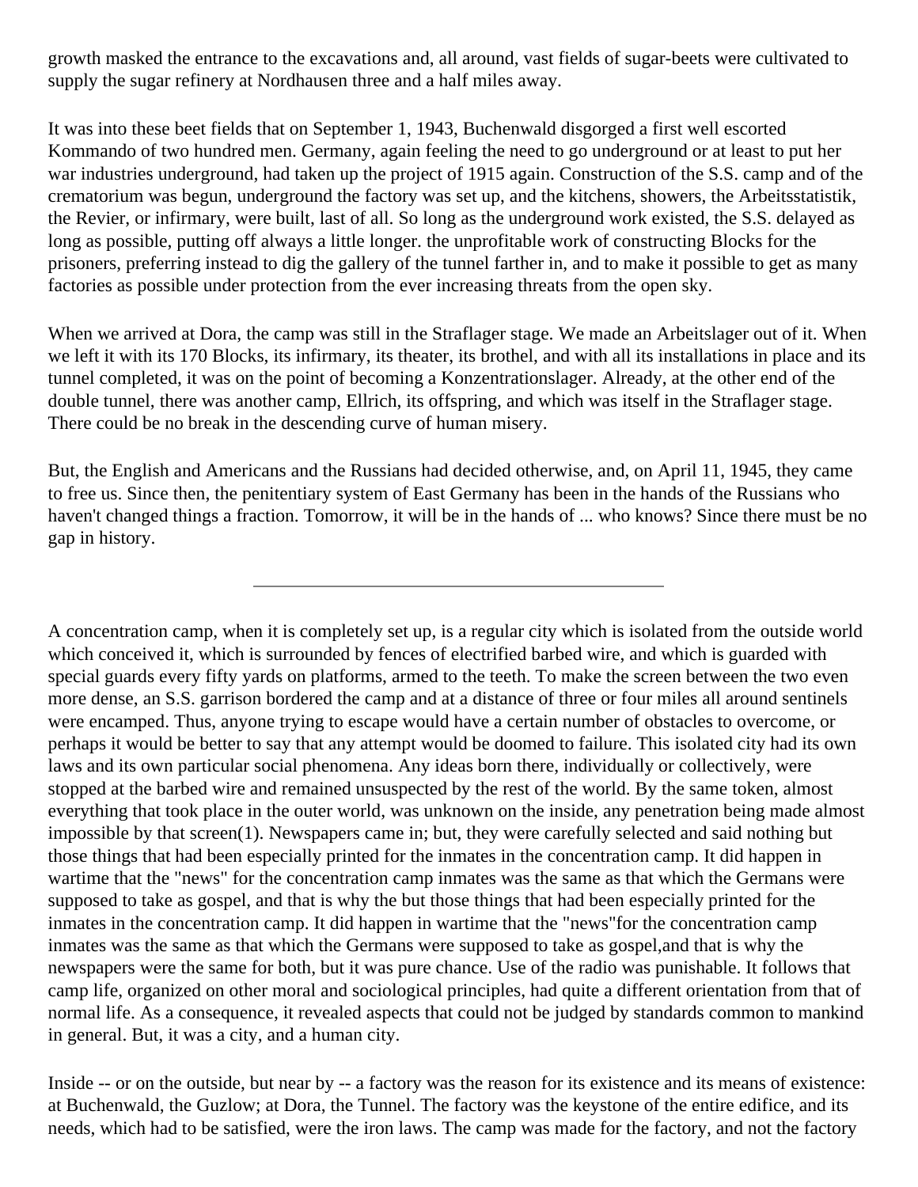growth masked the entrance to the excavations and, all around, vast fields of sugar-beets were cultivated to supply the sugar refinery at Nordhausen three and a half miles away.

It was into these beet fields that on September 1, 1943, Buchenwald disgorged a first well escorted Kommando of two hundred men. Germany, again feeling the need to go underground or at least to put her war industries underground, had taken up the project of 1915 again. Construction of the S.S. camp and of the crematorium was begun, underground the factory was set up, and the kitchens, showers, the Arbeitsstatistik, the Revier, or infirmary, were built, last of all. So long as the underground work existed, the S.S. delayed as long as possible, putting off always a little longer. the unprofitable work of constructing Blocks for the prisoners, preferring instead to dig the gallery of the tunnel farther in, and to make it possible to get as many factories as possible under protection from the ever increasing threats from the open sky.

When we arrived at Dora, the camp was still in the Straflager stage. We made an Arbeitslager out of it. When we left it with its 170 Blocks, its infirmary, its theater, its brothel, and with all its installations in place and its tunnel completed, it was on the point of becoming a Konzentrationslager. Already, at the other end of the double tunnel, there was another camp, Ellrich, its offspring, and which was itself in the Straflager stage. There could be no break in the descending curve of human misery.

But, the English and Americans and the Russians had decided otherwise, and, on April 11, 1945, they came to free us. Since then, the penitentiary system of East Germany has been in the hands of the Russians who haven't changed things a fraction. Tomorrow, it will be in the hands of ... who knows? Since there must be no gap in history.

---

A concentration camp, when it is completely set up, is a regular city which is isolated from the outside world which conceived it, which is surrounded by fences of electrified barbed wire, and which is guarded with special guards every fifty yards on platforms, armed to the teeth. To make the screen between the two even more dense, an S.S. garrison bordered the camp and at a distance of three or four miles all around sentinels were encamped. Thus, anyone trying to escape would have a certain number of obstacles to overcome, or perhaps it would be better to say that any attempt would be doomed to failure. This isolated city had its own laws and its own particular social phenomena. Any ideas born there, individually or collectively, were stopped at the barbed wire and remained unsuspected by the rest of the world. By the same token, almost everything that took place in the outer world, was unknown on the inside, any penetration being made almost impossible by that screen(1). Newspapers came in; but, they were carefully selected and said nothing but those things that had been especially printed for the inmates in the concentration camp. It did happen in wartime that the "news" for the concentration camp inmates was the same as that which the Germans were supposed to take as gospel, and that is why the but those things that had been especially printed for the inmates in the concentration camp. It did happen in wartime that the "news"for the concentration camp inmates was the same as that which the Germans were supposed to take as gospel,and that is why the newspapers were the same for both, but it was pure chance. Use of the radio was punishable. It follows that camp life, organized on other moral and sociological principles, had quite a different orientation from that of normal life. As a consequence, it revealed aspects that could not be judged by standards common to mankind in general. But, it was a city, and a human city.

Inside -- or on the outside, but near by -- a factory was the reason for its existence and its means of existence: at Buchenwald, the Guzlow; at Dora, the Tunnel. The factory was the keystone of the entire edifice, and its needs, which had to be satisfied, were the iron laws. The camp was made for the factory, and not the factory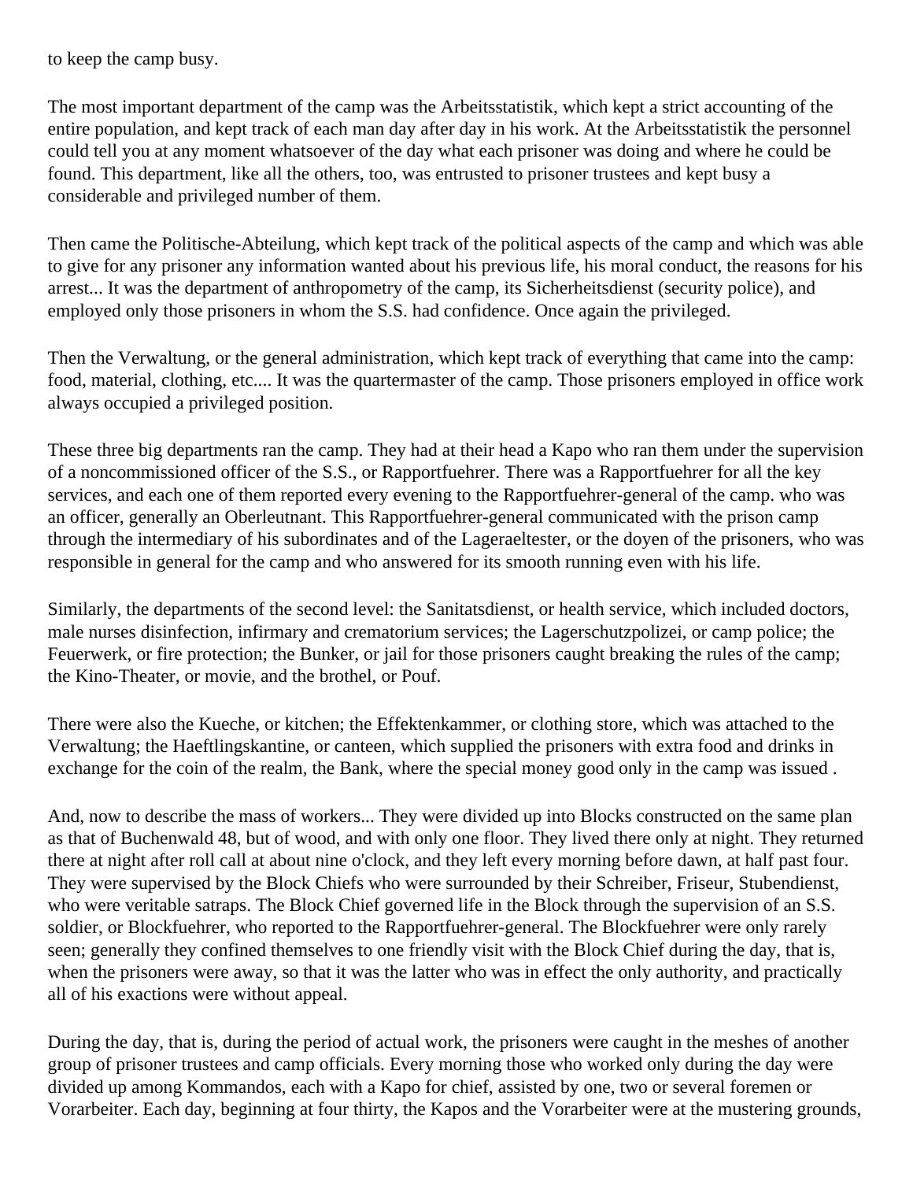to keep the camp busy.

The most important department of the camp was the Arbeitsstatistik, which kept a strict accounting of the entire population, and kept track of each man day after day in his work. At the Arbeitsstatistik the personnel could tell you at any moment whatsoever of the day what each prisoner was doing and where he could be found. This department, like all the others, too, was entrusted to prisoner trustees and kept busy a considerable and privileged number of them.

Then came the Politische-Abteilung, which kept track of the political aspects of the camp and which was able to give for any prisoner any information wanted about his previous life, his moral conduct, the reasons for his arrest... It was the department of anthropometry of the camp, its Sicherheitsdienst (security police), and employed only those prisoners in whom the S.S. had confidence. Once again the privileged.

Then the Verwaltung, or the general administration, which kept track of everything that came into the camp: food, material, clothing, etc.... It was the quartermaster of the camp. Those prisoners employed in office work always occupied a privileged position.

These three big departments ran the camp. They had at their head a Kapo who ran them under the supervision of a noncommissioned officer of the S.S., or Rapportfuehrer. There was a Rapportfuehrer for all the key services, and each one of them reported every evening to the Rapportfuehrer-general of the camp. who was an officer, generally an Oberleutnant. This Rapportfuehrer-general communicated with the prison camp through the intermediary of his subordinates and of the Lageraeltester, or the doyen of the prisoners, who was responsible in general for the camp and who answered for its smooth running even with his life.

Similarly, the departments of the second level: the Sanitatsdienst, or health service, which included doctors, male nurses disinfection, infirmary and crematorium services; the Lagerschutzpolizei, or camp police; the Feuerwerk, or fire protection; the Bunker, or jail for those prisoners caught breaking the rules of the camp; the Kino-Theater, or movie, and the brothel, or Pouf.

There were also the Kueche, or kitchen; the Effektenkammer, or clothing store, which was attached to the Verwaltung; the Haeftlingskantine, or canteen, which supplied the prisoners with extra food and drinks in exchange for the coin of the realm, the Bank, where the special money good only in the camp was issued .

And, now to describe the mass of workers... They were divided up into Blocks constructed on the same plan as that of Buchenwald 48, but of wood, and with only one floor. They lived there only at night. They returned there at night after roll call at about nine o'clock, and they left every morning before dawn, at half past four. They were supervised by the Block Chiefs who were surrounded by their Schreiber, Friseur, Stubendienst, who were veritable satraps. The Block Chief governed life in the Block through the supervision of an S.S. soldier, or Blockfuehrer, who reported to the Rapportfuehrer-general. The Blockfuehrer were only rarely seen; generally they confined themselves to one friendly visit with the Block Chief during the day, that is, when the prisoners were away, so that it was the latter who was in effect the only authority, and practically all of his exactions were without appeal.

During the day, that is, during the period of actual work, the prisoners were caught in the meshes of another group of prisoner trustees and camp officials. Every morning those who worked only during the day were divided up among Kommandos, each with a Kapo for chief, assisted by one, two or several foremen or Vorarbeiter. Each day, beginning at four thirty, the Kapos and the Vorarbeiter were at the mustering grounds,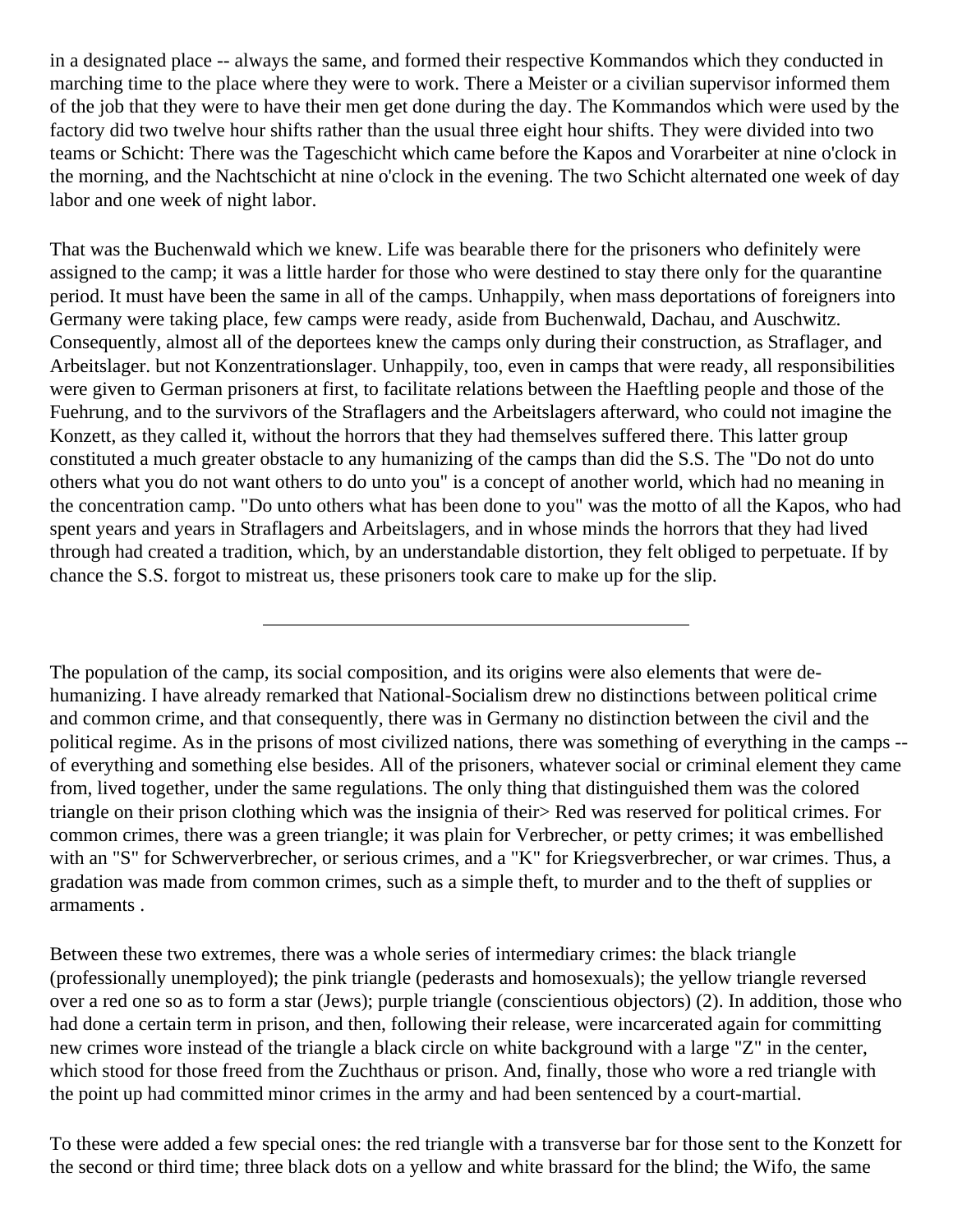in a designated place -- always the same, and formed their respective Kommandos which they conducted in marching time to the place where they were to work. There a Meister or a civilian supervisor informed them of the job that they were to have their men get done during the day. The Kommandos which were used by the factory did two twelve hour shifts rather than the usual three eight hour shifts. They were divided into two teams or Schicht: There was the Tageschicht which came before the Kapos and Vorarbeiter at nine o'clock in the morning, and the Nachtschicht at nine o'clock in the evening. The two Schicht alternated one week of day labor and one week of night labor.

That was the Buchenwald which we knew. Life was bearable there for the prisoners who definitely were assigned to the camp; it was a little harder for those who were destined to stay there only for the quarantine period. It must have been the same in all of the camps. Unhappily, when mass deportations of foreigners into Germany were taking place, few camps were ready, aside from Buchenwald, Dachau, and Auschwitz. Consequently, almost all of the deportees knew the camps only during their construction, as Straflager, and Arbeitslager. but not Konzentrationslager. Unhappily, too, even in camps that were ready, all responsibilities were given to German prisoners at first, to facilitate relations between the Haeftling people and those of the Fuehrung, and to the survivors of the Straflagers and the Arbeitslagers afterward, who could not imagine the Konzett, as they called it, without the horrors that they had themselves suffered there. This latter group constituted a much greater obstacle to any humanizing of the camps than did the S.S. The "Do not do unto others what you do not want others to do unto you" is a concept of another world, which had no meaning in the concentration camp. "Do unto others what has been done to you" was the motto of all the Kapos, who had spent years and years in Straflagers and Arbeitslagers, and in whose minds the horrors that they had lived through had created a tradition, which, by an understandable distortion, they felt obliged to perpetuate. If by chance the S.S. forgot to mistreat us, these prisoners took care to make up for the slip.

---

The population of the camp, its social composition, and its origins were also elements that were de-humanizing. I have already remarked that National-Socialism drew no distinctions between political crime and common crime, and that consequently, there was in Germany no distinction between the civil and the political regime. As in the prisons of most civilized nations, there was something of everything in the camps -- of everything and something else besides. All of the prisoners, whatever social or criminal element they came from, lived together, under the same regulations. The only thing that distinguished them was the colored triangle on their prison clothing which was the insignia of their> Red was reserved for political crimes. For common crimes, there was a green triangle; it was plain for Verbrecher, or petty crimes; it was embellished with an "S" for Schwerverbrecher, or serious crimes, and a "K" for Kriegsverbrecher, or war crimes. Thus, a gradation was made from common crimes, such as a simple theft, to murder and to the theft of supplies or armaments .

Between these two extremes, there was a whole series of intermediary crimes: the black triangle (professionally unemployed); the pink triangle (pederasts and homosexuals); the yellow triangle reversed over a red one so as to form a star (Jews); purple triangle (conscientious objectors) (2). In addition, those who had done a certain term in prison, and then, following their release, were incarcerated again for committing new crimes wore instead of the triangle a black circle on white background with a large "Z" in the center, which stood for those freed from the Zuchthaus or prison. And, finally, those who wore a red triangle with the point up had committed minor crimes in the army and had been sentenced by a court-martial.

To these were added a few special ones: the red triangle with a transverse bar for those sent to the Konzett for the second or third time; three black dots on a yellow and white brassard for the blind; the Wifo, the same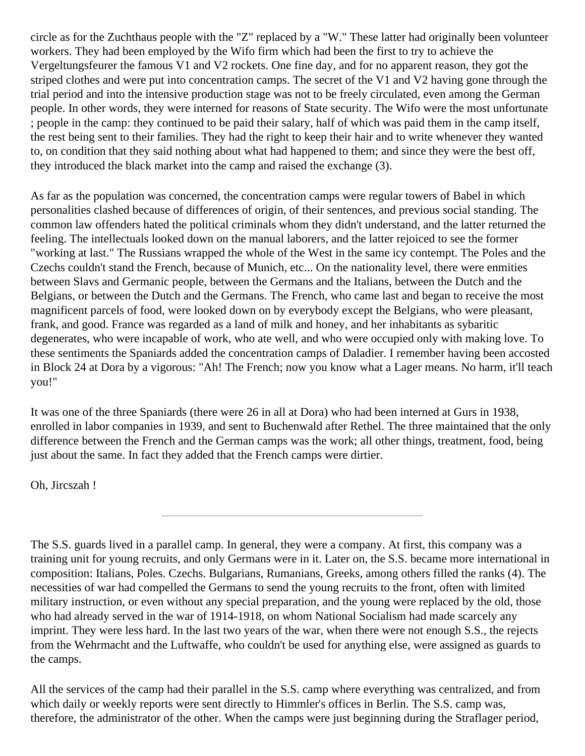circle as for the Zuchthaus people with the "Z" replaced by a "W." These latter had originally been volunteer workers. They had been employed by the Wifo firm which had been the first to try to achieve the Vergeltungsfeurer the famous V1 and V2 rockets. One fine day, and for no apparent reason, they got the striped clothes and were put into concentration camps. The secret of the V1 and V2 having gone through the trial period and into the intensive production stage was not to be freely circulated, even among the German people. In other words, they were interned for reasons of State security. The Wifo were the most unfortunate ; people in the camp: they continued to be paid their salary, half of which was paid them in the camp itself, the rest being sent to their families. They had the right to keep their hair and to write whenever they wanted to, on condition that they said nothing about what had happened to them; and since they were the best off, they introduced the black market into the camp and raised the exchange (3).

As far as the population was concerned, the concentration camps were regular towers of Babel in which personalities clashed because of differences of origin, of their sentences, and previous social standing. The common law offenders hated the political criminals whom they didn't understand, and the latter returned the feeling. The intellectuals looked down on the manual laborers, and the latter rejoiced to see the former "working at last." The Russians wrapped the whole of the West in the same icy contempt. The Poles and the Czechs couldn't stand the French, because of Munich, etc... On the nationality level, there were enmities between Slavs and Germanic people, between the Germans and the Italians, between the Dutch and the Belgians, or between the Dutch and the Germans. The French, who came last and began to receive the most magnificent parcels of food, were looked down on by everybody except the Belgians, who were pleasant, frank, and good. France was regarded as a land of milk and honey, and her inhabitants as sybaritic degenerates, who were incapable of work, who ate well, and who were occupied only with making love. To these sentiments the Spaniards added the concentration camps of Daladier. I remember having been accosted in Block 24 at Dora by a vigorous: "Ah! The French; now you know what a Lager means. No harm, it'll teach you!"

It was one of the three Spaniards (there were 26 in all at Dora) who had been interned at Gurs in 1938, enrolled in labor companies in 1939, and sent to Buchenwald after Rethel. The three maintained that the only difference between the French and the German camps was the work; all other things, treatment, food, being just about the same. In fact they added that the French camps were dirtier.

Oh, Jircszah !

---

The S.S. guards lived in a parallel camp. In general, they were a company. At first, this company was a training unit for young recruits, and only Germans were in it. Later on, the S.S. became more international in composition: Italians, Poles. Czechs. Bulgarians, Rumanians, Greeks, among others filled the ranks (4). The necessities of war had compelled the Germans to send the young recruits to the front, often with limited military instruction, or even without any special preparation, and the young were replaced by the old, those who had already served in the war of 1914-1918, on whom National Socialism had made scarcely any imprint. They were less hard. In the last two years of the war, when there were not enough S.S., the rejects from the Wehrmacht and the Luftwaffe, who couldn't be used for anything else, were assigned as guards to the camps.

All the services of the camp had their parallel in the S.S. camp where everything was centralized, and from which daily or weekly reports were sent directly to Himmler's offices in Berlin. The S.S. camp was, therefore, the administrator of the other. When the camps were just beginning during the Straflager period,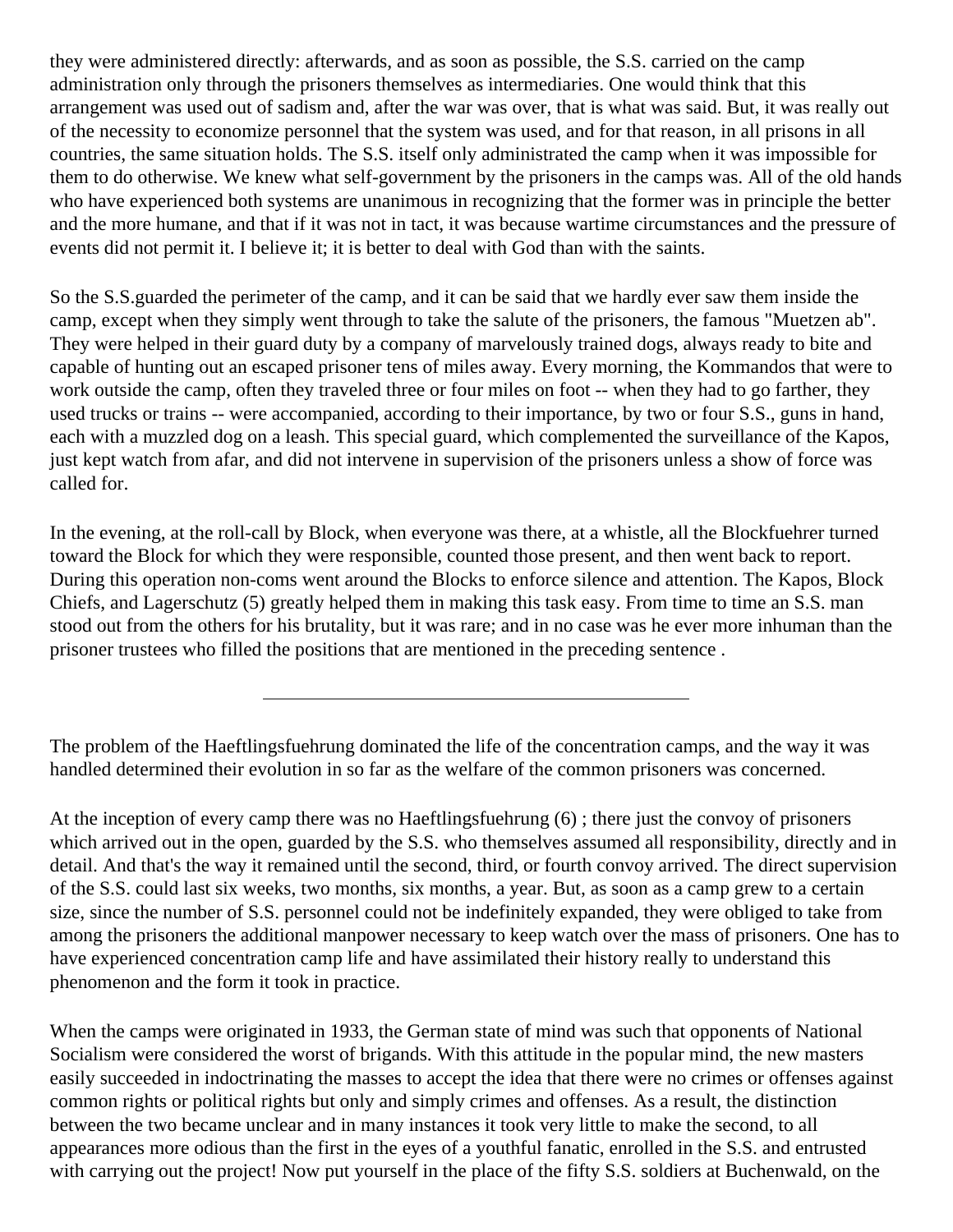they were administered directly: afterwards, and as soon as possible, the S.S. carried on the camp administration only through the prisoners themselves as intermediaries. One would think that this arrangement was used out of sadism and, after the war was over, that is what was said. But, it was really out of the necessity to economize personnel that the system was used, and for that reason, in all prisons in all countries, the same situation holds. The S.S. itself only administrated the camp when it was impossible for them to do otherwise. We knew what self-government by the prisoners in the camps was. All of the old hands who have experienced both systems are unanimous in recognizing that the former was in principle the better and the more humane, and that if it was not in tact, it was because wartime circumstances and the pressure of events did not permit it. I believe it; it is better to deal with God than with the saints.

So the S.S.guarded the perimeter of the camp, and it can be said that we hardly ever saw them inside the camp, except when they simply went through to take the salute of the prisoners, the famous "Muetzen ab". They were helped in their guard duty by a company of marvelously trained dogs, always ready to bite and capable of hunting out an escaped prisoner tens of miles away. Every morning, the Kommandos that were to work outside the camp, often they traveled three or four miles on foot -- when they had to go farther, they used trucks or trains -- were accompanied, according to their importance, by two or four S.S., guns in hand, each with a muzzled dog on a leash. This special guard, which complemented the surveillance of the Kapos, just kept watch from afar, and did not intervene in supervision of the prisoners unless a show of force was called for.

In the evening, at the roll-call by Block, when everyone was there, at a whistle, all the Blockfuehrer turned toward the Block for which they were responsible, counted those present, and then went back to report. During this operation non-coms went around the Blocks to enforce silence and attention. The Kapos, Block Chiefs, and Lagerschutz (5) greatly helped them in making this task easy. From time to time an S.S. man stood out from the others for his brutality, but it was rare; and in no case was he ever more inhuman than the prisoner trustees who filled the positions that are mentioned in the preceding sentence .

---

The problem of the Haeftlingsfuehrung dominated the life of the concentration camps, and the way it was handled determined their evolution in so far as the welfare of the common prisoners was concerned.

At the inception of every camp there was no Haeftlingsfuehrung (6) ; there just the convoy of prisoners which arrived out in the open, guarded by the S.S. who themselves assumed all responsibility, directly and in detail. And that's the way it remained until the second, third, or fourth convoy arrived. The direct supervision of the S.S. could last six weeks, two months, six months, a year. But, as soon as a camp grew to a certain size, since the number of S.S. personnel could not be indefinitely expanded, they were obliged to take from among the prisoners the additional manpower necessary to keep watch over the mass of prisoners. One has to have experienced concentration camp life and have assimilated their history really to understand this phenomenon and the form it took in practice.

When the camps were originated in 1933, the German state of mind was such that opponents of National Socialism were considered the worst of brigands. With this attitude in the popular mind, the new masters easily succeeded in indoctrinating the masses to accept the idea that there were no crimes or offenses against common rights or political rights but only and simply crimes and offenses. As a result, the distinction between the two became unclear and in many instances it took very little to make the second, to all appearances more odious than the first in the eyes of a youthful fanatic, enrolled in the S.S. and entrusted with carrying out the project! Now put yourself in the place of the fifty S.S. soldiers at Buchenwald, on the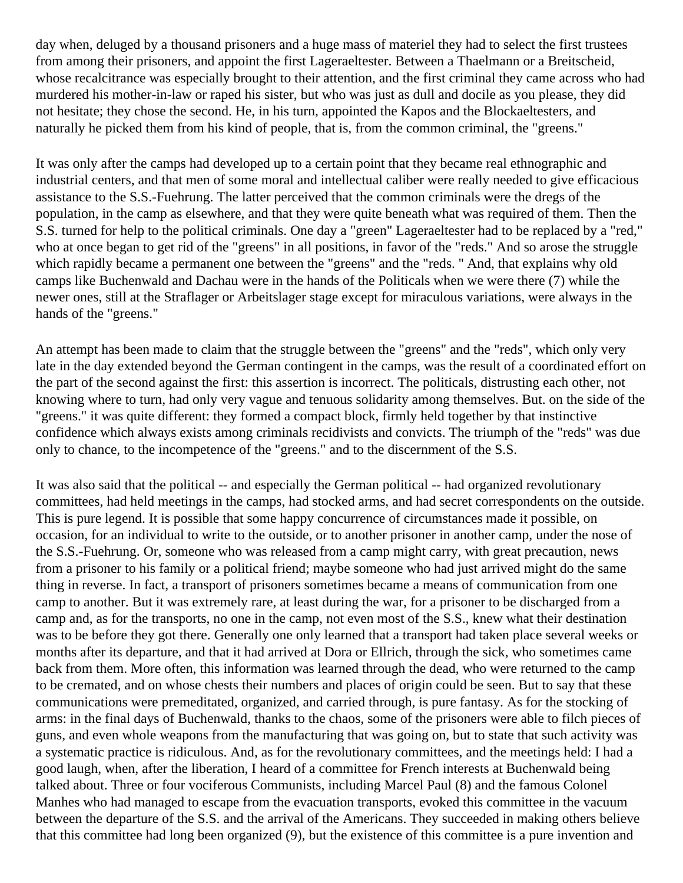day when, deluged by a thousand prisoners and a huge mass of materiel they had to select the first trustees from among their prisoners, and appoint the first Lageraeltester. Between a Thaelmann or a Breitscheid, whose recalcitrance was especially brought to their attention, and the first criminal they came across who had murdered his mother-in-law or raped his sister, but who was just as dull and docile as you please, they did not hesitate; they chose the second. He, in his turn, appointed the Kapos and the Blockaeltesters, and naturally he picked them from his kind of people, that is, from the common criminal, the "greens."

It was only after the camps had developed up to a certain point that they became real ethnographic and industrial centers, and that men of some moral and intellectual caliber were really needed to give efficacious assistance to the S.S.-Fuehrung. The latter perceived that the common criminals were the dregs of the population, in the camp as elsewhere, and that they were quite beneath what was required of them. Then the S.S. turned for help to the political criminals. One day a "green" Lageraeltester had to be replaced by a "red," who at once began to get rid of the "greens" in all positions, in favor of the "reds." And so arose the struggle which rapidly became a permanent one between the "greens" and the "reds. " And, that explains why old camps like Buchenwald and Dachau were in the hands of the Politicals when we were there (7) while the newer ones, still at the Straflager or Arbeitslager stage except for miraculous variations, were always in the hands of the "greens."

An attempt has been made to claim that the struggle between the "greens" and the "reds", which only very late in the day extended beyond the German contingent in the camps, was the result of a coordinated effort on the part of the second against the first: this assertion is incorrect. The politicals, distrusting each other, not knowing where to turn, had only very vague and tenuous solidarity among themselves. But. on the side of the "greens." it was quite different: they formed a compact block, firmly held together by that instinctive confidence which always exists among criminals recidivists and convicts. The triumph of the "reds" was due only to chance, to the incompetence of the "greens." and to the discernment of the S.S.

It was also said that the political -- and especially the German political -- had organized revolutionary committees, had held meetings in the camps, had stocked arms, and had secret correspondents on the outside. This is pure legend. It is possible that some happy concurrence of circumstances made it possible, on occasion, for an individual to write to the outside, or to another prisoner in another camp, under the nose of the S.S.-Fuehrung. Or, someone who was released from a camp might carry, with great precaution, news from a prisoner to his family or a political friend; maybe someone who had just arrived might do the same thing in reverse. In fact, a transport of prisoners sometimes became a means of communication from one camp to another. But it was extremely rare, at least during the war, for a prisoner to be discharged from a camp and, as for the transports, no one in the camp, not even most of the S.S., knew what their destination was to be before they got there. Generally one only learned that a transport had taken place several weeks or months after its departure, and that it had arrived at Dora or Ellrich, through the sick, who sometimes came back from them. More often, this information was learned through the dead, who were returned to the camp to be cremated, and on whose chests their numbers and places of origin could be seen. But to say that these communications were premeditated, organized, and carried through, is pure fantasy. As for the stocking of arms: in the final days of Buchenwald, thanks to the chaos, some of the prisoners were able to filch pieces of guns, and even whole weapons from the manufacturing that was going on, but to state that such activity was a systematic practice is ridiculous. And, as for the revolutionary committees, and the meetings held: I had a good laugh, when, after the liberation, I heard of a committee for French interests at Buchenwald being talked about. Three or four vociferous Communists, including Marcel Paul (8) and the famous Colonel Manhes who had managed to escape from the evacuation transports, evoked this committee in the vacuum between the departure of the S.S. and the arrival of the Americans. They succeeded in making others believe that this committee had long been organized (9), but the existence of this committee is a pure invention and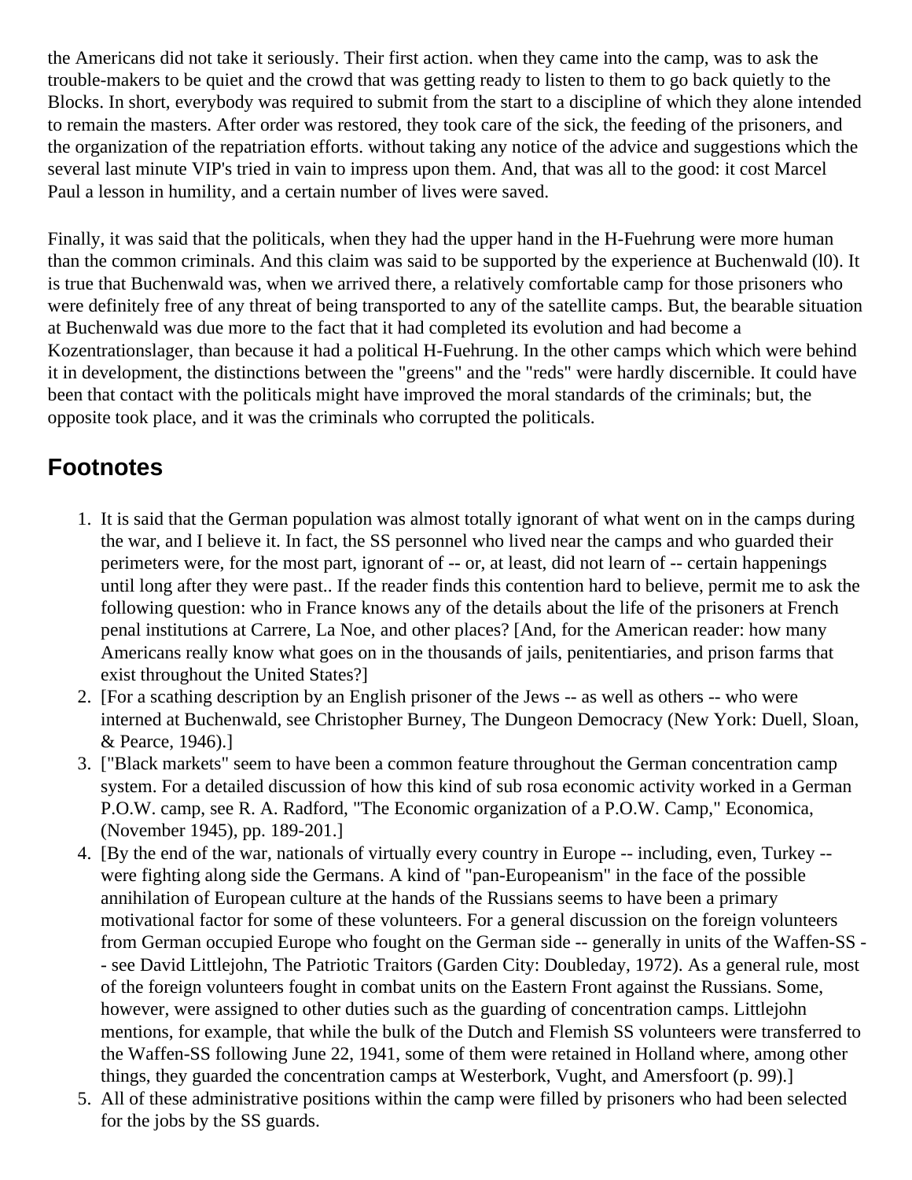the Americans did not take it seriously. Their first action. when they came into the camp, was to ask the trouble-makers to be quiet and the crowd that was getting ready to listen to them to go back quietly to the Blocks. In short, everybody was required to submit from the start to a discipline of which they alone intended to remain the masters. After order was restored, they took care of the sick, the feeding of the prisoners, and the organization of the repatriation efforts. without taking any notice of the advice and suggestions which the several last minute VIP's tried in vain to impress upon them. And, that was all to the good: it cost Marcel Paul a lesson in humility, and a certain number of lives were saved.

Finally, it was said that the politicals, when they had the upper hand in the H-Fuehrung were more human than the common criminals. And this claim was said to be supported by the experience at Buchenwald (l0). It is true that Buchenwald was, when we arrived there, a relatively comfortable camp for those prisoners who were definitely free of any threat of being transported to any of the satellite camps. But, the bearable situation at Buchenwald was due more to the fact that it had completed its evolution and had become a Kozentrationslager, than because it had a political H-Fuehrung. In the other camps which which were behind it in development, the distinctions between the "greens" and the "reds" were hardly discernible. It could have been that contact with the politicals might have improved the moral standards of the criminals; but, the opposite took place, and it was the criminals who corrupted the politicals.

## Footnotes

1. It is said that the German population was almost totally ignorant of what went on in the camps during the war, and I believe it. In fact, the SS personnel who lived near the camps and who guarded their perimeters were, for the most part, ignorant of -- or, at least, did not learn of -- certain happenings until long after they were past.. If the reader finds this contention hard to believe, permit me to ask the following question: who in France knows any of the details about the life of the prisoners at French penal institutions at Carrere, La Noe, and other places? [And, for the American reader: how many Americans really know what goes on in the thousands of jails, penitentiaries, and prison farms that exist throughout the United States?]
2. [For a scathing description by an English prisoner of the Jews -- as well as others -- who were interned at Buchenwald, see Christopher Burney, The Dungeon Democracy (New York: Duell, Sloan, & Pearce, 1946).]
3. ["Black markets" seem to have been a common feature throughout the German concentration camp system. For a detailed discussion of how this kind of sub rosa economic activity worked in a German P.O.W. camp, see R. A. Radford, "The Economic organization of a P.O.W. Camp," Economica, (November 1945), pp. 189-201.]
4. [By the end of the war, nationals of virtually every country in Europe -- including, even, Turkey -- were fighting along side the Germans. A kind of "pan-Europeanism" in the face of the possible annihilation of European culture at the hands of the Russians seems to have been a primary motivational factor for some of these volunteers. For a general discussion on the foreign volunteers from German occupied Europe who fought on the German side -- generally in units of the Waffen-SS -- see David Littlejohn, The Patriotic Traitors (Garden City: Doubleday, 1972). As a general rule, most of the foreign volunteers fought in combat units on the Eastern Front against the Russians. Some, however, were assigned to other duties such as the guarding of concentration camps. Littlejohn mentions, for example, that while the bulk of the Dutch and Flemish SS volunteers were transferred to the Waffen-SS following June 22, 1941, some of them were retained in Holland where, among other things, they guarded the concentration camps at Westerbork, Vught, and Amersfoort (p. 99).]
5. All of these administrative positions within the camp were filled by prisoners who had been selected for the jobs by the SS guards.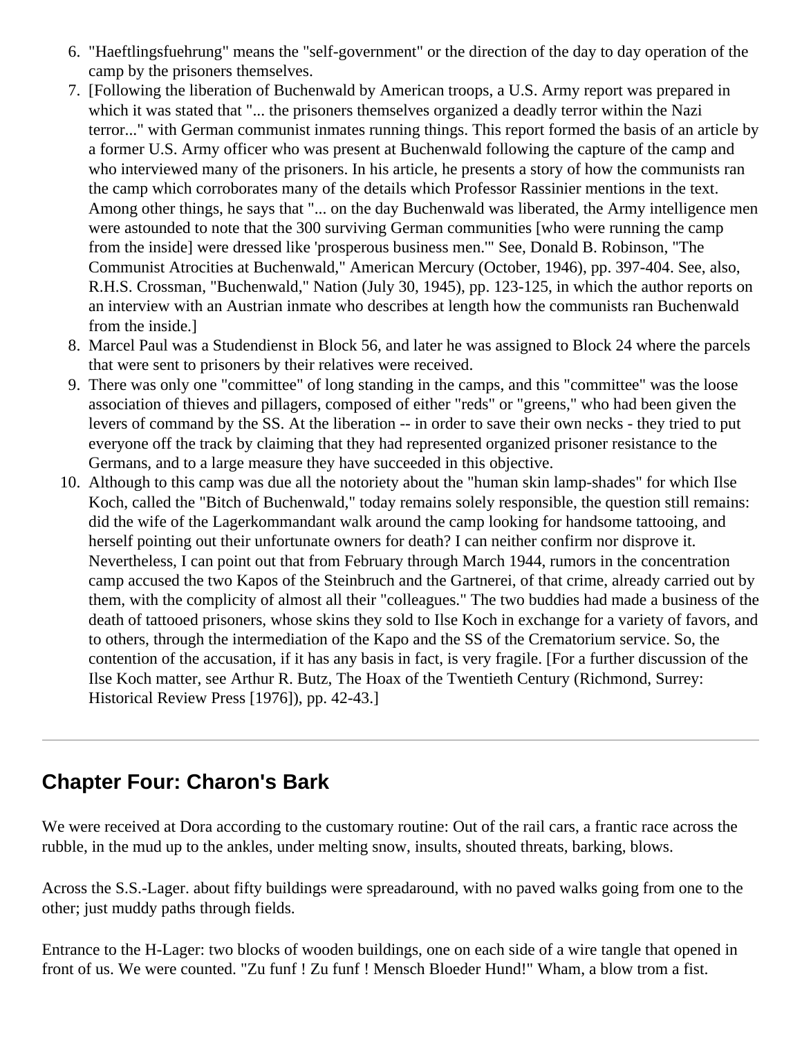6. "Haeftlingsfuehrung" means the "self-government" or the direction of the day to day operation of the camp by the prisoners themselves.
7. [Following the liberation of Buchenwald by American troops, a U.S. Army report was prepared in which it was stated that "... the prisoners themselves organized a deadly terror within the Nazi terror..." with German communist inmates running things. This report formed the basis of an article by a former U.S. Army officer who was present at Buchenwald following the capture of the camp and who interviewed many of the prisoners. In his article, he presents a story of how the communists ran the camp which corroborates many of the details which Professor Rassinier mentions in the text. Among other things, he says that "... on the day Buchenwald was liberated, the Army intelligence men were astounded to note that the 300 surviving German communities [who were running the camp from the inside] were dressed like 'prosperous business men.'" See, Donald B. Robinson, "The Communist Atrocities at Buchenwald," American Mercury (October, 1946), pp. 397-404. See, also, R.H.S. Crossman, "Buchenwald," Nation (July 30, 1945), pp. 123-125, in which the author reports on an interview with an Austrian inmate who describes at length how the communists ran Buchenwald from the inside.]
8. Marcel Paul was a Studendienst in Block 56, and later he was assigned to Block 24 where the parcels that were sent to prisoners by their relatives were received.
9. There was only one "committee" of long standing in the camps, and this "committee" was the loose association of thieves and pillagers, composed of either "reds" or "greens," who had been given the levers of command by the SS. At the liberation -- in order to save their own necks - they tried to put everyone off the track by claiming that they had represented organized prisoner resistance to the Germans, and to a large measure they have succeeded in this objective.
10. Although to this camp was due all the notoriety about the "human skin lamp-shades" for which Ilse Koch, called the "Bitch of Buchenwald," today remains solely responsible, the question still remains: did the wife of the Lagerkommandant walk around the camp looking for handsome tattooing, and herself pointing out their unfortunate owners for death? I can neither confirm nor disprove it. Nevertheless, I can point out that from February through March 1944, rumors in the concentration camp accused the two Kapos of the Steinbruch and the Gartnerei, of that crime, already carried out by them, with the complicity of almost all their "colleagues." The two buddies had made a business of the death of tattooed prisoners, whose skins they sold to Ilse Koch in exchange for a variety of favors, and to others, through the intermediation of the Kapo and the SS of the Crematorium service. So, the contention of the accusation, if it has any basis in fact, is very fragile. [For a further discussion of the Ilse Koch matter, see Arthur R. Butz, The Hoax of the Twentieth Century (Richmond, Surrey: Historical Review Press [1976]), pp. 42-43.]

---

## Chapter Four: Charon's Bark

We were received at Dora according to the customary routine: Out of the rail cars, a frantic race across the rubble, in the mud up to the ankles, under melting snow, insults, shouted threats, barking, blows.

Across the S.S.-Lager. about fifty buildings were spreadaround, with no paved walks going from one to the other; just muddy paths through fields.

Entrance to the H-Lager: two blocks of wooden buildings, one on each side of a wire tangle that opened in front of us. We were counted. "Zu funf ! Zu funf ! Mensch Bloeder Hund!" Wham, a blow trom a fist.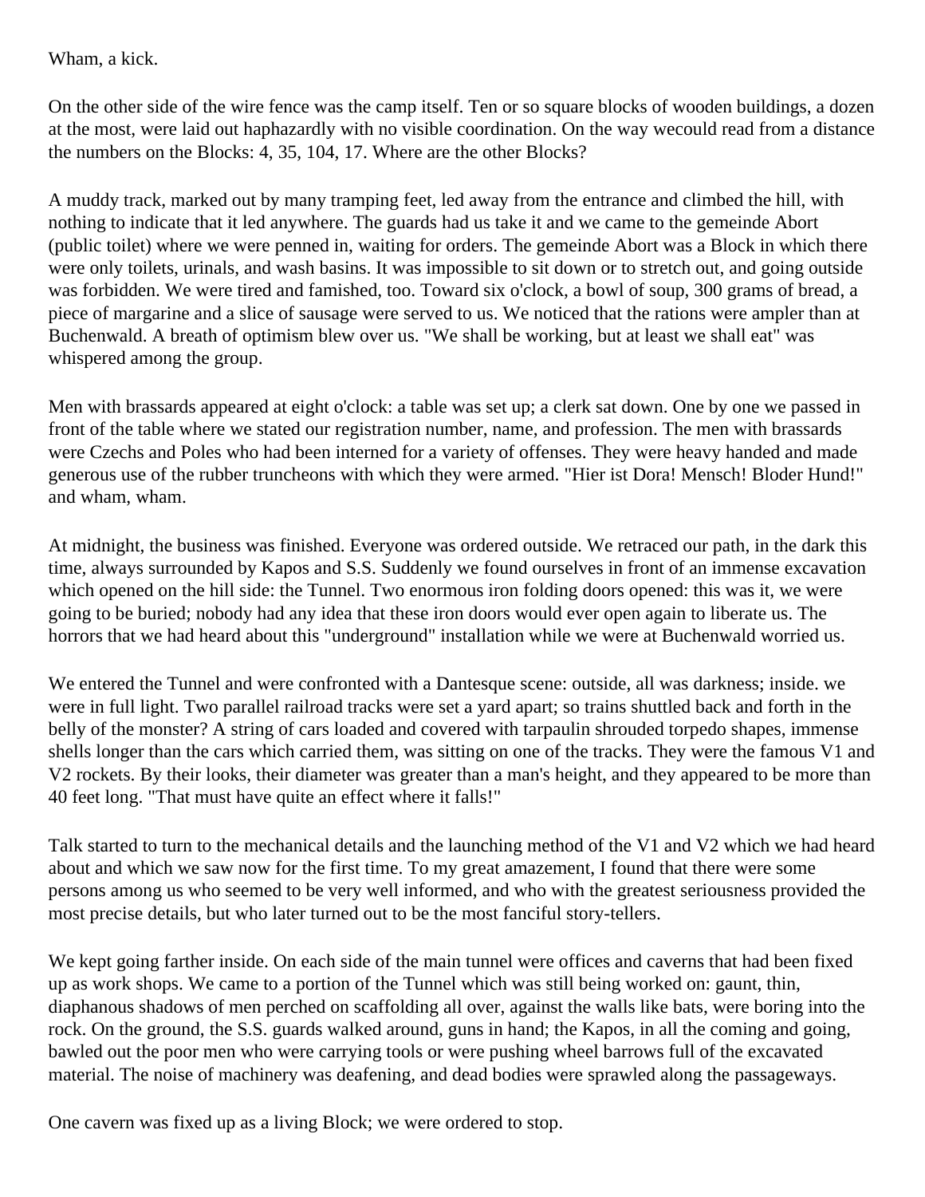Wham, a kick.

On the other side of the wire fence was the camp itself. Ten or so square blocks of wooden buildings, a dozen at the most, were laid out haphazardly with no visible coordination. On the way wecould read from a distance the numbers on the Blocks: 4, 35, 104, 17. Where are the other Blocks?

A muddy track, marked out by many tramping feet, led away from the entrance and climbed the hill, with nothing to indicate that it led anywhere. The guards had us take it and we came to the gemeinde Abort (public toilet) where we were penned in, waiting for orders. The gemeinde Abort was a Block in which there were only toilets, urinals, and wash basins. It was impossible to sit down or to stretch out, and going outside was forbidden. We were tired and famished, too. Toward six o'clock, a bowl of soup, 300 grams of bread, a piece of margarine and a slice of sausage were served to us. We noticed that the rations were ampler than at Buchenwald. A breath of optimism blew over us. "We shall be working, but at least we shall eat" was whispered among the group.

Men with brassards appeared at eight o'clock: a table was set up; a clerk sat down. One by one we passed in front of the table where we stated our registration number, name, and profession. The men with brassards were Czechs and Poles who had been interned for a variety of offenses. They were heavy handed and made generous use of the rubber truncheons with which they were armed. "Hier ist Dora! Mensch! Bloder Hund!" and wham, wham.

At midnight, the business was finished. Everyone was ordered outside. We retraced our path, in the dark this time, always surrounded by Kapos and S.S. Suddenly we found ourselves in front of an immense excavation which opened on the hill side: the Tunnel. Two enormous iron folding doors opened: this was it, we were going to be buried; nobody had any idea that these iron doors would ever open again to liberate us. The horrors that we had heard about this "underground" installation while we were at Buchenwald worried us.

We entered the Tunnel and were confronted with a Dantesque scene: outside, all was darkness; inside. we were in full light. Two parallel railroad tracks were set a yard apart; so trains shuttled back and forth in the belly of the monster? A string of cars loaded and covered with tarpaulin shrouded torpedo shapes, immense shells longer than the cars which carried them, was sitting on one of the tracks. They were the famous V1 and V2 rockets. By their looks, their diameter was greater than a man's height, and they appeared to be more than 40 feet long. "That must have quite an effect where it falls!"

Talk started to turn to the mechanical details and the launching method of the V1 and V2 which we had heard about and which we saw now for the first time. To my great amazement, I found that there were some persons among us who seemed to be very well informed, and who with the greatest seriousness provided the most precise details, but who later turned out to be the most fanciful story-tellers.

We kept going farther inside. On each side of the main tunnel were offices and caverns that had been fixed up as work shops. We came to a portion of the Tunnel which was still being worked on: gaunt, thin, diaphanous shadows of men perched on scaffolding all over, against the walls like bats, were boring into the rock. On the ground, the S.S. guards walked around, guns in hand; the Kapos, in all the coming and going, bawled out the poor men who were carrying tools or were pushing wheel barrows full of the excavated material. The noise of machinery was deafening, and dead bodies were sprawled along the passageways.

One cavern was fixed up as a living Block; we were ordered to stop.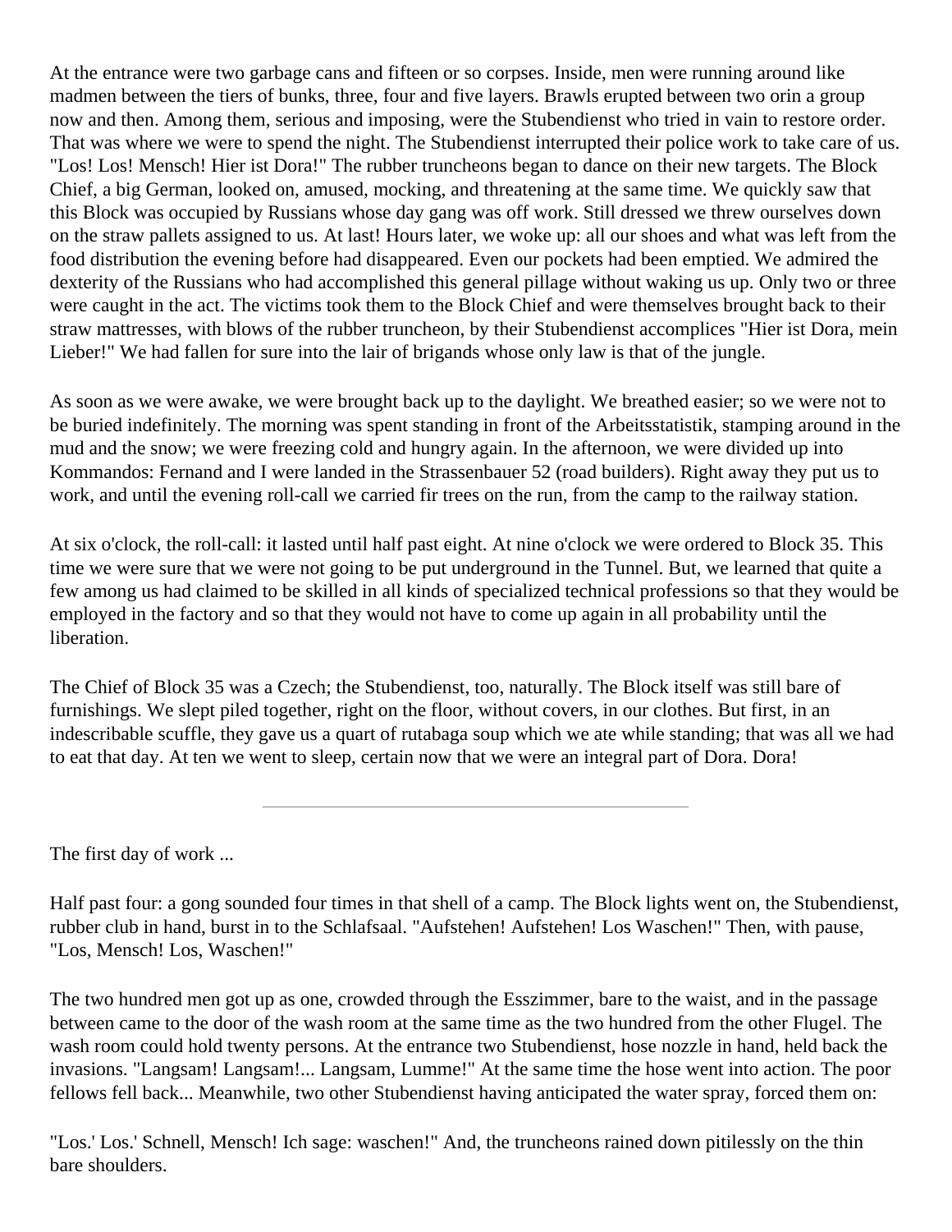At the entrance were two garbage cans and fifteen or so corpses. Inside, men were running around like madmen between the tiers of bunks, three, four and five layers. Brawls erupted between two orin a group now and then. Among them, serious and imposing, were the Stubendienst who tried in vain to restore order. That was where we were to spend the night. The Stubendienst interrupted their police work to take care of us. "Los! Los! Mensch! Hier ist Dora!" The rubber truncheons began to dance on their new targets. The Block Chief, a big German, looked on, amused, mocking, and threatening at the same time. We quickly saw that this Block was occupied by Russians whose day gang was off work. Still dressed we threw ourselves down on the straw pallets assigned to us. At last! Hours later, we woke up: all our shoes and what was left from the food distribution the evening before had disappeared. Even our pockets had been emptied. We admired the dexterity of the Russians who had accomplished this general pillage without waking us up. Only two or three were caught in the act. The victims took them to the Block Chief and were themselves brought back to their straw mattresses, with blows of the rubber truncheon, by their Stubendienst accomplices "Hier ist Dora, mein Lieber!" We had fallen for sure into the lair of brigands whose only law is that of the jungle.

As soon as we were awake, we were brought back up to the daylight. We breathed easier; so we were not to be buried indefinitely. The morning was spent standing in front of the Arbeitsstatistik, stamping around in the mud and the snow; we were freezing cold and hungry again. In the afternoon, we were divided up into Kommandos: Fernand and I were landed in the Strassenbauer 52 (road builders). Right away they put us to work, and until the evening roll-call we carried fir trees on the run, from the camp to the railway station.

At six o'clock, the roll-call: it lasted until half past eight. At nine o'clock we were ordered to Block 35. This time we were sure that we were not going to be put underground in the Tunnel. But, we learned that quite a few among us had claimed to be skilled in all kinds of specialized technical professions so that they would be employed in the factory and so that they would not have to come up again in all probability until the liberation.

The Chief of Block 35 was a Czech; the Stubendienst, too, naturally. The Block itself was still bare of furnishings. We slept piled together, right on the floor, without covers, in our clothes. But first, in an indescribable scuffle, they gave us a quart of rutabaga soup which we ate while standing; that was all we had to eat that day. At ten we went to sleep, certain now that we were an integral part of Dora. Dora!

---

The first day of work ...

Half past four: a gong sounded four times in that shell of a camp. The Block lights went on, the Stubendienst, rubber club in hand, burst in to the Schlafsaal. "Aufstehen! Aufstehen! Los Waschen!" Then, with pause, "Los, Mensch! Los, Waschen!"

The two hundred men got up as one, crowded through the Esszimmer, bare to the waist, and in the passage between came to the door of the wash room at the same time as the two hundred from the other Flugel. The wash room could hold twenty persons. At the entrance two Stubendienst, hose nozzle in hand, held back the invasions. "Langsam! Langsam!... Langsam, Lumme!" At the same time the hose went into action. The poor fellows fell back... Meanwhile, two other Stubendienst having anticipated the water spray, forced them on:

"Los.' Los.' Schnell, Mensch! Ich sage: waschen!" And, the truncheons rained down pitilessly on the thin bare shoulders.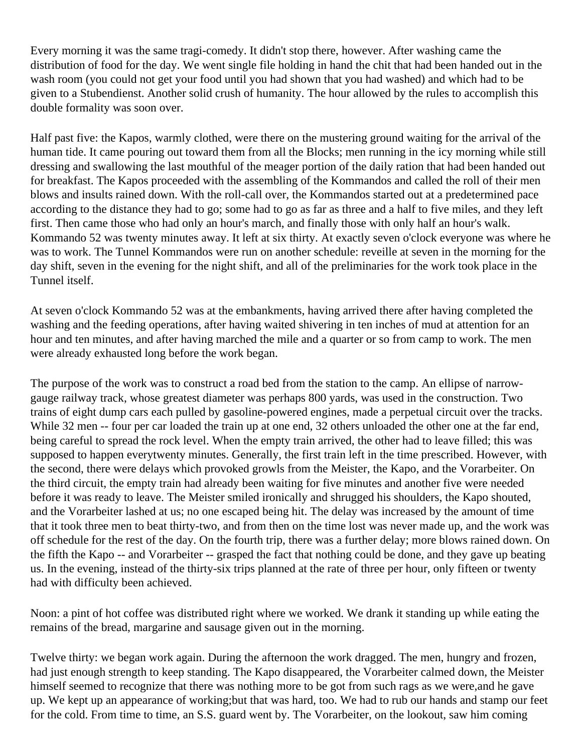Every morning it was the same tragi-comedy. It didn't stop there, however. After washing came the distribution of food for the day. We went single file holding in hand the chit that had been handed out in the wash room (you could not get your food until you had shown that you had washed) and which had to be given to a Stubendienst. Another solid crush of humanity. The hour allowed by the rules to accomplish this double formality was soon over.

Half past five: the Kapos, warmly clothed, were there on the mustering ground waiting for the arrival of the human tide. It came pouring out toward them from all the Blocks; men running in the icy morning while still dressing and swallowing the last mouthful of the meager portion of the daily ration that had been handed out for breakfast. The Kapos proceeded with the assembling of the Kommandos and called the roll of their men blows and insults rained down. With the roll-call over, the Kommandos started out at a predetermined pace according to the distance they had to go; some had to go as far as three and a half to five miles, and they left first. Then came those who had only an hour's march, and finally those with only half an hour's walk. Kommando 52 was twenty minutes away. It left at six thirty. At exactly seven o'clock everyone was where he was to work. The Tunnel Kommandos were run on another schedule: reveille at seven in the morning for the day shift, seven in the evening for the night shift, and all of the preliminaries for the work took place in the Tunnel itself.

At seven o'clock Kommando 52 was at the embankments, having arrived there after having completed the washing and the feeding operations, after having waited shivering in ten inches of mud at attention for an hour and ten minutes, and after having marched the mile and a quarter or so from camp to work. The men were already exhausted long before the work began.

The purpose of the work was to construct a road bed from the station to the camp. An ellipse of narrow-gauge railway track, whose greatest diameter was perhaps 800 yards, was used in the construction. Two trains of eight dump cars each pulled by gasoline-powered engines, made a perpetual circuit over the tracks. While 32 men -- four per car loaded the train up at one end, 32 others unloaded the other one at the far end, being careful to spread the rock level. When the empty train arrived, the other had to leave filled; this was supposed to happen everytwenty minutes. Generally, the first train left in the time prescribed. However, with the second, there were delays which provoked growls from the Meister, the Kapo, and the Vorarbeiter. On the third circuit, the empty train had already been waiting for five minutes and another five were needed before it was ready to leave. The Meister smiled ironically and shrugged his shoulders, the Kapo shouted, and the Vorarbeiter lashed at us; no one escaped being hit. The delay was increased by the amount of time that it took three men to beat thirty-two, and from then on the time lost was never made up, and the work was off schedule for the rest of the day. On the fourth trip, there was a further delay; more blows rained down. On the fifth the Kapo -- and Vorarbeiter -- grasped the fact that nothing could be done, and they gave up beating us. In the evening, instead of the thirty-six trips planned at the rate of three per hour, only fifteen or twenty had with difficulty been achieved.

Noon: a pint of hot coffee was distributed right where we worked. We drank it standing up while eating the remains of the bread, margarine and sausage given out in the morning.

Twelve thirty: we began work again. During the afternoon the work dragged. The men, hungry and frozen, had just enough strength to keep standing. The Kapo disappeared, the Vorarbeiter calmed down, the Meister himself seemed to recognize that there was nothing more to be got from such rags as we were,and he gave up. We kept up an appearance of working;but that was hard, too. We had to rub our hands and stamp our feet for the cold. From time to time, an S.S. guard went by. The Vorarbeiter, on the lookout, saw him coming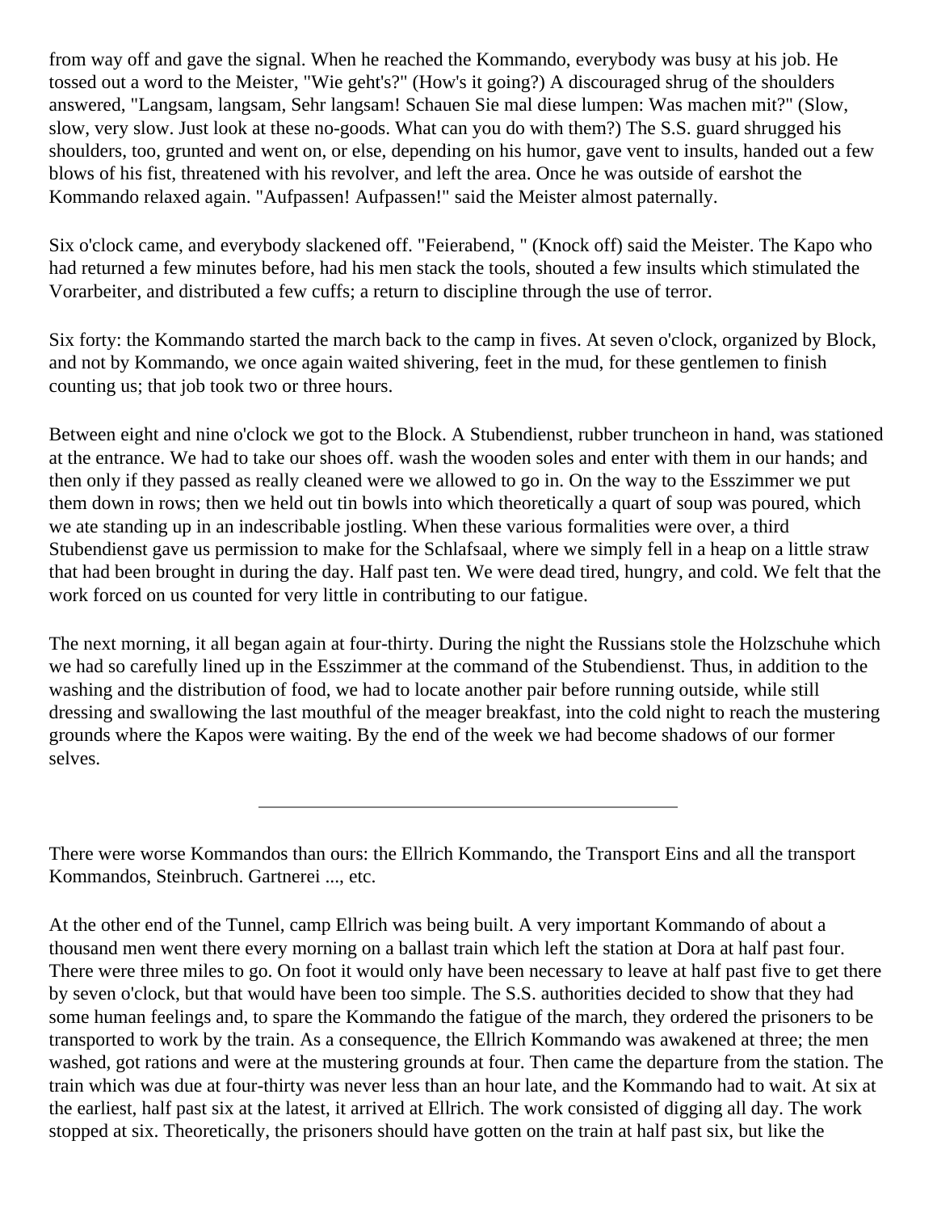from way off and gave the signal. When he reached the Kommando, everybody was busy at his job. He tossed out a word to the Meister, "Wie geht's?" (How's it going?) A discouraged shrug of the shoulders answered, "Langsam, langsam, Sehr langsam! Schauen Sie mal diese lumpen: Was machen mit?" (Slow, slow, very slow. Just look at these no-goods. What can you do with them?) The S.S. guard shrugged his shoulders, too, grunted and went on, or else, depending on his humor, gave vent to insults, handed out a few blows of his fist, threatened with his revolver, and left the area. Once he was outside of earshot the Kommando relaxed again. "Aufpassen! Aufpassen!" said the Meister almost paternally.

Six o'clock came, and everybody slackened off. "Feierabend, " (Knock off) said the Meister. The Kapo who had returned a few minutes before, had his men stack the tools, shouted a few insults which stimulated the Vorarbeiter, and distributed a few cuffs; a return to discipline through the use of terror.

Six forty: the Kommando started the march back to the camp in fives. At seven o'clock, organized by Block, and not by Kommando, we once again waited shivering, feet in the mud, for these gentlemen to finish counting us; that job took two or three hours.

Between eight and nine o'clock we got to the Block. A Stubendienst, rubber truncheon in hand, was stationed at the entrance. We had to take our shoes off. wash the wooden soles and enter with them in our hands; and then only if they passed as really cleaned were we allowed to go in. On the way to the Esszimmer we put them down in rows; then we held out tin bowls into which theoretically a quart of soup was poured, which we ate standing up in an indescribable jostling. When these various formalities were over, a third Stubendienst gave us permission to make for the Schlafsaal, where we simply fell in a heap on a little straw that had been brought in during the day. Half past ten. We were dead tired, hungry, and cold. We felt that the work forced on us counted for very little in contributing to our fatigue.

The next morning, it all began again at four-thirty. During the night the Russians stole the Holzschuhe which we had so carefully lined up in the Esszimmer at the command of the Stubendienst. Thus, in addition to the washing and the distribution of food, we had to locate another pair before running outside, while still dressing and swallowing the last mouthful of the meager breakfast, into the cold night to reach the mustering grounds where the Kapos were waiting. By the end of the week we had become shadows of our former selves.

---

There were worse Kommandos than ours: the Ellrich Kommando, the Transport Eins and all the transport Kommandos, Steinbruch. Gartnerei ..., etc.

At the other end of the Tunnel, camp Ellrich was being built. A very important Kommando of about a thousand men went there every morning on a ballast train which left the station at Dora at half past four. There were three miles to go. On foot it would only have been necessary to leave at half past five to get there by seven o'clock, but that would have been too simple. The S.S. authorities decided to show that they had some human feelings and, to spare the Kommando the fatigue of the march, they ordered the prisoners to be transported to work by the train. As a consequence, the Ellrich Kommando was awakened at three; the men washed, got rations and were at the mustering grounds at four. Then came the departure from the station. The train which was due at four-thirty was never less than an hour late, and the Kommando had to wait. At six at the earliest, half past six at the latest, it arrived at Ellrich. The work consisted of digging all day. The work stopped at six. Theoretically, the prisoners should have gotten on the train at half past six, but like the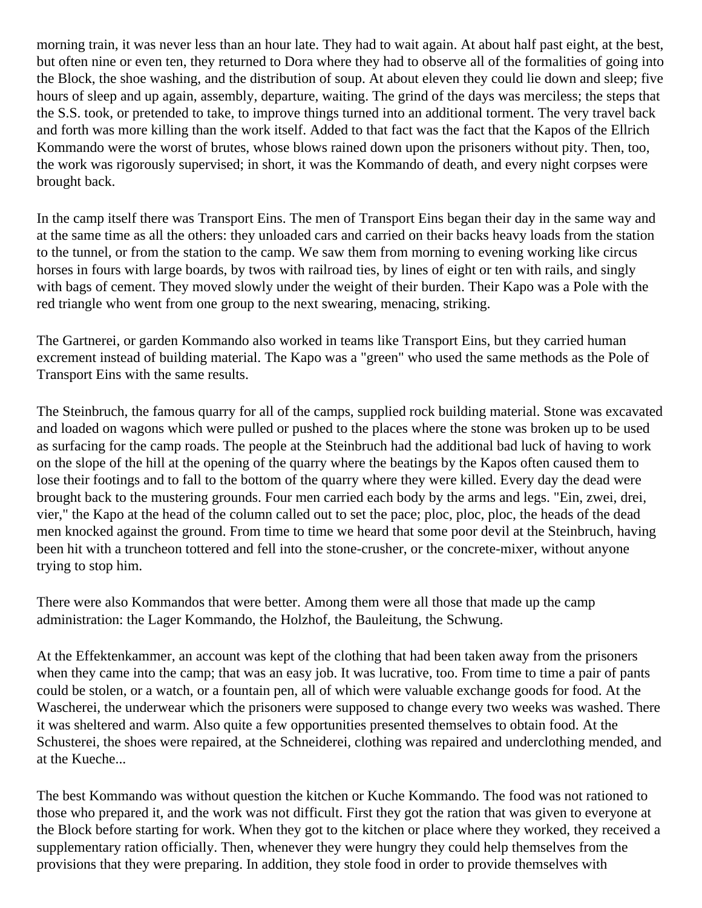morning train, it was never less than an hour late. They had to wait again. At about half past eight, at the best, but often nine or even ten, they returned to Dora where they had to observe all of the formalities of going into the Block, the shoe washing, and the distribution of soup. At about eleven they could lie down and sleep; five hours of sleep and up again, assembly, departure, waiting. The grind of the days was merciless; the steps that the S.S. took, or pretended to take, to improve things turned into an additional torment. The very travel back and forth was more killing than the work itself. Added to that fact was the fact that the Kapos of the Ellrich Kommando were the worst of brutes, whose blows rained down upon the prisoners without pity. Then, too, the work was rigorously supervised; in short, it was the Kommando of death, and every night corpses were brought back.

In the camp itself there was Transport Eins. The men of Transport Eins began their day in the same way and at the same time as all the others: they unloaded cars and carried on their backs heavy loads from the station to the tunnel, or from the station to the camp. We saw them from morning to evening working like circus horses in fours with large boards, by twos with railroad ties, by lines of eight or ten with rails, and singly with bags of cement. They moved slowly under the weight of their burden. Their Kapo was a Pole with the red triangle who went from one group to the next swearing, menacing, striking.

The Gartnerei, or garden Kommando also worked in teams like Transport Eins, but they carried human excrement instead of building material. The Kapo was a "green" who used the same methods as the Pole of Transport Eins with the same results.

The Steinbruch, the famous quarry for all of the camps, supplied rock building material. Stone was excavated and loaded on wagons which were pulled or pushed to the places where the stone was broken up to be used as surfacing for the camp roads. The people at the Steinbruch had the additional bad luck of having to work on the slope of the hill at the opening of the quarry where the beatings by the Kapos often caused them to lose their footings and to fall to the bottom of the quarry where they were killed. Every day the dead were brought back to the mustering grounds. Four men carried each body by the arms and legs. "Ein, zwei, drei, vier," the Kapo at the head of the column called out to set the pace; ploc, ploc, ploc, the heads of the dead men knocked against the ground. From time to time we heard that some poor devil at the Steinbruch, having been hit with a truncheon tottered and fell into the stone-crusher, or the concrete-mixer, without anyone trying to stop him.

There were also Kommandos that were better. Among them were all those that made up the camp administration: the Lager Kommando, the Holzhof, the Bauleitung, the Schwung.

At the Effektenkammer, an account was kept of the clothing that had been taken away from the prisoners when they came into the camp; that was an easy job. It was lucrative, too. From time to time a pair of pants could be stolen, or a watch, or a fountain pen, all of which were valuable exchange goods for food. At the Wascherei, the underwear which the prisoners were supposed to change every two weeks was washed. There it was sheltered and warm. Also quite a few opportunities presented themselves to obtain food. At the Schusterei, the shoes were repaired, at the Schneiderei, clothing was repaired and underclothing mended, and at the Kueche...

The best Kommando was without question the kitchen or Kuche Kommando. The food was not rationed to those who prepared it, and the work was not difficult. First they got the ration that was given to everyone at the Block before starting for work. When they got to the kitchen or place where they worked, they received a supplementary ration officially. Then, whenever they were hungry they could help themselves from the provisions that they were preparing. In addition, they stole food in order to provide themselves with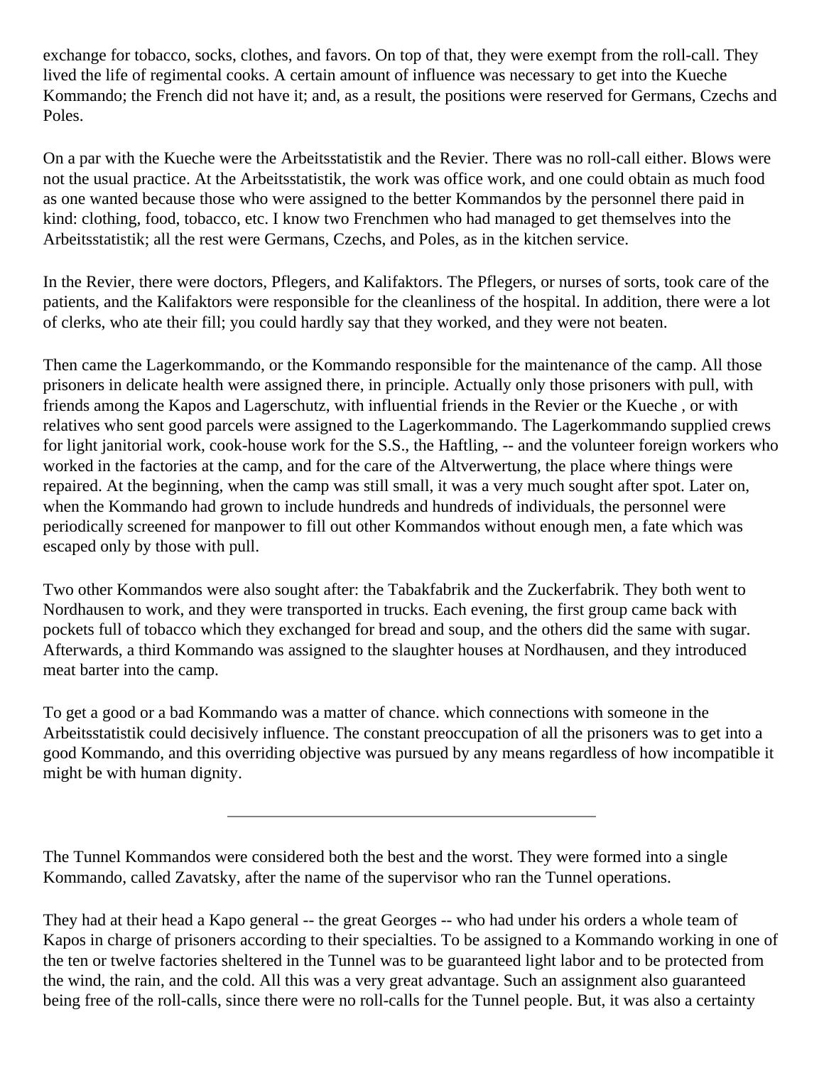exchange for tobacco, socks, clothes, and favors. On top of that, they were exempt from the roll-call. They lived the life of regimental cooks. A certain amount of influence was necessary to get into the Kueche Kommando; the French did not have it; and, as a result, the positions were reserved for Germans, Czechs and Poles.

On a par with the Kueche were the Arbeitsstatistik and the Revier. There was no roll-call either. Blows were not the usual practice. At the Arbeitsstatistik, the work was office work, and one could obtain as much food as one wanted because those who were assigned to the better Kommandos by the personnel there paid in kind: clothing, food, tobacco, etc. I know two Frenchmen who had managed to get themselves into the Arbeitsstatistik; all the rest were Germans, Czechs, and Poles, as in the kitchen service.

In the Revier, there were doctors, Pflegers, and Kalifaktors. The Pflegers, or nurses of sorts, took care of the patients, and the Kalifaktors were responsible for the cleanliness of the hospital. In addition, there were a lot of clerks, who ate their fill; you could hardly say that they worked, and they were not beaten.

Then came the Lagerkommando, or the Kommando responsible for the maintenance of the camp. All those prisoners in delicate health were assigned there, in principle. Actually only those prisoners with pull, with friends among the Kapos and Lagerschutz, with influential friends in the Revier or the Kueche , or with relatives who sent good parcels were assigned to the Lagerkommando. The Lagerkommando supplied crews for light janitorial work, cook-house work for the S.S., the Haftling, -- and the volunteer foreign workers who worked in the factories at the camp, and for the care of the Altverwertung, the place where things were repaired. At the beginning, when the camp was still small, it was a very much sought after spot. Later on, when the Kommando had grown to include hundreds and hundreds of individuals, the personnel were periodically screened for manpower to fill out other Kommandos without enough men, a fate which was escaped only by those with pull.

Two other Kommandos were also sought after: the Tabakfabrik and the Zuckerfabrik. They both went to Nordhausen to work, and they were transported in trucks. Each evening, the first group came back with pockets full of tobacco which they exchanged for bread and soup, and the others did the same with sugar. Afterwards, a third Kommando was assigned to the slaughter houses at Nordhausen, and they introduced meat barter into the camp.

To get a good or a bad Kommando was a matter of chance. which connections with someone in the Arbeitsstatistik could decisively influence. The constant preoccupation of all the prisoners was to get into a good Kommando, and this overriding objective was pursued by any means regardless of how incompatible it might be with human dignity.

---

The Tunnel Kommandos were considered both the best and the worst. They were formed into a single Kommando, called Zavatsky, after the name of the supervisor who ran the Tunnel operations.

They had at their head a Kapo general -- the great Georges -- who had under his orders a whole team of Kapos in charge of prisoners according to their specialties. To be assigned to a Kommando working in one of the ten or twelve factories sheltered in the Tunnel was to be guaranteed light labor and to be protected from the wind, the rain, and the cold. All this was a very great advantage. Such an assignment also guaranteed being free of the roll-calls, since there were no roll-calls for the Tunnel people. But, it was also a certainty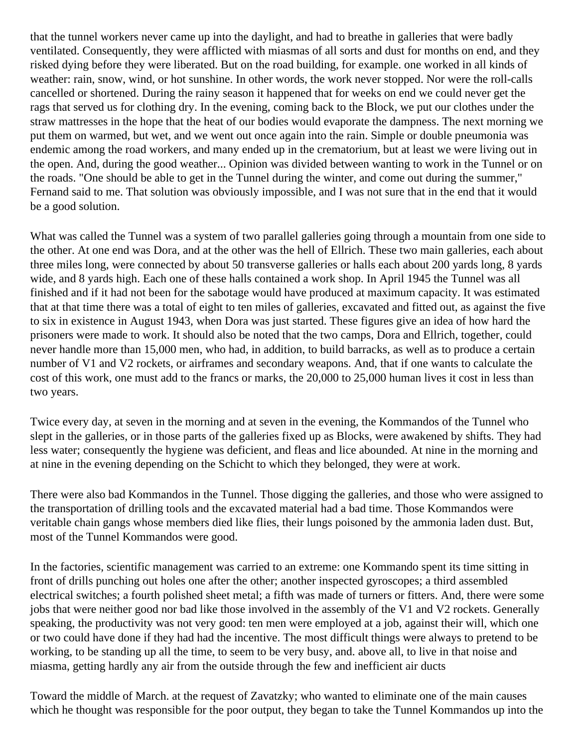that the tunnel workers never came up into the daylight, and had to breathe in galleries that were badly ventilated. Consequently, they were afflicted with miasmas of all sorts and dust for months on end, and they risked dying before they were liberated. But on the road building, for example. one worked in all kinds of weather: rain, snow, wind, or hot sunshine. In other words, the work never stopped. Nor were the roll-calls cancelled or shortened. During the rainy season it happened that for weeks on end we could never get the rags that served us for clothing dry. In the evening, coming back to the Block, we put our clothes under the straw mattresses in the hope that the heat of our bodies would evaporate the dampness. The next morning we put them on warmed, but wet, and we went out once again into the rain. Simple or double pneumonia was endemic among the road workers, and many ended up in the crematorium, but at least we were living out in the open. And, during the good weather... Opinion was divided between wanting to work in the Tunnel or on the roads. "One should be able to get in the Tunnel during the winter, and come out during the summer," Fernand said to me. That solution was obviously impossible, and I was not sure that in the end that it would be a good solution.

What was called the Tunnel was a system of two parallel galleries going through a mountain from one side to the other. At one end was Dora, and at the other was the hell of Ellrich. These two main galleries, each about three miles long, were connected by about 50 transverse galleries or halls each about 200 yards long, 8 yards wide, and 8 yards high. Each one of these halls contained a work shop. In April 1945 the Tunnel was all finished and if it had not been for the sabotage would have produced at maximum capacity. It was estimated that at that time there was a total of eight to ten miles of galleries, excavated and fitted out, as against the five to six in existence in August 1943, when Dora was just started. These figures give an idea of how hard the prisoners were made to work. It should also be noted that the two camps, Dora and Ellrich, together, could never handle more than 15,000 men, who had, in addition, to build barracks, as well as to produce a certain number of V1 and V2 rockets, or airframes and secondary weapons. And, that if one wants to calculate the cost of this work, one must add to the francs or marks, the 20,000 to 25,000 human lives it cost in less than two years.

Twice every day, at seven in the morning and at seven in the evening, the Kommandos of the Tunnel who slept in the galleries, or in those parts of the galleries fixed up as Blocks, were awakened by shifts. They had less water; consequently the hygiene was deficient, and fleas and lice abounded. At nine in the morning and at nine in the evening depending on the Schicht to which they belonged, they were at work.

There were also bad Kommandos in the Tunnel. Those digging the galleries, and those who were assigned to the transportation of drilling tools and the excavated material had a bad time. Those Kommandos were veritable chain gangs whose members died like flies, their lungs poisoned by the ammonia laden dust. But, most of the Tunnel Kommandos were good.

In the factories, scientific management was carried to an extreme: one Kommando spent its time sitting in front of drills punching out holes one after the other; another inspected gyroscopes; a third assembled electrical switches; a fourth polished sheet metal; a fifth was made of turners or fitters. And, there were some jobs that were neither good nor bad like those involved in the assembly of the V1 and V2 rockets. Generally speaking, the productivity was not very good: ten men were employed at a job, against their will, which one or two could have done if they had had the incentive. The most difficult things were always to pretend to be working, to be standing up all the time, to seem to be very busy, and. above all, to live in that noise and miasma, getting hardly any air from the outside through the few and inefficient air ducts

Toward the middle of March. at the request of Zavatzky; who wanted to eliminate one of the main causes which he thought was responsible for the poor output, they began to take the Tunnel Kommandos up into the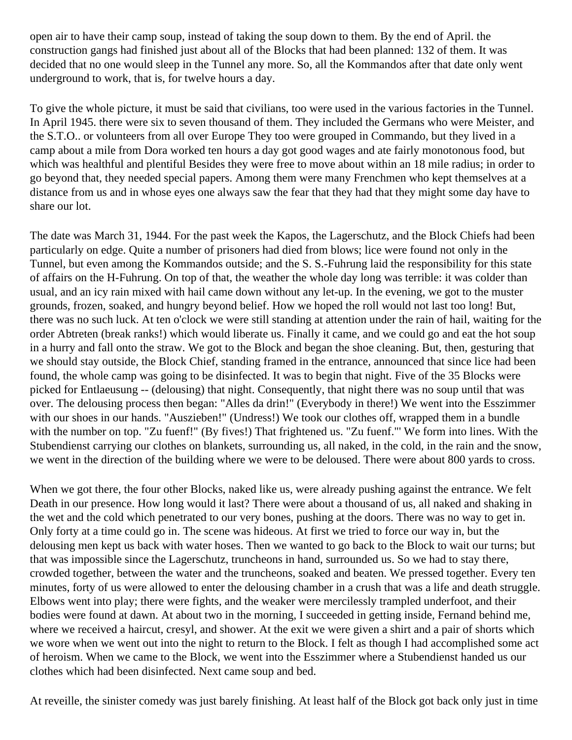open air to have their camp soup, instead of taking the soup down to them. By the end of April. the construction gangs had finished just about all of the Blocks that had been planned: 132 of them. It was decided that no one would sleep in the Tunnel any more. So, all the Kommandos after that date only went underground to work, that is, for twelve hours a day.

To give the whole picture, it must be said that civilians, too were used in the various factories in the Tunnel. In April 1945. there were six to seven thousand of them. They included the Germans who were Meister, and the S.T.O.. or volunteers from all over Europe They too were grouped in Commando, but they lived in a camp about a mile from Dora worked ten hours a day got good wages and ate fairly monotonous food, but which was healthful and plentiful Besides they were free to move about within an 18 mile radius; in order to go beyond that, they needed special papers. Among them were many Frenchmen who kept themselves at a distance from us and in whose eyes one always saw the fear that they had that they might some day have to share our lot.

The date was March 31, 1944. For the past week the Kapos, the Lagerschutz, and the Block Chiefs had been particularly on edge. Quite a number of prisoners had died from blows; lice were found not only in the Tunnel, but even among the Kommandos outside; and the S. S.-Fuhrung laid the responsibility for this state of affairs on the H-Fuhrung. On top of that, the weather the whole day long was terrible: it was colder than usual, and an icy rain mixed with hail came down without any let-up. In the evening, we got to the muster grounds, frozen, soaked, and hungry beyond belief. How we hoped the roll would not last too long! But, there was no such luck. At ten o'clock we were still standing at attention under the rain of hail, waiting for the order Abtreten (break ranks!) which would liberate us. Finally it came, and we could go and eat the hot soup in a hurry and fall onto the straw. We got to the Block and began the shoe cleaning. But, then, gesturing that we should stay outside, the Block Chief, standing framed in the entrance, announced that since lice had been found, the whole camp was going to be disinfected. It was to begin that night. Five of the 35 Blocks were picked for Entlaeusung -- (delousing) that night. Consequently, that night there was no soup until that was over. The delousing process then began: "Alles da drin!" (Everybody in there!) We went into the Esszimmer with our shoes in our hands. "Auszieben!" (Undress!) We took our clothes off, wrapped them in a bundle with the number on top. "Zu fuenf!" (By fives!) That frightened us. "Zu fuenf."' We form into lines. With the Stubendienst carrying our clothes on blankets, surrounding us, all naked, in the cold, in the rain and the snow, we went in the direction of the building where we were to be deloused. There were about 800 yards to cross.

When we got there, the four other Blocks, naked like us, were already pushing against the entrance. We felt Death in our presence. How long would it last? There were about a thousand of us, all naked and shaking in the wet and the cold which penetrated to our very bones, pushing at the doors. There was no way to get in. Only forty at a time could go in. The scene was hideous. At first we tried to force our way in, but the delousing men kept us back with water hoses. Then we wanted to go back to the Block to wait our turns; but that was impossible since the Lagerschutz, truncheons in hand, surrounded us. So we had to stay there, crowded together, between the water and the truncheons, soaked and beaten. We pressed together. Every ten minutes, forty of us were allowed to enter the delousing chamber in a crush that was a life and death struggle. Elbows went into play; there were fights, and the weaker were mercilessly trampled underfoot, and their bodies were found at dawn. At about two in the morning, I succeeded in getting inside, Fernand behind me, where we received a haircut, cresyl, and shower. At the exit we were given a shirt and a pair of shorts which we wore when we went out into the night to return to the Block. I felt as though I had accomplished some act of heroism. When we came to the Block, we went into the Esszimmer where a Stubendienst handed us our clothes which had been disinfected. Next came soup and bed.

At reveille, the sinister comedy was just barely finishing. At least half of the Block got back only just in time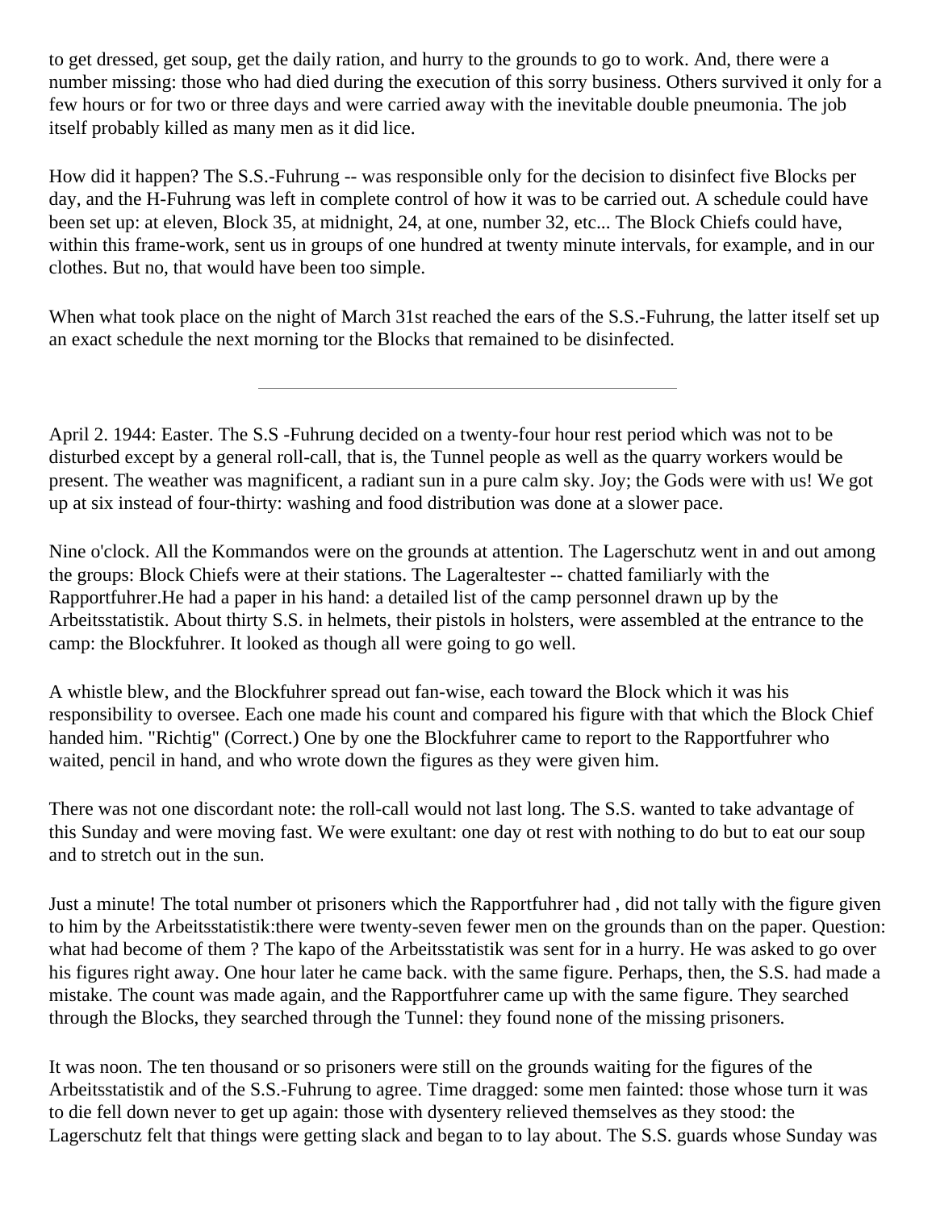to get dressed, get soup, get the daily ration, and hurry to the grounds to go to work. And, there were a number missing: those who had died during the execution of this sorry business. Others survived it only for a few hours or for two or three days and were carried away with the inevitable double pneumonia. The job itself probably killed as many men as it did lice.

How did it happen? The S.S.-Fuhrung -- was responsible only for the decision to disinfect five Blocks per day, and the H-Fuhrung was left in complete control of how it was to be carried out. A schedule could have been set up: at eleven, Block 35, at midnight, 24, at one, number 32, etc... The Block Chiefs could have, within this frame-work, sent us in groups of one hundred at twenty minute intervals, for example, and in our clothes. But no, that would have been too simple.

When what took place on the night of March 31st reached the ears of the S.S.-Fuhrung, the latter itself set up an exact schedule the next morning tor the Blocks that remained to be disinfected.

---

April 2. 1944: Easter. The S.S -Fuhrung decided on a twenty-four hour rest period which was not to be disturbed except by a general roll-call, that is, the Tunnel people as well as the quarry workers would be present. The weather was magnificent, a radiant sun in a pure calm sky. Joy; the Gods were with us! We got up at six instead of four-thirty: washing and food distribution was done at a slower pace.

Nine o'clock. All the Kommandos were on the grounds at attention. The Lagerschutz went in and out among the groups: Block Chiefs were at their stations. The Lageraltester -- chatted familiarly with the Rapportfuhrer.He had a paper in his hand: a detailed list of the camp personnel drawn up by the Arbeitsstatistik. About thirty S.S. in helmets, their pistols in holsters, were assembled at the entrance to the camp: the Blockfuhrer. It looked as though all were going to go well.

A whistle blew, and the Blockfuhrer spread out fan-wise, each toward the Block which it was his responsibility to oversee. Each one made his count and compared his figure with that which the Block Chief handed him. "Richtig" (Correct.) One by one the Blockfuhrer came to report to the Rapportfuhrer who waited, pencil in hand, and who wrote down the figures as they were given him.

There was not one discordant note: the roll-call would not last long. The S.S. wanted to take advantage of this Sunday and were moving fast. We were exultant: one day ot rest with nothing to do but to eat our soup and to stretch out in the sun.

Just a minute! The total number ot prisoners which the Rapportfuhrer had , did not tally with the figure given to him by the Arbeitsstatistik:there were twenty-seven fewer men on the grounds than on the paper. Question: what had become of them ? The kapo of the Arbeitsstatistik was sent for in a hurry. He was asked to go over his figures right away. One hour later he came back. with the same figure. Perhaps, then, the S.S. had made a mistake. The count was made again, and the Rapportfuhrer came up with the same figure. They searched through the Blocks, they searched through the Tunnel: they found none of the missing prisoners.

It was noon. The ten thousand or so prisoners were still on the grounds waiting for the figures of the Arbeitsstatistik and of the S.S.-Fuhrung to agree. Time dragged: some men fainted: those whose turn it was to die fell down never to get up again: those with dysentery relieved themselves as they stood: the Lagerschutz felt that things were getting slack and began to to lay about. The S.S. guards whose Sunday was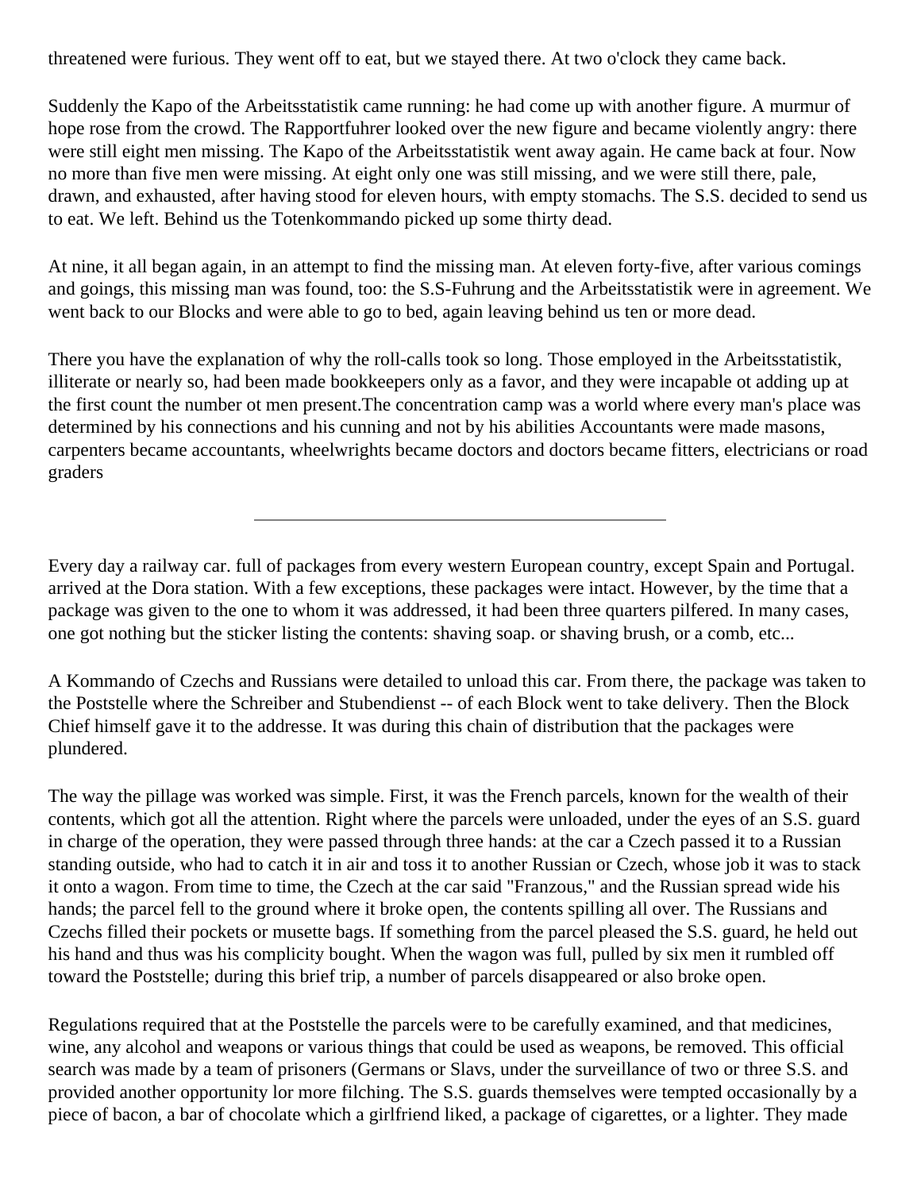threatened were furious. They went off to eat, but we stayed there. At two o'clock they came back.

Suddenly the Kapo of the Arbeitsstatistik came running: he had come up with another figure. A murmur of hope rose from the crowd. The Rapportfuhrer looked over the new figure and became violently angry: there were still eight men missing. The Kapo of the Arbeitsstatistik went away again. He came back at four. Now no more than five men were missing. At eight only one was still missing, and we were still there, pale, drawn, and exhausted, after having stood for eleven hours, with empty stomachs. The S.S. decided to send us to eat. We left. Behind us the Totenkommando picked up some thirty dead.

At nine, it all began again, in an attempt to find the missing man. At eleven forty-five, after various comings and goings, this missing man was found, too: the S.S-Fuhrung and the Arbeitsstatistik were in agreement. We went back to our Blocks and were able to go to bed, again leaving behind us ten or more dead.

There you have the explanation of why the roll-calls took so long. Those employed in the Arbeitsstatistik, illiterate or nearly so, had been made bookkeepers only as a favor, and they were incapable ot adding up at the first count the number ot men present.The concentration camp was a world where every man's place was determined by his connections and his cunning and not by his abilities Accountants were made masons, carpenters became accountants, wheelwrights became doctors and doctors became fitters, electricians or road graders

---

Every day a railway car. full of packages from every western European country, except Spain and Portugal. arrived at the Dora station. With a few exceptions, these packages were intact. However, by the time that a package was given to the one to whom it was addressed, it had been three quarters pilfered. In many cases, one got nothing but the sticker listing the contents: shaving soap. or shaving brush, or a comb, etc...

A Kommando of Czechs and Russians were detailed to unload this car. From there, the package was taken to the Poststelle where the Schreiber and Stubendienst -- of each Block went to take delivery. Then the Block Chief himself gave it to the addresse. It was during this chain of distribution that the packages were plundered.

The way the pillage was worked was simple. First, it was the French parcels, known for the wealth of their contents, which got all the attention. Right where the parcels were unloaded, under the eyes of an S.S. guard in charge of the operation, they were passed through three hands: at the car a Czech passed it to a Russian standing outside, who had to catch it in air and toss it to another Russian or Czech, whose job it was to stack it onto a wagon. From time to time, the Czech at the car said "Franzous," and the Russian spread wide his hands; the parcel fell to the ground where it broke open, the contents spilling all over. The Russians and Czechs filled their pockets or musette bags. If something from the parcel pleased the S.S. guard, he held out his hand and thus was his complicity bought. When the wagon was full, pulled by six men it rumbled off toward the Poststelle; during this brief trip, a number of parcels disappeared or also broke open.

Regulations required that at the Poststelle the parcels were to be carefully examined, and that medicines, wine, any alcohol and weapons or various things that could be used as weapons, be removed. This official search was made by a team of prisoners (Germans or Slavs, under the surveillance of two or three S.S. and provided another opportunity lor more filching. The S.S. guards themselves were tempted occasionally by a piece of bacon, a bar of chocolate which a girlfriend liked, a package of cigarettes, or a lighter. They made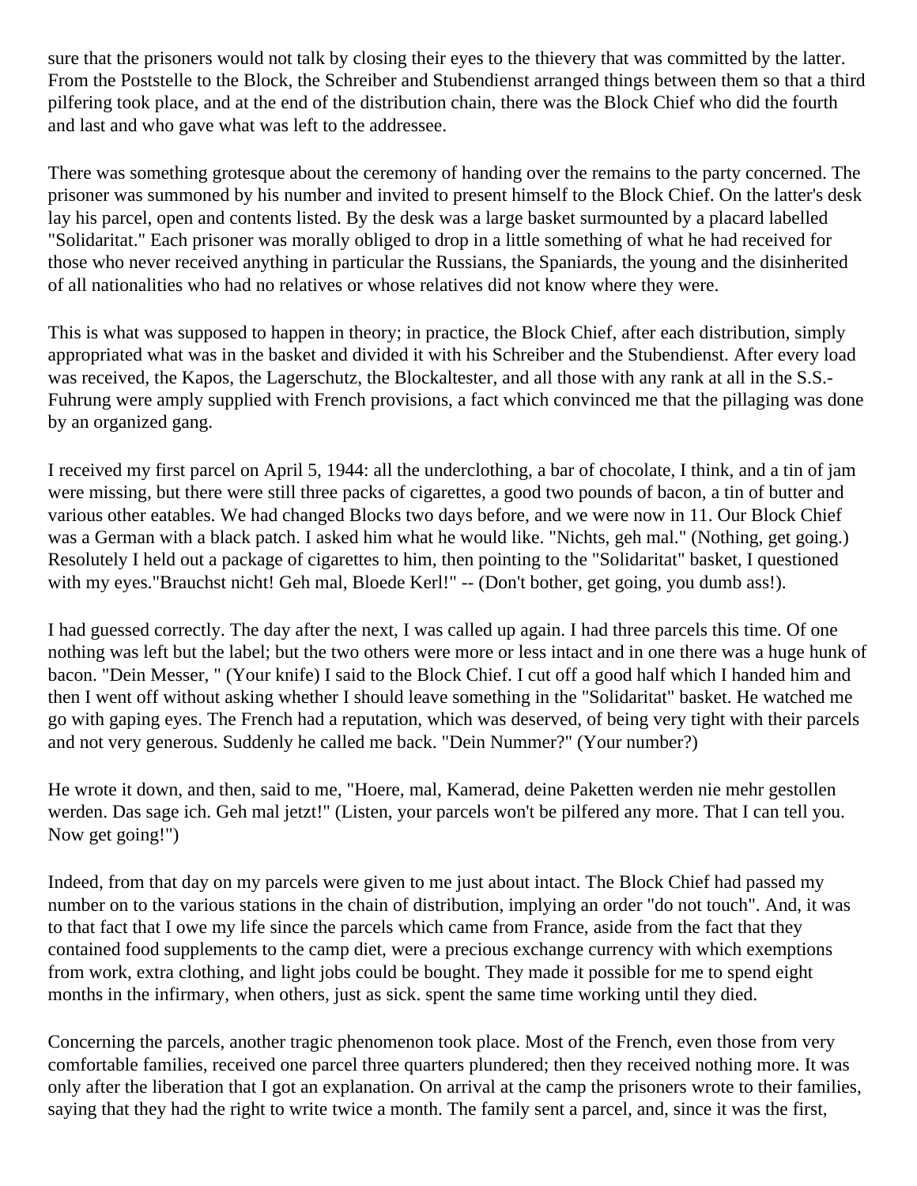sure that the prisoners would not talk by closing their eyes to the thievery that was committed by the latter. From the Poststelle to the Block, the Schreiber and Stubendienst arranged things between them so that a third pilfering took place, and at the end of the distribution chain, there was the Block Chief who did the fourth and last and who gave what was left to the addressee.

There was something grotesque about the ceremony of handing over the remains to the party concerned. The prisoner was summoned by his number and invited to present himself to the Block Chief. On the latter's desk lay his parcel, open and contents listed. By the desk was a large basket surmounted by a placard labelled "Solidaritat." Each prisoner was morally obliged to drop in a little something of what he had received for those who never received anything in particular the Russians, the Spaniards, the young and the disinherited of all nationalities who had no relatives or whose relatives did not know where they were.

This is what was supposed to happen in theory; in practice, the Block Chief, after each distribution, simply appropriated what was in the basket and divided it with his Schreiber and the Stubendienst. After every load was received, the Kapos, the Lagerschutz, the Blockaltester, and all those with any rank at all in the S.S.-Fuhrung were amply supplied with French provisions, a fact which convinced me that the pillaging was done by an organized gang.

I received my first parcel on April 5, 1944: all the underclothing, a bar of chocolate, I think, and a tin of jam were missing, but there were still three packs of cigarettes, a good two pounds of bacon, a tin of butter and various other eatables. We had changed Blocks two days before, and we were now in 11. Our Block Chief was a German with a black patch. I asked him what he would like. "Nichts, geh mal." (Nothing, get going.) Resolutely I held out a package of cigarettes to him, then pointing to the "Solidaritat" basket, I questioned with my eyes."Brauchst nicht! Geh mal, Bloede Kerl!" -- (Don't bother, get going, you dumb ass!).

I had guessed correctly. The day after the next, I was called up again. I had three parcels this time. Of one nothing was left but the label; but the two others were more or less intact and in one there was a huge hunk of bacon. "Dein Messer, " (Your knife) I said to the Block Chief. I cut off a good half which I handed him and then I went off without asking whether I should leave something in the "Solidaritat" basket. He watched me go with gaping eyes. The French had a reputation, which was deserved, of being very tight with their parcels and not very generous. Suddenly he called me back. "Dein Nummer?" (Your number?)

He wrote it down, and then, said to me, "Hoere, mal, Kamerad, deine Paketten werden nie mehr gestollen werden. Das sage ich. Geh mal jetzt!" (Listen, your parcels won't be pilfered any more. That I can tell you. Now get going!")

Indeed, from that day on my parcels were given to me just about intact. The Block Chief had passed my number on to the various stations in the chain of distribution, implying an order "do not touch". And, it was to that fact that I owe my life since the parcels which came from France, aside from the fact that they contained food supplements to the camp diet, were a precious exchange currency with which exemptions from work, extra clothing, and light jobs could be bought. They made it possible for me to spend eight months in the infirmary, when others, just as sick. spent the same time working until they died.

Concerning the parcels, another tragic phenomenon took place. Most of the French, even those from very comfortable families, received one parcel three quarters plundered; then they received nothing more. It was only after the liberation that I got an explanation. On arrival at the camp the prisoners wrote to their families, saying that they had the right to write twice a month. The family sent a parcel, and, since it was the first,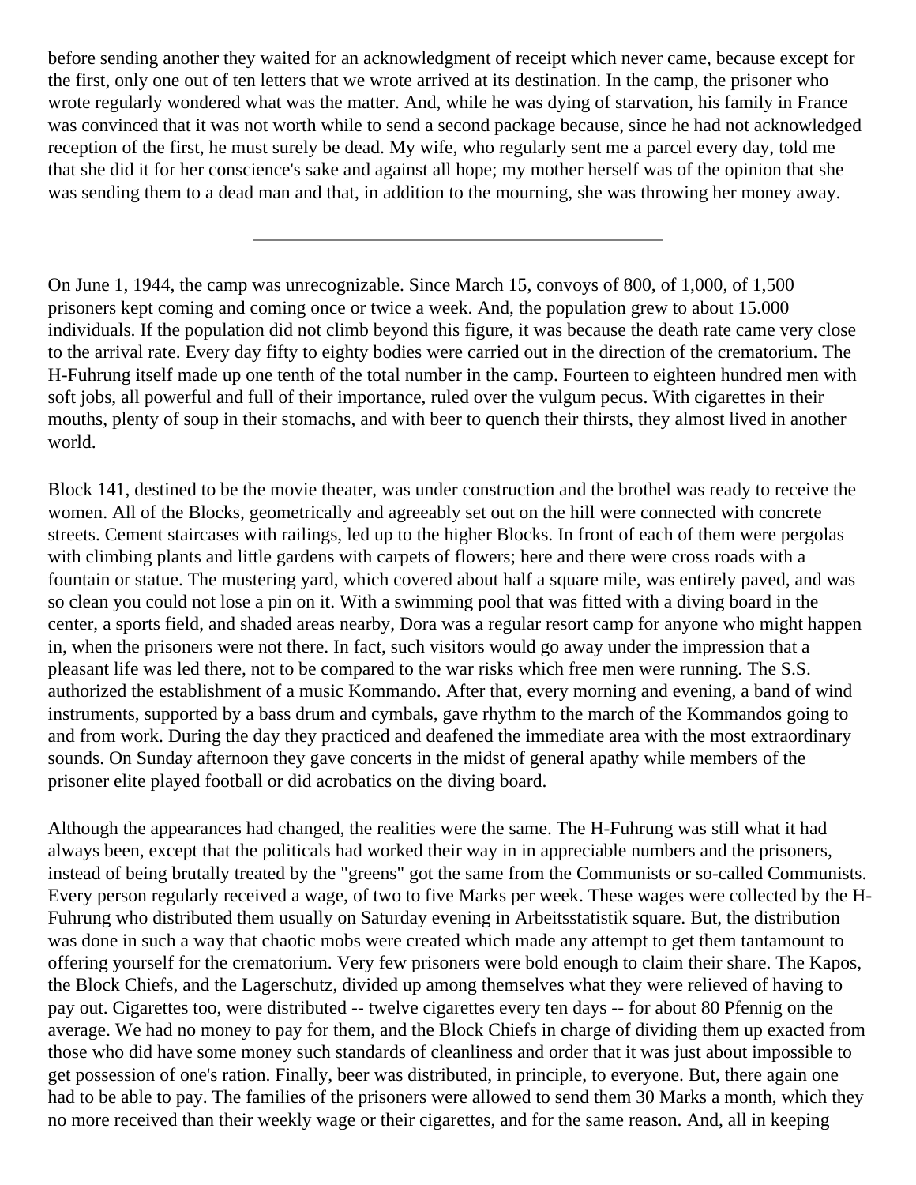before sending another they waited for an acknowledgment of receipt which never came, because except for the first, only one out of ten letters that we wrote arrived at its destination. In the camp, the prisoner who wrote regularly wondered what was the matter. And, while he was dying of starvation, his family in France was convinced that it was not worth while to send a second package because, since he had not acknowledged reception of the first, he must surely be dead. My wife, who regularly sent me a parcel every day, told me that she did it for her conscience's sake and against all hope; my mother herself was of the opinion that she was sending them to a dead man and that, in addition to the mourning, she was throwing her money away.

---

On June 1, 1944, the camp was unrecognizable. Since March 15, convoys of 800, of 1,000, of 1,500 prisoners kept coming and coming once or twice a week. And, the population grew to about 15.000 individuals. If the population did not climb beyond this figure, it was because the death rate came very close to the arrival rate. Every day fifty to eighty bodies were carried out in the direction of the crematorium. The H-Fuhrung itself made up one tenth of the total number in the camp. Fourteen to eighteen hundred men with soft jobs, all powerful and full of their importance, ruled over the vulgum pecus. With cigarettes in their mouths, plenty of soup in their stomachs, and with beer to quench their thirsts, they almost lived in another world.

Block 141, destined to be the movie theater, was under construction and the brothel was ready to receive the women. All of the Blocks, geometrically and agreeably set out on the hill were connected with concrete streets. Cement staircases with railings, led up to the higher Blocks. In front of each of them were pergolas with climbing plants and little gardens with carpets of flowers; here and there were cross roads with a fountain or statue. The mustering yard, which covered about half a square mile, was entirely paved, and was so clean you could not lose a pin on it. With a swimming pool that was fitted with a diving board in the center, a sports field, and shaded areas nearby, Dora was a regular resort camp for anyone who might happen in, when the prisoners were not there. In fact, such visitors would go away under the impression that a pleasant life was led there, not to be compared to the war risks which free men were running. The S.S. authorized the establishment of a music Kommando. After that, every morning and evening, a band of wind instruments, supported by a bass drum and cymbals, gave rhythm to the march of the Kommandos going to and from work. During the day they practiced and deafened the immediate area with the most extraordinary sounds. On Sunday afternoon they gave concerts in the midst of general apathy while members of the prisoner elite played football or did acrobatics on the diving board.

Although the appearances had changed, the realities were the same. The H-Fuhrung was still what it had always been, except that the politicals had worked their way in in appreciable numbers and the prisoners, instead of being brutally treated by the "greens" got the same from the Communists or so-called Communists. Every person regularly received a wage, of two to five Marks per week. These wages were collected by the H-Fuhrung who distributed them usually on Saturday evening in Arbeitsstatistik square. But, the distribution was done in such a way that chaotic mobs were created which made any attempt to get them tantamount to offering yourself for the crematorium. Very few prisoners were bold enough to claim their share. The Kapos, the Block Chiefs, and the Lagerschutz, divided up among themselves what they were relieved of having to pay out. Cigarettes too, were distributed -- twelve cigarettes every ten days -- for about 80 Pfennig on the average. We had no money to pay for them, and the Block Chiefs in charge of dividing them up exacted from those who did have some money such standards of cleanliness and order that it was just about impossible to get possession of one's ration. Finally, beer was distributed, in principle, to everyone. But, there again one had to be able to pay. The families of the prisoners were allowed to send them 30 Marks a month, which they no more received than their weekly wage or their cigarettes, and for the same reason. And, all in keeping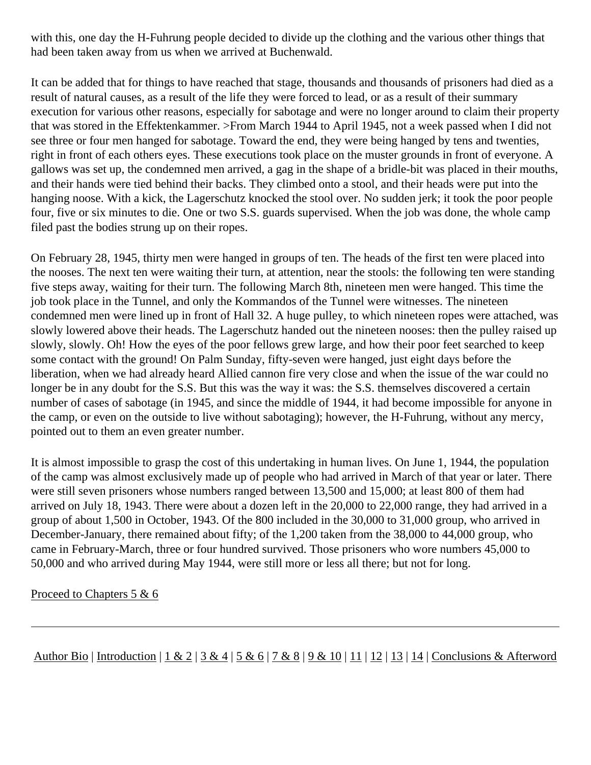with this, one day the H-Fuhrung people decided to divide up the clothing and the various other things that had been taken away from us when we arrived at Buchenwald.

It can be added that for things to have reached that stage, thousands and thousands of prisoners had died as a result of natural causes, as a result of the life they were forced to lead, or as a result of their summary execution for various other reasons, especially for sabotage and were no longer around to claim their property that was stored in the Effektenkammer. >From March 1944 to April 1945, not a week passed when I did not see three or four men hanged for sabotage. Toward the end, they were being hanged by tens and twenties, right in front of each others eyes. These executions took place on the muster grounds in front of everyone. A gallows was set up, the condemned men arrived, a gag in the shape of a bridle-bit was placed in their mouths, and their hands were tied behind their backs. They climbed onto a stool, and their heads were put into the hanging noose. With a kick, the Lagerschutz knocked the stool over. No sudden jerk; it took the poor people four, five or six minutes to die. One or two S.S. guards supervised. When the job was done, the whole camp filed past the bodies strung up on their ropes.

On February 28, 1945, thirty men were hanged in groups of ten. The heads of the first ten were placed into the nooses. The next ten were waiting their turn, at attention, near the stools: the following ten were standing five steps away, waiting for their turn. The following March 8th, nineteen men were hanged. This time the job took place in the Tunnel, and only the Kommandos of the Tunnel were witnesses. The nineteen condemned men were lined up in front of Hall 32. A huge pulley, to which nineteen ropes were attached, was slowly lowered above their heads. The Lagerschutz handed out the nineteen nooses: then the pulley raised up slowly, slowly. Oh! How the eyes of the poor fellows grew large, and how their poor feet searched to keep some contact with the ground! On Palm Sunday, fifty-seven were hanged, just eight days before the liberation, when we had already heard Allied cannon fire very close and when the issue of the war could no longer be in any doubt for the S.S. But this was the way it was: the S.S. themselves discovered a certain number of cases of sabotage (in 1945, and since the middle of 1944, it had become impossible for anyone in the camp, or even on the outside to live without sabotaging); however, the H-Fuhrung, without any mercy, pointed out to them an even greater number.

It is almost impossible to grasp the cost of this undertaking in human lives. On June 1, 1944, the population of the camp was almost exclusively made up of people who had arrived in March of that year or later. There were still seven prisoners whose numbers ranged between 13,500 and 15,000; at least 800 of them had arrived on July 18, 1943. There were about a dozen left in the 20,000 to 22,000 range, they had arrived in a group of about 1,500 in October, 1943. Of the 800 included in the 30,000 to 31,000 group, who arrived in December-January, there remained about fifty; of the 1,200 taken from the 38,000 to 44,000 group, who came in February-March, three or four hundred survived. Those prisoners who wore numbers 45,000 to 50,000 and who arrived during May 1944, were still more or less all there; but not for long.

Proceed to Chapters 5 & 6

---

Author Bio | Introduction | 1 & 2 | 3 & 4 | 5 & 6 | 7 & 8 | 9 & 10 | 11 | 12 | 13 | 14 | Conclusions & Afterword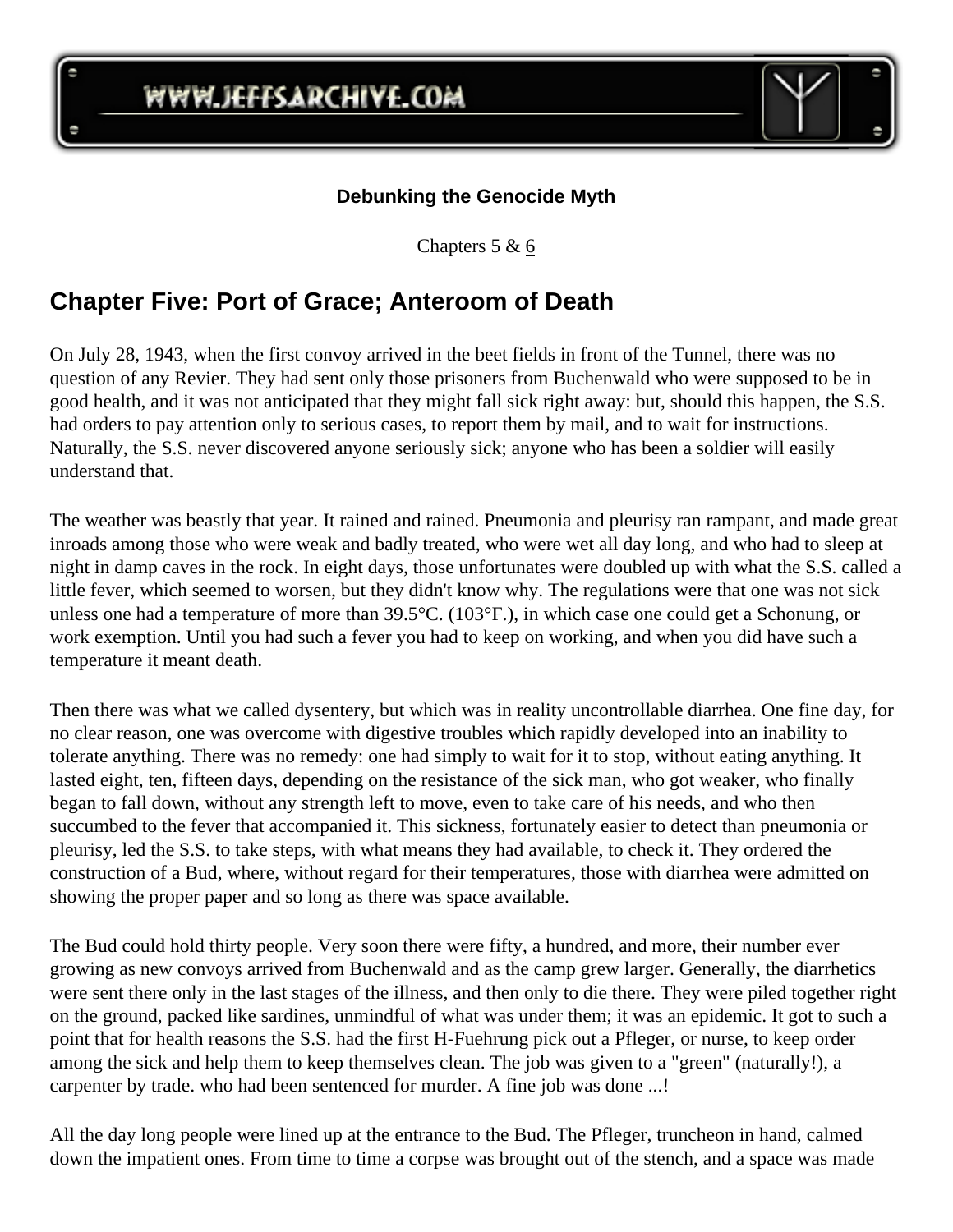**Debunking the Genocide Myth**

Chapters 5 & 6

## Chapter Five: Port of Grace; Anteroom of Death

On July 28, 1943, when the first convoy arrived in the beet fields in front of the Tunnel, there was no question of any Revier. They had sent only those prisoners from Buchenwald who were supposed to be in good health, and it was not anticipated that they might fall sick right away: but, should this happen, the S.S. had orders to pay attention only to serious cases, to report them by mail, and to wait for instructions. Naturally, the S.S. never discovered anyone seriously sick; anyone who has been a soldier will easily understand that.

The weather was beastly that year. It rained and rained. Pneumonia and pleurisy ran rampant, and made great inroads among those who were weak and badly treated, who were wet all day long, and who had to sleep at night in damp caves in the rock. In eight days, those unfortunates were doubled up with what the S.S. called a little fever, which seemed to worsen, but they didn't know why. The regulations were that one was not sick unless one had a temperature of more than 39.5°C. (103°F.), in which case one could get a Schonung, or work exemption. Until you had such a fever you had to keep on working, and when you did have such a temperature it meant death.

Then there was what we called dysentery, but which was in reality uncontrollable diarrhea. One fine day, for no clear reason, one was overcome with digestive troubles which rapidly developed into an inability to tolerate anything. There was no remedy: one had simply to wait for it to stop, without eating anything. It lasted eight, ten, fifteen days, depending on the resistance of the sick man, who got weaker, who finally began to fall down, without any strength left to move, even to take care of his needs, and who then succumbed to the fever that accompanied it. This sickness, fortunately easier to detect than pneumonia or pleurisy, led the S.S. to take steps, with what means they had available, to check it. They ordered the construction of a Bud, where, without regard for their temperatures, those with diarrhea were admitted on showing the proper paper and so long as there was space available.

The Bud could hold thirty people. Very soon there were fifty, a hundred, and more, their number ever growing as new convoys arrived from Buchenwald and as the camp grew larger. Generally, the diarrhetics were sent there only in the last stages of the illness, and then only to die there. They were piled together right on the ground, packed like sardines, unmindful of what was under them; it was an epidemic. It got to such a point that for health reasons the S.S. had the first H-Fuehrung pick out a Pfleger, or nurse, to keep order among the sick and help them to keep themselves clean. The job was given to a "green" (naturally!), a carpenter by trade. who had been sentenced for murder. A fine job was done ...!

All the day long people were lined up at the entrance to the Bud. The Pfleger, truncheon in hand, calmed down the impatient ones. From time to time a corpse was brought out of the stench, and a space was made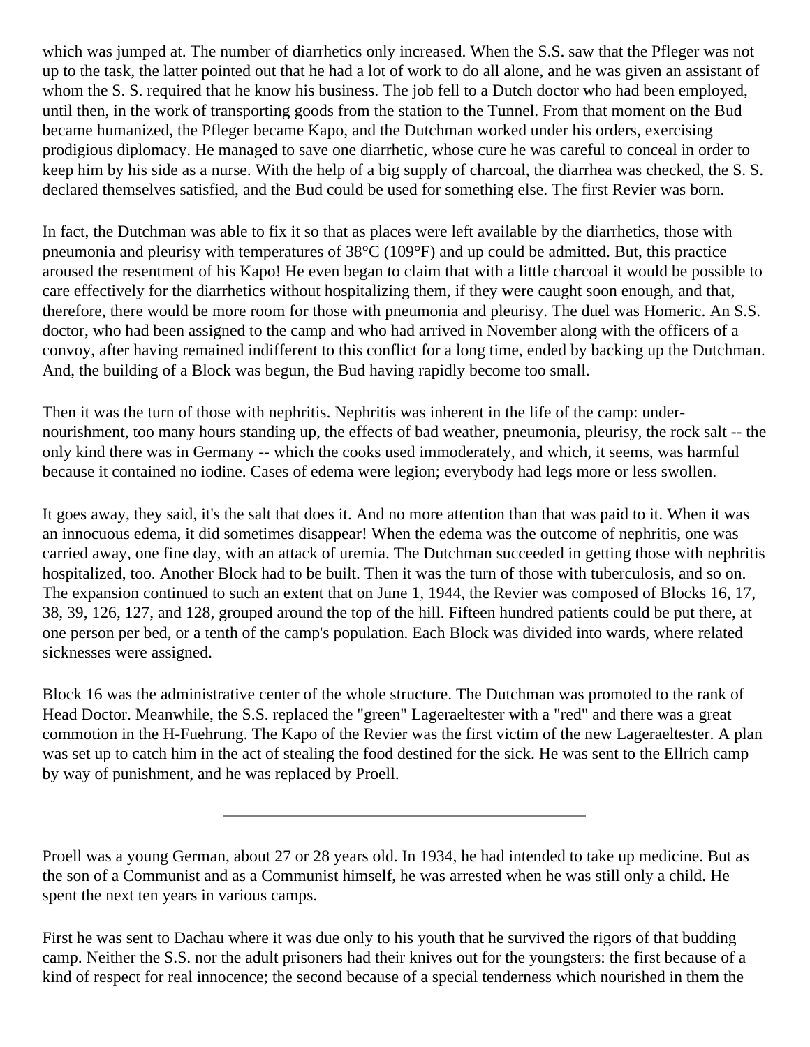which was jumped at. The number of diarrhetics only increased. When the S.S. saw that the Pfleger was not up to the task, the latter pointed out that he had a lot of work to do all alone, and he was given an assistant of whom the S. S. required that he know his business. The job fell to a Dutch doctor who had been employed, until then, in the work of transporting goods from the station to the Tunnel. From that moment on the Bud became humanized, the Pfleger became Kapo, and the Dutchman worked under his orders, exercising prodigious diplomacy. He managed to save one diarrhetic, whose cure he was careful to conceal in order to keep him by his side as a nurse. With the help of a big supply of charcoal, the diarrhea was checked, the S. S. declared themselves satisfied, and the Bud could be used for something else. The first Revier was born.

In fact, the Dutchman was able to fix it so that as places were left available by the diarrhetics, those with pneumonia and pleurisy with temperatures of 38°C (109°F) and up could be admitted. But, this practice aroused the resentment of his Kapo! He even began to claim that with a little charcoal it would be possible to care effectively for the diarrhetics without hospitalizing them, if they were caught soon enough, and that, therefore, there would be more room for those with pneumonia and pleurisy. The duel was Homeric. An S.S. doctor, who had been assigned to the camp and who had arrived in November along with the officers of a convoy, after having remained indifferent to this conflict for a long time, ended by backing up the Dutchman. And, the building of a Block was begun, the Bud having rapidly become too small.

Then it was the turn of those with nephritis. Nephritis was inherent in the life of the camp: under-nourishment, too many hours standing up, the effects of bad weather, pneumonia, pleurisy, the rock salt -- the only kind there was in Germany -- which the cooks used immoderately, and which, it seems, was harmful because it contained no iodine. Cases of edema were legion; everybody had legs more or less swollen.

It goes away, they said, it's the salt that does it. And no more attention than that was paid to it. When it was an innocuous edema, it did sometimes disappear! When the edema was the outcome of nephritis, one was carried away, one fine day, with an attack of uremia. The Dutchman succeeded in getting those with nephritis hospitalized, too. Another Block had to be built. Then it was the turn of those with tuberculosis, and so on. The expansion continued to such an extent that on June 1, 1944, the Revier was composed of Blocks 16, 17, 38, 39, 126, 127, and 128, grouped around the top of the hill. Fifteen hundred patients could be put there, at one person per bed, or a tenth of the camp's population. Each Block was divided into wards, where related sicknesses were assigned.

Block 16 was the administrative center of the whole structure. The Dutchman was promoted to the rank of Head Doctor. Meanwhile, the S.S. replaced the "green" Lageraeltester with a "red" and there was a great commotion in the H-Fuehrung. The Kapo of the Revier was the first victim of the new Lageraeltester. A plan was set up to catch him in the act of stealing the food destined for the sick. He was sent to the Ellrich camp by way of punishment, and he was replaced by Proell.

---

Proell was a young German, about 27 or 28 years old. In 1934, he had intended to take up medicine. But as the son of a Communist and as a Communist himself, he was arrested when he was still only a child. He spent the next ten years in various camps.

First he was sent to Dachau where it was due only to his youth that he survived the rigors of that budding camp. Neither the S.S. nor the adult prisoners had their knives out for the youngsters: the first because of a kind of respect for real innocence; the second because of a special tenderness which nourished in them the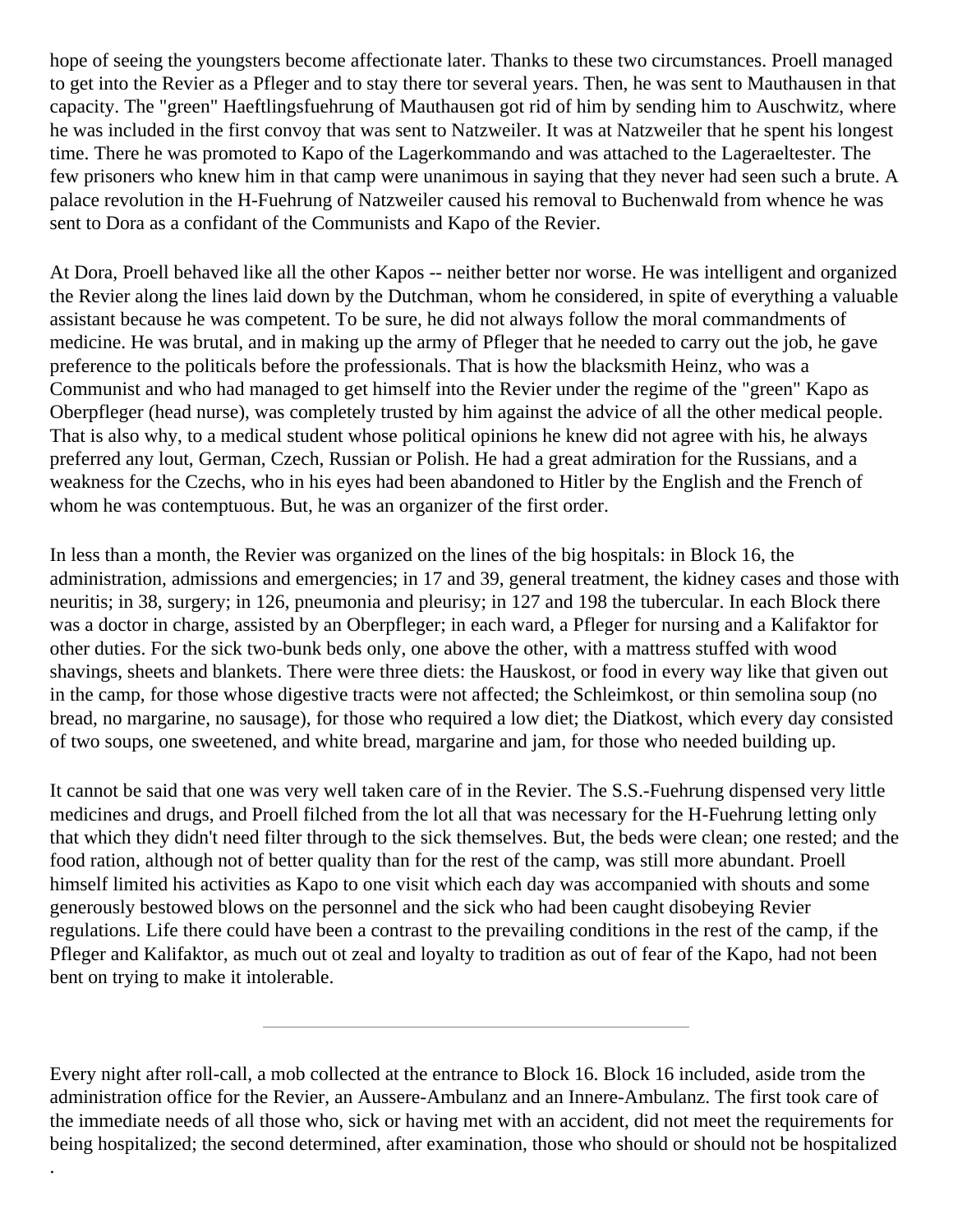hope of seeing the youngsters become affectionate later. Thanks to these two circumstances. Proell managed to get into the Revier as a Pfleger and to stay there tor several years. Then, he was sent to Mauthausen in that capacity. The "green" Haeftlingsfuehrung of Mauthausen got rid of him by sending him to Auschwitz, where he was included in the first convoy that was sent to Natzweiler. It was at Natzweiler that he spent his longest time. There he was promoted to Kapo of the Lagerkommando and was attached to the Lageraeltester. The few prisoners who knew him in that camp were unanimous in saying that they never had seen such a brute. A palace revolution in the H-Fuehrung of Natzweiler caused his removal to Buchenwald from whence he was sent to Dora as a confidant of the Communists and Kapo of the Revier.

At Dora, Proell behaved like all the other Kapos -- neither better nor worse. He was intelligent and organized the Revier along the lines laid down by the Dutchman, whom he considered, in spite of everything a valuable assistant because he was competent. To be sure, he did not always follow the moral commandments of medicine. He was brutal, and in making up the army of Pfleger that he needed to carry out the job, he gave preference to the politicals before the professionals. That is how the blacksmith Heinz, who was a Communist and who had managed to get himself into the Revier under the regime of the "green" Kapo as Oberpfleger (head nurse), was completely trusted by him against the advice of all the other medical people. That is also why, to a medical student whose political opinions he knew did not agree with his, he always preferred any lout, German, Czech, Russian or Polish. He had a great admiration for the Russians, and a weakness for the Czechs, who in his eyes had been abandoned to Hitler by the English and the French of whom he was contemptuous. But, he was an organizer of the first order.

In less than a month, the Revier was organized on the lines of the big hospitals: in Block 16, the administration, admissions and emergencies; in 17 and 39, general treatment, the kidney cases and those with neuritis; in 38, surgery; in 126, pneumonia and pleurisy; in 127 and 198 the tubercular. In each Block there was a doctor in charge, assisted by an Oberpfleger; in each ward, a Pfleger for nursing and a Kalifaktor for other duties. For the sick two-bunk beds only, one above the other, with a mattress stuffed with wood shavings, sheets and blankets. There were three diets: the Hauskost, or food in every way like that given out in the camp, for those whose digestive tracts were not affected; the Schleimkost, or thin semolina soup (no bread, no margarine, no sausage), for those who required a low diet; the Diatkost, which every day consisted of two soups, one sweetened, and white bread, margarine and jam, for those who needed building up.

It cannot be said that one was very well taken care of in the Revier. The S.S.-Fuehrung dispensed very little medicines and drugs, and Proell filched from the lot all that was necessary for the H-Fuehrung letting only that which they didn't need filter through to the sick themselves. But, the beds were clean; one rested; and the food ration, although not of better quality than for the rest of the camp, was still more abundant. Proell himself limited his activities as Kapo to one visit which each day was accompanied with shouts and some generously bestowed blows on the personnel and the sick who had been caught disobeying Revier regulations. Life there could have been a contrast to the prevailing conditions in the rest of the camp, if the Pfleger and Kalifaktor, as much out ot zeal and loyalty to tradition as out of fear of the Kapo, had not been bent on trying to make it intolerable.

---

Every night after roll-call, a mob collected at the entrance to Block 16. Block 16 included, aside trom the administration office for the Revier, an Aussere-Ambulanz and an Innere-Ambulanz. The first took care of the immediate needs of all those who, sick or having met with an accident, did not meet the requirements for being hospitalized; the second determined, after examination, those who should or should not be hospitalized .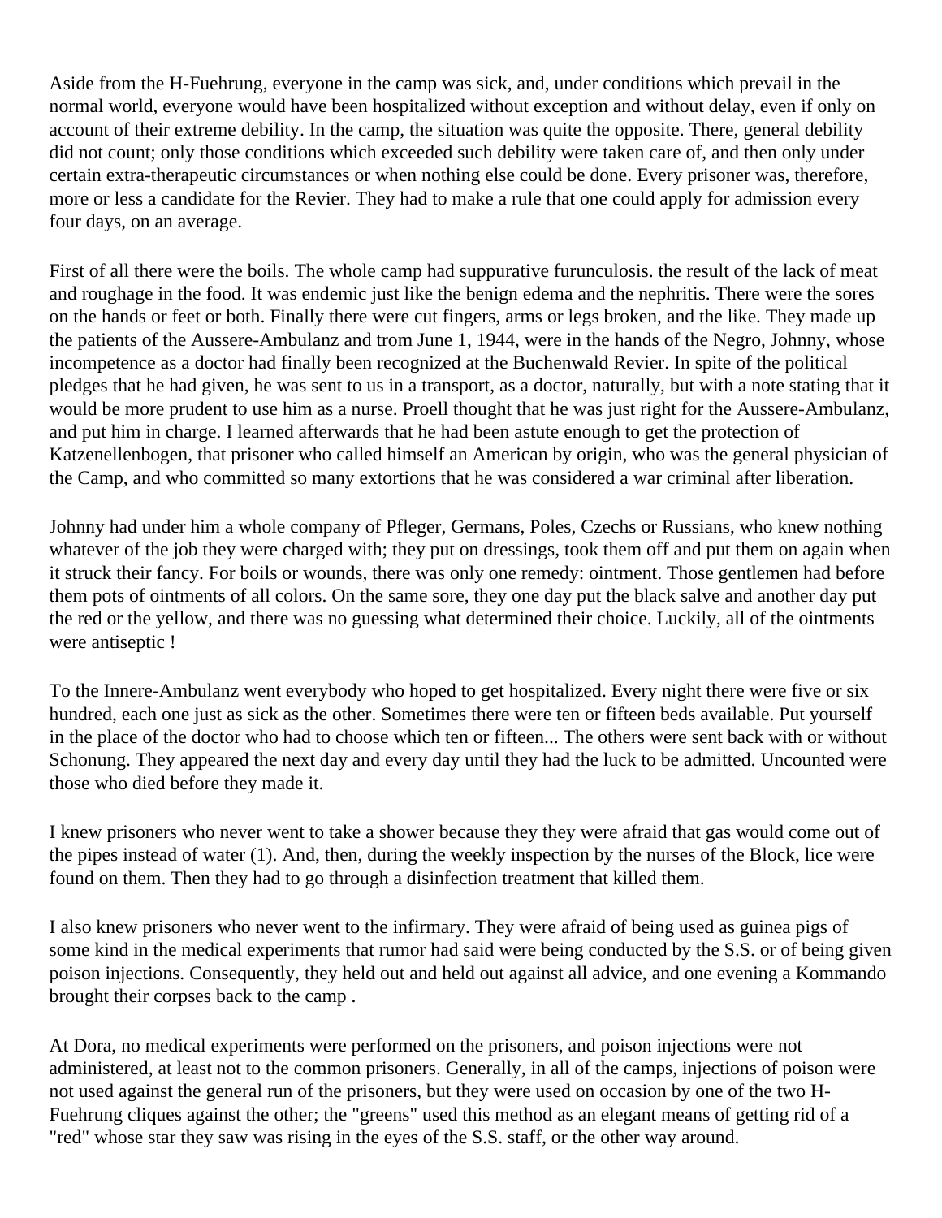Aside from the H-Fuehrung, everyone in the camp was sick, and, under conditions which prevail in the normal world, everyone would have been hospitalized without exception and without delay, even if only on account of their extreme debility. In the camp, the situation was quite the opposite. There, general debility did not count; only those conditions which exceeded such debility were taken care of, and then only under certain extra-therapeutic circumstances or when nothing else could be done. Every prisoner was, therefore, more or less a candidate for the Revier. They had to make a rule that one could apply for admission every four days, on an average.

First of all there were the boils. The whole camp had suppurative furunculosis. the result of the lack of meat and roughage in the food. It was endemic just like the benign edema and the nephritis. There were the sores on the hands or feet or both. Finally there were cut fingers, arms or legs broken, and the like. They made up the patients of the Aussere-Ambulanz and trom June 1, 1944, were in the hands of the Negro, Johnny, whose incompetence as a doctor had finally been recognized at the Buchenwald Revier. In spite of the political pledges that he had given, he was sent to us in a transport, as a doctor, naturally, but with a note stating that it would be more prudent to use him as a nurse. Proell thought that he was just right for the Aussere-Ambulanz, and put him in charge. I learned afterwards that he had been astute enough to get the protection of Katzenellenbogen, that prisoner who called himself an American by origin, who was the general physician of the Camp, and who committed so many extortions that he was considered a war criminal after liberation.

Johnny had under him a whole company of Pfleger, Germans, Poles, Czechs or Russians, who knew nothing whatever of the job they were charged with; they put on dressings, took them off and put them on again when it struck their fancy. For boils or wounds, there was only one remedy: ointment. Those gentlemen had before them pots of ointments of all colors. On the same sore, they one day put the black salve and another day put the red or the yellow, and there was no guessing what determined their choice. Luckily, all of the ointments were antiseptic !

To the Innere-Ambulanz went everybody who hoped to get hospitalized. Every night there were five or six hundred, each one just as sick as the other. Sometimes there were ten or fifteen beds available. Put yourself in the place of the doctor who had to choose which ten or fifteen... The others were sent back with or without Schonung. They appeared the next day and every day until they had the luck to be admitted. Uncounted were those who died before they made it.

I knew prisoners who never went to take a shower because they they were afraid that gas would come out of the pipes instead of water (1). And, then, during the weekly inspection by the nurses of the Block, lice were found on them. Then they had to go through a disinfection treatment that killed them.

I also knew prisoners who never went to the infirmary. They were afraid of being used as guinea pigs of some kind in the medical experiments that rumor had said were being conducted by the S.S. or of being given poison injections. Consequently, they held out and held out against all advice, and one evening a Kommando brought their corpses back to the camp .

At Dora, no medical experiments were performed on the prisoners, and poison injections were not administered, at least not to the common prisoners. Generally, in all of the camps, injections of poison were not used against the general run of the prisoners, but they were used on occasion by one of the two H-Fuehrung cliques against the other; the "greens" used this method as an elegant means of getting rid of a "red" whose star they saw was rising in the eyes of the S.S. staff, or the other way around.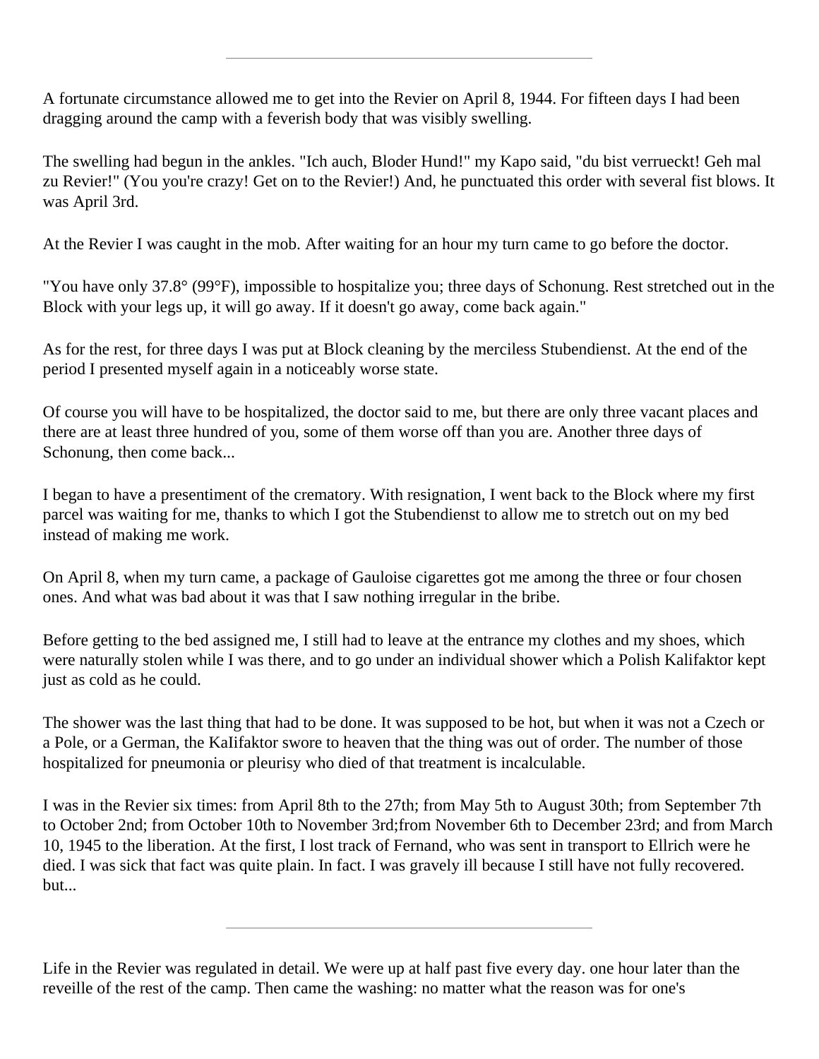---

A fortunate circumstance allowed me to get into the Revier on April 8, 1944. For fifteen days I had been dragging around the camp with a feverish body that was visibly swelling.

The swelling had begun in the ankles. "Ich auch, Bloder Hund!" my Kapo said, "du bist verrueckt! Geh mal zu Revier!" (You you're crazy! Get on to the Revier!) And, he punctuated this order with several fist blows. It was April 3rd.

At the Revier I was caught in the mob. After waiting for an hour my turn came to go before the doctor.

"You have only 37.8° (99°F), impossible to hospitalize you; three days of Schonung. Rest stretched out in the Block with your legs up, it will go away. If it doesn't go away, come back again."

As for the rest, for three days I was put at Block cleaning by the merciless Stubendienst. At the end of the period I presented myself again in a noticeably worse state.

Of course you will have to be hospitalized, the doctor said to me, but there are only three vacant places and there are at least three hundred of you, some of them worse off than you are. Another three days of Schonung, then come back...

I began to have a presentiment of the crematory. With resignation, I went back to the Block where my first parcel was waiting for me, thanks to which I got the Stubendienst to allow me to stretch out on my bed instead of making me work.

On April 8, when my turn came, a package of Gauloise cigarettes got me among the three or four chosen ones. And what was bad about it was that I saw nothing irregular in the bribe.

Before getting to the bed assigned me, I still had to leave at the entrance my clothes and my shoes, which were naturally stolen while I was there, and to go under an individual shower which a Polish Kalifaktor kept just as cold as he could.

The shower was the last thing that had to be done. It was supposed to be hot, but when it was not a Czech or a Pole, or a German, the KaIifaktor swore to heaven that the thing was out of order. The number of those hospitalized for pneumonia or pleurisy who died of that treatment is incalculable.

I was in the Revier six times: from April 8th to the 27th; from May 5th to August 30th; from September 7th to October 2nd; from October 10th to November 3rd;from November 6th to December 23rd; and from March 10, 1945 to the liberation. At the first, I lost track of Fernand, who was sent in transport to Ellrich were he died. I was sick that fact was quite plain. In fact. I was gravely ill because I still have not fully recovered. but...

---

Life in the Revier was regulated in detail. We were up at half past five every day. one hour later than the reveille of the rest of the camp. Then came the washing: no matter what the reason was for one's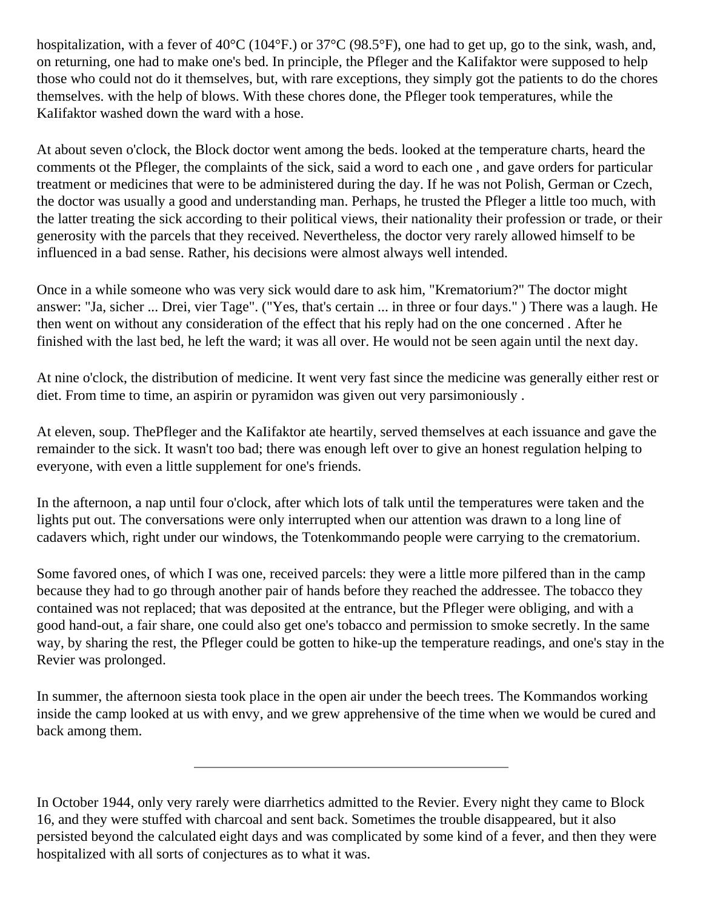hospitalization, with a fever of 40°C (104°F.) or 37°C (98.5°F), one had to get up, go to the sink, wash, and, on returning, one had to make one's bed. In principle, the Pfleger and the KaIifaktor were supposed to help those who could not do it themselves, but, with rare exceptions, they simply got the patients to do the chores themselves. with the help of blows. With these chores done, the Pfleger took temperatures, while the KaIifaktor washed down the ward with a hose.

At about seven o'clock, the Block doctor went among the beds. looked at the temperature charts, heard the comments ot the Pfleger, the complaints of the sick, said a word to each one , and gave orders for particular treatment or medicines that were to be administered during the day. If he was not Polish, German or Czech, the doctor was usually a good and understanding man. Perhaps, he trusted the Pfleger a little too much, with the latter treating the sick according to their political views, their nationality their profession or trade, or their generosity with the parcels that they received. Nevertheless, the doctor very rarely allowed himself to be influenced in a bad sense. Rather, his decisions were almost always well intended.

Once in a while someone who was very sick would dare to ask him, "Krematorium?" The doctor might answer: "Ja, sicher ... Drei, vier Tage". ("Yes, that's certain ... in three or four days." ) There was a laugh. He then went on without any consideration of the effect that his reply had on the one concerned . After he finished with the last bed, he left the ward; it was all over. He would not be seen again until the next day.

At nine o'clock, the distribution of medicine. It went very fast since the medicine was generally either rest or diet. From time to time, an aspirin or pyramidon was given out very parsimoniously .

At eleven, soup. ThePfleger and the KaIifaktor ate heartily, served themselves at each issuance and gave the remainder to the sick. It wasn't too bad; there was enough left over to give an honest regulation helping to everyone, with even a little supplement for one's friends.

In the afternoon, a nap until four o'clock, after which lots of talk until the temperatures were taken and the lights put out. The conversations were only interrupted when our attention was drawn to a long line of cadavers which, right under our windows, the Totenkommando people were carrying to the crematorium.

Some favored ones, of which I was one, received parcels: they were a little more pilfered than in the camp because they had to go through another pair of hands before they reached the addressee. The tobacco they contained was not replaced; that was deposited at the entrance, but the Pfleger were obliging, and with a good hand-out, a fair share, one could also get one's tobacco and permission to smoke secretly. In the same way, by sharing the rest, the Pfleger could be gotten to hike-up the temperature readings, and one's stay in the Revier was prolonged.

In summer, the afternoon siesta took place in the open air under the beech trees. The Kommandos working inside the camp looked at us with envy, and we grew apprehensive of the time when we would be cured and back among them.

---

In October 1944, only very rarely were diarrhetics admitted to the Revier. Every night they came to Block 16, and they were stuffed with charcoal and sent back. Sometimes the trouble disappeared, but it also persisted beyond the calculated eight days and was complicated by some kind of a fever, and then they were hospitalized with all sorts of conjectures as to what it was.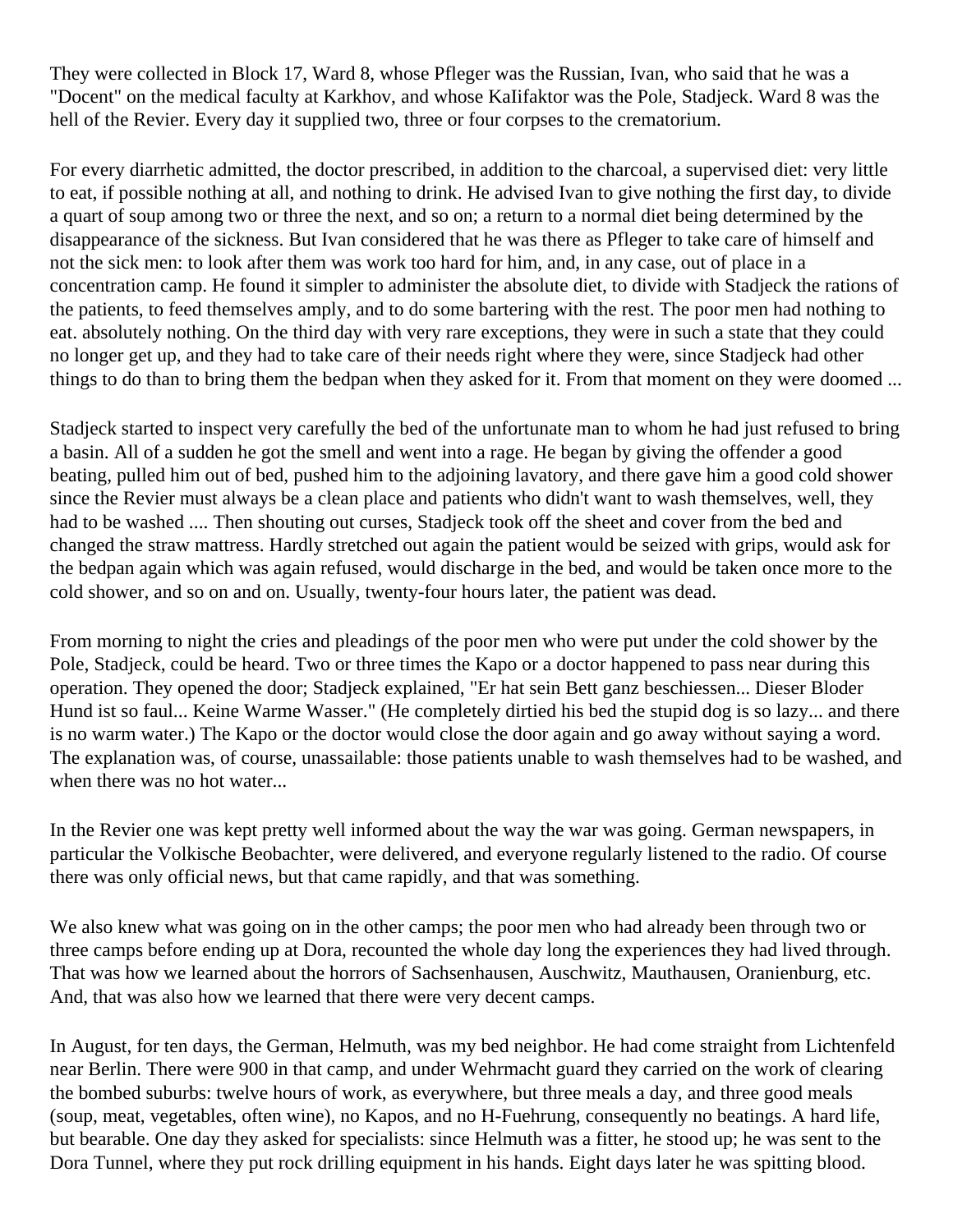They were collected in Block 17, Ward 8, whose Pfleger was the Russian, Ivan, who said that he was a "Docent" on the medical faculty at Karkhov, and whose KaIifaktor was the Pole, Stadjeck. Ward 8 was the hell of the Revier. Every day it supplied two, three or four corpses to the crematorium.

For every diarrhetic admitted, the doctor prescribed, in addition to the charcoal, a supervised diet: very little to eat, if possible nothing at all, and nothing to drink. He advised Ivan to give nothing the first day, to divide a quart of soup among two or three the next, and so on; a return to a normal diet being determined by the disappearance of the sickness. But Ivan considered that he was there as Pfleger to take care of himself and not the sick men: to look after them was work too hard for him, and, in any case, out of place in a concentration camp. He found it simpler to administer the absolute diet, to divide with Stadjeck the rations of the patients, to feed themselves amply, and to do some bartering with the rest. The poor men had nothing to eat. absolutely nothing. On the third day with very rare exceptions, they were in such a state that they could no longer get up, and they had to take care of their needs right where they were, since Stadjeck had other things to do than to bring them the bedpan when they asked for it. From that moment on they were doomed ...

Stadjeck started to inspect very carefully the bed of the unfortunate man to whom he had just refused to bring a basin. All of a sudden he got the smell and went into a rage. He began by giving the offender a good beating, pulled him out of bed, pushed him to the adjoining lavatory, and there gave him a good cold shower since the Revier must always be a clean place and patients who didn't want to wash themselves, well, they had to be washed .... Then shouting out curses, Stadjeck took off the sheet and cover from the bed and changed the straw mattress. Hardly stretched out again the patient would be seized with grips, would ask for the bedpan again which was again refused, would discharge in the bed, and would be taken once more to the cold shower, and so on and on. Usually, twenty-four hours later, the patient was dead.

From morning to night the cries and pleadings of the poor men who were put under the cold shower by the Pole, Stadjeck, could be heard. Two or three times the Kapo or a doctor happened to pass near during this operation. They opened the door; Stadjeck explained, "Er hat sein Bett ganz beschiessen... Dieser Bloder Hund ist so faul... Keine Warme Wasser." (He completely dirtied his bed the stupid dog is so lazy... and there is no warm water.) The Kapo or the doctor would close the door again and go away without saying a word. The explanation was, of course, unassailable: those patients unable to wash themselves had to be washed, and when there was no hot water...

In the Revier one was kept pretty well informed about the way the war was going. German newspapers, in particular the Volkische Beobachter, were delivered, and everyone regularly listened to the radio. Of course there was only official news, but that came rapidly, and that was something.

We also knew what was going on in the other camps; the poor men who had already been through two or three camps before ending up at Dora, recounted the whole day long the experiences they had lived through. That was how we learned about the horrors of Sachsenhausen, Auschwitz, Mauthausen, Oranienburg, etc. And, that was also how we learned that there were very decent camps.

In August, for ten days, the German, Helmuth, was my bed neighbor. He had come straight from Lichtenfeld near Berlin. There were 900 in that camp, and under Wehrmacht guard they carried on the work of clearing the bombed suburbs: twelve hours of work, as everywhere, but three meals a day, and three good meals (soup, meat, vegetables, often wine), no Kapos, and no H-Fuehrung, consequently no beatings. A hard life, but bearable. One day they asked for specialists: since Helmuth was a fitter, he stood up; he was sent to the Dora Tunnel, where they put rock drilling equipment in his hands. Eight days later he was spitting blood.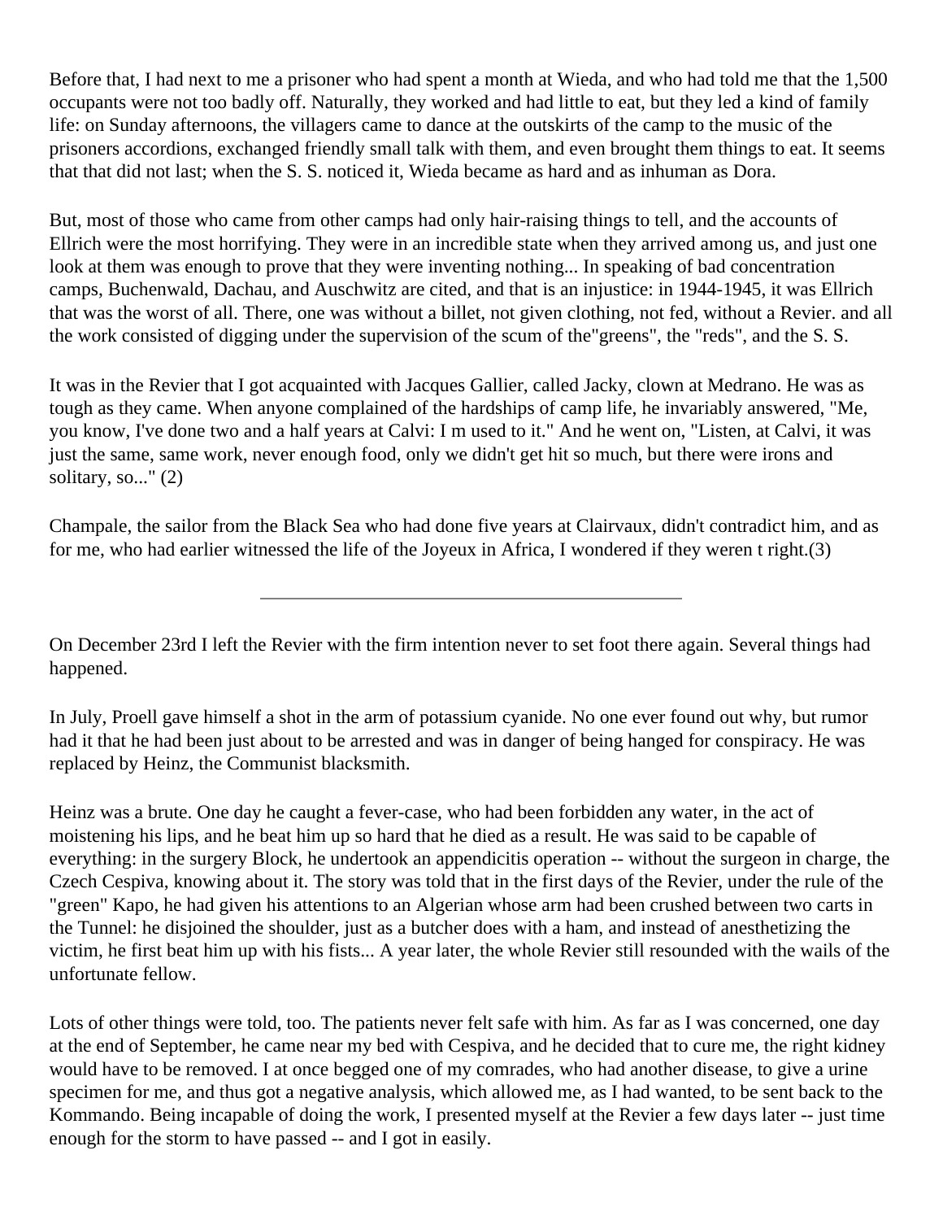Before that, I had next to me a prisoner who had spent a month at Wieda, and who had told me that the 1,500 occupants were not too badly off. Naturally, they worked and had little to eat, but they led a kind of family life: on Sunday afternoons, the villagers came to dance at the outskirts of the camp to the music of the prisoners accordions, exchanged friendly small talk with them, and even brought them things to eat. It seems that that did not last; when the S. S. noticed it, Wieda became as hard and as inhuman as Dora.

But, most of those who came from other camps had only hair-raising things to tell, and the accounts of Ellrich were the most horrifying. They were in an incredible state when they arrived among us, and just one look at them was enough to prove that they were inventing nothing... In speaking of bad concentration camps, Buchenwald, Dachau, and Auschwitz are cited, and that is an injustice: in 1944-1945, it was Ellrich that was the worst of all. There, one was without a billet, not given clothing, not fed, without a Revier. and all the work consisted of digging under the supervision of the scum of the"greens", the "reds", and the S. S.

It was in the Revier that I got acquainted with Jacques Gallier, called Jacky, clown at Medrano. He was as tough as they came. When anyone complained of the hardships of camp life, he invariably answered, "Me, you know, I've done two and a half years at Calvi: I m used to it." And he went on, "Listen, at Calvi, it was just the same, same work, never enough food, only we didn't get hit so much, but there were irons and solitary, so..." (2)

Champale, the sailor from the Black Sea who had done five years at Clairvaux, didn't contradict him, and as for me, who had earlier witnessed the life of the Joyeux in Africa, I wondered if they weren t right.(3)

---

On December 23rd I left the Revier with the firm intention never to set foot there again. Several things had happened.

In July, Proell gave himself a shot in the arm of potassium cyanide. No one ever found out why, but rumor had it that he had been just about to be arrested and was in danger of being hanged for conspiracy. He was replaced by Heinz, the Communist blacksmith.

Heinz was a brute. One day he caught a fever-case, who had been forbidden any water, in the act of moistening his lips, and he beat him up so hard that he died as a result. He was said to be capable of everything: in the surgery Block, he undertook an appendicitis operation -- without the surgeon in charge, the Czech Cespiva, knowing about it. The story was told that in the first days of the Revier, under the rule of the "green" Kapo, he had given his attentions to an Algerian whose arm had been crushed between two carts in the Tunnel: he disjoined the shoulder, just as a butcher does with a ham, and instead of anesthetizing the victim, he first beat him up with his fists... A year later, the whole Revier still resounded with the wails of the unfortunate fellow.

Lots of other things were told, too. The patients never felt safe with him. As far as I was concerned, one day at the end of September, he came near my bed with Cespiva, and he decided that to cure me, the right kidney would have to be removed. I at once begged one of my comrades, who had another disease, to give a urine specimen for me, and thus got a negative analysis, which allowed me, as I had wanted, to be sent back to the Kommando. Being incapable of doing the work, I presented myself at the Revier a few days later -- just time enough for the storm to have passed -- and I got in easily.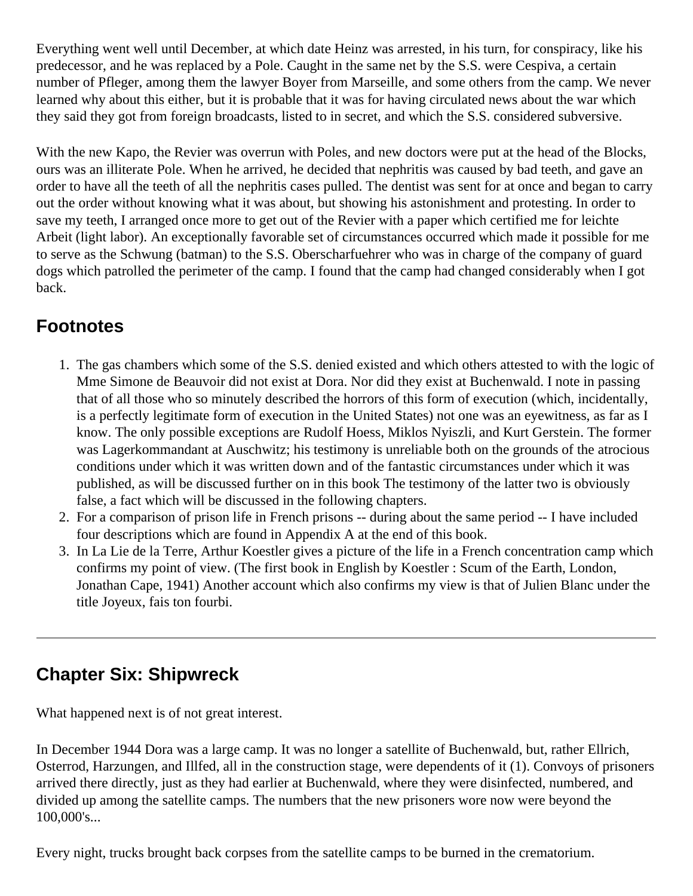Everything went well until December, at which date Heinz was arrested, in his turn, for conspiracy, like his predecessor, and he was replaced by a Pole. Caught in the same net by the S.S. were Cespiva, a certain number of Pfleger, among them the lawyer Boyer from Marseille, and some others from the camp. We never learned why about this either, but it is probable that it was for having circulated news about the war which they said they got from foreign broadcasts, listed to in secret, and which the S.S. considered subversive.

With the new Kapo, the Revier was overrun with Poles, and new doctors were put at the head of the Blocks, ours was an illiterate Pole. When he arrived, he decided that nephritis was caused by bad teeth, and gave an order to have all the teeth of all the nephritis cases pulled. The dentist was sent for at once and began to carry out the order without knowing what it was about, but showing his astonishment and protesting. In order to save my teeth, I arranged once more to get out of the Revier with a paper which certified me for leichte Arbeit (light labor). An exceptionally favorable set of circumstances occurred which made it possible for me to serve as the Schwung (batman) to the S.S. Oberscharfuehrer who was in charge of the company of guard dogs which patrolled the perimeter of the camp. I found that the camp had changed considerably when I got back.

## Footnotes

1. The gas chambers which some of the S.S. denied existed and which others attested to with the logic of Mme Simone de Beauvoir did not exist at Dora. Nor did they exist at Buchenwald. I note in passing that of all those who so minutely described the horrors of this form of execution (which, incidentally, is a perfectly legitimate form of execution in the United States) not one was an eyewitness, as far as I know. The only possible exceptions are Rudolf Hoess, Miklos Nyiszli, and Kurt Gerstein. The former was Lagerkommandant at Auschwitz; his testimony is unreliable both on the grounds of the atrocious conditions under which it was written down and of the fantastic circumstances under which it was published, as will be discussed further on in this book The testimony of the latter two is obviously false, a fact which will be discussed in the following chapters.
2. For a comparison of prison life in French prisons -- during about the same period -- I have included four descriptions which are found in Appendix A at the end of this book.
3. In La Lie de la Terre, Arthur Koestler gives a picture of the life in a French concentration camp which confirms my point of view. (The first book in English by Koestler : Scum of the Earth, London, Jonathan Cape, 1941) Another account which also confirms my view is that of Julien Blanc under the title Joyeux, fais ton fourbi.

---

## Chapter Six: Shipwreck

What happened next is of not great interest.

In December 1944 Dora was a large camp. It was no longer a satellite of Buchenwald, but, rather Ellrich, Osterrod, Harzungen, and Illfed, all in the construction stage, were dependents of it (1). Convoys of prisoners arrived there directly, just as they had earlier at Buchenwald, where they were disinfected, numbered, and divided up among the satellite camps. The numbers that the new prisoners wore now were beyond the 100,000's...

Every night, trucks brought back corpses from the satellite camps to be burned in the crematorium.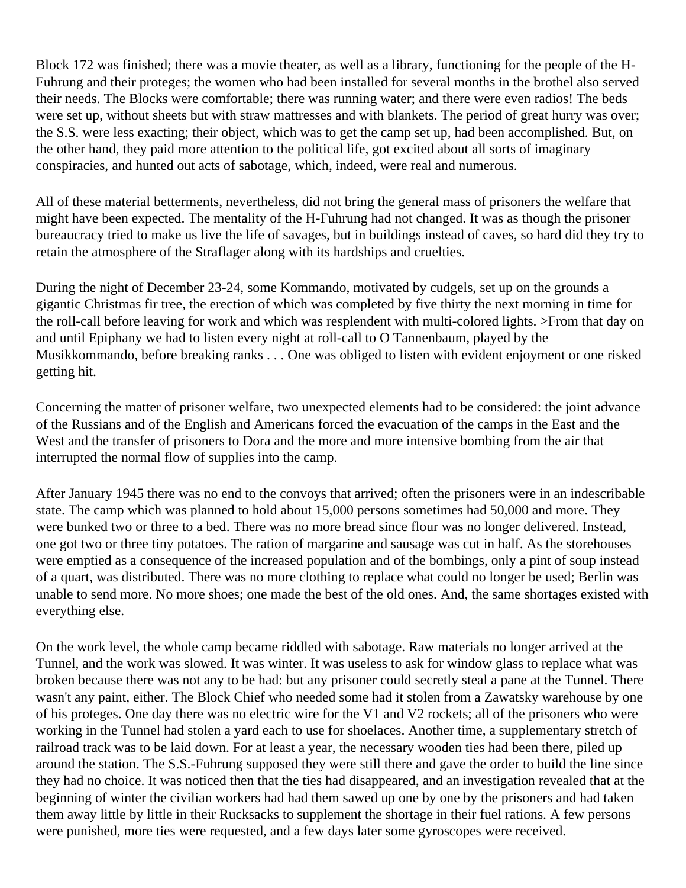Block 172 was finished; there was a movie theater, as well as a library, functioning for the people of the H-Fuhrung and their proteges; the women who had been installed for several months in the brothel also served their needs. The Blocks were comfortable; there was running water; and there were even radios! The beds were set up, without sheets but with straw mattresses and with blankets. The period of great hurry was over; the S.S. were less exacting; their object, which was to get the camp set up, had been accomplished. But, on the other hand, they paid more attention to the political life, got excited about all sorts of imaginary conspiracies, and hunted out acts of sabotage, which, indeed, were real and numerous.

All of these material betterments, nevertheless, did not bring the general mass of prisoners the welfare that might have been expected. The mentality of the H-Fuhrung had not changed. It was as though the prisoner bureaucracy tried to make us live the life of savages, but in buildings instead of caves, so hard did they try to retain the atmosphere of the Straflager along with its hardships and cruelties.

During the night of December 23-24, some Kommando, motivated by cudgels, set up on the grounds a gigantic Christmas fir tree, the erection of which was completed by five thirty the next morning in time for the roll-call before leaving for work and which was resplendent with multi-colored lights. >From that day on and until Epiphany we had to listen every night at roll-call to O Tannenbaum, played by the Musikkommando, before breaking ranks . . . One was obliged to listen with evident enjoyment or one risked getting hit.

Concerning the matter of prisoner welfare, two unexpected elements had to be considered: the joint advance of the Russians and of the English and Americans forced the evacuation of the camps in the East and the West and the transfer of prisoners to Dora and the more and more intensive bombing from the air that interrupted the normal flow of supplies into the camp.

After January 1945 there was no end to the convoys that arrived; often the prisoners were in an indescribable state. The camp which was planned to hold about 15,000 persons sometimes had 50,000 and more. They were bunked two or three to a bed. There was no more bread since flour was no longer delivered. Instead, one got two or three tiny potatoes. The ration of margarine and sausage was cut in half. As the storehouses were emptied as a consequence of the increased population and of the bombings, only a pint of soup instead of a quart, was distributed. There was no more clothing to replace what could no longer be used; Berlin was unable to send more. No more shoes; one made the best of the old ones. And, the same shortages existed with everything else.

On the work level, the whole camp became riddled with sabotage. Raw materials no longer arrived at the Tunnel, and the work was slowed. It was winter. It was useless to ask for window glass to replace what was broken because there was not any to be had: but any prisoner could secretly steal a pane at the Tunnel. There wasn't any paint, either. The Block Chief who needed some had it stolen from a Zawatsky warehouse by one of his proteges. One day there was no electric wire for the V1 and V2 rockets; all of the prisoners who were working in the Tunnel had stolen a yard each to use for shoelaces. Another time, a supplementary stretch of railroad track was to be laid down. For at least a year, the necessary wooden ties had been there, piled up around the station. The S.S.-Fuhrung supposed they were still there and gave the order to build the line since they had no choice. It was noticed then that the ties had disappeared, and an investigation revealed that at the beginning of winter the civilian workers had had them sawed up one by one by the prisoners and had taken them away little by little in their Rucksacks to supplement the shortage in their fuel rations. A few persons were punished, more ties were requested, and a few days later some gyroscopes were received.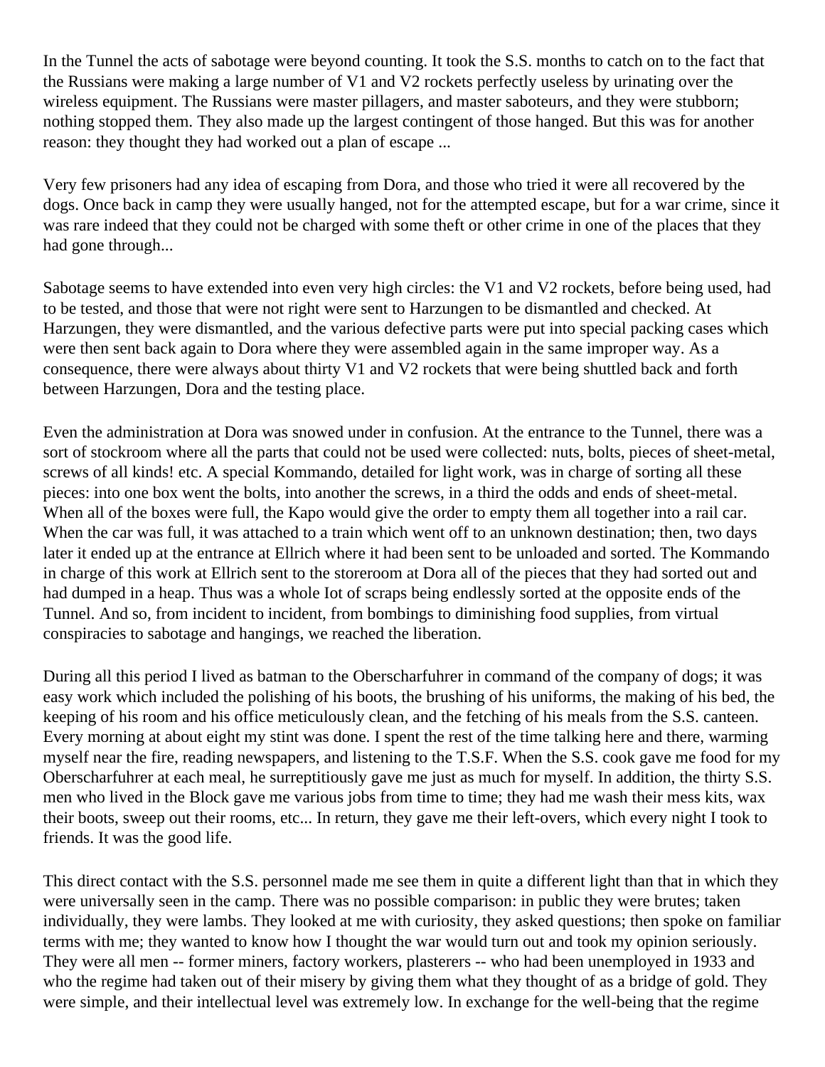In the Tunnel the acts of sabotage were beyond counting. It took the S.S. months to catch on to the fact that the Russians were making a large number of V1 and V2 rockets perfectly useless by urinating over the wireless equipment. The Russians were master pillagers, and master saboteurs, and they were stubborn; nothing stopped them. They also made up the largest contingent of those hanged. But this was for another reason: they thought they had worked out a plan of escape ...

Very few prisoners had any idea of escaping from Dora, and those who tried it were all recovered by the dogs. Once back in camp they were usually hanged, not for the attempted escape, but for a war crime, since it was rare indeed that they could not be charged with some theft or other crime in one of the places that they had gone through...

Sabotage seems to have extended into even very high circles: the V1 and V2 rockets, before being used, had to be tested, and those that were not right were sent to Harzungen to be dismantled and checked. At Harzungen, they were dismantled, and the various defective parts were put into special packing cases which were then sent back again to Dora where they were assembled again in the same improper way. As a consequence, there were always about thirty V1 and V2 rockets that were being shuttled back and forth between Harzungen, Dora and the testing place.

Even the administration at Dora was snowed under in confusion. At the entrance to the Tunnel, there was a sort of stockroom where all the parts that could not be used were collected: nuts, bolts, pieces of sheet-metal, screws of all kinds! etc. A special Kommando, detailed for light work, was in charge of sorting all these pieces: into one box went the bolts, into another the screws, in a third the odds and ends of sheet-metal. When all of the boxes were full, the Kapo would give the order to empty them all together into a rail car. When the car was full, it was attached to a train which went off to an unknown destination; then, two days later it ended up at the entrance at Ellrich where it had been sent to be unloaded and sorted. The Kommando in charge of this work at Ellrich sent to the storeroom at Dora all of the pieces that they had sorted out and had dumped in a heap. Thus was a whole Iot of scraps being endlessly sorted at the opposite ends of the Tunnel. And so, from incident to incident, from bombings to diminishing food supplies, from virtual conspiracies to sabotage and hangings, we reached the liberation.

During all this period I lived as batman to the Oberscharfuhrer in command of the company of dogs; it was easy work which included the polishing of his boots, the brushing of his uniforms, the making of his bed, the keeping of his room and his office meticulously clean, and the fetching of his meals from the S.S. canteen. Every morning at about eight my stint was done. I spent the rest of the time talking here and there, warming myself near the fire, reading newspapers, and listening to the T.S.F. When the S.S. cook gave me food for my Oberscharfuhrer at each meal, he surreptitiously gave me just as much for myself. In addition, the thirty S.S. men who lived in the Block gave me various jobs from time to time; they had me wash their mess kits, wax their boots, sweep out their rooms, etc... In return, they gave me their left-overs, which every night I took to friends. It was the good life.

This direct contact with the S.S. personnel made me see them in quite a different light than that in which they were universally seen in the camp. There was no possible comparison: in public they were brutes; taken individually, they were lambs. They looked at me with curiosity, they asked questions; then spoke on familiar terms with me; they wanted to know how I thought the war would turn out and took my opinion seriously. They were all men -- former miners, factory workers, plasterers -- who had been unemployed in 1933 and who the regime had taken out of their misery by giving them what they thought of as a bridge of gold. They were simple, and their intellectual level was extremely low. In exchange for the well-being that the regime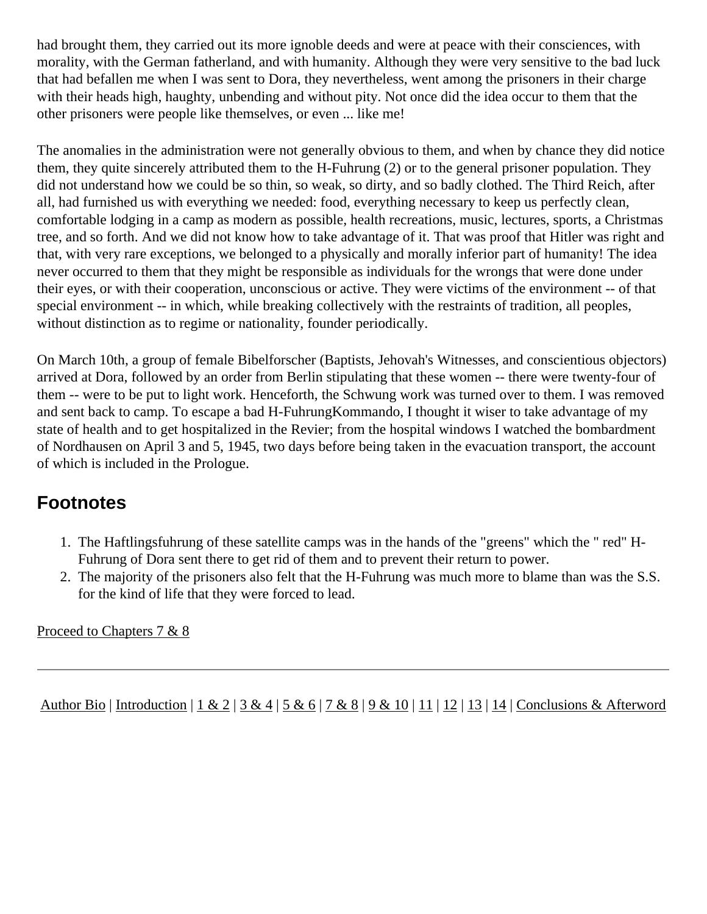had brought them, they carried out its more ignoble deeds and were at peace with their consciences, with morality, with the German fatherland, and with humanity. Although they were very sensitive to the bad luck that had befallen me when I was sent to Dora, they nevertheless, went among the prisoners in their charge with their heads high, haughty, unbending and without pity. Not once did the idea occur to them that the other prisoners were people like themselves, or even ... like me!

The anomalies in the administration were not generally obvious to them, and when by chance they did notice them, they quite sincerely attributed them to the H-Fuhrung (2) or to the general prisoner population. They did not understand how we could be so thin, so weak, so dirty, and so badly clothed. The Third Reich, after all, had furnished us with everything we needed: food, everything necessary to keep us perfectly clean, comfortable lodging in a camp as modern as possible, health recreations, music, lectures, sports, a Christmas tree, and so forth. And we did not know how to take advantage of it. That was proof that Hitler was right and that, with very rare exceptions, we belonged to a physically and morally inferior part of humanity! The idea never occurred to them that they might be responsible as individuals for the wrongs that were done under their eyes, or with their cooperation, unconscious or active. They were victims of the environment -- of that special environment -- in which, while breaking collectively with the restraints of tradition, all peoples, without distinction as to regime or nationality, founder periodically.

On March 10th, a group of female Bibelforscher (Baptists, Jehovah's Witnesses, and conscientious objectors) arrived at Dora, followed by an order from Berlin stipulating that these women -- there were twenty-four of them -- were to be put to light work. Henceforth, the Schwung work was turned over to them. I was removed and sent back to camp. To escape a bad H-FuhrungKommando, I thought it wiser to take advantage of my state of health and to get hospitalized in the Revier; from the hospital windows I watched the bombardment of Nordhausen on April 3 and 5, 1945, two days before being taken in the evacuation transport, the account of which is included in the Prologue.

## Footnotes

1. The Haftlingsfuhrung of these satellite camps was in the hands of the "greens" which the " red" H-Fuhrung of Dora sent there to get rid of them and to prevent their return to power.
2. The majority of the prisoners also felt that the H-Fuhrung was much more to blame than was the S.S. for the kind of life that they were forced to lead.

Proceed to Chapters 7 & 8

---

Author Bio | Introduction | 1 & 2 | 3 & 4 | 5 & 6 | 7 & 8 | 9 & 10 | 11 | 12 | 13 | 14 | Conclusions & Afterword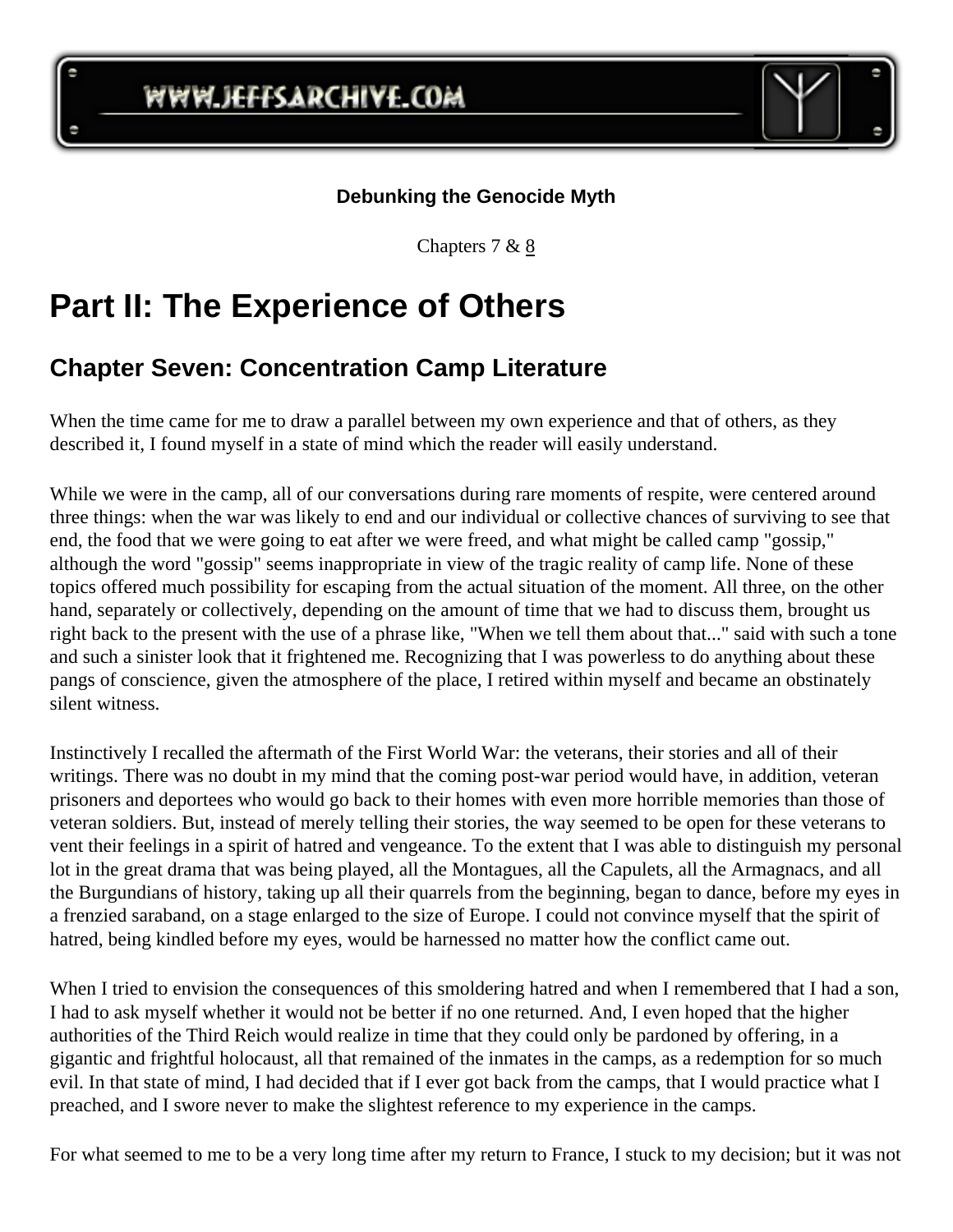**Debunking the Genocide Myth**

Chapters 7 & 8

# Part II: The Experience of Others

## Chapter Seven: Concentration Camp Literature

When the time came for me to draw a parallel between my own experience and that of others, as they described it, I found myself in a state of mind which the reader will easily understand.

While we were in the camp, all of our conversations during rare moments of respite, were centered around three things: when the war was likely to end and our individual or collective chances of surviving to see that end, the food that we were going to eat after we were freed, and what might be called camp "gossip," although the word "gossip" seems inappropriate in view of the tragic reality of camp life. None of these topics offered much possibility for escaping from the actual situation of the moment. All three, on the other hand, separately or collectively, depending on the amount of time that we had to discuss them, brought us right back to the present with the use of a phrase like, "When we tell them about that..." said with such a tone and such a sinister look that it frightened me. Recognizing that I was powerless to do anything about these pangs of conscience, given the atmosphere of the place, I retired within myself and became an obstinately silent witness.

Instinctively I recalled the aftermath of the First World War: the veterans, their stories and all of their writings. There was no doubt in my mind that the coming post-war period would have, in addition, veteran prisoners and deportees who would go back to their homes with even more horrible memories than those of veteran soldiers. But, instead of merely telling their stories, the way seemed to be open for these veterans to vent their feelings in a spirit of hatred and vengeance. To the extent that I was able to distinguish my personal lot in the great drama that was being played, all the Montagues, all the Capulets, all the Armagnacs, and all the Burgundians of history, taking up all their quarrels from the beginning, began to dance, before my eyes in a frenzied saraband, on a stage enlarged to the size of Europe. I could not convince myself that the spirit of hatred, being kindled before my eyes, would be harnessed no matter how the conflict came out.

When I tried to envision the consequences of this smoldering hatred and when I remembered that I had a son, I had to ask myself whether it would not be better if no one returned. And, I even hoped that the higher authorities of the Third Reich would realize in time that they could only be pardoned by offering, in a gigantic and frightful holocaust, all that remained of the inmates in the camps, as a redemption for so much evil. In that state of mind, I had decided that if I ever got back from the camps, that I would practice what I preached, and I swore never to make the slightest reference to my experience in the camps.

For what seemed to me to be a very long time after my return to France, I stuck to my decision; but it was not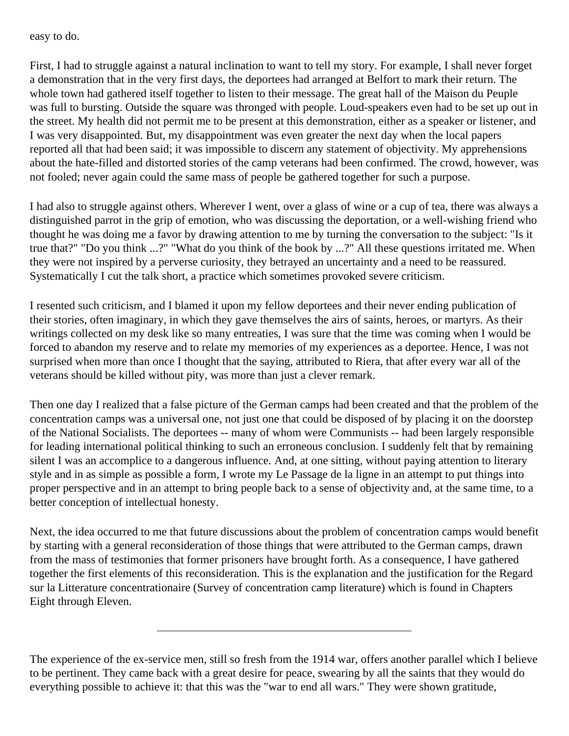easy to do.

First, I had to struggle against a natural inclination to want to tell my story. For example, I shall never forget a demonstration that in the very first days, the deportees had arranged at Belfort to mark their return. The whole town had gathered itself together to listen to their message. The great hall of the Maison du Peuple was full to bursting. Outside the square was thronged with people. Loud-speakers even had to be set up out in the street. My health did not permit me to be present at this demonstration, either as a speaker or listener, and I was very disappointed. But, my disappointment was even greater the next day when the local papers reported all that had been said; it was impossible to discern any statement of objectivity. My apprehensions about the hate-filled and distorted stories of the camp veterans had been confirmed. The crowd, however, was not fooled; never again could the same mass of people be gathered together for such a purpose.

I had also to struggle against others. Wherever I went, over a glass of wine or a cup of tea, there was always a distinguished parrot in the grip of emotion, who was discussing the deportation, or a well-wishing friend who thought he was doing me a favor by drawing attention to me by turning the conversation to the subject: "Is it true that?" "Do you think ...?" "What do you think of the book by ...?" All these questions irritated me. When they were not inspired by a perverse curiosity, they betrayed an uncertainty and a need to be reassured. Systematically I cut the talk short, a practice which sometimes provoked severe criticism.

I resented such criticism, and I blamed it upon my fellow deportees and their never ending publication of their stories, often imaginary, in which they gave themselves the airs of saints, heroes, or martyrs. As their writings collected on my desk like so many entreaties, I was sure that the time was coming when I would be forced to abandon my reserve and to relate my memories of my experiences as a deportee. Hence, I was not surprised when more than once I thought that the saying, attributed to Riera, that after every war all of the veterans should be killed without pity, was more than just a clever remark.

Then one day I realized that a false picture of the German camps had been created and that the problem of the concentration camps was a universal one, not just one that could be disposed of by placing it on the doorstep of the National Socialists. The deportees -- many of whom were Communists -- had been largely responsible for leading international political thinking to such an erroneous conclusion. I suddenly felt that by remaining silent I was an accomplice to a dangerous influence. And, at one sitting, without paying attention to literary style and in as simple as possible a form, I wrote my Le Passage de la ligne in an attempt to put things into proper perspective and in an attempt to bring people back to a sense of objectivity and, at the same time, to a better conception of intellectual honesty.

Next, the idea occurred to me that future discussions about the problem of concentration camps would benefit by starting with a general reconsideration of those things that were attributed to the German camps, drawn from the mass of testimonies that former prisoners have brought forth. As a consequence, I have gathered together the first elements of this reconsideration. This is the explanation and the justification for the Regard sur la Litterature concentrationaire (Survey of concentration camp literature) which is found in Chapters Eight through Eleven.

---

The experience of the ex-service men, still so fresh from the 1914 war, offers another parallel which I believe to be pertinent. They came back with a great desire for peace, swearing by all the saints that they would do everything possible to achieve it: that this was the "war to end all wars." They were shown gratitude,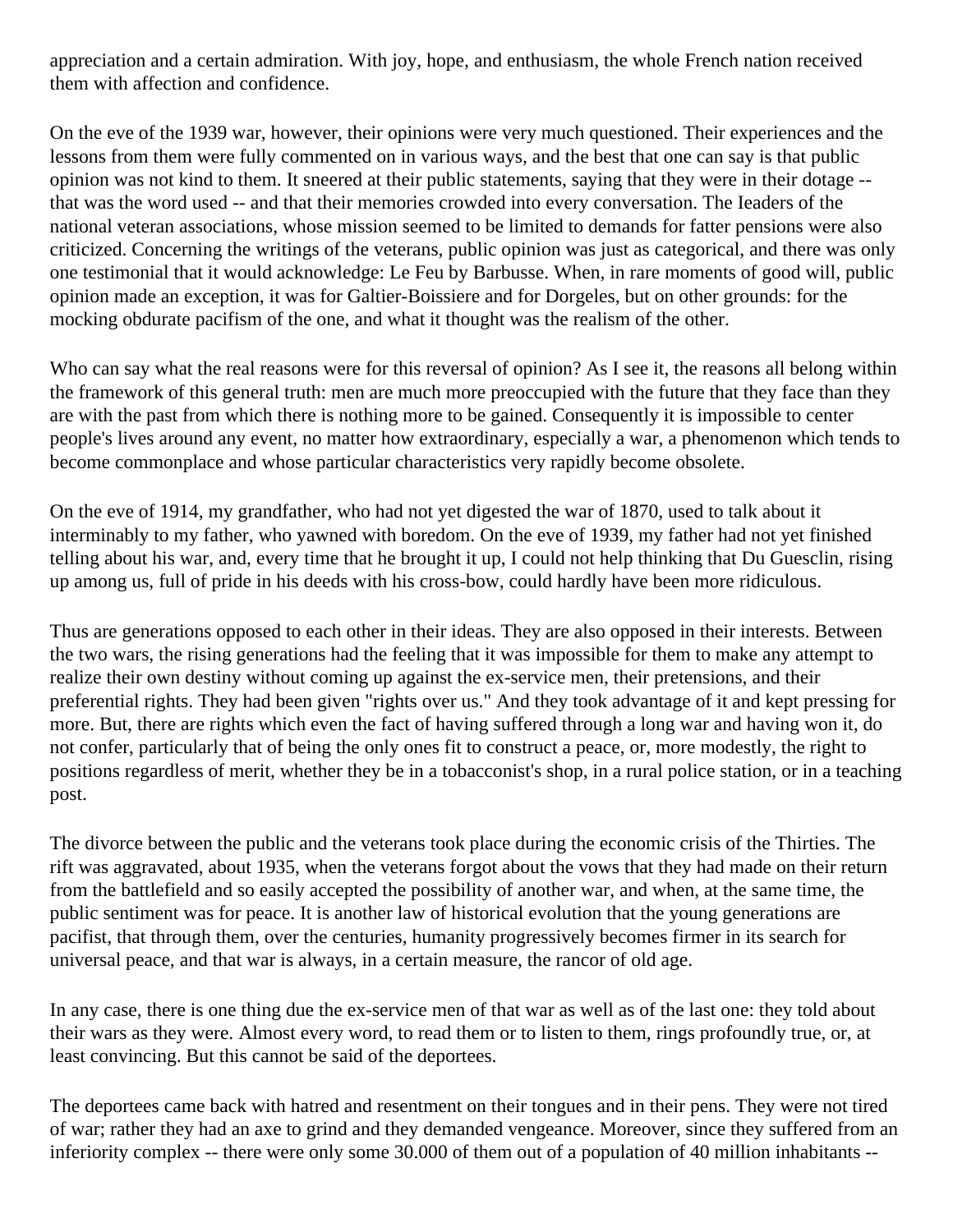appreciation and a certain admiration. With joy, hope, and enthusiasm, the whole French nation received them with affection and confidence.

On the eve of the 1939 war, however, their opinions were very much questioned. Their experiences and the lessons from them were fully commented on in various ways, and the best that one can say is that public opinion was not kind to them. It sneered at their public statements, saying that they were in their dotage -- that was the word used -- and that their memories crowded into every conversation. The Ieaders of the national veteran associations, whose mission seemed to be limited to demands for fatter pensions were also criticized. Concerning the writings of the veterans, public opinion was just as categorical, and there was only one testimonial that it would acknowledge: Le Feu by Barbusse. When, in rare moments of good will, public opinion made an exception, it was for Galtier-Boissiere and for Dorgeles, but on other grounds: for the mocking obdurate pacifism of the one, and what it thought was the realism of the other.

Who can say what the real reasons were for this reversal of opinion? As I see it, the reasons all belong within the framework of this general truth: men are much more preoccupied with the future that they face than they are with the past from which there is nothing more to be gained. Consequently it is impossible to center people's lives around any event, no matter how extraordinary, especially a war, a phenomenon which tends to become commonplace and whose particular characteristics very rapidly become obsolete.

On the eve of 1914, my grandfather, who had not yet digested the war of 1870, used to talk about it interminably to my father, who yawned with boredom. On the eve of 1939, my father had not yet finished telling about his war, and, every time that he brought it up, I could not help thinking that Du Guesclin, rising up among us, full of pride in his deeds with his cross-bow, could hardly have been more ridiculous.

Thus are generations opposed to each other in their ideas. They are also opposed in their interests. Between the two wars, the rising generations had the feeling that it was impossible for them to make any attempt to realize their own destiny without coming up against the ex-service men, their pretensions, and their preferential rights. They had been given "rights over us." And they took advantage of it and kept pressing for more. But, there are rights which even the fact of having suffered through a long war and having won it, do not confer, particularly that of being the only ones fit to construct a peace, or, more modestly, the right to positions regardless of merit, whether they be in a tobacconist's shop, in a rural police station, or in a teaching post.

The divorce between the public and the veterans took place during the economic crisis of the Thirties. The rift was aggravated, about 1935, when the veterans forgot about the vows that they had made on their return from the battlefield and so easily accepted the possibility of another war, and when, at the same time, the public sentiment was for peace. It is another law of historical evolution that the young generations are pacifist, that through them, over the centuries, humanity progressively becomes firmer in its search for universal peace, and that war is always, in a certain measure, the rancor of old age.

In any case, there is one thing due the ex-service men of that war as well as of the last one: they told about their wars as they were. Almost every word, to read them or to listen to them, rings profoundly true, or, at least convincing. But this cannot be said of the deportees.

The deportees came back with hatred and resentment on their tongues and in their pens. They were not tired of war; rather they had an axe to grind and they demanded vengeance. Moreover, since they suffered from an inferiority complex -- there were only some 30.000 of them out of a population of 40 million inhabitants --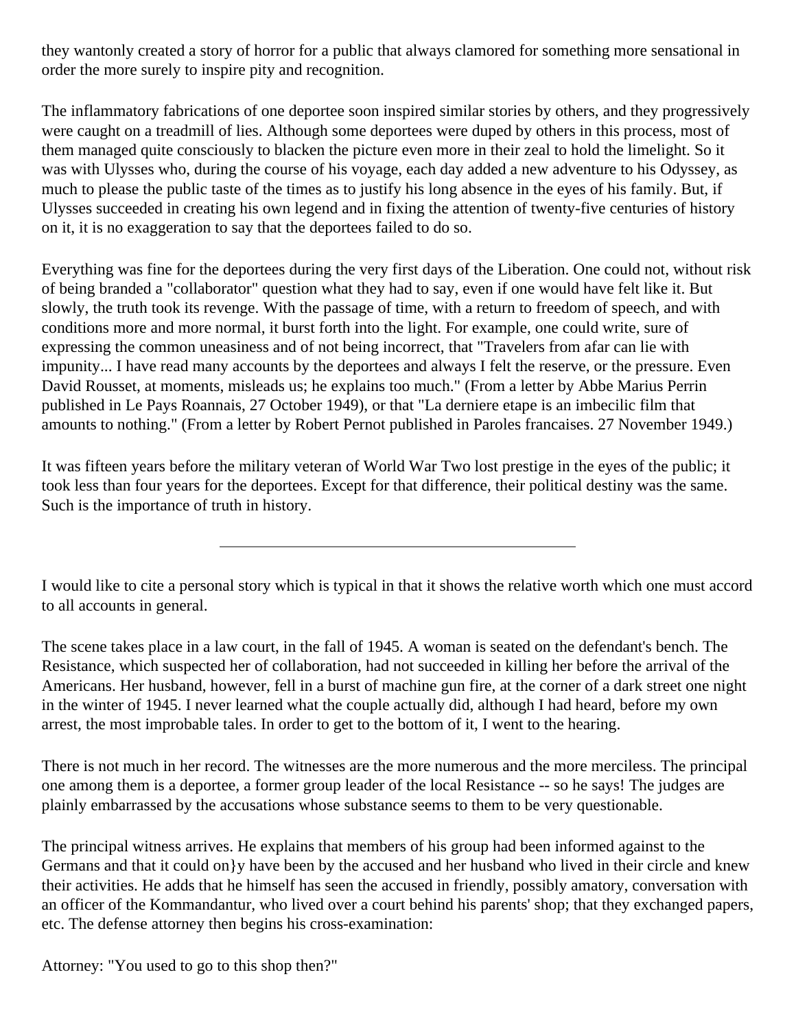they wantonly created a story of horror for a public that always clamored for something more sensational in order the more surely to inspire pity and recognition.

The inflammatory fabrications of one deportee soon inspired similar stories by others, and they progressively were caught on a treadmill of lies. Although some deportees were duped by others in this process, most of them managed quite consciously to blacken the picture even more in their zeal to hold the limelight. So it was with Ulysses who, during the course of his voyage, each day added a new adventure to his Odyssey, as much to please the public taste of the times as to justify his long absence in the eyes of his family. But, if Ulysses succeeded in creating his own legend and in fixing the attention of twenty-five centuries of history on it, it is no exaggeration to say that the deportees failed to do so.

Everything was fine for the deportees during the very first days of the Liberation. One could not, without risk of being branded a "collaborator" question what they had to say, even if one would have felt like it. But slowly, the truth took its revenge. With the passage of time, with a return to freedom of speech, and with conditions more and more normal, it burst forth into the light. For example, one could write, sure of expressing the common uneasiness and of not being incorrect, that "Travelers from afar can lie with impunity... I have read many accounts by the deportees and always I felt the reserve, or the pressure. Even David Rousset, at moments, misleads us; he explains too much." (From a letter by Abbe Marius Perrin published in Le Pays Roannais, 27 October 1949), or that "La derniere etape is an imbecilic film that amounts to nothing." (From a letter by Robert Pernot published in Paroles francaises. 27 November 1949.)

It was fifteen years before the military veteran of World War Two lost prestige in the eyes of the public; it took less than four years for the deportees. Except for that difference, their political destiny was the same. Such is the importance of truth in history.

---

I would like to cite a personal story which is typical in that it shows the relative worth which one must accord to all accounts in general.

The scene takes place in a law court, in the fall of 1945. A woman is seated on the defendant's bench. The Resistance, which suspected her of collaboration, had not succeeded in killing her before the arrival of the Americans. Her husband, however, fell in a burst of machine gun fire, at the corner of a dark street one night in the winter of 1945. I never learned what the couple actually did, although I had heard, before my own arrest, the most improbable tales. In order to get to the bottom of it, I went to the hearing.

There is not much in her record. The witnesses are the more numerous and the more merciless. The principal one among them is a deportee, a former group leader of the local Resistance -- so he says! The judges are plainly embarrassed by the accusations whose substance seems to them to be very questionable.

The principal witness arrives. He explains that members of his group had been informed against to the Germans and that it could on}y have been by the accused and her husband who lived in their circle and knew their activities. He adds that he himself has seen the accused in friendly, possibly amatory, conversation with an officer of the Kommandantur, who lived over a court behind his parents' shop; that they exchanged papers, etc. The defense attorney then begins his cross-examination:

Attorney: "You used to go to this shop then?"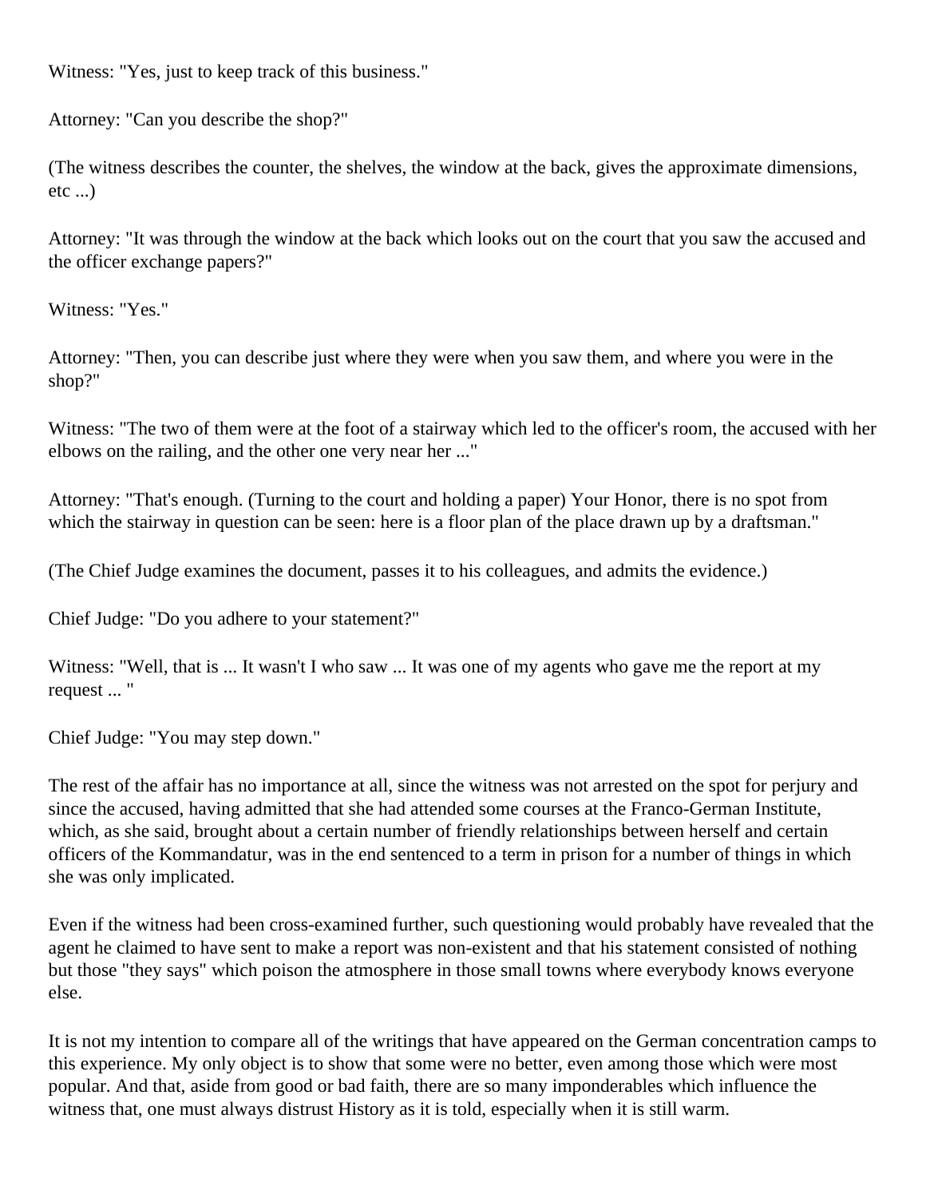Witness: "Yes, just to keep track of this business."

Attorney: "Can you describe the shop?"

(The witness describes the counter, the shelves, the window at the back, gives the approximate dimensions, etc ...)

Attorney: "It was through the window at the back which looks out on the court that you saw the accused and the officer exchange papers?"

Witness: "Yes."

Attorney: "Then, you can describe just where they were when you saw them, and where you were in the shop?"

Witness: "The two of them were at the foot of a stairway which led to the officer's room, the accused with her elbows on the railing, and the other one very near her ..."

Attorney: "That's enough. (Turning to the court and holding a paper) Your Honor, there is no spot from which the stairway in question can be seen: here is a floor plan of the place drawn up by a draftsman."

(The Chief Judge examines the document, passes it to his colleagues, and admits the evidence.)

Chief Judge: "Do you adhere to your statement?"

Witness: "Well, that is ... It wasn't I who saw ... It was one of my agents who gave me the report at my request ... "

Chief Judge: "You may step down."

The rest of the affair has no importance at all, since the witness was not arrested on the spot for perjury and since the accused, having admitted that she had attended some courses at the Franco-German Institute, which, as she said, brought about a certain number of friendly relationships between herself and certain officers of the Kommandatur, was in the end sentenced to a term in prison for a number of things in which she was only implicated.

Even if the witness had been cross-examined further, such questioning would probably have revealed that the agent he claimed to have sent to make a report was non-existent and that his statement consisted of nothing but those "they says" which poison the atmosphere in those small towns where everybody knows everyone else.

It is not my intention to compare all of the writings that have appeared on the German concentration camps to this experience. My only object is to show that some were no better, even among those which were most popular. And that, aside from good or bad faith, there are so many imponderables which influence the witness that, one must always distrust History as it is told, especially when it is still warm.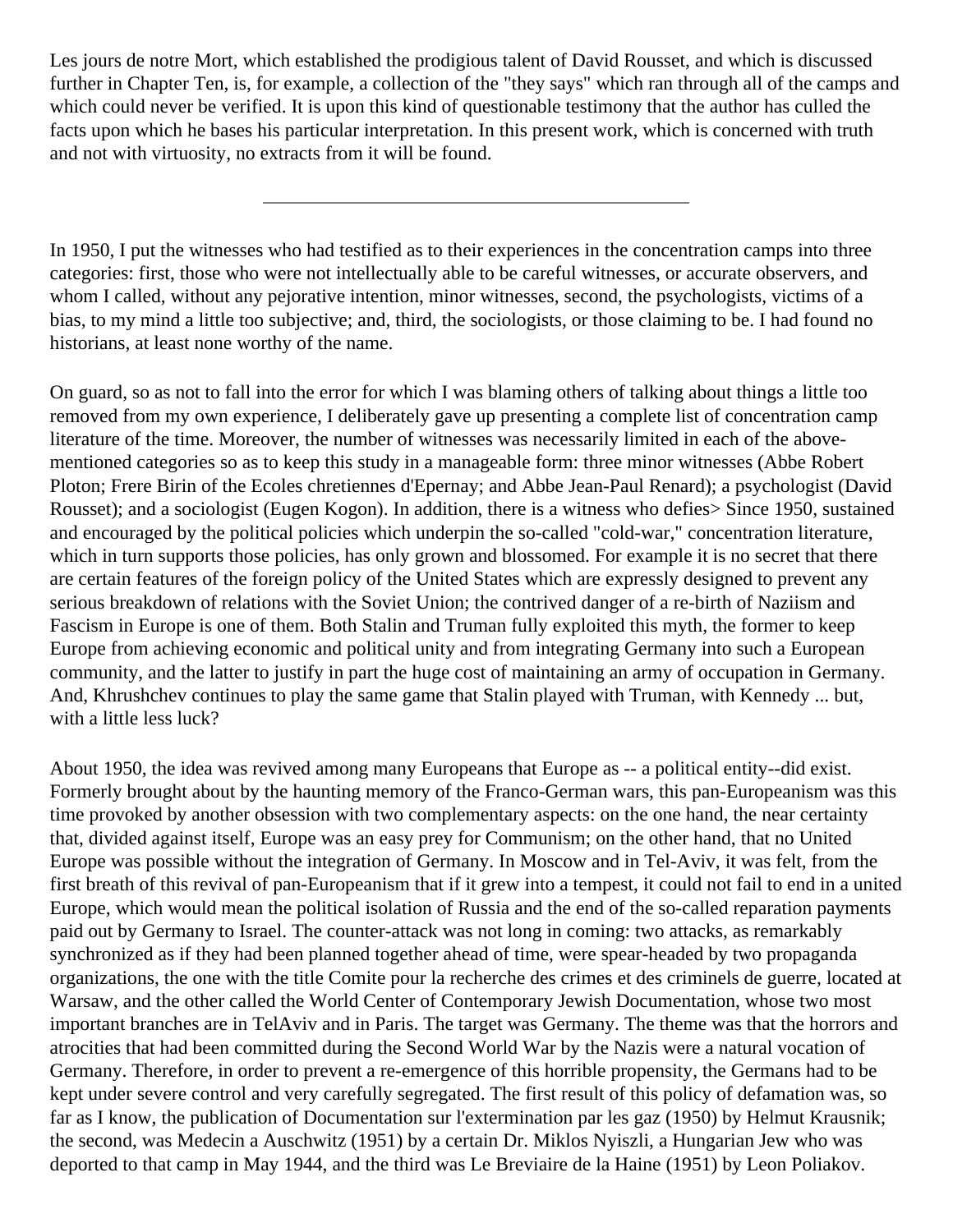Les jours de notre Mort, which established the prodigious talent of David Rousset, and which is discussed further in Chapter Ten, is, for example, a collection of the "they says" which ran through all of the camps and which could never be verified. It is upon this kind of questionable testimony that the author has culled the facts upon which he bases his particular interpretation. In this present work, which is concerned with truth and not with virtuosity, no extracts from it will be found.

---

In 1950, I put the witnesses who had testified as to their experiences in the concentration camps into three categories: first, those who were not intellectually able to be careful witnesses, or accurate observers, and whom I called, without any pejorative intention, minor witnesses, second, the psychologists, victims of a bias, to my mind a little too subjective; and, third, the sociologists, or those claiming to be. I had found no historians, at least none worthy of the name.

On guard, so as not to fall into the error for which I was blaming others of talking about things a little too removed from my own experience, I deliberately gave up presenting a complete list of concentration camp literature of the time. Moreover, the number of witnesses was necessarily limited in each of the above-mentioned categories so as to keep this study in a manageable form: three minor witnesses (Abbe Robert Ploton; Frere Birin of the Ecoles chretiennes d'Epernay; and Abbe Jean-Paul Renard); a psychologist (David Rousset); and a sociologist (Eugen Kogon). In addition, there is a witness who defies> Since 1950, sustained and encouraged by the political policies which underpin the so-called "cold-war," concentration literature, which in turn supports those policies, has only grown and blossomed. For example it is no secret that there are certain features of the foreign policy of the United States which are expressly designed to prevent any serious breakdown of relations with the Soviet Union; the contrived danger of a re-birth of Naziism and Fascism in Europe is one of them. Both Stalin and Truman fully exploited this myth, the former to keep Europe from achieving economic and political unity and from integrating Germany into such a European community, and the latter to justify in part the huge cost of maintaining an army of occupation in Germany. And, Khrushchev continues to play the same game that Stalin played with Truman, with Kennedy ... but, with a little less luck?

About 1950, the idea was revived among many Europeans that Europe as -- a political entity--did exist. Formerly brought about by the haunting memory of the Franco-German wars, this pan-Europeanism was this time provoked by another obsession with two complementary aspects: on the one hand, the near certainty that, divided against itself, Europe was an easy prey for Communism; on the other hand, that no United Europe was possible without the integration of Germany. In Moscow and in Tel-Aviv, it was felt, from the first breath of this revival of pan-Europeanism that if it grew into a tempest, it could not fail to end in a united Europe, which would mean the political isolation of Russia and the end of the so-called reparation payments paid out by Germany to Israel. The counter-attack was not long in coming: two attacks, as remarkably synchronized as if they had been planned together ahead of time, were spear-headed by two propaganda organizations, the one with the title Comite pour la recherche des crimes et des criminels de guerre, located at Warsaw, and the other called the World Center of Contemporary Jewish Documentation, whose two most important branches are in TelAviv and in Paris. The target was Germany. The theme was that the horrors and atrocities that had been committed during the Second World War by the Nazis were a natural vocation of Germany. Therefore, in order to prevent a re-emergence of this horrible propensity, the Germans had to be kept under severe control and very carefully segregated. The first result of this policy of defamation was, so far as I know, the publication of Documentation sur l'extermination par les gaz (1950) by Helmut Krausnik; the second, was Medecin a Auschwitz (1951) by a certain Dr. Miklos Nyiszli, a Hungarian Jew who was deported to that camp in May 1944, and the third was Le Breviaire de la Haine (1951) by Leon Poliakov.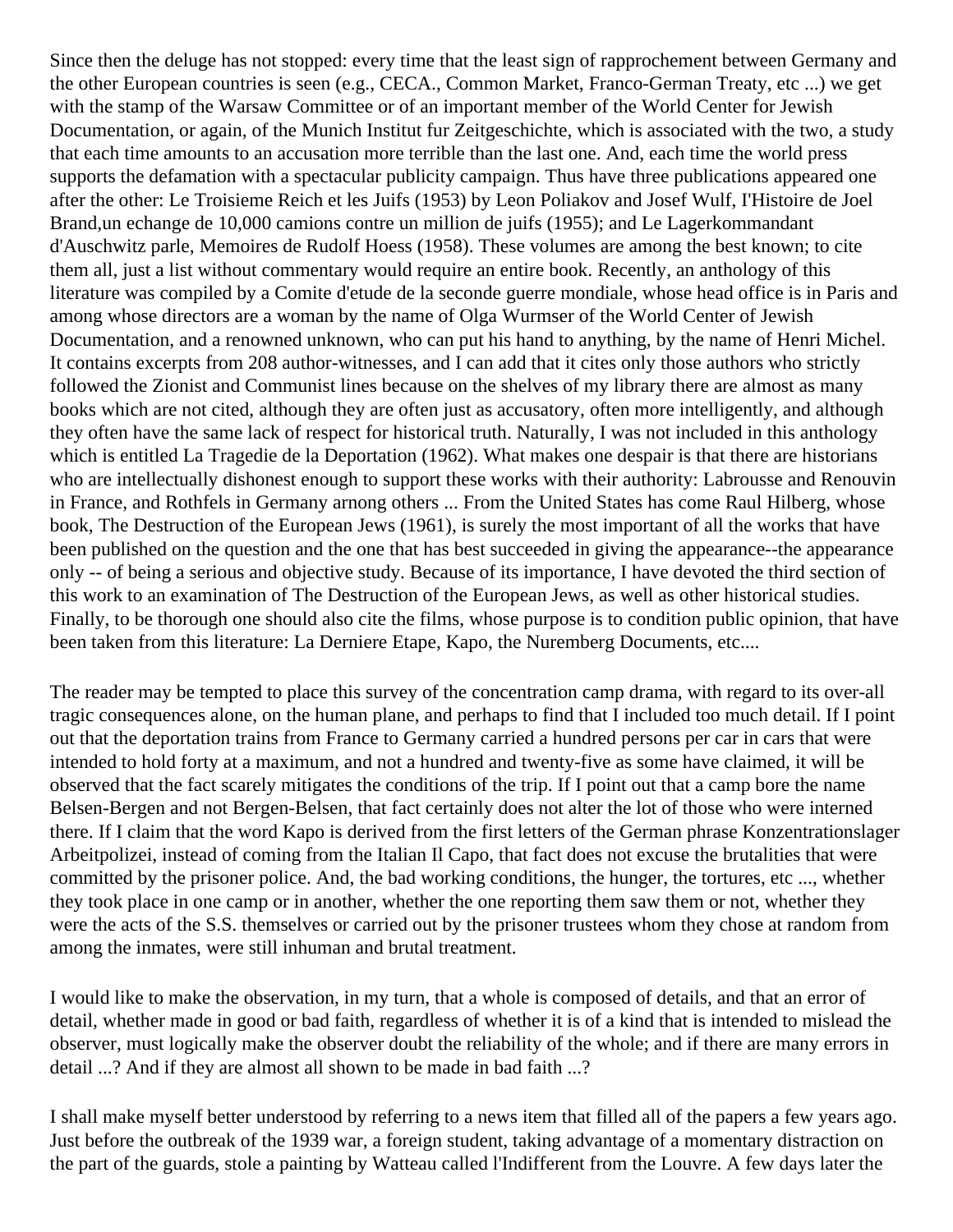Since then the deluge has not stopped: every time that the least sign of rapprochement between Germany and the other European countries is seen (e.g., CECA., Common Market, Franco-German Treaty, etc ...) we get with the stamp of the Warsaw Committee or of an important member of the World Center for Jewish Documentation, or again, of the Munich Institut fur Zeitgeschichte, which is associated with the two, a study that each time amounts to an accusation more terrible than the last one. And, each time the world press supports the defamation with a spectacular publicity campaign. Thus have three publications appeared one after the other: Le Troisieme Reich et les Juifs (1953) by Leon Poliakov and Josef Wulf, I'Histoire de Joel Brand,un echange de 10,000 camions contre un million de juifs (1955); and Le Lagerkommandant d'Auschwitz parle, Memoires de Rudolf Hoess (1958). These volumes are among the best known; to cite them all, just a list without commentary would require an entire book. Recently, an anthology of this literature was compiled by a Comite d'etude de la seconde guerre mondiale, whose head office is in Paris and among whose directors are a woman by the name of Olga Wurmser of the World Center of Jewish Documentation, and a renowned unknown, who can put his hand to anything, by the name of Henri Michel. It contains excerpts from 208 author-witnesses, and I can add that it cites only those authors who strictly followed the Zionist and Communist lines because on the shelves of my library there are almost as many books which are not cited, although they are often just as accusatory, often more intelligently, and although they often have the same lack of respect for historical truth. Naturally, I was not included in this anthology which is entitled La Tragedie de la Deportation (1962). What makes one despair is that there are historians who are intellectually dishonest enough to support these works with their authority: Labrousse and Renouvin in France, and Rothfels in Germany arnong others ... From the United States has come Raul Hilberg, whose book, The Destruction of the European Jews (1961), is surely the most important of all the works that have been published on the question and the one that has best succeeded in giving the appearance--the appearance only -- of being a serious and objective study. Because of its importance, I have devoted the third section of this work to an examination of The Destruction of the European Jews, as well as other historical studies. Finally, to be thorough one should also cite the films, whose purpose is to condition public opinion, that have been taken from this literature: La Derniere Etape, Kapo, the Nuremberg Documents, etc....

The reader may be tempted to place this survey of the concentration camp drama, with regard to its over-all tragic consequences alone, on the human plane, and perhaps to find that I included too much detail. If I point out that the deportation trains from France to Germany carried a hundred persons per car in cars that were intended to hold forty at a maximum, and not a hundred and twenty-five as some have claimed, it will be observed that the fact scarely mitigates the conditions of the trip. If I point out that a camp bore the name Belsen-Bergen and not Bergen-Belsen, that fact certainly does not alter the lot of those who were interned there. If I claim that the word Kapo is derived from the first letters of the German phrase Konzentrationslager Arbeitpolizei, instead of coming from the Italian Il Capo, that fact does not excuse the brutalities that were committed by the prisoner police. And, the bad working conditions, the hunger, the tortures, etc ..., whether they took place in one camp or in another, whether the one reporting them saw them or not, whether they were the acts of the S.S. themselves or carried out by the prisoner trustees whom they chose at random from among the inmates, were still inhuman and brutal treatment.

I would like to make the observation, in my turn, that a whole is composed of details, and that an error of detail, whether made in good or bad faith, regardless of whether it is of a kind that is intended to mislead the observer, must logically make the observer doubt the reliability of the whole; and if there are many errors in detail ...? And if they are almost all shown to be made in bad faith ...?

I shall make myself better understood by referring to a news item that filled all of the papers a few years ago. Just before the outbreak of the 1939 war, a foreign student, taking advantage of a momentary distraction on the part of the guards, stole a painting by Watteau called l'Indifferent from the Louvre. A few days later the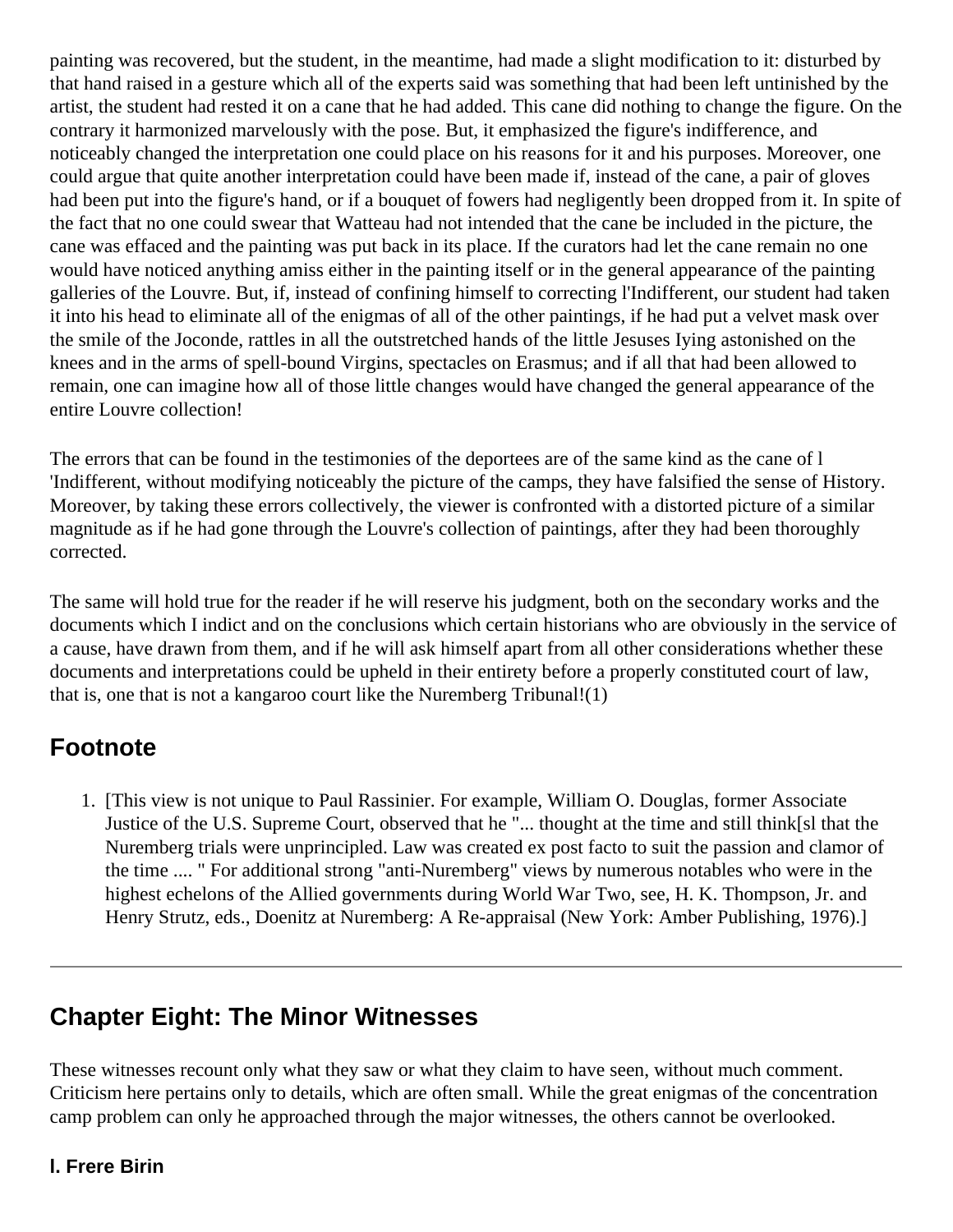painting was recovered, but the student, in the meantime, had made a slight modification to it: disturbed by that hand raised in a gesture which all of the experts said was something that had been left unfinished by the artist, the student had rested it on a cane that he had added. This cane did nothing to change the figure. On the contrary it harmonized marvelously with the pose. But, it emphasized the figure's indifference, and noticeably changed the interpretation one could place on his reasons for it and his purposes. Moreover, one could argue that quite another interpretation could have been made if, instead of the cane, a pair of gloves had been put into the figure's hand, or if a bouquet of fowers had negligently been dropped from it. In spite of the fact that no one could swear that Watteau had not intended that the cane be included in the picture, the cane was effaced and the painting was put back in its place. If the curators had let the cane remain no one would have noticed anything amiss either in the painting itself or in the general appearance of the painting galleries of the Louvre. But, if, instead of confining himself to correcting l'Indifferent, our student had taken it into his head to eliminate all of the enigmas of all of the other paintings, if he had put a velvet mask over the smile of the Joconde, rattles in all the outstretched hands of the little Jesuses Iying astonished on the knees and in the arms of spell-bound Virgins, spectacles on Erasmus; and if all that had been allowed to remain, one can imagine how all of those little changes would have changed the general appearance of the entire Louvre collection!

The errors that can be found in the testimonies of the deportees are of the same kind as the cane of l 'Indifferent, without modifying noticeably the picture of the camps, they have falsified the sense of History. Moreover, by taking these errors collectively, the viewer is confronted with a distorted picture of a similar magnitude as if he had gone through the Louvre's collection of paintings, after they had been thoroughly corrected.

The same will hold true for the reader if he will reserve his judgment, both on the secondary works and the documents which I indict and on the conclusions which certain historians who are obviously in the service of a cause, have drawn from them, and if he will ask himself apart from all other considerations whether these documents and interpretations could be upheld in their entirety before a properly constituted court of law, that is, one that is not a kangaroo court like the Nuremberg Tribunal!(1)

## Footnote

1. [This view is not unique to Paul Rassinier. For example, William O. Douglas, former Associate Justice of the U.S. Supreme Court, observed that he "... thought at the time and still think[sl that the Nuremberg trials were unprincipled. Law was created ex post facto to suit the passion and clamor of the time .... " For additional strong "anti-Nuremberg" views by numerous notables who were in the highest echelons of the Allied governments during World War Two, see, H. K. Thompson, Jr. and Henry Strutz, eds., Doenitz at Nuremberg: A Re-appraisal (New York: Amber Publishing, 1976).]

---

## Chapter Eight: The Minor Witnesses

These witnesses recount only what they saw or what they claim to have seen, without much comment. Criticism here pertains only to details, which are often small. While the great enigmas of the concentration camp problem can only he approached through the major witnesses, the others cannot be overlooked.

### l. Frere Birin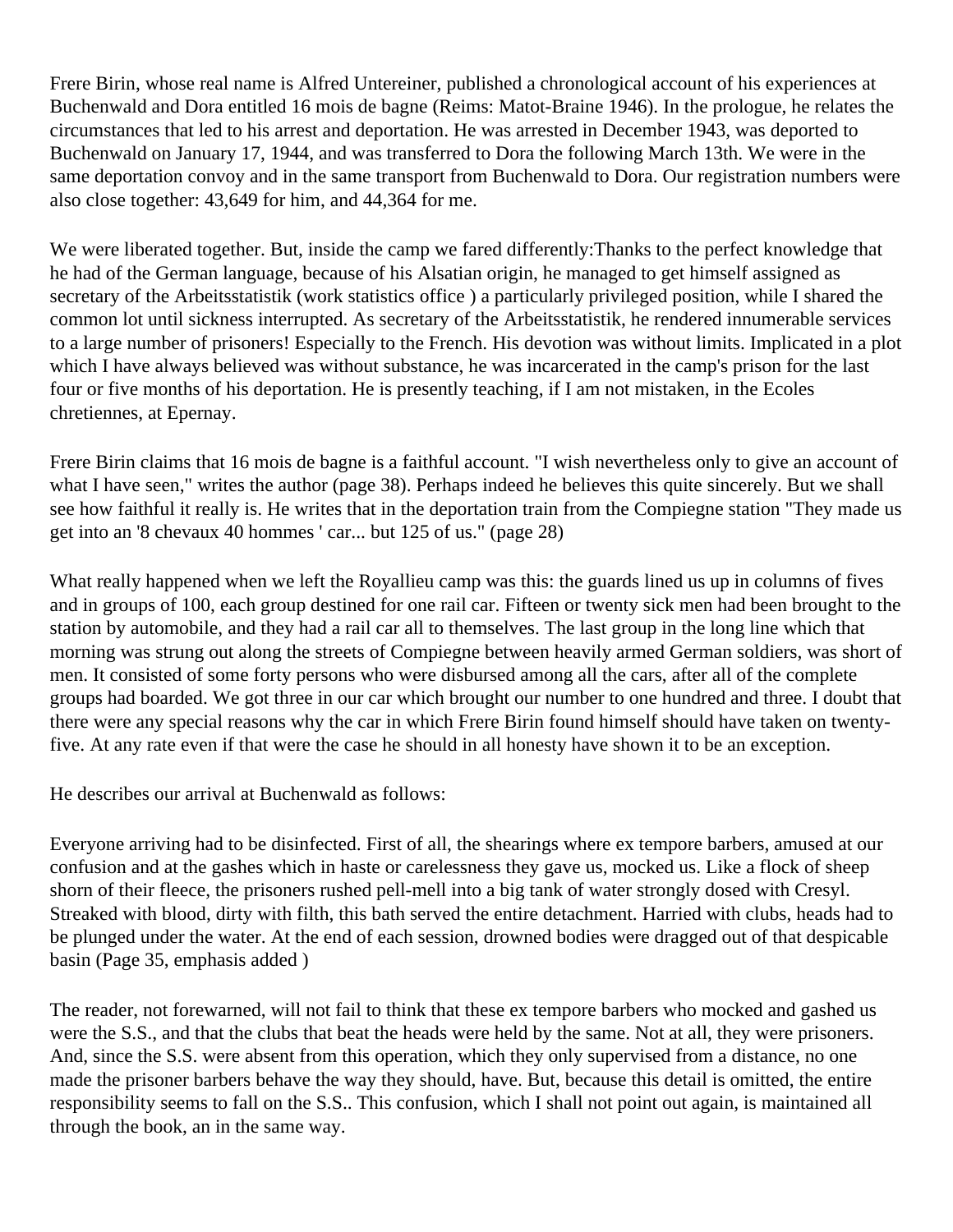Frere Birin, whose real name is Alfred Untereiner, published a chronological account of his experiences at Buchenwald and Dora entitled 16 mois de bagne (Reims: Matot-Braine 1946). In the prologue, he relates the circumstances that led to his arrest and deportation. He was arrested in December 1943, was deported to Buchenwald on January 17, 1944, and was transferred to Dora the following March 13th. We were in the same deportation convoy and in the same transport from Buchenwald to Dora. Our registration numbers were also close together: 43,649 for him, and 44,364 for me.

We were liberated together. But, inside the camp we fared differently:Thanks to the perfect knowledge that he had of the German language, because of his Alsatian origin, he managed to get himself assigned as secretary of the Arbeitsstatistik (work statistics office ) a particularly privileged position, while I shared the common lot until sickness interrupted. As secretary of the Arbeitsstatistik, he rendered innumerable services to a large number of prisoners! Especially to the French. His devotion was without limits. Implicated in a plot which I have always believed was without substance, he was incarcerated in the camp's prison for the last four or five months of his deportation. He is presently teaching, if I am not mistaken, in the Ecoles chretiennes, at Epernay.

Frere Birin claims that 16 mois de bagne is a faithful account. "I wish nevertheless only to give an account of what I have seen," writes the author (page 38). Perhaps indeed he believes this quite sincerely. But we shall see how faithful it really is. He writes that in the deportation train from the Compiegne station "They made us get into an '8 chevaux 40 hommes ' car... but 125 of us." (page 28)

What really happened when we left the Royallieu camp was this: the guards lined us up in columns of fives and in groups of 100, each group destined for one rail car. Fifteen or twenty sick men had been brought to the station by automobile, and they had a rail car all to themselves. The last group in the long line which that morning was strung out along the streets of Compiegne between heavily armed German soldiers, was short of men. It consisted of some forty persons who were disbursed among all the cars, after all of the complete groups had boarded. We got three in our car which brought our number to one hundred and three. I doubt that there were any special reasons why the car in which Frere Birin found himself should have taken on twenty-five. At any rate even if that were the case he should in all honesty have shown it to be an exception.

He describes our arrival at Buchenwald as follows:

Everyone arriving had to be disinfected. First of all, the shearings where ex tempore barbers, amused at our confusion and at the gashes which in haste or carelessness they gave us, mocked us. Like a flock of sheep shorn of their fleece, the prisoners rushed pell-mell into a big tank of water strongly dosed with Cresyl. Streaked with blood, dirty with filth, this bath served the entire detachment. Harried with clubs, heads had to be plunged under the water. At the end of each session, drowned bodies were dragged out of that despicable basin (Page 35, emphasis added )

The reader, not forewarned, will not fail to think that these ex tempore barbers who mocked and gashed us were the S.S., and that the clubs that beat the heads were held by the same. Not at all, they were prisoners. And, since the S.S. were absent from this operation, which they only supervised from a distance, no one made the prisoner barbers behave the way they should, have. But, because this detail is omitted, the entire responsibility seems to fall on the S.S.. This confusion, which I shall not point out again, is maintained all through the book, an in the same way.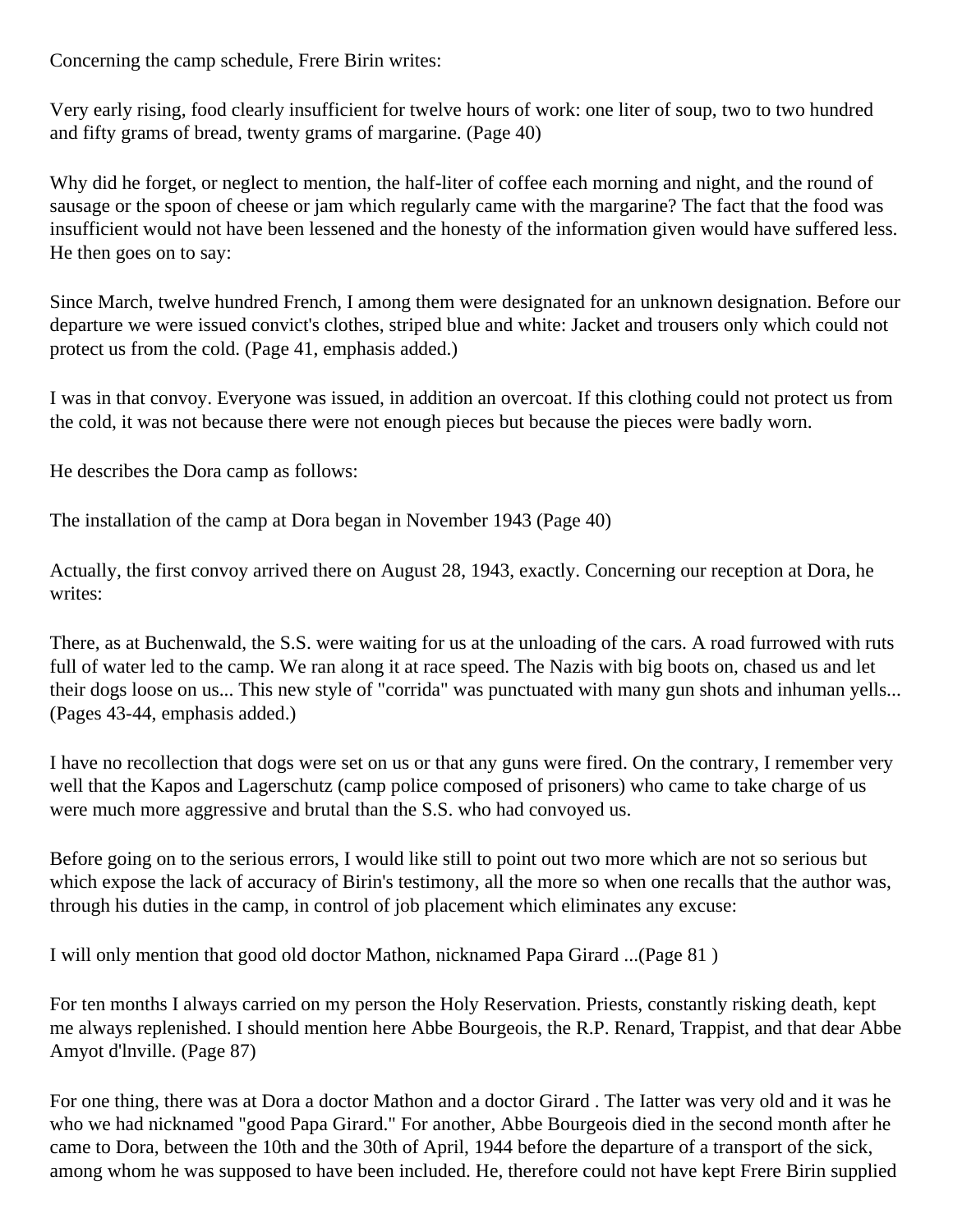Concerning the camp schedule, Frere Birin writes:

Very early rising, food clearly insufficient for twelve hours of work: one liter of soup, two to two hundred and fifty grams of bread, twenty grams of margarine. (Page 40)

Why did he forget, or neglect to mention, the half-liter of coffee each morning and night, and the round of sausage or the spoon of cheese or jam which regularly came with the margarine? The fact that the food was insufficient would not have been lessened and the honesty of the information given would have suffered less. He then goes on to say:

Since March, twelve hundred French, I among them were designated for an unknown designation. Before our departure we were issued convict's clothes, striped blue and white: Jacket and trousers only which could not protect us from the cold. (Page 41, emphasis added.)

I was in that convoy. Everyone was issued, in addition an overcoat. If this clothing could not protect us from the cold, it was not because there were not enough pieces but because the pieces were badly worn.

He describes the Dora camp as follows:

The installation of the camp at Dora began in November 1943 (Page 40)

Actually, the first convoy arrived there on August 28, 1943, exactly. Concerning our reception at Dora, he writes:

There, as at Buchenwald, the S.S. were waiting for us at the unloading of the cars. A road furrowed with ruts full of water led to the camp. We ran along it at race speed. The Nazis with big boots on, chased us and let their dogs loose on us... This new style of "corrida" was punctuated with many gun shots and inhuman yells... (Pages 43-44, emphasis added.)

I have no recollection that dogs were set on us or that any guns were fired. On the contrary, I remember very well that the Kapos and Lagerschutz (camp police composed of prisoners) who came to take charge of us were much more aggressive and brutal than the S.S. who had convoyed us.

Before going on to the serious errors, I would like still to point out two more which are not so serious but which expose the lack of accuracy of Birin's testimony, all the more so when one recalls that the author was, through his duties in the camp, in control of job placement which eliminates any excuse:

I will only mention that good old doctor Mathon, nicknamed Papa Girard ...(Page 81 )

For ten months I always carried on my person the Holy Reservation. Priests, constantly risking death, kept me always replenished. I should mention here Abbe Bourgeois, the R.P. Renard, Trappist, and that dear Abbe Amyot d'lnville. (Page 87)

For one thing, there was at Dora a doctor Mathon and a doctor Girard . The Iatter was very old and it was he who we had nicknamed "good Papa Girard." For another, Abbe Bourgeois died in the second month after he came to Dora, between the 10th and the 30th of April, 1944 before the departure of a transport of the sick, among whom he was supposed to have been included. He, therefore could not have kept Frere Birin supplied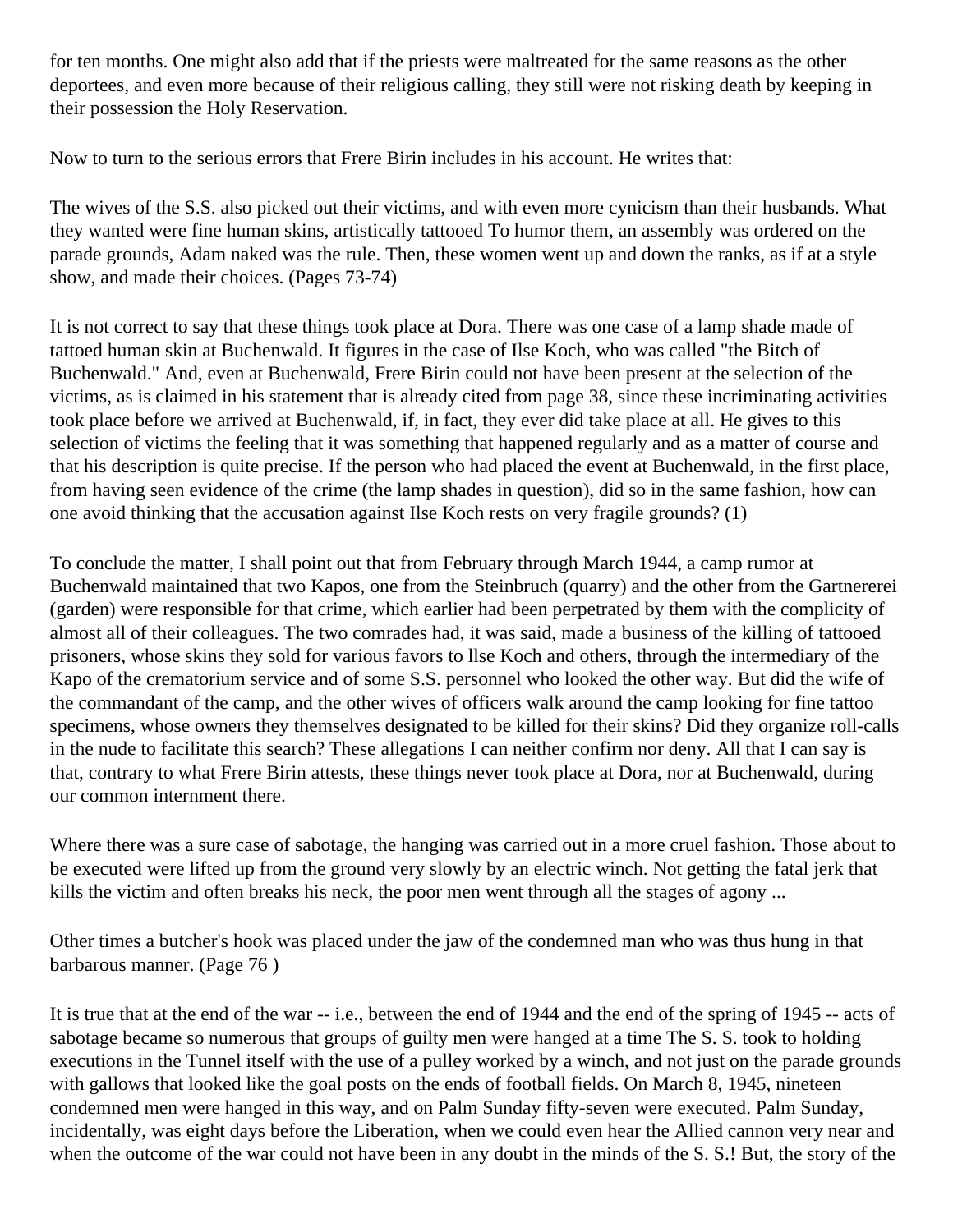for ten months. One might also add that if the priests were maltreated for the same reasons as the other deportees, and even more because of their religious calling, they still were not risking death by keeping in their possession the Holy Reservation.

Now to turn to the serious errors that Frere Birin includes in his account. He writes that:

The wives of the S.S. also picked out their victims, and with even more cynicism than their husbands. What they wanted were fine human skins, artistically tattooed To humor them, an assembly was ordered on the parade grounds, Adam naked was the rule. Then, these women went up and down the ranks, as if at a style show, and made their choices. (Pages 73-74)

It is not correct to say that these things took place at Dora. There was one case of a lamp shade made of tattooed human skin at Buchenwald. It figures in the case of Ilse Koch, who was called "the Bitch of Buchenwald." And, even at Buchenwald, Frere Birin could not have been present at the selection of the victims, as is claimed in his statement that is already cited from page 38, since these incriminating activities took place before we arrived at Buchenwald, if, in fact, they ever did take place at all. He gives to this selection of victims the feeling that it was something that happened regularly and as a matter of course and that his description is quite precise. If the person who had placed the event at Buchenwald, in the first place, from having seen evidence of the crime (the lamp shades in question), did so in the same fashion, how can one avoid thinking that the accusation against Ilse Koch rests on very fragile grounds? (1)

To conclude the matter, I shall point out that from February through March 1944, a camp rumor at Buchenwald maintained that two Kapos, one from the Steinbruch (quarry) and the other from the Gartnererei (garden) were responsible for that crime, which earlier had been perpetrated by them with the complicity of almost all of their colleagues. The two comrades had, it was said, made a business of the killing of tattooed prisoners, whose skins they sold for various favors to llse Koch and others, through the intermediary of the Kapo of the crematorium service and of some S.S. personnel who looked the other way. But did the wife of the commandant of the camp, and the other wives of officers walk around the camp looking for fine tattoo specimens, whose owners they themselves designated to be killed for their skins? Did they organize roll-calls in the nude to facilitate this search? These allegations I can neither confirm nor deny. All that I can say is that, contrary to what Frere Birin attests, these things never took place at Dora, nor at Buchenwald, during our common internment there.

Where there was a sure case of sabotage, the hanging was carried out in a more cruel fashion. Those about to be executed were lifted up from the ground very slowly by an electric winch. Not getting the fatal jerk that kills the victim and often breaks his neck, the poor men went through all the stages of agony ...

Other times a butcher's hook was placed under the jaw of the condemned man who was thus hung in that barbarous manner. (Page 76 )

It is true that at the end of the war -- i.e., between the end of 1944 and the end of the spring of 1945 -- acts of sabotage became so numerous that groups of guilty men were hanged at a time The S. S. took to holding executions in the Tunnel itself with the use of a pulley worked by a winch, and not just on the parade grounds with gallows that looked like the goal posts on the ends of football fields. On March 8, 1945, nineteen condemned men were hanged in this way, and on Palm Sunday fifty-seven were executed. Palm Sunday, incidentally, was eight days before the Liberation, when we could even hear the Allied cannon very near and when the outcome of the war could not have been in any doubt in the minds of the S. S.! But, the story of the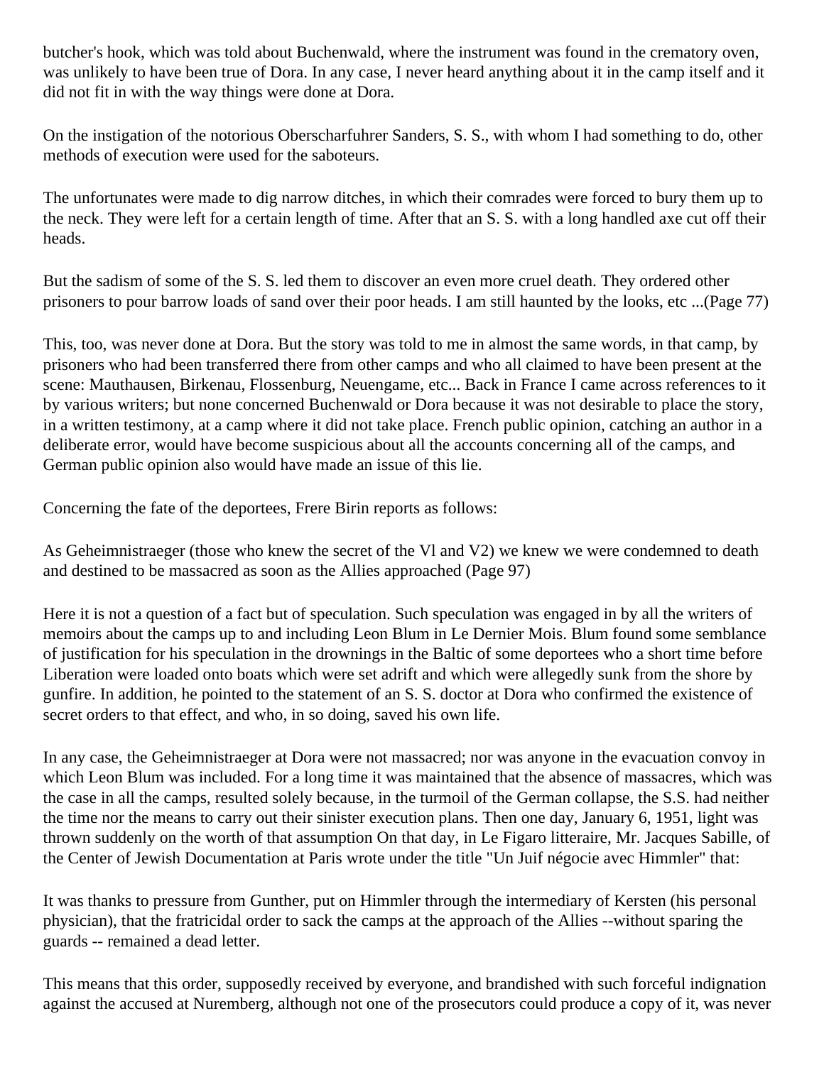butcher's hook, which was told about Buchenwald, where the instrument was found in the crematory oven, was unlikely to have been true of Dora. In any case, I never heard anything about it in the camp itself and it did not fit in with the way things were done at Dora.

On the instigation of the notorious Oberscharfuhrer Sanders, S. S., with whom I had something to do, other methods of execution were used for the saboteurs.

The unfortunates were made to dig narrow ditches, in which their comrades were forced to bury them up to the neck. They were left for a certain length of time. After that an S. S. with a long handled axe cut off their heads.

But the sadism of some of the S. S. led them to discover an even more cruel death. They ordered other prisoners to pour barrow loads of sand over their poor heads. I am still haunted by the looks, etc ...(Page 77)

This, too, was never done at Dora. But the story was told to me in almost the same words, in that camp, by prisoners who had been transferred there from other camps and who all claimed to have been present at the scene: Mauthausen, Birkenau, Flossenburg, Neuengame, etc... Back in France I came across references to it by various writers; but none concerned Buchenwald or Dora because it was not desirable to place the story, in a written testimony, at a camp where it did not take place. French public opinion, catching an author in a deliberate error, would have become suspicious about all the accounts concerning all of the camps, and German public opinion also would have made an issue of this lie.

Concerning the fate of the deportees, Frere Birin reports as follows:

As Geheimnistraeger (those who knew the secret of the Vl and V2) we knew we were condemned to death and destined to be massacred as soon as the Allies approached (Page 97)

Here it is not a question of a fact but of speculation. Such speculation was engaged in by all the writers of memoirs about the camps up to and including Leon Blum in Le Dernier Mois. Blum found some semblance of justification for his speculation in the drownings in the Baltic of some deportees who a short time before Liberation were loaded onto boats which were set adrift and which were allegedly sunk from the shore by gunfire. In addition, he pointed to the statement of an S. S. doctor at Dora who confirmed the existence of secret orders to that effect, and who, in so doing, saved his own life.

In any case, the Geheimnistraeger at Dora were not massacred; nor was anyone in the evacuation convoy in which Leon Blum was included. For a long time it was maintained that the absence of massacres, which was the case in all the camps, resulted solely because, in the turmoil of the German collapse, the S.S. had neither the time nor the means to carry out their sinister execution plans. Then one day, January 6, 1951, light was thrown suddenly on the worth of that assumption On that day, in Le Figaro litteraire, Mr. Jacques Sabille, of the Center of Jewish Documentation at Paris wrote under the title "Un Juif négocie avec Himmler" that:

It was thanks to pressure from Gunther, put on Himmler through the intermediary of Kersten (his personal physician), that the fratricidal order to sack the camps at the approach of the Allies --without sparing the guards -- remained a dead letter.

This means that this order, supposedly received by everyone, and brandished with such forceful indignation against the accused at Nuremberg, although not one of the prosecutors could produce a copy of it, was never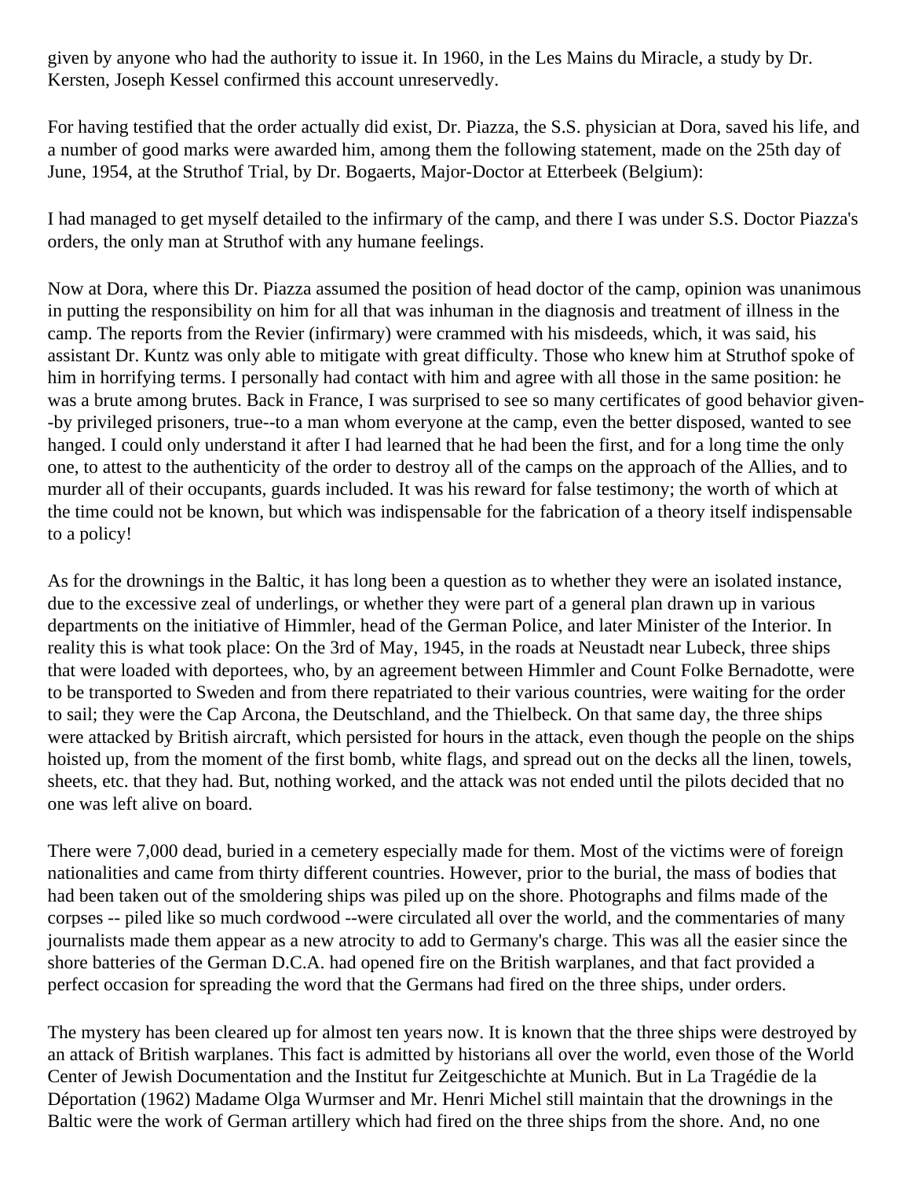given by anyone who had the authority to issue it. In 1960, in the Les Mains du Miracle, a study by Dr. Kersten, Joseph Kessel confirmed this account unreservedly.

For having testified that the order actually did exist, Dr. Piazza, the S.S. physician at Dora, saved his life, and a number of good marks were awarded him, among them the following statement, made on the 25th day of June, 1954, at the Struthof Trial, by Dr. Bogaerts, Major-Doctor at Etterbeek (Belgium):

I had managed to get myself detailed to the infirmary of the camp, and there I was under S.S. Doctor Piazza's orders, the only man at Struthof with any humane feelings.

Now at Dora, where this Dr. Piazza assumed the position of head doctor of the camp, opinion was unanimous in putting the responsibility on him for all that was inhuman in the diagnosis and treatment of illness in the camp. The reports from the Revier (infirmary) were crammed with his misdeeds, which, it was said, his assistant Dr. Kuntz was only able to mitigate with great difficulty. Those who knew him at Struthof spoke of him in horrifying terms. I personally had contact with him and agree with all those in the same position: he was a brute among brutes. Back in France, I was surprised to see so many certificates of good behavior given--by privileged prisoners, true--to a man whom everyone at the camp, even the better disposed, wanted to see hanged. I could only understand it after I had learned that he had been the first, and for a long time the only one, to attest to the authenticity of the order to destroy all of the camps on the approach of the Allies, and to murder all of their occupants, guards included. It was his reward for false testimony; the worth of which at the time could not be known, but which was indispensable for the fabrication of a theory itself indispensable to a policy!

As for the drownings in the Baltic, it has long been a question as to whether they were an isolated instance, due to the excessive zeal of underlings, or whether they were part of a general plan drawn up in various departments on the initiative of Himmler, head of the German Police, and later Minister of the Interior. In reality this is what took place: On the 3rd of May, 1945, in the roads at Neustadt near Lubeck, three ships that were loaded with deportees, who, by an agreement between Himmler and Count Folke Bernadotte, were to be transported to Sweden and from there repatriated to their various countries, were waiting for the order to sail; they were the Cap Arcona, the Deutschland, and the Thielbeck. On that same day, the three ships were attacked by British aircraft, which persisted for hours in the attack, even though the people on the ships hoisted up, from the moment of the first bomb, white flags, and spread out on the decks all the linen, towels, sheets, etc. that they had. But, nothing worked, and the attack was not ended until the pilots decided that no one was left alive on board.

There were 7,000 dead, buried in a cemetery especially made for them. Most of the victims were of foreign nationalities and came from thirty different countries. However, prior to the burial, the mass of bodies that had been taken out of the smoldering ships was piled up on the shore. Photographs and films made of the corpses -- piled like so much cordwood --were circulated all over the world, and the commentaries of many journalists made them appear as a new atrocity to add to Germany's charge. This was all the easier since the shore batteries of the German D.C.A. had opened fire on the British warplanes, and that fact provided a perfect occasion for spreading the word that the Germans had fired on the three ships, under orders.

The mystery has been cleared up for almost ten years now. It is known that the three ships were destroyed by an attack of British warplanes. This fact is admitted by historians all over the world, even those of the World Center of Jewish Documentation and the Institut fur Zeitgeschichte at Munich. But in La Tragédie de la Déportation (1962) Madame Olga Wurmser and Mr. Henri Michel still maintain that the drownings in the Baltic were the work of German artillery which had fired on the three ships from the shore. And, no one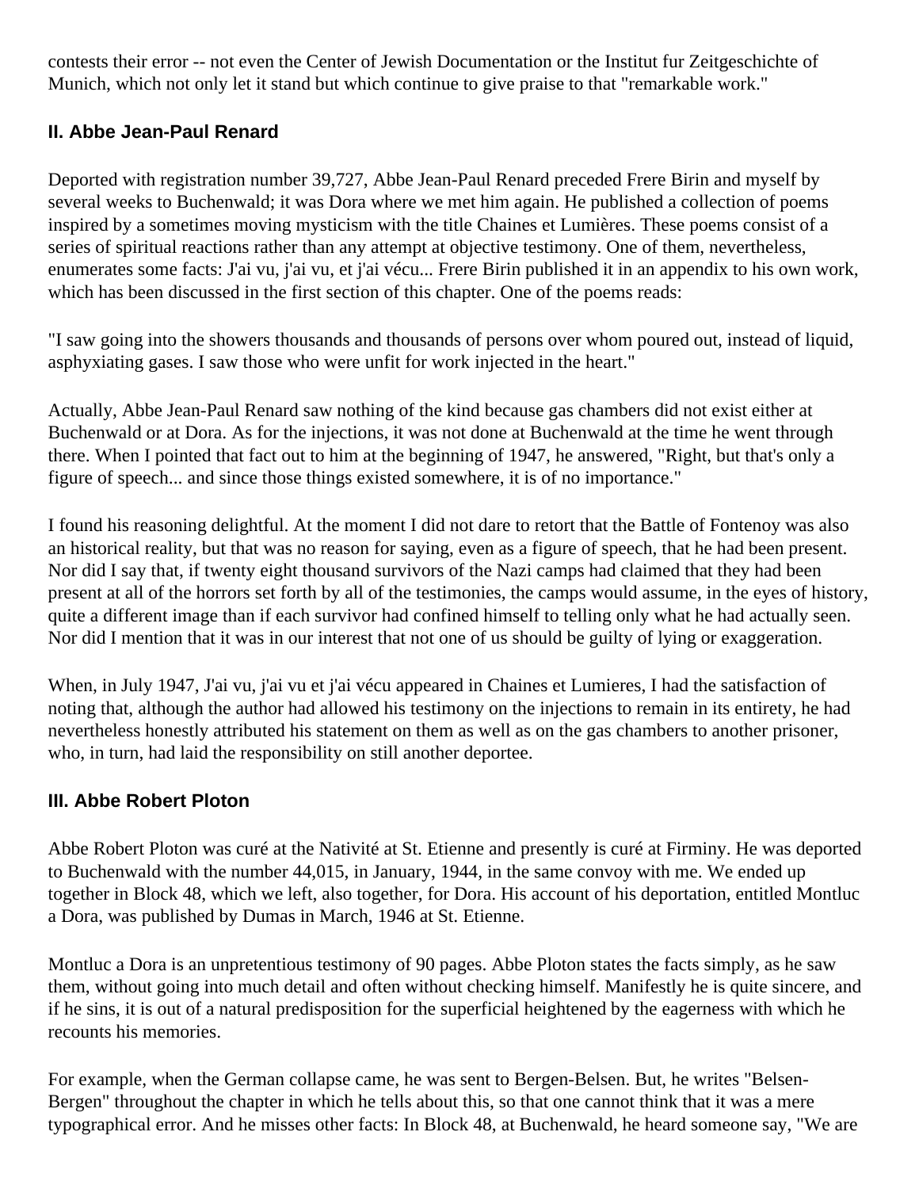contests their error -- not even the Center of Jewish Documentation or the Institut fur Zeitgeschichte of Munich, which not only let it stand but which continue to give praise to that "remarkable work."

### II. Abbe Jean-Paul Renard

Deported with registration number 39,727, Abbe Jean-Paul Renard preceded Frere Birin and myself by several weeks to Buchenwald; it was Dora where we met him again. He published a collection of poems inspired by a sometimes moving mysticism with the title Chaines et Lumières. These poems consist of a series of spiritual reactions rather than any attempt at objective testimony. One of them, nevertheless, enumerates some facts: J'ai vu, j'ai vu, et j'ai vécu... Frere Birin published it in an appendix to his own work, which has been discussed in the first section of this chapter. One of the poems reads:

"I saw going into the showers thousands and thousands of persons over whom poured out, instead of liquid, asphyxiating gases. I saw those who were unfit for work injected in the heart."

Actually, Abbe Jean-Paul Renard saw nothing of the kind because gas chambers did not exist either at Buchenwald or at Dora. As for the injections, it was not done at Buchenwald at the time he went through there. When I pointed that fact out to him at the beginning of 1947, he answered, "Right, but that's only a figure of speech... and since those things existed somewhere, it is of no importance."

I found his reasoning delightful. At the moment I did not dare to retort that the Battle of Fontenoy was also an historical reality, but that was no reason for saying, even as a figure of speech, that he had been present. Nor did I say that, if twenty eight thousand survivors of the Nazi camps had claimed that they had been present at all of the horrors set forth by all of the testimonies, the camps would assume, in the eyes of history, quite a different image than if each survivor had confined himself to telling only what he had actually seen. Nor did I mention that it was in our interest that not one of us should be guilty of lying or exaggeration.

When, in July 1947, J'ai vu, j'ai vu et j'ai vécu appeared in Chaines et Lumieres, I had the satisfaction of noting that, although the author had allowed his testimony on the injections to remain in its entirety, he had nevertheless honestly attributed his statement on them as well as on the gas chambers to another prisoner, who, in turn, had laid the responsibility on still another deportee.

### III. Abbe Robert Ploton

Abbe Robert Ploton was curé at the Nativité at St. Etienne and presently is curé at Firminy. He was deported to Buchenwald with the number 44,015, in January, 1944, in the same convoy with me. We ended up together in Block 48, which we left, also together, for Dora. His account of his deportation, entitled Montluc a Dora, was published by Dumas in March, 1946 at St. Etienne.

Montluc a Dora is an unpretentious testimony of 90 pages. Abbe Ploton states the facts simply, as he saw them, without going into much detail and often without checking himself. Manifestly he is quite sincere, and if he sins, it is out of a natural predisposition for the superficial heightened by the eagerness with which he recounts his memories.

For example, when the German collapse came, he was sent to Bergen-Belsen. But, he writes "Belsen-Bergen" throughout the chapter in which he tells about this, so that one cannot think that it was a mere typographical error. And he misses other facts: In Block 48, at Buchenwald, he heard someone say, "We are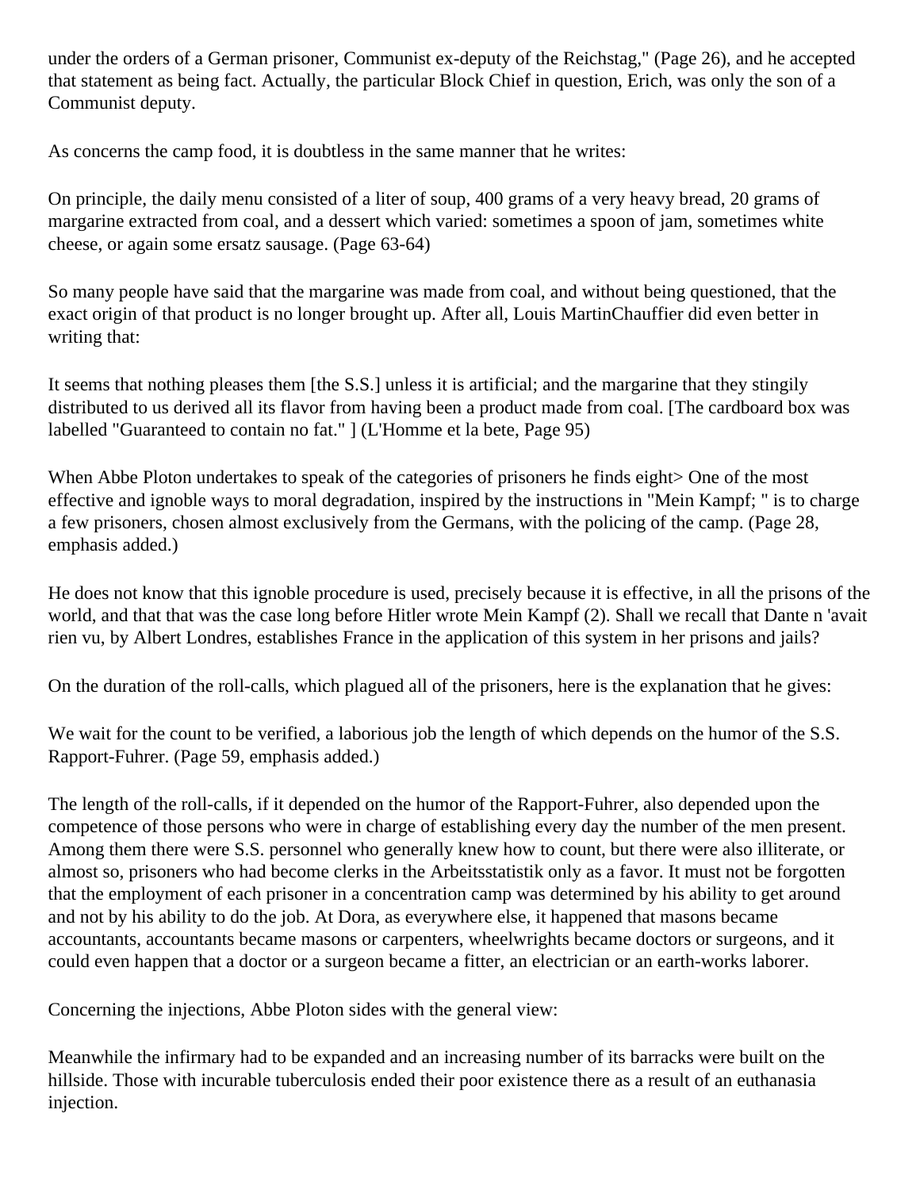under the orders of a German prisoner, Communist ex-deputy of the Reichstag," (Page 26), and he accepted that statement as being fact. Actually, the particular Block Chief in question, Erich, was only the son of a Communist deputy.

As concerns the camp food, it is doubtless in the same manner that he writes:

On principle, the daily menu consisted of a liter of soup, 400 grams of a very heavy bread, 20 grams of margarine extracted from coal, and a dessert which varied: sometimes a spoon of jam, sometimes white cheese, or again some ersatz sausage. (Page 63-64)

So many people have said that the margarine was made from coal, and without being questioned, that the exact origin of that product is no longer brought up. After all, Louis MartinChauffier did even better in writing that:

It seems that nothing pleases them [the S.S.] unless it is artificial; and the margarine that they stingily distributed to us derived all its flavor from having been a product made from coal. [The cardboard box was labelled "Guaranteed to contain no fat." ] (L'Homme et la bete, Page 95)

When Abbe Ploton undertakes to speak of the categories of prisoners he finds eight> One of the most effective and ignoble ways to moral degradation, inspired by the instructions in "Mein Kampf; " is to charge a few prisoners, chosen almost exclusively from the Germans, with the policing of the camp. (Page 28, emphasis added.)

He does not know that this ignoble procedure is used, precisely because it is effective, in all the prisons of the world, and that that was the case long before Hitler wrote Mein Kampf (2). Shall we recall that Dante n 'avait rien vu, by Albert Londres, establishes France in the application of this system in her prisons and jails?

On the duration of the roll-calls, which plagued all of the prisoners, here is the explanation that he gives:

We wait for the count to be verified, a laborious job the length of which depends on the humor of the S.S. Rapport-Fuhrer. (Page 59, emphasis added.)

The length of the roll-calls, if it depended on the humor of the Rapport-Fuhrer, also depended upon the competence of those persons who were in charge of establishing every day the number of the men present. Among them there were S.S. personnel who generally knew how to count, but there were also illiterate, or almost so, prisoners who had become clerks in the Arbeitsstatistik only as a favor. It must not be forgotten that the employment of each prisoner in a concentration camp was determined by his ability to get around and not by his ability to do the job. At Dora, as everywhere else, it happened that masons became accountants, accountants became masons or carpenters, wheelwrights became doctors or surgeons, and it could even happen that a doctor or a surgeon became a fitter, an electrician or an earth-works laborer.

Concerning the injections, Abbe Ploton sides with the general view:

Meanwhile the infirmary had to be expanded and an increasing number of its barracks were built on the hillside. Those with incurable tuberculosis ended their poor existence there as a result of an euthanasia injection.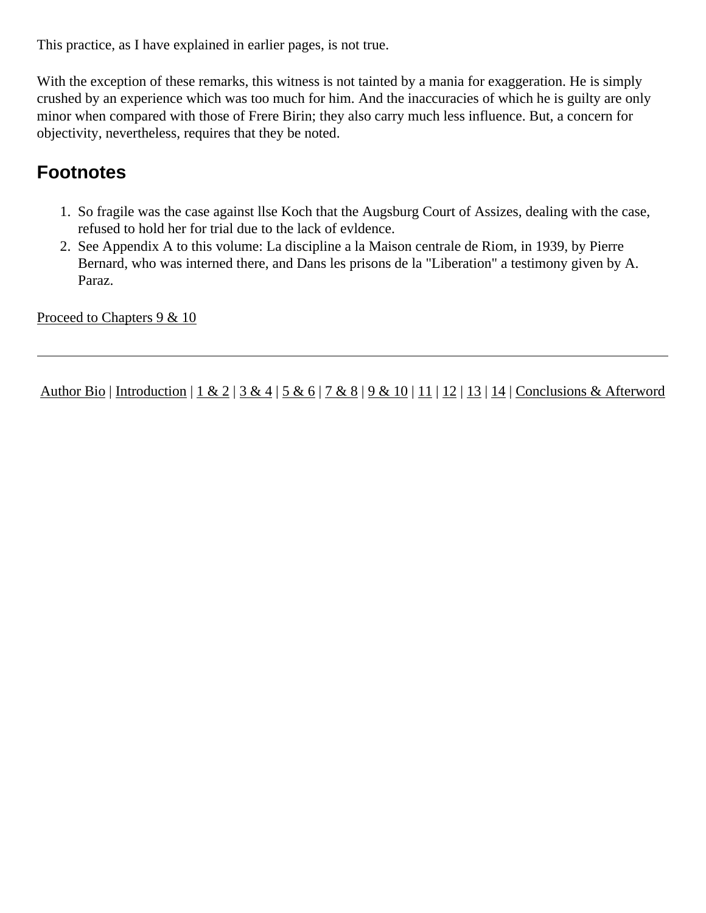This practice, as I have explained in earlier pages, is not true.

With the exception of these remarks, this witness is not tainted by a mania for exaggeration. He is simply crushed by an experience which was too much for him. And the inaccuracies of which he is guilty are only minor when compared with those of Frere Birin; they also carry much less influence. But, a concern for objectivity, nevertheless, requires that they be noted.

## Footnotes

1. So fragile was the case against llse Koch that the Augsburg Court of Assizes, dealing with the case, refused to hold her for trial due to the lack of evldence.
2. See Appendix A to this volume: La discipline a la Maison centrale de Riom, in 1939, by Pierre Bernard, who was interned there, and Dans les prisons de la "Liberation" a testimony given by A. Paraz.

Proceed to Chapters 9 & 10

---

Author Bio | Introduction | 1 & 2 | 3 & 4 | 5 & 6 | 7 & 8 | 9 & 10 | 11 | 12 | 13 | 14 | Conclusions & Afterword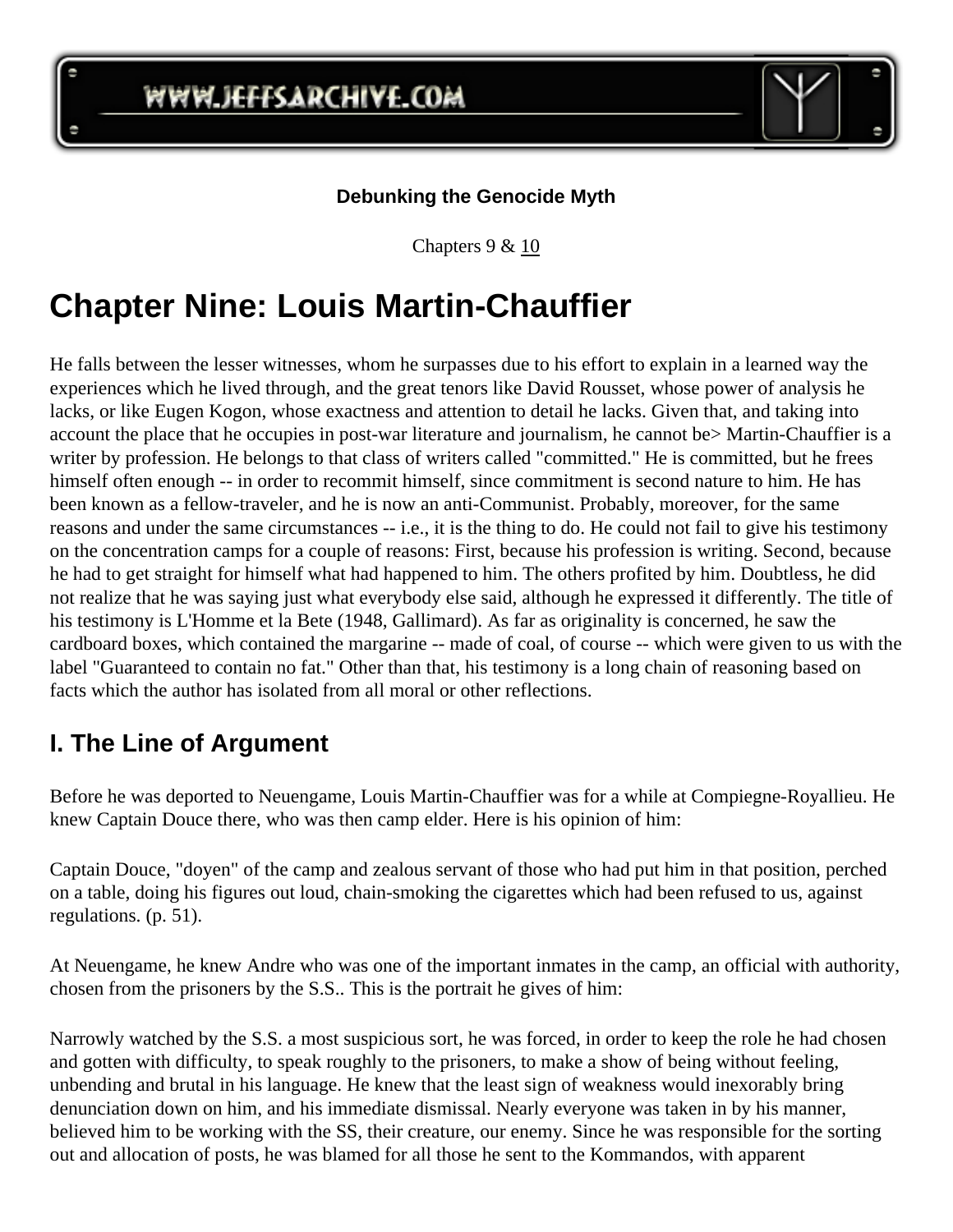**Debunking the Genocide Myth**

Chapters 9 & 10

# Chapter Nine: Louis Martin-Chauffier

He falls between the lesser witnesses, whom he surpasses due to his effort to explain in a learned way the experiences which he lived through, and the great tenors like David Rousset, whose power of analysis he lacks, or like Eugen Kogon, whose exactness and attention to detail he lacks. Given that, and taking into account the place that he occupies in post-war literature and journalism, he cannot be> Martin-Chauffier is a writer by profession. He belongs to that class of writers called "committed." He is committed, but he frees himself often enough -- in order to recommit himself, since commitment is second nature to him. He has been known as a fellow-traveler, and he is now an anti-Communist. Probably, moreover, for the same reasons and under the same circumstances -- i.e., it is the thing to do. He could not fail to give his testimony on the concentration camps for a couple of reasons: First, because his profession is writing. Second, because he had to get straight for himself what had happened to him. The others profited by him. Doubtless, he did not realize that he was saying just what everybody else said, although he expressed it differently. The title of his testimony is L'Homme et la Bete (1948, Gallimard). As far as originality is concerned, he saw the cardboard boxes, which contained the margarine -- made of coal, of course -- which were given to us with the label "Guaranteed to contain no fat." Other than that, his testimony is a long chain of reasoning based on facts which the author has isolated from all moral or other reflections.

## I. The Line of Argument

Before he was deported to Neuengame, Louis Martin-Chauffier was for a while at Compiegne-Royallieu. He knew Captain Douce there, who was then camp elder. Here is his opinion of him:

Captain Douce, "doyen" of the camp and zealous servant of those who had put him in that position, perched on a table, doing his figures out loud, chain-smoking the cigarettes which had been refused to us, against regulations. (p. 51).

At Neuengame, he knew Andre who was one of the important inmates in the camp, an official with authority, chosen from the prisoners by the S.S.. This is the portrait he gives of him:

Narrowly watched by the S.S. a most suspicious sort, he was forced, in order to keep the role he had chosen and gotten with difficulty, to speak roughly to the prisoners, to make a show of being without feeling, unbending and brutal in his language. He knew that the least sign of weakness would inexorably bring denunciation down on him, and his immediate dismissal. Nearly everyone was taken in by his manner, believed him to be working with the SS, their creature, our enemy. Since he was responsible for the sorting out and allocation of posts, he was blamed for all those he sent to the Kommandos, with apparent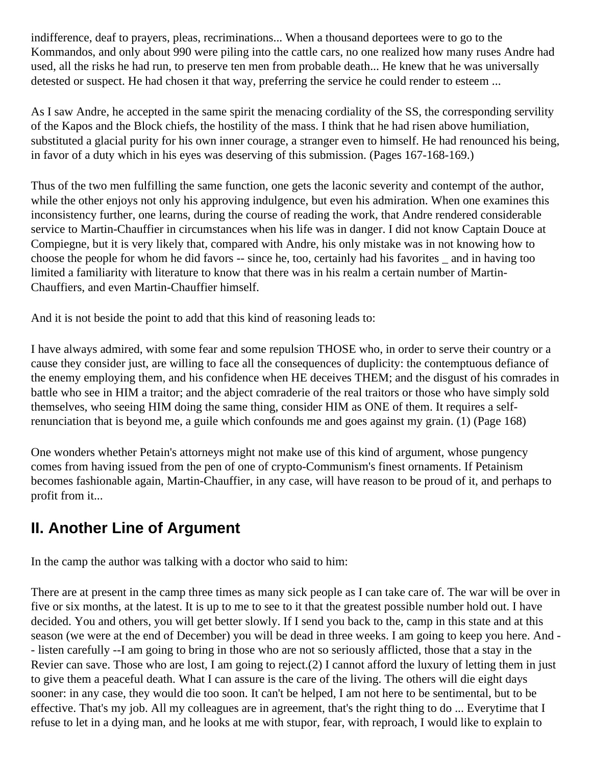indifference, deaf to prayers, pleas, recriminations... When a thousand deportees were to go to the Kommandos, and only about 990 were piling into the cattle cars, no one realized how many ruses Andre had used, all the risks he had run, to preserve ten men from probable death... He knew that he was universally detested or suspect. He had chosen it that way, preferring the service he could render to esteem ...

As I saw Andre, he accepted in the same spirit the menacing cordiality of the SS, the corresponding servility of the Kapos and the Block chiefs, the hostility of the mass. I think that he had risen above humiliation, substituted a glacial purity for his own inner courage, a stranger even to himself. He had renounced his being, in favor of a duty which in his eyes was deserving of this submission. (Pages 167-168-169.)

Thus of the two men fulfilling the same function, one gets the laconic severity and contempt of the author, while the other enjoys not only his approving indulgence, but even his admiration. When one examines this inconsistency further, one learns, during the course of reading the work, that Andre rendered considerable service to Martin-Chauffier in circumstances when his life was in danger. I did not know Captain Douce at Compiegne, but it is very likely that, compared with Andre, his only mistake was in not knowing how to choose the people for whom he did favors -- since he, too, certainly had his favorites _ and in having too limited a familiarity with literature to know that there was in his realm a certain number of Martin-Chauffiers, and even Martin-Chauffier himself.

And it is not beside the point to add that this kind of reasoning leads to:

I have always admired, with some fear and some repulsion THOSE who, in order to serve their country or a cause they consider just, are willing to face all the consequences of duplicity: the contemptuous defiance of the enemy employing them, and his confidence when HE deceives THEM; and the disgust of his comrades in battle who see in HIM a traitor; and the abject comraderie of the real traitors or those who have simply sold themselves, who seeing HIM doing the same thing, consider HIM as ONE of them. It requires a self-renunciation that is beyond me, a guile which confounds me and goes against my grain. (1) (Page 168)

One wonders whether Petain's attorneys might not make use of this kind of argument, whose pungency comes from having issued from the pen of one of crypto-Communism's finest ornaments. If Petainism becomes fashionable again, Martin-Chauffier, in any case, will have reason to be proud of it, and perhaps to profit from it...

## II. Another Line of Argument

In the camp the author was talking with a doctor who said to him:

There are at present in the camp three times as many sick people as I can take care of. The war will be over in five or six months, at the latest. It is up to me to see to it that the greatest possible number hold out. I have decided. You and others, you will get better slowly. If I send you back to the, camp in this state and at this season (we were at the end of December) you will be dead in three weeks. I am going to keep you here. And -- listen carefully --I am going to bring in those who are not so seriously afflicted, those that a stay in the Revier can save. Those who are lost, I am going to reject.(2) I cannot afford the luxury of letting them in just to give them a peaceful death. What I can assure is the care of the living. The others will die eight days sooner: in any case, they would die too soon. It can't be helped, I am not here to be sentimental, but to be effective. That's my job. All my colleagues are in agreement, that's the right thing to do ... Everytime that I refuse to let in a dying man, and he looks at me with stupor, fear, with reproach, I would like to explain to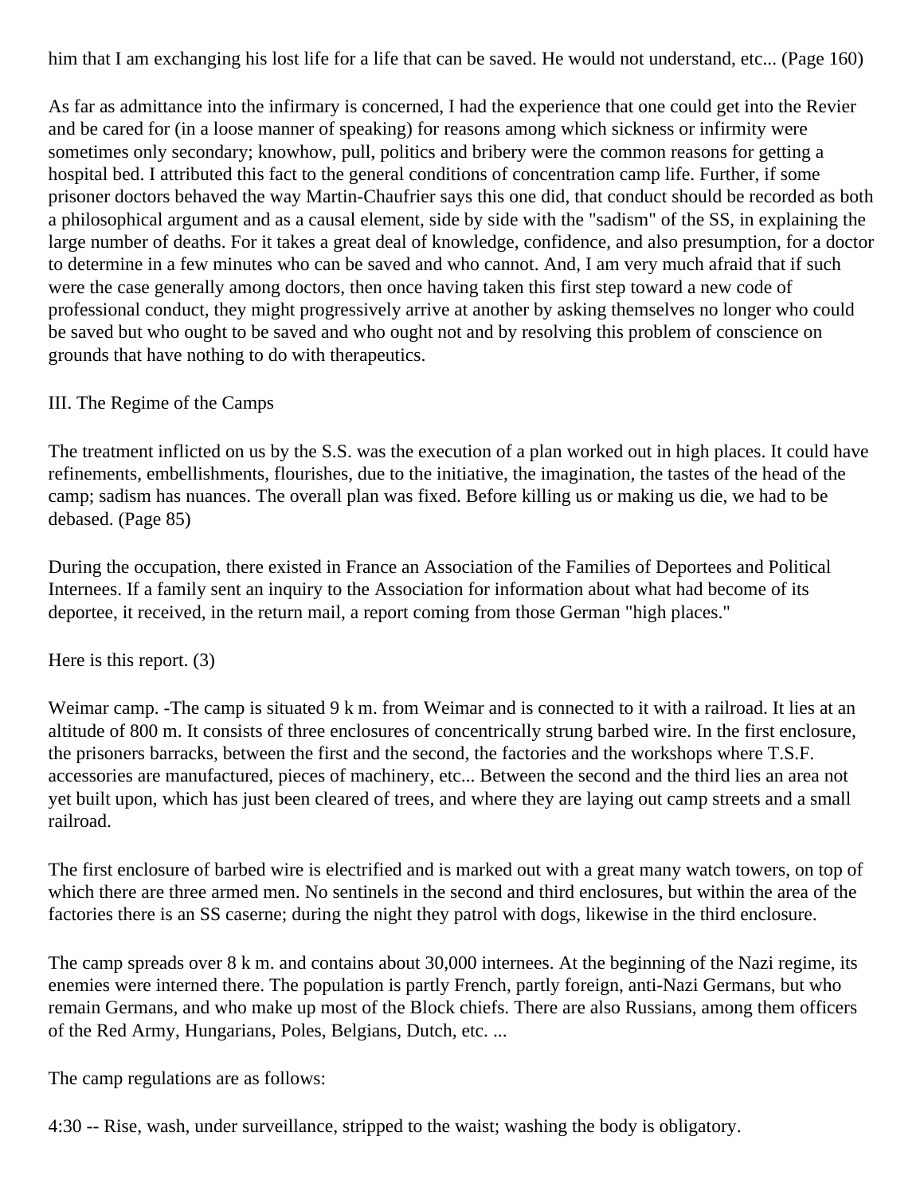him that I am exchanging his lost life for a life that can be saved. He would not understand, etc... (Page 160)

As far as admittance into the infirmary is concerned, I had the experience that one could get into the Revier and be cared for (in a loose manner of speaking) for reasons among which sickness or infirmity were sometimes only secondary; knowhow, pull, politics and bribery were the common reasons for getting a hospital bed. I attributed this fact to the general conditions of concentration camp life. Further, if some prisoner doctors behaved the way Martin-Chaufrier says this one did, that conduct should be recorded as both a philosophical argument and as a causal element, side by side with the "sadism" of the SS, in explaining the large number of deaths. For it takes a great deal of knowledge, confidence, and also presumption, for a doctor to determine in a few minutes who can be saved and who cannot. And, I am very much afraid that if such were the case generally among doctors, then once having taken this first step toward a new code of professional conduct, they might progressively arrive at another by asking themselves no longer who could be saved but who ought to be saved and who ought not and by resolving this problem of conscience on grounds that have nothing to do with therapeutics.

## III. The Regime of the Camps

The treatment inflicted on us by the S.S. was the execution of a plan worked out in high places. It could have refinements, embellishments, flourishes, due to the initiative, the imagination, the tastes of the head of the camp; sadism has nuances. The overall plan was fixed. Before killing us or making us die, we had to be debased. (Page 85)

During the occupation, there existed in France an Association of the Families of Deportees and Political Internees. If a family sent an inquiry to the Association for information about what had become of its deportee, it received, in the return mail, a report coming from those German "high places."

Here is this report. (3)

Weimar camp. -The camp is situated 9 k m. from Weimar and is connected to it with a railroad. It lies at an altitude of 800 m. It consists of three enclosures of concentrically strung barbed wire. In the first enclosure, the prisoners barracks, between the first and the second, the factories and the workshops where T.S.F. accessories are manufactured, pieces of machinery, etc... Between the second and the third lies an area not yet built upon, which has just been cleared of trees, and where they are laying out camp streets and a small railroad.

The first enclosure of barbed wire is electrified and is marked out with a great many watch towers, on top of which there are three armed men. No sentinels in the second and third enclosures, but within the area of the factories there is an SS caserne; during the night they patrol with dogs, likewise in the third enclosure.

The camp spreads over 8 k m. and contains about 30,000 internees. At the beginning of the Nazi regime, its enemies were interned there. The population is partly French, partly foreign, anti-Nazi Germans, but who remain Germans, and who make up most of the Block chiefs. There are also Russians, among them officers of the Red Army, Hungarians, Poles, Belgians, Dutch, etc. ...

The camp regulations are as follows:

4:30 -- Rise, wash, under surveillance, stripped to the waist; washing the body is obligatory.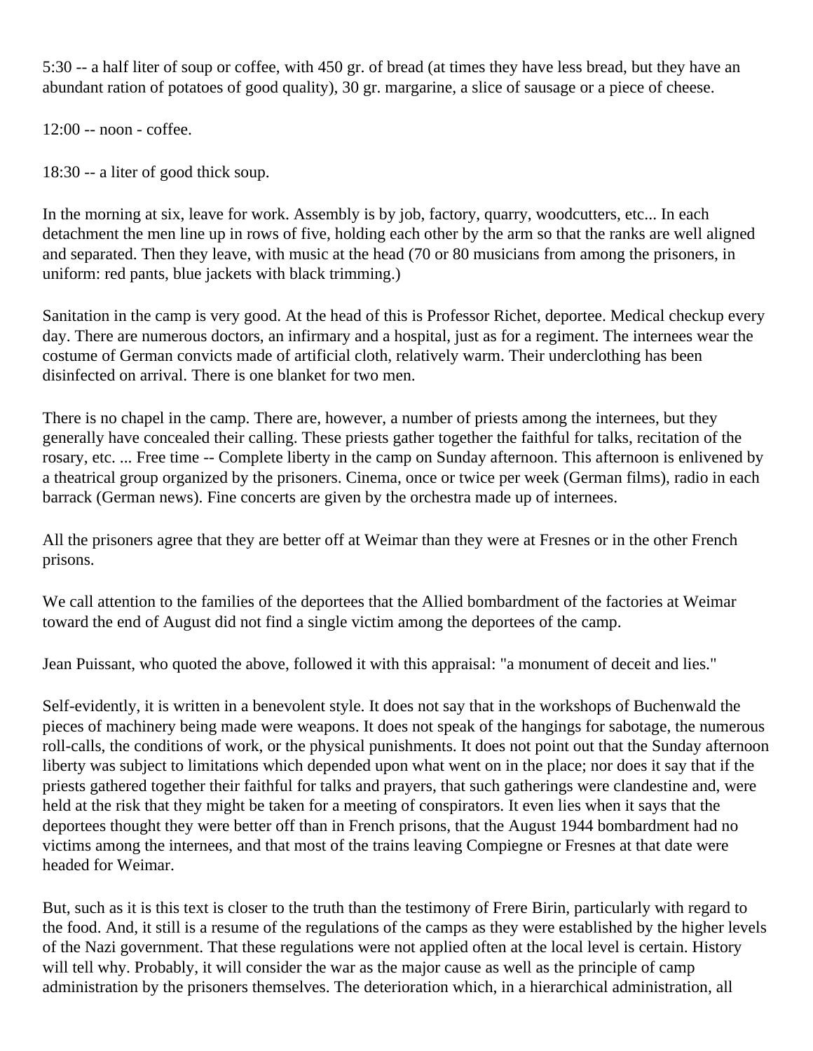5:30 -- a half liter of soup or coffee, with 450 gr. of bread (at times they have less bread, but they have an abundant ration of potatoes of good quality), 30 gr. margarine, a slice of sausage or a piece of cheese.

12:00 -- noon - coffee.

18:30 -- a liter of good thick soup.

In the morning at six, leave for work. Assembly is by job, factory, quarry, woodcutters, etc... In each detachment the men line up in rows of five, holding each other by the arm so that the ranks are well aligned and separated. Then they leave, with music at the head (70 or 80 musicians from among the prisoners, in uniform: red pants, blue jackets with black trimming.)

Sanitation in the camp is very good. At the head of this is Professor Richet, deportee. Medical checkup every day. There are numerous doctors, an infirmary and a hospital, just as for a regiment. The internees wear the costume of German convicts made of artificial cloth, relatively warm. Their underclothing has been disinfected on arrival. There is one blanket for two men.

There is no chapel in the camp. There are, however, a number of priests among the internees, but they generally have concealed their calling. These priests gather together the faithful for talks, recitation of the rosary, etc. ... Free time -- Complete liberty in the camp on Sunday afternoon. This afternoon is enlivened by a theatrical group organized by the prisoners. Cinema, once or twice per week (German films), radio in each barrack (German news). Fine concerts are given by the orchestra made up of internees.

All the prisoners agree that they are better off at Weimar than they were at Fresnes or in the other French prisons.

We call attention to the families of the deportees that the Allied bombardment of the factories at Weimar toward the end of August did not find a single victim among the deportees of the camp.

Jean Puissant, who quoted the above, followed it with this appraisal: "a monument of deceit and lies."

Self-evidently, it is written in a benevolent style. It does not say that in the workshops of Buchenwald the pieces of machinery being made were weapons. It does not speak of the hangings for sabotage, the numerous roll-calls, the conditions of work, or the physical punishments. It does not point out that the Sunday afternoon liberty was subject to limitations which depended upon what went on in the place; nor does it say that if the priests gathered together their faithful for talks and prayers, that such gatherings were clandestine and, were held at the risk that they might be taken for a meeting of conspirators. It even lies when it says that the deportees thought they were better off than in French prisons, that the August 1944 bombardment had no victims among the internees, and that most of the trains leaving Compiegne or Fresnes at that date were headed for Weimar.

But, such as it is this text is closer to the truth than the testimony of Frere Birin, particularly with regard to the food. And, it still is a resume of the regulations of the camps as they were established by the higher levels of the Nazi government. That these regulations were not applied often at the local level is certain. History will tell why. Probably, it will consider the war as the major cause as well as the principle of camp administration by the prisoners themselves. The deterioration which, in a hierarchical administration, all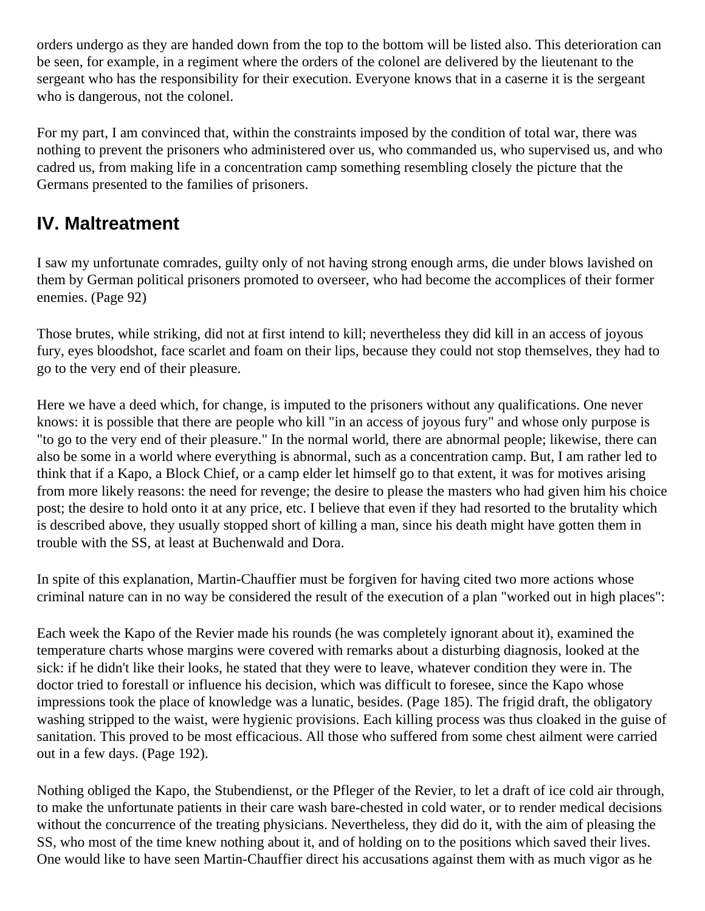orders undergo as they are handed down from the top to the bottom will be listed also. This deterioration can be seen, for example, in a regiment where the orders of the colonel are delivered by the lieutenant to the sergeant who has the responsibility for their execution. Everyone knows that in a caserne it is the sergeant who is dangerous, not the colonel.

For my part, I am convinced that, within the constraints imposed by the condition of total war, there was nothing to prevent the prisoners who administered over us, who commanded us, who supervised us, and who cadred us, from making life in a concentration camp something resembling closely the picture that the Germans presented to the families of prisoners.

## IV. Maltreatment

I saw my unfortunate comrades, guilty only of not having strong enough arms, die under blows lavished on them by German political prisoners promoted to overseer, who had become the accomplices of their former enemies. (Page 92)

Those brutes, while striking, did not at first intend to kill; nevertheless they did kill in an access of joyous fury, eyes bloodshot, face scarlet and foam on their lips, because they could not stop themselves, they had to go to the very end of their pleasure.

Here we have a deed which, for change, is imputed to the prisoners without any qualifications. One never knows: it is possible that there are people who kill "in an access of joyous fury" and whose only purpose is "to go to the very end of their pleasure." In the normal world, there are abnormal people; likewise, there can also be some in a world where everything is abnormal, such as a concentration camp. But, I am rather led to think that if a Kapo, a Block Chief, or a camp elder let himself go to that extent, it was for motives arising from more likely reasons: the need for revenge; the desire to please the masters who had given him his choice post; the desire to hold onto it at any price, etc. I believe that even if they had resorted to the brutality which is described above, they usually stopped short of killing a man, since his death might have gotten them in trouble with the SS, at least at Buchenwald and Dora.

In spite of this explanation, Martin-Chauffier must be forgiven for having cited two more actions whose criminal nature can in no way be considered the result of the execution of a plan "worked out in high places":

Each week the Kapo of the Revier made his rounds (he was completely ignorant about it), examined the temperature charts whose margins were covered with remarks about a disturbing diagnosis, looked at the sick: if he didn't like their looks, he stated that they were to leave, whatever condition they were in. The doctor tried to forestall or influence his decision, which was difficult to foresee, since the Kapo whose impressions took the place of knowledge was a lunatic, besides. (Page 185). The frigid draft, the obligatory washing stripped to the waist, were hygienic provisions. Each killing process was thus cloaked in the guise of sanitation. This proved to be most efficacious. All those who suffered from some chest ailment were carried out in a few days. (Page 192).

Nothing obliged the Kapo, the Stubendienst, or the Pfleger of the Revier, to let a draft of ice cold air through, to make the unfortunate patients in their care wash bare-chested in cold water, or to render medical decisions without the concurrence of the treating physicians. Nevertheless, they did do it, with the aim of pleasing the SS, who most of the time knew nothing about it, and of holding on to the positions which saved their lives. One would like to have seen Martin-Chauffier direct his accusations against them with as much vigor as he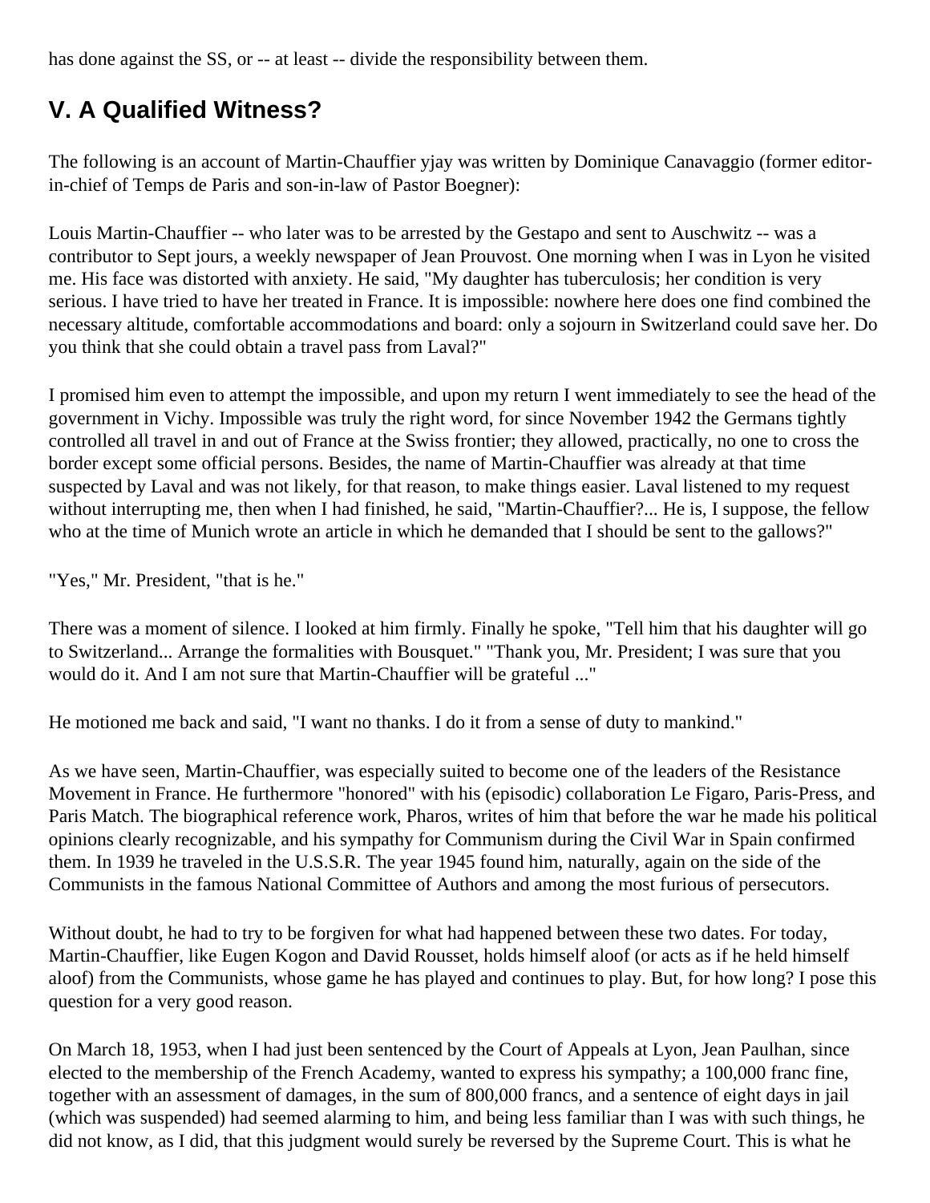has done against the SS, or -- at least -- divide the responsibility between them.

## V. A Qualified Witness?

The following is an account of Martin-Chauffier yjay was written by Dominique Canavaggio (former editor-in-chief of Temps de Paris and son-in-law of Pastor Boegner):

Louis Martin-Chauffier -- who later was to be arrested by the Gestapo and sent to Auschwitz -- was a contributor to Sept jours, a weekly newspaper of Jean Prouvost. One morning when I was in Lyon he visited me. His face was distorted with anxiety. He said, "My daughter has tuberculosis; her condition is very serious. I have tried to have her treated in France. It is impossible: nowhere here does one find combined the necessary altitude, comfortable accommodations and board: only a sojourn in Switzerland could save her. Do you think that she could obtain a travel pass from Laval?"

I promised him even to attempt the impossible, and upon my return I went immediately to see the head of the government in Vichy. Impossible was truly the right word, for since November 1942 the Germans tightly controlled all travel in and out of France at the Swiss frontier; they allowed, practically, no one to cross the border except some official persons. Besides, the name of Martin-Chauffier was already at that time suspected by Laval and was not likely, for that reason, to make things easier. Laval listened to my request without interrupting me, then when I had finished, he said, "Martin-Chauffier?... He is, I suppose, the fellow who at the time of Munich wrote an article in which he demanded that I should be sent to the gallows?"

"Yes," Mr. President, "that is he."

There was a moment of silence. I looked at him firmly. Finally he spoke, "Tell him that his daughter will go to Switzerland... Arrange the formalities with Bousquet." "Thank you, Mr. President; I was sure that you would do it. And I am not sure that Martin-Chauffier will be grateful ..."

He motioned me back and said, "I want no thanks. I do it from a sense of duty to mankind."

As we have seen, Martin-Chauffier, was especially suited to become one of the leaders of the Resistance Movement in France. He furthermore "honored" with his (episodic) collaboration Le Figaro, Paris-Press, and Paris Match. The biographical reference work, Pharos, writes of him that before the war he made his political opinions clearly recognizable, and his sympathy for Communism during the Civil War in Spain confirmed them. In 1939 he traveled in the U.S.S.R. The year 1945 found him, naturally, again on the side of the Communists in the famous National Committee of Authors and among the most furious of persecutors.

Without doubt, he had to try to be forgiven for what had happened between these two dates. For today, Martin-Chauffier, like Eugen Kogon and David Rousset, holds himself aloof (or acts as if he held himself aloof) from the Communists, whose game he has played and continues to play. But, for how long? I pose this question for a very good reason.

On March 18, 1953, when I had just been sentenced by the Court of Appeals at Lyon, Jean Paulhan, since elected to the membership of the French Academy, wanted to express his sympathy; a 100,000 franc fine, together with an assessment of damages, in the sum of 800,000 francs, and a sentence of eight days in jail (which was suspended) had seemed alarming to him, and being less familiar than I was with such things, he did not know, as I did, that this judgment would surely be reversed by the Supreme Court. This is what he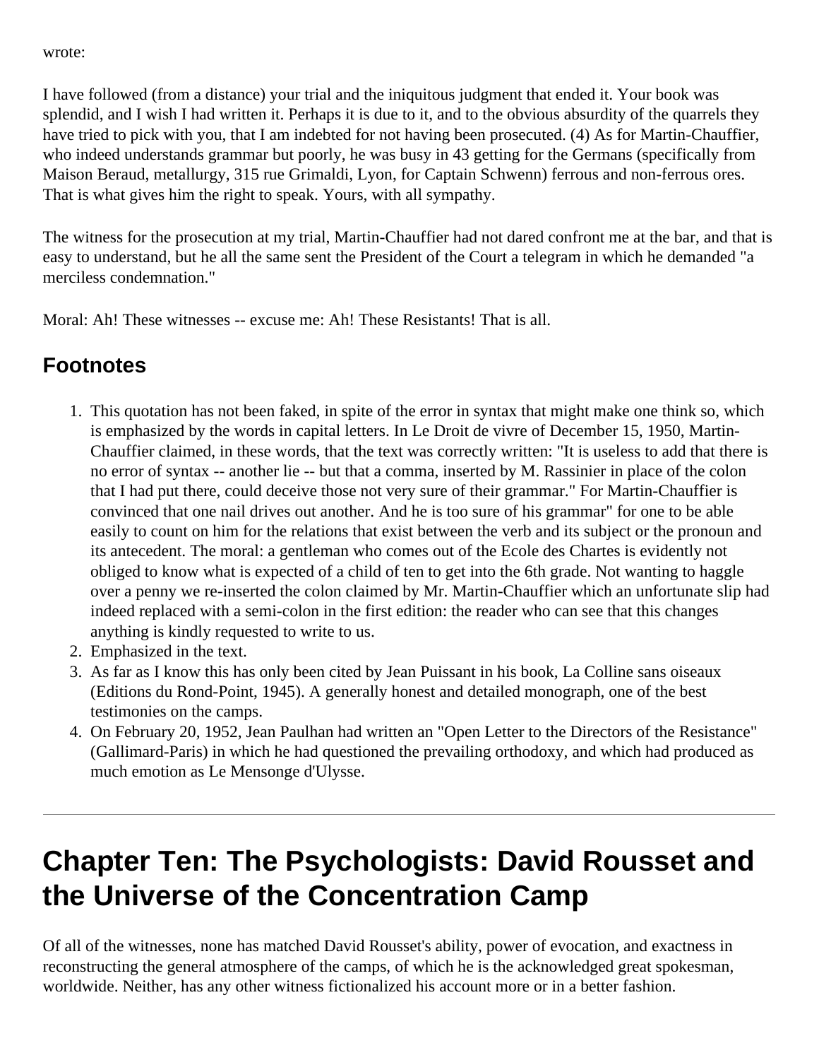wrote:

I have followed (from a distance) your trial and the iniquitous judgment that ended it. Your book was splendid, and I wish I had written it. Perhaps it is due to it, and to the obvious absurdity of the quarrels they have tried to pick with you, that I am indebted for not having been prosecuted. (4) As for Martin-Chauffier, who indeed understands grammar but poorly, he was busy in 43 getting for the Germans (specifically from Maison Beraud, metallurgy, 315 rue Grimaldi, Lyon, for Captain Schwenn) ferrous and non-ferrous ores. That is what gives him the right to speak. Yours, with all sympathy.

The witness for the prosecution at my trial, Martin-Chauffier had not dared confront me at the bar, and that is easy to understand, but he all the same sent the President of the Court a telegram in which he demanded "a merciless condemnation."

Moral: Ah! These witnesses -- excuse me: Ah! These Resistants! That is all.

## Footnotes

1. This quotation has not been faked, in spite of the error in syntax that might make one think so, which is emphasized by the words in capital letters. In Le Droit de vivre of December 15, 1950, Martin-Chauffier claimed, in these words, that the text was correctly written: "It is useless to add that there is no error of syntax -- another lie -- but that a comma, inserted by M. Rassinier in place of the colon that I had put there, could deceive those not very sure of their grammar." For Martin-Chauffier is convinced that one nail drives out another. And he is too sure of his grammar" for one to be able easily to count on him for the relations that exist between the verb and its subject or the pronoun and its antecedent. The moral: a gentleman who comes out of the Ecole des Chartes is evidently not obliged to know what is expected of a child of ten to get into the 6th grade. Not wanting to haggle over a penny we re-inserted the colon claimed by Mr. Martin-Chauffier which an unfortunate slip had indeed replaced with a semi-colon in the first edition: the reader who can see that this changes anything is kindly requested to write to us.
2. Emphasized in the text.
3. As far as I know this has only been cited by Jean Puissant in his book, La Colline sans oiseaux (Editions du Rond-Point, 1945). A generally honest and detailed monograph, one of the best testimonies on the camps.
4. On February 20, 1952, Jean Paulhan had written an "Open Letter to the Directors of the Resistance" (Gallimard-Paris) in which he had questioned the prevailing orthodoxy, and which had produced as much emotion as Le Mensonge d'Ulysse.

---

# Chapter Ten: The Psychologists: David Rousset and the Universe of the Concentration Camp

Of all of the witnesses, none has matched David Rousset's ability, power of evocation, and exactness in reconstructing the general atmosphere of the camps, of which he is the acknowledged great spokesman, worldwide. Neither, has any other witness fictionalized his account more or in a better fashion.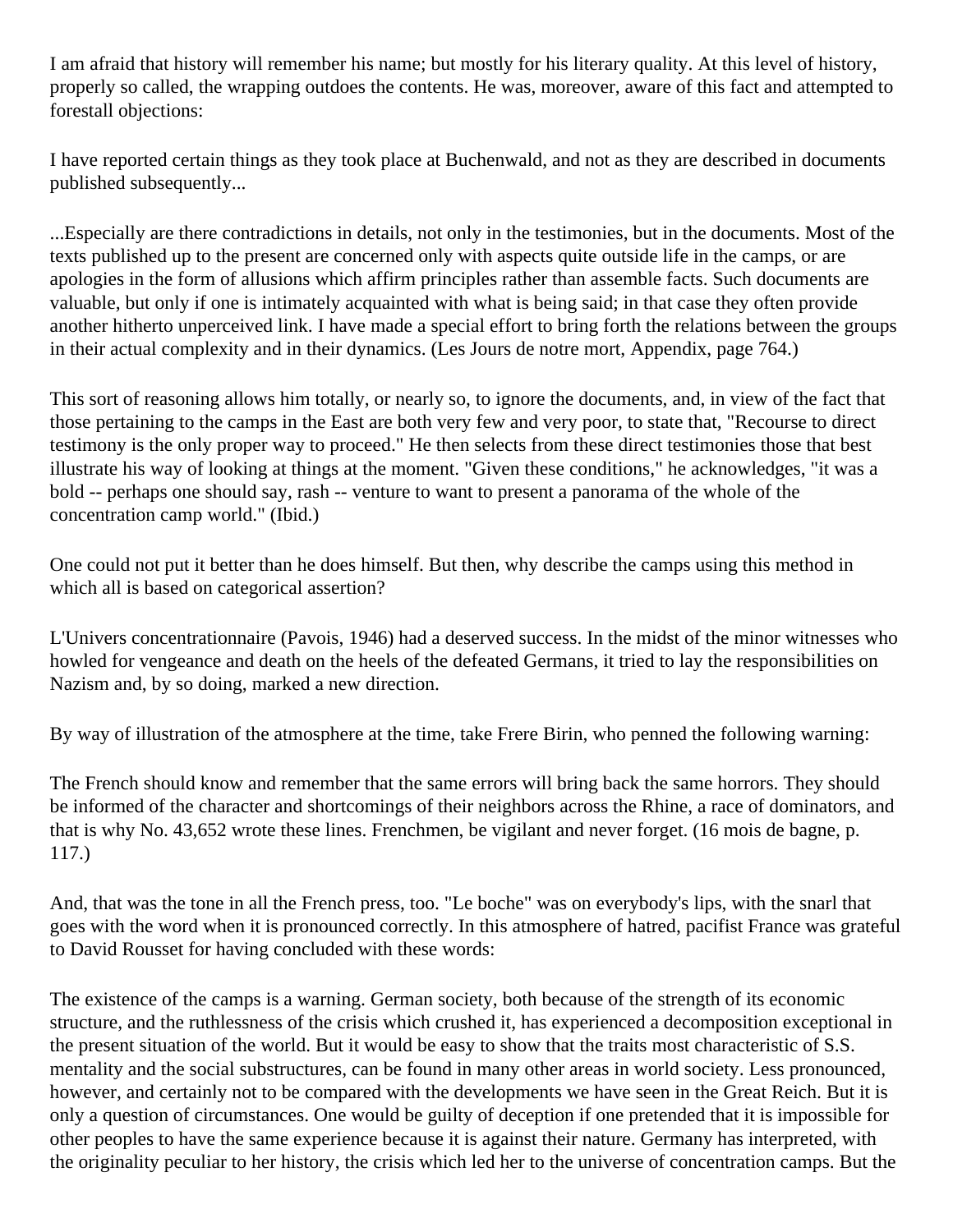I am afraid that history will remember his name; but mostly for his literary quality. At this level of history, properly so called, the wrapping outdoes the contents. He was, moreover, aware of this fact and attempted to forestall objections:

I have reported certain things as they took place at Buchenwald, and not as they are described in documents published subsequently...

...Especially are there contradictions in details, not only in the testimonies, but in the documents. Most of the texts published up to the present are concerned only with aspects quite outside life in the camps, or are apologies in the form of allusions which affirm principles rather than assemble facts. Such documents are valuable, but only if one is intimately acquainted with what is being said; in that case they often provide another hitherto unperceived link. I have made a special effort to bring forth the relations between the groups in their actual complexity and in their dynamics. (Les Jours de notre mort, Appendix, page 764.)

This sort of reasoning allows him totally, or nearly so, to ignore the documents, and, in view of the fact that those pertaining to the camps in the East are both very few and very poor, to state that, "Recourse to direct testimony is the only proper way to proceed." He then selects from these direct testimonies those that best illustrate his way of looking at things at the moment. "Given these conditions," he acknowledges, "it was a bold -- perhaps one should say, rash -- venture to want to present a panorama of the whole of the concentration camp world." (Ibid.)

One could not put it better than he does himself. But then, why describe the camps using this method in which all is based on categorical assertion?

L'Univers concentrationnaire (Pavois, 1946) had a deserved success. In the midst of the minor witnesses who howled for vengeance and death on the heels of the defeated Germans, it tried to lay the responsibilities on Nazism and, by so doing, marked a new direction.

By way of illustration of the atmosphere at the time, take Frere Birin, who penned the following warning:

The French should know and remember that the same errors will bring back the same horrors. They should be informed of the character and shortcomings of their neighbors across the Rhine, a race of dominators, and that is why No. 43,652 wrote these lines. Frenchmen, be vigilant and never forget. (16 mois de bagne, p. 117.)

And, that was the tone in all the French press, too. "Le boche" was on everybody's lips, with the snarl that goes with the word when it is pronounced correctly. In this atmosphere of hatred, pacifist France was grateful to David Rousset for having concluded with these words:

The existence of the camps is a warning. German society, both because of the strength of its economic structure, and the ruthlessness of the crisis which crushed it, has experienced a decomposition exceptional in the present situation of the world. But it would be easy to show that the traits most characteristic of S.S. mentality and the social substructures, can be found in many other areas in world society. Less pronounced, however, and certainly not to be compared with the developments we have seen in the Great Reich. But it is only a question of circumstances. One would be guilty of deception if one pretended that it is impossible for other peoples to have the same experience because it is against their nature. Germany has interpreted, with the originality peculiar to her history, the crisis which led her to the universe of concentration camps. But the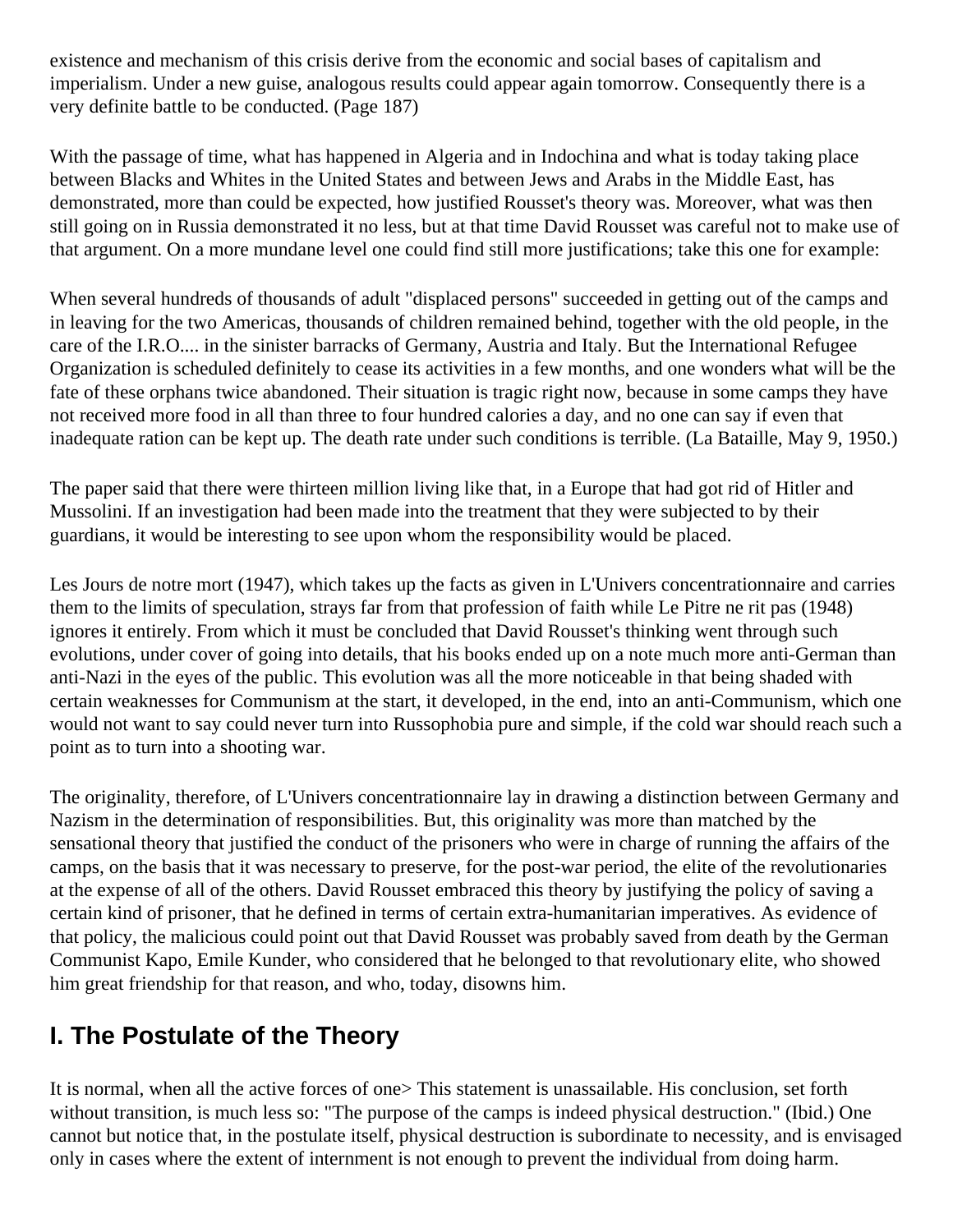existence and mechanism of this crisis derive from the economic and social bases of capitalism and imperialism. Under a new guise, analogous results could appear again tomorrow. Consequently there is a very definite battle to be conducted. (Page 187)

With the passage of time, what has happened in Algeria and in Indochina and what is today taking place between Blacks and Whites in the United States and between Jews and Arabs in the Middle East, has demonstrated, more than could be expected, how justified Rousset's theory was. Moreover, what was then still going on in Russia demonstrated it no less, but at that time David Rousset was careful not to make use of that argument. On a more mundane level one could find still more justifications; take this one for example:

When several hundreds of thousands of adult "displaced persons" succeeded in getting out of the camps and in leaving for the two Americas, thousands of children remained behind, together with the old people, in the care of the I.R.O.... in the sinister barracks of Germany, Austria and Italy. But the International Refugee Organization is scheduled definitely to cease its activities in a few months, and one wonders what will be the fate of these orphans twice abandoned. Their situation is tragic right now, because in some camps they have not received more food in all than three to four hundred calories a day, and no one can say if even that inadequate ration can be kept up. The death rate under such conditions is terrible. (La Bataille, May 9, 1950.)

The paper said that there were thirteen million living like that, in a Europe that had got rid of Hitler and Mussolini. If an investigation had been made into the treatment that they were subjected to by their guardians, it would be interesting to see upon whom the responsibility would be placed.

Les Jours de notre mort (1947), which takes up the facts as given in L'Univers concentrationnaire and carries them to the limits of speculation, strays far from that profession of faith while Le Pitre ne rit pas (1948) ignores it entirely. From which it must be concluded that David Rousset's thinking went through such evolutions, under cover of going into details, that his books ended up on a note much more anti-German than anti-Nazi in the eyes of the public. This evolution was all the more noticeable in that being shaded with certain weaknesses for Communism at the start, it developed, in the end, into an anti-Communism, which one would not want to say could never turn into Russophobia pure and simple, if the cold war should reach such a point as to turn into a shooting war.

The originality, therefore, of L'Univers concentrationnaire lay in drawing a distinction between Germany and Nazism in the determination of responsibilities. But, this originality was more than matched by the sensational theory that justified the conduct of the prisoners who were in charge of running the affairs of the camps, on the basis that it was necessary to preserve, for the post-war period, the elite of the revolutionaries at the expense of all of the others. David Rousset embraced this theory by justifying the policy of saving a certain kind of prisoner, that he defined in terms of certain extra-humanitarian imperatives. As evidence of that policy, the malicious could point out that David Rousset was probably saved from death by the German Communist Kapo, Emile Kunder, who considered that he belonged to that revolutionary elite, who showed him great friendship for that reason, and who, today, disowns him.

## I. The Postulate of the Theory

It is normal, when all the active forces of one> This statement is unassailable. His conclusion, set forth without transition, is much less so: "The purpose of the camps is indeed physical destruction." (Ibid.) One cannot but notice that, in the postulate itself, physical destruction is subordinate to necessity, and is envisaged only in cases where the extent of internment is not enough to prevent the individual from doing harm.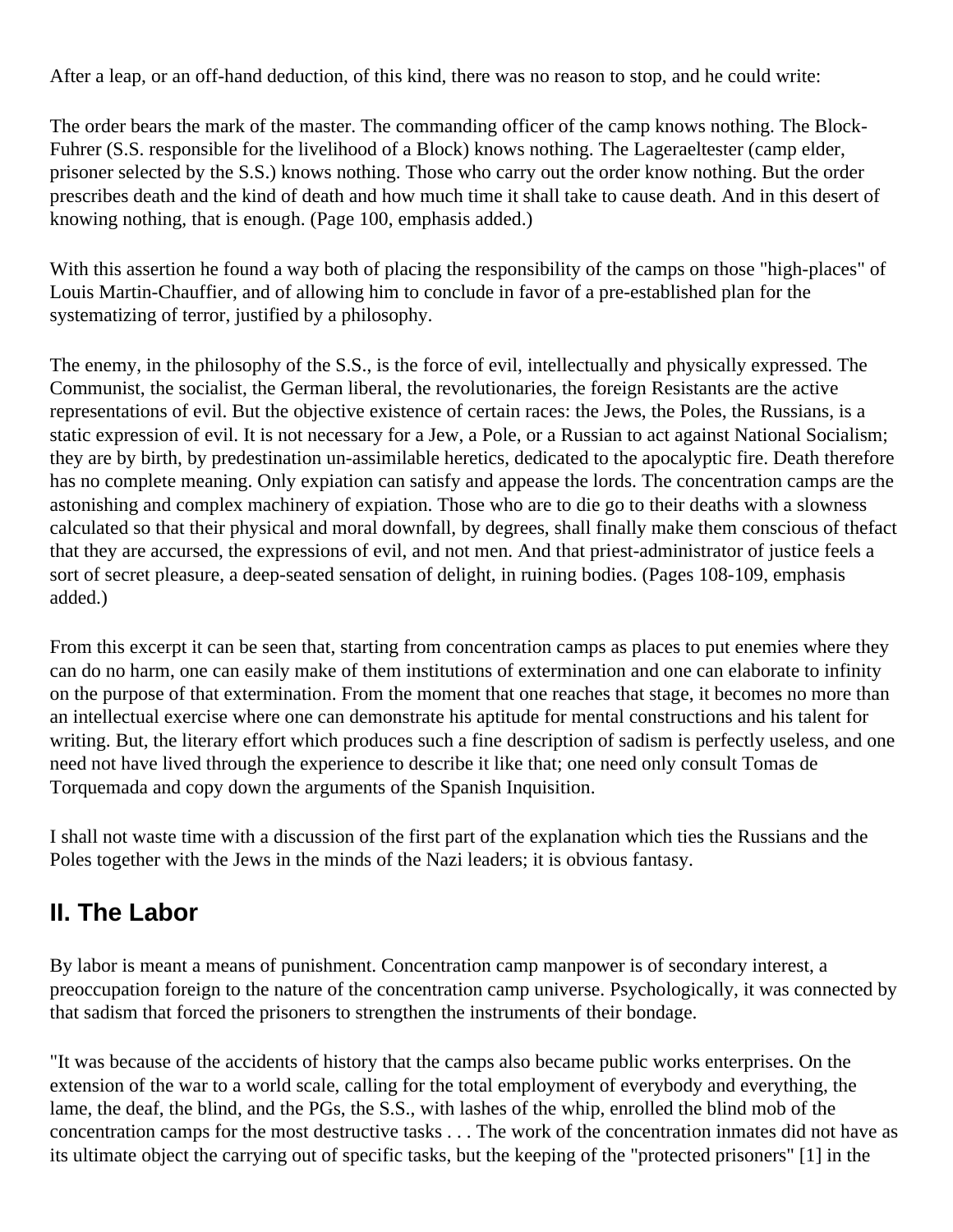After a leap, or an off-hand deduction, of this kind, there was no reason to stop, and he could write:

The order bears the mark of the master. The commanding officer of the camp knows nothing. The Block-Fuhrer (S.S. responsible for the livelihood of a Block) knows nothing. The Lageraeltester (camp elder, prisoner selected by the S.S.) knows nothing. Those who carry out the order know nothing. But the order prescribes death and the kind of death and how much time it shall take to cause death. And in this desert of knowing nothing, that is enough. (Page 100, emphasis added.)

With this assertion he found a way both of placing the responsibility of the camps on those "high-places" of Louis Martin-Chauffier, and of allowing him to conclude in favor of a pre-established plan for the systematizing of terror, justified by a philosophy.

The enemy, in the philosophy of the S.S., is the force of evil, intellectually and physically expressed. The Communist, the socialist, the German liberal, the revolutionaries, the foreign Resistants are the active representations of evil. But the objective existence of certain races: the Jews, the Poles, the Russians, is a static expression of evil. It is not necessary for a Jew, a Pole, or a Russian to act against National Socialism; they are by birth, by predestination un-assimilable heretics, dedicated to the apocalyptic fire. Death therefore has no complete meaning. Only expiation can satisfy and appease the lords. The concentration camps are the astonishing and complex machinery of expiation. Those who are to die go to their deaths with a slowness calculated so that their physical and moral downfall, by degrees, shall finally make them conscious of thefact that they are accursed, the expressions of evil, and not men. And that priest-administrator of justice feels a sort of secret pleasure, a deep-seated sensation of delight, in ruining bodies. (Pages 108-109, emphasis added.)

From this excerpt it can be seen that, starting from concentration camps as places to put enemies where they can do no harm, one can easily make of them institutions of extermination and one can elaborate to infinity on the purpose of that extermination. From the moment that one reaches that stage, it becomes no more than an intellectual exercise where one can demonstrate his aptitude for mental constructions and his talent for writing. But, the literary effort which produces such a fine description of sadism is perfectly useless, and one need not have lived through the experience to describe it like that; one need only consult Tomas de Torquemada and copy down the arguments of the Spanish Inquisition.

I shall not waste time with a discussion of the first part of the explanation which ties the Russians and the Poles together with the Jews in the minds of the Nazi leaders; it is obvious fantasy.

## II. The Labor

By labor is meant a means of punishment. Concentration camp manpower is of secondary interest, a preoccupation foreign to the nature of the concentration camp universe. Psychologically, it was connected by that sadism that forced the prisoners to strengthen the instruments of their bondage.

"It was because of the accidents of history that the camps also became public works enterprises. On the extension of the war to a world scale, calling for the total employment of everybody and everything, the lame, the deaf, the blind, and the PGs, the S.S., with lashes of the whip, enrolled the blind mob of the concentration camps for the most destructive tasks . . . The work of the concentration inmates did not have as its ultimate object the carrying out of specific tasks, but the keeping of the "protected prisoners" [1] in the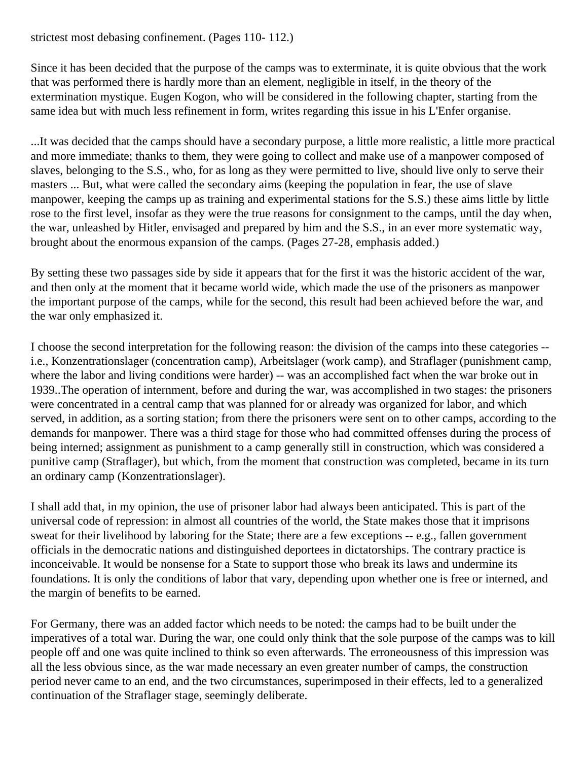strictest most debasing confinement. (Pages 110- 112.)

Since it has been decided that the purpose of the camps was to exterminate, it is quite obvious that the work that was performed there is hardly more than an element, negligible in itself, in the theory of the extermination mystique. Eugen Kogon, who will be considered in the following chapter, starting from the same idea but with much less refinement in form, writes regarding this issue in his L'Enfer organise.

...It was decided that the camps should have a secondary purpose, a little more realistic, a little more practical and more immediate; thanks to them, they were going to collect and make use of a manpower composed of slaves, belonging to the S.S., who, for as long as they were permitted to live, should live only to serve their masters ... But, what were called the secondary aims (keeping the population in fear, the use of slave manpower, keeping the camps up as training and experimental stations for the S.S.) these aims little by little rose to the first level, insofar as they were the true reasons for consignment to the camps, until the day when, the war, unleashed by Hitler, envisaged and prepared by him and the S.S., in an ever more systematic way, brought about the enormous expansion of the camps. (Pages 27-28, emphasis added.)

By setting these two passages side by side it appears that for the first it was the historic accident of the war, and then only at the moment that it became world wide, which made the use of the prisoners as manpower the important purpose of the camps, while for the second, this result had been achieved before the war, and the war only emphasized it.

I choose the second interpretation for the following reason: the division of the camps into these categories -- i.e., Konzentrationslager (concentration camp), Arbeitslager (work camp), and Straflager (punishment camp, where the labor and living conditions were harder) -- was an accomplished fact when the war broke out in 1939..The operation of internment, before and during the war, was accomplished in two stages: the prisoners were concentrated in a central camp that was planned for or already was organized for labor, and which served, in addition, as a sorting station; from there the prisoners were sent on to other camps, according to the demands for manpower. There was a third stage for those who had committed offenses during the process of being interned; assignment as punishment to a camp generally still in construction, which was considered a punitive camp (Straflager), but which, from the moment that construction was completed, became in its turn an ordinary camp (Konzentrationslager).

I shall add that, in my opinion, the use of prisoner labor had always been anticipated. This is part of the universal code of repression: in almost all countries of the world, the State makes those that it imprisons sweat for their livelihood by laboring for the State; there are a few exceptions -- e.g., fallen government officials in the democratic nations and distinguished deportees in dictatorships. The contrary practice is inconceivable. It would be nonsense for a State to support those who break its laws and undermine its foundations. It is only the conditions of labor that vary, depending upon whether one is free or interned, and the margin of benefits to be earned.

For Germany, there was an added factor which needs to be noted: the camps had to be built under the imperatives of a total war. During the war, one could only think that the sole purpose of the camps was to kill people off and one was quite inclined to think so even afterwards. The erroneousness of this impression was all the less obvious since, as the war made necessary an even greater number of camps, the construction period never came to an end, and the two circumstances, superimposed in their effects, led to a generalized continuation of the Straflager stage, seemingly deliberate.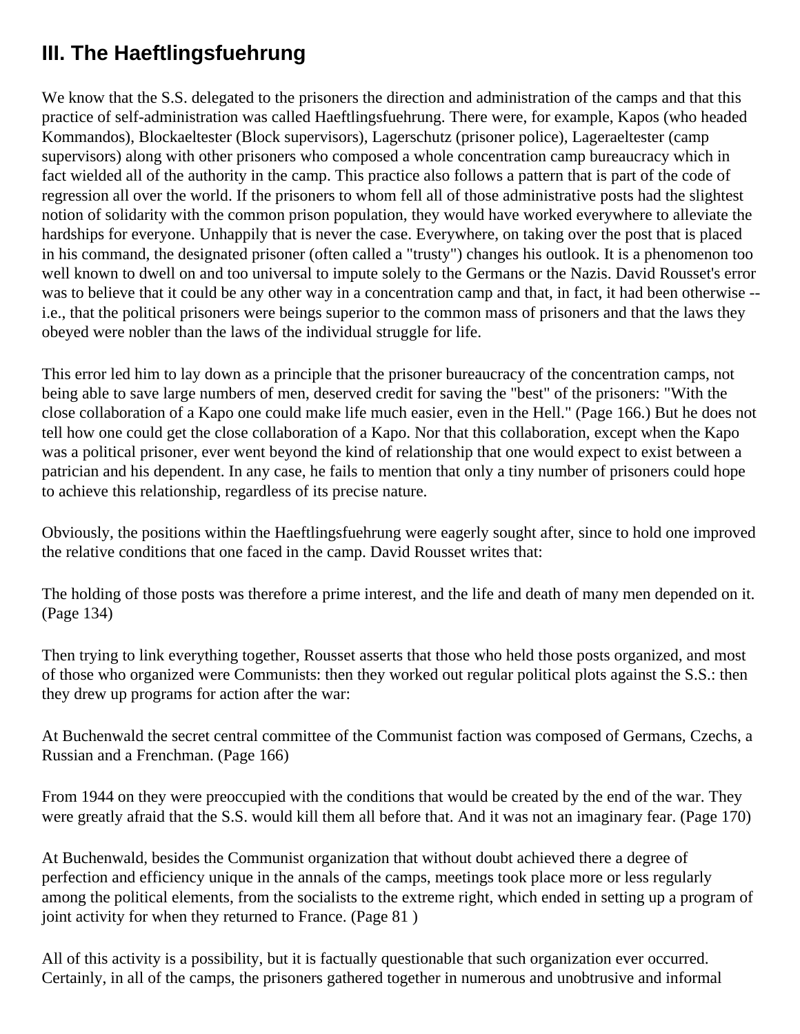## III. The Haeftlingsfuehrung

We know that the S.S. delegated to the prisoners the direction and administration of the camps and that this practice of self-administration was called Haeftlingsfuehrung. There were, for example, Kapos (who headed Kommandos), Blockaeltester (Block supervisors), Lagerschutz (prisoner police), Lageraeltester (camp supervisors) along with other prisoners who composed a whole concentration camp bureaucracy which in fact wielded all of the authority in the camp. This practice also follows a pattern that is part of the code of regression all over the world. If the prisoners to whom fell all of those administrative posts had the slightest notion of solidarity with the common prison population, they would have worked everywhere to alleviate the hardships for everyone. Unhappily that is never the case. Everywhere, on taking over the post that is placed in his command, the designated prisoner (often called a "trusty") changes his outlook. It is a phenomenon too well known to dwell on and too universal to impute solely to the Germans or the Nazis. David Rousset's error was to believe that it could be any other way in a concentration camp and that, in fact, it had been otherwise -- i.e., that the political prisoners were beings superior to the common mass of prisoners and that the laws they obeyed were nobler than the laws of the individual struggle for life.

This error led him to lay down as a principle that the prisoner bureaucracy of the concentration camps, not being able to save large numbers of men, deserved credit for saving the "best" of the prisoners: "With the close collaboration of a Kapo one could make life much easier, even in the Hell." (Page 166.) But he does not tell how one could get the close collaboration of a Kapo. Nor that this collaboration, except when the Kapo was a political prisoner, ever went beyond the kind of relationship that one would expect to exist between a patrician and his dependent. In any case, he fails to mention that only a tiny number of prisoners could hope to achieve this relationship, regardless of its precise nature.

Obviously, the positions within the Haeftlingsfuehrung were eagerly sought after, since to hold one improved the relative conditions that one faced in the camp. David Rousset writes that:

The holding of those posts was therefore a prime interest, and the life and death of many men depended on it. (Page 134)

Then trying to link everything together, Rousset asserts that those who held those posts organized, and most of those who organized were Communists: then they worked out regular political plots against the S.S.: then they drew up programs for action after the war:

At Buchenwald the secret central committee of the Communist faction was composed of Germans, Czechs, a Russian and a Frenchman. (Page 166)

From 1944 on they were preoccupied with the conditions that would be created by the end of the war. They were greatly afraid that the S.S. would kill them all before that. And it was not an imaginary fear. (Page 170)

At Buchenwald, besides the Communist organization that without doubt achieved there a degree of perfection and efficiency unique in the annals of the camps, meetings took place more or less regularly among the political elements, from the socialists to the extreme right, which ended in setting up a program of joint activity for when they returned to France. (Page 81 )

All of this activity is a possibility, but it is factually questionable that such organization ever occurred. Certainly, in all of the camps, the prisoners gathered together in numerous and unobtrusive and informal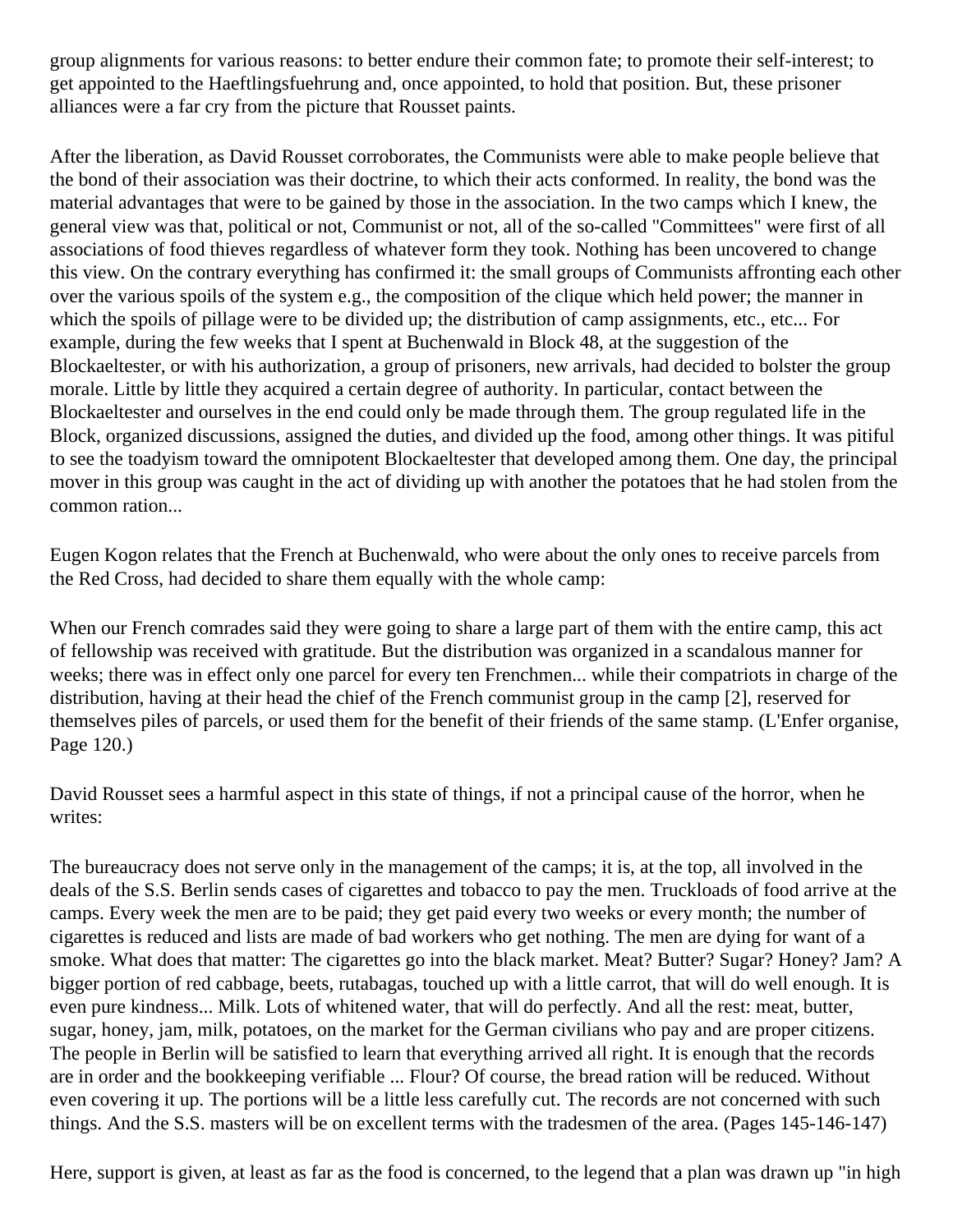group alignments for various reasons: to better endure their common fate; to promote their self-interest; to get appointed to the Haeftlingsfuehrung and, once appointed, to hold that position. But, these prisoner alliances were a far cry from the picture that Rousset paints.

After the liberation, as David Rousset corroborates, the Communists were able to make people believe that the bond of their association was their doctrine, to which their acts conformed. In reality, the bond was the material advantages that were to be gained by those in the association. In the two camps which I knew, the general view was that, political or not, Communist or not, all of the so-called "Committees" were first of all associations of food thieves regardless of whatever form they took. Nothing has been uncovered to change this view. On the contrary everything has confirmed it: the small groups of Communists affronting each other over the various spoils of the system e.g., the composition of the clique which held power; the manner in which the spoils of pillage were to be divided up; the distribution of camp assignments, etc., etc... For example, during the few weeks that I spent at Buchenwald in Block 48, at the suggestion of the Blockaeltester, or with his authorization, a group of prisoners, new arrivals, had decided to bolster the group morale. Little by little they acquired a certain degree of authority. In particular, contact between the Blockaeltester and ourselves in the end could only be made through them. The group regulated life in the Block, organized discussions, assigned the duties, and divided up the food, among other things. It was pitiful to see the toadyism toward the omnipotent Blockaeltester that developed among them. One day, the principal mover in this group was caught in the act of dividing up with another the potatoes that he had stolen from the common ration...

Eugen Kogon relates that the French at Buchenwald, who were about the only ones to receive parcels from the Red Cross, had decided to share them equally with the whole camp:

When our French comrades said they were going to share a large part of them with the entire camp, this act of fellowship was received with gratitude. But the distribution was organized in a scandalous manner for weeks; there was in effect only one parcel for every ten Frenchmen... while their compatriots in charge of the distribution, having at their head the chief of the French communist group in the camp [2], reserved for themselves piles of parcels, or used them for the benefit of their friends of the same stamp. (L'Enfer organise, Page 120.)

David Rousset sees a harmful aspect in this state of things, if not a principal cause of the horror, when he writes:

The bureaucracy does not serve only in the management of the camps; it is, at the top, all involved in the deals of the S.S. Berlin sends cases of cigarettes and tobacco to pay the men. Truckloads of food arrive at the camps. Every week the men are to be paid; they get paid every two weeks or every month; the number of cigarettes is reduced and lists are made of bad workers who get nothing. The men are dying for want of a smoke. What does that matter: The cigarettes go into the black market. Meat? Butter? Sugar? Honey? Jam? A bigger portion of red cabbage, beets, rutabagas, touched up with a little carrot, that will do well enough. It is even pure kindness... Milk. Lots of whitened water, that will do perfectly. And all the rest: meat, butter, sugar, honey, jam, milk, potatoes, on the market for the German civilians who pay and are proper citizens. The people in Berlin will be satisfied to learn that everything arrived all right. It is enough that the records are in order and the bookkeeping verifiable ... Flour? Of course, the bread ration will be reduced. Without even covering it up. The portions will be a little less carefully cut. The records are not concerned with such things. And the S.S. masters will be on excellent terms with the tradesmen of the area. (Pages 145-146-147)

Here, support is given, at least as far as the food is concerned, to the legend that a plan was drawn up "in high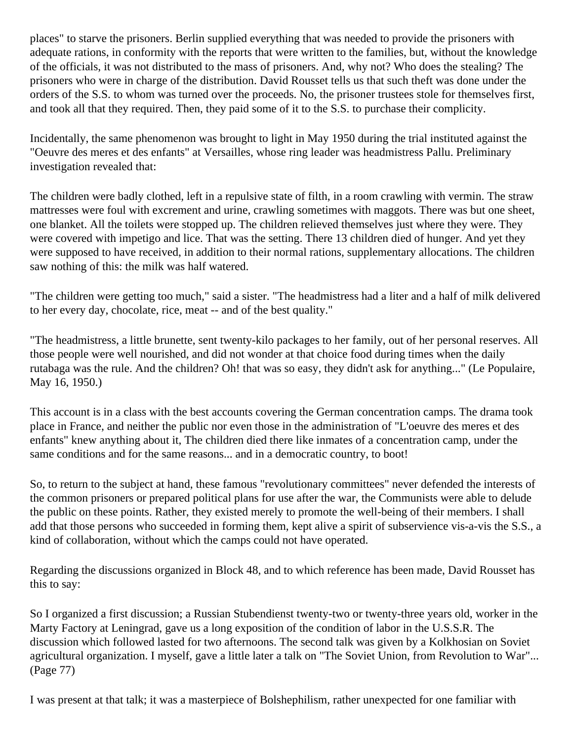places" to starve the prisoners. Berlin supplied everything that was needed to provide the prisoners with adequate rations, in conformity with the reports that were written to the families, but, without the knowledge of the officials, it was not distributed to the mass of prisoners. And, why not? Who does the stealing? The prisoners who were in charge of the distribution. David Rousset tells us that such theft was done under the orders of the S.S. to whom was turned over the proceeds. No, the prisoner trustees stole for themselves first, and took all that they required. Then, they paid some of it to the S.S. to purchase their complicity.

Incidentally, the same phenomenon was brought to light in May 1950 during the trial instituted against the "Oeuvre des meres et des enfants" at Versailles, whose ring leader was headmistress Pallu. Preliminary investigation revealed that:

The children were badly clothed, left in a repulsive state of filth, in a room crawling with vermin. The straw mattresses were foul with excrement and urine, crawling sometimes with maggots. There was but one sheet, one blanket. All the toilets were stopped up. The children relieved themselves just where they were. They were covered with impetigo and lice. That was the setting. There 13 children died of hunger. And yet they were supposed to have received, in addition to their normal rations, supplementary allocations. The children saw nothing of this: the milk was half watered.

"The children were getting too much," said a sister. "The headmistress had a liter and a half of milk delivered to her every day, chocolate, rice, meat -- and of the best quality."

"The headmistress, a little brunette, sent twenty-kilo packages to her family, out of her personal reserves. All those people were well nourished, and did not wonder at that choice food during times when the daily rutabaga was the rule. And the children? Oh! that was so easy, they didn't ask for anything..." (Le Populaire, May 16, 1950.)

This account is in a class with the best accounts covering the German concentration camps. The drama took place in France, and neither the public nor even those in the administration of "L'oeuvre des meres et des enfants" knew anything about it, The children died there like inmates of a concentration camp, under the same conditions and for the same reasons... and in a democratic country, to boot!

So, to return to the subject at hand, these famous "revolutionary committees" never defended the interests of the common prisoners or prepared political plans for use after the war, the Communists were able to delude the public on these points. Rather, they existed merely to promote the well-being of their members. I shall add that those persons who succeeded in forming them, kept alive a spirit of subservience vis-a-vis the S.S., a kind of collaboration, without which the camps could not have operated.

Regarding the discussions organized in Block 48, and to which reference has been made, David Rousset has this to say:

So I organized a first discussion; a Russian Stubendienst twenty-two or twenty-three years old, worker in the Marty Factory at Leningrad, gave us a long exposition of the condition of labor in the U.S.S.R. The discussion which followed lasted for two afternoons. The second talk was given by a Kolkhosian on Soviet agricultural organization. I myself, gave a little later a talk on "The Soviet Union, from Revolution to War"... (Page 77)

I was present at that talk; it was a masterpiece of Bolshephilism, rather unexpected for one familiar with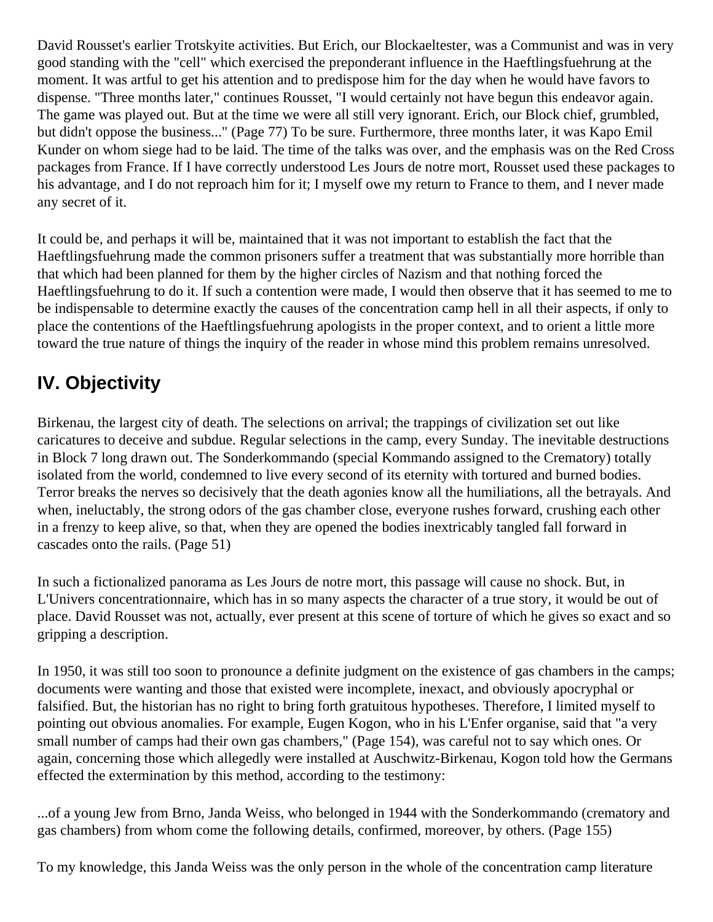David Rousset's earlier Trotskyite activities. But Erich, our Blockaeltester, was a Communist and was in very good standing with the "cell" which exercised the preponderant influence in the Haeftlingsfuehrung at the moment. It was artful to get his attention and to predispose him for the day when he would have favors to dispense. "Three months later," continues Rousset, "I would certainly not have begun this endeavor again. The game was played out. But at the time we were all still very ignorant. Erich, our Block chief, grumbled, but didn't oppose the business..." (Page 77) To be sure. Furthermore, three months later, it was Kapo Emil Kunder on whom siege had to be laid. The time of the talks was over, and the emphasis was on the Red Cross packages from France. If I have correctly understood Les Jours de notre mort, Rousset used these packages to his advantage, and I do not reproach him for it; I myself owe my return to France to them, and I never made any secret of it.

It could be, and perhaps it will be, maintained that it was not important to establish the fact that the Haeftlingsfuehrung made the common prisoners suffer a treatment that was substantially more horrible than that which had been planned for them by the higher circles of Nazism and that nothing forced the Haeftlingsfuehrung to do it. If such a contention were made, I would then observe that it has seemed to me to be indispensable to determine exactly the causes of the concentration camp hell in all their aspects, if only to place the contentions of the Haeftlingsfuehrung apologists in the proper context, and to orient a little more toward the true nature of things the inquiry of the reader in whose mind this problem remains unresolved.

## IV. Objectivity

Birkenau, the largest city of death. The selections on arrival; the trappings of civilization set out like caricatures to deceive and subdue. Regular selections in the camp, every Sunday. The inevitable destructions in Block 7 long drawn out. The Sonderkommando (special Kommando assigned to the Crematory) totally isolated from the world, condemned to live every second of its eternity with tortured and burned bodies. Terror breaks the nerves so decisively that the death agonies know all the humiliations, all the betrayals. And when, ineluctably, the strong odors of the gas chamber close, everyone rushes forward, crushing each other in a frenzy to keep alive, so that, when they are opened the bodies inextricably tangled fall forward in cascades onto the rails. (Page 51)

In such a fictionalized panorama as Les Jours de notre mort, this passage will cause no shock. But, in L'Univers concentrationnaire, which has in so many aspects the character of a true story, it would be out of place. David Rousset was not, actually, ever present at this scene of torture of which he gives so exact and so gripping a description.

In 1950, it was still too soon to pronounce a definite judgment on the existence of gas chambers in the camps; documents were wanting and those that existed were incomplete, inexact, and obviously apocryphal or falsified. But, the historian has no right to bring forth gratuitous hypotheses. Therefore, I limited myself to pointing out obvious anomalies. For example, Eugen Kogon, who in his L'Enfer organise, said that "a very small number of camps had their own gas chambers," (Page 154), was careful not to say which ones. Or again, concerning those which allegedly were installed at Auschwitz-Birkenau, Kogon told how the Germans effected the extermination by this method, according to the testimony:

...of a young Jew from Brno, Janda Weiss, who belonged in 1944 with the Sonderkommando (crematory and gas chambers) from whom come the following details, confirmed, moreover, by others. (Page 155)

To my knowledge, this Janda Weiss was the only person in the whole of the concentration camp literature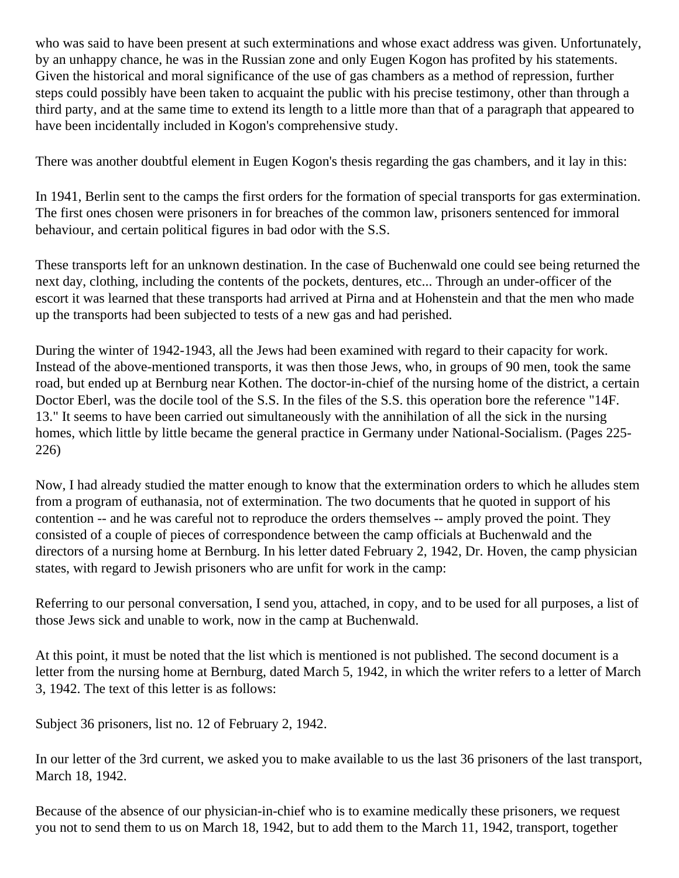who was said to have been present at such exterminations and whose exact address was given. Unfortunately, by an unhappy chance, he was in the Russian zone and only Eugen Kogon has profited by his statements. Given the historical and moral significance of the use of gas chambers as a method of repression, further steps could possibly have been taken to acquaint the public with his precise testimony, other than through a third party, and at the same time to extend its length to a little more than that of a paragraph that appeared to have been incidentally included in Kogon's comprehensive study.

There was another doubtful element in Eugen Kogon's thesis regarding the gas chambers, and it lay in this:

In 1941, Berlin sent to the camps the first orders for the formation of special transports for gas extermination. The first ones chosen were prisoners in for breaches of the common law, prisoners sentenced for immoral behaviour, and certain political figures in bad odor with the S.S.

These transports left for an unknown destination. In the case of Buchenwald one could see being returned the next day, clothing, including the contents of the pockets, dentures, etc... Through an under-officer of the escort it was learned that these transports had arrived at Pirna and at Hohenstein and that the men who made up the transports had been subjected to tests of a new gas and had perished.

During the winter of 1942-1943, all the Jews had been examined with regard to their capacity for work. Instead of the above-mentioned transports, it was then those Jews, who, in groups of 90 men, took the same road, but ended up at Bernburg near Kothen. The doctor-in-chief of the nursing home of the district, a certain Doctor Eberl, was the docile tool of the S.S. In the files of the S.S. this operation bore the reference "14F. 13." It seems to have been carried out simultaneously with the annihilation of all the sick in the nursing homes, which little by little became the general practice in Germany under National-Socialism. (Pages 225-226)

Now, I had already studied the matter enough to know that the extermination orders to which he alludes stem from a program of euthanasia, not of extermination. The two documents that he quoted in support of his contention -- and he was careful not to reproduce the orders themselves -- amply proved the point. They consisted of a couple of pieces of correspondence between the camp officials at Buchenwald and the directors of a nursing home at Bernburg. In his letter dated February 2, 1942, Dr. Hoven, the camp physician states, with regard to Jewish prisoners who are unfit for work in the camp:

Referring to our personal conversation, I send you, attached, in copy, and to be used for all purposes, a list of those Jews sick and unable to work, now in the camp at Buchenwald.

At this point, it must be noted that the list which is mentioned is not published. The second document is a letter from the nursing home at Bernburg, dated March 5, 1942, in which the writer refers to a letter of March 3, 1942. The text of this letter is as follows:

Subject 36 prisoners, list no. 12 of February 2, 1942.

In our letter of the 3rd current, we asked you to make available to us the last 36 prisoners of the last transport, March 18, 1942.

Because of the absence of our physician-in-chief who is to examine medically these prisoners, we request you not to send them to us on March 18, 1942, but to add them to the March 11, 1942, transport, together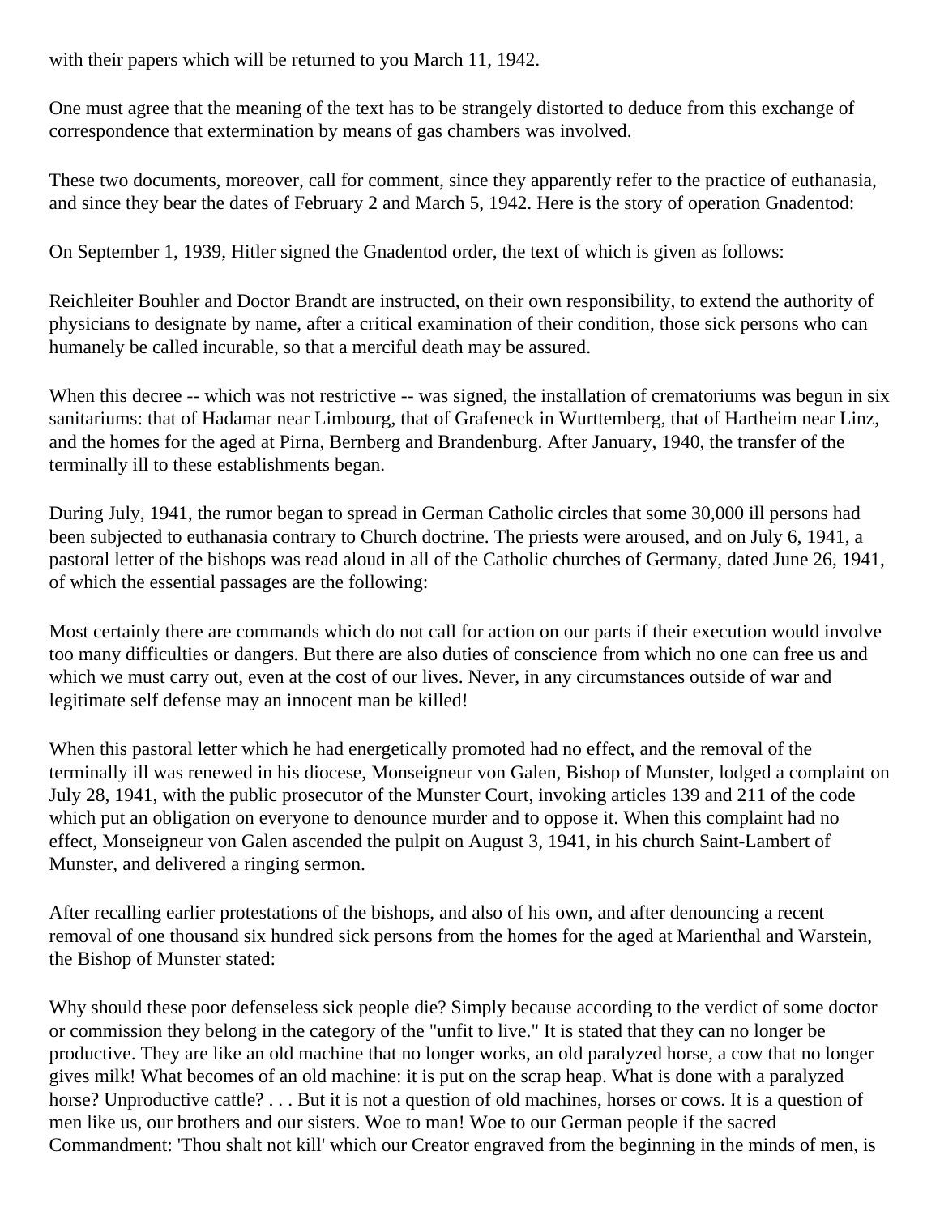with their papers which will be returned to you March 11, 1942.

One must agree that the meaning of the text has to be strangely distorted to deduce from this exchange of correspondence that extermination by means of gas chambers was involved.

These two documents, moreover, call for comment, since they apparently refer to the practice of euthanasia, and since they bear the dates of February 2 and March 5, 1942. Here is the story of operation Gnadentod:

On September 1, 1939, Hitler signed the Gnadentod order, the text of which is given as follows:

Reichleiter Bouhler and Doctor Brandt are instructed, on their own responsibility, to extend the authority of physicians to designate by name, after a critical examination of their condition, those sick persons who can humanely be called incurable, so that a merciful death may be assured.

When this decree -- which was not restrictive -- was signed, the installation of crematoriums was begun in six sanitariums: that of Hadamar near Limbourg, that of Grafeneck in Wurttemberg, that of Hartheim near Linz, and the homes for the aged at Pirna, Bernberg and Brandenburg. After January, 1940, the transfer of the terminally ill to these establishments began.

During July, 1941, the rumor began to spread in German Catholic circles that some 30,000 ill persons had been subjected to euthanasia contrary to Church doctrine. The priests were aroused, and on July 6, 1941, a pastoral letter of the bishops was read aloud in all of the Catholic churches of Germany, dated June 26, 1941, of which the essential passages are the following:

Most certainly there are commands which do not call for action on our parts if their execution would involve too many difficulties or dangers. But there are also duties of conscience from which no one can free us and which we must carry out, even at the cost of our lives. Never, in any circumstances outside of war and legitimate self defense may an innocent man be killed!

When this pastoral letter which he had energetically promoted had no effect, and the removal of the terminally ill was renewed in his diocese, Monseigneur von Galen, Bishop of Munster, lodged a complaint on July 28, 1941, with the public prosecutor of the Munster Court, invoking articles 139 and 211 of the code which put an obligation on everyone to denounce murder and to oppose it. When this complaint had no effect, Monseigneur von Galen ascended the pulpit on August 3, 1941, in his church Saint-Lambert of Munster, and delivered a ringing sermon.

After recalling earlier protestations of the bishops, and also of his own, and after denouncing a recent removal of one thousand six hundred sick persons from the homes for the aged at Marienthal and Warstein, the Bishop of Munster stated:

Why should these poor defenseless sick people die? Simply because according to the verdict of some doctor or commission they belong in the category of the "unfit to live." It is stated that they can no longer be productive. They are like an old machine that no longer works, an old paralyzed horse, a cow that no longer gives milk! What becomes of an old machine: it is put on the scrap heap. What is done with a paralyzed horse? Unproductive cattle? . . . But it is not a question of old machines, horses or cows. It is a question of men like us, our brothers and our sisters. Woe to man! Woe to our German people if the sacred Commandment: 'Thou shalt not kill' which our Creator engraved from the beginning in the minds of men, is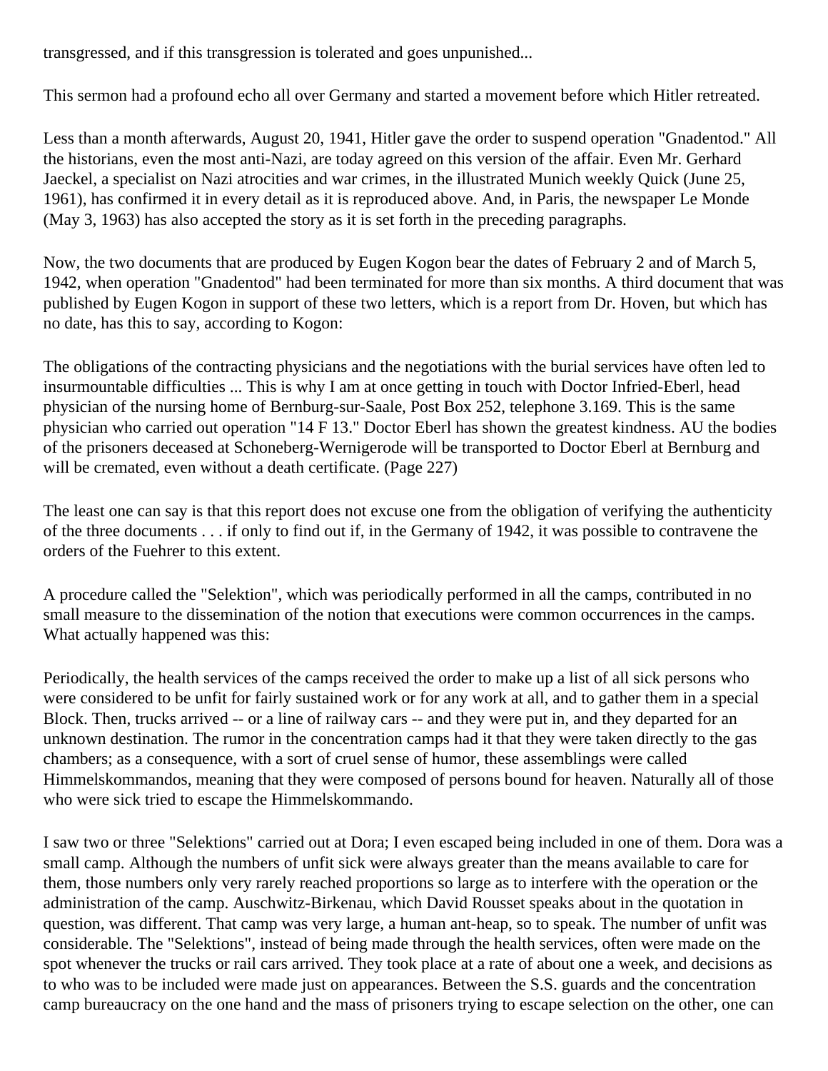transgressed, and if this transgression is tolerated and goes unpunished...

This sermon had a profound echo all over Germany and started a movement before which Hitler retreated.

Less than a month afterwards, August 20, 1941, Hitler gave the order to suspend operation "Gnadentod." All the historians, even the most anti-Nazi, are today agreed on this version of the affair. Even Mr. Gerhard Jaeckel, a specialist on Nazi atrocities and war crimes, in the illustrated Munich weekly Quick (June 25, 1961), has confirmed it in every detail as it is reproduced above. And, in Paris, the newspaper Le Monde (May 3, 1963) has also accepted the story as it is set forth in the preceding paragraphs.

Now, the two documents that are produced by Eugen Kogon bear the dates of February 2 and of March 5, 1942, when operation "Gnadentod" had been terminated for more than six months. A third document that was published by Eugen Kogon in support of these two letters, which is a report from Dr. Hoven, but which has no date, has this to say, according to Kogon:

The obligations of the contracting physicians and the negotiations with the burial services have often led to insurmountable difficulties ... This is why I am at once getting in touch with Doctor Infried-Eberl, head physician of the nursing home of Bernburg-sur-Saale, Post Box 252, telephone 3.169. This is the same physician who carried out operation "14 F 13." Doctor Eberl has shown the greatest kindness. AU the bodies of the prisoners deceased at Schoneberg-Wernigerode will be transported to Doctor Eberl at Bernburg and will be cremated, even without a death certificate. (Page 227)

The least one can say is that this report does not excuse one from the obligation of verifying the authenticity of the three documents . . . if only to find out if, in the Germany of 1942, it was possible to contravene the orders of the Fuehrer to this extent.

A procedure called the "Selektion", which was periodically performed in all the camps, contributed in no small measure to the dissemination of the notion that executions were common occurrences in the camps. What actually happened was this:

Periodically, the health services of the camps received the order to make up a list of all sick persons who were considered to be unfit for fairly sustained work or for any work at all, and to gather them in a special Block. Then, trucks arrived -- or a line of railway cars -- and they were put in, and they departed for an unknown destination. The rumor in the concentration camps had it that they were taken directly to the gas chambers; as a consequence, with a sort of cruel sense of humor, these assemblings were called Himmelskommandos, meaning that they were composed of persons bound for heaven. Naturally all of those who were sick tried to escape the Himmelskommando.

I saw two or three "Selektions" carried out at Dora; I even escaped being included in one of them. Dora was a small camp. Although the numbers of unfit sick were always greater than the means available to care for them, those numbers only very rarely reached proportions so large as to interfere with the operation or the administration of the camp. Auschwitz-Birkenau, which David Rousset speaks about in the quotation in question, was different. That camp was very large, a human ant-heap, so to speak. The number of unfit was considerable. The "Selektions", instead of being made through the health services, often were made on the spot whenever the trucks or rail cars arrived. They took place at a rate of about one a week, and decisions as to who was to be included were made just on appearances. Between the S.S. guards and the concentration camp bureaucracy on the one hand and the mass of prisoners trying to escape selection on the other, one can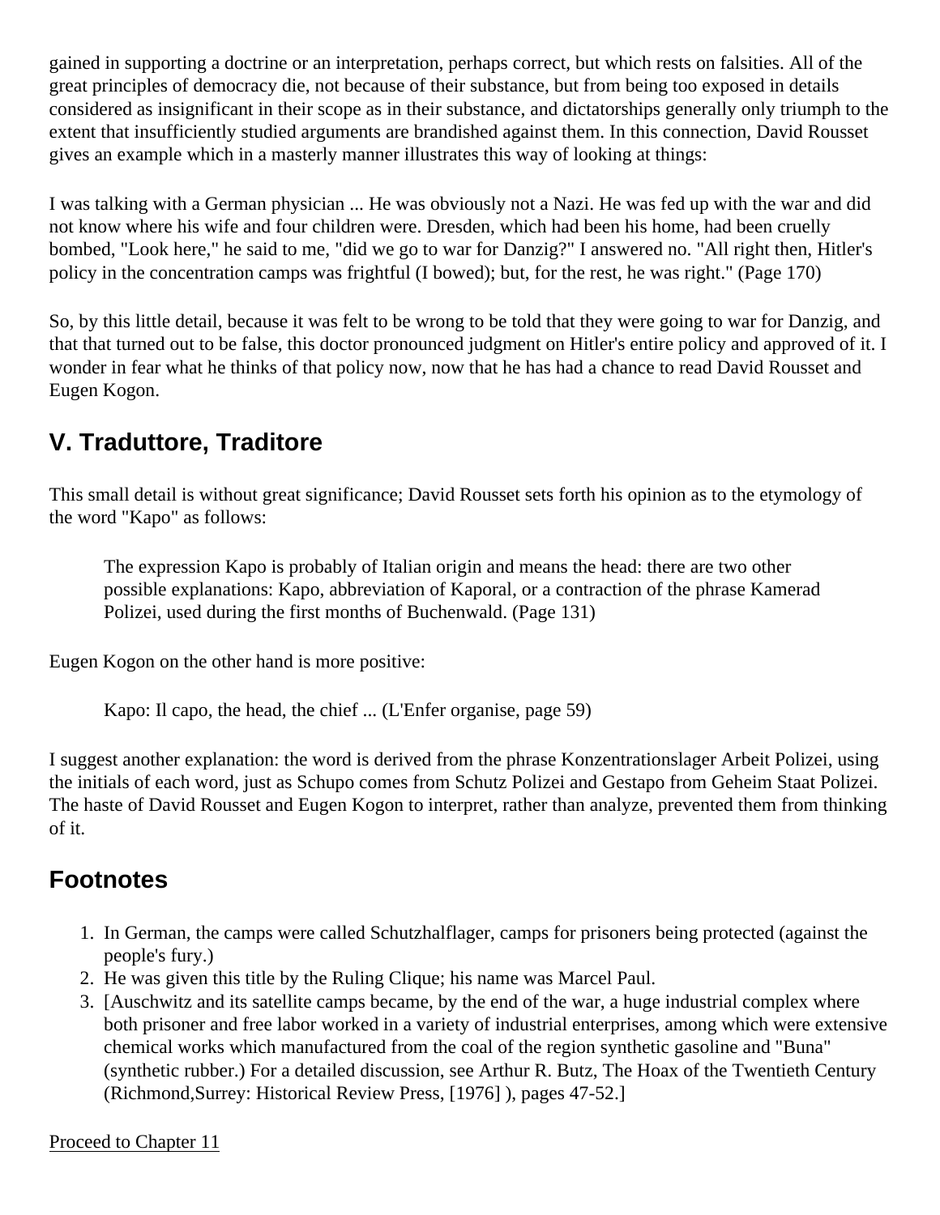gained in supporting a doctrine or an interpretation, perhaps correct, but which rests on falsities. All of the great principles of democracy die, not because of their substance, but from being too exposed in details considered as insignificant in their scope as in their substance, and dictatorships generally only triumph to the extent that insufficiently studied arguments are brandished against them. In this connection, David Rousset gives an example which in a masterly manner illustrates this way of looking at things:

I was talking with a German physician ... He was obviously not a Nazi. He was fed up with the war and did not know where his wife and four children were. Dresden, which had been his home, had been cruelly bombed, "Look here," he said to me, "did we go to war for Danzig?" I answered no. "All right then, Hitler's policy in the concentration camps was frightful (I bowed); but, for the rest, he was right." (Page 170)

So, by this little detail, because it was felt to be wrong to be told that they were going to war for Danzig, and that that turned out to be false, this doctor pronounced judgment on Hitler's entire policy and approved of it. I wonder in fear what he thinks of that policy now, now that he has had a chance to read David Rousset and Eugen Kogon.

## V. Traduttore, Traditore

This small detail is without great significance; David Rousset sets forth his opinion as to the etymology of the word "Kapo" as follows:

> The expression Kapo is probably of Italian origin and means the head: there are two other possible explanations: Kapo, abbreviation of Kaporal, or a contraction of the phrase Kamerad Polizei, used during the first months of Buchenwald. (Page 131)

Eugen Kogon on the other hand is more positive:

> Kapo: Il capo, the head, the chief ... (L'Enfer organise, page 59)

I suggest another explanation: the word is derived from the phrase Konzentrationslager Arbeit Polizei, using the initials of each word, just as Schupo comes from Schutz Polizei and Gestapo from Geheim Staat Polizei. The haste of David Rousset and Eugen Kogon to interpret, rather than analyze, prevented them from thinking of it.

## Footnotes

1. In German, the camps were called Schutzhalflager, camps for prisoners being protected (against the people's fury.)
2. He was given this title by the Ruling Clique; his name was Marcel Paul.
3. [Auschwitz and its satellite camps became, by the end of the war, a huge industrial complex where both prisoner and free labor worked in a variety of industrial enterprises, among which were extensive chemical works which manufactured from the coal of the region synthetic gasoline and "Buna" (synthetic rubber.) For a detailed discussion, see Arthur R. Butz, The Hoax of the Twentieth Century (Richmond,Surrey: Historical Review Press, [1976] ), pages 47-52.]

Proceed to Chapter 11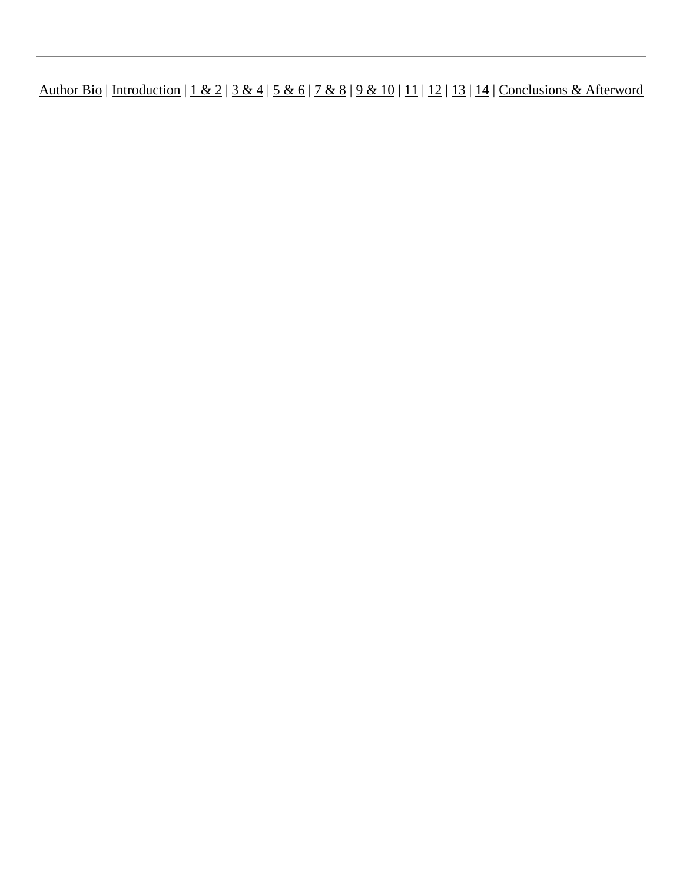---

Author Bio | Introduction | 1 & 2 | 3 & 4 | 5 & 6 | 7 & 8 | 9 & 10 | 11 | 12 | 13 | 14 | Conclusions & Afterword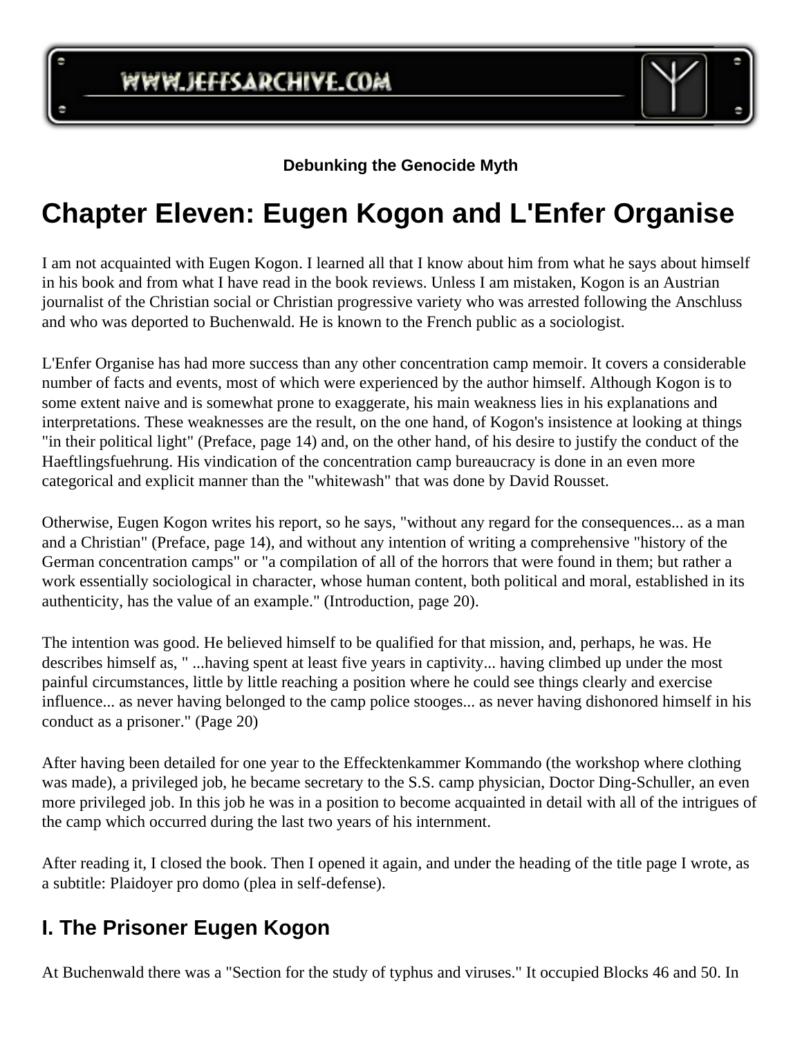**Debunking the Genocide Myth**

# Chapter Eleven: Eugen Kogon and L'Enfer Organise

I am not acquainted with Eugen Kogon. I learned all that I know about him from what he says about himself in his book and from what I have read in the book reviews. Unless I am mistaken, Kogon is an Austrian journalist of the Christian social or Christian progressive variety who was arrested following the Anschluss and who was deported to Buchenwald. He is known to the French public as a sociologist.

L'Enfer Organise has had more success than any other concentration camp memoir. It covers a considerable number of facts and events, most of which were experienced by the author himself. Although Kogon is to some extent naive and is somewhat prone to exaggerate, his main weakness lies in his explanations and interpretations. These weaknesses are the result, on the one hand, of Kogon's insistence at looking at things "in their political light" (Preface, page 14) and, on the other hand, of his desire to justify the conduct of the Haeftlingsfuehrung. His vindication of the concentration camp bureaucracy is done in an even more categorical and explicit manner than the "whitewash" that was done by David Rousset.

Otherwise, Eugen Kogon writes his report, so he says, "without any regard for the consequences... as a man and a Christian" (Preface, page 14), and without any intention of writing a comprehensive "history of the German concentration camps" or "a compilation of all of the horrors that were found in them; but rather a work essentially sociological in character, whose human content, both political and moral, established in its authenticity, has the value of an example." (Introduction, page 20).

The intention was good. He believed himself to be qualified for that mission, and, perhaps, he was. He describes himself as, " ...having spent at least five years in captivity... having climbed up under the most painful circumstances, little by little reaching a position where he could see things clearly and exercise influence... as never having belonged to the camp police stooges... as never having dishonored himself in his conduct as a prisoner." (Page 20)

After having been detailed for one year to the Effecktenkammer Kommando (the workshop where clothing was made), a privileged job, he became secretary to the S.S. camp physician, Doctor Ding-Schuller, an even more privileged job. In this job he was in a position to become acquainted in detail with all of the intrigues of the camp which occurred during the last two years of his internment.

After reading it, I closed the book. Then I opened it again, and under the heading of the title page I wrote, as a subtitle: Plaidoyer pro domo (plea in self-defense).

## I. The Prisoner Eugen Kogon

At Buchenwald there was a "Section for the study of typhus and viruses." It occupied Blocks 46 and 50. In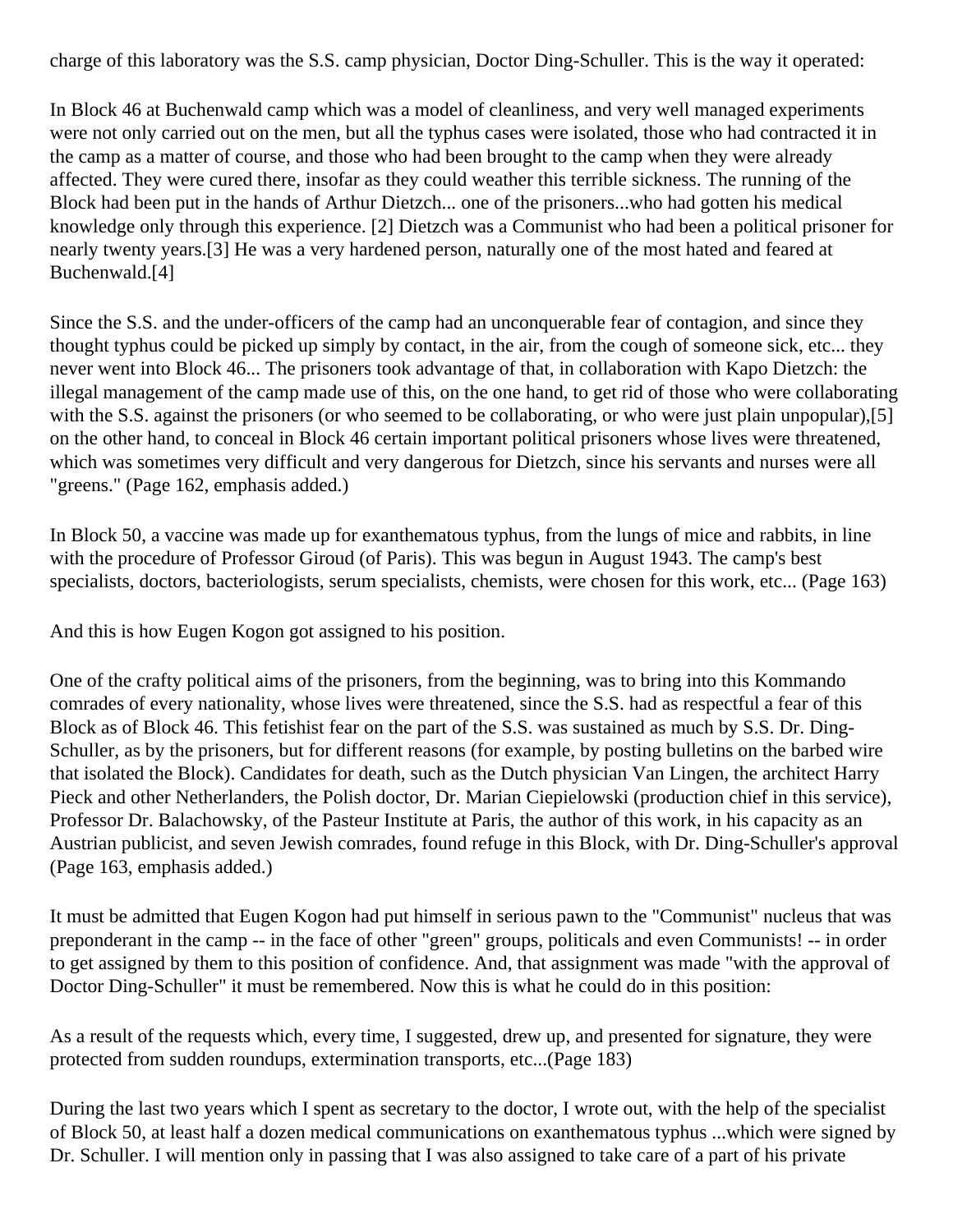charge of this laboratory was the S.S. camp physician, Doctor Ding-Schuller. This is the way it operated:

In Block 46 at Buchenwald camp which was a model of cleanliness, and very well managed experiments were not only carried out on the men, but all the typhus cases were isolated, those who had contracted it in the camp as a matter of course, and those who had been brought to the camp when they were already affected. They were cured there, insofar as they could weather this terrible sickness. The running of the Block had been put in the hands of Arthur Dietzch... one of the prisoners...who had gotten his medical knowledge only through this experience. [2] Dietzch was a Communist who had been a political prisoner for nearly twenty years.[3] He was a very hardened person, naturally one of the most hated and feared at Buchenwald.[4]

Since the S.S. and the under-officers of the camp had an unconquerable fear of contagion, and since they thought typhus could be picked up simply by contact, in the air, from the cough of someone sick, etc... they never went into Block 46... The prisoners took advantage of that, in collaboration with Kapo Dietzch: the illegal management of the camp made use of this, on the one hand, to get rid of those who were collaborating with the S.S. against the prisoners (or who seemed to be collaborating, or who were just plain unpopular),[5] on the other hand, to conceal in Block 46 certain important political prisoners whose lives were threatened, which was sometimes very difficult and very dangerous for Dietzch, since his servants and nurses were all "greens." (Page 162, emphasis added.)

In Block 50, a vaccine was made up for exanthematous typhus, from the lungs of mice and rabbits, in line with the procedure of Professor Giroud (of Paris). This was begun in August 1943. The camp's best specialists, doctors, bacteriologists, serum specialists, chemists, were chosen for this work, etc... (Page 163)

And this is how Eugen Kogon got assigned to his position.

One of the crafty political aims of the prisoners, from the beginning, was to bring into this Kommando comrades of every nationality, whose lives were threatened, since the S.S. had as respectful a fear of this Block as of Block 46. This fetishist fear on the part of the S.S. was sustained as much by S.S. Dr. Ding-Schuller, as by the prisoners, but for different reasons (for example, by posting bulletins on the barbed wire that isolated the Block). Candidates for death, such as the Dutch physician Van Lingen, the architect Harry Pieck and other Netherlanders, the Polish doctor, Dr. Marian Ciepielowski (production chief in this service), Professor Dr. Balachowsky, of the Pasteur Institute at Paris, the author of this work, in his capacity as an Austrian publicist, and seven Jewish comrades, found refuge in this Block, with Dr. Ding-Schuller's approval (Page 163, emphasis added.)

It must be admitted that Eugen Kogon had put himself in serious pawn to the "Communist" nucleus that was preponderant in the camp -- in the face of other "green" groups, politicals and even Communists! -- in order to get assigned by them to this position of confidence. And, that assignment was made "with the approval of Doctor Ding-Schuller" it must be remembered. Now this is what he could do in this position:

As a result of the requests which, every time, I suggested, drew up, and presented for signature, they were protected from sudden roundups, extermination transports, etc...(Page 183)

During the last two years which I spent as secretary to the doctor, I wrote out, with the help of the specialist of Block 50, at least half a dozen medical communications on exanthematous typhus ...which were signed by Dr. Schuller. I will mention only in passing that I was also assigned to take care of a part of his private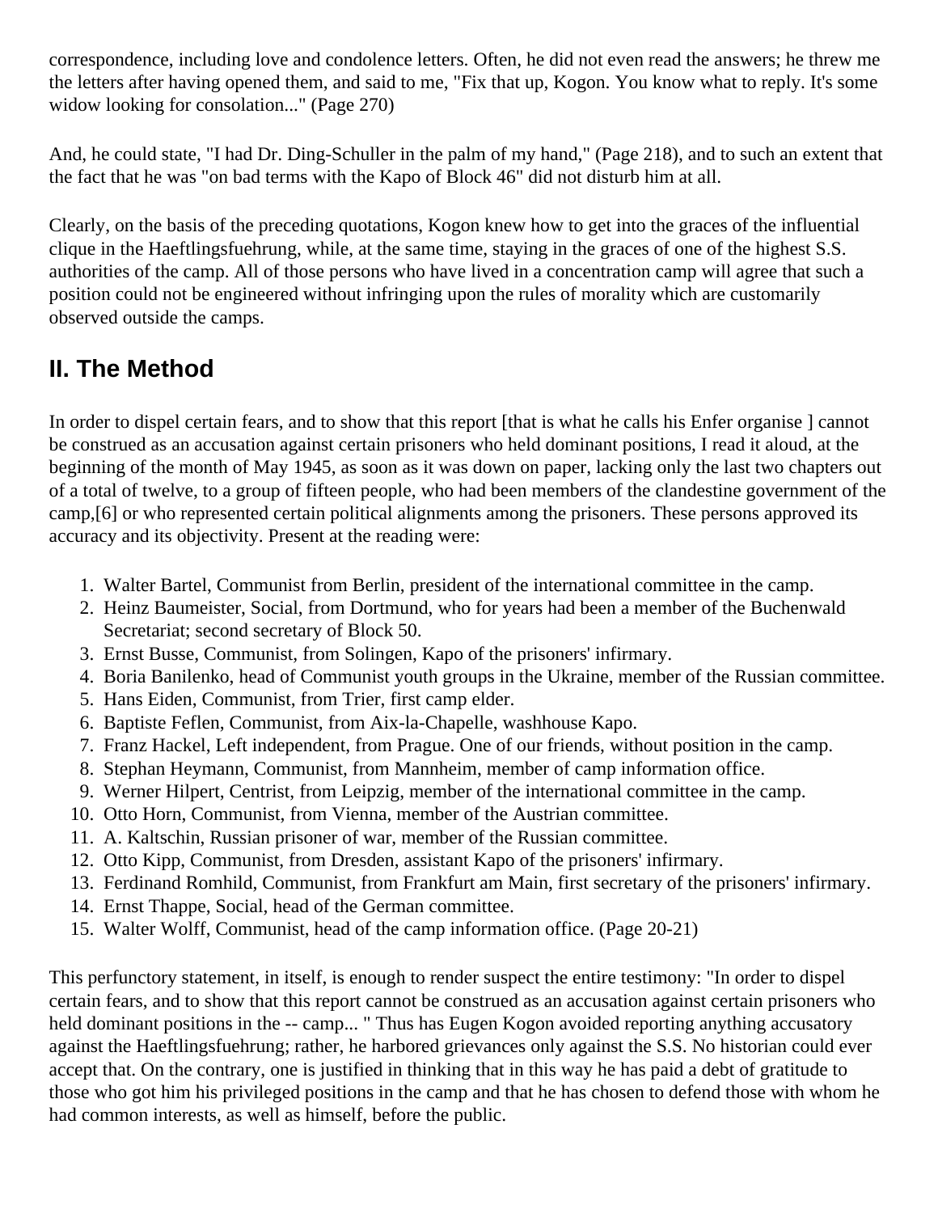correspondence, including love and condolence letters. Often, he did not even read the answers; he threw me the letters after having opened them, and said to me, "Fix that up, Kogon. You know what to reply. It's some widow looking for consolation..." (Page 270)

And, he could state, "I had Dr. Ding-Schuller in the palm of my hand," (Page 218), and to such an extent that the fact that he was "on bad terms with the Kapo of Block 46" did not disturb him at all.

Clearly, on the basis of the preceding quotations, Kogon knew how to get into the graces of the influential clique in the Haeftlingsfuehrung, while, at the same time, staying in the graces of one of the highest S.S. authorities of the camp. All of those persons who have lived in a concentration camp will agree that such a position could not be engineered without infringing upon the rules of morality which are customarily observed outside the camps.

## II. The Method

In order to dispel certain fears, and to show that this report [that is what he calls his Enfer organise ] cannot be construed as an accusation against certain prisoners who held dominant positions, I read it aloud, at the beginning of the month of May 1945, as soon as it was down on paper, lacking only the last two chapters out of a total of twelve, to a group of fifteen people, who had been members of the clandestine government of the camp,[6] or who represented certain political alignments among the prisoners. These persons approved its accuracy and its objectivity. Present at the reading were:

1. Walter Bartel, Communist from Berlin, president of the international committee in the camp.
2. Heinz Baumeister, Social, from Dortmund, who for years had been a member of the Buchenwald Secretariat; second secretary of Block 50.
3. Ernst Busse, Communist, from Solingen, Kapo of the prisoners' infirmary.
4. Boria Banilenko, head of Communist youth groups in the Ukraine, member of the Russian committee.
5. Hans Eiden, Communist, from Trier, first camp elder.
6. Baptiste Feflen, Communist, from Aix-la-Chapelle, washhouse Kapo.
7. Franz Hackel, Left independent, from Prague. One of our friends, without position in the camp.
8. Stephan Heymann, Communist, from Mannheim, member of camp information office.
9. Werner Hilpert, Centrist, from Leipzig, member of the international committee in the camp.
10. Otto Horn, Communist, from Vienna, member of the Austrian committee.
11. A. Kaltschin, Russian prisoner of war, member of the Russian committee.
12. Otto Kipp, Communist, from Dresden, assistant Kapo of the prisoners' infirmary.
13. Ferdinand Romhild, Communist, from Frankfurt am Main, first secretary of the prisoners' infirmary.
14. Ernst Thappe, Social, head of the German committee.
15. Walter Wolff, Communist, head of the camp information office. (Page 20-21)

This perfunctory statement, in itself, is enough to render suspect the entire testimony: "In order to dispel certain fears, and to show that this report cannot be construed as an accusation against certain prisoners who held dominant positions in the -- camp... " Thus has Eugen Kogon avoided reporting anything accusatory against the Haeftlingsfuehrung; rather, he harbored grievances only against the S.S. No historian could ever accept that. On the contrary, one is justified in thinking that in this way he has paid a debt of gratitude to those who got him his privileged positions in the camp and that he has chosen to defend those with whom he had common interests, as well as himself, before the public.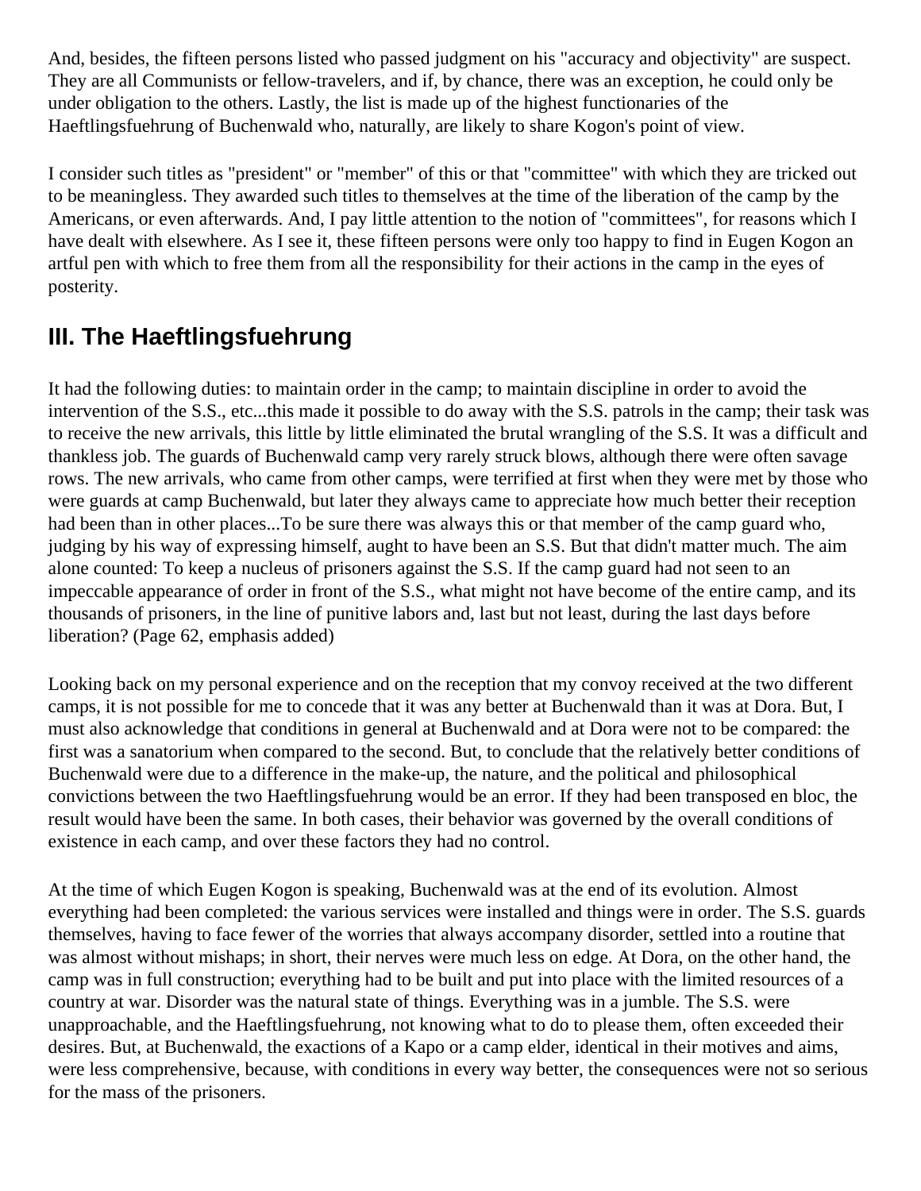And, besides, the fifteen persons listed who passed judgment on his "accuracy and objectivity" are suspect. They are all Communists or fellow-travelers, and if, by chance, there was an exception, he could only be under obligation to the others. Lastly, the list is made up of the highest functionaries of the Haeftlingsfuehrung of Buchenwald who, naturally, are likely to share Kogon's point of view.

I consider such titles as "president" or "member" of this or that "committee" with which they are tricked out to be meaningless. They awarded such titles to themselves at the time of the liberation of the camp by the Americans, or even afterwards. And, I pay little attention to the notion of "committees", for reasons which I have dealt with elsewhere. As I see it, these fifteen persons were only too happy to find in Eugen Kogon an artful pen with which to free them from all the responsibility for their actions in the camp in the eyes of posterity.

## III. The Haeftlingsfuehrung

It had the following duties: to maintain order in the camp; to maintain discipline in order to avoid the intervention of the S.S., etc...this made it possible to do away with the S.S. patrols in the camp; their task was to receive the new arrivals, this little by little eliminated the brutal wrangling of the S.S. It was a difficult and thankless job. The guards of Buchenwald camp very rarely struck blows, although there were often savage rows. The new arrivals, who came from other camps, were terrified at first when they were met by those who were guards at camp Buchenwald, but later they always came to appreciate how much better their reception had been than in other places...To be sure there was always this or that member of the camp guard who, judging by his way of expressing himself, aught to have been an S.S. But that didn't matter much. The aim alone counted: To keep a nucleus of prisoners against the S.S. If the camp guard had not seen to an impeccable appearance of order in front of the S.S., what might not have become of the entire camp, and its thousands of prisoners, in the line of punitive labors and, last but not least, during the last days before liberation? (Page 62, emphasis added)

Looking back on my personal experience and on the reception that my convoy received at the two different camps, it is not possible for me to concede that it was any better at Buchenwald than it was at Dora. But, I must also acknowledge that conditions in general at Buchenwald and at Dora were not to be compared: the first was a sanatorium when compared to the second. But, to conclude that the relatively better conditions of Buchenwald were due to a difference in the make-up, the nature, and the political and philosophical convictions between the two Haeftlingsfuehrung would be an error. If they had been transposed en bloc, the result would have been the same. In both cases, their behavior was governed by the overall conditions of existence in each camp, and over these factors they had no control.

At the time of which Eugen Kogon is speaking, Buchenwald was at the end of its evolution. Almost everything had been completed: the various services were installed and things were in order. The S.S. guards themselves, having to face fewer of the worries that always accompany disorder, settled into a routine that was almost without mishaps; in short, their nerves were much less on edge. At Dora, on the other hand, the camp was in full construction; everything had to be built and put into place with the limited resources of a country at war. Disorder was the natural state of things. Everything was in a jumble. The S.S. were unapproachable, and the Haeftlingsfuehrung, not knowing what to do to please them, often exceeded their desires. But, at Buchenwald, the exactions of a Kapo or a camp elder, identical in their motives and aims, were less comprehensive, because, with conditions in every way better, the consequences were not so serious for the mass of the prisoners.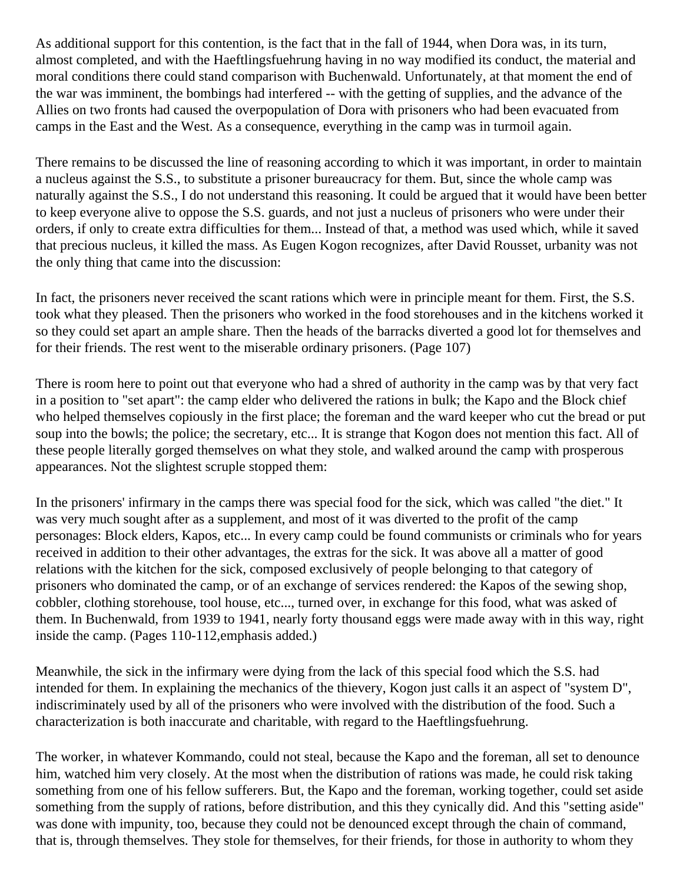As additional support for this contention, is the fact that in the fall of 1944, when Dora was, in its turn, almost completed, and with the Haeftlingsfuehrung having in no way modified its conduct, the material and moral conditions there could stand comparison with Buchenwald. Unfortunately, at that moment the end of the war was imminent, the bombings had interfered -- with the getting of supplies, and the advance of the Allies on two fronts had caused the overpopulation of Dora with prisoners who had been evacuated from camps in the East and the West. As a consequence, everything in the camp was in turmoil again.

There remains to be discussed the line of reasoning according to which it was important, in order to maintain a nucleus against the S.S., to substitute a prisoner bureaucracy for them. But, since the whole camp was naturally against the S.S., I do not understand this reasoning. It could be argued that it would have been better to keep everyone alive to oppose the S.S. guards, and not just a nucleus of prisoners who were under their orders, if only to create extra difficulties for them... Instead of that, a method was used which, while it saved that precious nucleus, it killed the mass. As Eugen Kogon recognizes, after David Rousset, urbanity was not the only thing that came into the discussion:

In fact, the prisoners never received the scant rations which were in principle meant for them. First, the S.S. took what they pleased. Then the prisoners who worked in the food storehouses and in the kitchens worked it so they could set apart an ample share. Then the heads of the barracks diverted a good lot for themselves and for their friends. The rest went to the miserable ordinary prisoners. (Page 107)

There is room here to point out that everyone who had a shred of authority in the camp was by that very fact in a position to "set apart": the camp elder who delivered the rations in bulk; the Kapo and the Block chief who helped themselves copiously in the first place; the foreman and the ward keeper who cut the bread or put soup into the bowls; the police; the secretary, etc... It is strange that Kogon does not mention this fact. All of these people literally gorged themselves on what they stole, and walked around the camp with prosperous appearances. Not the slightest scruple stopped them:

In the prisoners' infirmary in the camps there was special food for the sick, which was called "the diet." It was very much sought after as a supplement, and most of it was diverted to the profit of the camp personages: Block elders, Kapos, etc... In every camp could be found communists or criminals who for years received in addition to their other advantages, the extras for the sick. It was above all a matter of good relations with the kitchen for the sick, composed exclusively of people belonging to that category of prisoners who dominated the camp, or of an exchange of services rendered: the Kapos of the sewing shop, cobbler, clothing storehouse, tool house, etc..., turned over, in exchange for this food, what was asked of them. In Buchenwald, from 1939 to 1941, nearly forty thousand eggs were made away with in this way, right inside the camp. (Pages 110-112,emphasis added.)

Meanwhile, the sick in the infirmary were dying from the lack of this special food which the S.S. had intended for them. In explaining the mechanics of the thievery, Kogon just calls it an aspect of "system D", indiscriminately used by all of the prisoners who were involved with the distribution of the food. Such a characterization is both inaccurate and charitable, with regard to the Haeftlingsfuehrung.

The worker, in whatever Kommando, could not steal, because the Kapo and the foreman, all set to denounce him, watched him very closely. At the most when the distribution of rations was made, he could risk taking something from one of his fellow sufferers. But, the Kapo and the foreman, working together, could set aside something from the supply of rations, before distribution, and this they cynically did. And this "setting aside" was done with impunity, too, because they could not be denounced except through the chain of command, that is, through themselves. They stole for themselves, for their friends, for those in authority to whom they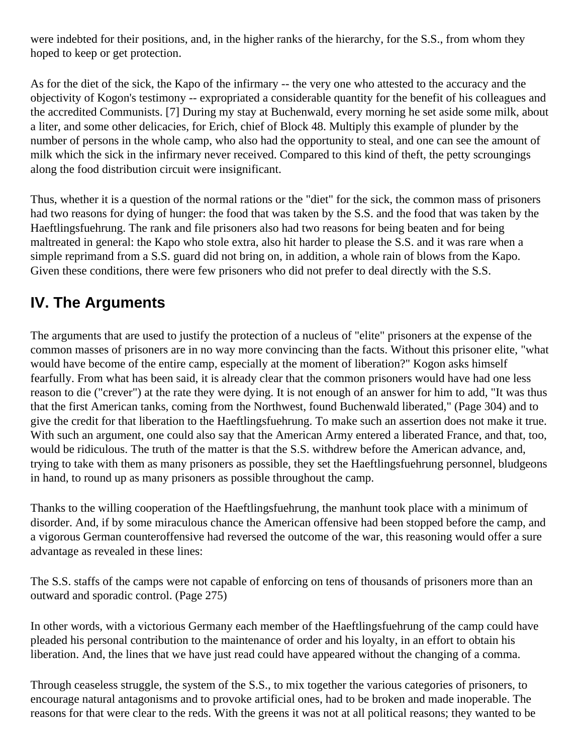were indebted for their positions, and, in the higher ranks of the hierarchy, for the S.S., from whom they hoped to keep or get protection.

As for the diet of the sick, the Kapo of the infirmary -- the very one who attested to the accuracy and the objectivity of Kogon's testimony -- expropriated a considerable quantity for the benefit of his colleagues and the accredited Communists. [7] During my stay at Buchenwald, every morning he set aside some milk, about a liter, and some other delicacies, for Erich, chief of Block 48. Multiply this example of plunder by the number of persons in the whole camp, who also had the opportunity to steal, and one can see the amount of milk which the sick in the infirmary never received. Compared to this kind of theft, the petty scroungings along the food distribution circuit were insignificant.

Thus, whether it is a question of the normal rations or the "diet" for the sick, the common mass of prisoners had two reasons for dying of hunger: the food that was taken by the S.S. and the food that was taken by the Haeftlingsfuehrung. The rank and file prisoners also had two reasons for being beaten and for being maltreated in general: the Kapo who stole extra, also hit harder to please the S.S. and it was rare when a simple reprimand from a S.S. guard did not bring on, in addition, a whole rain of blows from the Kapo. Given these conditions, there were few prisoners who did not prefer to deal directly with the S.S.

## IV. The Arguments

The arguments that are used to justify the protection of a nucleus of "elite" prisoners at the expense of the common masses of prisoners are in no way more convincing than the facts. Without this prisoner elite, "what would have become of the entire camp, especially at the moment of liberation?" Kogon asks himself fearfully. From what has been said, it is already clear that the common prisoners would have had one less reason to die ("crever") at the rate they were dying. It is not enough of an answer for him to add, "It was thus that the first American tanks, coming from the Northwest, found Buchenwald liberated," (Page 304) and to give the credit for that liberation to the Haeftlingsfuehrung. To make such an assertion does not make it true. With such an argument, one could also say that the American Army entered a liberated France, and that, too, would be ridiculous. The truth of the matter is that the S.S. withdrew before the American advance, and, trying to take with them as many prisoners as possible, they set the Haeftlingsfuehrung personnel, bludgeons in hand, to round up as many prisoners as possible throughout the camp.

Thanks to the willing cooperation of the Haeftlingsfuehrung, the manhunt took place with a minimum of disorder. And, if by some miraculous chance the American offensive had been stopped before the camp, and a vigorous German counteroffensive had reversed the outcome of the war, this reasoning would offer a sure advantage as revealed in these lines:

The S.S. staffs of the camps were not capable of enforcing on tens of thousands of prisoners more than an outward and sporadic control. (Page 275)

In other words, with a victorious Germany each member of the Haeftlingsfuehrung of the camp could have pleaded his personal contribution to the maintenance of order and his loyalty, in an effort to obtain his liberation. And, the lines that we have just read could have appeared without the changing of a comma.

Through ceaseless struggle, the system of the S.S., to mix together the various categories of prisoners, to encourage natural antagonisms and to provoke artificial ones, had to be broken and made inoperable. The reasons for that were clear to the reds. With the greens it was not at all political reasons; they wanted to be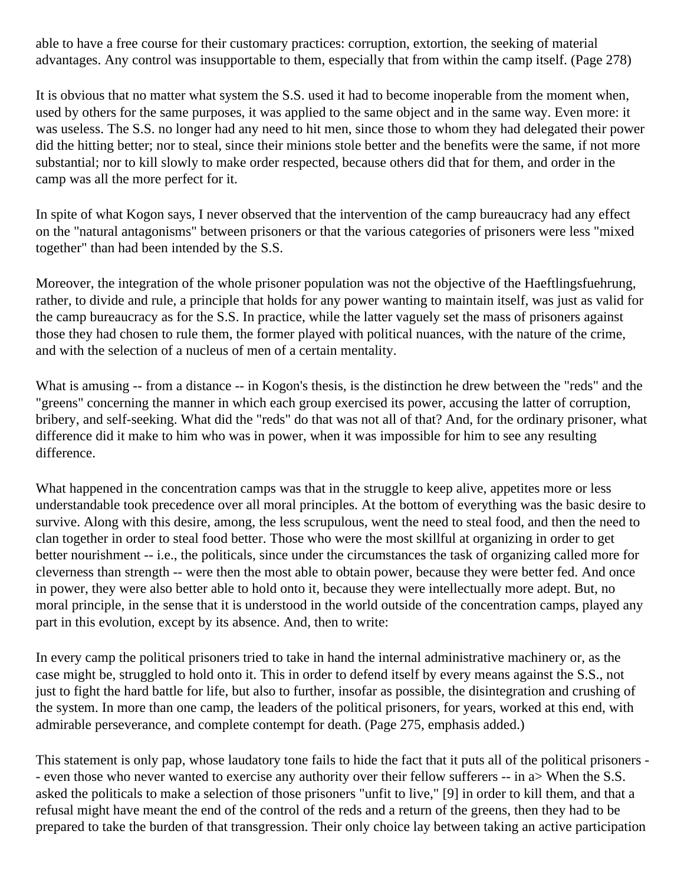able to have a free course for their customary practices: corruption, extortion, the seeking of material advantages. Any control was insupportable to them, especially that from within the camp itself. (Page 278)

It is obvious that no matter what system the S.S. used it had to become inoperable from the moment when, used by others for the same purposes, it was applied to the same object and in the same way. Even more: it was useless. The S.S. no longer had any need to hit men, since those to whom they had delegated their power did the hitting better; nor to steal, since their minions stole better and the benefits were the same, if not more substantial; nor to kill slowly to make order respected, because others did that for them, and order in the camp was all the more perfect for it.

In spite of what Kogon says, I never observed that the intervention of the camp bureaucracy had any effect on the "natural antagonisms" between prisoners or that the various categories of prisoners were less "mixed together" than had been intended by the S.S.

Moreover, the integration of the whole prisoner population was not the objective of the Haeftlingsfuehrung, rather, to divide and rule, a principle that holds for any power wanting to maintain itself, was just as valid for the camp bureaucracy as for the S.S. In practice, while the latter vaguely set the mass of prisoners against those they had chosen to rule them, the former played with political nuances, with the nature of the crime, and with the selection of a nucleus of men of a certain mentality.

What is amusing -- from a distance -- in Kogon's thesis, is the distinction he drew between the "reds" and the "greens" concerning the manner in which each group exercised its power, accusing the latter of corruption, bribery, and self-seeking. What did the "reds" do that was not all of that? And, for the ordinary prisoner, what difference did it make to him who was in power, when it was impossible for him to see any resulting difference.

What happened in the concentration camps was that in the struggle to keep alive, appetites more or less understandable took precedence over all moral principles. At the bottom of everything was the basic desire to survive. Along with this desire, among, the less scrupulous, went the need to steal food, and then the need to clan together in order to steal food better. Those who were the most skillful at organizing in order to get better nourishment -- i.e., the politicals, since under the circumstances the task of organizing called more for cleverness than strength -- were then the most able to obtain power, because they were better fed. And once in power, they were also better able to hold onto it, because they were intellectually more adept. But, no moral principle, in the sense that it is understood in the world outside of the concentration camps, played any part in this evolution, except by its absence. And, then to write:

In every camp the political prisoners tried to take in hand the internal administrative machinery or, as the case might be, struggled to hold onto it. This in order to defend itself by every means against the S.S., not just to fight the hard battle for life, but also to further, insofar as possible, the disintegration and crushing of the system. In more than one camp, the leaders of the political prisoners, for years, worked at this end, with admirable perseverance, and complete contempt for death. (Page 275, emphasis added.)

This statement is only pap, whose laudatory tone fails to hide the fact that it puts all of the political prisoners -- even those who never wanted to exercise any authority over their fellow sufferers -- in a> When the S.S. asked the politicals to make a selection of those prisoners "unfit to live," [9] in order to kill them, and that a refusal might have meant the end of the control of the reds and a return of the greens, then they had to be prepared to take the burden of that transgression. Their only choice lay between taking an active participation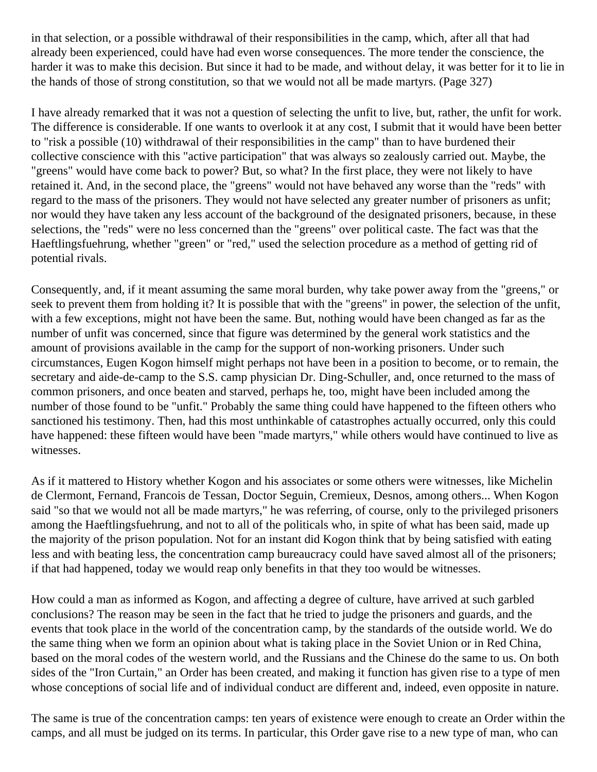in that selection, or a possible withdrawal of their responsibilities in the camp, which, after all that had already been experienced, could have had even worse consequences. The more tender the conscience, the harder it was to make this decision. But since it had to be made, and without delay, it was better for it to lie in the hands of those of strong constitution, so that we would not all be made martyrs. (Page 327)

I have already remarked that it was not a question of selecting the unfit to live, but, rather, the unfit for work. The difference is considerable. If one wants to overlook it at any cost, I submit that it would have been better to "risk a possible (10) withdrawal of their responsibilities in the camp" than to have burdened their collective conscience with this "active participation" that was always so zealously carried out. Maybe, the "greens" would have come back to power? But, so what? In the first place, they were not likely to have retained it. And, in the second place, the "greens" would not have behaved any worse than the "reds" with regard to the mass of the prisoners. They would not have selected any greater number of prisoners as unfit; nor would they have taken any less account of the background of the designated prisoners, because, in these selections, the "reds" were no less concerned than the "greens" over political caste. The fact was that the Haeftlingsfuehrung, whether "green" or "red," used the selection procedure as a method of getting rid of potential rivals.

Consequently, and, if it meant assuming the same moral burden, why take power away from the "greens," or seek to prevent them from holding it? It is possible that with the "greens" in power, the selection of the unfit, with a few exceptions, might not have been the same. But, nothing would have been changed as far as the number of unfit was concerned, since that figure was determined by the general work statistics and the amount of provisions available in the camp for the support of non-working prisoners. Under such circumstances, Eugen Kogon himself might perhaps not have been in a position to become, or to remain, the secretary and aide-de-camp to the S.S. camp physician Dr. Ding-Schuller, and, once returned to the mass of common prisoners, and once beaten and starved, perhaps he, too, might have been included among the number of those found to be "unfit." Probably the same thing could have happened to the fifteen others who sanctioned his testimony. Then, had this most unthinkable of catastrophes actually occurred, only this could have happened: these fifteen would have been "made martyrs," while others would have continued to live as witnesses.

As if it mattered to History whether Kogon and his associates or some others were witnesses, like Michelin de Clermont, Fernand, Francois de Tessan, Doctor Seguin, Cremieux, Desnos, among others... When Kogon said "so that we would not all be made martyrs," he was referring, of course, only to the privileged prisoners among the Haeftlingsfuehrung, and not to all of the politicals who, in spite of what has been said, made up the majority of the prison population. Not for an instant did Kogon think that by being satisfied with eating less and with beating less, the concentration camp bureaucracy could have saved almost all of the prisoners; if that had happened, today we would reap only benefits in that they too would be witnesses.

How could a man as informed as Kogon, and affecting a degree of culture, have arrived at such garbled conclusions? The reason may be seen in the fact that he tried to judge the prisoners and guards, and the events that took place in the world of the concentration camp, by the standards of the outside world. We do the same thing when we form an opinion about what is taking place in the Soviet Union or in Red China, based on the moral codes of the western world, and the Russians and the Chinese do the same to us. On both sides of the "Iron Curtain," an Order has been created, and making it function has given rise to a type of men whose conceptions of social life and of individual conduct are different and, indeed, even opposite in nature.

The same is true of the concentration camps: ten years of existence were enough to create an Order within the camps, and all must be judged on its terms. In particular, this Order gave rise to a new type of man, who can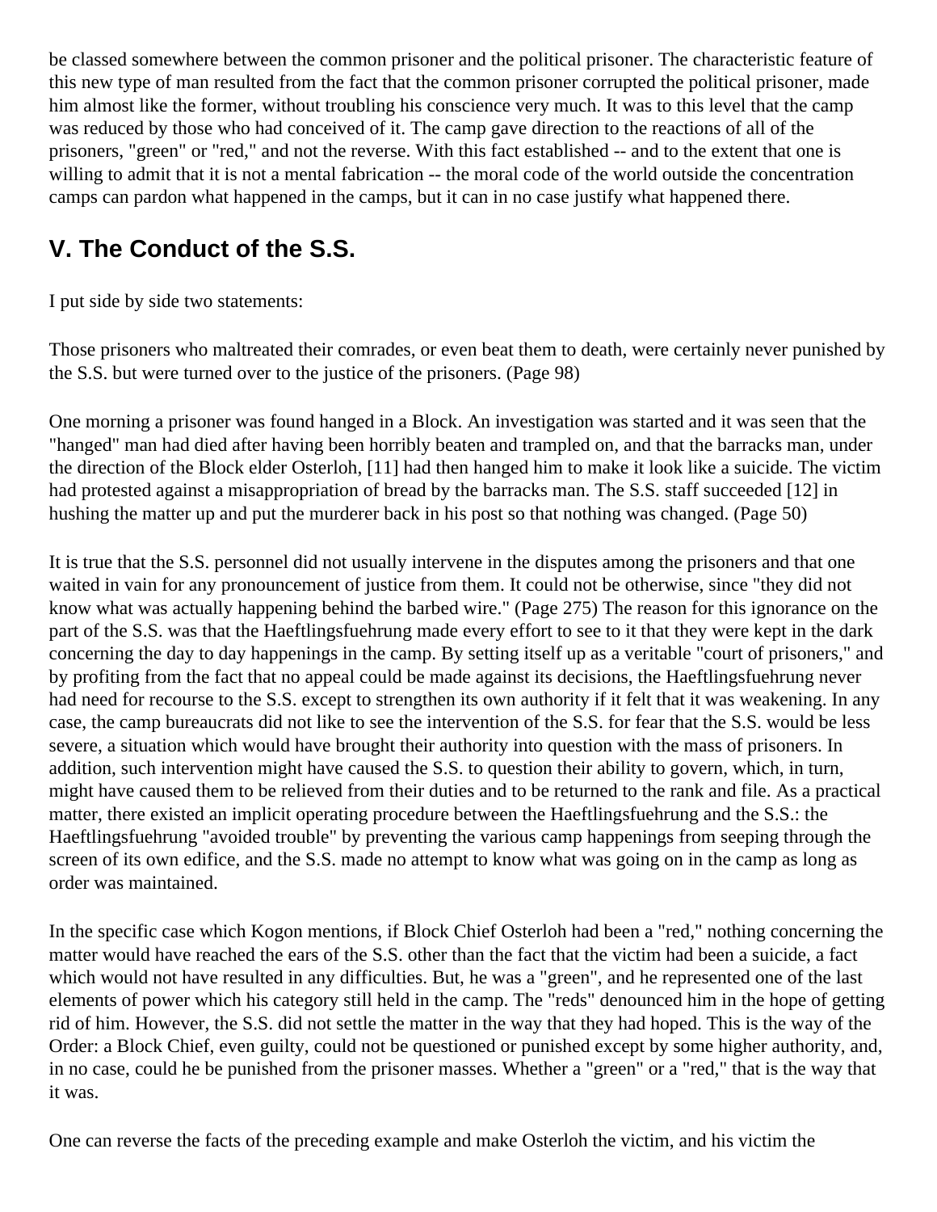be classed somewhere between the common prisoner and the political prisoner. The characteristic feature of this new type of man resulted from the fact that the common prisoner corrupted the political prisoner, made him almost like the former, without troubling his conscience very much. It was to this level that the camp was reduced by those who had conceived of it. The camp gave direction to the reactions of all of the prisoners, "green" or "red," and not the reverse. With this fact established -- and to the extent that one is willing to admit that it is not a mental fabrication -- the moral code of the world outside the concentration camps can pardon what happened in the camps, but it can in no case justify what happened there.

## V. The Conduct of the S.S.

I put side by side two statements:

Those prisoners who maltreated their comrades, or even beat them to death, were certainly never punished by the S.S. but were turned over to the justice of the prisoners. (Page 98)

One morning a prisoner was found hanged in a Block. An investigation was started and it was seen that the "hanged" man had died after having been horribly beaten and trampled on, and that the barracks man, under the direction of the Block elder Osterloh, [11] had then hanged him to make it look like a suicide. The victim had protested against a misappropriation of bread by the barracks man. The S.S. staff succeeded [12] in hushing the matter up and put the murderer back in his post so that nothing was changed. (Page 50)

It is true that the S.S. personnel did not usually intervene in the disputes among the prisoners and that one waited in vain for any pronouncement of justice from them. It could not be otherwise, since "they did not know what was actually happening behind the barbed wire." (Page 275) The reason for this ignorance on the part of the S.S. was that the Haeftlingsfuehrung made every effort to see to it that they were kept in the dark concerning the day to day happenings in the camp. By setting itself up as a veritable "court of prisoners," and by profiting from the fact that no appeal could be made against its decisions, the Haeftlingsfuehrung never had need for recourse to the S.S. except to strengthen its own authority if it felt that it was weakening. In any case, the camp bureaucrats did not like to see the intervention of the S.S. for fear that the S.S. would be less severe, a situation which would have brought their authority into question with the mass of prisoners. In addition, such intervention might have caused the S.S. to question their ability to govern, which, in turn, might have caused them to be relieved from their duties and to be returned to the rank and file. As a practical matter, there existed an implicit operating procedure between the Haeftlingsfuehrung and the S.S.: the Haeftlingsfuehrung "avoided trouble" by preventing the various camp happenings from seeping through the screen of its own edifice, and the S.S. made no attempt to know what was going on in the camp as long as order was maintained.

In the specific case which Kogon mentions, if Block Chief Osterloh had been a "red," nothing concerning the matter would have reached the ears of the S.S. other than the fact that the victim had been a suicide, a fact which would not have resulted in any difficulties. But, he was a "green", and he represented one of the last elements of power which his category still held in the camp. The "reds" denounced him in the hope of getting rid of him. However, the S.S. did not settle the matter in the way that they had hoped. This is the way of the Order: a Block Chief, even guilty, could not be questioned or punished except by some higher authority, and, in no case, could he be punished from the prisoner masses. Whether a "green" or a "red," that is the way that it was.

One can reverse the facts of the preceding example and make Osterloh the victim, and his victim the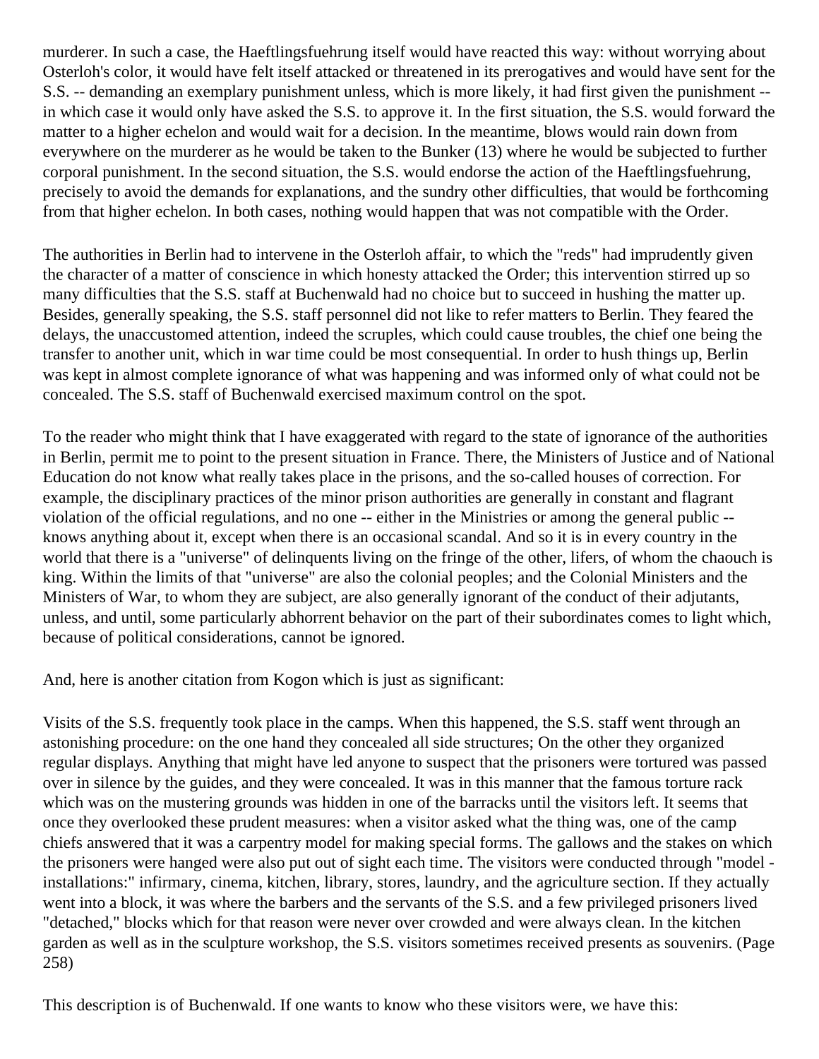murderer. In such a case, the Haeftlingsfuehrung itself would have reacted this way: without worrying about Osterloh's color, it would have felt itself attacked or threatened in its prerogatives and would have sent for the S.S. -- demanding an exemplary punishment unless, which is more likely, it had first given the punishment -- in which case it would only have asked the S.S. to approve it. In the first situation, the S.S. would forward the matter to a higher echelon and would wait for a decision. In the meantime, blows would rain down from everywhere on the murderer as he would be taken to the Bunker (13) where he would be subjected to further corporal punishment. In the second situation, the S.S. would endorse the action of the Haeftlingsfuehrung, precisely to avoid the demands for explanations, and the sundry other difficulties, that would be forthcoming from that higher echelon. In both cases, nothing would happen that was not compatible with the Order.

The authorities in Berlin had to intervene in the Osterloh affair, to which the "reds" had imprudently given the character of a matter of conscience in which honesty attacked the Order; this intervention stirred up so many difficulties that the S.S. staff at Buchenwald had no choice but to succeed in hushing the matter up. Besides, generally speaking, the S.S. staff personnel did not like to refer matters to Berlin. They feared the delays, the unaccustomed attention, indeed the scruples, which could cause troubles, the chief one being the transfer to another unit, which in war time could be most consequential. In order to hush things up, Berlin was kept in almost complete ignorance of what was happening and was informed only of what could not be concealed. The S.S. staff of Buchenwald exercised maximum control on the spot.

To the reader who might think that I have exaggerated with regard to the state of ignorance of the authorities in Berlin, permit me to point to the present situation in France. There, the Ministers of Justice and of National Education do not know what really takes place in the prisons, and the so-called houses of correction. For example, the disciplinary practices of the minor prison authorities are generally in constant and flagrant violation of the official regulations, and no one -- either in the Ministries or among the general public -- knows anything about it, except when there is an occasional scandal. And so it is in every country in the world that there is a "universe" of delinquents living on the fringe of the other, lifers, of whom the chaouch is king. Within the limits of that "universe" are also the colonial peoples; and the Colonial Ministers and the Ministers of War, to whom they are subject, are also generally ignorant of the conduct of their adjutants, unless, and until, some particularly abhorrent behavior on the part of their subordinates comes to light which, because of political considerations, cannot be ignored.

And, here is another citation from Kogon which is just as significant:

Visits of the S.S. frequently took place in the camps. When this happened, the S.S. staff went through an astonishing procedure: on the one hand they concealed all side structures; On the other they organized regular displays. Anything that might have led anyone to suspect that the prisoners were tortured was passed over in silence by the guides, and they were concealed. It was in this manner that the famous torture rack which was on the mustering grounds was hidden in one of the barracks until the visitors left. It seems that once they overlooked these prudent measures: when a visitor asked what the thing was, one of the camp chiefs answered that it was a carpentry model for making special forms. The gallows and the stakes on which the prisoners were hanged were also put out of sight each time. The visitors were conducted through "model - installations:" infirmary, cinema, kitchen, library, stores, laundry, and the agriculture section. If they actually went into a block, it was where the barbers and the servants of the S.S. and a few privileged prisoners lived "detached," blocks which for that reason were never over crowded and were always clean. In the kitchen garden as well as in the sculpture workshop, the S.S. visitors sometimes received presents as souvenirs. (Page 258)

This description is of Buchenwald. If one wants to know who these visitors were, we have this: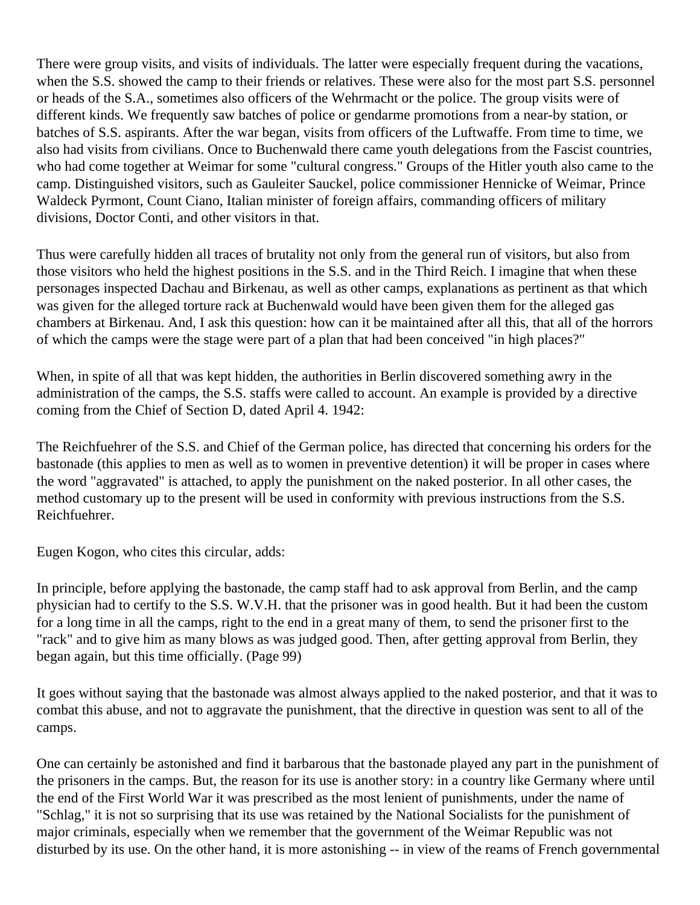There were group visits, and visits of individuals. The latter were especially frequent during the vacations, when the S.S. showed the camp to their friends or relatives. These were also for the most part S.S. personnel or heads of the S.A., sometimes also officers of the Wehrmacht or the police. The group visits were of different kinds. We frequently saw batches of police or gendarme promotions from a near-by station, or batches of S.S. aspirants. After the war began, visits from officers of the Luftwaffe. From time to time, we also had visits from civilians. Once to Buchenwald there came youth delegations from the Fascist countries, who had come together at Weimar for some "cultural congress." Groups of the Hitler youth also came to the camp. Distinguished visitors, such as Gauleiter Sauckel, police commissioner Hennicke of Weimar, Prince Waldeck Pyrmont, Count Ciano, Italian minister of foreign affairs, commanding officers of military divisions, Doctor Conti, and other visitors in that.

Thus were carefully hidden all traces of brutality not only from the general run of visitors, but also from those visitors who held the highest positions in the S.S. and in the Third Reich. I imagine that when these personages inspected Dachau and Birkenau, as well as other camps, explanations as pertinent as that which was given for the alleged torture rack at Buchenwald would have been given them for the alleged gas chambers at Birkenau. And, I ask this question: how can it be maintained after all this, that all of the horrors of which the camps were the stage were part of a plan that had been conceived "in high places?"

When, in spite of all that was kept hidden, the authorities in Berlin discovered something awry in the administration of the camps, the S.S. staffs were called to account. An example is provided by a directive coming from the Chief of Section D, dated April 4. 1942:

The Reichfuehrer of the S.S. and Chief of the German police, has directed that concerning his orders for the bastonade (this applies to men as well as to women in preventive detention) it will be proper in cases where the word "aggravated" is attached, to apply the punishment on the naked posterior. In all other cases, the method customary up to the present will be used in conformity with previous instructions from the S.S. Reichfuehrer.

Eugen Kogon, who cites this circular, adds:

In principle, before applying the bastonade, the camp staff had to ask approval from Berlin, and the camp physician had to certify to the S.S. W.V.H. that the prisoner was in good health. But it had been the custom for a long time in all the camps, right to the end in a great many of them, to send the prisoner first to the "rack" and to give him as many blows as was judged good. Then, after getting approval from Berlin, they began again, but this time officially. (Page 99)

It goes without saying that the bastonade was almost always applied to the naked posterior, and that it was to combat this abuse, and not to aggravate the punishment, that the directive in question was sent to all of the camps.

One can certainly be astonished and find it barbarous that the bastonade played any part in the punishment of the prisoners in the camps. But, the reason for its use is another story: in a country like Germany where until the end of the First World War it was prescribed as the most lenient of punishments, under the name of "Schlag," it is not so surprising that its use was retained by the National Socialists for the punishment of major criminals, especially when we remember that the government of the Weimar Republic was not disturbed by its use. On the other hand, it is more astonishing -- in view of the reams of French governmental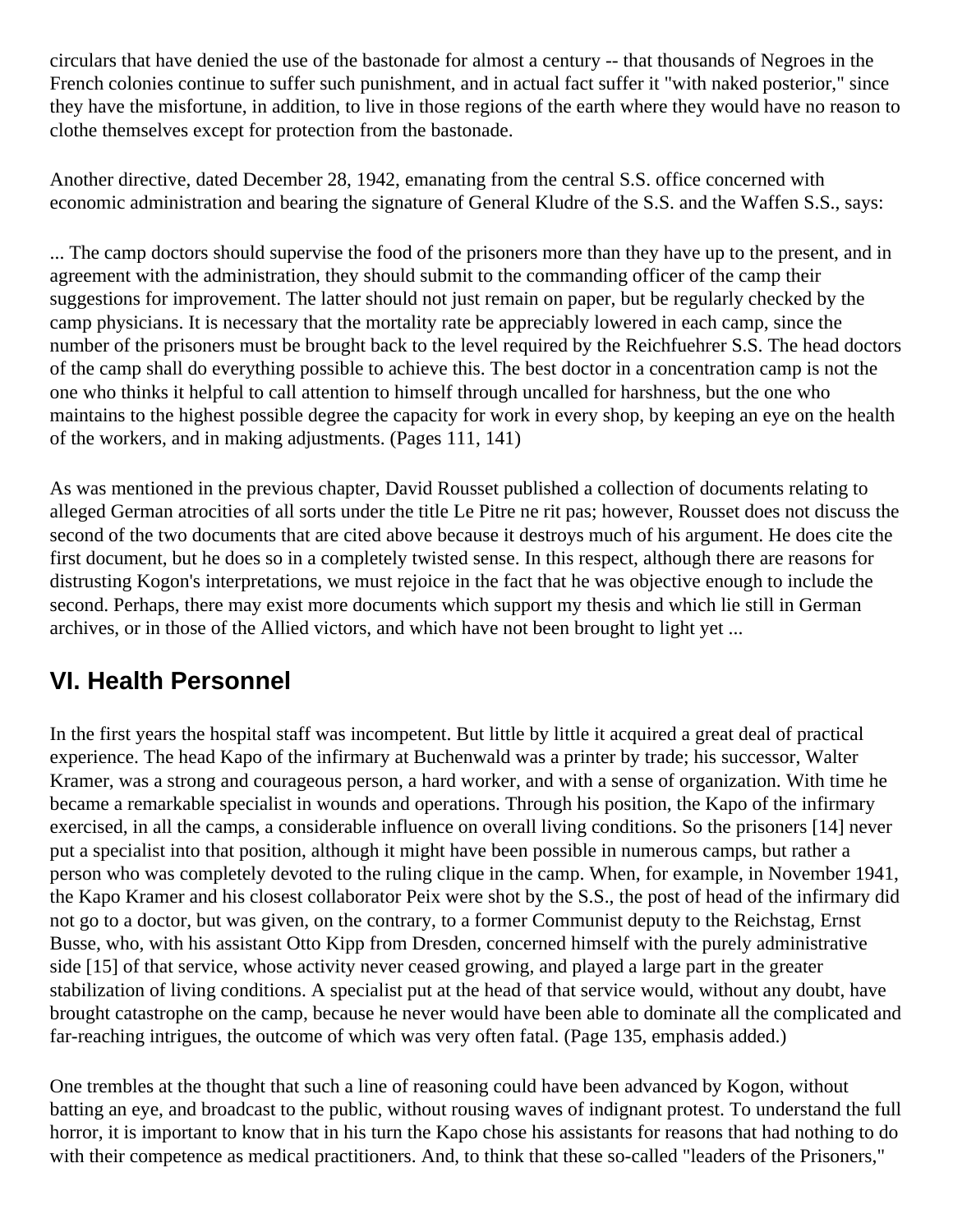circulars that have denied the use of the bastonade for almost a century -- that thousands of Negroes in the French colonies continue to suffer such punishment, and in actual fact suffer it "with naked posterior," since they have the misfortune, in addition, to live in those regions of the earth where they would have no reason to clothe themselves except for protection from the bastonade.

Another directive, dated December 28, 1942, emanating from the central S.S. office concerned with economic administration and bearing the signature of General Kludre of the S.S. and the Waffen S.S., says:

... The camp doctors should supervise the food of the prisoners more than they have up to the present, and in agreement with the administration, they should submit to the commanding officer of the camp their suggestions for improvement. The latter should not just remain on paper, but be regularly checked by the camp physicians. It is necessary that the mortality rate be appreciably lowered in each camp, since the number of the prisoners must be brought back to the level required by the Reichfuehrer S.S. The head doctors of the camp shall do everything possible to achieve this. The best doctor in a concentration camp is not the one who thinks it helpful to call attention to himself through uncalled for harshness, but the one who maintains to the highest possible degree the capacity for work in every shop, by keeping an eye on the health of the workers, and in making adjustments. (Pages 111, 141)

As was mentioned in the previous chapter, David Rousset published a collection of documents relating to alleged German atrocities of all sorts under the title Le Pitre ne rit pas; however, Rousset does not discuss the second of the two documents that are cited above because it destroys much of his argument. He does cite the first document, but he does so in a completely twisted sense. In this respect, although there are reasons for distrusting Kogon's interpretations, we must rejoice in the fact that he was objective enough to include the second. Perhaps, there may exist more documents which support my thesis and which lie still in German archives, or in those of the Allied victors, and which have not been brought to light yet ...

## VI. Health Personnel

In the first years the hospital staff was incompetent. But little by little it acquired a great deal of practical experience. The head Kapo of the infirmary at Buchenwald was a printer by trade; his successor, Walter Kramer, was a strong and courageous person, a hard worker, and with a sense of organization. With time he became a remarkable specialist in wounds and operations. Through his position, the Kapo of the infirmary exercised, in all the camps, a considerable influence on overall living conditions. So the prisoners [14] never put a specialist into that position, although it might have been possible in numerous camps, but rather a person who was completely devoted to the ruling clique in the camp. When, for example, in November 1941, the Kapo Kramer and his closest collaborator Peix were shot by the S.S., the post of head of the infirmary did not go to a doctor, but was given, on the contrary, to a former Communist deputy to the Reichstag, Ernst Busse, who, with his assistant Otto Kipp from Dresden, concerned himself with the purely administrative side [15] of that service, whose activity never ceased growing, and played a large part in the greater stabilization of living conditions. A specialist put at the head of that service would, without any doubt, have brought catastrophe on the camp, because he never would have been able to dominate all the complicated and far-reaching intrigues, the outcome of which was very often fatal. (Page 135, emphasis added.)

One trembles at the thought that such a line of reasoning could have been advanced by Kogon, without batting an eye, and broadcast to the public, without rousing waves of indignant protest. To understand the full horror, it is important to know that in his turn the Kapo chose his assistants for reasons that had nothing to do with their competence as medical practitioners. And, to think that these so-called "leaders of the Prisoners,"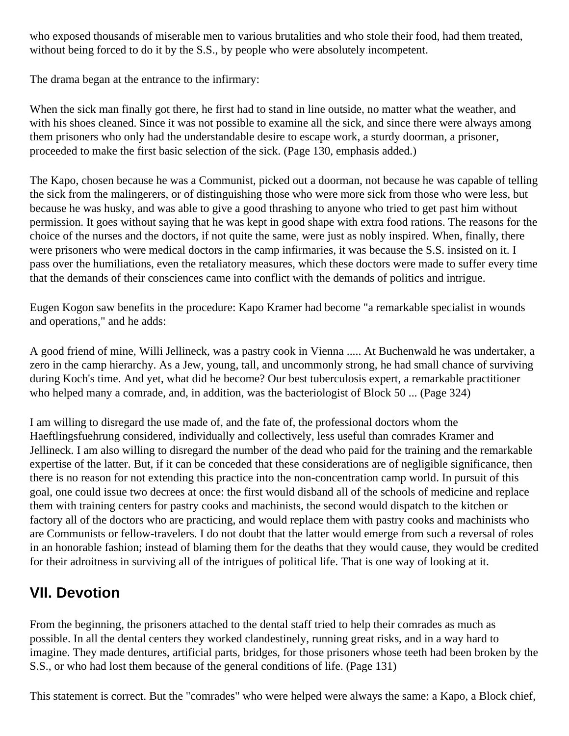who exposed thousands of miserable men to various brutalities and who stole their food, had them treated, without being forced to do it by the S.S., by people who were absolutely incompetent.

The drama began at the entrance to the infirmary:

When the sick man finally got there, he first had to stand in line outside, no matter what the weather, and with his shoes cleaned. Since it was not possible to examine all the sick, and since there were always among them prisoners who only had the understandable desire to escape work, a sturdy doorman, a prisoner, proceeded to make the first basic selection of the sick. (Page 130, emphasis added.)

The Kapo, chosen because he was a Communist, picked out a doorman, not because he was capable of telling the sick from the malingerers, or of distinguishing those who were more sick from those who were less, but because he was husky, and was able to give a good thrashing to anyone who tried to get past him without permission. It goes without saying that he was kept in good shape with extra food rations. The reasons for the choice of the nurses and the doctors, if not quite the same, were just as nobly inspired. When, finally, there were prisoners who were medical doctors in the camp infirmaries, it was because the S.S. insisted on it. I pass over the humiliations, even the retaliatory measures, which these doctors were made to suffer every time that the demands of their consciences came into conflict with the demands of politics and intrigue.

Eugen Kogon saw benefits in the procedure: Kapo Kramer had become "a remarkable specialist in wounds and operations," and he adds:

A good friend of mine, Willi Jellineck, was a pastry cook in Vienna ..... At Buchenwald he was undertaker, a zero in the camp hierarchy. As a Jew, young, tall, and uncommonly strong, he had small chance of surviving during Koch's time. And yet, what did he become? Our best tuberculosis expert, a remarkable practitioner who helped many a comrade, and, in addition, was the bacteriologist of Block 50 ... (Page 324)

I am willing to disregard the use made of, and the fate of, the professional doctors whom the Haeftlingsfuehrung considered, individually and collectively, less useful than comrades Kramer and Jellineck. I am also willing to disregard the number of the dead who paid for the training and the remarkable expertise of the latter. But, if it can be conceded that these considerations are of negligible significance, then there is no reason for not extending this practice into the non-concentration camp world. In pursuit of this goal, one could issue two decrees at once: the first would disband all of the schools of medicine and replace them with training centers for pastry cooks and machinists, the second would dispatch to the kitchen or factory all of the doctors who are practicing, and would replace them with pastry cooks and machinists who are Communists or fellow-travelers. I do not doubt that the latter would emerge from such a reversal of roles in an honorable fashion; instead of blaming them for the deaths that they would cause, they would be credited for their adroitness in surviving all of the intrigues of political life. That is one way of looking at it.

## VII. Devotion

From the beginning, the prisoners attached to the dental staff tried to help their comrades as much as possible. In all the dental centers they worked clandestinely, running great risks, and in a way hard to imagine. They made dentures, artificial parts, bridges, for those prisoners whose teeth had been broken by the S.S., or who had lost them because of the general conditions of life. (Page 131)

This statement is correct. But the "comrades" who were helped were always the same: a Kapo, a Block chief,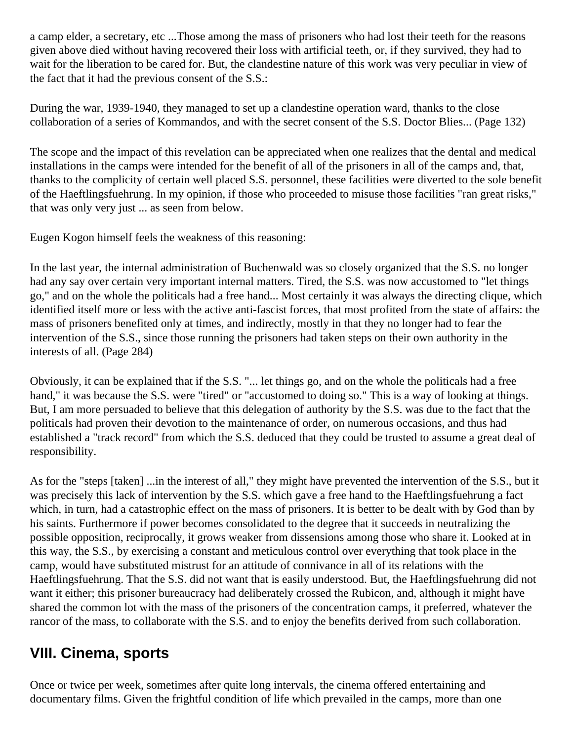a camp elder, a secretary, etc ...Those among the mass of prisoners who had lost their teeth for the reasons given above died without having recovered their loss with artificial teeth, or, if they survived, they had to wait for the liberation to be cared for. But, the clandestine nature of this work was very peculiar in view of the fact that it had the previous consent of the S.S.:

During the war, 1939-1940, they managed to set up a clandestine operation ward, thanks to the close collaboration of a series of Kommandos, and with the secret consent of the S.S. Doctor Blies... (Page 132)

The scope and the impact of this revelation can be appreciated when one realizes that the dental and medical installations in the camps were intended for the benefit of all of the prisoners in all of the camps and, that, thanks to the complicity of certain well placed S.S. personnel, these facilities were diverted to the sole benefit of the Haeftlingsfuehrung. In my opinion, if those who proceeded to misuse those facilities "ran great risks," that was only very just ... as seen from below.

Eugen Kogon himself feels the weakness of this reasoning:

In the last year, the internal administration of Buchenwald was so closely organized that the S.S. no longer had any say over certain very important internal matters. Tired, the S.S. was now accustomed to "let things go," and on the whole the politicals had a free hand... Most certainly it was always the directing clique, which identified itself more or less with the active anti-fascist forces, that most profited from the state of affairs: the mass of prisoners benefited only at times, and indirectly, mostly in that they no longer had to fear the intervention of the S.S., since those running the prisoners had taken steps on their own authority in the interests of all. (Page 284)

Obviously, it can be explained that if the S.S. "... let things go, and on the whole the politicals had a free hand," it was because the S.S. were "tired" or "accustomed to doing so." This is a way of looking at things. But, I am more persuaded to believe that this delegation of authority by the S.S. was due to the fact that the politicals had proven their devotion to the maintenance of order, on numerous occasions, and thus had established a "track record" from which the S.S. deduced that they could be trusted to assume a great deal of responsibility.

As for the "steps [taken] ...in the interest of all," they might have prevented the intervention of the S.S., but it was precisely this lack of intervention by the S.S. which gave a free hand to the Haeftlingsfuehrung a fact which, in turn, had a catastrophic effect on the mass of prisoners. It is better to be dealt with by God than by his saints. Furthermore if power becomes consolidated to the degree that it succeeds in neutralizing the possible opposition, reciprocally, it grows weaker from dissensions among those who share it. Looked at in this way, the S.S., by exercising a constant and meticulous control over everything that took place in the camp, would have substituted mistrust for an attitude of connivance in all of its relations with the Haeftlingsfuehrung. That the S.S. did not want that is easily understood. But, the Haeftlingsfuehrung did not want it either; this prisoner bureaucracy had deliberately crossed the Rubicon, and, although it might have shared the common lot with the mass of the prisoners of the concentration camps, it preferred, whatever the rancor of the mass, to collaborate with the S.S. and to enjoy the benefits derived from such collaboration.

## VIII. Cinema, sports

Once or twice per week, sometimes after quite long intervals, the cinema offered entertaining and documentary films. Given the frightful condition of life which prevailed in the camps, more than one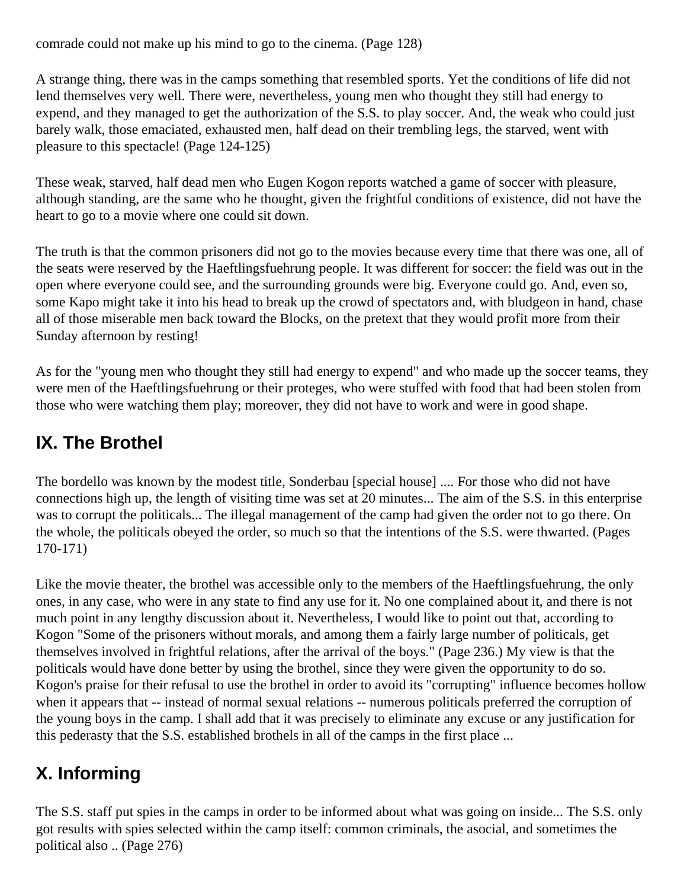comrade could not make up his mind to go to the cinema. (Page 128)

A strange thing, there was in the camps something that resembled sports. Yet the conditions of life did not lend themselves very well. There were, nevertheless, young men who thought they still had energy to expend, and they managed to get the authorization of the S.S. to play soccer. And, the weak who could just barely walk, those emaciated, exhausted men, half dead on their trembling legs, the starved, went with pleasure to this spectacle! (Page 124-125)

These weak, starved, half dead men who Eugen Kogon reports watched a game of soccer with pleasure, although standing, are the same who he thought, given the frightful conditions of existence, did not have the heart to go to a movie where one could sit down.

The truth is that the common prisoners did not go to the movies because every time that there was one, all of the seats were reserved by the Haeftlingsfuehrung people. It was different for soccer: the field was out in the open where everyone could see, and the surrounding grounds were big. Everyone could go. And, even so, some Kapo might take it into his head to break up the crowd of spectators and, with bludgeon in hand, chase all of those miserable men back toward the Blocks, on the pretext that they would profit more from their Sunday afternoon by resting!

As for the "young men who thought they still had energy to expend" and who made up the soccer teams, they were men of the Haeftlingsfuehrung or their proteges, who were stuffed with food that had been stolen from those who were watching them play; moreover, they did not have to work and were in good shape.

## IX. The Brothel

The bordello was known by the modest title, Sonderbau [special house] .... For those who did not have connections high up, the length of visiting time was set at 20 minutes... The aim of the S.S. in this enterprise was to corrupt the politicals... The illegal management of the camp had given the order not to go there. On the whole, the politicals obeyed the order, so much so that the intentions of the S.S. were thwarted. (Pages 170-171)

Like the movie theater, the brothel was accessible only to the members of the Haeftlingsfuehrung, the only ones, in any case, who were in any state to find any use for it. No one complained about it, and there is not much point in any lengthy discussion about it. Nevertheless, I would like to point out that, according to Kogon "Some of the prisoners without morals, and among them a fairly large number of politicals, get themselves involved in frightful relations, after the arrival of the boys." (Page 236.) My view is that the politicals would have done better by using the brothel, since they were given the opportunity to do so. Kogon's praise for their refusal to use the brothel in order to avoid its "corrupting" influence becomes hollow when it appears that -- instead of normal sexual relations -- numerous politicals preferred the corruption of the young boys in the camp. I shall add that it was precisely to eliminate any excuse or any justification for this pederasty that the S.S. established brothels in all of the camps in the first place ...

## X. Informing

The S.S. staff put spies in the camps in order to be informed about what was going on inside... The S.S. only got results with spies selected within the camp itself: common criminals, the asocial, and sometimes the political also .. (Page 276)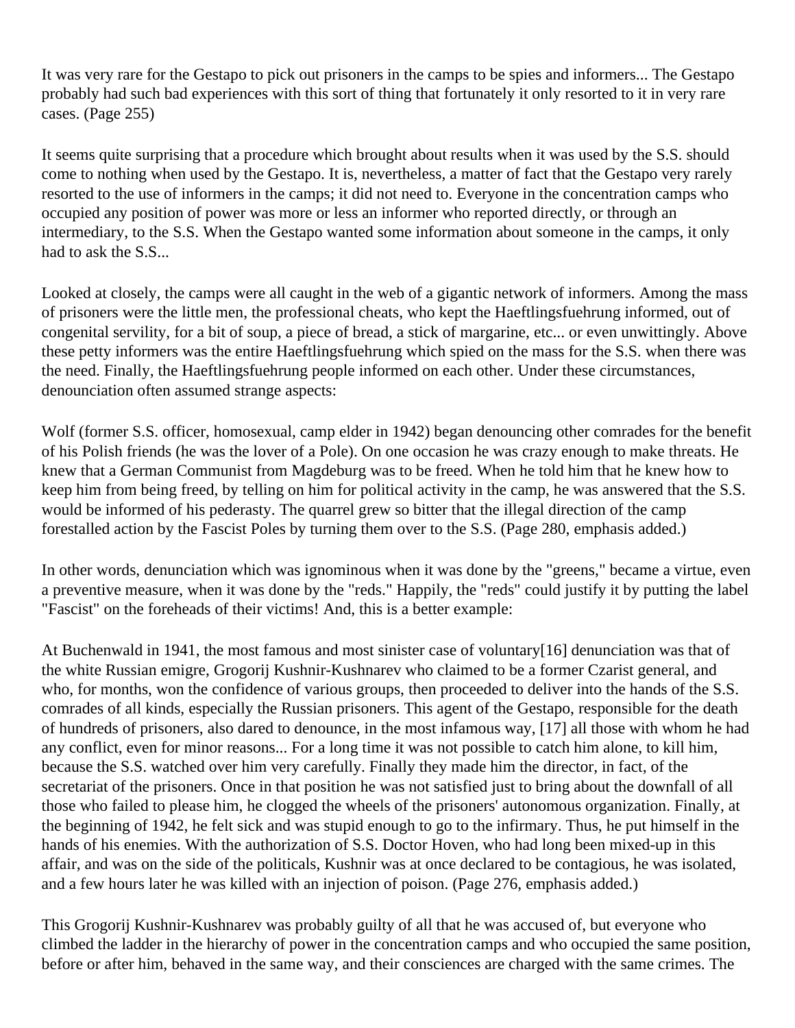It was very rare for the Gestapo to pick out prisoners in the camps to be spies and informers... The Gestapo probably had such bad experiences with this sort of thing that fortunately it only resorted to it in very rare cases. (Page 255)

It seems quite surprising that a procedure which brought about results when it was used by the S.S. should come to nothing when used by the Gestapo. It is, nevertheless, a matter of fact that the Gestapo very rarely resorted to the use of informers in the camps; it did not need to. Everyone in the concentration camps who occupied any position of power was more or less an informer who reported directly, or through an intermediary, to the S.S. When the Gestapo wanted some information about someone in the camps, it only had to ask the S.S...

Looked at closely, the camps were all caught in the web of a gigantic network of informers. Among the mass of prisoners were the little men, the professional cheats, who kept the Haeftlingsfuehrung informed, out of congenital servility, for a bit of soup, a piece of bread, a stick of margarine, etc... or even unwittingly. Above these petty informers was the entire Haeftlingsfuehrung which spied on the mass for the S.S. when there was the need. Finally, the Haeftlingsfuehrung people informed on each other. Under these circumstances, denunciation often assumed strange aspects:

Wolf (former S.S. officer, homosexual, camp elder in 1942) began denouncing other comrades for the benefit of his Polish friends (he was the lover of a Pole). On one occasion he was crazy enough to make threats. He knew that a German Communist from Magdeburg was to be freed. When he told him that he knew how to keep him from being freed, by telling on him for political activity in the camp, he was answered that the S.S. would be informed of his pederasty. The quarrel grew so bitter that the illegal direction of the camp forestalled action by the Fascist Poles by turning them over to the S.S. (Page 280, emphasis added.)

In other words, denunciation which was ignominous when it was done by the "greens," became a virtue, even a preventive measure, when it was done by the "reds." Happily, the "reds" could justify it by putting the label "Fascist" on the foreheads of their victims! And, this is a better example:

At Buchenwald in 1941, the most famous and most sinister case of voluntary[16] denunciation was that of the white Russian emigre, Grogorij Kushnir-Kushnarev who claimed to be a former Czarist general, and who, for months, won the confidence of various groups, then proceeded to deliver into the hands of the S.S. comrades of all kinds, especially the Russian prisoners. This agent of the Gestapo, responsible for the death of hundreds of prisoners, also dared to denounce, in the most infamous way, [17] all those with whom he had any conflict, even for minor reasons... For a long time it was not possible to catch him alone, to kill him, because the S.S. watched over him very carefully. Finally they made him the director, in fact, of the secretariat of the prisoners. Once in that position he was not satisfied just to bring about the downfall of all those who failed to please him, he clogged the wheels of the prisoners' autonomous organization. Finally, at the beginning of 1942, he felt sick and was stupid enough to go to the infirmary. Thus, he put himself in the hands of his enemies. With the authorization of S.S. Doctor Hoven, who had long been mixed-up in this affair, and was on the side of the politicals, Kushnir was at once declared to be contagious, he was isolated, and a few hours later he was killed with an injection of poison. (Page 276, emphasis added.)

This Grogorij Kushnir-Kushnarev was probably guilty of all that he was accused of, but everyone who climbed the ladder in the hierarchy of power in the concentration camps and who occupied the same position, before or after him, behaved in the same way, and their consciences are charged with the same crimes. The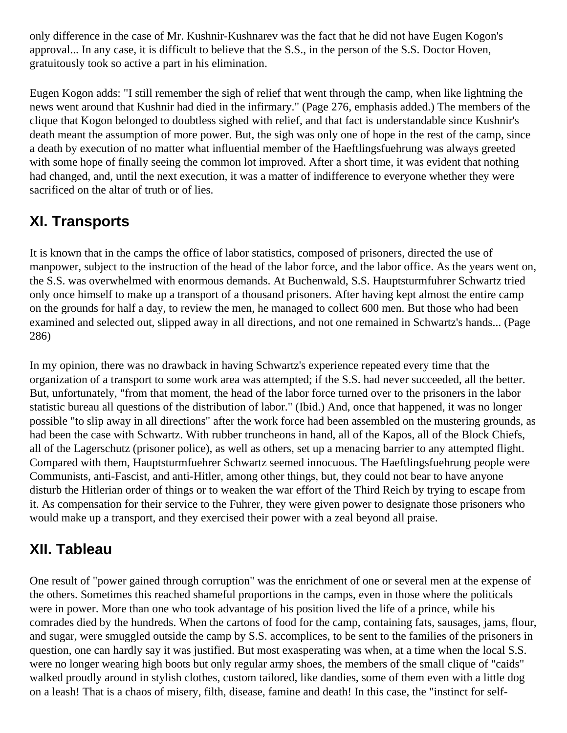only difference in the case of Mr. Kushnir-Kushnarev was the fact that he did not have Eugen Kogon's approval... In any case, it is difficult to believe that the S.S., in the person of the S.S. Doctor Hoven, gratuitously took so active a part in his elimination.

Eugen Kogon adds: "I still remember the sigh of relief that went through the camp, when like lightning the news went around that Kushnir had died in the infirmary." (Page 276, emphasis added.) The members of the clique that Kogon belonged to doubtless sighed with relief, and that fact is understandable since Kushnir's death meant the assumption of more power. But, the sigh was only one of hope in the rest of the camp, since a death by execution of no matter what influential member of the Haeftlingsfuehrung was always greeted with some hope of finally seeing the common lot improved. After a short time, it was evident that nothing had changed, and, until the next execution, it was a matter of indifference to everyone whether they were sacrificed on the altar of truth or of lies.

## XI. Transports

It is known that in the camps the office of labor statistics, composed of prisoners, directed the use of manpower, subject to the instruction of the head of the labor force, and the labor office. As the years went on, the S.S. was overwhelmed with enormous demands. At Buchenwald, S.S. Hauptsturmfuhrer Schwartz tried only once himself to make up a transport of a thousand prisoners. After having kept almost the entire camp on the grounds for half a day, to review the men, he managed to collect 600 men. But those who had been examined and selected out, slipped away in all directions, and not one remained in Schwartz's hands... (Page 286)

In my opinion, there was no drawback in having Schwartz's experience repeated every time that the organization of a transport to some work area was attempted; if the S.S. had never succeeded, all the better. But, unfortunately, "from that moment, the head of the labor force turned over to the prisoners in the labor statistic bureau all questions of the distribution of labor." (Ibid.) And, once that happened, it was no longer possible "to slip away in all directions" after the work force had been assembled on the mustering grounds, as had been the case with Schwartz. With rubber truncheons in hand, all of the Kapos, all of the Block Chiefs, all of the Lagerschutz (prisoner police), as well as others, set up a menacing barrier to any attempted flight. Compared with them, Hauptsturmfuehrer Schwartz seemed innocuous. The Haeftlingsfuehrung people were Communists, anti-Fascist, and anti-Hitler, among other things, but, they could not bear to have anyone disturb the Hitlerian order of things or to weaken the war effort of the Third Reich by trying to escape from it. As compensation for their service to the Fuhrer, they were given power to designate those prisoners who would make up a transport, and they exercised their power with a zeal beyond all praise.

## XII. Tableau

One result of "power gained through corruption" was the enrichment of one or several men at the expense of the others. Sometimes this reached shameful proportions in the camps, even in those where the politicals were in power. More than one who took advantage of his position lived the life of a prince, while his comrades died by the hundreds. When the cartons of food for the camp, containing fats, sausages, jams, flour, and sugar, were smuggled outside the camp by S.S. accomplices, to be sent to the families of the prisoners in question, one can hardly say it was justified. But most exasperating was when, at a time when the local S.S. were no longer wearing high boots but only regular army shoes, the members of the small clique of "caids" walked proudly around in stylish clothes, custom tailored, like dandies, some of them even with a little dog on a leash! That is a chaos of misery, filth, disease, famine and death! In this case, the "instinct for self-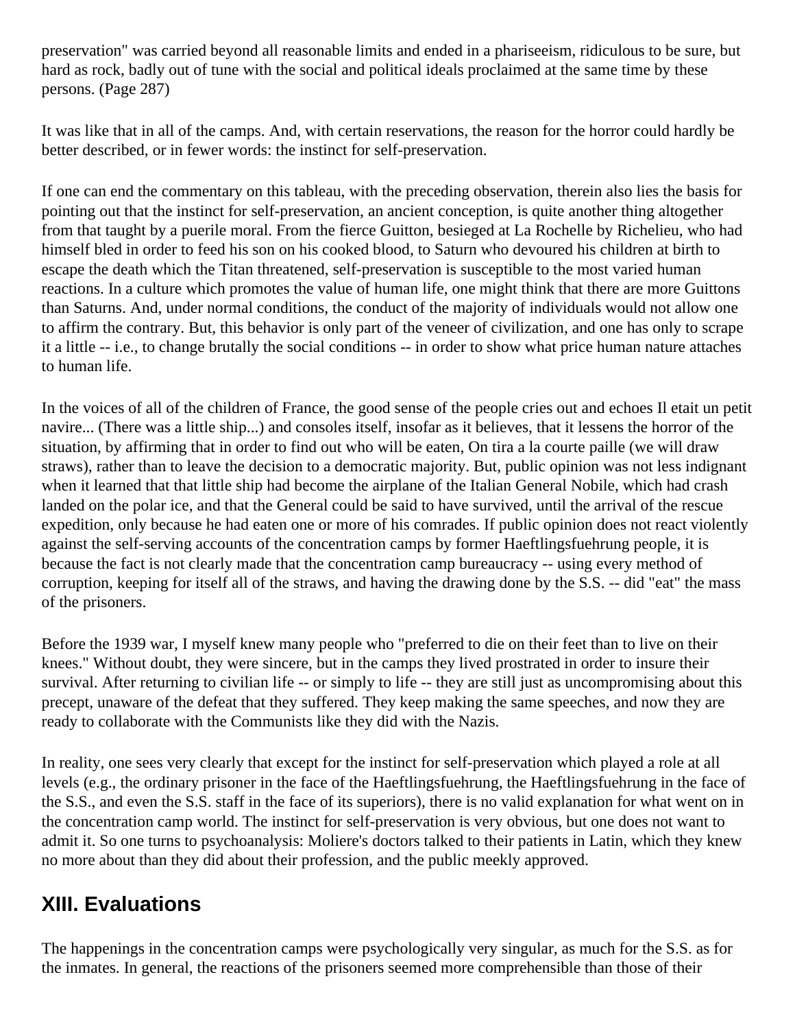preservation" was carried beyond all reasonable limits and ended in a phariseeism, ridiculous to be sure, but hard as rock, badly out of tune with the social and political ideals proclaimed at the same time by these persons. (Page 287)

It was like that in all of the camps. And, with certain reservations, the reason for the horror could hardly be better described, or in fewer words: the instinct for self-preservation.

If one can end the commentary on this tableau, with the preceding observation, therein also lies the basis for pointing out that the instinct for self-preservation, an ancient conception, is quite another thing altogether from that taught by a puerile moral. From the fierce Guitton, besieged at La Rochelle by Richelieu, who had himself bled in order to feed his son on his cooked blood, to Saturn who devoured his children at birth to escape the death which the Titan threatened, self-preservation is susceptible to the most varied human reactions. In a culture which promotes the value of human life, one might think that there are more Guittons than Saturns. And, under normal conditions, the conduct of the majority of individuals would not allow one to affirm the contrary. But, this behavior is only part of the veneer of civilization, and one has only to scrape it a little -- i.e., to change brutally the social conditions -- in order to show what price human nature attaches to human life.

In the voices of all of the children of France, the good sense of the people cries out and echoes Il etait un petit navire... (There was a little ship...) and consoles itself, insofar as it believes, that it lessens the horror of the situation, by affirming that in order to find out who will be eaten, On tira a la courte paille (we will draw straws), rather than to leave the decision to a democratic majority. But, public opinion was not less indignant when it learned that that little ship had become the airplane of the Italian General Nobile, which had crash landed on the polar ice, and that the General could be said to have survived, until the arrival of the rescue expedition, only because he had eaten one or more of his comrades. If public opinion does not react violently against the self-serving accounts of the concentration camps by former Haeftlingsfuehrung people, it is because the fact is not clearly made that the concentration camp bureaucracy -- using every method of corruption, keeping for itself all of the straws, and having the drawing done by the S.S. -- did "eat" the mass of the prisoners.

Before the 1939 war, I myself knew many people who "preferred to die on their feet than to live on their knees." Without doubt, they were sincere, but in the camps they lived prostrated in order to insure their survival. After returning to civilian life -- or simply to life -- they are still just as uncompromising about this precept, unaware of the defeat that they suffered. They keep making the same speeches, and now they are ready to collaborate with the Communists like they did with the Nazis.

In reality, one sees very clearly that except for the instinct for self-preservation which played a role at all levels (e.g., the ordinary prisoner in the face of the Haeftlingsfuehrung, the Haeftlingsfuehrung in the face of the S.S., and even the S.S. staff in the face of its superiors), there is no valid explanation for what went on in the concentration camp world. The instinct for self-preservation is very obvious, but one does not want to admit it. So one turns to psychoanalysis: Moliere's doctors talked to their patients in Latin, which they knew no more about than they did about their profession, and the public meekly approved.

## XIII. Evaluations

The happenings in the concentration camps were psychologically very singular, as much for the S.S. as for the inmates. In general, the reactions of the prisoners seemed more comprehensible than those of their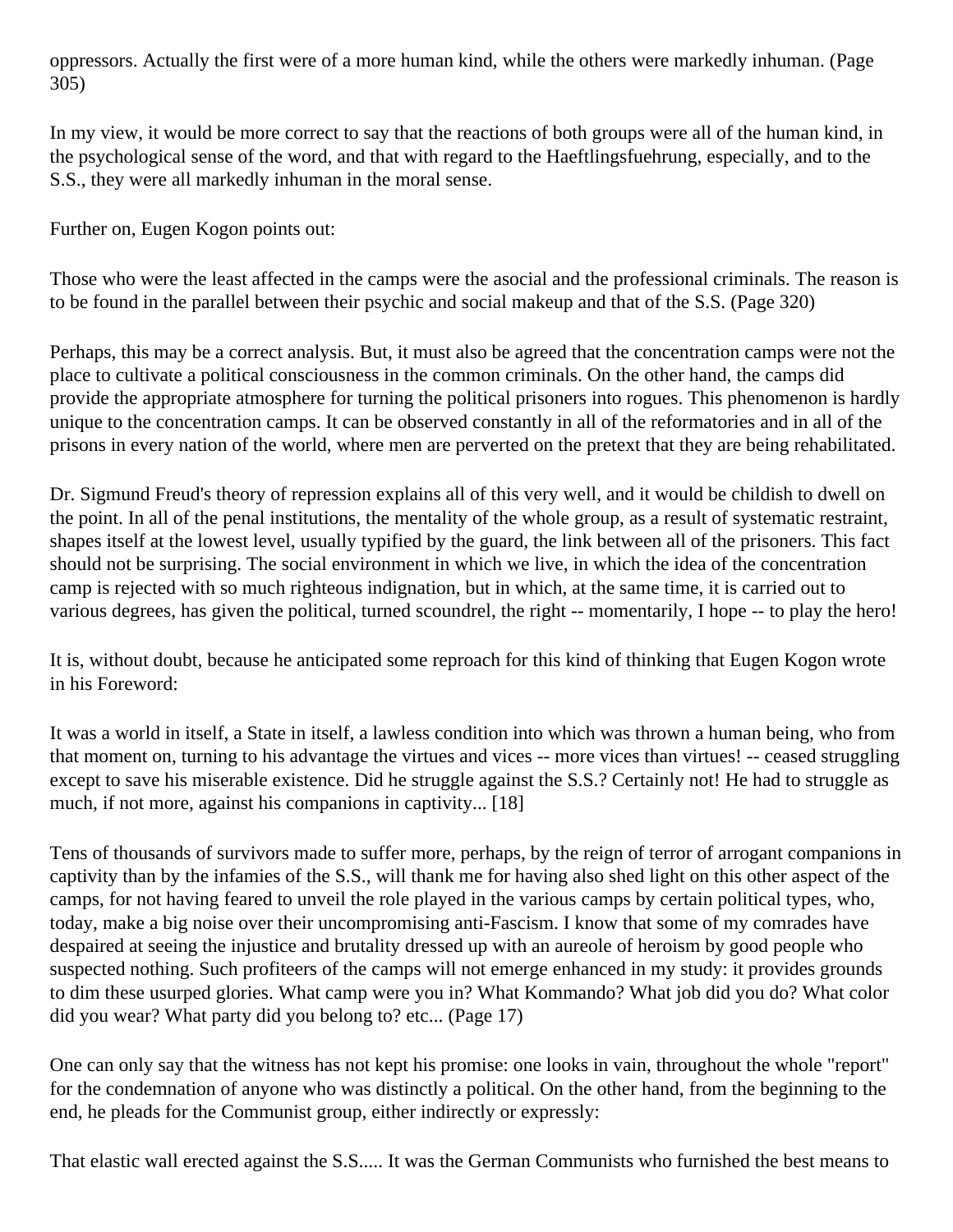oppressors. Actually the first were of a more human kind, while the others were markedly inhuman. (Page 305)

In my view, it would be more correct to say that the reactions of both groups were all of the human kind, in the psychological sense of the word, and that with regard to the Haeftlingsfuehrung, especially, and to the S.S., they were all markedly inhuman in the moral sense.

Further on, Eugen Kogon points out:

Those who were the least affected in the camps were the asocial and the professional criminals. The reason is to be found in the parallel between their psychic and social makeup and that of the S.S. (Page 320)

Perhaps, this may be a correct analysis. But, it must also be agreed that the concentration camps were not the place to cultivate a political consciousness in the common criminals. On the other hand, the camps did provide the appropriate atmosphere for turning the political prisoners into rogues. This phenomenon is hardly unique to the concentration camps. It can be observed constantly in all of the reformatories and in all of the prisons in every nation of the world, where men are perverted on the pretext that they are being rehabilitated.

Dr. Sigmund Freud's theory of repression explains all of this very well, and it would be childish to dwell on the point. In all of the penal institutions, the mentality of the whole group, as a result of systematic restraint, shapes itself at the lowest level, usually typified by the guard, the link between all of the prisoners. This fact should not be surprising. The social environment in which we live, in which the idea of the concentration camp is rejected with so much righteous indignation, but in which, at the same time, it is carried out to various degrees, has given the political, turned scoundrel, the right -- momentarily, I hope -- to play the hero!

It is, without doubt, because he anticipated some reproach for this kind of thinking that Eugen Kogon wrote in his Foreword:

It was a world in itself, a State in itself, a lawless condition into which was thrown a human being, who from that moment on, turning to his advantage the virtues and vices -- more vices than virtues! -- ceased struggling except to save his miserable existence. Did he struggle against the S.S.? Certainly not! He had to struggle as much, if not more, against his companions in captivity... [18]

Tens of thousands of survivors made to suffer more, perhaps, by the reign of terror of arrogant companions in captivity than by the infamies of the S.S., will thank me for having also shed light on this other aspect of the camps, for not having feared to unveil the role played in the various camps by certain political types, who, today, make a big noise over their uncompromising anti-Fascism. I know that some of my comrades have despaired at seeing the injustice and brutality dressed up with an aureole of heroism by good people who suspected nothing. Such profiteers of the camps will not emerge enhanced in my study: it provides grounds to dim these usurped glories. What camp were you in? What Kommando? What job did you do? What color did you wear? What party did you belong to? etc... (Page 17)

One can only say that the witness has not kept his promise: one looks in vain, throughout the whole "report" for the condemnation of anyone who was distinctly a political. On the other hand, from the beginning to the end, he pleads for the Communist group, either indirectly or expressly:

That elastic wall erected against the S.S..... It was the German Communists who furnished the best means to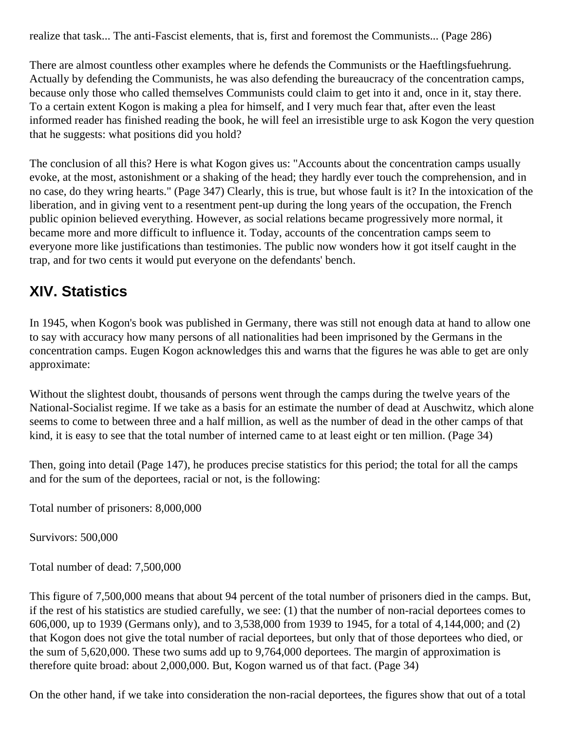realize that task... The anti-Fascist elements, that is, first and foremost the Communists... (Page 286)

There are almost countless other examples where he defends the Communists or the Haeftlingsfuehrung. Actually by defending the Communists, he was also defending the bureaucracy of the concentration camps, because only those who called themselves Communists could claim to get into it and, once in it, stay there. To a certain extent Kogon is making a plea for himself, and I very much fear that, after even the least informed reader has finished reading the book, he will feel an irresistible urge to ask Kogon the very question that he suggests: what positions did you hold?

The conclusion of all this? Here is what Kogon gives us: "Accounts about the concentration camps usually evoke, at the most, astonishment or a shaking of the head; they hardly ever touch the comprehension, and in no case, do they wring hearts." (Page 347) Clearly, this is true, but whose fault is it? In the intoxication of the liberation, and in giving vent to a resentment pent-up during the long years of the occupation, the French public opinion believed everything. However, as social relations became progressively more normal, it became more and more difficult to influence it. Today, accounts of the concentration camps seem to everyone more like justifications than testimonies. The public now wonders how it got itself caught in the trap, and for two cents it would put everyone on the defendants' bench.

## XIV. Statistics

In 1945, when Kogon's book was published in Germany, there was still not enough data at hand to allow one to say with accuracy how many persons of all nationalities had been imprisoned by the Germans in the concentration camps. Eugen Kogon acknowledges this and warns that the figures he was able to get are only approximate:

Without the slightest doubt, thousands of persons went through the camps during the twelve years of the National-Socialist regime. If we take as a basis for an estimate the number of dead at Auschwitz, which alone seems to come to between three and a half million, as well as the number of dead in the other camps of that kind, it is easy to see that the total number of interned came to at least eight or ten million. (Page 34)

Then, going into detail (Page 147), he produces precise statistics for this period; the total for all the camps and for the sum of the deportees, racial or not, is the following:

Total number of prisoners: 8,000,000

Survivors: 500,000

Total number of dead: 7,500,000

This figure of 7,500,000 means that about 94 percent of the total number of prisoners died in the camps. But, if the rest of his statistics are studied carefully, we see: (1) that the number of non-racial deportees comes to 606,000, up to 1939 (Germans only), and to 3,538,000 from 1939 to 1945, for a total of 4,144,000; and (2) that Kogon does not give the total number of racial deportees, but only that of those deportees who died, or the sum of 5,620,000. These two sums add up to 9,764,000 deportees. The margin of approximation is therefore quite broad: about 2,000,000. But, Kogon warned us of that fact. (Page 34)

On the other hand, if we take into consideration the non-racial deportees, the figures show that out of a total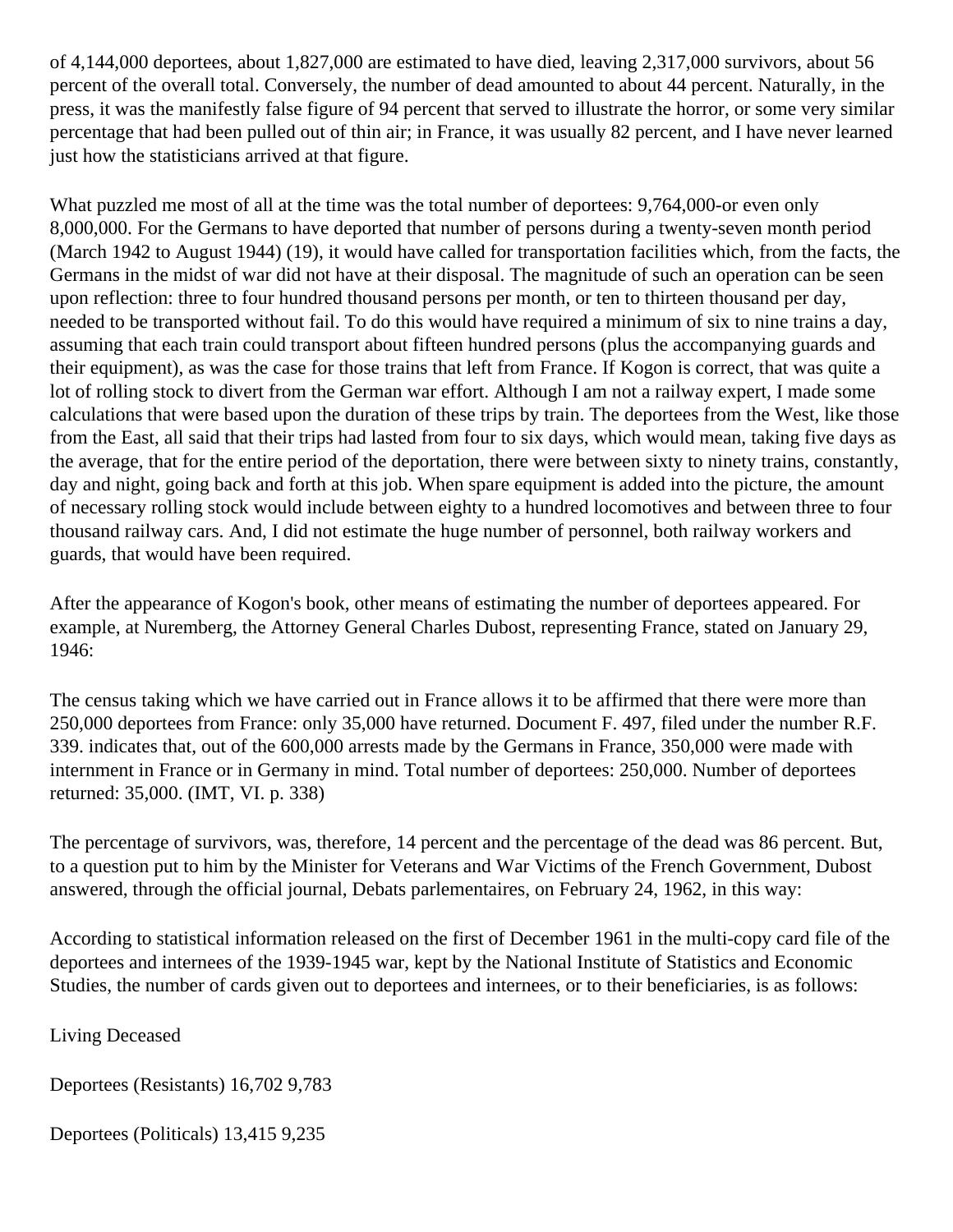of 4,144,000 deportees, about 1,827,000 are estimated to have died, leaving 2,317,000 survivors, about 56 percent of the overall total. Conversely, the number of dead amounted to about 44 percent. Naturally, in the press, it was the manifestly false figure of 94 percent that served to illustrate the horror, or some very similar percentage that had been pulled out of thin air; in France, it was usually 82 percent, and I have never learned just how the statisticians arrived at that figure.

What puzzled me most of all at the time was the total number of deportees: 9,764,000-or even only 8,000,000. For the Germans to have deported that number of persons during a twenty-seven month period (March 1942 to August 1944) (19), it would have called for transportation facilities which, from the facts, the Germans in the midst of war did not have at their disposal. The magnitude of such an operation can be seen upon reflection: three to four hundred thousand persons per month, or ten to thirteen thousand per day, needed to be transported without fail. To do this would have required a minimum of six to nine trains a day, assuming that each train could transport about fifteen hundred persons (plus the accompanying guards and their equipment), as was the case for those trains that left from France. If Kogon is correct, that was quite a lot of rolling stock to divert from the German war effort. Although I am not a railway expert, I made some calculations that were based upon the duration of these trips by train. The deportees from the West, like those from the East, all said that their trips had lasted from four to six days, which would mean, taking five days as the average, that for the entire period of the deportation, there were between sixty to ninety trains, constantly, day and night, going back and forth at this job. When spare equipment is added into the picture, the amount of necessary rolling stock would include between eighty to a hundred locomotives and between three to four thousand railway cars. And, I did not estimate the huge number of personnel, both railway workers and guards, that would have been required.

After the appearance of Kogon's book, other means of estimating the number of deportees appeared. For example, at Nuremberg, the Attorney General Charles Dubost, representing France, stated on January 29, 1946:

The census taking which we have carried out in France allows it to be affirmed that there were more than 250,000 deportees from France: only 35,000 have returned. Document F. 497, filed under the number R.F. 339. indicates that, out of the 600,000 arrests made by the Germans in France, 350,000 were made with internment in France or in Germany in mind. Total number of deportees: 250,000. Number of deportees returned: 35,000. (IMT, VI. p. 338)

The percentage of survivors, was, therefore, 14 percent and the percentage of the dead was 86 percent. But, to a question put to him by the Minister for Veterans and War Victims of the French Government, Dubost answered, through the official journal, Debats parlementaires, on February 24, 1962, in this way:

According to statistical information released on the first of December 1961 in the multi-copy card file of the deportees and internees of the 1939-1945 war, kept by the National Institute of Statistics and Economic Studies, the number of cards given out to deportees and internees, or to their beneficiaries, is as follows:

| | Living | Deceased |
|---|---|---|
| Deportees (Resistants) | 16,702 | 9,783 |
| Deportees (Politicals) | 13,415 | 9,235 |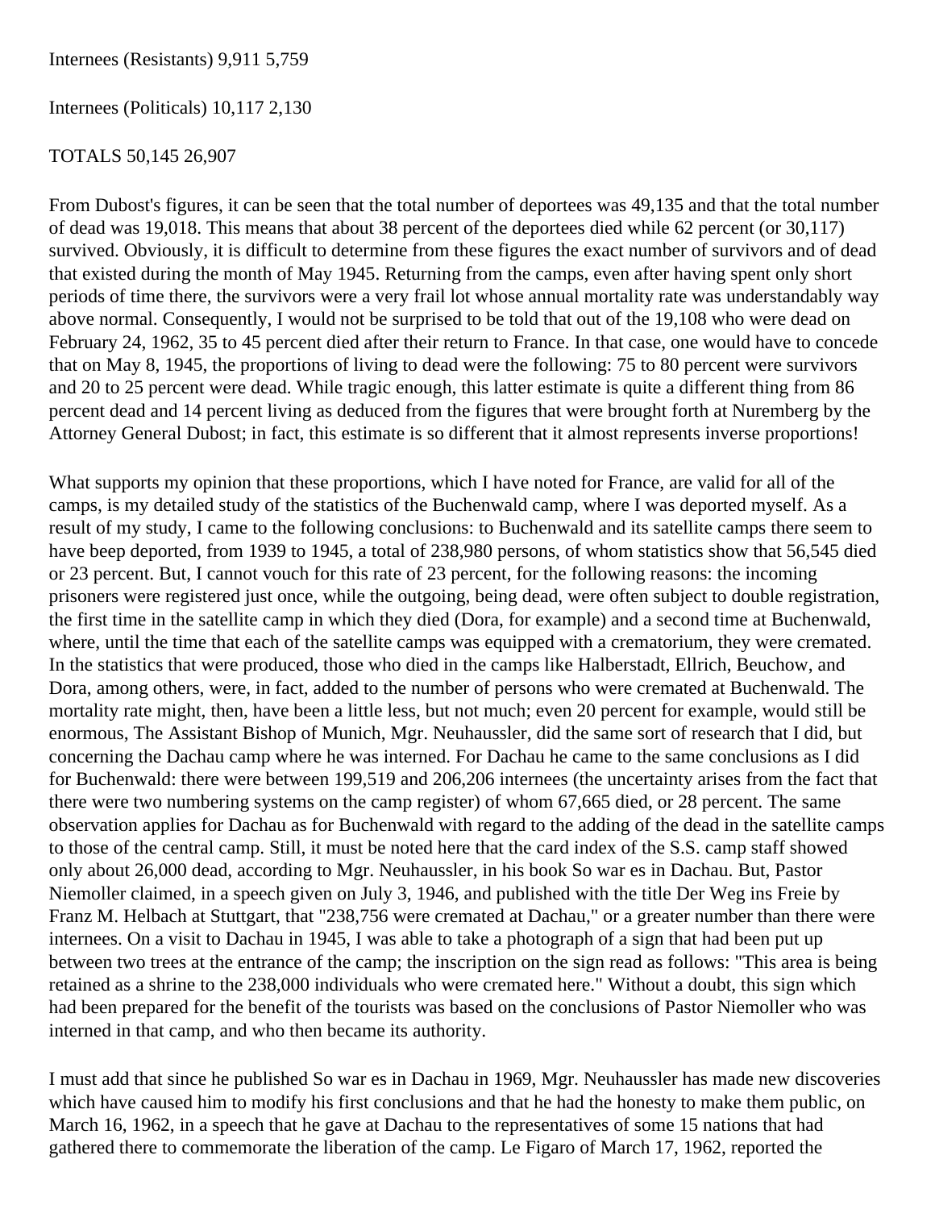Internees (Resistants) 9,911 5,759

Internees (Politicals) 10,117 2,130

TOTALS 50,145 26,907

From Dubost's figures, it can be seen that the total number of deportees was 49,135 and that the total number of dead was 19,018. This means that about 38 percent of the deportees died while 62 percent (or 30,117) survived. Obviously, it is difficult to determine from these figures the exact number of survivors and of dead that existed during the month of May 1945. Returning from the camps, even after having spent only short periods of time there, the survivors were a very frail lot whose annual mortality rate was understandably way above normal. Consequently, I would not be surprised to be told that out of the 19,108 who were dead on February 24, 1962, 35 to 45 percent died after their return to France. In that case, one would have to concede that on May 8, 1945, the proportions of living to dead were the following: 75 to 80 percent were survivors and 20 to 25 percent were dead. While tragic enough, this latter estimate is quite a different thing from 86 percent dead and 14 percent living as deduced from the figures that were brought forth at Nuremberg by the Attorney General Dubost; in fact, this estimate is so different that it almost represents inverse proportions!

What supports my opinion that these proportions, which I have noted for France, are valid for all of the camps, is my detailed study of the statistics of the Buchenwald camp, where I was deported myself. As a result of my study, I came to the following conclusions: to Buchenwald and its satellite camps there seem to have beep deported, from 1939 to 1945, a total of 238,980 persons, of whom statistics show that 56,545 died or 23 percent. But, I cannot vouch for this rate of 23 percent, for the following reasons: the incoming prisoners were registered just once, while the outgoing, being dead, were often subject to double registration, the first time in the satellite camp in which they died (Dora, for example) and a second time at Buchenwald, where, until the time that each of the satellite camps was equipped with a crematorium, they were cremated. In the statistics that were produced, those who died in the camps like Halberstadt, Ellrich, Beuchow, and Dora, among others, were, in fact, added to the number of persons who were cremated at Buchenwald. The mortality rate might, then, have been a little less, but not much; even 20 percent for example, would still be enormous, The Assistant Bishop of Munich, Mgr. Neuhaussler, did the same sort of research that I did, but concerning the Dachau camp where he was interned. For Dachau he came to the same conclusions as I did for Buchenwald: there were between 199,519 and 206,206 internees (the uncertainty arises from the fact that there were two numbering systems on the camp register) of whom 67,665 died, or 28 percent. The same observation applies for Dachau as for Buchenwald with regard to the adding of the dead in the satellite camps to those of the central camp. Still, it must be noted here that the card index of the S.S. camp staff showed only about 26,000 dead, according to Mgr. Neuhaussler, in his book So war es in Dachau. But, Pastor Niemoller claimed, in a speech given on July 3, 1946, and published with the title Der Weg ins Freie by Franz M. Helbach at Stuttgart, that "238,756 were cremated at Dachau," or a greater number than there were internees. On a visit to Dachau in 1945, I was able to take a photograph of a sign that had been put up between two trees at the entrance of the camp; the inscription on the sign read as follows: "This area is being retained as a shrine to the 238,000 individuals who were cremated here." Without a doubt, this sign which had been prepared for the benefit of the tourists was based on the conclusions of Pastor Niemoller who was interned in that camp, and who then became its authority.

I must add that since he published So war es in Dachau in 1969, Mgr. Neuhaussler has made new discoveries which have caused him to modify his first conclusions and that he had the honesty to make them public, on March 16, 1962, in a speech that he gave at Dachau to the representatives of some 15 nations that had gathered there to commemorate the liberation of the camp. Le Figaro of March 17, 1962, reported the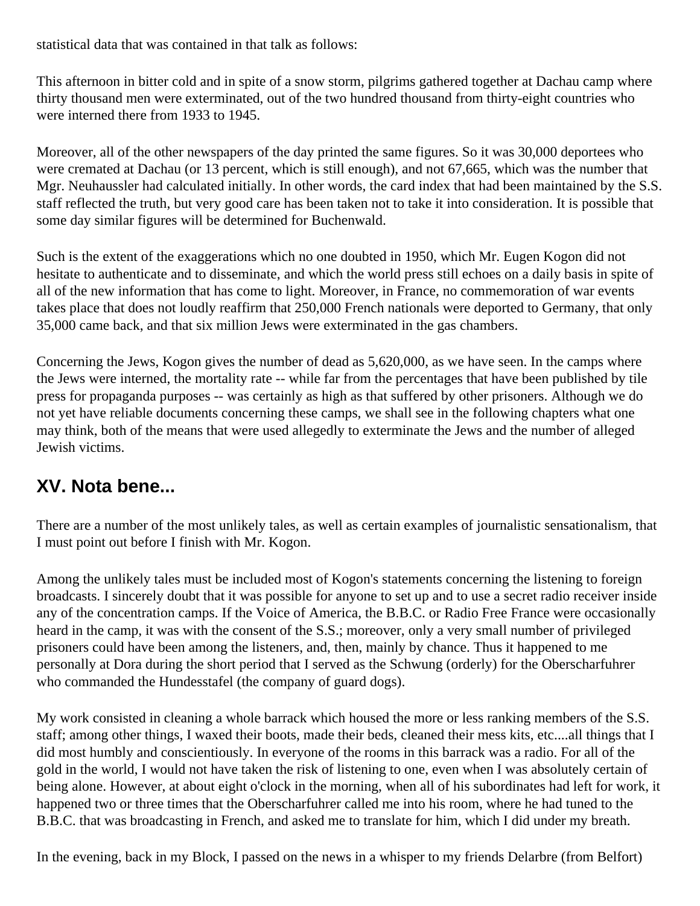statistical data that was contained in that talk as follows:

This afternoon in bitter cold and in spite of a snow storm, pilgrims gathered together at Dachau camp where thirty thousand men were exterminated, out of the two hundred thousand from thirty-eight countries who were interned there from 1933 to 1945.

Moreover, all of the other newspapers of the day printed the same figures. So it was 30,000 deportees who were cremated at Dachau (or 13 percent, which is still enough), and not 67,665, which was the number that Mgr. Neuhaussler had calculated initially. In other words, the card index that had been maintained by the S.S. staff reflected the truth, but very good care has been taken not to take it into consideration. It is possible that some day similar figures will be determined for Buchenwald.

Such is the extent of the exaggerations which no one doubted in 1950, which Mr. Eugen Kogon did not hesitate to authenticate and to disseminate, and which the world press still echoes on a daily basis in spite of all of the new information that has come to light. Moreover, in France, no commemoration of war events takes place that does not loudly reaffirm that 250,000 French nationals were deported to Germany, that only 35,000 came back, and that six million Jews were exterminated in the gas chambers.

Concerning the Jews, Kogon gives the number of dead as 5,620,000, as we have seen. In the camps where the Jews were interned, the mortality rate -- while far from the percentages that have been published by tile press for propaganda purposes -- was certainly as high as that suffered by other prisoners. Although we do not yet have reliable documents concerning these camps, we shall see in the following chapters what one may think, both of the means that were used allegedly to exterminate the Jews and the number of alleged Jewish victims.

## XV. Nota bene...

There are a number of the most unlikely tales, as well as certain examples of journalistic sensationalism, that I must point out before I finish with Mr. Kogon.

Among the unlikely tales must be included most of Kogon's statements concerning the listening to foreign broadcasts. I sincerely doubt that it was possible for anyone to set up and to use a secret radio receiver inside any of the concentration camps. If the Voice of America, the B.B.C. or Radio Free France were occasionally heard in the camp, it was with the consent of the S.S.; moreover, only a very small number of privileged prisoners could have been among the listeners, and, then, mainly by chance. Thus it happened to me personally at Dora during the short period that I served as the Schwung (orderly) for the Oberscharfuhrer who commanded the Hundesstafel (the company of guard dogs).

My work consisted in cleaning a whole barrack which housed the more or less ranking members of the S.S. staff; among other things, I waxed their boots, made their beds, cleaned their mess kits, etc....all things that I did most humbly and conscientiously. In everyone of the rooms in this barrack was a radio. For all of the gold in the world, I would not have taken the risk of listening to one, even when I was absolutely certain of being alone. However, at about eight o'clock in the morning, when all of his subordinates had left for work, it happened two or three times that the Oberscharfuhrer called me into his room, where he had tuned to the B.B.C. that was broadcasting in French, and asked me to translate for him, which I did under my breath.

In the evening, back in my Block, I passed on the news in a whisper to my friends Delarbre (from Belfort)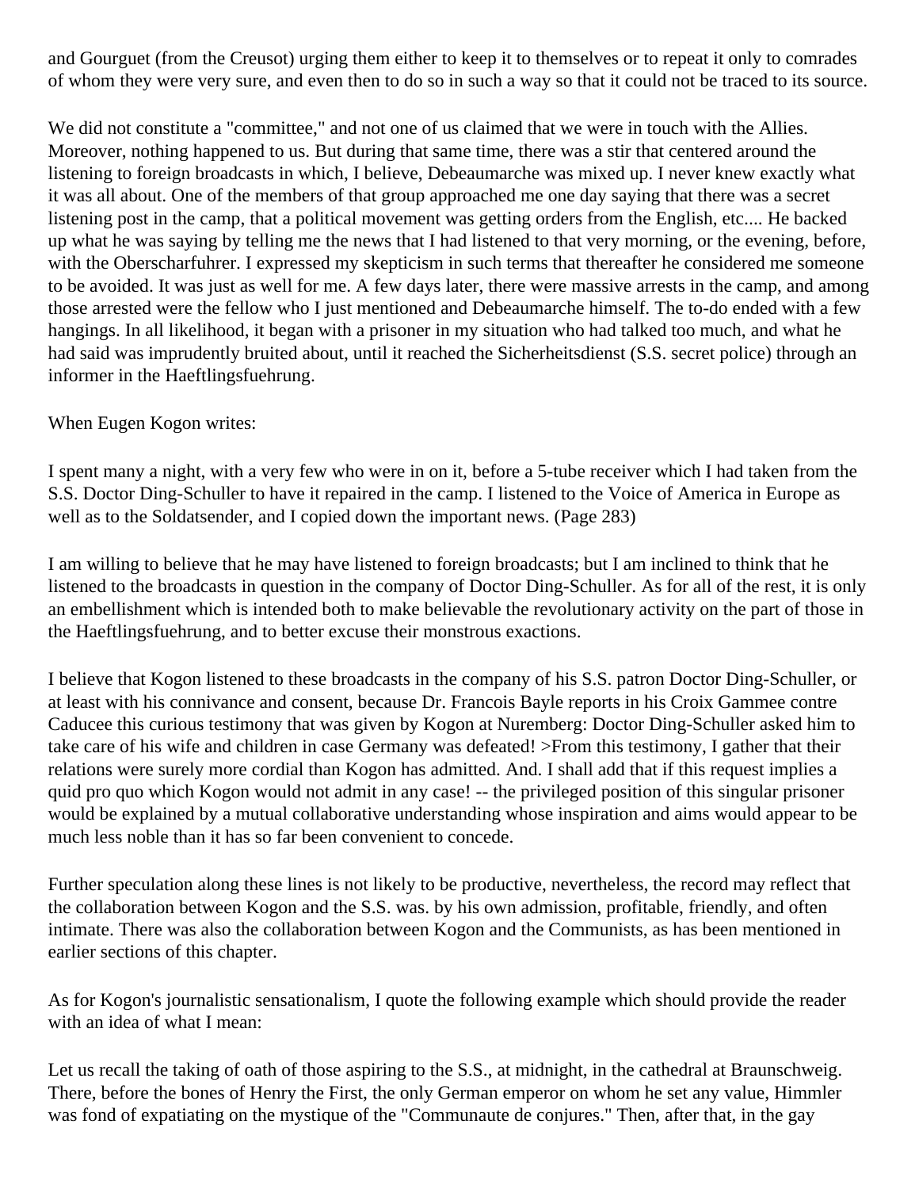and Gourguet (from the Creusot) urging them either to keep it to themselves or to repeat it only to comrades of whom they were very sure, and even then to do so in such a way so that it could not be traced to its source.

We did not constitute a "committee," and not one of us claimed that we were in touch with the Allies. Moreover, nothing happened to us. But during that same time, there was a stir that centered around the listening to foreign broadcasts in which, I believe, Debeaumarche was mixed up. I never knew exactly what it was all about. One of the members of that group approached me one day saying that there was a secret listening post in the camp, that a political movement was getting orders from the English, etc.... He backed up what he was saying by telling me the news that I had listened to that very morning, or the evening, before, with the Oberscharfuhrer. I expressed my skepticism in such terms that thereafter he considered me someone to be avoided. It was just as well for me. A few days later, there were massive arrests in the camp, and among those arrested were the fellow who I just mentioned and Debeaumarche himself. The to-do ended with a few hangings. In all likelihood, it began with a prisoner in my situation who had talked too much, and what he had said was imprudently bruited about, until it reached the Sicherheitsdienst (S.S. secret police) through an informer in the Haeftlingsfuehrung.

When Eugen Kogon writes:

I spent many a night, with a very few who were in on it, before a 5-tube receiver which I had taken from the S.S. Doctor Ding-Schuller to have it repaired in the camp. I listened to the Voice of America in Europe as well as to the Soldatsender, and I copied down the important news. (Page 283)

I am willing to believe that he may have listened to foreign broadcasts; but I am inclined to think that he listened to the broadcasts in question in the company of Doctor Ding-Schuller. As for all of the rest, it is only an embellishment which is intended both to make believable the revolutionary activity on the part of those in the Haeftlingsfuehrung, and to better excuse their monstrous exactions.

I believe that Kogon listened to these broadcasts in the company of his S.S. patron Doctor Ding-Schuller, or at least with his connivance and consent, because Dr. Francois Bayle reports in his Croix Gammee contre Caducee this curious testimony that was given by Kogon at Nuremberg: Doctor Ding-Schuller asked him to take care of his wife and children in case Germany was defeated! >From this testimony, I gather that their relations were surely more cordial than Kogon has admitted. And. I shall add that if this request implies a quid pro quo which Kogon would not admit in any case! -- the privileged position of this singular prisoner would be explained by a mutual collaborative understanding whose inspiration and aims would appear to be much less noble than it has so far been convenient to concede.

Further speculation along these lines is not likely to be productive, nevertheless, the record may reflect that the collaboration between Kogon and the S.S. was. by his own admission, profitable, friendly, and often intimate. There was also the collaboration between Kogon and the Communists, as has been mentioned in earlier sections of this chapter.

As for Kogon's journalistic sensationalism, I quote the following example which should provide the reader with an idea of what I mean:

Let us recall the taking of oath of those aspiring to the S.S., at midnight, in the cathedral at Braunschweig. There, before the bones of Henry the First, the only German emperor on whom he set any value, Himmler was fond of expatiating on the mystique of the "Communaute de conjures." Then, after that, in the gay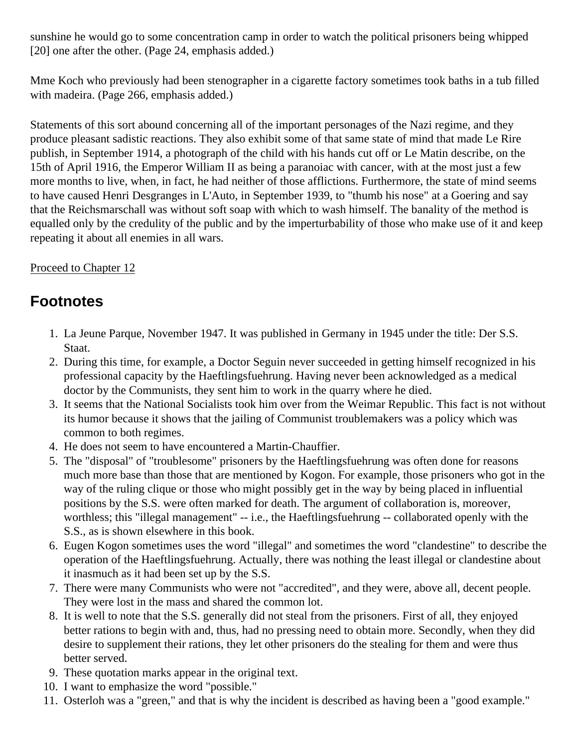sunshine he would go to some concentration camp in order to watch the political prisoners being whipped [20] one after the other. (Page 24, emphasis added.)

Mme Koch who previously had been stenographer in a cigarette factory sometimes took baths in a tub filled with madeira. (Page 266, emphasis added.)

Statements of this sort abound concerning all of the important personages of the Nazi regime, and they produce pleasant sadistic reactions. They also exhibit some of that same state of mind that made Le Rire publish, in September 1914, a photograph of the child with his hands cut off or Le Matin describe, on the 15th of April 1916, the Emperor William II as being a paranoiac with cancer, with at the most just a few more months to live, when, in fact, he had neither of those afflictions. Furthermore, the state of mind seems to have caused Henri Desgranges in L'Auto, in September 1939, to "thumb his nose" at a Goering and say that the Reichsmarschall was without soft soap with which to wash himself. The banality of the method is equalled only by the credulity of the public and by the imperturbability of those who make use of it and keep repeating it about all enemies in all wars.

Proceed to Chapter 12

## Footnotes

1. La Jeune Parque, November 1947. It was published in Germany in 1945 under the title: Der S.S. Staat.
2. During this time, for example, a Doctor Seguin never succeeded in getting himself recognized in his professional capacity by the Haeftlingsfuehrung. Having never been acknowledged as a medical doctor by the Communists, they sent him to work in the quarry where he died.
3. It seems that the National Socialists took him over from the Weimar Republic. This fact is not without its humor because it shows that the jailing of Communist troublemakers was a policy which was common to both regimes.
4. He does not seem to have encountered a Martin-Chauffier.
5. The "disposal" of "troublesome" prisoners by the Haeftlingsfuehrung was often done for reasons much more base than those that are mentioned by Kogon. For example, those prisoners who got in the way of the ruling clique or those who might possibly get in the way by being placed in influential positions by the S.S. were often marked for death. The argument of collaboration is, moreover, worthless; this "illegal management" -- i.e., the Haeftlingsfuehrung -- collaborated openly with the S.S., as is shown elsewhere in this book.
6. Eugen Kogon sometimes uses the word "illegal" and sometimes the word "clandestine" to describe the operation of the Haeftlingsfuehrung. Actually, there was nothing the least illegal or clandestine about it inasmuch as it had been set up by the S.S.
7. There were many Communists who were not "accredited", and they were, above all, decent people. They were lost in the mass and shared the common lot.
8. It is well to note that the S.S. generally did not steal from the prisoners. First of all, they enjoyed better rations to begin with and, thus, had no pressing need to obtain more. Secondly, when they did desire to supplement their rations, they let other prisoners do the stealing for them and were thus better served.
9. These quotation marks appear in the original text.
10. I want to emphasize the word "possible."
11. Osterloh was a "green," and that is why the incident is described as having been a "good example."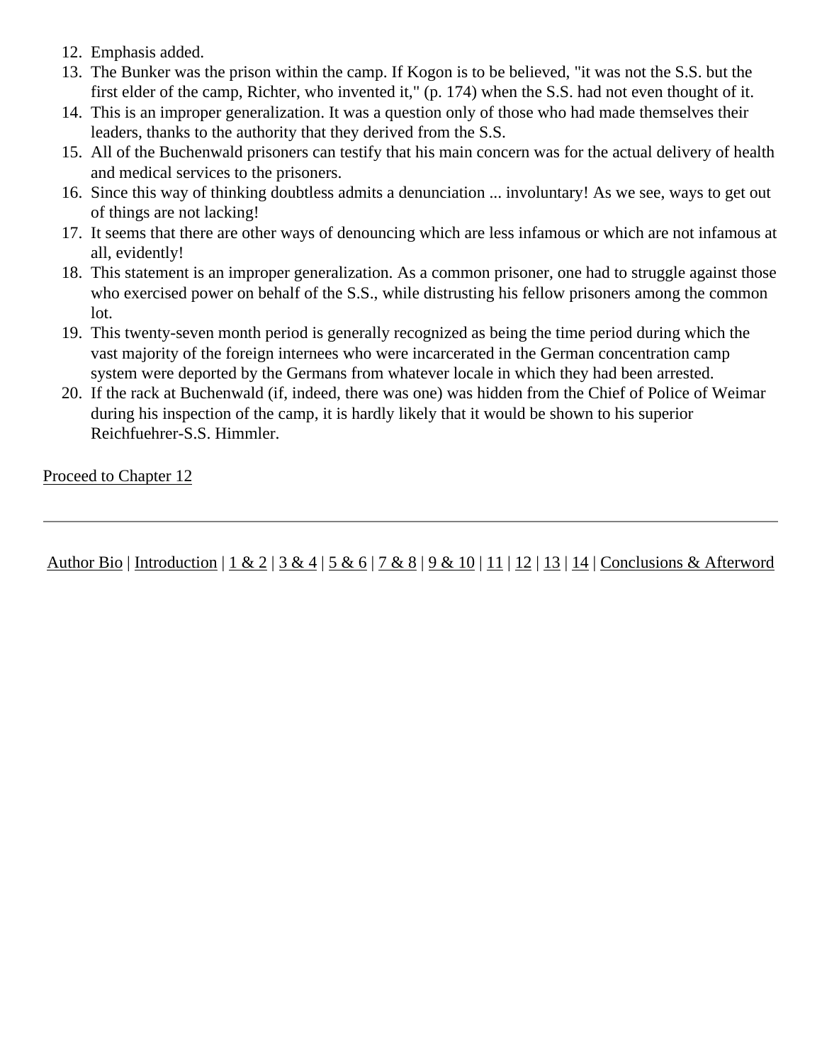12. Emphasis added.
13. The Bunker was the prison within the camp. If Kogon is to be believed, "it was not the S.S. but the first elder of the camp, Richter, who invented it," (p. 174) when the S.S. had not even thought of it.
14. This is an improper generalization. It was a question only of those who had made themselves their leaders, thanks to the authority that they derived from the S.S.
15. All of the Buchenwald prisoners can testify that his main concern was for the actual delivery of health and medical services to the prisoners.
16. Since this way of thinking doubtless admits a denunciation ... involuntary! As we see, ways to get out of things are not lacking!
17. It seems that there are other ways of denouncing which are less infamous or which are not infamous at all, evidently!
18. This statement is an improper generalization. As a common prisoner, one had to struggle against those who exercised power on behalf of the S.S., while distrusting his fellow prisoners among the common lot.
19. This twenty-seven month period is generally recognized as being the time period during which the vast majority of the foreign internees who were incarcerated in the German concentration camp system were deported by the Germans from whatever locale in which they had been arrested.
20. If the rack at Buchenwald (if, indeed, there was one) was hidden from the Chief of Police of Weimar during his inspection of the camp, it is hardly likely that it would be shown to his superior Reichfuehrer-S.S. Himmler.

Proceed to Chapter 12

---

Author Bio | Introduction | 1 & 2 | 3 & 4 | 5 & 6 | 7 & 8 | 9 & 10 | 11 | 12 | 13 | 14 | Conclusions & Afterword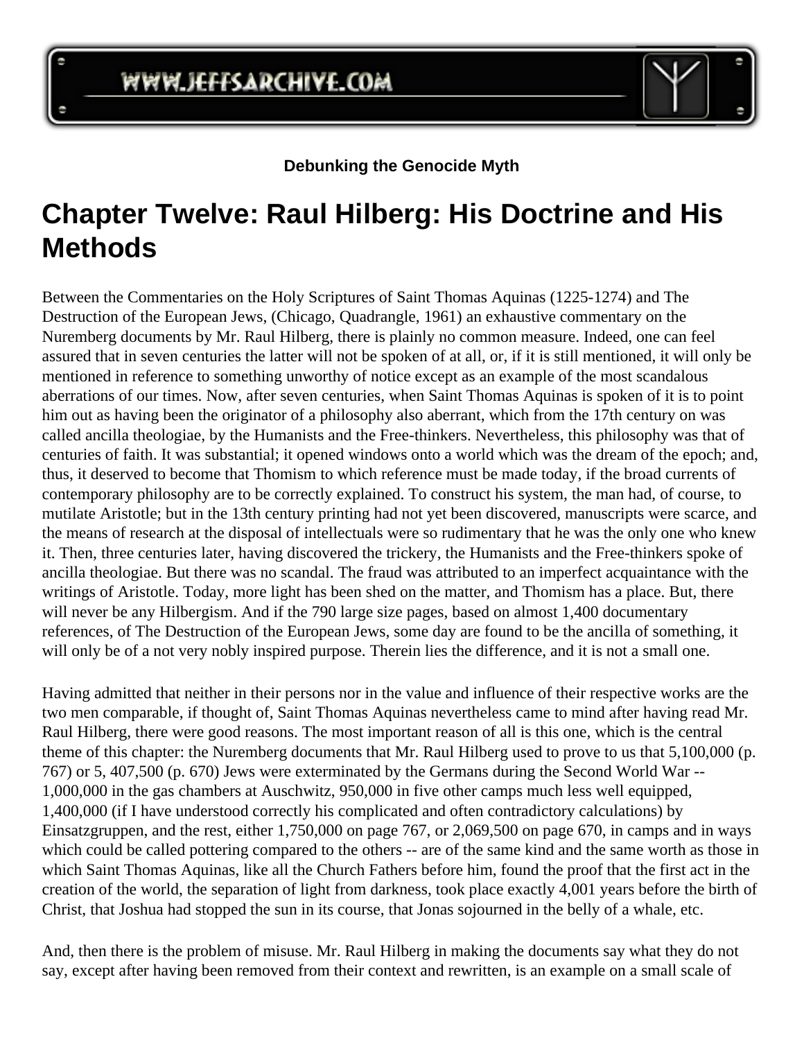**Debunking the Genocide Myth**

# Chapter Twelve: Raul Hilberg: His Doctrine and His Methods

Between the Commentaries on the Holy Scriptures of Saint Thomas Aquinas (1225-1274) and The Destruction of the European Jews, (Chicago, Quadrangle, 1961) an exhaustive commentary on the Nuremberg documents by Mr. Raul Hilberg, there is plainly no common measure. Indeed, one can feel assured that in seven centuries the latter will not be spoken of at all, or, if it is still mentioned, it will only be mentioned in reference to something unworthy of notice except as an example of the most scandalous aberrations of our times. Now, after seven centuries, when Saint Thomas Aquinas is spoken of it is to point him out as having been the originator of a philosophy also aberrant, which from the 17th century on was called ancilla theologiae, by the Humanists and the Free-thinkers. Nevertheless, this philosophy was that of centuries of faith. It was substantial; it opened windows onto a world which was the dream of the epoch; and, thus, it deserved to become that Thomism to which reference must be made today, if the broad currents of contemporary philosophy are to be correctly explained. To construct his system, the man had, of course, to mutilate Aristotle; but in the 13th century printing had not yet been discovered, manuscripts were scarce, and the means of research at the disposal of intellectuals were so rudimentary that he was the only one who knew it. Then, three centuries later, having discovered the trickery, the Humanists and the Free-thinkers spoke of ancilla theologiae. But there was no scandal. The fraud was attributed to an imperfect acquaintance with the writings of Aristotle. Today, more light has been shed on the matter, and Thomism has a place. But, there will never be any Hilbergism. And if the 790 large size pages, based on almost 1,400 documentary references, of The Destruction of the European Jews, some day are found to be the ancilla of something, it will only be of a not very nobly inspired purpose. Therein lies the difference, and it is not a small one.

Having admitted that neither in their persons nor in the value and influence of their respective works are the two men comparable, if thought of, Saint Thomas Aquinas nevertheless came to mind after having read Mr. Raul Hilberg, there were good reasons. The most important reason of all is this one, which is the central theme of this chapter: the Nuremberg documents that Mr. Raul Hilberg used to prove to us that 5,100,000 (p. 767) or 5, 407,500 (p. 670) Jews were exterminated by the Germans during the Second World War -- 1,000,000 in the gas chambers at Auschwitz, 950,000 in five other camps much less well equipped, 1,400,000 (if I have understood correctly his complicated and often contradictory calculations) by Einsatzgruppen, and the rest, either 1,750,000 on page 767, or 2,069,500 on page 670, in camps and in ways which could be called pottering compared to the others -- are of the same kind and the same worth as those in which Saint Thomas Aquinas, like all the Church Fathers before him, found the proof that the first act in the creation of the world, the separation of light from darkness, took place exactly 4,001 years before the birth of Christ, that Joshua had stopped the sun in its course, that Jonas sojourned in the belly of a whale, etc.

And, then there is the problem of misuse. Mr. Raul Hilberg in making the documents say what they do not say, except after having been removed from their context and rewritten, is an example on a small scale of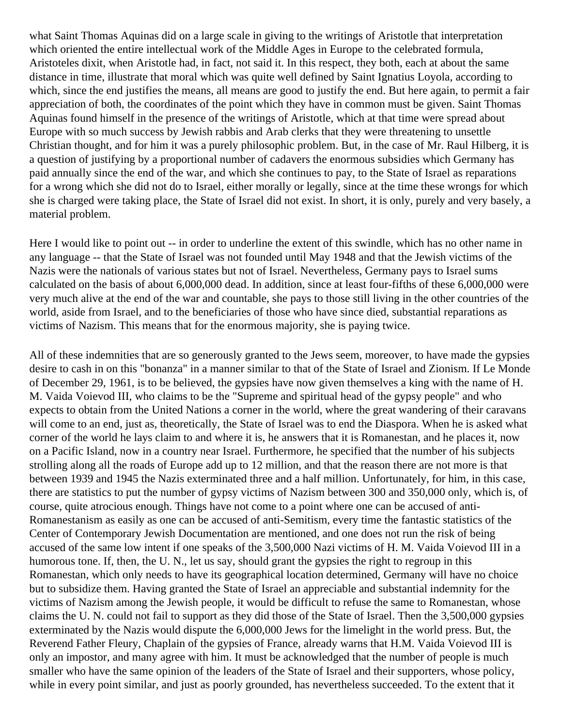what Saint Thomas Aquinas did on a large scale in giving to the writings of Aristotle that interpretation which oriented the entire intellectual work of the Middle Ages in Europe to the celebrated formula, Aristoteles dixit, when Aristotle had, in fact, not said it. In this respect, they both, each at about the same distance in time, illustrate that moral which was quite well defined by Saint Ignatius Loyola, according to which, since the end justifies the means, all means are good to justify the end. But here again, to permit a fair appreciation of both, the coordinates of the point which they have in common must be given. Saint Thomas Aquinas found himself in the presence of the writings of Aristotle, which at that time were spread about Europe with so much success by Jewish rabbis and Arab clerks that they were threatening to unsettle Christian thought, and for him it was a purely philosophic problem. But, in the case of Mr. Raul Hilberg, it is a question of justifying by a proportional number of cadavers the enormous subsidies which Germany has paid annually since the end of the war, and which she continues to pay, to the State of Israel as reparations for a wrong which she did not do to Israel, either morally or legally, since at the time these wrongs for which she is charged were taking place, the State of Israel did not exist. In short, it is only, purely and very basely, a material problem.

Here I would like to point out -- in order to underline the extent of this swindle, which has no other name in any language -- that the State of Israel was not founded until May 1948 and that the Jewish victims of the Nazis were the nationals of various states but not of Israel. Nevertheless, Germany pays to Israel sums calculated on the basis of about 6,000,000 dead. In addition, since at least four-fifths of these 6,000,000 were very much alive at the end of the war and countable, she pays to those still living in the other countries of the world, aside from Israel, and to the beneficiaries of those who have since died, substantial reparations as victims of Nazism. This means that for the enormous majority, she is paying twice.

All of these indemnities that are so generously granted to the Jews seem, moreover, to have made the gypsies desire to cash in on this "bonanza" in a manner similar to that of the State of Israel and Zionism. If Le Monde of December 29, 1961, is to be believed, the gypsies have now given themselves a king with the name of H. M. Vaida Voievod III, who claims to be the "Supreme and spiritual head of the gypsy people" and who expects to obtain from the United Nations a "corner in the world, where the great wandering of their caravans will come to an end, just as, theoretically, the State of Israel was to end the Diaspora. When he is asked what corner of the world he lays claim to and where it is, he answers that it is Romanestan, and he places it, now on a Pacific Island, now in a country near Israel. Furthermore, he specified that the number of his subjects strolling along all the roads of Europe add up to 12 million, and that the reason there are not more is that between 1939 and 1945 the Nazis exterminated three and a half million. Unfortunately, for him, in this case, there are statistics to put the number of gypsy victims of Nazism between 300 and 350,000 only, which is, of course, quite atrocious enough. Things have not come to a point where one can be accused of anti-Romanestanism as easily as one can be accused of anti-Semitism, every time the fantastic statistics of the Center of Contemporary Jewish Documentation are mentioned, and one does not run the risk of being accused of the same low intent if one speaks of the 3,500,000 Nazi victims of H. M. Vaida Voievod III in a humorous tone. If, then, the U. N., let us say, should grant the gypsies the right to regroup in this Romanestan, which only needs to have its geographical location determined, Germany will have no choice but to subsidize them. Having granted the State of Israel an appreciable and substantial indemnity for the victims of Nazism among the Jewish people, it would be difficult to refuse the same to Romanestan, whose claims the U. N. could not fail to support as they did those of the State of Israel. Then the 3,500,000 gypsies exterminated by the Nazis would dispute the 6,000,000 Jews for the limelight in the world press. But, the Reverend Father Fleury, Chaplain of the gypsies of France, already warns that H.M. Vaida Voievod III is only an impostor, and many agree with him. It must be acknowledged that the number of people is much smaller who have the same opinion of the leaders of the State of Israel and their supporters, whose policy, while in every point similar, and just as poorly grounded, has nevertheless succeeded. To the extent that it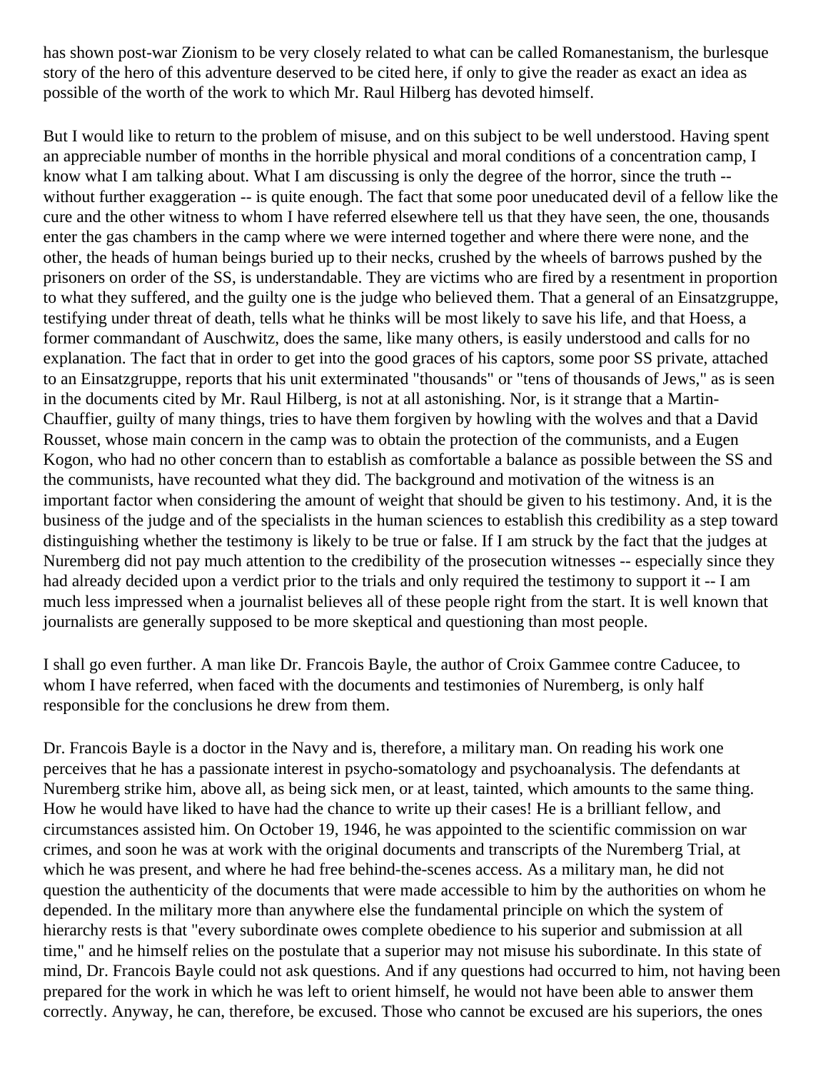has shown post-war Zionism to be very closely related to what can be called Romanestanism, the burlesque story of the hero of this adventure deserved to be cited here, if only to give the reader as exact an idea as possible of the worth of the work to which Mr. Raul Hilberg has devoted himself.

But I would like to return to the problem of misuse, and on this subject to be well understood. Having spent an appreciable number of months in the horrible physical and moral conditions of a concentration camp, I know what I am talking about. What I am discussing is only the degree of the horror, since the truth -- without further exaggeration -- is quite enough. The fact that some poor uneducated devil of a fellow like the cure and the other witness to whom I have referred elsewhere tell us that they have seen, the one, thousands enter the gas chambers in the camp where we were interned together and where there were none, and the other, the heads of human beings buried up to their necks, crushed by the wheels of barrows pushed by the prisoners on order of the SS, is understandable. They are victims who are fired by a resentment in proportion to what they suffered, and the guilty one is the judge who believed them. That a general of an Einsatzgruppe, testifying under threat of death, tells what he thinks will be most likely to save his life, and that Hoess, a former commandant of Auschwitz, does the same, like many others, is easily understood and calls for no explanation. The fact that in order to get into the good graces of his captors, some poor SS private, attached to an Einsatzgruppe, reports that his unit exterminated "thousands" or "tens of thousands of Jews," as is seen in the documents cited by Mr. Raul Hilberg, is not at all astonishing. Nor, is it strange that a Martin-Chauffier, guilty of many things, tries to have them forgiven by howling with the wolves and that a David Rousset, whose main concern in the camp was to obtain the protection of the communists, and a Eugen Kogon, who had no other concern than to establish as comfortable a balance as possible between the SS and the communists, have recounted what they did. The background and motivation of the witness is an important factor when considering the amount of weight that should be given to his testimony. And, it is the business of the judge and of the specialists in the human sciences to establish this credibility as a step toward distinguishing whether the testimony is likely to be true or false. If I am struck by the fact that the judges at Nuremberg did not pay much attention to the credibility of the prosecution witnesses -- especially since they had already decided upon a verdict prior to the trials and only required the testimony to support it -- I am much less impressed when a journalist believes all of these people right from the start. It is well known that journalists are generally supposed to be more skeptical and questioning than most people.

I shall go even further. A man like Dr. Francois Bayle, the author of Croix Gammee contre Caducee, to whom I have referred, when faced with the documents and testimonies of Nuremberg, is only half responsible for the conclusions he drew from them.

Dr. Francois Bayle is a doctor in the Navy and is, therefore, a military man. On reading his work one perceives that he has a passionate interest in psycho-somatology and psychoanalysis. The defendants at Nuremberg strike him, above all, as being sick men, or at least, tainted, which amounts to the same thing. How he would have liked to have had the chance to write up their cases! He is a brilliant fellow, and circumstances assisted him. On October 19, 1946, he was appointed to the scientific commission on war crimes, and soon he was at work with the original documents and transcripts of the Nuremberg Trial, at which he was present, and where he had free behind-the-scenes access. As a military man, he did not question the authenticity of the documents that were made accessible to him by the authorities on whom he depended. In the military more than anywhere else the fundamental principle on which the system of hierarchy rests is that "every subordinate owes complete obedience to his superior and submission at all time," and he himself relies on the postulate that a superior may not misuse his subordinate. In this state of mind, Dr. Francois Bayle could not ask questions. And if any questions had occurred to him, not having been prepared for the work in which he was left to orient himself, he would not have been able to answer them correctly. Anyway, he can, therefore, be excused. Those who cannot be excused are his superiors, the ones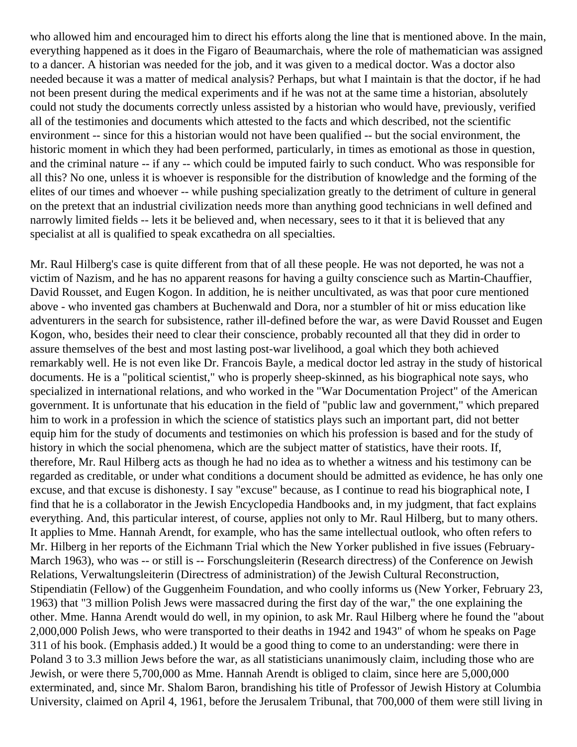who allowed him and encouraged him to direct his efforts along the line that is mentioned above. In the main, everything happened as it does in the Figaro of Beaumarchais, where the role of mathematician was assigned to a dancer. A historian was needed for the job, and it was given to a medical doctor. Was a doctor also needed because it was a matter of medical analysis? Perhaps, but what I maintain is that the doctor, if he had not been present during the medical experiments and if he was not at the same time a historian, absolutely could not study the documents correctly unless assisted by a historian who would have, previously, verified all of the testimonies and documents which attested to the facts and which described, not the scientific environment -- since for this a historian would not have been qualified -- but the social environment, the historic moment in which they had been performed, particularly, in times as emotional as those in question, and the criminal nature -- if any -- which could be imputed fairly to such conduct. Who was responsible for all this? No one, unless it is whoever is responsible for the distribution of knowledge and the forming of the elites of our times and whoever -- while pushing specialization greatly to the detriment of culture in general on the pretext that an industrial civilization needs more than anything good technicians in well defined and narrowly limited fields -- lets it be believed and, when necessary, sees to it that it is believed that any specialist at all is qualified to speak excathedra on all specialties.

Mr. Raul Hilberg's case is quite different from that of all these people. He was not deported, he was not a victim of Nazism, and he has no apparent reasons for having a guilty conscience such as Martin-Chauffier, David Rousset, and Eugen Kogon. In addition, he is neither uncultivated, as was that poor cure mentioned above - who invented gas chambers at Buchenwald and Dora, nor a stumbler of hit or miss education like adventurers in the search for subsistence, rather ill-defined before the war, as were David Rousset and Eugen Kogon, who, besides their need to clear their conscience, probably recounted all that they did in order to assure themselves of the best and most lasting post-war livelihood, a goal which they both achieved remarkably well. He is not even like Dr. Francois Bayle, a medical doctor led astray in the study of historical documents. He is a "political scientist," who is properly sheep-skinned, as his biographical note says, who specialized in international relations, and who worked in the "War Documentation Project" of the American government. It is unfortunate that his education in the field of "public law and government," which prepared him to work in a profession in which the science of statistics plays such an important part, did not better equip him for the study of documents and testimonies on which his profession is based and for the study of history in which the social phenomena, which are the subject matter of statistics, have their roots. If, therefore, Mr. Raul Hilberg acts as though he had no idea as to whether a witness and his testimony can be regarded as creditable, or under what conditions a document should be admitted as evidence, he has only one excuse, and that excuse is dishonesty. I say "excuse" because, as I continue to read his biographical note, I find that he is a collaborator in the Jewish Encyclopedia Handbooks and, in my judgment, that fact explains everything. And, this particular interest, of course, applies not only to Mr. Raul Hilberg, but to many others. It applies to Mme. Hannah Arendt, for example, who has the same intellectual outlook, who often refers to Mr. Hilberg in her reports of the Eichmann Trial which the New Yorker published in five issues (February-March 1963), who was -- or still is -- Forschungsleiterin (Research directress) of the Conference on Jewish Relations, Verwaltungsleiterin (Directress of administration) of the Jewish Cultural Reconstruction, Stipendiatin (Fellow) of the Guggenheim Foundation, and who coolly informs us (New Yorker, February 23, 1963) that "3 million Polish Jews were massacred during the first day of the war," the one explaining the other. Mme. Hanna Arendt would do well, in my opinion, to ask Mr. Raul Hilberg where he found the "about 2,000,000 Polish Jews, who were transported to their deaths in 1942 and 1943" of whom he speaks on Page 311 of his book. (Emphasis added.) It would be a good thing to come to an understanding: were there in Poland 3 to 3.3 million Jews before the war, as all statisticians unanimously claim, including those who are Jewish, or were there 5,700,000 as Mme. Hannah Arendt is obliged to claim, since here are 5,000,000 exterminated, and, since Mr. Shalom Baron, brandishing his title of Professor of Jewish History at Columbia University, claimed on April 4, 1961, before the Jerusalem Tribunal, that 700,000 of them were still living in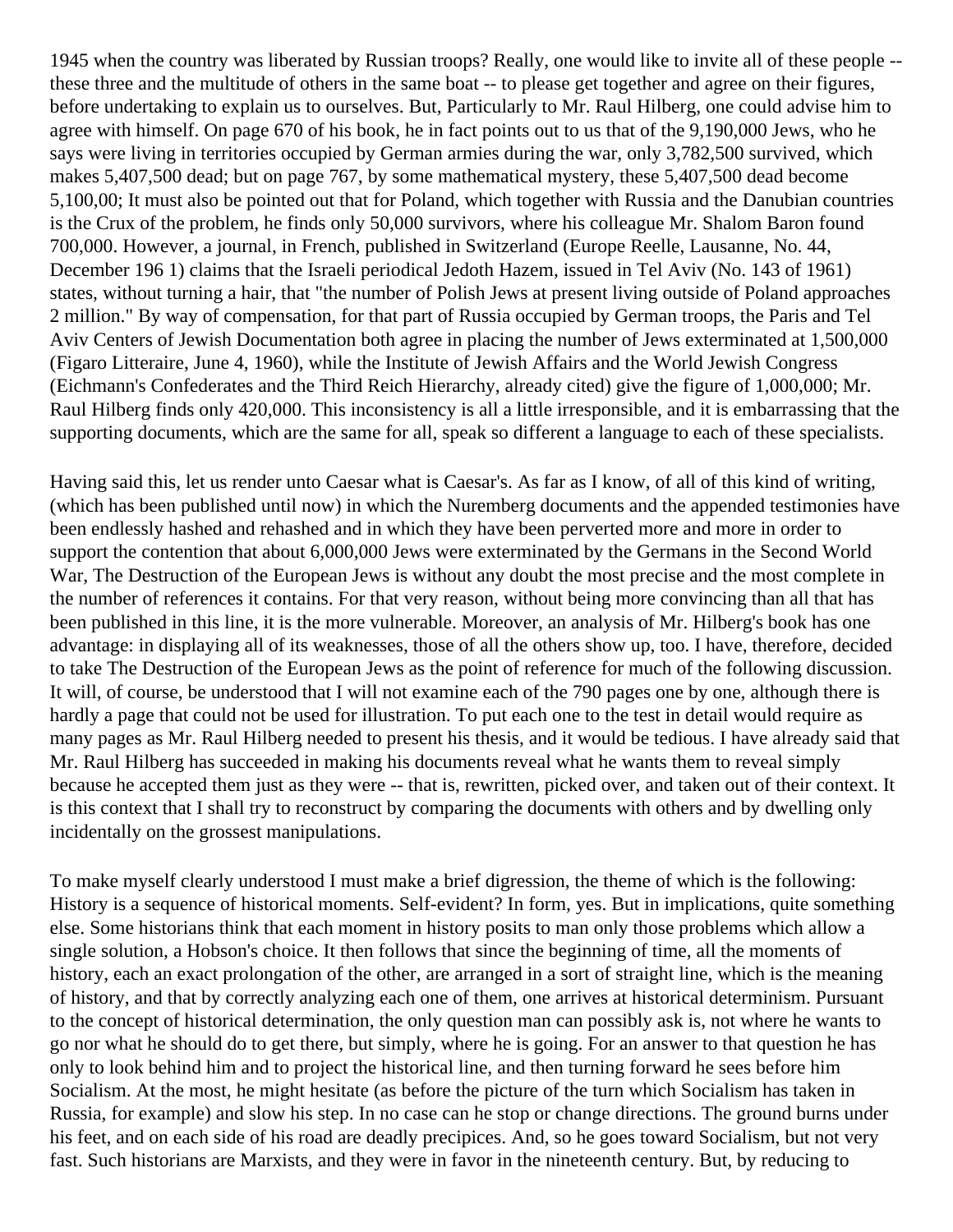1945 when the country was liberated by Russian troops? Really, one would like to invite all of these people -- these three and the multitude of others in the same boat -- to please get together and agree on their figures, before undertaking to explain us to ourselves. But, Particularly to Mr. Raul Hilberg, one could advise him to agree with himself. On page 670 of his book, he in fact points out to us that of the 9,190,000 Jews, who he says were living in territories occupied by German armies during the war, only 3,782,500 survived, which makes 5,407,500 dead; but on page 767, by some mathematical mystery, these 5,407,500 dead become 5,100,00; It must also be pointed out that for Poland, which together with Russia and the Danubian countries is the Crux of the problem, he finds only 50,000 survivors, where his colleague Mr. Shalom Baron found 700,000. However, a journal, in French, published in Switzerland (Europe Reelle, Lausanne, No. 44, December 196 1) claims that the Israeli periodical Jedoth Hazem, issued in Tel Aviv (No. 143 of 1961) states, without turning a hair, that "the number of Polish Jews at present living outside of Poland approaches 2 million." By way of compensation, for that part of Russia occupied by German troops, the Paris and Tel Aviv Centers of Jewish Documentation both agree in placing the number of Jews exterminated at 1,500,000 (Figaro Litteraire, June 4, 1960), while the Institute of Jewish Affairs and the World Jewish Congress (Eichmann's Confederates and the Third Reich Hierarchy, already cited) give the figure of 1,000,000; Mr. Raul Hilberg finds only 420,000. This inconsistency is all a little irresponsible, and it is embarrassing that the supporting documents, which are the same for all, speak so different a language to each of these specialists.

Having said this, let us render unto Caesar what is Caesar's. As far as I know, of all of this kind of writing, (which has been published until now) in which the Nuremberg documents and the appended testimonies have been endlessly hashed and rehashed and in which they have been perverted more and more in order to support the contention that about 6,000,000 Jews were exterminated by the Germans in the Second World War, The Destruction of the European Jews is without any doubt the most precise and the most complete in the number of references it contains. For that very reason, without being more convincing than all that has been published in this line, it is the more vulnerable. Moreover, an analysis of Mr. Hilberg's book has one advantage: in displaying all of its weaknesses, those of all the others show up, too. I have, therefore, decided to take The Destruction of the European Jews as the point of reference for much of the following discussion. It will, of course, be understood that I will not examine each of the 790 pages one by one, although there is hardly a page that could not be used for illustration. To put each one to the test in detail would require as many pages as Mr. Raul Hilberg needed to present his thesis, and it would be tedious. I have already said that Mr. Raul Hilberg has succeeded in making his documents reveal what he wants them to reveal simply because he accepted them just as they were -- that is, rewritten, picked over, and taken out of their context. It is this context that I shall try to reconstruct by comparing the documents with others and by dwelling only incidentally on the grossest manipulations.

To make myself clearly understood I must make a brief digression, the theme of which is the following: History is a sequence of historical moments. Self-evident? In form, yes. But in implications, quite something else. Some historians think that each moment in history posits to man only those problems which allow a single solution, a Hobson's choice. It then follows that since the beginning of time, all the moments of history, each an exact prolongation of the other, are arranged in a sort of straight line, which is the meaning of history, and that by correctly analyzing each one of them, one arrives at historical determinism. Pursuant to the concept of historical determination, the only question man can possibly ask is, not where he wants to go nor what he should do to get there, but simply, where he is going. For an answer to that question he has only to look behind him and to project the historical line, and then turning forward he sees before him Socialism. At the most, he might hesitate (as before the picture of the turn which Socialism has taken in Russia, for example) and slow his step. In no case can he stop or change directions. The ground burns under his feet, and on each side of his road are deadly precipices. And, so he goes toward Socialism, but not very fast. Such historians are Marxists, and they were in favor in the nineteenth century. But, by reducing to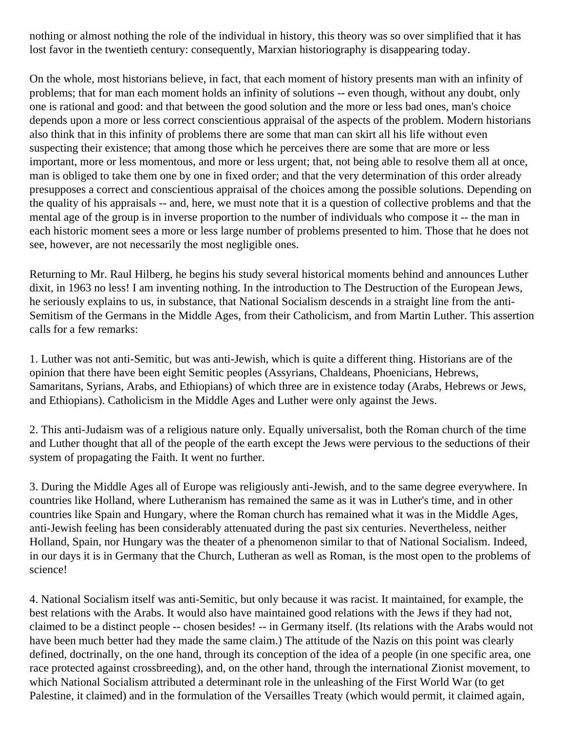nothing or almost nothing the role of the individual in history, this theory was so over simplified that it has lost favor in the twentieth century: consequently, Marxian historiography is disappearing today.

On the whole, most historians believe, in fact, that each moment of history presents man with an infinity of problems; that for man each moment holds an infinity of solutions -- even though, without any doubt, only one is rational and good: and that between the good solution and the more or less bad ones, man's choice depends upon a more or less correct conscientious appraisal of the aspects of the problem. Modern historians also think that in this infinity of problems there are some that man can skirt all his life without even suspecting their existence; that among those which he perceives there are some that are more or less important, more or less momentous, and more or less urgent; that, not being able to resolve them all at once, man is obliged to take them one by one in fixed order; and that the very determination of this order already presupposes a correct and conscientious appraisal of the choices among the possible solutions. Depending on the quality of his appraisals -- and, here, we must note that it is a question of collective problems and that the mental age of the group is in inverse proportion to the number of individuals who compose it -- the man in each historic moment sees a more or less large number of problems presented to him. Those that he does not see, however, are not necessarily the most negligible ones.

Returning to Mr. Raul Hilberg, he begins his study several historical moments behind and announces Luther dixit, in 1963 no less! I am inventing nothing. In the introduction to The Destruction of the European Jews, he seriously explains to us, in substance, that National Socialism descends in a straight line from the anti-Semitism of the Germans in the Middle Ages, from their Catholicism, and from Martin Luther. This assertion calls for a few remarks:

1. Luther was not anti-Semitic, but was anti-Jewish, which is quite a different thing. Historians are of the opinion that there have been eight Semitic peoples (Assyrians, Chaldeans, Phoenicians, Hebrews, Samaritans, Syrians, Arabs, and Ethiopians) of which three are in existence today (Arabs, Hebrews or Jews, and Ethiopians). Catholicism in the Middle Ages and Luther were only against the Jews.

2. This anti-Judaism was of a religious nature only. Equally universalist, both the Roman church of the time and Luther thought that all of the people of the earth except the Jews were pervious to the seductions of their system of propagating the Faith. It went no further.

3. During the Middle Ages all of Europe was religiously anti-Jewish, and to the same degree everywhere. In countries like Holland, where Lutheranism has remained the same as it was in Luther's time, and in other countries like Spain and Hungary, where the Roman church has remained what it was in the Middle Ages, anti-Jewish feeling has been considerably attenuated during the past six centuries. Nevertheless, neither Holland, Spain, nor Hungary was the theater of a phenomenon similar to that of National Socialism. Indeed, in our days it is in Germany that the Church, Lutheran as well as Roman, is the most open to the problems of science!

4. National Socialism itself was anti-Semitic, but only because it was racist. It maintained, for example, the best relations with the Arabs. It would also have maintained good relations with the Jews if they had not, claimed to be a distinct people -- chosen besides! -- in Germany itself. (Its relations with the Arabs would not have been much better had they made the same claim.) The attitude of the Nazis on this point was clearly defined, doctrinally, on the one hand, through its conception of the idea of a people (in one specific area, one race protected against crossbreeding), and, on the other hand, through the international Zionist movement, to which National Socialism attributed a determinant role in the unleashing of the First World War (to get Palestine, it claimed) and in the formulation of the Versailles Treaty (which would permit, it claimed again,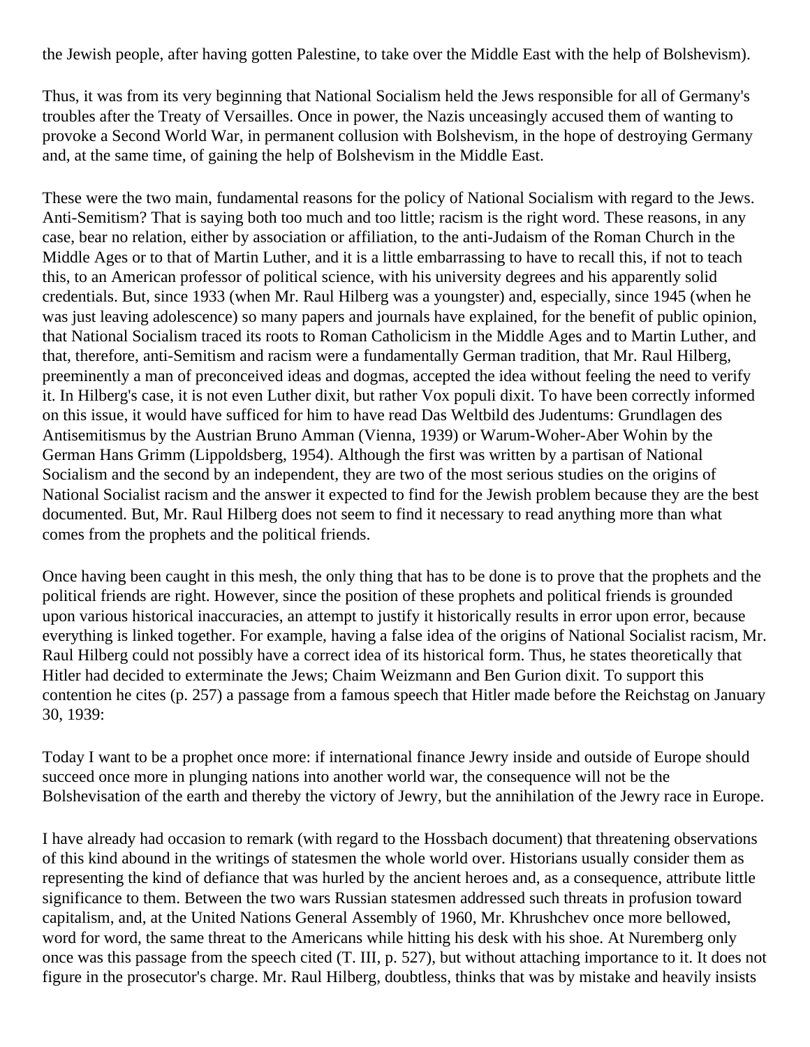the Jewish people, after having gotten Palestine, to take over the Middle East with the help of Bolshevism).

Thus, it was from its very beginning that National Socialism held the Jews responsible for all of Germany's troubles after the Treaty of Versailles. Once in power, the Nazis unceasingly accused them of wanting to provoke a Second World War, in permanent collusion with Bolshevism, in the hope of destroying Germany and, at the same time, of gaining the help of Bolshevism in the Middle East.

These were the two main, fundamental reasons for the policy of National Socialism with regard to the Jews. Anti-Semitism? That is saying both too much and too little; racism is the right word. These reasons, in any case, bear no relation, either by association or affiliation, to the anti-Judaism of the Roman Church in the Middle Ages or to that of Martin Luther, and it is a little embarrassing to have to recall this, if not to teach this, to an American professor of political science, with his university degrees and his apparently solid credentials. But, since 1933 (when Mr. Raul Hilberg was a youngster) and, especially, since 1945 (when he was just leaving adolescence) so many papers and journals have explained, for the benefit of public opinion, that National Socialism traced its roots to Roman Catholicism in the Middle Ages and to Martin Luther, and that, therefore, anti-Semitism and racism were a fundamentally German tradition, that Mr. Raul Hilberg, preeminently a man of preconceived ideas and dogmas, accepted the idea without feeling the need to verify it. In Hilberg's case, it is not even Luther dixit, but rather Vox populi dixit. To have been correctly informed on this issue, it would have sufficed for him to have read Das Weltbild des Judentums: Grundlagen des Antisemitismus by the Austrian Bruno Amman (Vienna, 1939) or Warum-Woher-Aber Wohin by the German Hans Grimm (Lippoldsberg, 1954). Although the first was written by a partisan of National Socialism and the second by an independent, they are two of the most serious studies on the origins of National Socialist racism and the answer it expected to find for the Jewish problem because they are the best documented. But, Mr. Raul Hilberg does not seem to find it necessary to read anything more than what comes from the prophets and the political friends.

Once having been caught in this mesh, the only thing that has to be done is to prove that the prophets and the political friends are right. However, since the position of these prophets and political friends is grounded upon various historical inaccuracies, an attempt to justify it historically results in error upon error, because everything is linked together. For example, having a false idea of the origins of National Socialist racism, Mr. Raul Hilberg could not possibly have a correct idea of its historical form. Thus, he states theoretically that Hitler had decided to exterminate the Jews; Chaim Weizmann and Ben Gurion dixit. To support this contention he cites (p. 257) a passage from a famous speech that Hitler made before the Reichstag on January 30, 1939:

Today I want to be a prophet once more: if international finance Jewry inside and outside of Europe should succeed once more in plunging nations into another world war, the consequence will not be the Bolshevisation of the earth and thereby the victory of Jewry, but the annihilation of the Jewry race in Europe.

I have already had occasion to remark (with regard to the Hossbach document) that threatening observations of this kind abound in the writings of statesmen the whole world over. Historians usually consider them as representing the kind of defiance that was hurled by the ancient heroes and, as a consequence, attribute little significance to them. Between the two wars Russian statesmen addressed such threats in profusion toward capitalism, and, at the United Nations General Assembly of 1960, Mr. Khrushchev once more bellowed, word for word, the same threat to the Americans while hitting his desk with his shoe. At Nuremberg only once was this passage from the speech cited (T. III, p. 527), but without attaching importance to it. It does not figure in the prosecutor's charge. Mr. Raul Hilberg, doubtless, thinks that was by mistake and heavily insists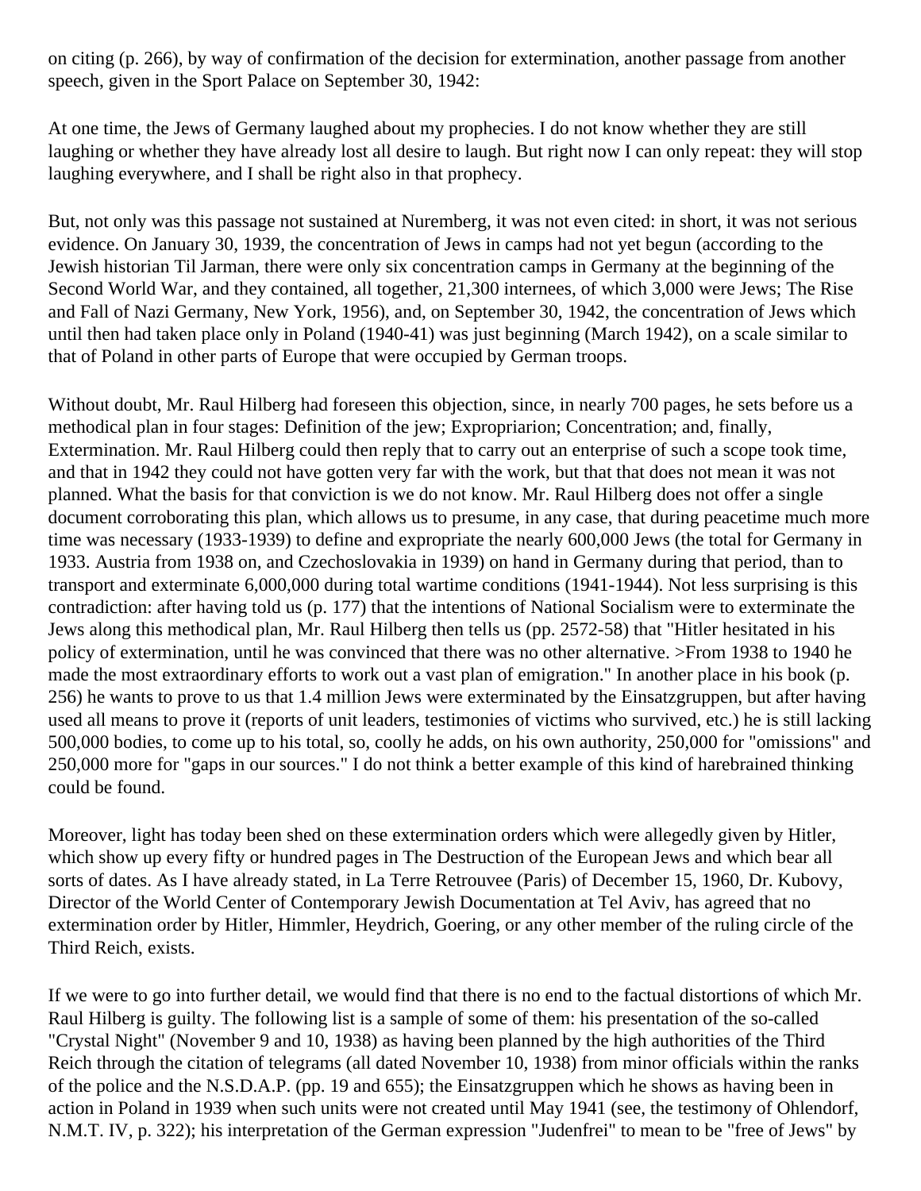on citing (p. 266), by way of confirmation of the decision for extermination, another passage from another speech, given in the Sport Palace on September 30, 1942:

At one time, the Jews of Germany laughed about my prophecies. I do not know whether they are still laughing or whether they have already lost all desire to laugh. But right now I can only repeat: they will stop laughing everywhere, and I shall be right also in that prophecy.

But, not only was this passage not sustained at Nuremberg, it was not even cited: in short, it was not serious evidence. On January 30, 1939, the concentration of Jews in camps had not yet begun (according to the Jewish historian Til Jarman, there were only six concentration camps in Germany at the beginning of the Second World War, and they contained, all together, 21,300 internees, of which 3,000 were Jews; The Rise and Fall of Nazi Germany, New York, 1956), and, on September 30, 1942, the concentration of Jews which until then had taken place only in Poland (1940-41) was just beginning (March 1942), on a scale similar to that of Poland in other parts of Europe that were occupied by German troops.

Without doubt, Mr. Raul Hilberg had foreseen this objection, since, in nearly 700 pages, he sets before us a methodical plan in four stages: Definition of the jew; Expropriarion; Concentration; and, finally, Extermination. Mr. Raul Hilberg could then reply that to carry out an enterprise of such a scope took time, and that in 1942 they could not have gotten very far with the work, but that that does not mean it was not planned. What the basis for that conviction is we do not know. Mr. Raul Hilberg does not offer a single document corroborating this plan, which allows us to presume, in any case, that during peacetime much more time was necessary (1933-1939) to define and expropriate the nearly 600,000 Jews (the total for Germany in 1933. Austria from 1938 on, and Czechoslovakia in 1939) on hand in Germany during that period, than to transport and exterminate 6,000,000 during total wartime conditions (1941-1944). Not less surprising is this contradiction: after having told us (p. 177) that the intentions of National Socialism were to exterminate the Jews along this methodical plan, Mr. Raul Hilberg then tells us (pp. 2572-58) that "Hitler hesitated in his policy of extermination, until he was convinced that there was no other alternative. >From 1938 to 1940 he made the most extraordinary efforts to work out a vast plan of emigration." In another place in his book (p. 256) he wants to prove to us that 1.4 million Jews were exterminated by the Einsatzgruppen, but after having used all means to prove it (reports of unit leaders, testimonies of victims who survived, etc.) he is still lacking 500,000 bodies, to come up to his total, so, coolly he adds, on his own authority, 250,000 for "omissions" and 250,000 more for "gaps in our sources." I do not think a better example of this kind of harebrained thinking could be found.

Moreover, light has today been shed on these extermination orders which were allegedly given by Hitler, which show up every fifty or hundred pages in The Destruction of the European Jews and which bear all sorts of dates. As I have already stated, in La Terre Retrouvee (Paris) of December 15, 1960, Dr. Kubovy, Director of the World Center of Contemporary Jewish Documentation at Tel Aviv, has agreed that no extermination order by Hitler, Himmler, Heydrich, Goering, or any other member of the ruling circle of the Third Reich, exists.

If we were to go into further detail, we would find that there is no end to the factual distortions of which Mr. Raul Hilberg is guilty. The following list is a sample of some of them: his presentation of the so-called "Crystal Night" (November 9 and 10, 1938) as having been planned by the high authorities of the Third Reich through the citation of telegrams (all dated November 10, 1938) from minor officials within the ranks of the police and the N.S.D.A.P. (pp. 19 and 655); the Einsatzgruppen which he shows as having been in action in Poland in 1939 when such units were not created until May 1941 (see, the testimony of Ohlendorf, N.M.T. IV, p. 322); his interpretation of the German expression "Judenfrei" to mean to be "free of Jews" by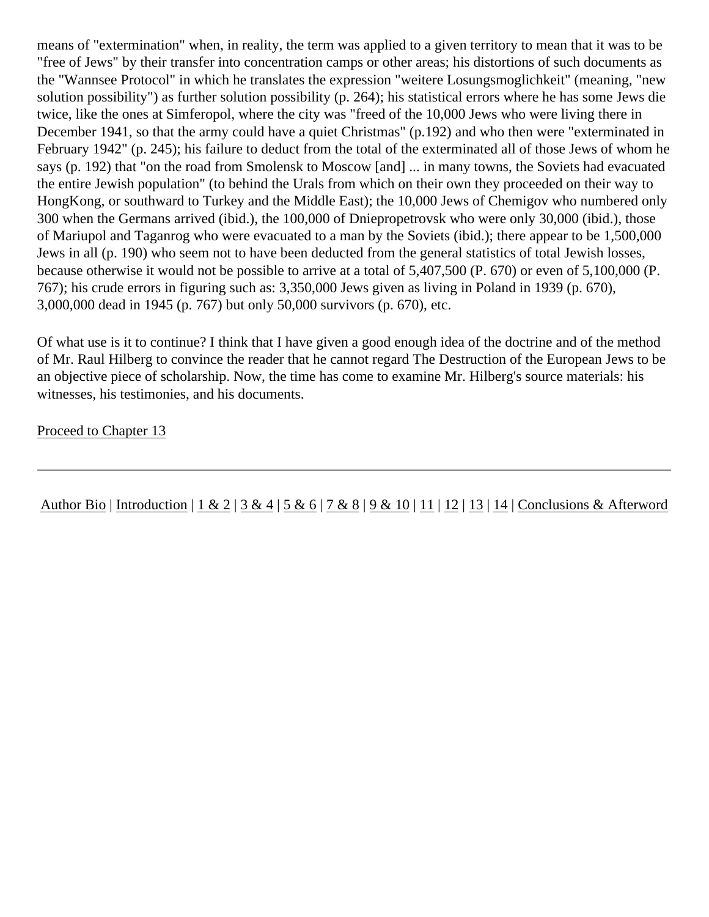means of "extermination" when, in reality, the term was applied to a given territory to mean that it was to be "free of Jews" by their transfer into concentration camps or other areas; his distortions of such documents as the "Wannsee Protocol" in which he translates the expression "weitere Losungsmoglichkeit" (meaning, "new solution possibility") as further solution possibility (p. 264); his statistical errors where he has some Jews die twice, like the ones at Simferopol, where the city was "freed of the 10,000 Jews who were living there in December 1941, so that the army could have a quiet Christmas" (p.192) and who then were "exterminated in February 1942" (p. 245); his failure to deduct from the total of the exterminated all of those Jews of whom he says (p. 192) that "on the road from Smolensk to Moscow [and] ... in many towns, the Soviets had evacuated the entire Jewish population" (to behind the Urals from which on their own they proceeded on their way to HongKong, or southward to Turkey and the Middle East); the 10,000 Jews of Chemigov who numbered only 300 when the Germans arrived (ibid.), the 100,000 of Dniepropetrovsk who were only 30,000 (ibid.), those of Mariupol and Taganrog who were evacuated to a man by the Soviets (ibid.); there appear to be 1,500,000 Jews in all (p. 190) who seem not to have been deducted from the general statistics of total Jewish losses, because otherwise it would not be possible to arrive at a total of 5,407,500 (P. 670) or even of 5,100,000 (P. 767); his crude errors in figuring such as: 3,350,000 Jews given as living in Poland in 1939 (p. 670), 3,000,000 dead in 1945 (p. 767) but only 50,000 survivors (p. 670), etc.

Of what use is it to continue? I think that I have given a good enough idea of the doctrine and of the method of Mr. Raul Hilberg to convince the reader that he cannot regard The Destruction of the European Jews to be an objective piece of scholarship. Now, the time has come to examine Mr. Hilberg's source materials: his witnesses, his testimonies, and his documents.

Proceed to Chapter 13

---

Author Bio | Introduction | 1 & 2 | 3 & 4 | 5 & 6 | 7 & 8 | 9 & 10 | 11 | 12 | 13 | 14 | Conclusions & Afterword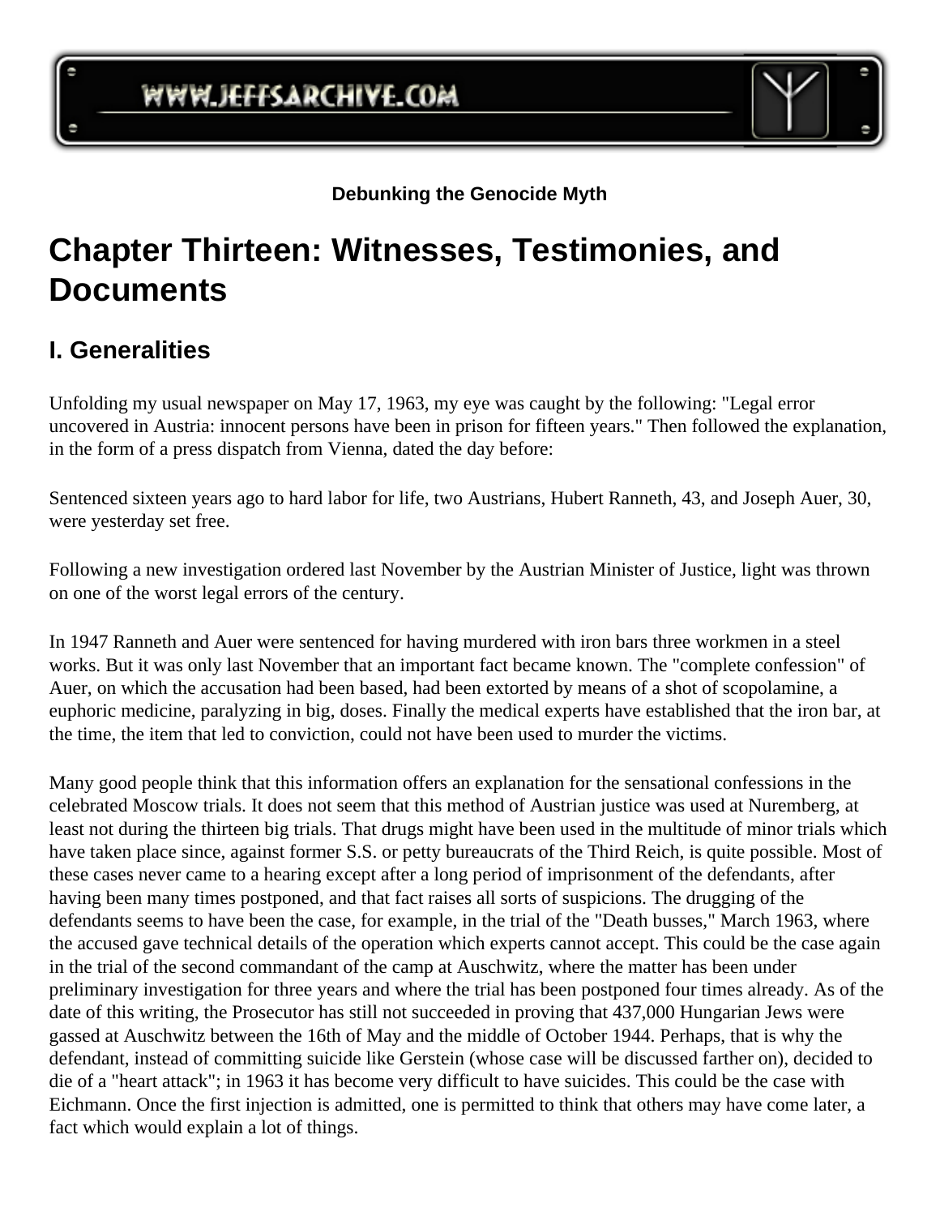# Chapter Thirteen: Witnesses, Testimonies, and Documents

## I. Generalities

Unfolding my usual newspaper on May 17, 1963, my eye was caught by the following: "Legal error uncovered in Austria: innocent persons have been in prison for fifteen years." Then followed the explanation, in the form of a press dispatch from Vienna, dated the day before:

Sentenced sixteen years ago to hard labor for life, two Austrians, Hubert Ranneth, 43, and Joseph Auer, 30, were yesterday set free.

Following a new investigation ordered last November by the Austrian Minister of Justice, light was thrown on one of the worst legal errors of the century.

In 1947 Ranneth and Auer were sentenced for having murdered with iron bars three workmen in a steel works. But it was only last November that an important fact became known. The "complete confession" of Auer, on which the accusation had been based, had been extorted by means of a shot of scopolamine, a euphoric medicine, paralyzing in big, doses. Finally the medical experts have established that the iron bar, at the time, the item that led to conviction, could not have been used to murder the victims.

Many good people think that this information offers an explanation for the sensational confessions in the celebrated Moscow trials. It does not seem that this method of Austrian justice was used at Nuremberg, at least not during the thirteen big trials. That drugs might have been used in the multitude of minor trials which have taken place since, against former S.S. or petty bureaucrats of the Third Reich, is quite possible. Most of these cases never came to a hearing except after a long period of imprisonment of the defendants, after having been many times postponed, and that fact raises all sorts of suspicions. The drugging of the defendants seems to have been the case, for example, in the trial of the "Death busses," March 1963, where the accused gave technical details of the operation which experts cannot accept. This could be the case again in the trial of the second commandant of the camp at Auschwitz, where the matter has been under preliminary investigation for three years and where the trial has been postponed four times already. As of the date of this writing, the Prosecutor has still not succeeded in proving that 437,000 Hungarian Jews were gassed at Auschwitz between the 16th of May and the middle of October 1944. Perhaps, that is why the defendant, instead of committing suicide like Gerstein (whose case will be discussed farther on), decided to die of a "heart attack"; in 1963 it has become very difficult to have suicides. This could be the case with Eichmann. Once the first injection is admitted, one is permitted to think that others may have come later, a fact which would explain a lot of things.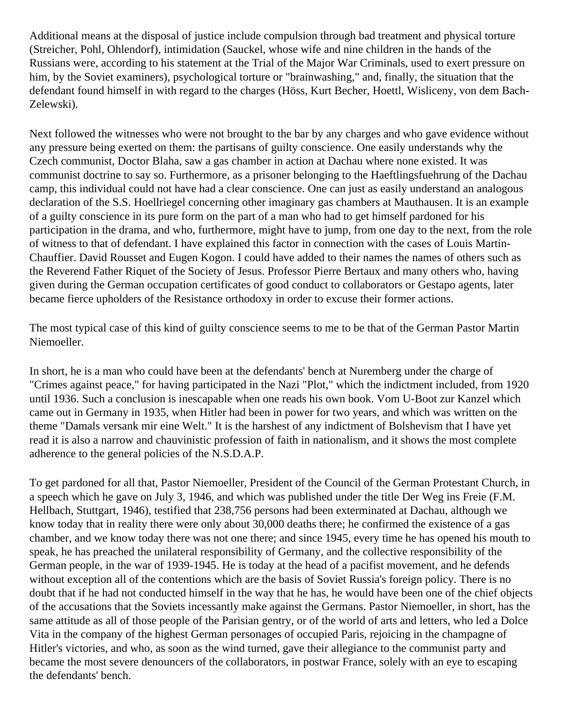Additional means at the disposal of justice include compulsion through bad treatment and physical torture (Streicher, Pohl, Ohlendorf), intimidation (Sauckel, whose wife and nine children in the hands of the Russians were, according to his statement at the Trial of the Major War Criminals, used to exert pressure on him, by the Soviet examiners), psychological torture or "brainwashing," and, finally, the situation that the defendant found himself in with regard to the charges (Höss, Kurt Becher, Hoettl, Wisliceny, von dem Bach-Zelewski).

Next followed the witnesses who were not brought to the bar by any charges and who gave evidence without any pressure being exerted on them: the partisans of guilty conscience. One easily understands why the Czech communist, Doctor Blaha, saw a gas chamber in action at Dachau where none existed. It was communist doctrine to say so. Furthermore, as a prisoner belonging to the Haeftlingsfuehrung of the Dachau camp, this individual could not have had a clear conscience. One can just as easily understand an analogous declaration of the S.S. Hoellriegel concerning other imaginary gas chambers at Mauthausen. It is an example of a guilty conscience in its pure form on the part of a man who had to get himself pardoned for his participation in the drama, and who, furthermore, might have to jump, from one day to the next, from the role of witness to that of defendant. I have explained this factor in connection with the cases of Louis Martin-Chauffier. David Rousset and Eugen Kogon. I could have added to their names the names of others such as the Reverend Father Riquet of the Society of Jesus. Professor Pierre Bertaux and many others who, having given during the German occupation certificates of good conduct to collaborators or Gestapo agents, later became fierce upholders of the Resistance orthodoxy in order to excuse their former actions.

The most typical case of this kind of guilty conscience seems to me to be that of the German Pastor Martin Niemoeller.

In short, he is a man who could have been at the defendants' bench at Nuremberg under the charge of "Crimes against peace," for having participated in the Nazi "Plot," which the indictment included, from 1920 until 1936. Such a conclusion is inescapable when one reads his own book. Vom U-Boot zur Kanzel which came out in Germany in 1935, when Hitler had been in power for two years, and which was written on the theme "Damals versank mir eine Welt." It is the harshest of any indictment of Bolshevism that I have yet read it is also a narrow and chauvinistic profession of faith in nationalism, and it shows the most complete adherence to the general policies of the N.S.D.A.P.

To get pardoned for all that, Pastor Niemoeller, President of the Council of the German Protestant Church, in a speech which he gave on July 3, 1946, and which was published under the title Der Weg ins Freie (F.M. Hellbach, Stuttgart, 1946), testified that 238,756 persons had been exterminated at Dachau, although we know today that in reality there were only about 30,000 deaths there; he confirmed the existence of a gas chamber, and we know today there was not one there; and since 1945, every time he has opened his mouth to speak, he has preached the unilateral responsibility of Germany, and the collective responsibility of the German people, in the war of 1939-1945. He is today at the head of a pacifist movement, and he defends without exception all of the contentions which are the basis of Soviet Russia's foreign policy. There is no doubt that if he had not conducted himself in the way that he has, he would have been one of the chief objects of the accusations that the Soviets incessantly make against the Germans. Pastor Niemoeller, in short, has the same attitude as all of those people of the Parisian gentry, or of the world of arts and letters, who led a Dolce Vita in the company of the highest German personages of occupied Paris, rejoicing in the champagne of Hitler's victories, and who, as soon as the wind turned, gave their allegiance to the communist party and became the most severe denouncers of the collaborators, in postwar France, solely with an eye to escaping the defendants' bench.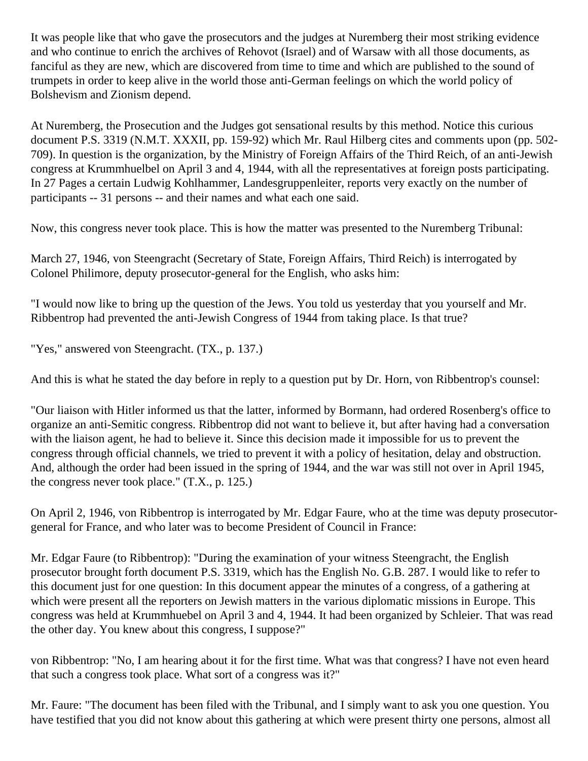It was people like that who gave the prosecutors and the judges at Nuremberg their most striking evidence and who continue to enrich the archives of Rehovot (Israel) and of Warsaw with all those documents, as fanciful as they are new, which are discovered from time to time and which are published to the sound of trumpets in order to keep alive in the world those anti-German feelings on which the world policy of Bolshevism and Zionism depend.

At Nuremberg, the Prosecution and the Judges got sensational results by this method. Notice this curious document P.S. 3319 (N.M.T. XXXII, pp. 159-92) which Mr. Raul Hilberg cites and comments upon (pp. 502-709). In question is the organization, by the Ministry of Foreign Affairs of the Third Reich, of an anti-Jewish congress at Krummhuelbel on April 3 and 4, 1944, with all the representatives at foreign posts participating. In 27 Pages a certain Ludwig Kohlhammer, Landesgruppenleiter, reports very exactly on the number of participants -- 31 persons -- and their names and what each one said.

Now, this congress never took place. This is how the matter was presented to the Nuremberg Tribunal:

March 27, 1946, von Steengracht (Secretary of State, Foreign Affairs, Third Reich) is interrogated by Colonel Philimore, deputy prosecutor-general for the English, who asks him:

"I would now like to bring up the question of the Jews. You told us yesterday that you yourself and Mr. Ribbentrop had prevented the anti-Jewish Congress of 1944 from taking place. Is that true?

"Yes," answered von Steengracht. (TX., p. 137.)

And this is what he stated the day before in reply to a question put by Dr. Horn, von Ribbentrop's counsel:

"Our liaison with Hitler informed us that the latter, informed by Bormann, had ordered Rosenberg's office to organize an anti-Semitic congress. Ribbentrop did not want to believe it, but after having had a conversation with the liaison agent, he had to believe it. Since this decision made it impossible for us to prevent the congress through official channels, we tried to prevent it with a policy of hesitation, delay and obstruction. And, although the order had been issued in the spring of 1944, and the war was still not over in April 1945, the congress never took place." (T.X., p. 125.)

On April 2, 1946, von Ribbentrop is interrogated by Mr. Edgar Faure, who at the time was deputy prosecutor-general for France, and who later was to become President of Council in France:

Mr. Edgar Faure (to Ribbentrop): "During the examination of your witness Steengracht, the English prosecutor brought forth document P.S. 3319, which has the English No. G.B. 287. I would like to refer to this document just for one question: In this document appear the minutes of a congress, of a gathering at which were present all the reporters on Jewish matters in the various diplomatic missions in Europe. This congress was held at Krummhuebel on April 3 and 4, 1944. It had been organized by Schleier. That was read the other day. You knew about this congress, I suppose?"

von Ribbentrop: "No, I am hearing about it for the first time. What was that congress? I have not even heard that such a congress took place. What sort of a congress was it?"

Mr. Faure: "The document has been filed with the Tribunal, and I simply want to ask you one question. You have testified that you did not know about this gathering at which were present thirty one persons, almost all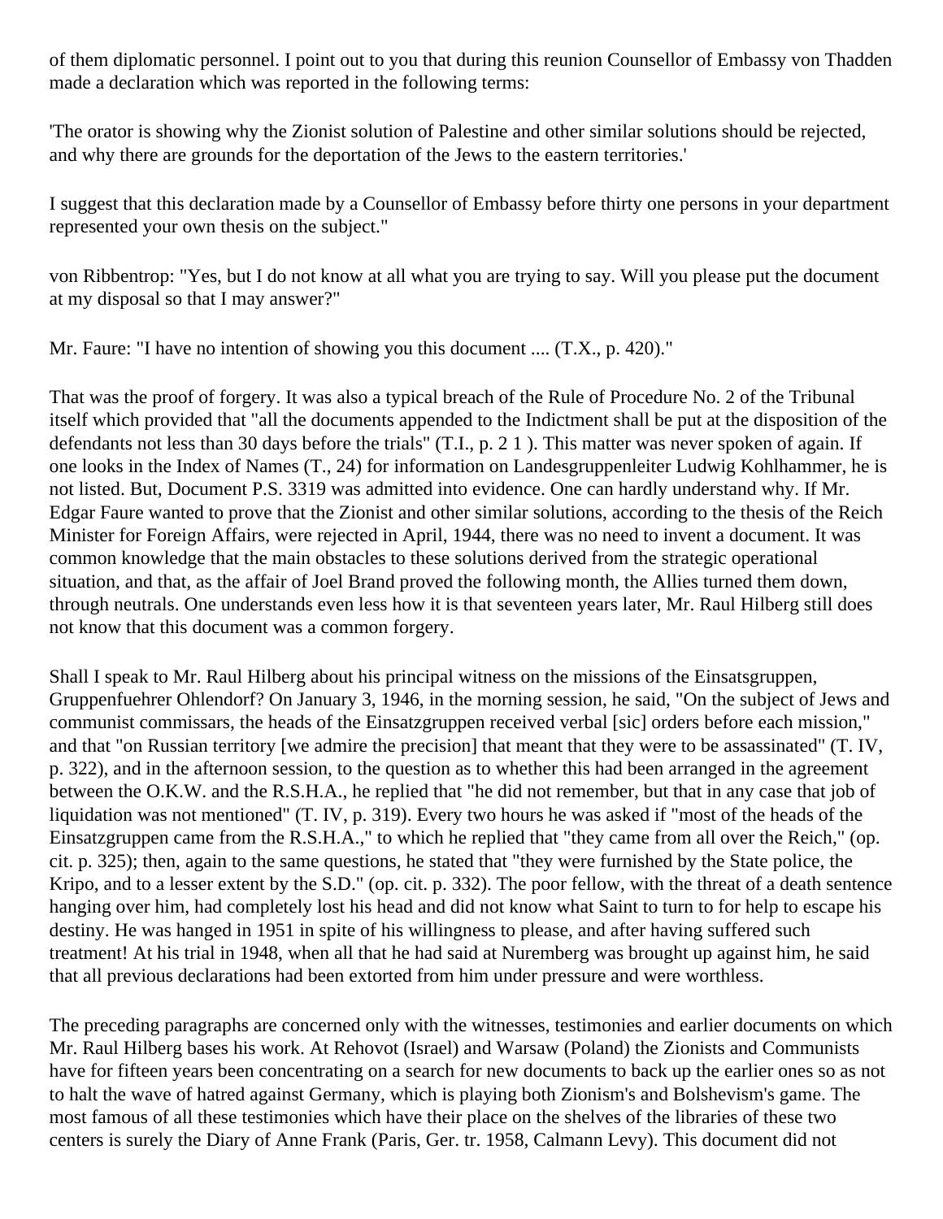of them diplomatic personnel. I point out to you that during this reunion Counsellor of Embassy von Thadden made a declaration which was reported in the following terms:

'The orator is showing why the Zionist solution of Palestine and other similar solutions should be rejected, and why there are grounds for the deportation of the Jews to the eastern territories.'

I suggest that this declaration made by a Counsellor of Embassy before thirty one persons in your department represented your own thesis on the subject."

von Ribbentrop: "Yes, but I do not know at all what you are trying to say. Will you please put the document at my disposal so that I may answer?"

Mr. Faure: "I have no intention of showing you this document .... (T.X., p. 420)."

That was the proof of forgery. It was also a typical breach of the Rule of Procedure No. 2 of the Tribunal itself which provided that "all the documents appended to the Indictment shall be put at the disposition of the defendants not less than 30 days before the trials" (T.I., p. 2 1 ). This matter was never spoken of again. If one looks in the Index of Names (T., 24) for information on Landesgruppenleiter Ludwig Kohlhammer, he is not listed. But, Document P.S. 3319 was admitted into evidence. One can hardly understand why. If Mr. Edgar Faure wanted to prove that the Zionist and other similar solutions, according to the thesis of the Reich Minister for Foreign Affairs, were rejected in April, 1944, there was no need to invent a document. It was common knowledge that the main obstacles to these solutions derived from the strategic operational situation, and that, as the affair of Joel Brand proved the following month, the Allies turned them down, through neutrals. One understands even less how it is that seventeen years later, Mr. Raul Hilberg still does not know that this document was a common forgery.

Shall I speak to Mr. Raul Hilberg about his principal witness on the missions of the Einsatsgruppen, Gruppenfuehrer Ohlendorf? On January 3, 1946, in the morning session, he said, "On the subject of Jews and communist commissars, the heads of the Einsatzgruppen received verbal [sic] orders before each mission," and that "on Russian territory [we admire the precision] that meant that they were to be assassinated" (T. IV, p. 322), and in the afternoon session, to the question as to whether this had been arranged in the agreement between the O.K.W. and the R.S.H.A., he replied that "he did not remember, but that in any case that job of liquidation was not mentioned" (T. IV, p. 319). Every two hours he was asked if "most of the heads of the Einsatzgruppen came from the R.S.H.A.," to which he replied that "they came from all over the Reich," (op. cit. p. 325); then, again to the same questions, he stated that "they were furnished by the State police, the Kripo, and to a lesser extent by the S.D." (op. cit. p. 332). The poor fellow, with the threat of a death sentence hanging over him, had completely lost his head and did not know what Saint to turn to for help to escape his destiny. He was hanged in 1951 in spite of his willingness to please, and after having suffered such treatment! At his trial in 1948, when all that he had said at Nuremberg was brought up against him, he said that all previous declarations had been extorted from him under pressure and were worthless.

The preceding paragraphs are concerned only with the witnesses, testimonies and earlier documents on which Mr. Raul Hilberg bases his work. At Rehovot (Israel) and Warsaw (Poland) the Zionists and Communists have for fifteen years been concentrating on a search for new documents to back up the earlier ones so as not to halt the wave of hatred against Germany, which is playing both Zionism's and Bolshevism's game. The most famous of all these testimonies which have their place on the shelves of the libraries of these two centers is surely the Diary of Anne Frank (Paris, Ger. tr. 1958, Calmann Levy). This document did not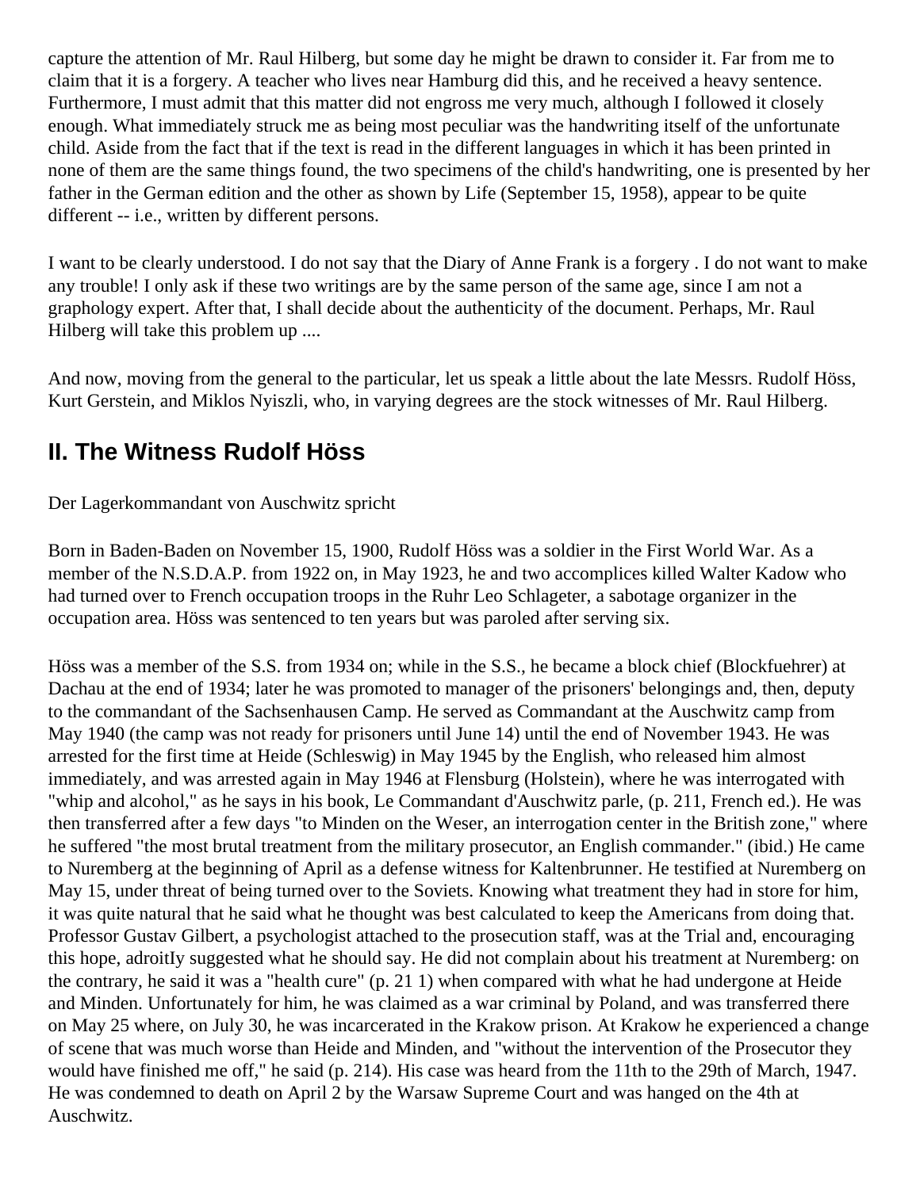capture the attention of Mr. Raul Hilberg, but some day he might be drawn to consider it. Far from me to claim that it is a forgery. A teacher who lives near Hamburg did this, and he received a heavy sentence. Furthermore, I must admit that this matter did not engross me very much, although I followed it closely enough. What immediately struck me as being most peculiar was the handwriting itself of the unfortunate child. Aside from the fact that if the text is read in the different languages in which it has been printed in none of them are the same things found, the two specimens of the child's handwriting, one is presented by her father in the German edition and the other as shown by Life (September 15, 1958), appear to be quite different -- i.e., written by different persons.

I want to be clearly understood. I do not say that the Diary of Anne Frank is a forgery . I do not want to make any trouble! I only ask if these two writings are by the same person of the same age, since I am not a graphology expert. After that, I shall decide about the authenticity of the document. Perhaps, Mr. Raul Hilberg will take this problem up ....

And now, moving from the general to the particular, let us speak a little about the late Messrs. Rudolf Höss, Kurt Gerstein, and Miklos Nyiszli, who, in varying degrees are the stock witnesses of Mr. Raul Hilberg.

## II. The Witness Rudolf Höss

Der Lagerkommandant von Auschwitz spricht

Born in Baden-Baden on November 15, 1900, Rudolf Höss was a soldier in the First World War. As a member of the N.S.D.A.P. from 1922 on, in May 1923, he and two accomplices killed Walter Kadow who had turned over to French occupation troops in the Ruhr Leo Schlageter, a sabotage organizer in the occupation area. Höss was sentenced to ten years but was paroled after serving six.

Höss was a member of the S.S. from 1934 on; while in the S.S., he became a block chief (Blockfuehrer) at Dachau at the end of 1934; later he was promoted to manager of the prisoners' belongings and, then, deputy to the commandant of the Sachsenhausen Camp. He served as Commandant at the Auschwitz camp from May 1940 (the camp was not ready for prisoners until June 14) until the end of November 1943. He was arrested for the first time at Heide (Schleswig) in May 1945 by the English, who released him almost immediately, and was arrested again in May 1946 at Flensburg (Holstein), where he was interrogated with "whip and alcohol," as he says in his book, Le Commandant d'Auschwitz parle, (p. 211, French ed.). He was then transferred after a few days "to Minden on the Weser, an interrogation center in the British zone," where he suffered "the most brutal treatment from the military prosecutor, an English commander." (ibid.) He came to Nuremberg at the beginning of April as a defense witness for Kaltenbrunner. He testified at Nuremberg on May 15, under threat of being turned over to the Soviets. Knowing what treatment they had in store for him, it was quite natural that he said what he thought was best calculated to keep the Americans from doing that. Professor Gustav Gilbert, a psychologist attached to the prosecution staff, was at the Trial and, encouraging this hope, adroitIy suggested what he should say. He did not complain about his treatment at Nuremberg: on the contrary, he said it was a "health cure" (p. 21 1) when compared with what he had undergone at Heide and Minden. Unfortunately for him, he was claimed as a war criminal by Poland, and was transferred there on May 25 where, on July 30, he was incarcerated in the Krakow prison. At Krakow he experienced a change of scene that was much worse than Heide and Minden, and "without the intervention of the Prosecutor they would have finished me off," he said (p. 214). His case was heard from the 11th to the 29th of March, 1947. He was condemned to death on April 2 by the Warsaw Supreme Court and was hanged on the 4th at Auschwitz.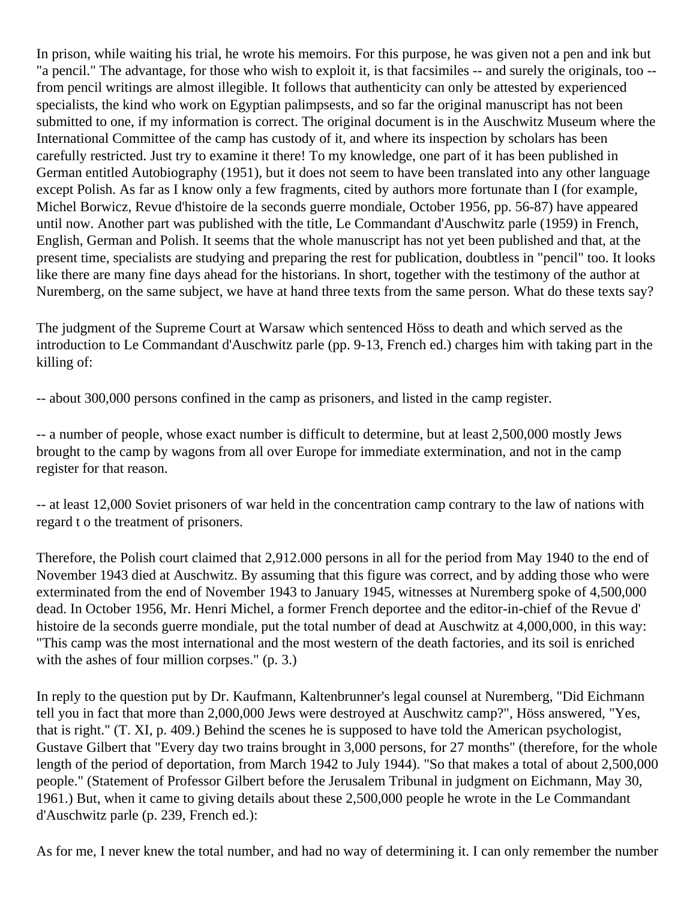In prison, while waiting his trial, he wrote his memoirs. For this purpose, he was given not a pen and ink but "a pencil." The advantage, for those who wish to exploit it, is that facsimiles -- and surely the originals, too -- from pencil writings are almost illegible. It follows that authenticity can only be attested by experienced specialists, the kind who work on Egyptian palimpsests, and so far the original manuscript has not been submitted to one, if my information is correct. The original document is in the Auschwitz Museum where the International Committee of the camp has custody of it, and where its inspection by scholars has been carefully restricted. Just try to examine it there! To my knowledge, one part of it has been published in German entitled Autobiography (1951), but it does not seem to have been translated into any other language except Polish. As far as I know only a few fragments, cited by authors more fortunate than I (for example, Michel Borwicz, Revue d'histoire de la seconds guerre mondiale, October 1956, pp. 56-87) have appeared until now. Another part was published with the title, Le Commandant d'Auschwitz parle (1959) in French, English, German and Polish. It seems that the whole manuscript has not yet been published and that, at the present time, specialists are studying and preparing the rest for publication, doubtless in "pencil" too. It looks like there are many fine days ahead for the historians. In short, together with the testimony of the author at Nuremberg, on the same subject, we have at hand three texts from the same person. What do these texts say?

The judgment of the Supreme Court at Warsaw which sentenced Höss to death and which served as the introduction to Le Commandant d'Auschwitz parle (pp. 9-13, French ed.) charges him with taking part in the killing of:

-- about 300,000 persons confined in the camp as prisoners, and listed in the camp register.

-- a number of people, whose exact number is difficult to determine, but at least 2,500,000 mostly Jews brought to the camp by wagons from all over Europe for immediate extermination, and not in the camp register for that reason.

-- at least 12,000 Soviet prisoners of war held in the concentration camp contrary to the law of nations with regard t o the treatment of prisoners.

Therefore, the Polish court claimed that 2,912.000 persons in all for the period from May 1940 to the end of November 1943 died at Auschwitz. By assuming that this figure was correct, and by adding those who were exterminated from the end of November 1943 to January 1945, witnesses at Nuremberg spoke of 4,500,000 dead. In October 1956, Mr. Henri Michel, a former French deportee and the editor-in-chief of the Revue d' histoire de la seconds guerre mondiale, put the total number of dead at Auschwitz at 4,000,000, in this way: "This camp was the most international and the most western of the death factories, and its soil is enriched with the ashes of four million corpses." (p. 3.)

In reply to the question put by Dr. Kaufmann, Kaltenbrunner's legal counsel at Nuremberg, "Did Eichmann tell you in fact that more than 2,000,000 Jews were destroyed at Auschwitz camp?", Höss answered, "Yes, that is right." (T. XI, p. 409.) Behind the scenes he is supposed to have told the American psychologist, Gustave Gilbert that "Every day two trains brought in 3,000 persons, for 27 months" (therefore, for the whole length of the period of deportation, from March 1942 to July 1944). "So that makes a total of about 2,500,000 people." (Statement of Professor Gilbert before the Jerusalem Tribunal in judgment on Eichmann, May 30, 1961.) But, when it came to giving details about these 2,500,000 people he wrote in the Le Commandant d'Auschwitz parle (p. 239, French ed.):

As for me, I never knew the total number, and had no way of determining it. I can only remember the number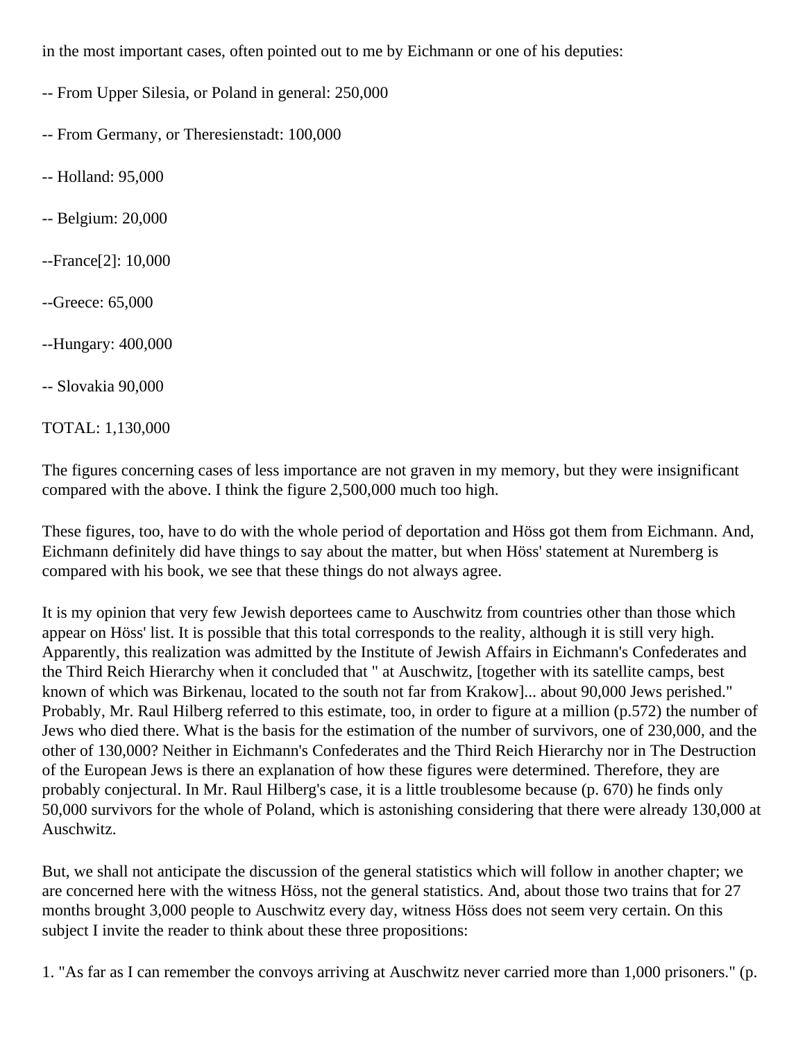in the most important cases, often pointed out to me by Eichmann or one of his deputies:

-- From Upper Silesia, or Poland in general: 250,000

-- From Germany, or Theresienstadt: 100,000

-- Holland: 95,000

-- Belgium: 20,000

--France[2]: 10,000

--Greece: 65,000

--Hungary: 400,000

-- Slovakia 90,000

TOTAL: 1,130,000

The figures concerning cases of less importance are not graven in my memory, but they were insignificant compared with the above. I think the figure 2,500,000 much too high.

These figures, too, have to do with the whole period of deportation and Höss got them from Eichmann. And, Eichmann definitely did have things to say about the matter, but when Höss' statement at Nuremberg is compared with his book, we see that these things do not always agree.

It is my opinion that very few Jewish deportees came to Auschwitz from countries other than those which appear on Höss' list. It is possible that this total corresponds to the reality, although it is still very high. Apparently, this realization was admitted by the Institute of Jewish Affairs in Eichmann's Confederates and the Third Reich Hierarchy when it concluded that " at Auschwitz, [together with its satellite camps, best known of which was Birkenau, located to the south not far from Krakow]... about 90,000 Jews perished." Probably, Mr. Raul Hilberg referred to this estimate, too, in order to figure at a million (p.572) the number of Jews who died there. What is the basis for the estimation of the number of survivors, one of 230,000, and the other of 130,000? Neither in Eichmann's Confederates and the Third Reich Hierarchy nor in The Destruction of the European Jews is there an explanation of how these figures were determined. Therefore, they are probably conjectural. In Mr. Raul Hilberg's case, it is a little troublesome because (p. 670) he finds only 50,000 survivors for the whole of Poland, which is astonishing considering that there were already 130,000 at Auschwitz.

But, we shall not anticipate the discussion of the general statistics which will follow in another chapter; we are concerned here with the witness Höss, not the general statistics. And, about those two trains that for 27 months brought 3,000 people to Auschwitz every day, witness Höss does not seem very certain. On this subject I invite the reader to think about these three propositions:

1. "As far as I can remember the convoys arriving at Auschwitz never carried more than 1,000 prisoners." (p.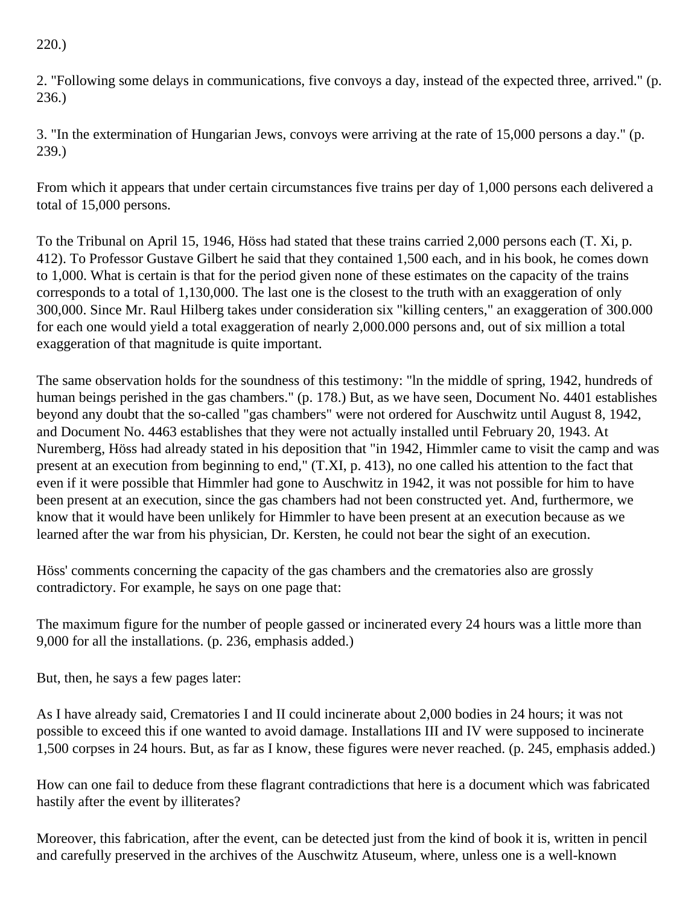220.)

2. "Following some delays in communications, five convoys a day, instead of the expected three, arrived." (p. 236.)

3. "In the extermination of Hungarian Jews, convoys were arriving at the rate of 15,000 persons a day." (p. 239.)

From which it appears that under certain circumstances five trains per day of 1,000 persons each delivered a total of 15,000 persons.

To the Tribunal on April 15, 1946, Höss had stated that these trains carried 2,000 persons each (T. Xi, p. 412). To Professor Gustave Gilbert he said that they contained 1,500 each, and in his book, he comes down to 1,000. What is certain is that for the period given none of these estimates on the capacity of the trains corresponds to a total of 1,130,000. The last one is the closest to the truth with an exaggeration of only 300,000. Since Mr. Raul Hilberg takes under consideration six "killing centers," an exaggeration of 300.000 for each one would yield a total exaggeration of nearly 2,000.000 persons and, out of six million a total exaggeration of that magnitude is quite important.

The same observation holds for the soundness of this testimony: "ln the middle of spring, 1942, hundreds of human beings perished in the gas chambers." (p. 178.) But, as we have seen, Document No. 4401 establishes beyond any doubt that the so-called "gas chambers" were not ordered for Auschwitz until August 8, 1942, and Document No. 4463 establishes that they were not actually installed until February 20, 1943. At Nuremberg, Höss had already stated in his deposition that "in 1942, Himmler came to visit the camp and was present at an execution from beginning to end," (T.XI, p. 413), no one called his attention to the fact that even if it were possible that Himmler had gone to Auschwitz in 1942, it was not possible for him to have been present at an execution, since the gas chambers had not been constructed yet. And, furthermore, we know that it would have been unlikely for Himmler to have been present at an execution because as we learned after the war from his physician, Dr. Kersten, he could not bear the sight of an execution.

Höss' comments concerning the capacity of the gas chambers and the crematories also are grossly contradictory. For example, he says on one page that:

The maximum figure for the number of people gassed or incinerated every 24 hours was a little more than 9,000 for all the installations. (p. 236, emphasis added.)

But, then, he says a few pages later:

As I have already said, Crematories I and II could incinerate about 2,000 bodies in 24 hours; it was not possible to exceed this if one wanted to avoid damage. Installations III and IV were supposed to incinerate 1,500 corpses in 24 hours. But, as far as I know, these figures were never reached. (p. 245, emphasis added.)

How can one fail to deduce from these flagrant contradictions that here is a document which was fabricated hastily after the event by illiterates?

Moreover, this fabrication, after the event, can be detected just from the kind of book it is, written in pencil and carefully preserved in the archives of the Auschwitz Atuseum, where, unless one is a well-known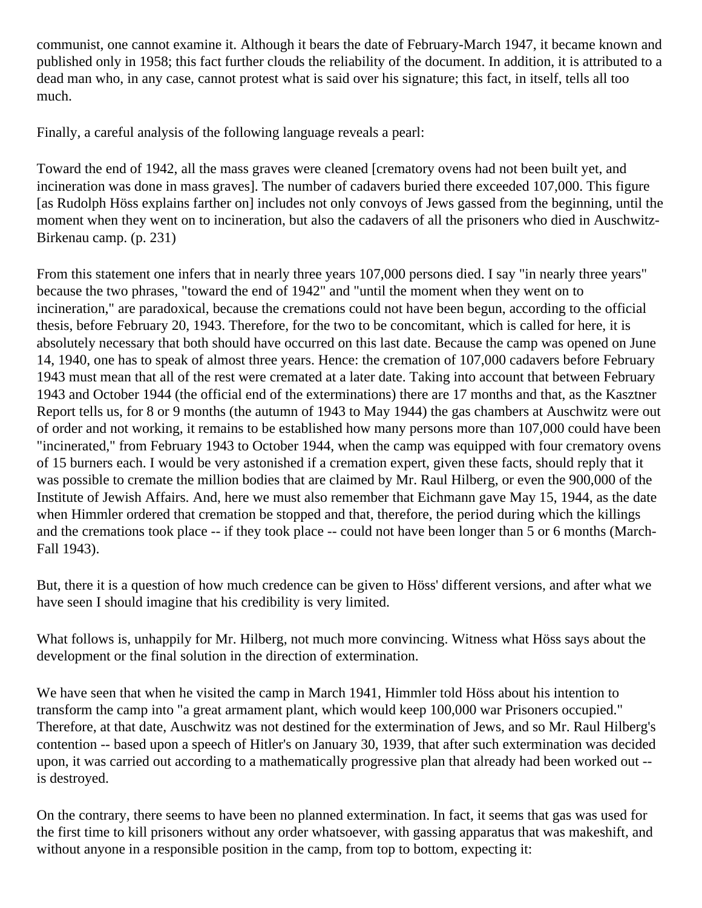communist, one cannot examine it. Although it bears the date of February-March 1947, it became known and published only in 1958; this fact further clouds the reliability of the document. In addition, it is attributed to a dead man who, in any case, cannot protest what is said over his signature; this fact, in itself, tells all too much.

Finally, a careful analysis of the following language reveals a pearl:

Toward the end of 1942, all the mass graves were cleaned [crematory ovens had not been built yet, and incineration was done in mass graves]. The number of cadavers buried there exceeded 107,000. This figure [as Rudolph Höss explains farther on] includes not only convoys of Jews gassed from the beginning, until the moment when they went on to incineration, but also the cadavers of all the prisoners who died in Auschwitz-Birkenau camp. (p. 231)

From this statement one infers that in nearly three years 107,000 persons died. I say "in nearly three years" because the two phrases, "toward the end of 1942" and "until the moment when they went on to incineration," are paradoxical, because the cremations could not have been begun, according to the official thesis, before February 20, 1943. Therefore, for the two to be concomitant, which is called for here, it is absolutely necessary that both should have occurred on this last date. Because the camp was opened on June 14, 1940, one has to speak of almost three years. Hence: the cremation of 107,000 cadavers before February 1943 must mean that all of the rest were cremated at a later date. Taking into account that between February 1943 and October 1944 (the official end of the exterminations) there are 17 months and that, as the Kasztner Report tells us, for 8 or 9 months (the autumn of 1943 to May 1944) the gas chambers at Auschwitz were out of order and not working, it remains to be established how many persons more than 107,000 could have been "incinerated," from February 1943 to October 1944, when the camp was equipped with four crematory ovens of 15 burners each. I would be very astonished if a cremation expert, given these facts, should reply that it was possible to cremate the million bodies that are claimed by Mr. Raul Hilberg, or even the 900,000 of the Institute of Jewish Affairs. And, here we must also remember that Eichmann gave May 15, 1944, as the date when Himmler ordered that cremation be stopped and that, therefore, the period during which the killings and the cremations took place -- if they took place -- could not have been longer than 5 or 6 months (March-Fall 1943).

But, there it is a question of how much credence can be given to Höss' different versions, and after what we have seen I should imagine that his credibility is very limited.

What follows is, unhappily for Mr. Hilberg, not much more convincing. Witness what Höss says about the development or the final solution in the direction of extermination.

We have seen that when he visited the camp in March 1941, Himmler told Höss about his intention to transform the camp into "a great armament plant, which would keep 100,000 war Prisoners occupied." Therefore, at that date, Auschwitz was not destined for the extermination of Jews, and so Mr. Raul Hilberg's contention -- based upon a speech of Hitler's on January 30, 1939, that after such extermination was decided upon, it was carried out according to a mathematically progressive plan that already had been worked out -- is destroyed.

On the contrary, there seems to have been no planned extermination. In fact, it seems that gas was used for the first time to kill prisoners without any order whatsoever, with gassing apparatus that was makeshift, and without anyone in a responsible position in the camp, from top to bottom, expecting it: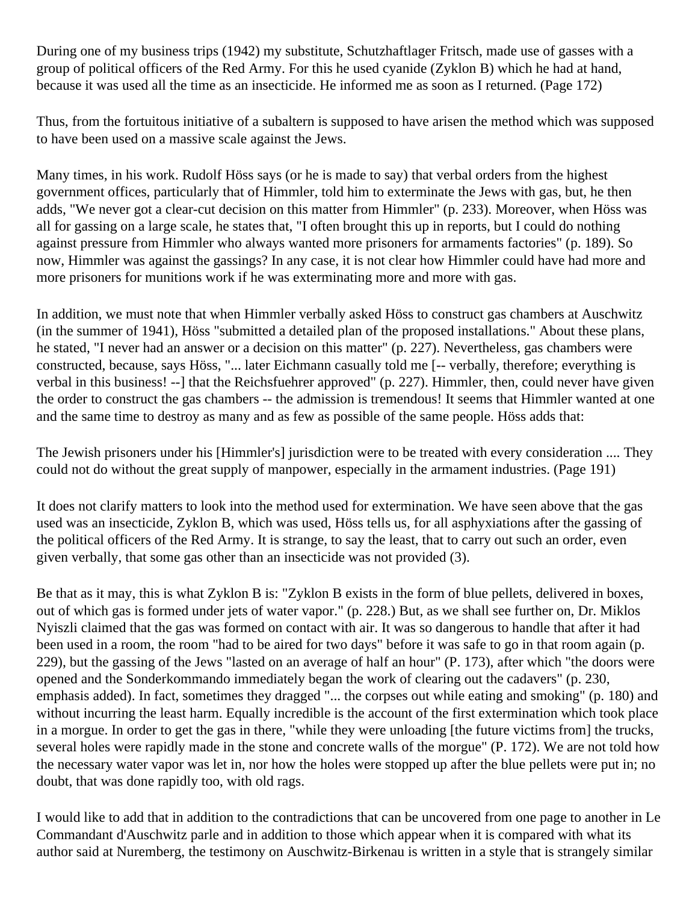During one of my business trips (1942) my substitute, Schutzhaftlager Fritsch, made use of gasses with a group of political officers of the Red Army. For this he used cyanide (Zyklon B) which he had at hand, because it was used all the time as an insecticide. He informed me as soon as I returned. (Page 172)

Thus, from the fortuitous initiative of a subaltern is supposed to have arisen the method which was supposed to have been used on a massive scale against the Jews.

Many times, in his work. Rudolf Höss says (or he is made to say) that verbal orders from the highest government offices, particularly that of Himmler, told him to exterminate the Jews with gas, but, he then adds, "We never got a clear-cut decision on this matter from Himmler" (p. 233). Moreover, when Höss was all for gassing on a large scale, he states that, "I often brought this up in reports, but I could do nothing against pressure from Himmler who always wanted more prisoners for armaments factories" (p. 189). So now, Himmler was against the gassings? In any case, it is not clear how Himmler could have had more and more prisoners for munitions work if he was exterminating more and more with gas.

In addition, we must note that when Himmler verbally asked Höss to construct gas chambers at Auschwitz (in the summer of 1941), Höss "submitted a detailed plan of the proposed installations." About these plans, he stated, "I never had an answer or a decision on this matter" (p. 227). Nevertheless, gas chambers were constructed, because, says Höss, "... later Eichmann casually told me [-- verbally, therefore; everything is verbal in this business! --] that the Reichsfuehrer approved" (p. 227). Himmler, then, could never have given the order to construct the gas chambers -- the admission is tremendous! It seems that Himmler wanted at one and the same time to destroy as many and as few as possible of the same people. Höss adds that:

The Jewish prisoners under his [Himmler's] jurisdiction were to be treated with every consideration .... They could not do without the great supply of manpower, especially in the armament industries. (Page 191)

It does not clarify matters to look into the method used for extermination. We have seen above that the gas used was an insecticide, Zyklon B, which was used, Höss tells us, for all asphyxiations after the gassing of the political officers of the Red Army. It is strange, to say the least, that to carry out such an order, even given verbally, that some gas other than an insecticide was not provided (3).

Be that as it may, this is what Zyklon B is: "Zyklon B exists in the form of blue pellets, delivered in boxes, out of which gas is formed under jets of water vapor." (p. 228.) But, as we shall see further on, Dr. Miklos Nyiszli claimed that the gas was formed on contact with air. It was so dangerous to handle that after it had been used in a room, the room "had to be aired for two days" before it was safe to go in that room again (p. 229), but the gassing of the Jews "lasted on an average of half an hour" (P. 173), after which "the doors were opened and the Sonderkommando immediately began the work of clearing out the cadavers" (p. 230, emphasis added). In fact, sometimes they dragged "... the corpses out while eating and smoking" (p. 180) and without incurring the least harm. Equally incredible is the account of the first extermination which took place in a morgue. In order to get the gas in there, "while they were unloading [the future victims from] the trucks, several holes were rapidly made in the stone and concrete walls of the morgue" (P. 172). We are not told how the necessary water vapor was let in, nor how the holes were stopped up after the blue pellets were put in; no doubt, that was done rapidly too, with old rags.

I would like to add that in addition to the contradictions that can be uncovered from one page to another in Le Commandant d'Auschwitz parle and in addition to those which appear when it is compared with what its author said at Nuremberg, the testimony on Auschwitz-Birkenau is written in a style that is strangely similar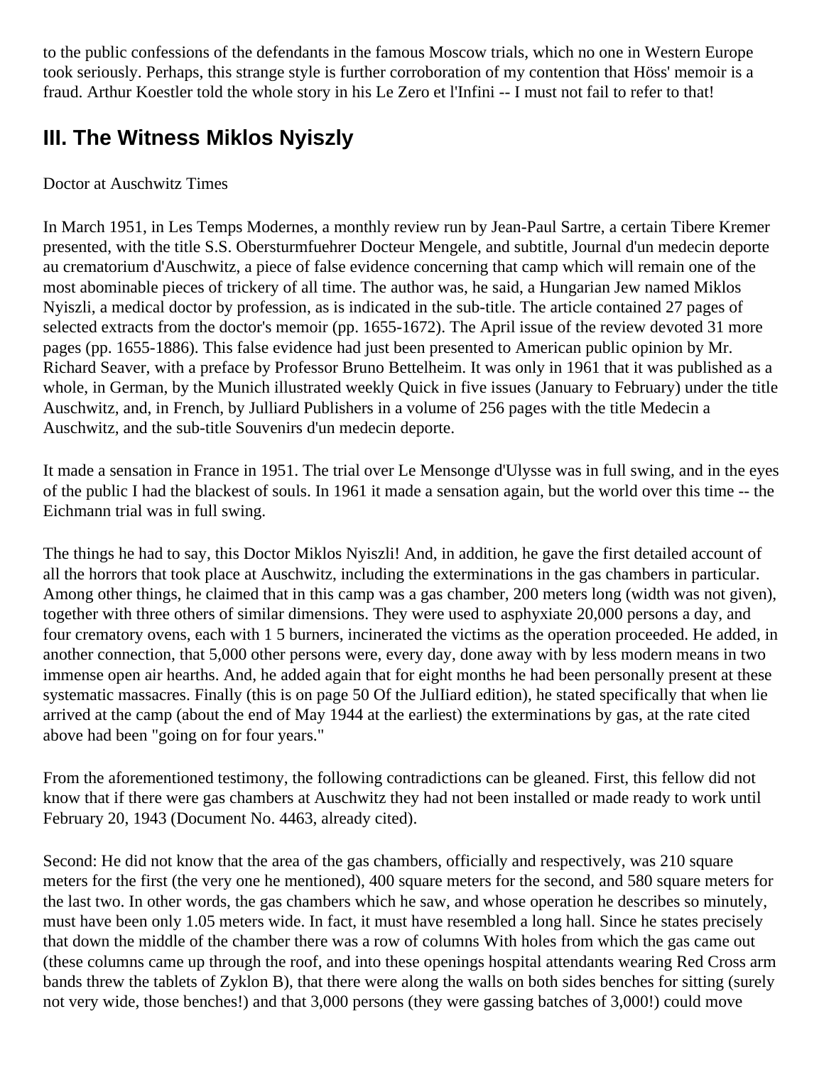to the public confessions of the defendants in the famous Moscow trials, which no one in Western Europe took seriously. Perhaps, this strange style is further corroboration of my contention that Höss' memoir is a fraud. Arthur Koestler told the whole story in his Le Zero et l'Infini -- I must not fail to refer to that!

## III. The Witness Miklos Nyiszly

Doctor at Auschwitz Times

In March 1951, in Les Temps Modernes, a monthly review run by Jean-Paul Sartre, a certain Tibere Kremer presented, with the title S.S. Obersturmfuehrer Docteur Mengele, and subtitle, Journal d'un medecin deporte au crematorium d'Auschwitz, a piece of false evidence concerning that camp which will remain one of the most abominable pieces of trickery of all time. The author was, he said, a Hungarian Jew named Miklos Nyiszli, a medical doctor by profession, as is indicated in the sub-title. The article contained 27 pages of selected extracts from the doctor's memoir (pp. 1655-1672). The April issue of the review devoted 31 more pages (pp. 1655-1886). This false evidence had just been presented to American public opinion by Mr. Richard Seaver, with a preface by Professor Bruno Bettelheim. It was only in 1961 that it was published as a whole, in German, by the Munich illustrated weekly Quick in five issues (January to February) under the title Auschwitz, and, in French, by Julliard Publishers in a volume of 256 pages with the title Medecin a Auschwitz, and the sub-title Souvenirs d'un medecin deporte.

It made a sensation in France in 1951. The trial over Le Mensonge d'Ulysse was in full swing, and in the eyes of the public I had the blackest of souls. In 1961 it made a sensation again, but the world over this time -- the Eichmann trial was in full swing.

The things he had to say, this Doctor Miklos Nyiszli! And, in addition, he gave the first detailed account of all the horrors that took place at Auschwitz, including the exterminations in the gas chambers in particular. Among other things, he claimed that in this camp was a gas chamber, 200 meters long (width was not given), together with three others of similar dimensions. They were used to asphyxiate 20,000 persons a day, and four crematory ovens, each with 1 5 burners, incinerated the victims as the operation proceeded. He added, in another connection, that 5,000 other persons were, every day, done away with by less modern means in two immense open air hearths. And, he added again that for eight months he had been personally present at these systematic massacres. Finally (this is on page 50 Of the JulIiard edition), he stated specifically that when lie arrived at the camp (about the end of May 1944 at the earliest) the exterminations by gas, at the rate cited above had been "going on for four years."

From the aforementioned testimony, the following contradictions can be gleaned. First, this fellow did not know that if there were gas chambers at Auschwitz they had not been installed or made ready to work until February 20, 1943 (Document No. 4463, already cited).

Second: He did not know that the area of the gas chambers, officially and respectively, was 210 square meters for the first (the very one he mentioned), 400 square meters for the second, and 580 square meters for the last two. In other words, the gas chambers which he saw, and whose operation he describes so minutely, must have been only 1.05 meters wide. In fact, it must have resembled a long hall. Since he states precisely that down the middle of the chamber there was a row of columns With holes from which the gas came out (these columns came up through the roof, and into these openings hospital attendants wearing Red Cross arm bands threw the tablets of Zyklon B), that there were along the walls on both sides benches for sitting (surely not very wide, those benches!) and that 3,000 persons (they were gassing batches of 3,000!) could move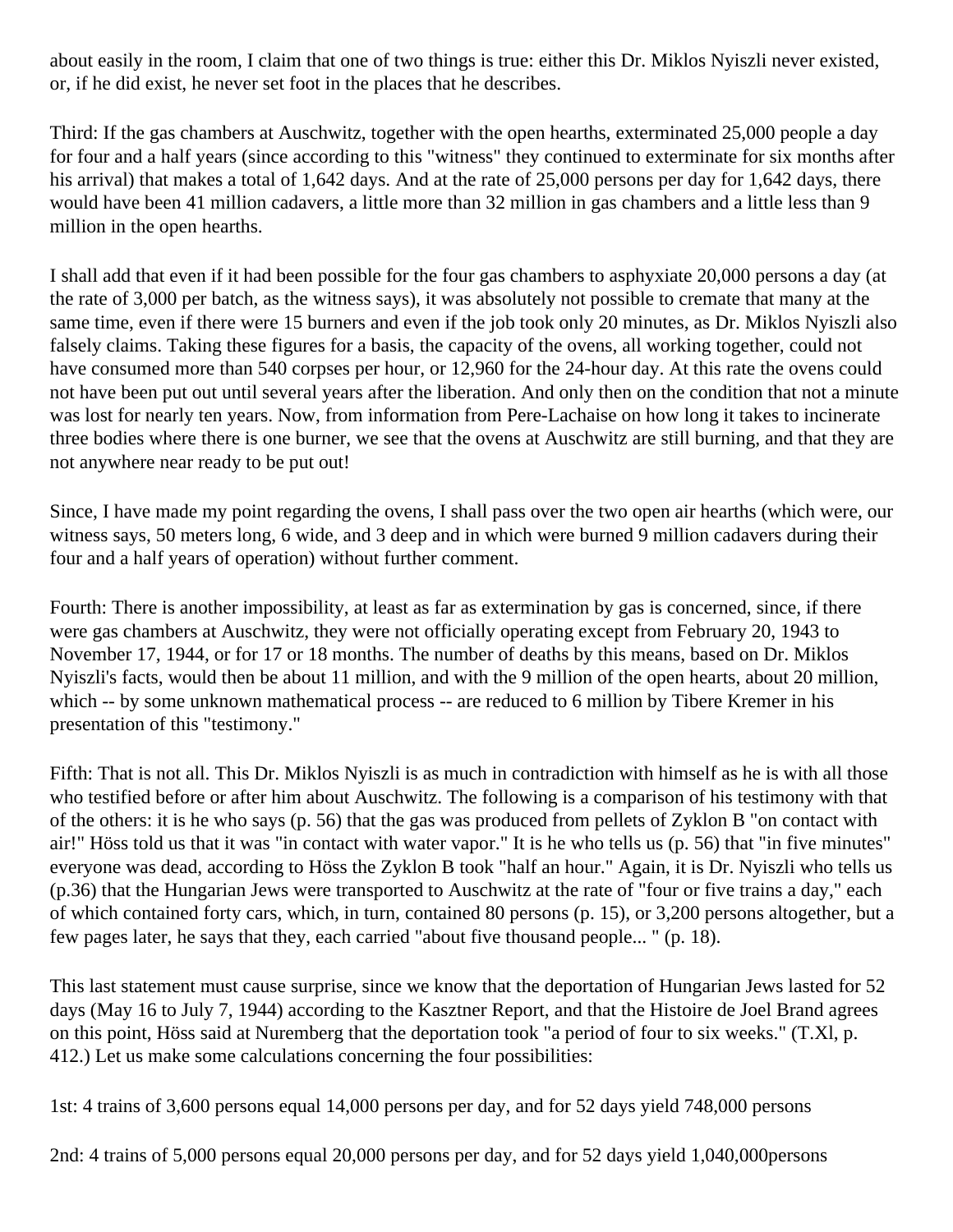about easily in the room, I claim that one of two things is true: either this Dr. Miklos Nyiszli never existed, or, if he did exist, he never set foot in the places that he describes.

Third: If the gas chambers at Auschwitz, together with the open hearths, exterminated 25,000 people a day for four and a half years (since according to this "witness" they continued to exterminate for six months after his arrival) that makes a total of 1,642 days. And at the rate of 25,000 persons per day for 1,642 days, there would have been 41 million cadavers, a little more than 32 million in gas chambers and a little less than 9 million in the open hearths.

I shall add that even if it had been possible for the four gas chambers to asphyxiate 20,000 persons a day (at the rate of 3,000 per batch, as the witness says), it was absolutely not possible to cremate that many at the same time, even if there were 15 burners and even if the job took only 20 minutes, as Dr. Miklos Nyiszli also falsely claims. Taking these figures for a basis, the capacity of the ovens, all working together, could not have consumed more than 540 corpses per hour, or 12,960 for the 24-hour day. At this rate the ovens could not have been put out until several years after the liberation. And only then on the condition that not a minute was lost for nearly ten years. Now, from information from Pere-Lachaise on how long it takes to incinerate three bodies where there is one burner, we see that the ovens at Auschwitz are still burning, and that they are not anywhere near ready to be put out!

Since, I have made my point regarding the ovens, I shall pass over the two open air hearths (which were, our witness says, 50 meters long, 6 wide, and 3 deep and in which were burned 9 million cadavers during their four and a half years of operation) without further comment.

Fourth: There is another impossibility, at least as far as extermination by gas is concerned, since, if there were gas chambers at Auschwitz, they were not officially operating except from February 20, 1943 to November 17, 1944, or for 17 or 18 months. The number of deaths by this means, based on Dr. Miklos Nyiszli's facts, would then be about 11 million, and with the 9 million of the open hearts, about 20 million, which -- by some unknown mathematical process -- are reduced to 6 million by Tibere Kremer in his presentation of this "testimony."

Fifth: That is not all. This Dr. Miklos Nyiszli is as much in contradiction with himself as he is with all those who testified before or after him about Auschwitz. The following is a comparison of his testimony with that of the others: it is he who says (p. 56) that the gas was produced from pellets of Zyklon B "on contact with air!" Höss told us that it was "in contact with water vapor." It is he who tells us (p. 56) that "in five minutes" everyone was dead, according to Höss the Zyklon B took "half an hour." Again, it is Dr. Nyiszli who tells us (p.36) that the Hungarian Jews were transported to Auschwitz at the rate of "four or five trains a day," each of which contained forty cars, which, in turn, contained 80 persons (p. 15), or 3,200 persons altogether, but a few pages later, he says that they, each carried "about five thousand people... " (p. 18).

This last statement must cause surprise, since we know that the deportation of Hungarian Jews lasted for 52 days (May 16 to July 7, 1944) according to the Kasztner Report, and that the Histoire de Joel Brand agrees on this point, Höss said at Nuremberg that the deportation took "a period of four to six weeks." (T.Xl, p. 412.) Let us make some calculations concerning the four possibilities:

1st: 4 trains of 3,600 persons equal 14,000 persons per day, and for 52 days yield 748,000 persons

2nd: 4 trains of 5,000 persons equal 20,000 persons per day, and for 52 days yield 1,040,000persons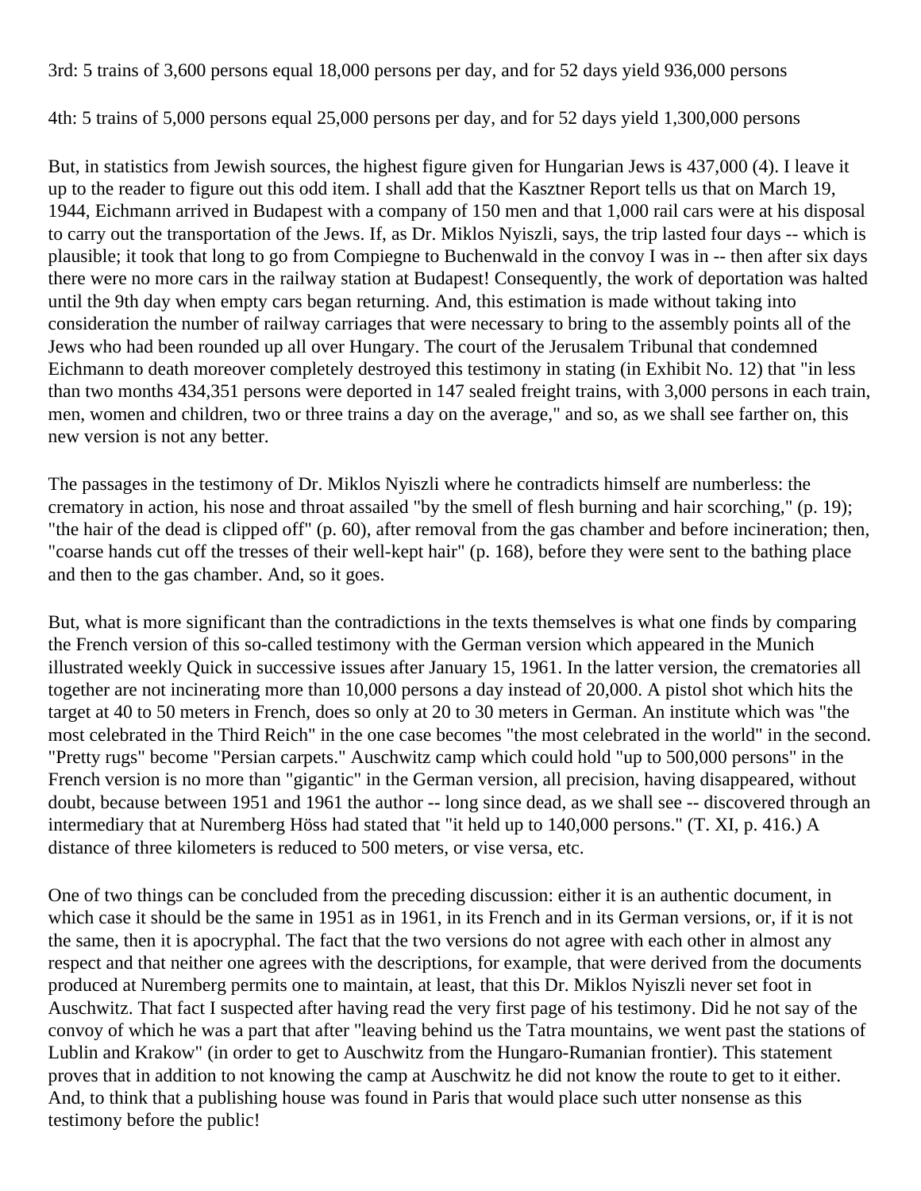3rd: 5 trains of 3,600 persons equal 18,000 persons per day, and for 52 days yield 936,000 persons

4th: 5 trains of 5,000 persons equal 25,000 persons per day, and for 52 days yield 1,300,000 persons

But, in statistics from Jewish sources, the highest figure given for Hungarian Jews is 437,000 (4). I leave it up to the reader to figure out this odd item. I shall add that the Kasztner Report tells us that on March 19, 1944, Eichmann arrived in Budapest with a company of 150 men and that 1,000 rail cars were at his disposal to carry out the transportation of the Jews. If, as Dr. Miklos Nyiszli, says, the trip lasted four days -- which is plausible; it took that long to go from Compiegne to Buchenwald in the convoy I was in -- then after six days there were no more cars in the railway station at Budapest! Consequently, the work of deportation was halted until the 9th day when empty cars began returning. And, this estimation is made without taking into consideration the number of railway carriages that were necessary to bring to the assembly points all of the Jews who had been rounded up all over Hungary. The court of the Jerusalem Tribunal that condemned Eichmann to death moreover completely destroyed this testimony in stating (in Exhibit No. 12) that "in less than two months 434,351 persons were deported in 147 sealed freight trains, with 3,000 persons in each train, men, women and children, two or three trains a day on the average," and so, as we shall see farther on, this new version is not any better.

The passages in the testimony of Dr. Miklos Nyiszli where he contradicts himself are numberless: the crematory in action, his nose and throat assailed "by the smell of flesh burning and hair scorching," (p. 19); "the hair of the dead is clipped off" (p. 60), after removal from the gas chamber and before incineration; then, "coarse hands cut off the tresses of their well-kept hair" (p. 168), before they were sent to the bathing place and then to the gas chamber. And, so it goes.

But, what is more significant than the contradictions in the texts themselves is what one finds by comparing the French version of this so-called testimony with the German version which appeared in the Munich illustrated weekly Quick in successive issues after January 15, 1961. In the latter version, the crematories all together are not incinerating more than 10,000 persons a day instead of 20,000. A pistol shot which hits the target at 40 to 50 meters in French, does so only at 20 to 30 meters in German. An institute which was "the most celebrated in the Third Reich" in the one case becomes "the most celebrated in the world" in the second. "Pretty rugs" become "Persian carpets." Auschwitz camp which could hold "up to 500,000 persons" in the French version is no more than "gigantic" in the German version, all precision, having disappeared, without doubt, because between 1951 and 1961 the author -- long since dead, as we shall see -- discovered through an intermediary that at Nuremberg Höss had stated that "it held up to 140,000 persons." (T. XI, p. 416.) A distance of three kilometers is reduced to 500 meters, or vise versa, etc.

One of two things can be concluded from the preceding discussion: either it is an authentic document, in which case it should be the same in 1951 as in 1961, in its French and in its German versions, or, if it is not the same, then it is apocryphal. The fact that the two versions do not agree with each other in almost any respect and that neither one agrees with the descriptions, for example, that were derived from the documents produced at Nuremberg permits one to maintain, at least, that this Dr. Miklos Nyiszli never set foot in Auschwitz. That fact I suspected after having read the very first page of his testimony. Did he not say of the convoy of which he was a part that after "leaving behind us the Tatra mountains, we went past the stations of Lublin and Krakow" (in order to get to Auschwitz from the Hungaro-Rumanian frontier). This statement proves that in addition to not knowing the camp at Auschwitz he did not know the route to get to it either. And, to think that a publishing house was found in Paris that would place such utter nonsense as this testimony before the public!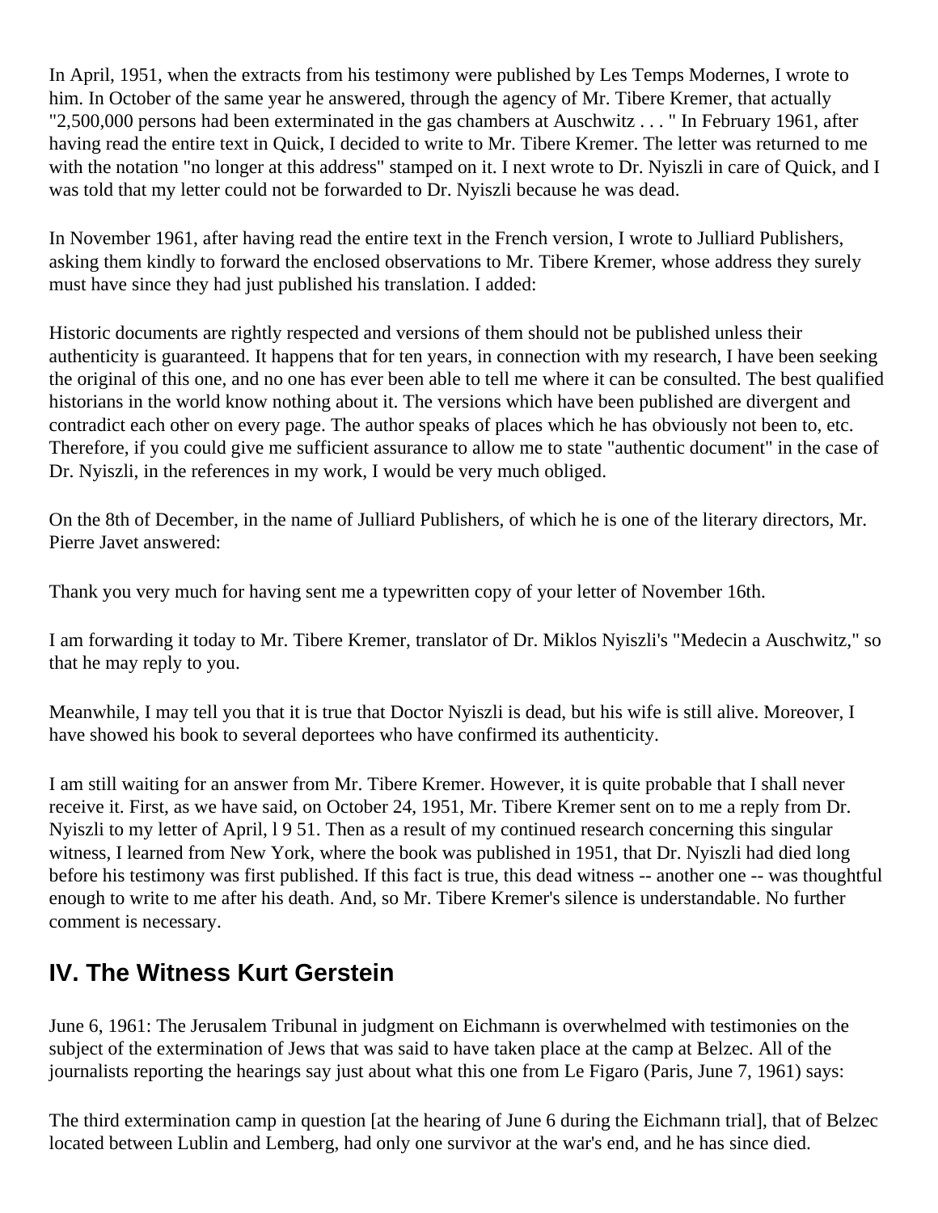In April, 1951, when the extracts from his testimony were published by Les Temps Modernes, I wrote to him. In October of the same year he answered, through the agency of Mr. Tibere Kremer, that actually "2,500,000 persons had been exterminated in the gas chambers at Auschwitz . . . " In February 1961, after having read the entire text in Quick, I decided to write to Mr. Tibere Kremer. The letter was returned to me with the notation "no longer at this address" stamped on it. I next wrote to Dr. Nyiszli in care of Quick, and I was told that my letter could not be forwarded to Dr. Nyiszli because he was dead.

In November 1961, after having read the entire text in the French version, I wrote to Julliard Publishers, asking them kindly to forward the enclosed observations to Mr. Tibere Kremer, whose address they surely must have since they had just published his translation. I added:

Historic documents are rightly respected and versions of them should not be published unless their authenticity is guaranteed. It happens that for ten years, in connection with my research, I have been seeking the original of this one, and no one has ever been able to tell me where it can be consulted. The best qualified historians in the world know nothing about it. The versions which have been published are divergent and contradict each other on every page. The author speaks of places which he has obviously not been to, etc. Therefore, if you could give me sufficient assurance to allow me to state "authentic document" in the case of Dr. Nyiszli, in the references in my work, I would be very much obliged.

On the 8th of December, in the name of Julliard Publishers, of which he is one of the literary directors, Mr. Pierre Javet answered:

Thank you very much for having sent me a typewritten copy of your letter of November 16th.

I am forwarding it today to Mr. Tibere Kremer, translator of Dr. Miklos Nyiszli's "Medecin a Auschwitz," so that he may reply to you.

Meanwhile, I may tell you that it is true that Doctor Nyiszli is dead, but his wife is still alive. Moreover, I have showed his book to several deportees who have confirmed its authenticity.

I am still waiting for an answer from Mr. Tibere Kremer. However, it is quite probable that I shall never receive it. First, as we have said, on October 24, 1951, Mr. Tibere Kremer sent on to me a reply from Dr. Nyiszli to my letter of April, l 9 51. Then as a result of my continued research concerning this singular witness, I learned from New York, where the book was published in 1951, that Dr. Nyiszli had died long before his testimony was first published. If this fact is true, this dead witness -- another one -- was thoughtful enough to write to me after his death. And, so Mr. Tibere Kremer's silence is understandable. No further comment is necessary.

## IV. The Witness Kurt Gerstein

June 6, 1961: The Jerusalem Tribunal in judgment on Eichmann is overwhelmed with testimonies on the subject of the extermination of Jews that was said to have taken place at the camp at Belzec. All of the journalists reporting the hearings say just about what this one from Le Figaro (Paris, June 7, 1961) says:

The third extermination camp in question [at the hearing of June 6 during the Eichmann trial], that of Belzec located between Lublin and Lemberg, had only one survivor at the war's end, and he has since died.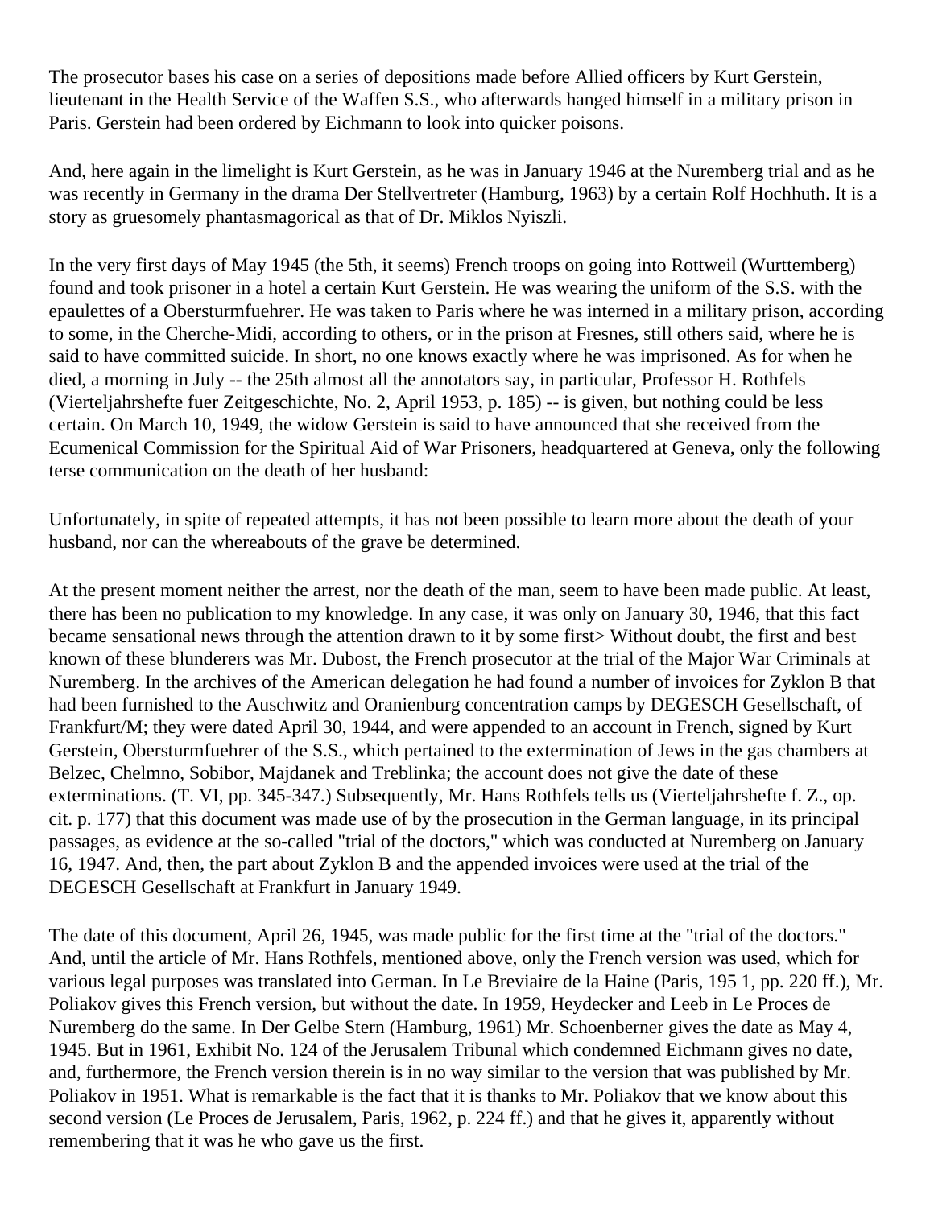The prosecutor bases his case on a series of depositions made before Allied officers by Kurt Gerstein, lieutenant in the Health Service of the Waffen S.S., who afterwards hanged himself in a military prison in Paris. Gerstein had been ordered by Eichmann to look into quicker poisons.

And, here again in the limelight is Kurt Gerstein, as he was in January 1946 at the Nuremberg trial and as he was recently in Germany in the drama Der Stellvertreter (Hamburg, 1963) by a certain Rolf Hochhuth. It is a story as gruesomely phantasmagorical as that of Dr. Miklos Nyiszli.

In the very first days of May 1945 (the 5th, it seems) French troops on going into Rottweil (Wurttemberg) found and took prisoner in a hotel a certain Kurt Gerstein. He was wearing the uniform of the S.S. with the epaulettes of a Obersturmfuehrer. He was taken to Paris where he was interned in a military prison, according to some, in the Cherche-Midi, according to others, or in the prison at Fresnes, still others said, where he is said to have committed suicide. In short, no one knows exactly where he was imprisoned. As for when he died, a morning in July -- the 25th almost all the annotators say, in particular, Professor H. Rothfels (Vierteljahrshefte fuer Zeitgeschichte, No. 2, April 1953, p. 185) -- is given, but nothing could be less certain. On March 10, 1949, the widow Gerstein is said to have announced that she received from the Ecumenical Commission for the Spiritual Aid of War Prisoners, headquartered at Geneva, only the following terse communication on the death of her husband:

Unfortunately, in spite of repeated attempts, it has not been possible to learn more about the death of your husband, nor can the whereabouts of the grave be determined.

At the present moment neither the arrest, nor the death of the man, seem to have been made public. At least, there has been no publication to my knowledge. In any case, it was only on January 30, 1946, that this fact became sensational news through the attention drawn to it by some first> Without doubt, the first and best known of these blunderers was Mr. Dubost, the French prosecutor at the trial of the Major War Criminals at Nuremberg. In the archives of the American delegation he had found a number of invoices for Zyklon B that had been furnished to the Auschwitz and Oranienburg concentration camps by DEGESCH Gesellschaft, of Frankfurt/M; they were dated April 30, 1944, and were appended to an account in French, signed by Kurt Gerstein, Obersturmfuehrer of the S.S., which pertained to the extermination of Jews in the gas chambers at Belzec, Chelmno, Sobibor, Majdanek and Treblinka; the account does not give the date of these exterminations. (T. VI, pp. 345-347.) Subsequently, Mr. Hans Rothfels tells us (Vierteljahrshefte f. Z., op. cit. p. 177) that this document was made use of by the prosecution in the German language, in its principal passages, as evidence at the so-called "trial of the doctors," which was conducted at Nuremberg on January 16, 1947. And, then, the part about Zyklon B and the appended invoices were used at the trial of the DEGESCH Gesellschaft at Frankfurt in January 1949.

The date of this document, April 26, 1945, was made public for the first time at the "trial of the doctors." And, until the article of Mr. Hans Rothfels, mentioned above, only the French version was used, which for various legal purposes was translated into German. In Le Breviaire de la Haine (Paris, 195 1, pp. 220 ff.), Mr. Poliakov gives this French version, but without the date. In 1959, Heydecker and Leeb in Le Proces de Nuremberg do the same. In Der Gelbe Stern (Hamburg, 1961) Mr. Schoenberner gives the date as May 4, 1945. But in 1961, Exhibit No. 124 of the Jerusalem Tribunal which condemned Eichmann gives no date, and, furthermore, the French version therein is in no way similar to the version that was published by Mr. Poliakov in 1951. What is remarkable is the fact that it is thanks to Mr. Poliakov that we know about this second version (Le Proces de Jerusalem, Paris, 1962, p. 224 ff.) and that he gives it, apparently without remembering that it was he who gave us the first.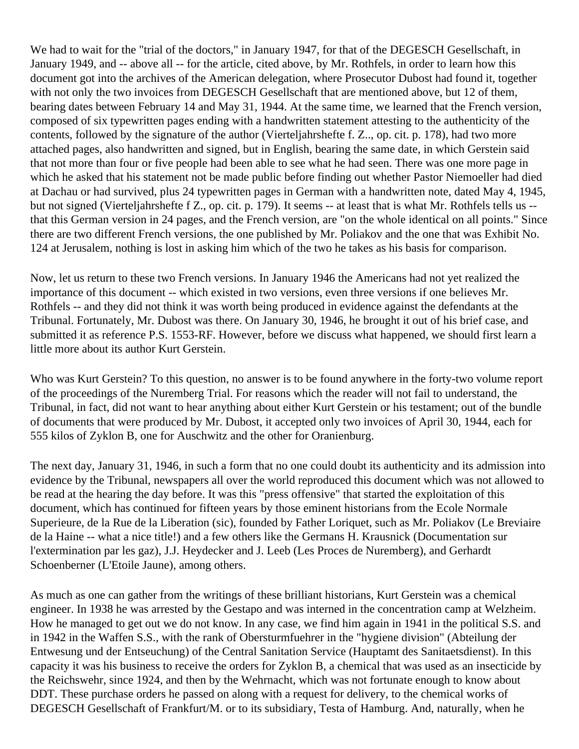We had to wait for the "trial of the doctors," in January 1947, for that of the DEGESCH Gesellschaft, in January 1949, and -- above all -- for the article, cited above, by Mr. Rothfels, in order to learn how this document got into the archives of the American delegation, where Prosecutor Dubost had found it, together with not only the two invoices from DEGESCH Gesellschaft that are mentioned above, but 12 of them, bearing dates between February 14 and May 31, 1944. At the same time, we learned that the French version, composed of six typewritten pages ending with a handwritten statement attesting to the authenticity of the contents, followed by the signature of the author (Vierteljahrshefte f. Z.., op. cit. p. 178), had two more attached pages, also handwritten and signed, but in English, bearing the same date, in which Gerstein said that not more than four or five people had been able to see what he had seen. There was one more page in which he asked that his statement not be made public before finding out whether Pastor Niemoeller had died at Dachau or had survived, plus 24 typewritten pages in German with a handwritten note, dated May 4, 1945, but not signed (Vierteljahrshefte f Z., op. cit. p. 179). It seems -- at least that is what Mr. Rothfels tells us -- that this German version in 24 pages, and the French version, are "on the whole identical on all points." Since there are two different French versions, the one published by Mr. Poliakov and the one that was Exhibit No. 124 at Jerusalem, nothing is lost in asking him which of the two he takes as his basis for comparison.

Now, let us return to these two French versions. In January 1946 the Americans had not yet realized the importance of this document -- which existed in two versions, even three versions if one believes Mr. Rothfels -- and they did not think it was worth being produced in evidence against the defendants at the Tribunal. Fortunately, Mr. Dubost was there. On January 30, 1946, he brought it out of his brief case, and submitted it as reference P.S. 1553-RF. However, before we discuss what happened, we should first learn a little more about its author Kurt Gerstein.

Who was Kurt Gerstein? To this question, no answer is to be found anywhere in the forty-two volume report of the proceedings of the Nuremberg Trial. For reasons which the reader will not fail to understand, the Tribunal, in fact, did not want to hear anything about either Kurt Gerstein or his testament; out of the bundle of documents that were produced by Mr. Dubost, it accepted only two invoices of April 30, 1944, each for 555 kilos of Zyklon B, one for Auschwitz and the other for Oranienburg.

The next day, January 31, 1946, in such a form that no one could doubt its authenticity and its admission into evidence by the Tribunal, newspapers all over the world reproduced this document which was not allowed to be read at the hearing the day before. It was this "press offensive" that started the exploitation of this document, which has continued for fifteen years by those eminent historians from the Ecole Normale Superieure, de la Rue de la Liberation (sic), founded by Father Loriquet, such as Mr. Poliakov (Le Breviaire de la Haine -- what a nice title!) and a few others like the Germans H. Krausnick (Documentation sur l'extermination par les gaz), J.J. Heydecker and J. Leeb (Les Proces de Nuremberg), and Gerhardt Schoenberner (L'Etoile Jaune), among others.

As much as one can gather from the writings of these brilliant historians, Kurt Gerstein was a chemical engineer. In 1938 he was arrested by the Gestapo and was interned in the concentration camp at Welzheim. How he managed to get out we do not know. In any case, we find him again in 1941 in the political S.S. and in 1942 in the Waffen S.S., with the rank of Obersturmfuehrer in the "hygiene division" (Abteilung der Entwesung und der Entseuchung) of the Central Sanitation Service (Hauptamt des Sanitaetsdienst). In this capacity it was his business to receive the orders for Zyklon B, a chemical that was used as an insecticide by the Reichswehr, since 1924, and then by the Wehrnacht, which was not fortunate enough to know about DDT. These purchase orders he passed on along with a request for delivery, to the chemical works of DEGESCH Gesellschaft of Frankfurt/M. or to its subsidiary, Testa of Hamburg. And, naturally, when he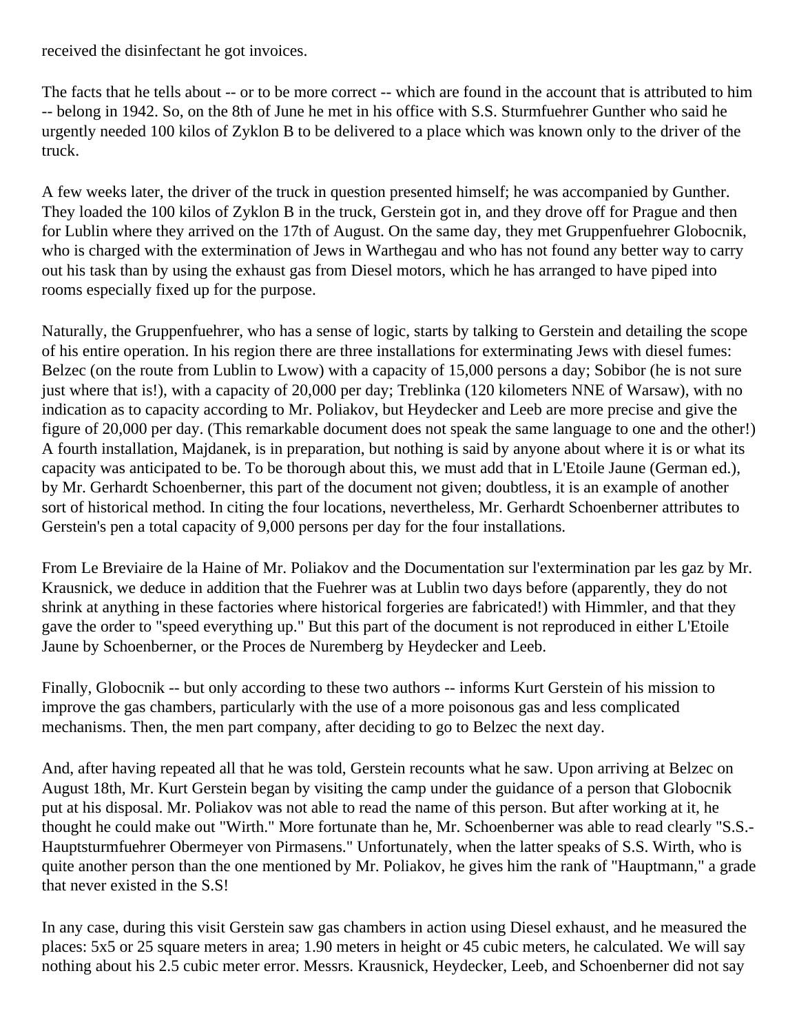received the disinfectant he got invoices.

The facts that he tells about -- or to be more correct -- which are found in the account that is attributed to him -- belong in 1942. So, on the 8th of June he met in his office with S.S. Sturmfuehrer Gunther who said he urgently needed 100 kilos of Zyklon B to be delivered to a place which was known only to the driver of the truck.

A few weeks later, the driver of the truck in question presented himself; he was accompanied by Gunther. They loaded the 100 kilos of Zyklon B in the truck, Gerstein got in, and they drove off for Prague and then for Lublin where they arrived on the 17th of August. On the same day, they met Gruppenfuehrer Globocnik, who is charged with the extermination of Jews in Warthegau and who has not found any better way to carry out his task than by using the exhaust gas from Diesel motors, which he has arranged to have piped into rooms especially fixed up for the purpose.

Naturally, the Gruppenfuehrer, who has a sense of logic, starts by talking to Gerstein and detailing the scope of his entire operation. In his region there are three installations for exterminating Jews with diesel fumes: Belzec (on the route from Lublin to Lwow) with a capacity of 15,000 persons a day; Sobibor (he is not sure just where that is!), with a capacity of 20,000 per day; Treblinka (120 kilometers NNE of Warsaw), with no indication as to capacity according to Mr. Poliakov, but Heydecker and Leeb are more precise and give the figure of 20,000 per day. (This remarkable document does not speak the same language to one and the other!) A fourth installation, Majdanek, is in preparation, but nothing is said by anyone about where it is or what its capacity was anticipated to be. To be thorough about this, we must add that in L'Etoile Jaune (German ed.), by Mr. Gerhardt Schoenberner, this part of the document not given; doubtless, it is an example of another sort of historical method. In citing the four locations, nevertheless, Mr. Gerhardt Schoenberner attributes to Gerstein's pen a total capacity of 9,000 persons per day for the four installations.

From Le Breviaire de la Haine of Mr. Poliakov and the Documentation sur l'extermination par les gaz by Mr. Krausnick, we deduce in addition that the Fuehrer was at Lublin two days before (apparently, they do not shrink at anything in these factories where historical forgeries are fabricated!) with Himmler, and that they gave the order to "speed everything up." But this part of the document is not reproduced in either L'Etoile Jaune by Schoenberner, or the Proces de Nuremberg by Heydecker and Leeb.

Finally, Globocnik -- but only according to these two authors -- informs Kurt Gerstein of his mission to improve the gas chambers, particularly with the use of a more poisonous gas and less complicated mechanisms. Then, the men part company, after deciding to go to Belzec the next day.

And, after having repeated all that he was told, Gerstein recounts what he saw. Upon arriving at Belzec on August 18th, Mr. Kurt Gerstein began by visiting the camp under the guidance of a person that Globocnik put at his disposal. Mr. Poliakov was not able to read the name of this person. But after working at it, he thought he could make out "Wirth." More fortunate than he, Mr. Schoenberner was able to read clearly "S.S.-Hauptsturmfuehrer Obermeyer von Pirmasens." Unfortunately, when the latter speaks of S.S. Wirth, who is quite another person than the one mentioned by Mr. Poliakov, he gives him the rank of "Hauptmann," a grade that never existed in the S.S!

In any case, during this visit Gerstein saw gas chambers in action using Diesel exhaust, and he measured the places: 5x5 or 25 square meters in area; 1.90 meters in height or 45 cubic meters, he calculated. We will say nothing about his 2.5 cubic meter error. Messrs. Krausnick, Heydecker, Leeb, and Schoenberner did not say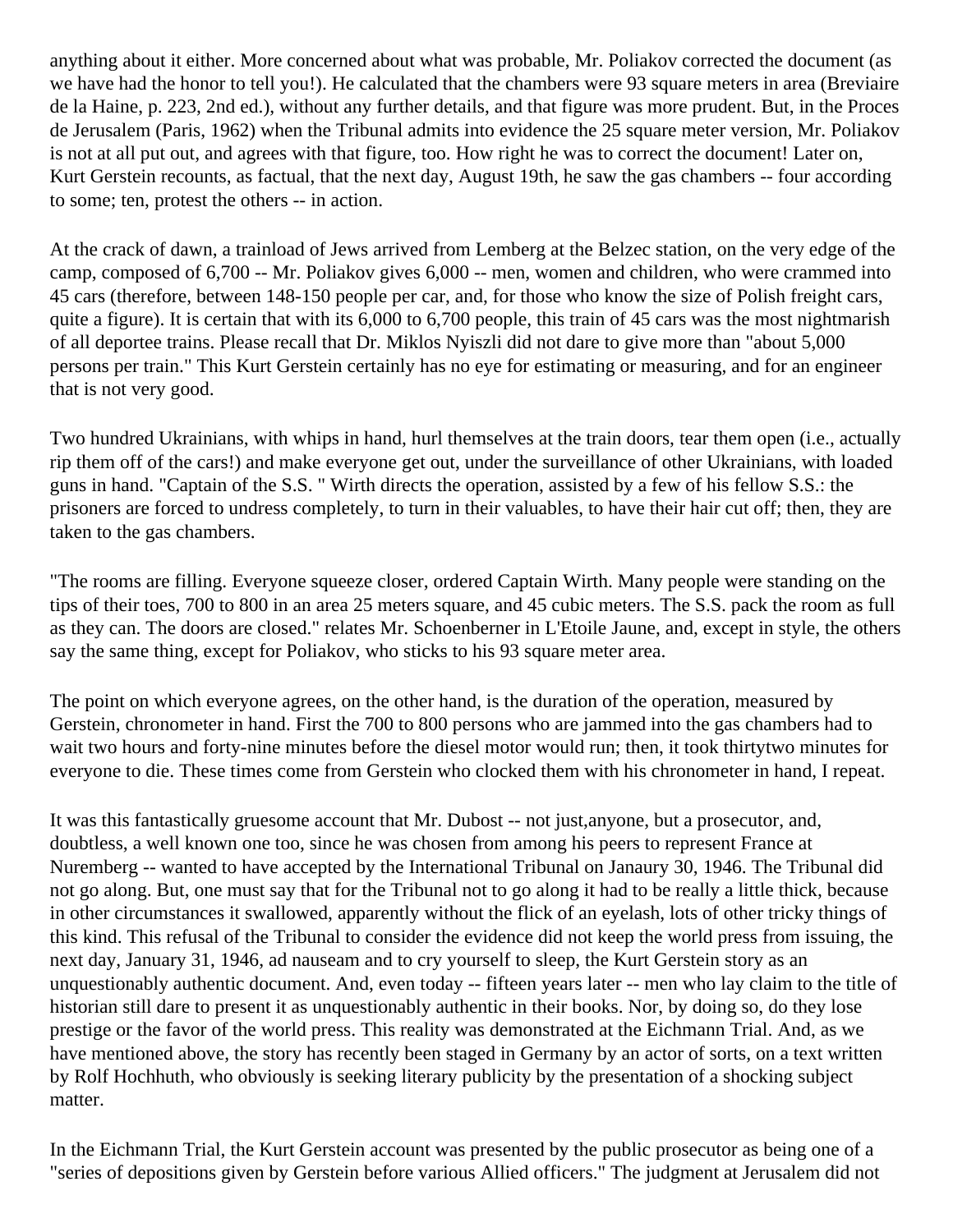anything about it either. More concerned about what was probable, Mr. Poliakov corrected the document (as we have had the honor to tell you!). He calculated that the chambers were 93 square meters in area (Breviaire de la Haine, p. 223, 2nd ed.), without any further details, and that figure was more prudent. But, in the Proces de Jerusalem (Paris, 1962) when the Tribunal admits into evidence the 25 square meter version, Mr. Poliakov is not at all put out, and agrees with that figure, too. How right he was to correct the document! Later on, Kurt Gerstein recounts, as factual, that the next day, August 19th, he saw the gas chambers -- four according to some; ten, protest the others -- in action.

At the crack of dawn, a trainload of Jews arrived from Lemberg at the Belzec station, on the very edge of the camp, composed of 6,700 -- Mr. Poliakov gives 6,000 -- men, women and children, who were crammed into 45 cars (therefore, between 148-150 people per car, and, for those who know the size of Polish freight cars, quite a figure). It is certain that with its 6,000 to 6,700 people, this train of 45 cars was the most nightmarish of all deportee trains. Please recall that Dr. Miklos Nyiszli did not dare to give more than "about 5,000 persons per train." This Kurt Gerstein certainly has no eye for estimating or measuring, and for an engineer that is not very good.

Two hundred Ukrainians, with whips in hand, hurl themselves at the train doors, tear them open (i.e., actually rip them off of the cars!) and make everyone get out, under the surveillance of other Ukrainians, with loaded guns in hand. "Captain of the S.S. " Wirth directs the operation, assisted by a few of his fellow S.S.: the prisoners are forced to undress completely, to turn in their valuables, to have their hair cut off; then, they are taken to the gas chambers.

"The rooms are filling. Everyone squeeze closer, ordered Captain Wirth. Many people were standing on the tips of their toes, 700 to 800 in an area 25 meters square, and 45 cubic meters. The S.S. pack the room as full as they can. The doors are closed." relates Mr. Schoenberner in L'Etoile Jaune, and, except in style, the others say the same thing, except for Poliakov, who sticks to his 93 square meter area.

The point on which everyone agrees, on the other hand, is the duration of the operation, measured by Gerstein, chronometer in hand. First the 700 to 800 persons who are jammed into the gas chambers had to wait two hours and forty-nine minutes before the diesel motor would run; then, it took thirtytwo minutes for everyone to die. These times come from Gerstein who clocked them with his chronometer in hand, I repeat.

It was this fantastically gruesome account that Mr. Dubost -- not just,anyone, but a prosecutor, and, doubtless, a well known one too, since he was chosen from among his peers to represent France at Nuremberg -- wanted to have accepted by the International Tribunal on Janaury 30, 1946. The Tribunal did not go along. But, one must say that for the Tribunal not to go along it had to be really a little thick, because in other circumstances it swallowed, apparently without the flick of an eyelash, lots of other tricky things of this kind. This refusal of the Tribunal to consider the evidence did not keep the world press from issuing, the next day, January 31, 1946, ad nauseam and to cry yourself to sleep, the Kurt Gerstein story as an unquestionably authentic document. And, even today -- fifteen years later -- men who lay claim to the title of historian still dare to present it as unquestionably authentic in their books. Nor, by doing so, do they lose prestige or the favor of the world press. This reality was demonstrated at the Eichmann Trial. And, as we have mentioned above, the story has recently been staged in Germany by an actor of sorts, on a text written by Rolf Hochhuth, who obviously is seeking literary publicity by the presentation of a shocking subject matter.

In the Eichmann Trial, the Kurt Gerstein account was presented by the public prosecutor as being one of a "series of depositions given by Gerstein before various Allied officers." The judgment at Jerusalem did not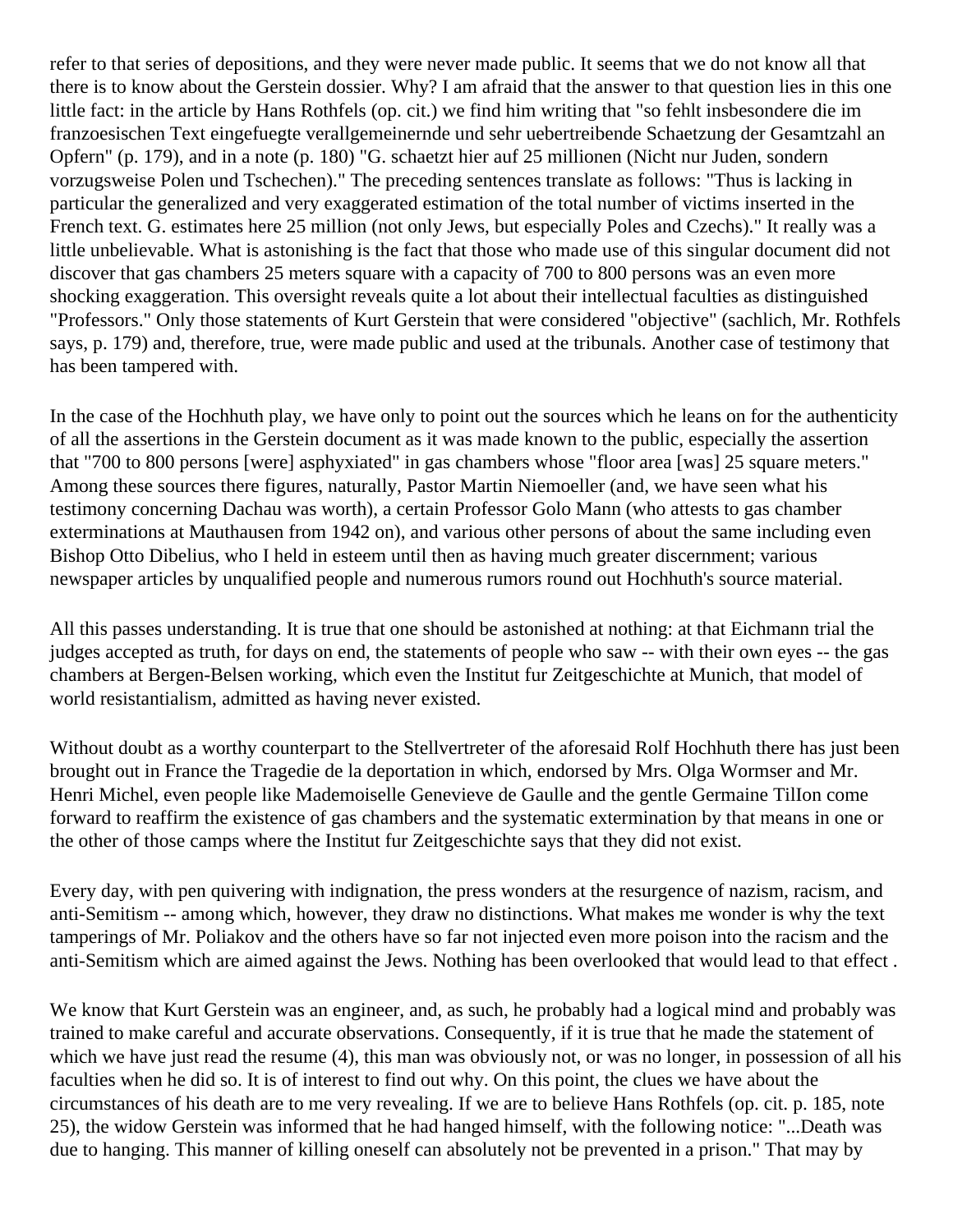refer to that series of depositions, and they were never made public. It seems that we do not know all that there is to know about the Gerstein dossier. Why? I am afraid that the answer to that question lies in this one little fact: in the article by Hans Rothfels (op. cit.) we find him writing that "so fehlt insbesondere die im franzoesischen Text eingefuegte verallgemeinernde und sehr uebertreibende Schaetzung der Gesamtzahl an Opfern" (p. 179), and in a note (p. 180) "G. schaetzt hier auf 25 millionen (Nicht nur Juden, sondern vorzugsweise Polen und Tschechen)." The preceding sentences translate as follows: "Thus is lacking in particular the generalized and very exaggerated estimation of the total number of victims inserted in the French text. G. estimates here 25 million (not only Jews, but especially Poles and Czechs)." It really was a little unbelievable. What is astonishing is the fact that those who made use of this singular document did not discover that gas chambers 25 meters square with a capacity of 700 to 800 persons was an even more shocking exaggeration. This oversight reveals quite a lot about their intellectual faculties as distinguished "Professors." Only those statements of Kurt Gerstein that were considered "objective" (sachlich, Mr. Rothfels says, p. 179) and, therefore, true, were made public and used at the tribunals. Another case of testimony that has been tampered with.

In the case of the Hochhuth play, we have only to point out the sources which he leans on for the authenticity of all the assertions in the Gerstein document as it was made known to the public, especially the assertion that "700 to 800 persons [were] asphyxiated" in gas chambers whose "floor area [was] 25 square meters." Among these sources there figures, naturally, Pastor Martin Niemoeller (and, we have seen what his testimony concerning Dachau was worth), a certain Professor Golo Mann (who attests to gas chamber exterminations at Mauthausen from 1942 on), and various other persons of about the same including even Bishop Otto Dibelius, who I held in esteem until then as having much greater discernment; various newspaper articles by unqualified people and numerous rumors round out Hochhuth's source material.

All this passes understanding. It is true that one should be astonished at nothing: at that Eichmann trial the judges accepted as truth, for days on end, the statements of people who saw -- with their own eyes -- the gas chambers at Bergen-Belsen working, which even the Institut fur Zeitgeschichte at Munich, that model of world resistantialism, admitted as having never existed.

Without doubt as a worthy counterpart to the Stellvertreter of the aforesaid Rolf Hochhuth there has just been brought out in France the Tragedie de la deportation in which, endorsed by Mrs. Olga Wormser and Mr. Henri Michel, even people like Mademoiselle Genevieve de Gaulle and the gentle Germaine TilIon come forward to reaffirm the existence of gas chambers and the systematic extermination by that means in one or the other of those camps where the Institut fur Zeitgeschichte says that they did not exist.

Every day, with pen quivering with indignation, the press wonders at the resurgence of nazism, racism, and anti-Semitism -- among which, however, they draw no distinctions. What makes me wonder is why the text tamperings of Mr. Poliakov and the others have so far not injected even more poison into the racism and the anti-Semitism which are aimed against the Jews. Nothing has been overlooked that would lead to that effect .

We know that Kurt Gerstein was an engineer, and, as such, he probably had a logical mind and probably was trained to make careful and accurate observations. Consequently, if it is true that he made the statement of which we have just read the resume (4), this man was obviously not, or was no longer, in possession of all his faculties when he did so. It is of interest to find out why. On this point, the clues we have about the circumstances of his death are to me very revealing. If we are to believe Hans Rothfels (op. cit. p. 185, note 25), the widow Gerstein was informed that he had hanged himself, with the following notice: "...Death was due to hanging. This manner of killing oneself can absolutely not be prevented in a prison." That may by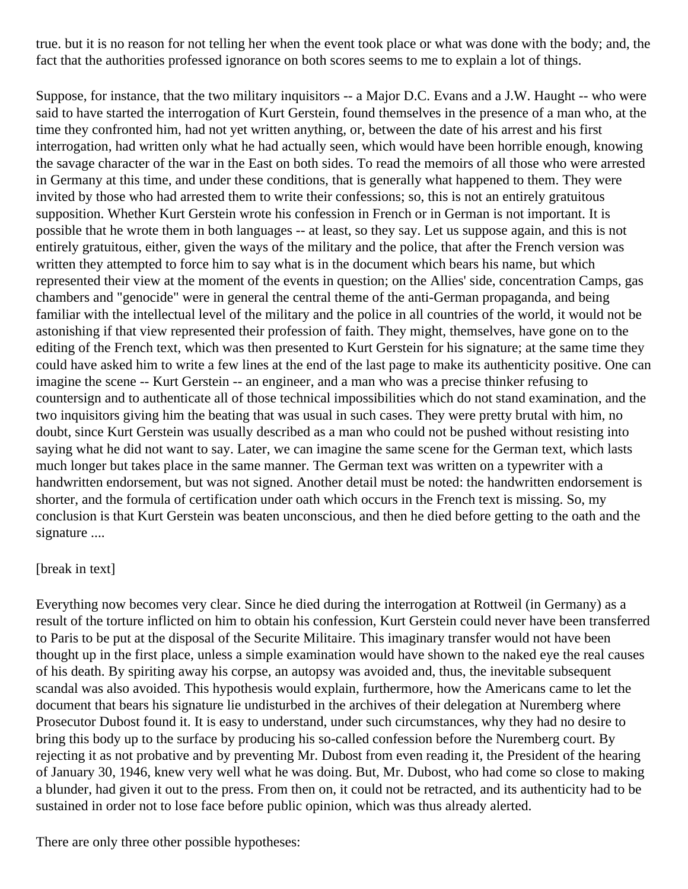true. but it is no reason for not telling her when the event took place or what was done with the body; and, the fact that the authorities professed ignorance on both scores seems to me to explain a lot of things.

Suppose, for instance, that the two military inquisitors -- a Major D.C. Evans and a J.W. Haught -- who were said to have started the interrogation of Kurt Gerstein, found themselves in the presence of a man who, at the time they confronted him, had not yet written anything, or, between the date of his arrest and his first interrogation, had written only what he had actually seen, which would have been horrible enough, knowing the savage character of the war in the East on both sides. To read the memoirs of all those who were arrested in Germany at this time, and under these conditions, that is generally what happened to them. They were invited by those who had arrested them to write their confessions; so, this is not an entirely gratuitous supposition. Whether Kurt Gerstein wrote his confession in French or in German is not important. It is possible that he wrote them in both languages -- at least, so they say. Let us suppose again, and this is not entirely gratuitous, either, given the ways of the military and the police, that after the French version was written they attempted to force him to say what is in the document which bears his name, but which represented their view at the moment of the events in question; on the Allies' side, concentration Camps, gas chambers and "genocide" were in general the central theme of the anti-German propaganda, and being familiar with the intellectual level of the military and the police in all countries of the world, it would not be astonishing if that view represented their profession of faith. They might, themselves, have gone on to the editing of the French text, which was then presented to Kurt Gerstein for his signature; at the same time they could have asked him to write a few lines at the end of the last page to make its authenticity positive. One can imagine the scene -- Kurt Gerstein -- an engineer, and a man who was a precise thinker refusing to countersign and to authenticate all of those technical impossibilities which do not stand examination, and the two inquisitors giving him the beating that was usual in such cases. They were pretty brutal with him, no doubt, since Kurt Gerstein was usually described as a man who could not be pushed without resisting into saying what he did not want to say. Later, we can imagine the same scene for the German text, which lasts much longer but takes place in the same manner. The German text was written on a typewriter with a handwritten endorsement, but was not signed. Another detail must be noted: the handwritten endorsement is shorter, and the formula of certification under oath which occurs in the French text is missing. So, my conclusion is that Kurt Gerstein was beaten unconscious, and then he died before getting to the oath and the signature ....

[break in text]

Everything now becomes very clear. Since he died during the interrogation at Rottweil (in Germany) as a result of the torture inflicted on him to obtain his confession, Kurt Gerstein could never have been transferred to Paris to be put at the disposal of the Securite Militaire. This imaginary transfer would not have been thought up in the first place, unless a simple examination would have shown to the naked eye the real causes of his death. By spiriting away his corpse, an autopsy was avoided and, thus, the inevitable subsequent scandal was also avoided. This hypothesis would explain, furthermore, how the Americans came to let the document that bears his signature lie undisturbed in the archives of their delegation at Nuremberg where Prosecutor Dubost found it. It is easy to understand, under such circumstances, why they had no desire to bring this body up to the surface by producing his so-called confession before the Nuremberg court. By rejecting it as not probative and by preventing Mr. Dubost from even reading it, the President of the hearing of January 30, 1946, knew very well what he was doing. But, Mr. Dubost, who had come so close to making a blunder, had given it out to the press. From then on, it could not be retracted, and its authenticity had to be sustained in order not to lose face before public opinion, which was thus already alerted.

There are only three other possible hypotheses: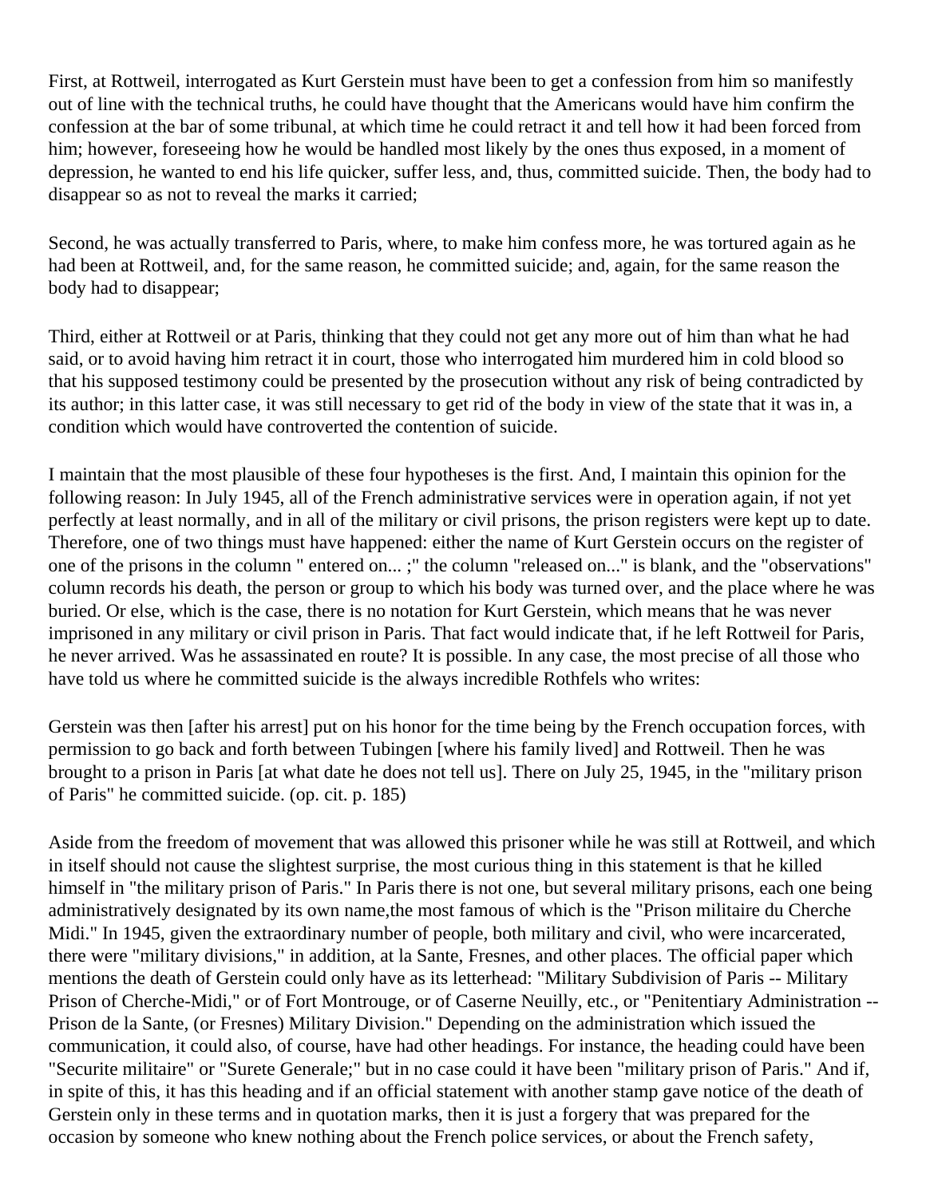First, at Rottweil, interrogated as Kurt Gerstein must have been to get a confession from him so manifestly out of line with the technical truths, he could have thought that the Americans would have him confirm the confession at the bar of some tribunal, at which time he could retract it and tell how it had been forced from him; however, foreseeing how he would be handled most likely by the ones thus exposed, in a moment of depression, he wanted to end his life quicker, suffer less, and, thus, committed suicide. Then, the body had to disappear so as not to reveal the marks it carried;

Second, he was actually transferred to Paris, where, to make him confess more, he was tortured again as he had been at Rottweil, and, for the same reason, he committed suicide; and, again, for the same reason the body had to disappear;

Third, either at Rottweil or at Paris, thinking that they could not get any more out of him than what he had said, or to avoid having him retract it in court, those who interrogated him murdered him in cold blood so that his supposed testimony could be presented by the prosecution without any risk of being contradicted by its author; in this latter case, it was still necessary to get rid of the body in view of the state that it was in, a condition which would have controverted the contention of suicide.

I maintain that the most plausible of these four hypotheses is the first. And, I maintain this opinion for the following reason: In July 1945, all of the French administrative services were in operation again, if not yet perfectly at least normally, and in all of the military or civil prisons, the prison registers were kept up to date. Therefore, one of two things must have happened: either the name of Kurt Gerstein occurs on the register of one of the prisons in the column " entered on... ;" the column "released on..." is blank, and the "observations" column records his death, the person or group to which his body was turned over, and the place where he was buried. Or else, which is the case, there is no notation for Kurt Gerstein, which means that he was never imprisoned in any military or civil prison in Paris. That fact would indicate that, if he left Rottweil for Paris, he never arrived. Was he assassinated en route? It is possible. In any case, the most precise of all those who have told us where he committed suicide is the always incredible Rothfels who writes:

Gerstein was then [after his arrest] put on his honor for the time being by the French occupation forces, with permission to go back and forth between Tubingen [where his family lived] and Rottweil. Then he was brought to a prison in Paris [at what date he does not tell us]. There on July 25, 1945, in the "military prison of Paris" he committed suicide. (op. cit. p. 185)

Aside from the freedom of movement that was allowed this prisoner while he was still at Rottweil, and which in itself should not cause the slightest surprise, the most curious thing in this statement is that he killed himself in "the military prison of Paris." In Paris there is not one, but several military prisons, each one being administratively designated by its own name,the most famous of which is the "Prison militaire du Cherche Midi." In 1945, given the extraordinary number of people, both military and civil, who were incarcerated, there were "military divisions," in addition, at la Sante, Fresnes, and other places. The official paper which mentions the death of Gerstein could only have as its letterhead: "Military Subdivision of Paris -- Military Prison of Cherche-Midi," or of Fort Montrouge, or of Caserne Neuilly, etc., or "Penitentiary Administration -- Prison de la Sante, (or Fresnes) Military Division." Depending on the administration which issued the communication, it could also, of course, have had other headings. For instance, the heading could have been "Securite militaire" or "Surete Generale;" but in no case could it have been "military prison of Paris." And if, in spite of this, it has this heading and if an official statement with another stamp gave notice of the death of Gerstein only in these terms and in quotation marks, then it is just a forgery that was prepared for the occasion by someone who knew nothing about the French police services, or about the French safety,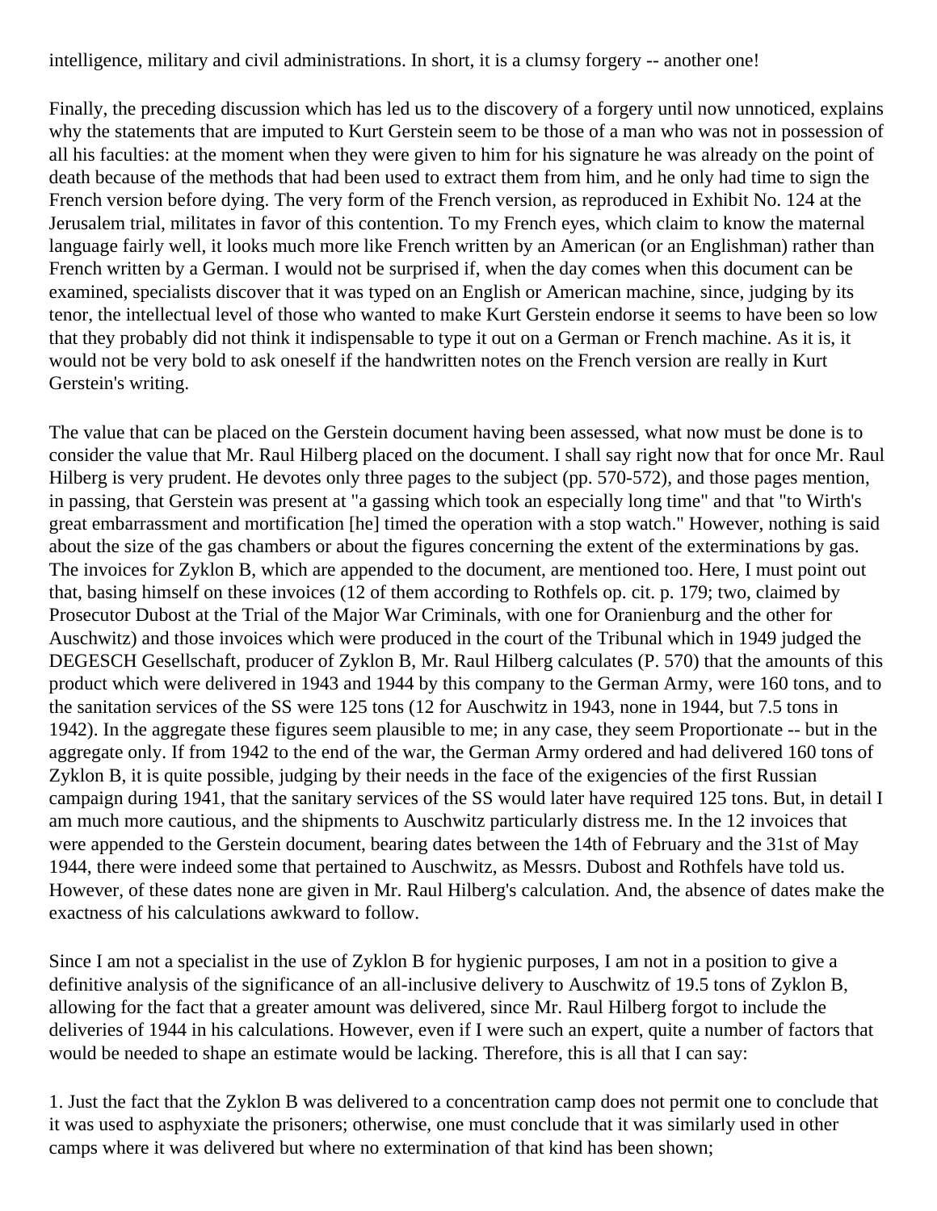intelligence, military and civil administrations. In short, it is a clumsy forgery -- another one!

Finally, the preceding discussion which has led us to the discovery of a forgery until now unnoticed, explains why the statements that are imputed to Kurt Gerstein seem to be those of a man who was not in possession of all his faculties: at the moment when they were given to him for his signature he was already on the point of death because of the methods that had been used to extract them from him, and he only had time to sign the French version before dying. The very form of the French version, as reproduced in Exhibit No. 124 at the Jerusalem trial, militates in favor of this contention. To my French eyes, which claim to know the maternal language fairly well, it looks much more like French written by an American (or an Englishman) rather than French written by a German. I would not be surprised if, when the day comes when this document can be examined, specialists discover that it was typed on an English or American machine, since, judging by its tenor, the intellectual level of those who wanted to make Kurt Gerstein endorse it seems to have been so low that they probably did not think it indispensable to type it out on a German or French machine. As it is, it would not be very bold to ask oneself if the handwritten notes on the French version are really in Kurt Gerstein's writing.

The value that can be placed on the Gerstein document having been assessed, what now must be done is to consider the value that Mr. Raul Hilberg placed on the document. I shall say right now that for once Mr. Raul Hilberg is very prudent. He devotes only three pages to the subject (pp. 570-572), and those pages mention, in passing, that Gerstein was present at "a gassing which took an especially long time" and that "to Wirth's great embarrassment and mortification [he] timed the operation with a stop watch." However, nothing is said about the size of the gas chambers or about the figures concerning the extent of the exterminations by gas. The invoices for Zyklon B, which are appended to the document, are mentioned too. Here, I must point out that, basing himself on these invoices (12 of them according to Rothfels op. cit. p. 179; two, claimed by Prosecutor Dubost at the Trial of the Major War Criminals, with one for Oranienburg and the other for Auschwitz) and those invoices which were produced in the court of the Tribunal which in 1949 judged the DEGESCH Gesellschaft, producer of Zyklon B, Mr. Raul Hilberg calculates (P. 570) that the amounts of this product which were delivered in 1943 and 1944 by this company to the German Army, were 160 tons, and to the sanitation services of the SS were 125 tons (12 for Auschwitz in 1943, none in 1944, but 7.5 tons in 1942). In the aggregate these figures seem plausible to me; in any case, they seem Proportionate -- but in the aggregate only. If from 1942 to the end of the war, the German Army ordered and had delivered 160 tons of Zyklon B, it is quite possible, judging by their needs in the face of the exigencies of the first Russian campaign during 1941, that the sanitary services of the SS would later have required 125 tons. But, in detail I am much more cautious, and the shipments to Auschwitz particularly distress me. In the 12 invoices that were appended to the Gerstein document, bearing dates between the 14th of February and the 31st of May 1944, there were indeed some that pertained to Auschwitz, as Messrs. Dubost and Rothfels have told us. However, of these dates none are given in Mr. Raul Hilberg's calculation. And, the absence of dates make the exactness of his calculations awkward to follow.

Since I am not a specialist in the use of Zyklon B for hygienic purposes, I am not in a position to give a definitive analysis of the significance of an all-inclusive delivery to Auschwitz of 19.5 tons of Zyklon B, allowing for the fact that a greater amount was delivered, since Mr. Raul Hilberg forgot to include the deliveries of 1944 in his calculations. However, even if I were such an expert, quite a number of factors that would be needed to shape an estimate would be lacking. Therefore, this is all that I can say:

1. Just the fact that the Zyklon B was delivered to a concentration camp does not permit one to conclude that it was used to asphyxiate the prisoners; otherwise, one must conclude that it was similarly used in other camps where it was delivered but where no extermination of that kind has been shown;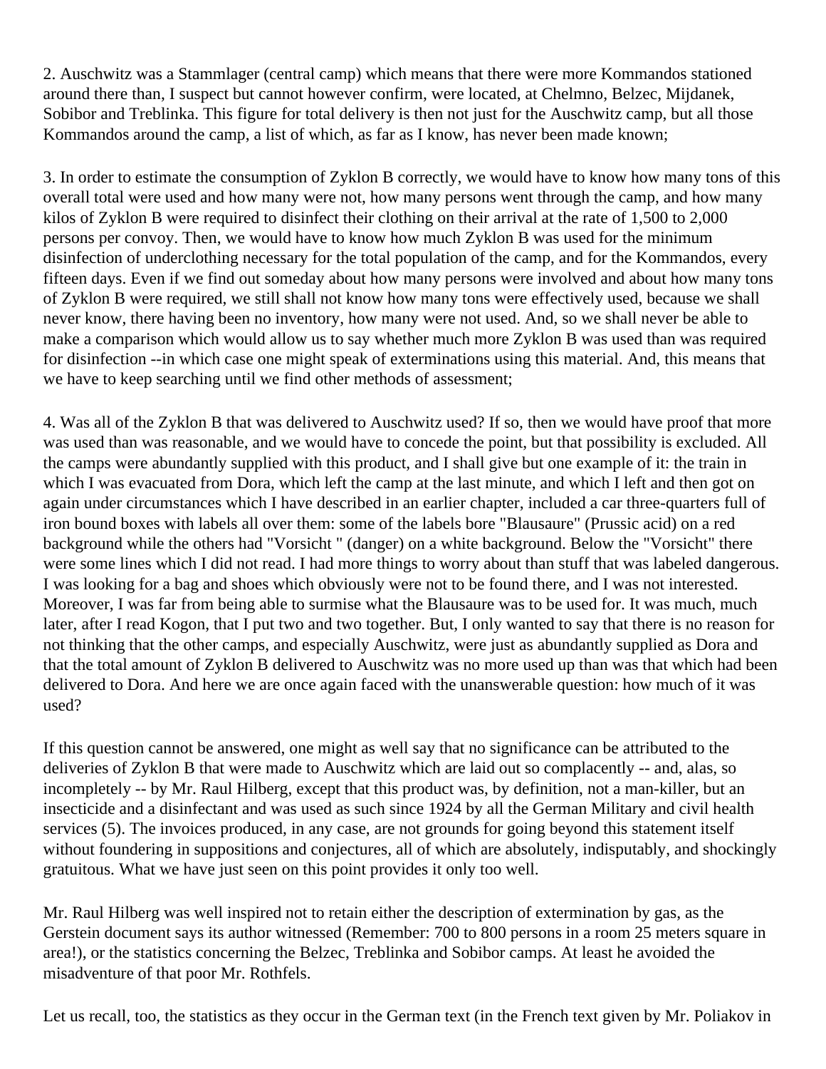2. Auschwitz was a Stammlager (central camp) which means that there were more Kommandos stationed around there than, I suspect but cannot however confirm, were located, at Chelmno, Belzec, Mijdanek, Sobibor and Treblinka. This figure for total delivery is then not just for the Auschwitz camp, but all those Kommandos around the camp, a list of which, as far as I know, has never been made known;

3. In order to estimate the consumption of Zyklon B correctly, we would have to know how many tons of this overall total were used and how many were not, how many persons went through the camp, and how many kilos of Zyklon B were required to disinfect their clothing on their arrival at the rate of 1,500 to 2,000 persons per convoy. Then, we would have to know how much Zyklon B was used for the minimum disinfection of underclothing necessary for the total population of the camp, and for the Kommandos, every fifteen days. Even if we find out someday about how many persons were involved and about how many tons of Zyklon B were required, we still shall not know how many tons were effectively used, because we shall never know, there having been no inventory, how many were not used. And, so we shall never be able to make a comparison which would allow us to say whether much more Zyklon B was used than was required for disinfection --in which case one might speak of exterminations using this material. And, this means that we have to keep searching until we find other methods of assessment;

4. Was all of the Zyklon B that was delivered to Auschwitz used? If so, then we would have proof that more was used than was reasonable, and we would have to concede the point, but that possibility is excluded. All the camps were abundantly supplied with this product, and I shall give but one example of it: the train in which I was evacuated from Dora, which left the camp at the last minute, and which I left and then got on again under circumstances which I have described in an earlier chapter, included a car three-quarters full of iron bound boxes with labels all over them: some of the labels bore "Blausaure" (Prussic acid) on a red background while the others had "Vorsicht " (danger) on a white background. Below the "Vorsicht" there were some lines which I did not read. I had more things to worry about than stuff that was labeled dangerous. I was looking for a bag and shoes which obviously were not to be found there, and I was not interested. Moreover, I was far from being able to surmise what the Blausaure was to be used for. It was much, much later, after I read Kogon, that I put two and two together. But, I only wanted to say that there is no reason for not thinking that the other camps, and especially Auschwitz, were just as abundantly supplied as Dora and that the total amount of Zyklon B delivered to Auschwitz was no more used up than was that which had been delivered to Dora. And here we are once again faced with the unanswerable question: how much of it was used?

If this question cannot be answered, one might as well say that no significance can be attributed to the deliveries of Zyklon B that were made to Auschwitz which are laid out so complacently -- and, alas, so incompletely -- by Mr. Raul Hilberg, except that this product was, by definition, not a man-killer, but an insecticide and a disinfectant and was used as such since 1924 by all the German Military and civil health services (5). The invoices produced, in any case, are not grounds for going beyond this statement itself without foundering in suppositions and conjectures, all of which are absolutely, indisputably, and shockingly gratuitous. What we have just seen on this point provides it only too well.

Mr. Raul Hilberg was well inspired not to retain either the description of extermination by gas, as the Gerstein document says its author witnessed (Remember: 700 to 800 persons in a room 25 meters square in area!), or the statistics concerning the Belzec, Treblinka and Sobibor camps. At least he avoided the misadventure of that poor Mr. Rothfels.

Let us recall, too, the statistics as they occur in the German text (in the French text given by Mr. Poliakov in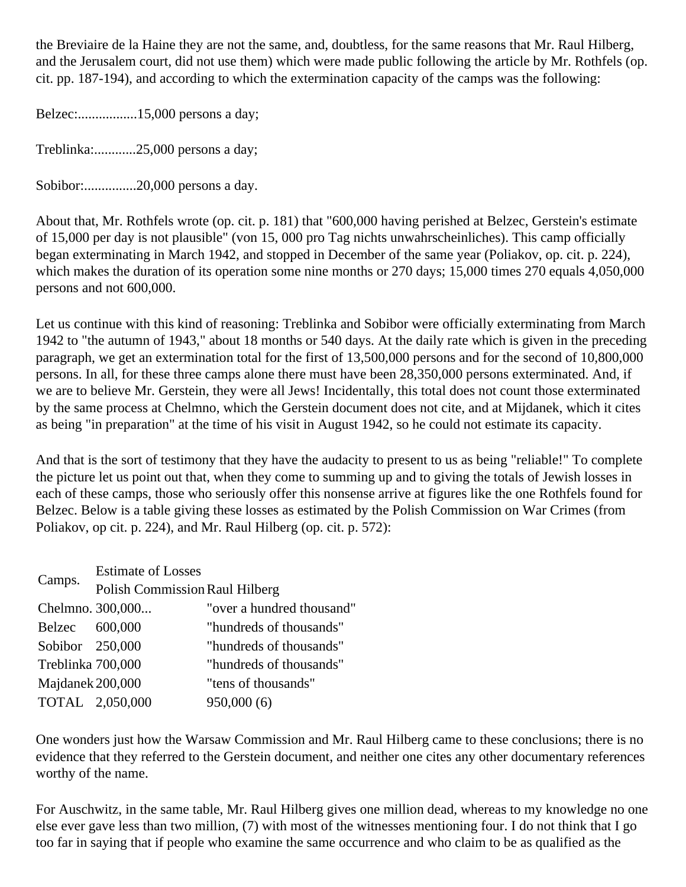the Breviaire de la Haine they are not the same, and, doubtless, for the same reasons that Mr. Raul Hilberg, and the Jerusalem court, did not use them) which were made public following the article by Mr. Rothfels (op. cit. pp. 187-194), and according to which the extermination capacity of the camps was the following:

Belzec:.................15,000 persons a day;

Treblinka:............25,000 persons a day;

Sobibor:...............20,000 persons a day.

About that, Mr. Rothfels wrote (op. cit. p. 181) that "600,000 having perished at Belzec, Gerstein's estimate of 15,000 per day is not plausible" (von 15, 000 pro Tag nichts unwahrscheinliches). This camp officially began exterminating in March 1942, and stopped in December of the same year (Poliakov, op. cit. p. 224), which makes the duration of its operation some nine months or 270 days; 15,000 times 270 equals 4,050,000 persons and not 600,000.

Let us continue with this kind of reasoning: Treblinka and Sobibor were officially exterminating from March 1942 to "the autumn of 1943," about 18 months or 540 days. At the daily rate which is given in the preceding paragraph, we get an extermination total for the first of 13,500,000 persons and for the second of 10,800,000 persons. In all, for these three camps alone there must have been 28,350,000 persons exterminated. And, if we are to believe Mr. Gerstein, they were all Jews! Incidentally, this total does not count those exterminated by the same process at Chelmno, which the Gerstein document does not cite, and at Mijdanek, which it cites as being "in preparation" at the time of his visit in August 1942, so he could not estimate its capacity.

And that is the sort of testimony that they have the audacity to present to us as being "reliable!" To complete the picture let us point out that, when they come to summing up and to giving the totals of Jewish losses in each of these camps, those who seriously offer this nonsense arrive at figures like the one Rothfels found for Belzec. Below is a table giving these losses as estimated by the Polish Commission on War Crimes (from Poliakov, op cit. p. 224), and Mr. Raul Hilberg (op. cit. p. 572):

| Camps. | Estimate of Losses | |
|---|---|---|
| | Polish Commission | Raul Hilberg |
| Chelmno. | 300,000... | "over a hundred thousand" |
| Belzec | 600,000 | "hundreds of thousands" |
| Sobibor | 250,000 | "hundreds of thousands" |
| Treblinka | 700,000 | "hundreds of thousands" |
| Majdanek | 200,000 | "tens of thousands" |
| TOTAL | 2,050,000 | 950,000 (6) |

One wonders just how the Warsaw Commission and Mr. Raul Hilberg came to these conclusions; there is no evidence that they referred to the Gerstein document, and neither one cites any other documentary references worthy of the name.

For Auschwitz, in the same table, Mr. Raul Hilberg gives one million dead, whereas to my knowledge no one else ever gave less than two million, (7) with most of the witnesses mentioning four. I do not think that I go too far in saying that if people who examine the same occurrence and who claim to be as qualified as the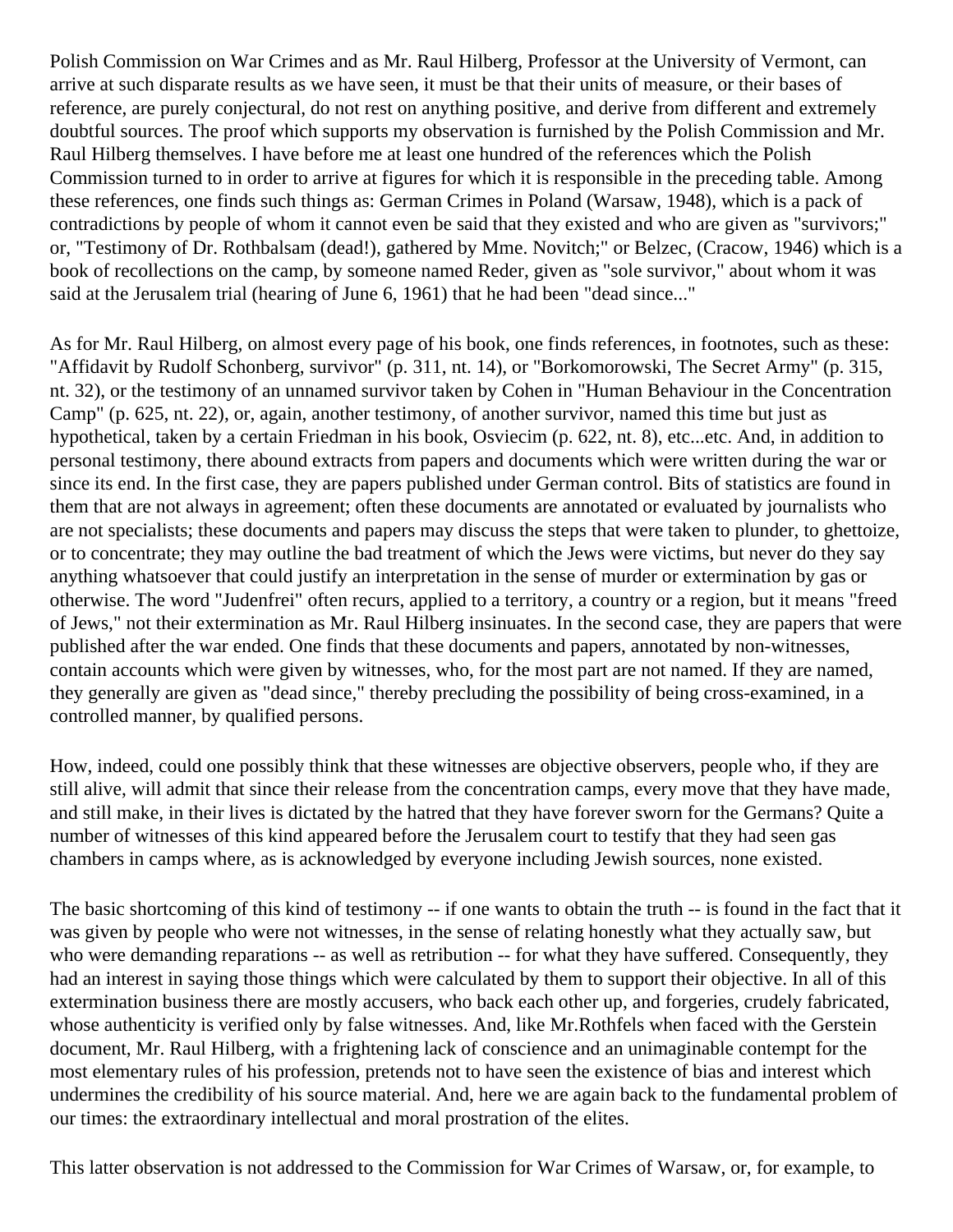Polish Commission on War Crimes and as Mr. Raul Hilberg, Professor at the University of Vermont, can arrive at such disparate results as we have seen, it must be that their units of measure, or their bases of reference, are purely conjectural, do not rest on anything positive, and derive from different and extremely doubtful sources. The proof which supports my observation is furnished by the Polish Commission and Mr. Raul Hilberg themselves. I have before me at least one hundred of the references which the Polish Commission turned to in order to arrive at figures for which it is responsible in the preceding table. Among these references, one finds such things as: German Crimes in Poland (Warsaw, 1948), which is a pack of contradictions by people of whom it cannot even be said that they existed and who are given as "survivors;" or, "Testimony of Dr. Rothbalsam (dead!), gathered by Mme. Novitch;" or Belzec, (Cracow, 1946) which is a book of recollections on the camp, by someone named Reder, given as "sole survivor," about whom it was said at the Jerusalem trial (hearing of June 6, 1961) that he had been "dead since..."

As for Mr. Raul Hilberg, on almost every page of his book, one finds references, in footnotes, such as these: "Affidavit by Rudolf Schonberg, survivor" (p. 311, nt. 14), or "Borkomorowski, The Secret Army" (p. 315, nt. 32), or the testimony of an unnamed survivor taken by Cohen in "Human Behaviour in the Concentration Camp" (p. 625, nt. 22), or, again, another testimony, of another survivor, named this time but just as hypothetical, taken by a certain Friedman in his book, Osviecim (p. 622, nt. 8), etc...etc. And, in addition to personal testimony, there abound extracts from papers and documents which were written during the war or since its end. In the first case, they are papers published under German control. Bits of statistics are found in them that are not always in agreement; often these documents are annotated or evaluated by journalists who are not specialists; these documents and papers may discuss the steps that were taken to plunder, to ghettoize, or to concentrate; they may outline the bad treatment of which the Jews were victims, but never do they say anything whatsoever that could justify an interpretation in the sense of murder or extermination by gas or otherwise. The word "Judenfrei" often recurs, applied to a territory, a country or a region, but it means "freed of Jews," not their extermination as Mr. Raul Hilberg insinuates. In the second case, they are papers that were published after the war ended. One finds that these documents and papers, annotated by non-witnesses, contain accounts which were given by witnesses, who, for the most part are not named. If they are named, they generally are given as "dead since," thereby precluding the possibility of being cross-examined, in a controlled manner, by qualified persons.

How, indeed, could one possibly think that these witnesses are objective observers, people who, if they are still alive, will admit that since their release from the concentration camps, every move that they have made, and still make, in their lives is dictated by the hatred that they have forever sworn for the Germans? Quite a number of witnesses of this kind appeared before the Jerusalem court to testify that they had seen gas chambers in camps where, as is acknowledged by everyone including Jewish sources, none existed.

The basic shortcoming of this kind of testimony -- if one wants to obtain the truth -- is found in the fact that it was given by people who were not witnesses, in the sense of relating honestly what they actually saw, but who were demanding reparations -- as well as retribution -- for what they have suffered. Consequently, they had an interest in saying those things which were calculated by them to support their objective. In all of this extermination business there are mostly accusers, who back each other up, and forgeries, crudely fabricated, whose authenticity is verified only by false witnesses. And, like Mr.Rothfels when faced with the Gerstein document, Mr. Raul Hilberg, with a frightening lack of conscience and an unimaginable contempt for the most elementary rules of his profession, pretends not to have seen the existence of bias and interest which undermines the credibility of his source material. And, here we are again back to the fundamental problem of our times: the extraordinary intellectual and moral prostration of the elites.

This latter observation is not addressed to the Commission for War Crimes of Warsaw, or, for example, to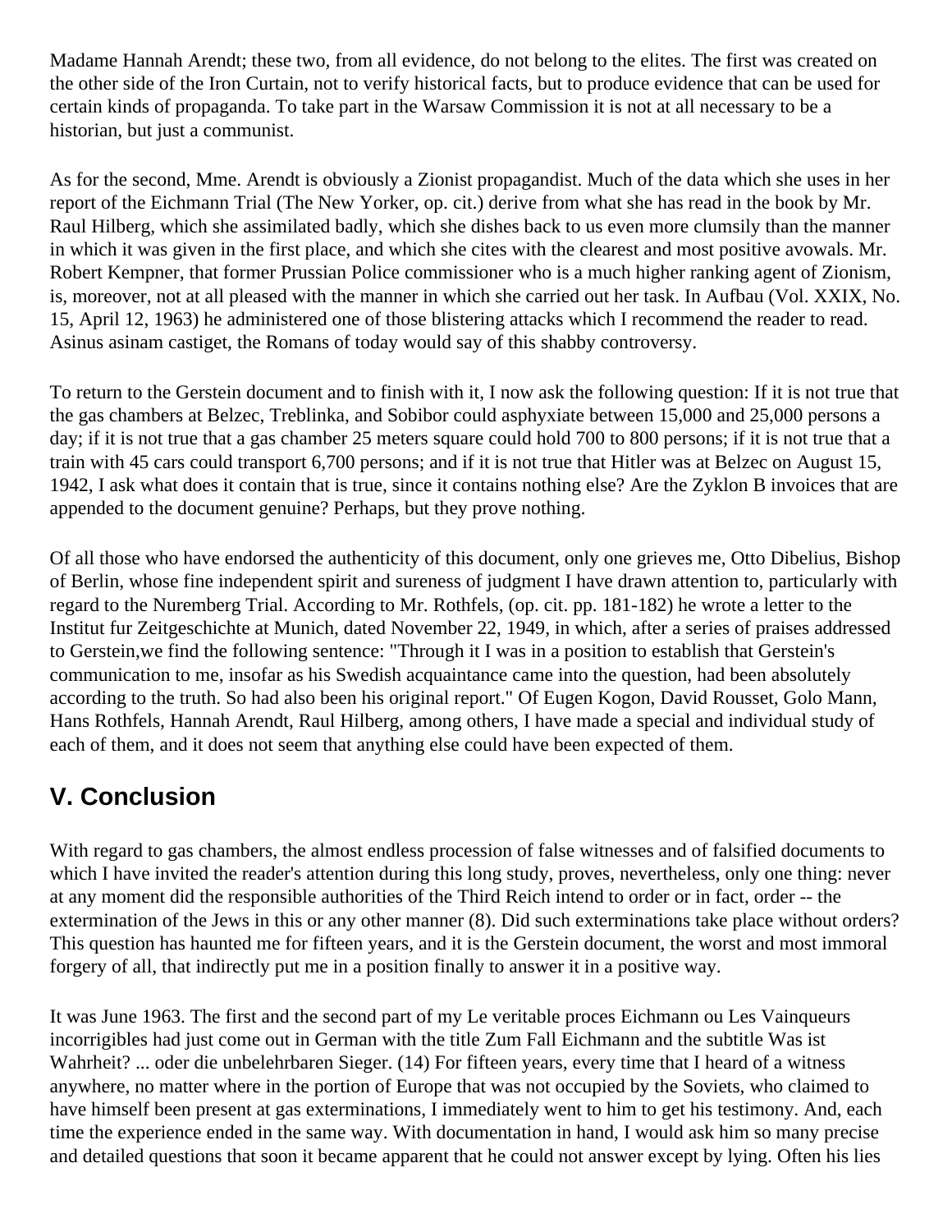Madame Hannah Arendt; these two, from all evidence, do not belong to the elites. The first was created on the other side of the Iron Curtain, not to verify historical facts, but to produce evidence that can be used for certain kinds of propaganda. To take part in the Warsaw Commission it is not at all necessary to be a historian, but just a communist.

As for the second, Mme. Arendt is obviously a Zionist propagandist. Much of the data which she uses in her report of the Eichmann Trial (The New Yorker, op. cit.) derive from what she has read in the book by Mr. Raul Hilberg, which she assimilated badly, which she dishes back to us even more clumsily than the manner in which it was given in the first place, and which she cites with the clearest and most positive avowals. Mr. Robert Kempner, that former Prussian Police commissioner who is a much higher ranking agent of Zionism, is, moreover, not at all pleased with the manner in which she carried out her task. In Aufbau (Vol. XXIX, No. 15, April 12, 1963) he administered one of those blistering attacks which I recommend the reader to read. Asinus asinam castiget, the Romans of today would say of this shabby controversy.

To return to the Gerstein document and to finish with it, I now ask the following question: If it is not true that the gas chambers at Belzec, Treblinka, and Sobibor could asphyxiate between 15,000 and 25,000 persons a day; if it is not true that a gas chamber 25 meters square could hold 700 to 800 persons; if it is not true that a train with 45 cars could transport 6,700 persons; and if it is not true that Hitler was at Belzec on August 15, 1942, I ask what does it contain that is true, since it contains nothing else? Are the Zyklon B invoices that are appended to the document genuine? Perhaps, but they prove nothing.

Of all those who have endorsed the authenticity of this document, only one grieves me, Otto Dibelius, Bishop of Berlin, whose fine independent spirit and sureness of judgment I have drawn attention to, particularly with regard to the Nuremberg Trial. According to Mr. Rothfels, (op. cit. pp. 181-182) he wrote a letter to the Institut fur Zeitgeschichte at Munich, dated November 22, 1949, in which, after a series of praises addressed to Gerstein,we find the following sentence: "Through it I was in a position to establish that Gerstein's communication to me, insofar as his Swedish acquaintance came into the question, had been absolutely according to the truth. So had also been his original report." Of Eugen Kogon, David Rousset, Golo Mann, Hans Rothfels, Hannah Arendt, Raul Hilberg, among others, I have made a special and individual study of each of them, and it does not seem that anything else could have been expected of them.

## V. Conclusion

With regard to gas chambers, the almost endless procession of false witnesses and of falsified documents to which I have invited the reader's attention during this long study, proves, nevertheless, only one thing: never at any moment did the responsible authorities of the Third Reich intend to order or in fact, order -- the extermination of the Jews in this or any other manner (8). Did such exterminations take place without orders? This question has haunted me for fifteen years, and it is the Gerstein document, the worst and most immoral forgery of all, that indirectly put me in a position finally to answer it in a positive way.

It was June 1963. The first and the second part of my Le veritable proces Eichmann ou Les Vainqueurs incorrigibles had just come out in German with the title Zum Fall Eichmann and the subtitle Was ist Wahrheit? ... oder die unbelehrbaren Sieger. (14) For fifteen years, every time that I heard of a witness anywhere, no matter where in the portion of Europe that was not occupied by the Soviets, who claimed to have himself been present at gas exterminations, I immediately went to him to get his testimony. And, each time the experience ended in the same way. With documentation in hand, I would ask him so many precise and detailed questions that soon it became apparent that he could not answer except by lying. Often his lies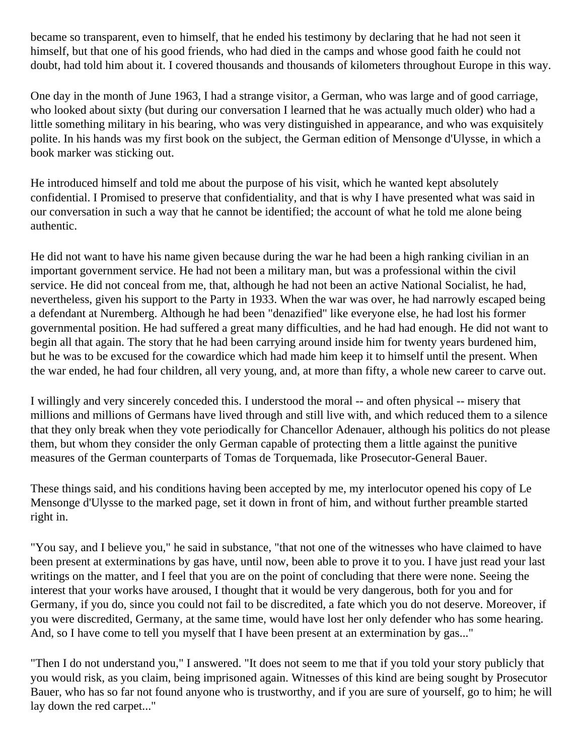became so transparent, even to himself, that he ended his testimony by declaring that he had not seen it himself, but that one of his good friends, who had died in the camps and whose good faith he could not doubt, had told him about it. I covered thousands and thousands of kilometers throughout Europe in this way.

One day in the month of June 1963, I had a strange visitor, a German, who was large and of good carriage, who looked about sixty (but during our conversation I learned that he was actually much older) who had a little something military in his bearing, who was very distinguished in appearance, and who was exquisitely polite. In his hands was my first book on the subject, the German edition of Mensonge d'Ulysse, in which a book marker was sticking out.

He introduced himself and told me about the purpose of his visit, which he wanted kept absolutely confidential. I Promised to preserve that confidentiality, and that is why I have presented what was said in our conversation in such a way that he cannot be identified; the account of what he told me alone being authentic.

He did not want to have his name given because during the war he had been a high ranking civilian in an important government service. He had not been a military man, but was a professional within the civil service. He did not conceal from me, that, although he had not been an active National Socialist, he had, nevertheless, given his support to the Party in 1933. When the war was over, he had narrowly escaped being a defendant at Nuremberg. Although he had been "denazified" like everyone else, he had lost his former governmental position. He had suffered a great many difficulties, and he had had enough. He did not want to begin all that again. The story that he had been carrying around inside him for twenty years burdened him, but he was to be excused for the cowardice which had made him keep it to himself until the present. When the war ended, he had four children, all very young, and, at more than fifty, a whole new career to carve out.

I willingly and very sincerely conceded this. I understood the moral -- and often physical -- misery that millions and millions of Germans have lived through and still live with, and which reduced them to a silence that they only break when they vote periodically for Chancellor Adenauer, although his politics do not please them, but whom they consider the only German capable of protecting them a little against the punitive measures of the German counterparts of Tomas de Torquemada, like Prosecutor-General Bauer.

These things said, and his conditions having been accepted by me, my interlocutor opened his copy of Le Mensonge d'Ulysse to the marked page, set it down in front of him, and without further preamble started right in.

"You say, and I believe you," he said in substance, "that not one of the witnesses who have claimed to have been present at exterminations by gas have, until now, been able to prove it to you. I have just read your last writings on the matter, and I feel that you are on the point of concluding that there were none. Seeing the interest that your works have aroused, I thought that it would be very dangerous, both for you and for Germany, if you do, since you could not fail to be discredited, a fate which you do not deserve. Moreover, if you were discredited, Germany, at the same time, would have lost her only defender who has some hearing. And, so I have come to tell you myself that I have been present at an extermination by gas..."

"Then I do not understand you," I answered. "It does not seem to me that if you told your story publicly that you would risk, as you claim, being imprisoned again. Witnesses of this kind are being sought by Prosecutor Bauer, who has so far not found anyone who is trustworthy, and if you are sure of yourself, go to him; he will lay down the red carpet..."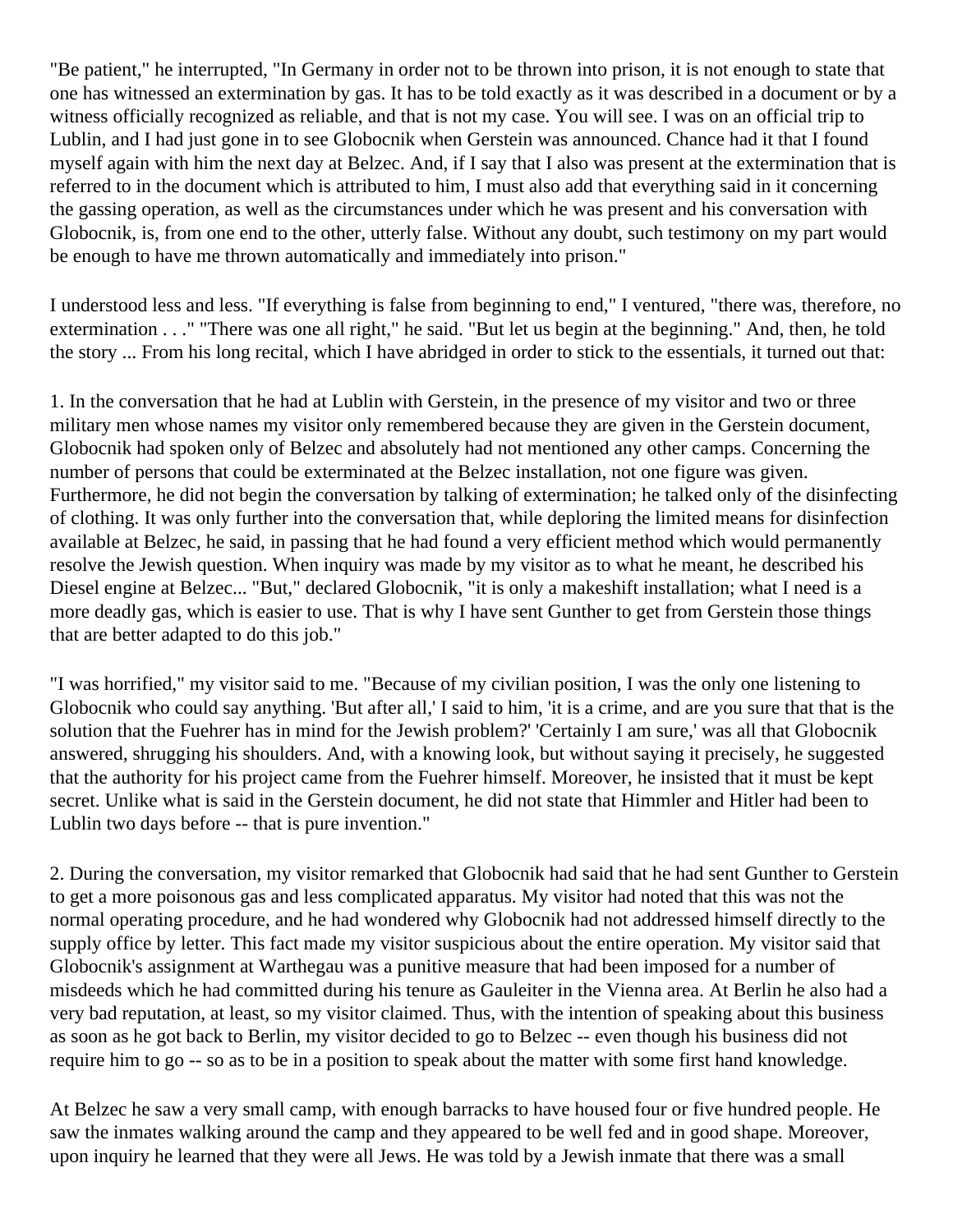"Be patient," he interrupted, "In Germany in order not to be thrown into prison, it is not enough to state that one has witnessed an extermination by gas. It has to be told exactly as it was described in a document or by a witness officially recognized as reliable, and that is not my case. You will see. I was on an official trip to Lublin, and I had just gone in to see Globocnik when Gerstein was announced. Chance had it that I found myself again with him the next day at Belzec. And, if I say that I also was present at the extermination that is referred to in the document which is attributed to him, I must also add that everything said in it concerning the gassing operation, as well as the circumstances under which he was present and his conversation with Globocnik, is, from one end to the other, utterly false. Without any doubt, such testimony on my part would be enough to have me thrown automatically and immediately into prison."

I understood less and less. "If everything is false from beginning to end," I ventured, "there was, therefore, no extermination . . ." "There was one all right," he said. "But let us begin at the beginning." And, then, he told the story ... From his long recital, which I have abridged in order to stick to the essentials, it turned out that:

1. In the conversation that he had at Lublin with Gerstein, in the presence of my visitor and two or three military men whose names my visitor only remembered because they are given in the Gerstein document, Globocnik had spoken only of Belzec and absolutely had not mentioned any other camps. Concerning the number of persons that could be exterminated at the Belzec installation, not one figure was given. Furthermore, he did not begin the conversation by talking of extermination; he talked only of the disinfecting of clothing. It was only further into the conversation that, while deploring the limited means for disinfection available at Belzec, he said, in passing that he had found a very efficient method which would permanently resolve the Jewish question. When inquiry was made by my visitor as to what he meant, he described his Diesel engine at Belzec... "But," declared Globocnik, "it is only a makeshift installation; what I need is a more deadly gas, which is easier to use. That is why I have sent Gunther to get from Gerstein those things that are better adapted to do this job."

"I was horrified," my visitor said to me. "Because of my civilian position, I was the only one listening to Globocnik who could say anything. 'But after all,' I said to him, 'it is a crime, and are you sure that that is the solution that the Fuehrer has in mind for the Jewish problem?' 'Certainly I am sure,' was all that Globocnik answered, shrugging his shoulders. And, with a knowing look, but without saying it precisely, he suggested that the authority for his project came from the Fuehrer himself. Moreover, he insisted that it must be kept secret. Unlike what is said in the Gerstein document, he did not state that Himmler and Hitler had been to Lublin two days before -- that is pure invention."

2. During the conversation, my visitor remarked that Globocnik had said that he had sent Gunther to Gerstein to get a more poisonous gas and less complicated apparatus. My visitor had noted that this was not the normal operating procedure, and he had wondered why Globocnik had not addressed himself directly to the supply office by letter. This fact made my visitor suspicious about the entire operation. My visitor said that Globocnik's assignment at Warthegau was a punitive measure that had been imposed for a number of misdeeds which he had committed during his tenure as Gauleiter in the Vienna area. At Berlin he also had a very bad reputation, at least, so my visitor claimed. Thus, with the intention of speaking about this business as soon as he got back to Berlin, my visitor decided to go to Belzec -- even though his business did not require him to go -- so as to be in a position to speak about the matter with some first hand knowledge.

At Belzec he saw a very small camp, with enough barracks to have housed four or five hundred people. He saw the inmates walking around the camp and they appeared to be well fed and in good shape. Moreover, upon inquiry he learned that they were all Jews. He was told by a Jewish inmate that there was a small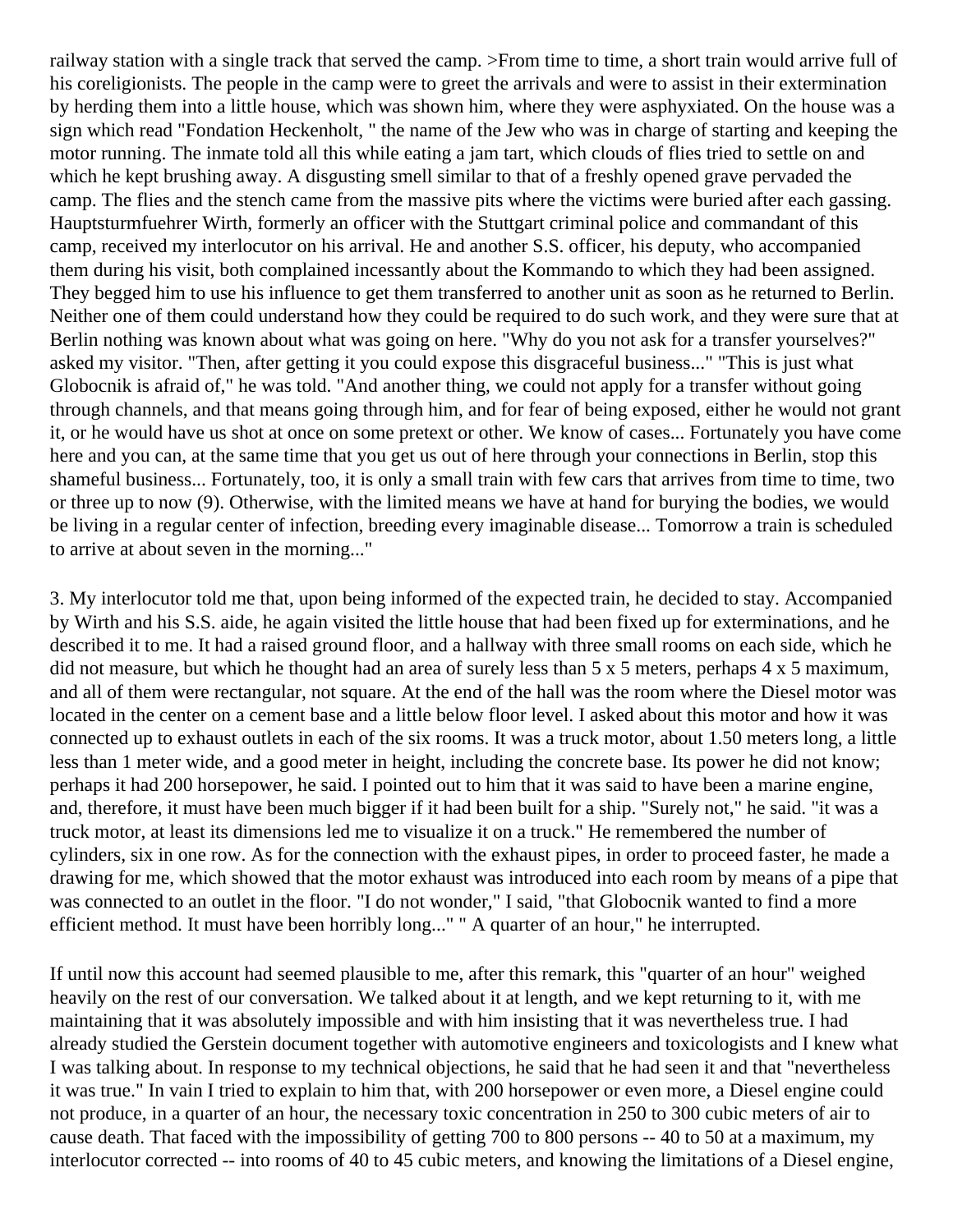railway station with a single track that served the camp. >From time to time, a short train would arrive full of his coreligionists. The people in the camp were to greet the arrivals and were to assist in their extermination by herding them into a little house, which was shown him, where they were asphyxiated. On the house was a sign which read "Fondation Heckenholt, " the name of the Jew who was in charge of starting and keeping the motor running. The inmate told all this while eating a jam tart, which clouds of flies tried to settle on and which he kept brushing away. A disgusting smell similar to that of a freshly opened grave pervaded the camp. The flies and the stench came from the massive pits where the victims were buried after each gassing. Hauptsturmfuehrer Wirth, formerly an officer with the Stuttgart criminal police and commandant of this camp, received my interlocutor on his arrival. He and another S.S. officer, his deputy, who accompanied them during his visit, both complained incessantly about the Kommando to which they had been assigned. They begged him to use his influence to get them transferred to another unit as soon as he returned to Berlin. Neither one of them could understand how they could be required to do such work, and they were sure that at Berlin nothing was known about what was going on here. "Why do you not ask for a transfer yourselves?" asked my visitor. "Then, after getting it you could expose this disgraceful business..." "This is just what Globocnik is afraid of," he was told. "And another thing, we could not apply for a transfer without going through channels, and that means going through him, and for fear of being exposed, either he would not grant it, or he would have us shot at once on some pretext or other. We know of cases... Fortunately you have come here and you can, at the same time that you get us out of here through your connections in Berlin, stop this shameful business... Fortunately, too, it is only a small train with few cars that arrives from time to time, two or three up to now (9). Otherwise, with the limited means we have at hand for burying the bodies, we would be living in a regular center of infection, breeding every imaginable disease... Tomorrow a train is scheduled to arrive at about seven in the morning..."

3. My interlocutor told me that, upon being informed of the expected train, he decided to stay. Accompanied by Wirth and his S.S. aide, he again visited the little house that had been fixed up for exterminations, and he described it to me. It had a raised ground floor, and a hallway with three small rooms on each side, which he did not measure, but which he thought had an area of surely less than 5 x 5 meters, perhaps 4 x 5 maximum, and all of them were rectangular, not square. At the end of the hall was the room where the Diesel motor was located in the center on a cement base and a little below floor level. I asked about this motor and how it was connected up to exhaust outlets in each of the six rooms. It was a truck motor, about 1.50 meters long, a little less than 1 meter wide, and a good meter in height, including the concrete base. Its power he did not know; perhaps it had 200 horsepower, he said. I pointed out to him that it was said to have been a marine engine, and, therefore, it must have been much bigger if it had been built for a ship. "Surely not," he said. "it was a truck motor, at least its dimensions led me to visualize it on a truck." He remembered the number of cylinders, six in one row. As for the connection with the exhaust pipes, in order to proceed faster, he made a drawing for me, which showed that the motor exhaust was introduced into each room by means of a pipe that was connected to an outlet in the floor. "I do not wonder," I said, "that Globocnik wanted to find a more efficient method. It must have been horribly long..." " A quarter of an hour," he interrupted.

If until now this account had seemed plausible to me, after this remark, this "quarter of an hour" weighed heavily on the rest of our conversation. We talked about it at length, and we kept returning to it, with me maintaining that it was absolutely impossible and with him insisting that it was nevertheless true. I had already studied the Gerstein document together with automotive engineers and toxicologists and I knew what I was talking about. In response to my technical objections, he said that he had seen it and that "nevertheless it was true." In vain I tried to explain to him that, with 200 horsepower or even more, a Diesel engine could not produce, in a quarter of an hour, the necessary toxic concentration in 250 to 300 cubic meters of air to cause death. That faced with the impossibility of getting 700 to 800 persons -- 40 to 50 at a maximum, my interlocutor corrected -- into rooms of 40 to 45 cubic meters, and knowing the limitations of a Diesel engine,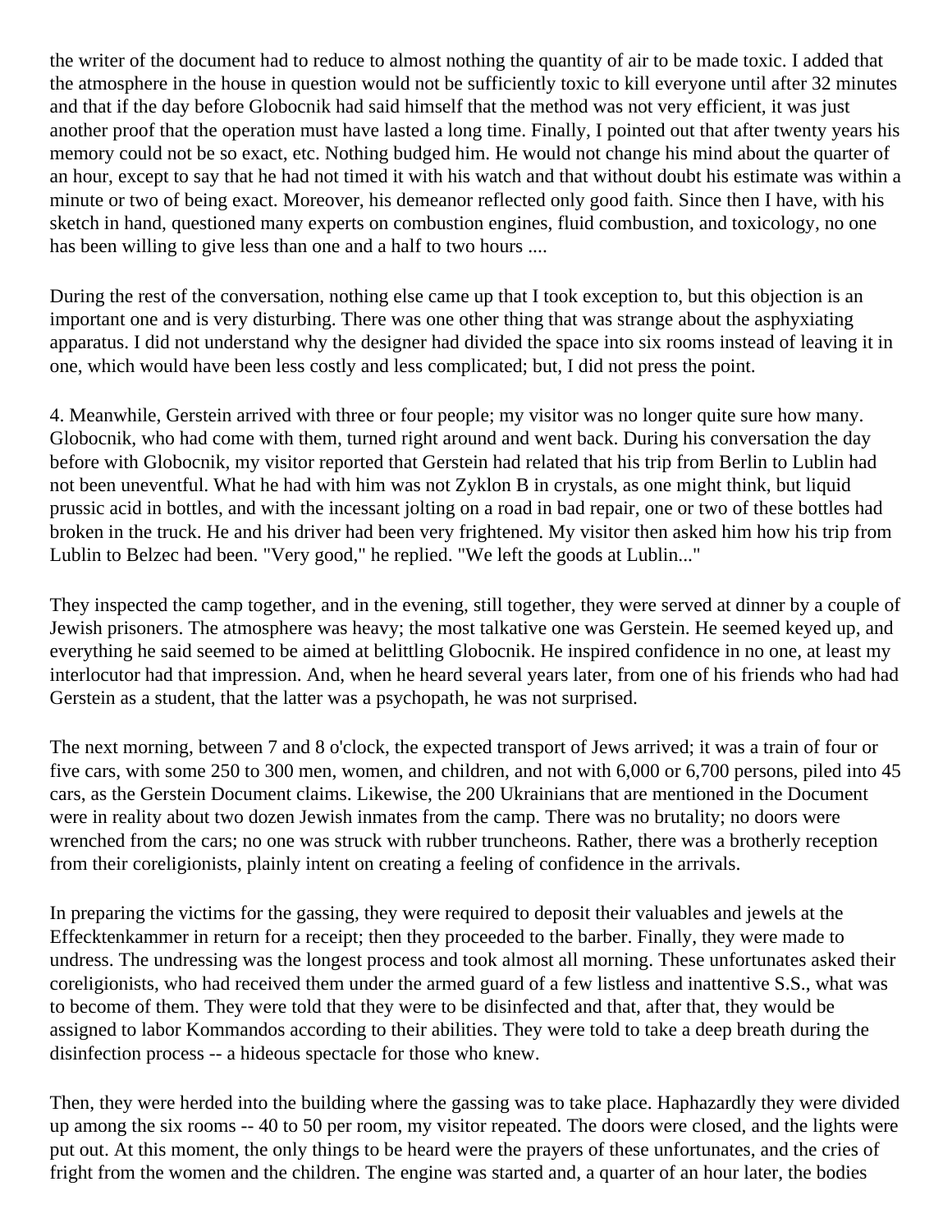the writer of the document had to reduce to almost nothing the quantity of air to be made toxic. I added that the atmosphere in the house in question would not be sufficiently toxic to kill everyone until after 32 minutes and that if the day before Globocnik had said himself that the method was not very efficient, it was just another proof that the operation must have lasted a long time. Finally, I pointed out that after twenty years his memory could not be so exact, etc. Nothing budged him. He would not change his mind about the quarter of an hour, except to say that he had not timed it with his watch and that without doubt his estimate was within a minute or two of being exact. Moreover, his demeanor reflected only good faith. Since then I have, with his sketch in hand, questioned many experts on combustion engines, fluid combustion, and toxicology, no one has been willing to give less than one and a half to two hours ....

During the rest of the conversation, nothing else came up that I took exception to, but this objection is an important one and is very disturbing. There was one other thing that was strange about the asphyxiating apparatus. I did not understand why the designer had divided the space into six rooms instead of leaving it in one, which would have been less costly and less complicated; but, I did not press the point.

4. Meanwhile, Gerstein arrived with three or four people; my visitor was no longer quite sure how many. Globocnik, who had come with them, turned right around and went back. During his conversation the day before with Globocnik, my visitor reported that Gerstein had related that his trip from Berlin to Lublin had not been uneventful. What he had with him was not Zyklon B in crystals, as one might think, but liquid prussic acid in bottles, and with the incessant jolting on a road in bad repair, one or two of these bottles had broken in the truck. He and his driver had been very frightened. My visitor then asked him how his trip from Lublin to Belzec had been. "Very good," he replied. "We left the goods at Lublin..."

They inspected the camp together, and in the evening, still together, they were served at dinner by a couple of Jewish prisoners. The atmosphere was heavy; the most talkative one was Gerstein. He seemed keyed up, and everything he said seemed to be aimed at belittling Globocnik. He inspired confidence in no one, at least my interlocutor had that impression. And, when he heard several years later, from one of his friends who had had Gerstein as a student, that the latter was a psychopath, he was not surprised.

The next morning, between 7 and 8 o'clock, the expected transport of Jews arrived; it was a train of four or five cars, with some 250 to 300 men, women, and children, and not with 6,000 or 6,700 persons, piled into 45 cars, as the Gerstein Document claims. Likewise, the 200 Ukrainians that are mentioned in the Document were in reality about two dozen Jewish inmates from the camp. There was no brutality; no doors were wrenched from the cars; no one was struck with rubber truncheons. Rather, there was a brotherly reception from their coreligionists, plainly intent on creating a feeling of confidence in the arrivals.

In preparing the victims for the gassing, they were required to deposit their valuables and jewels at the Effecktenkammer in return for a receipt; then they proceeded to the barber. Finally, they were made to undress. The undressing was the longest process and took almost all morning. These unfortunates asked their coreligionists, who had received them under the armed guard of a few listless and inattentive S.S., what was to become of them. They were told that they were to be disinfected and that, after that, they would be assigned to labor Kommandos according to their abilities. They were told to take a deep breath during the disinfection process -- a hideous spectacle for those who knew.

Then, they were herded into the building where the gassing was to take place. Haphazardly they were divided up among the six rooms -- 40 to 50 per room, my visitor repeated. The doors were closed, and the lights were put out. At this moment, the only things to be heard were the prayers of these unfortunates, and the cries of fright from the women and the children. The engine was started and, a quarter of an hour later, the bodies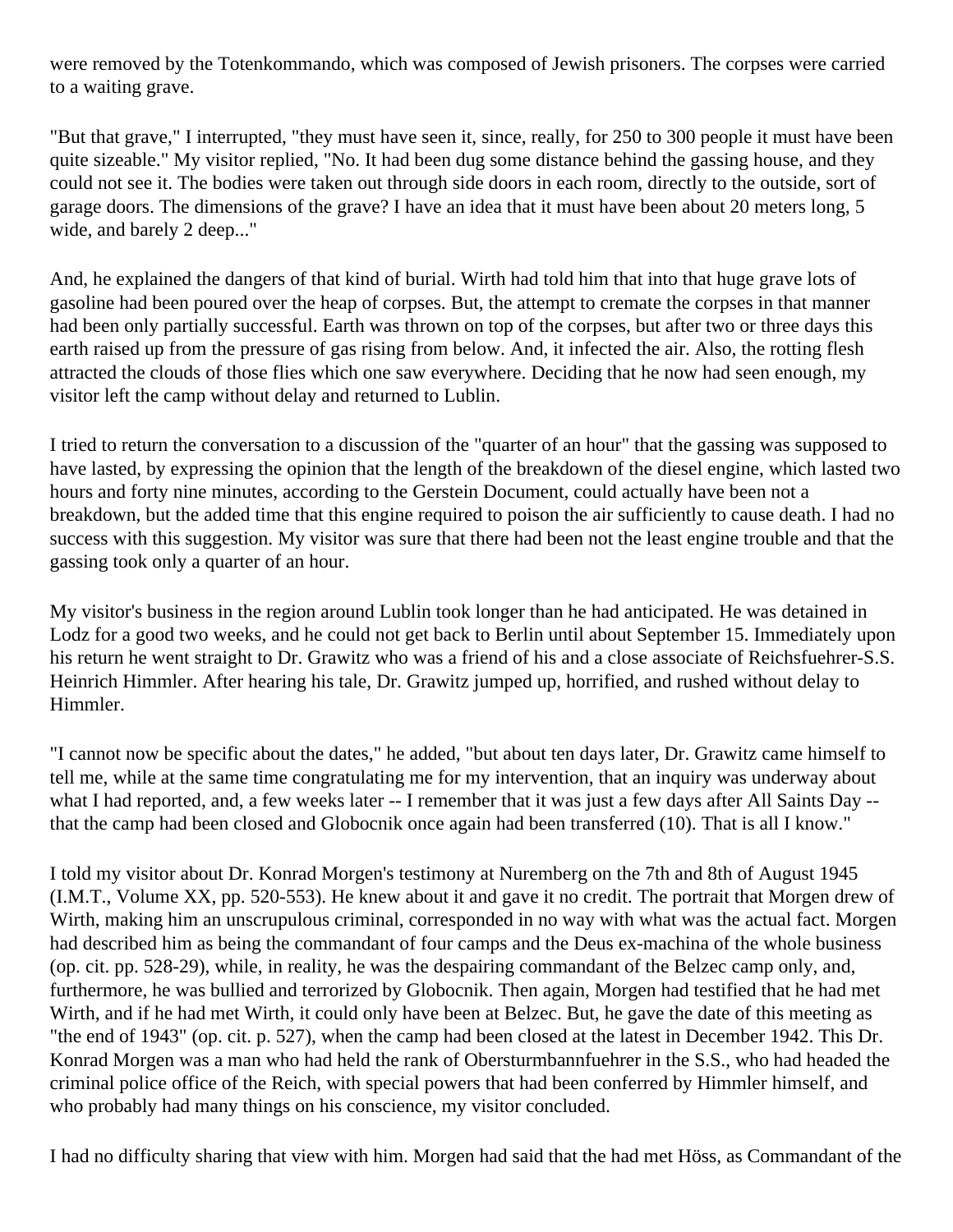were removed by the Totenkommando, which was composed of Jewish prisoners. The corpses were carried to a waiting grave.

"But that grave," I interrupted, "they must have seen it, since, really, for 250 to 300 people it must have been quite sizeable." My visitor replied, "No. It had been dug some distance behind the gassing house, and they could not see it. The bodies were taken out through side doors in each room, directly to the outside, sort of garage doors. The dimensions of the grave? I have an idea that it must have been about 20 meters long, 5 wide, and barely 2 deep..."

And, he explained the dangers of that kind of burial. Wirth had told him that into that huge grave lots of gasoline had been poured over the heap of corpses. But, the attempt to cremate the corpses in that manner had been only partially successful. Earth was thrown on top of the corpses, but after two or three days this earth raised up from the pressure of gas rising from below. And, it infected the air. Also, the rotting flesh attracted the clouds of those flies which one saw everywhere. Deciding that he now had seen enough, my visitor left the camp without delay and returned to Lublin.

I tried to return the conversation to a discussion of the "quarter of an hour" that the gassing was supposed to have lasted, by expressing the opinion that the length of the breakdown of the diesel engine, which lasted two hours and forty nine minutes, according to the Gerstein Document, could actually have been not a breakdown, but the added time that this engine required to poison the air sufficiently to cause death. I had no success with this suggestion. My visitor was sure that there had been not the least engine trouble and that the gassing took only a quarter of an hour.

My visitor's business in the region around Lublin took longer than he had anticipated. He was detained in Lodz for a good two weeks, and he could not get back to Berlin until about September 15. Immediately upon his return he went straight to Dr. Grawitz who was a friend of his and a close associate of Reichsfuehrer-S.S. Heinrich Himmler. After hearing his tale, Dr. Grawitz jumped up, horrified, and rushed without delay to Himmler.

"I cannot now be specific about the dates," he added, "but about ten days later, Dr. Grawitz came himself to tell me, while at the same time congratulating me for my intervention, that an inquiry was underway about what I had reported, and, a few weeks later -- I remember that it was just a few days after All Saints Day -- that the camp had been closed and Globocnik once again had been transferred (10). That is all I know."

I told my visitor about Dr. Konrad Morgen's testimony at Nuremberg on the 7th and 8th of August 1945 (I.M.T., Volume XX, pp. 520-553). He knew about it and gave it no credit. The portrait that Morgen drew of Wirth, making him an unscrupulous criminal, corresponded in no way with what was the actual fact. Morgen had described him as being the commandant of four camps and the Deus ex-machina of the whole business (op. cit. pp. 528-29), while, in reality, he was the despairing commandant of the Belzec camp only, and, furthermore, he was bullied and terrorized by Globocnik. Then again, Morgen had testified that he had met Wirth, and if he had met Wirth, it could only have been at Belzec. But, he gave the date of this meeting as "the end of 1943" (op. cit. p. 527), when the camp had been closed at the latest in December 1942. This Dr. Konrad Morgen was a man who had held the rank of Obersturmbannfuehrer in the S.S., who had headed the criminal police office of the Reich, with special powers that had been conferred by Himmler himself, and who probably had many things on his conscience, my visitor concluded.

I had no difficulty sharing that view with him. Morgen had said that the had met Höss, as Commandant of the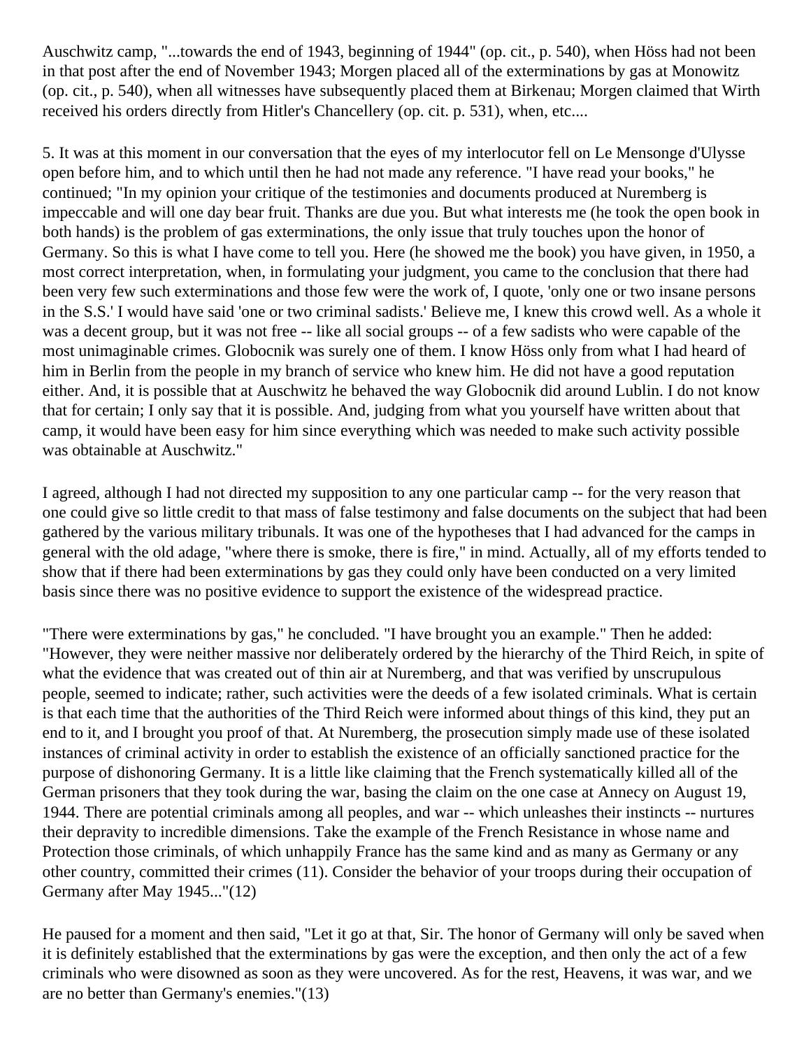Auschwitz camp, "...towards the end of 1943, beginning of 1944" (op. cit., p. 540), when Höss had not been in that post after the end of November 1943; Morgen placed all of the exterminations by gas at Monowitz (op. cit., p. 540), when all witnesses have subsequently placed them at Birkenau; Morgen claimed that Wirth received his orders directly from Hitler's Chancellery (op. cit. p. 531), when, etc....

5. It was at this moment in our conversation that the eyes of my interlocutor fell on Le Mensonge d'Ulysse open before him, and to which until then he had not made any reference. "I have read your books," he continued; "In my opinion your critique of the testimonies and documents produced at Nuremberg is impeccable and will one day bear fruit. Thanks are due you. But what interests me (he took the open book in both hands) is the problem of gas exterminations, the only issue that truly touches upon the honor of Germany. So this is what I have come to tell you. Here (he showed me the book) you have given, in 1950, a most correct interpretation, when, in formulating your judgment, you came to the conclusion that there had been very few such exterminations and those few were the work of, I quote, 'only one or two insane persons in the S.S.' I would have said 'one or two criminal sadists.' Believe me, I knew this crowd well. As a whole it was a decent group, but it was not free -- like all social groups -- of a few sadists who were capable of the most unimaginable crimes. Globocnik was surely one of them. I know Höss only from what I had heard of him in Berlin from the people in my branch of service who knew him. He did not have a good reputation either. And, it is possible that at Auschwitz he behaved the way Globocnik did around Lublin. I do not know that for certain; I only say that it is possible. And, judging from what you yourself have written about that camp, it would have been easy for him since everything which was needed to make such activity possible was obtainable at Auschwitz."

I agreed, although I had not directed my supposition to any one particular camp -- for the very reason that one could give so little credit to that mass of false testimony and false documents on the subject that had been gathered by the various military tribunals. It was one of the hypotheses that I had advanced for the camps in general with the old adage, "where there is smoke, there is fire," in mind. Actually, all of my efforts tended to show that if there had been exterminations by gas they could only have been conducted on a very limited basis since there was no positive evidence to support the existence of the widespread practice.

"There were exterminations by gas," he concluded. "I have brought you an example." Then he added: "However, they were neither massive nor deliberately ordered by the hierarchy of the Third Reich, in spite of what the evidence that was created out of thin air at Nuremberg, and that was verified by unscrupulous people, seemed to indicate; rather, such activities were the deeds of a few isolated criminals. What is certain is that each time that the authorities of the Third Reich were informed about things of this kind, they put an end to it, and I brought you proof of that. At Nuremberg, the prosecution simply made use of these isolated instances of criminal activity in order to establish the existence of an officially sanctioned practice for the purpose of dishonoring Germany. It is a little like claiming that the French systematically killed all of the German prisoners that they took during the war, basing the claim on the one case at Annecy on August 19, 1944. There are potential criminals among all peoples, and war -- which unleashes their instincts -- nurtures their depravity to incredible dimensions. Take the example of the French Resistance in whose name and Protection those criminals, of which unhappily France has the same kind and as many as Germany or any other country, committed their crimes (11). Consider the behavior of your troops during their occupation of Germany after May 1945..."(12)

He paused for a moment and then said, "Let it go at that, Sir. The honor of Germany will only be saved when it is definitely established that the exterminations by gas were the exception, and then only the act of a few criminals who were disowned as soon as they were uncovered. As for the rest, Heavens, it was war, and we are no better than Germany's enemies."(13)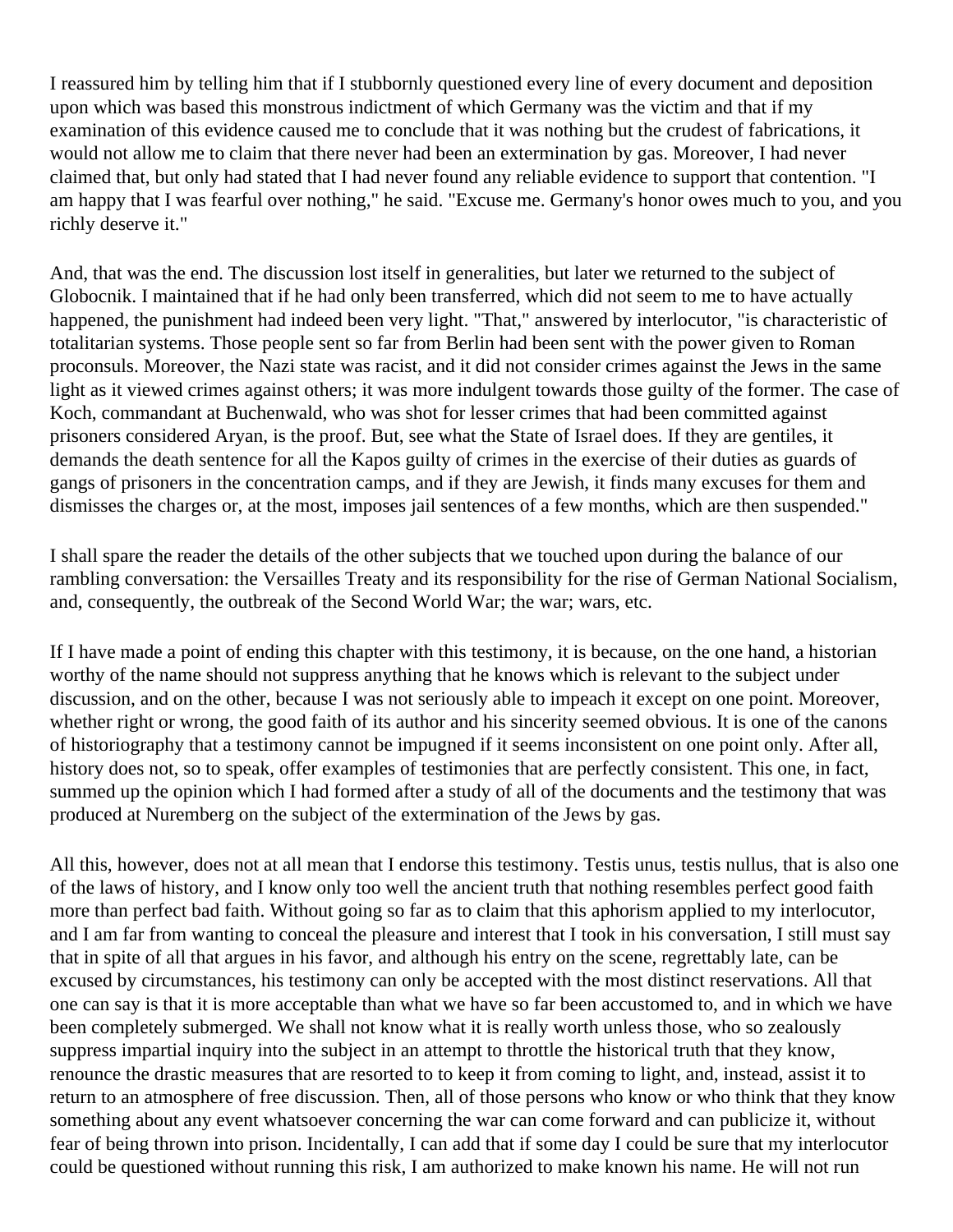I reassured him by telling him that if I stubbornly questioned every line of every document and deposition upon which was based this monstrous indictment of which Germany was the victim and that if my examination of this evidence caused me to conclude that it was nothing but the crudest of fabrications, it would not allow me to claim that there never had been an extermination by gas. Moreover, I had never claimed that, but only had stated that I had never found any reliable evidence to support that contention. "I am happy that I was fearful over nothing," he said. "Excuse me. Germany's honor owes much to you, and you richly deserve it."

And, that was the end. The discussion lost itself in generalities, but later we returned to the subject of Globocnik. I maintained that if he had only been transferred, which did not seem to me to have actually happened, the punishment had indeed been very light. "That," answered by interlocutor, "is characteristic of totalitarian systems. Those people sent so far from Berlin had been sent with the power given to Roman proconsuls. Moreover, the Nazi state was racist, and it did not consider crimes against the Jews in the same light as it viewed crimes against others; it was more indulgent towards those guilty of the former. The case of Koch, commandant at Buchenwald, who was shot for lesser crimes that had been committed against prisoners considered Aryan, is the proof. But, see what the State of Israel does. If they are gentiles, it demands the death sentence for all the Kapos guilty of crimes in the exercise of their duties as guards of gangs of prisoners in the concentration camps, and if they are Jewish, it finds many excuses for them and dismisses the charges or, at the most, imposes jail sentences of a few months, which are then suspended."

I shall spare the reader the details of the other subjects that we touched upon during the balance of our rambling conversation: the Versailles Treaty and its responsibility for the rise of German National Socialism, and, consequently, the outbreak of the Second World War; the war; wars, etc.

If I have made a point of ending this chapter with this testimony, it is because, on the one hand, a historian worthy of the name should not suppress anything that he knows which is relevant to the subject under discussion, and on the other, because I was not seriously able to impeach it except on one point. Moreover, whether right or wrong, the good faith of its author and his sincerity seemed obvious. It is one of the canons of historiography that a testimony cannot be impugned if it seems inconsistent on one point only. After all, history does not, so to speak, offer examples of testimonies that are perfectly consistent. This one, in fact, summed up the opinion which I had formed after a study of all of the documents and the testimony that was produced at Nuremberg on the subject of the extermination of the Jews by gas.

All this, however, does not at all mean that I endorse this testimony. Testis unus, testis nullus, that is also one of the laws of history, and I know only too well the ancient truth that nothing resembles perfect good faith more than perfect bad faith. Without going so far as to claim that this aphorism applied to my interlocutor, and I am far from wanting to conceal the pleasure and interest that I took in his conversation, I still must say that in spite of all that argues in his favor, and although his entry on the scene, regrettably late, can be excused by circumstances, his testimony can only be accepted with the most distinct reservations. All that one can say is that it is more acceptable than what we have so far been accustomed to, and in which we have been completely submerged. We shall not know what it is really worth unless those, who so zealously suppress impartial inquiry into the subject in an attempt to throttle the historical truth that they know, renounce the drastic measures that are resorted to to keep it from coming to light, and, instead, assist it to return to an atmosphere of free discussion. Then, all of those persons who know or who think that they know something about any event whatsoever concerning the war can come forward and can publicize it, without fear of being thrown into prison. Incidentally, I can add that if some day I could be sure that my interlocutor could be questioned without running this risk, I am authorized to make known his name. He will not run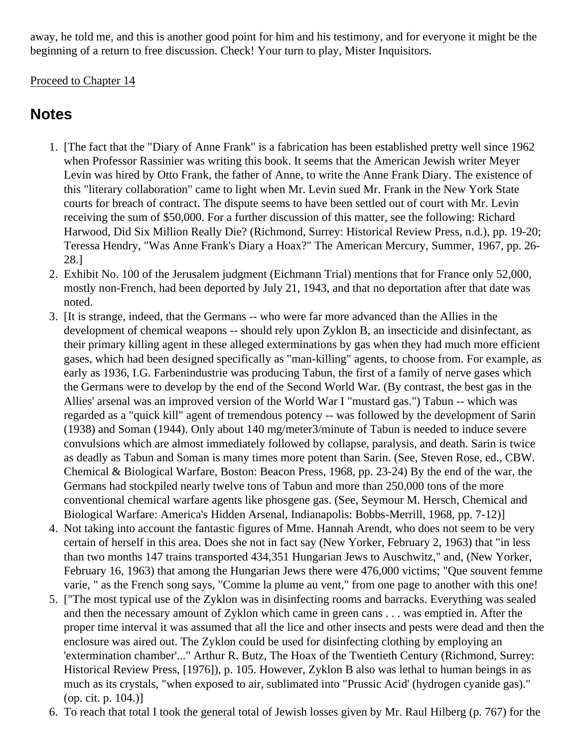away, he told me, and this is another good point for him and his testimony, and for everyone it might be the beginning of a return to free discussion. Check! Your turn to play, Mister Inquisitors.

Proceed to Chapter 14

## Notes

1. [The fact that the "Diary of Anne Frank" is a fabrication has been established pretty well since 1962 when Professor Rassinier was writing this book. It seems that the American Jewish writer Meyer Levin was hired by Otto Frank, the father of Anne, to write the Anne Frank Diary. The existence of this "literary collaboration" came to light when Mr. Levin sued Mr. Frank in the New York State courts for breach of contract. The dispute seems to have been settled out of court with Mr. Levin receiving the sum of $50,000. For a further discussion of this matter, see the following: Richard Harwood, Did Six Million Really Die? (Richmond, Surrey: Historical Review Press, n.d.), pp. 19-20; Teressa Hendry, "Was Anne Frank's Diary a Hoax?" The American Mercury, Summer, 1967, pp. 26-28.]
2. Exhibit No. 100 of the Jerusalem judgment (Eichmann Trial) mentions that for France only 52,000, mostly non-French, had been deported by July 21, 1943, and that no deportation after that date was noted.
3. [It is strange, indeed, that the Germans -- who were far more advanced than the Allies in the development of chemical weapons -- should rely upon Zyklon B, an insecticide and disinfectant, as their primary killing agent in these alleged exterminations by gas when they had much more efficient gases, which had been designed specifically as "man-killing" agents, to choose from. For example, as early as 1936, I.G. Farbenindustrie was producing Tabun, the first of a family of nerve gases which the Germans were to develop by the end of the Second World War. (By contrast, the best gas in the Allies' arsenal was an improved version of the World War I "mustard gas.") Tabun -- which was regarded as a "quick kill" agent of tremendous potency -- was followed by the development of Sarin (1938) and Soman (1944). Only about 140 mg/meter3/minute of Tabun is needed to induce severe convulsions which are almost immediately followed by collapse, paralysis, and death. Sarin is twice as deadly as Tabun and Soman is many times more potent than Sarin. (See, Steven Rose, ed., CBW. Chemical & Biological Warfare, Boston: Beacon Press, 1968, pp. 23-24) By the end of the war, the Germans had stockpiled nearly twelve tons of Tabun and more than 250,000 tons of the more conventional chemical warfare agents like phosgene gas. (See, Seymour M. Hersch, Chemical and Biological Warfare: America's Hidden Arsenal, Indianapolis: Bobbs-Merrill, 1968, pp. 7-12)]
4. Not taking into account the fantastic figures of Mme. Hannah Arendt, who does not seem to be very certain of herself in this area. Does she not in fact say (New Yorker, February 2, 1963) that "in less than two months 147 trains transported 434,351 Hungarian Jews to Auschwitz," and, (New Yorker, February 16, 1963) that among the Hungarian Jews there were 476,000 victims; "Que souvent femme varie, " as the French song says, "Comme la plume au vent," from one page to another with this one!
5. ["The most typical use of the Zyklon was in disinfecting rooms and barracks. Everything was sealed and then the necessary amount of Zyklon which came in green cans . . . was emptied in. After the proper time interval it was assumed that all the lice and other insects and pests were dead and then the enclosure was aired out. The Zyklon could be used for disinfecting clothing by employing an 'extermination chamber'..." Arthur R. Butz, The Hoax of the Twentieth Century (Richmond, Surrey: Historical Review Press, [1976]), p. 105. However, Zyklon B also was lethal to human beings in as much as its crystals, "when exposed to air, sublimated into "Prussic Acid' (hydrogen cyanide gas)." (op. cit. p. 104.)]
6. To reach that total I took the general total of Jewish losses given by Mr. Raul Hilberg (p. 767) for the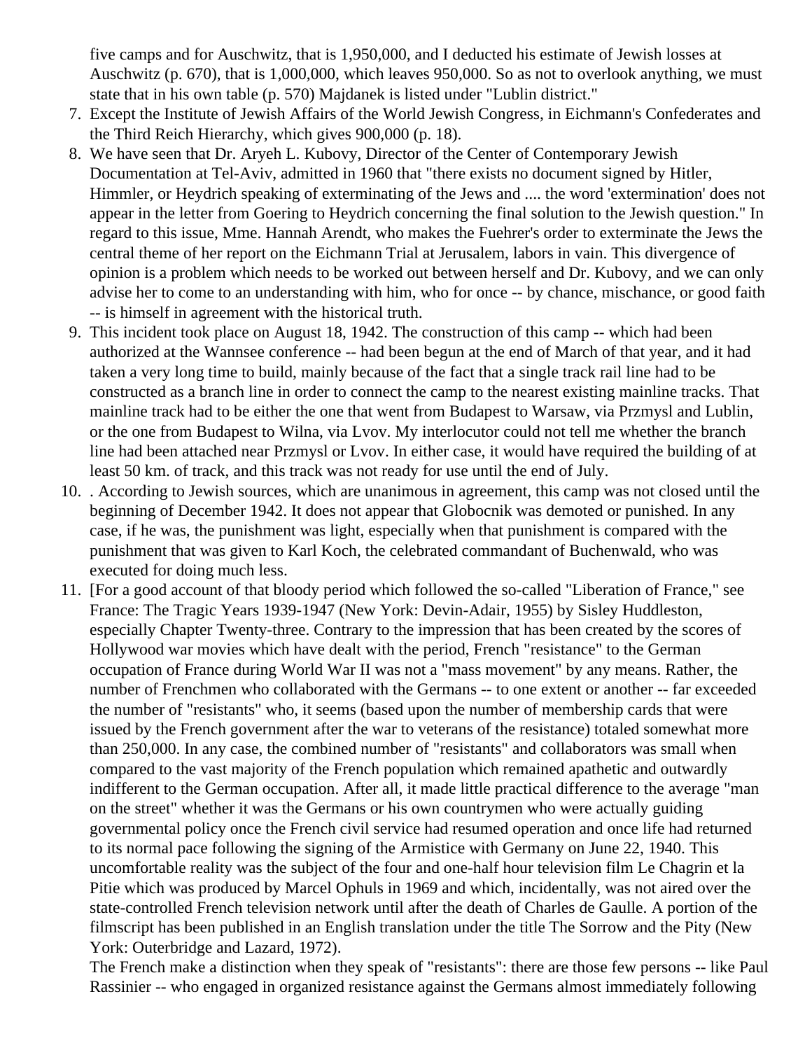five camps and for Auschwitz, that is 1,950,000, and I deducted his estimate of Jewish losses at Auschwitz (p. 670), that is 1,000,000, which leaves 950,000. So as not to overlook anything, we must state that in his own table (p. 570) Majdanek is listed under "Lublin district."

7. Except the Institute of Jewish Affairs of the World Jewish Congress, in Eichmann's Confederates and the Third Reich Hierarchy, which gives 900,000 (p. 18).
8. We have seen that Dr. Aryeh L. Kubovy, Director of the Center of Contemporary Jewish Documentation at Tel-Aviv, admitted in 1960 that "there exists no document signed by Hitler, Himmler, or Heydrich speaking of exterminating of the Jews and .... the word 'extermination' does not appear in the letter from Goering to Heydrich concerning the final solution to the Jewish question." In regard to this issue, Mme. Hannah Arendt, who makes the Fuehrer's order to exterminate the Jews the central theme of her report on the Eichmann Trial at Jerusalem, labors in vain. This divergence of opinion is a problem which needs to be worked out between herself and Dr. Kubovy, and we can only advise her to come to an understanding with him, who for once -- by chance, mischance, or good faith -- is himself in agreement with the historical truth.
9. This incident took place on August 18, 1942. The construction of this camp -- which had been authorized at the Wannsee conference -- had been begun at the end of March of that year, and it had taken a very long time to build, mainly because of the fact that a single track rail line had to be constructed as a branch line in order to connect the camp to the nearest existing mainline tracks. That mainline track had to be either the one that went from Budapest to Warsaw, via Przmysl and Lublin, or the one from Budapest to Wilna, via Lvov. My interlocutor could not tell me whether the branch line had been attached near Przmysl or Lvov. In either case, it would have required the building of at least 50 km. of track, and this track was not ready for use until the end of July.
10. . According to Jewish sources, which are unanimous in agreement, this camp was not closed until the beginning of December 1942. It does not appear that Globocnik was demoted or punished. In any case, if he was, the punishment was light, especially when that punishment is compared with the punishment that was given to Karl Koch, the celebrated commandant of Buchenwald, who was executed for doing much less.
11. [For a good account of that bloody period which followed the so-called "Liberation of France," see France: The Tragic Years 1939-1947 (New York: Devin-Adair, 1955) by Sisley Huddleston, especially Chapter Twenty-three. Contrary to the impression that has been created by the scores of Hollywood war movies which have dealt with the period, French "resistance" to the German occupation of France during World War II was not a "mass movement" by any means. Rather, the number of Frenchmen who collaborated with the Germans -- to one extent or another -- far exceeded the number of "resistants" who, it seems (based upon the number of membership cards that were issued by the French government after the war to veterans of the resistance) totaled somewhat more than 250,000. In any case, the combined number of "resistants" and collaborators was small when compared to the vast majority of the French population which remained apathetic and outwardly indifferent to the German occupation. After all, it made little practical difference to the average "man on the street" whether it was the Germans or his own countrymen who were actually guiding governmental policy once the French civil service had resumed operation and once life had returned to its normal pace following the signing of the Armistice with Germany on June 22, 1940. This uncomfortable reality was the subject of the four and one-half hour television film Le Chagrin et la Pitie which was produced by Marcel Ophuls in 1969 and which, incidentally, was not aired over the state-controlled French television network until after the death of Charles de Gaulle. A portion of the filmscript has been published in an English translation under the title The Sorrow and the Pity (New York: Outerbridge and Lazard, 1972).
   The French make a distinction when they speak of "resistants": there are those few persons -- like Paul Rassinier -- who engaged in organized resistance against the Germans almost immediately following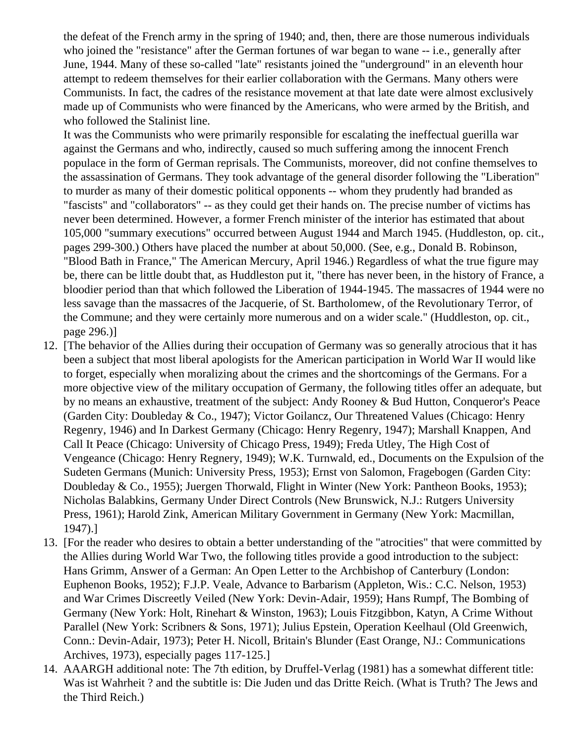the defeat of the French army in the spring of 1940; and, then, there are those numerous individuals who joined the "resistance" after the German fortunes of war began to wane -- i.e., generally after June, 1944. Many of these so-called "late" resistants joined the "underground" in an eleventh hour attempt to redeem themselves for their earlier collaboration with the Germans. Many others were Communists. In fact, the cadres of the resistance movement at that late date were almost exclusively made up of Communists who were financed by the Americans, who were armed by the British, and who followed the Stalinist line.

It was the Communists who were primarily responsible for escalating the ineffectual guerilla war against the Germans and who, indirectly, caused so much suffering among the innocent French populace in the form of German reprisals. The Communists, moreover, did not confine themselves to the assassination of Germans. They took advantage of the general disorder following the "Liberation" to murder as many of their domestic political opponents -- whom they prudently had branded as "fascists" and "collaborators" -- as they could get their hands on. The precise number of victims has never been determined. However, a former French minister of the interior has estimated that about 105,000 "summary executions" occurred between August 1944 and March 1945. (Huddleston, op. cit., pages 299-300.) Others have placed the number at about 50,000. (See, e.g., Donald B. Robinson, "Blood Bath in France," The American Mercury, April 1946.) Regardless of what the true figure may be, there can be little doubt that, as Huddleston put it, "there has never been, in the history of France, a bloodier period than that which followed the Liberation of 1944-1945. The massacres of 1944 were no less savage than the massacres of the Jacquerie, of St. Bartholomew, of the Revolutionary Terror, of the Commune; and they were certainly more numerous and on a wider scale." (Huddleston, op. cit., page 296.)]

12. [The behavior of the Allies during their occupation of Germany was so generally atrocious that it has been a subject that most liberal apologists for the American participation in World War II would like to forget, especially when moralizing about the crimes and the shortcomings of the Germans. For a more objective view of the military occupation of Germany, the following titles offer an adequate, but by no means an exhaustive, treatment of the subject: Andy Rooney & Bud Hutton, Conqueror's Peace (Garden City: Doubleday & Co., 1947); Victor Goilancz, Our Threatened Values (Chicago: Henry Regenry, 1946) and In Darkest Germany (Chicago: Henry Regenry, 1947); Marshall Knappen, And Call It Peace (Chicago: University of Chicago Press, 1949); Freda Utley, The High Cost of Vengeance (Chicago: Henry Regnery, 1949); W.K. Turnwald, ed., Documents on the Expulsion of the Sudeten Germans (Munich: University Press, 1953); Ernst von Salomon, Fragebogen (Garden City: Doubleday & Co., 1955); Juergen Thorwald, Flight in Winter (New York: Pantheon Books, 1953); Nicholas Balabkins, Germany Under Direct Controls (New Brunswick, N.J.: Rutgers University Press, 1961); Harold Zink, American Military Government in Germany (New York: Macmillan, 1947).]
13. [For the reader who desires to obtain a better understanding of the "atrocities" that were committed by the Allies during World War Two, the following titles provide a good introduction to the subject: Hans Grimm, Answer of a German: An Open Letter to the Archbishop of Canterbury (London: Euphenon Books, 1952); F.J.P. Veale, Advance to Barbarism (Appleton, Wis.: C.C. Nelson, 1953) and War Crimes Discreetly Veiled (New York: Devin-Adair, 1959); Hans Rumpf, The Bombing of Germany (New York: Holt, Rinehart & Winston, 1963); Louis Fitzgibbon, Katyn, A Crime Without Parallel (New York: Scribners & Sons, 1971); Julius Epstein, Operation Keelhaul (Old Greenwich, Conn.: Devin-Adair, 1973); Peter H. Nicoll, Britain's Blunder (East Orange, NJ.: Communications Archives, 1973), especially pages 117-125.]
14. AAARGH additional note: The 7th edition, by Druffel-Verlag (1981) has a somewhat different title: Was ist Wahrheit ? and the subtitle is: Die Juden und das Dritte Reich. (What is Truth? The Jews and the Third Reich.)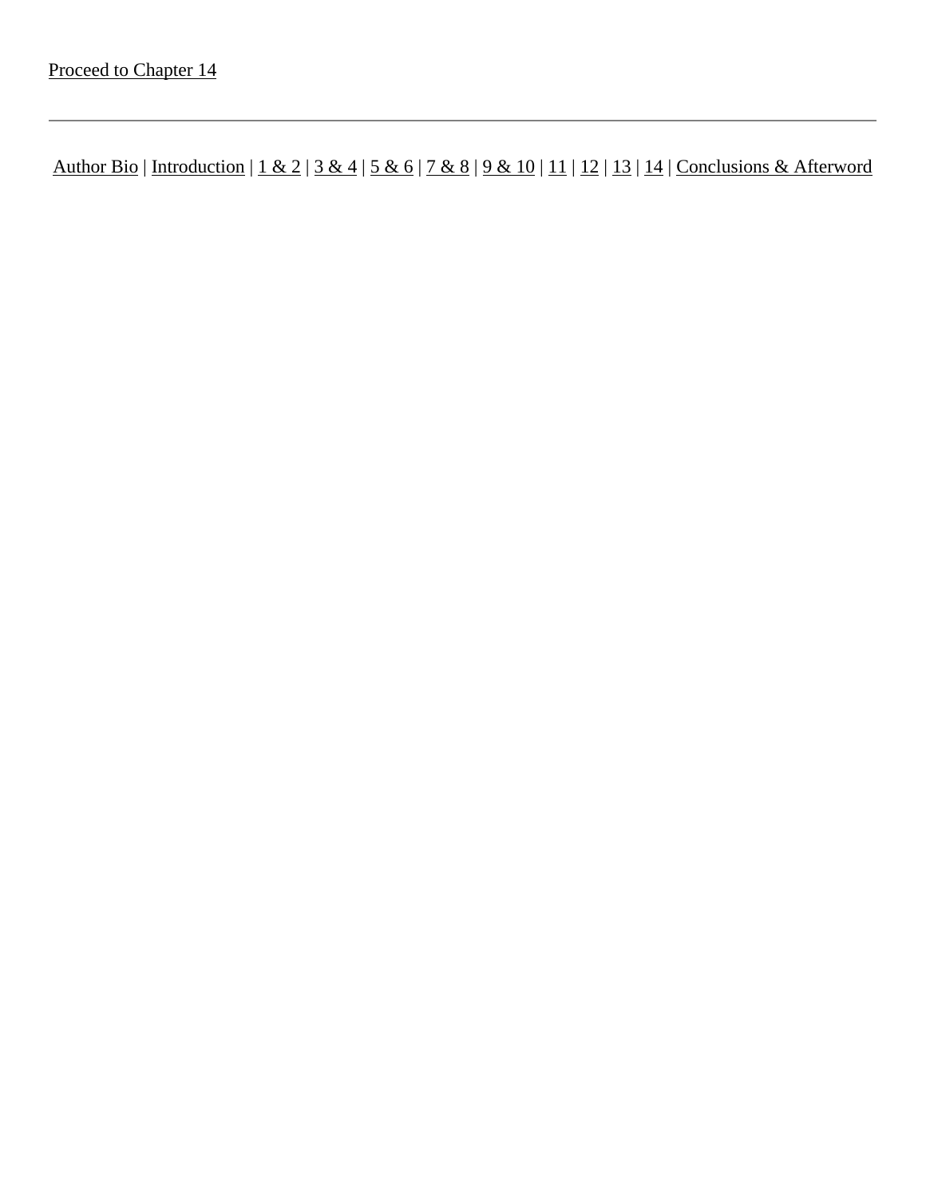Proceed to Chapter 14

---

Author Bio | Introduction | 1 & 2 | 3 & 4 | 5 & 6 | 7 & 8 | 9 & 10 | 11 | 12 | 13 | 14 | Conclusions & Afterword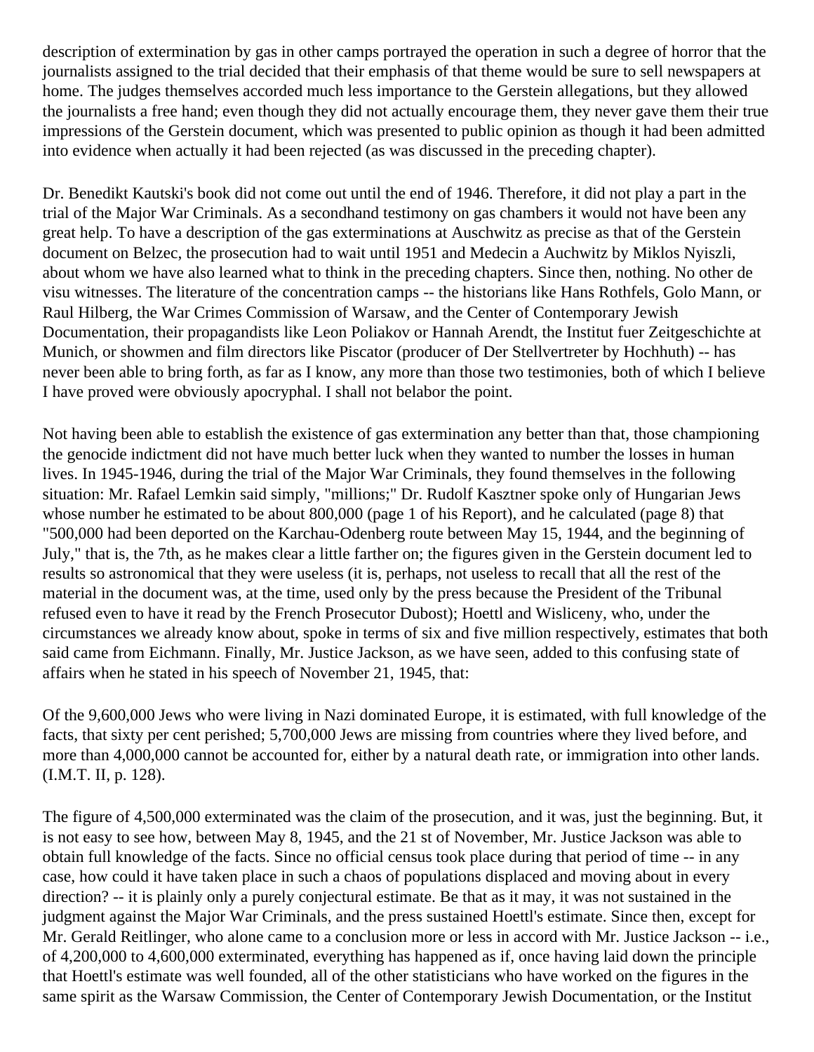description of extermination by gas in other camps portrayed the operation in such a degree of horror that the journalists assigned to the trial decided that their emphasis of that theme would be sure to sell newspapers at home. The judges themselves accorded much less importance to the Gerstein allegations, but they allowed the journalists a free hand; even though they did not actually encourage them, they never gave them their true impressions of the Gerstein document, which was presented to public opinion as though it had been admitted into evidence when actually it had been rejected (as was discussed in the preceding chapter).

Dr. Benedikt Kautski's book did not come out until the end of 1946. Therefore, it did not play a part in the trial of the Major War Criminals. As a secondhand testimony on gas chambers it would not have been any great help. To have a description of the gas exterminations at Auschwitz as precise as that of the Gerstein document on Belzec, the prosecution had to wait until 1951 and Medecin a Auchwitz by Miklos Nyiszli, about whom we have also learned what to think in the preceding chapters. Since then, nothing. No other de visu witnesses. The literature of the concentration camps -- the historians like Hans Rothfels, Golo Mann, or Raul Hilberg, the War Crimes Commission of Warsaw, and the Center of Contemporary Jewish Documentation, their propagandists like Leon Poliakov or Hannah Arendt, the Institut fuer Zeitgeschichte at Munich, or showmen and film directors like Piscator (producer of Der Stellvertreter by Hochhuth) -- has never been able to bring forth, as far as I know, any more than those two testimonies, both of which I believe I have proved were obviously apocryphal. I shall not belabor the point.

Not having been able to establish the existence of gas extermination any better than that, those championing the genocide indictment did not have much better luck when they wanted to number the losses in human lives. In 1945-1946, during the trial of the Major War Criminals, they found themselves in the following situation: Mr. Rafael Lemkin said simply, "millions;" Dr. Rudolf Kasztner spoke only of Hungarian Jews whose number he estimated to be about 800,000 (page 1 of his Report), and he calculated (page 8) that "500,000 had been deported on the Karchau-Odenberg route between May 15, 1944, and the beginning of July," that is, the 7th, as he makes clear a little farther on; the figures given in the Gerstein document led to results so astronomical that they were useless (it is, perhaps, not useless to recall that all the rest of the material in the document was, at the time, used only by the press because the President of the Tribunal refused even to have it read by the French Prosecutor Dubost); Hoettl and Wisliceny, who, under the circumstances we already know about, spoke in terms of six and five million respectively, estimates that both said came from Eichmann. Finally, Mr. Justice Jackson, as we have seen, added to this confusing state of affairs when he stated in his speech of November 21, 1945, that:

Of the 9,600,000 Jews who were living in Nazi dominated Europe, it is estimated, with full knowledge of the facts, that sixty per cent perished; 5,700,000 Jews are missing from countries where they lived before, and more than 4,000,000 cannot be accounted for, either by a natural death rate, or immigration into other lands. (I.M.T. II, p. 128).

The figure of 4,500,000 exterminated was the claim of the prosecution, and it was, just the beginning. But, it is not easy to see how, between May 8, 1945, and the 21 st of November, Mr. Justice Jackson was able to obtain full knowledge of the facts. Since no official census took place during that period of time -- in any case, how could it have taken place in such a chaos of populations displaced and moving about in every direction? -- it is plainly only a purely conjectural estimate. Be that as it may, it was not sustained in the judgment against the Major War Criminals, and the press sustained Hoettl's estimate. Since then, except for Mr. Gerald Reitlinger, who alone came to a conclusion more or less in accord with Mr. Justice Jackson -- i.e., of 4,200,000 to 4,600,000 exterminated, everything has happened as if, once having laid down the principle that Hoettl's estimate was well founded, all of the other statisticians who have worked on the figures in the same spirit as the Warsaw Commission, the Center of Contemporary Jewish Documentation, or the Institut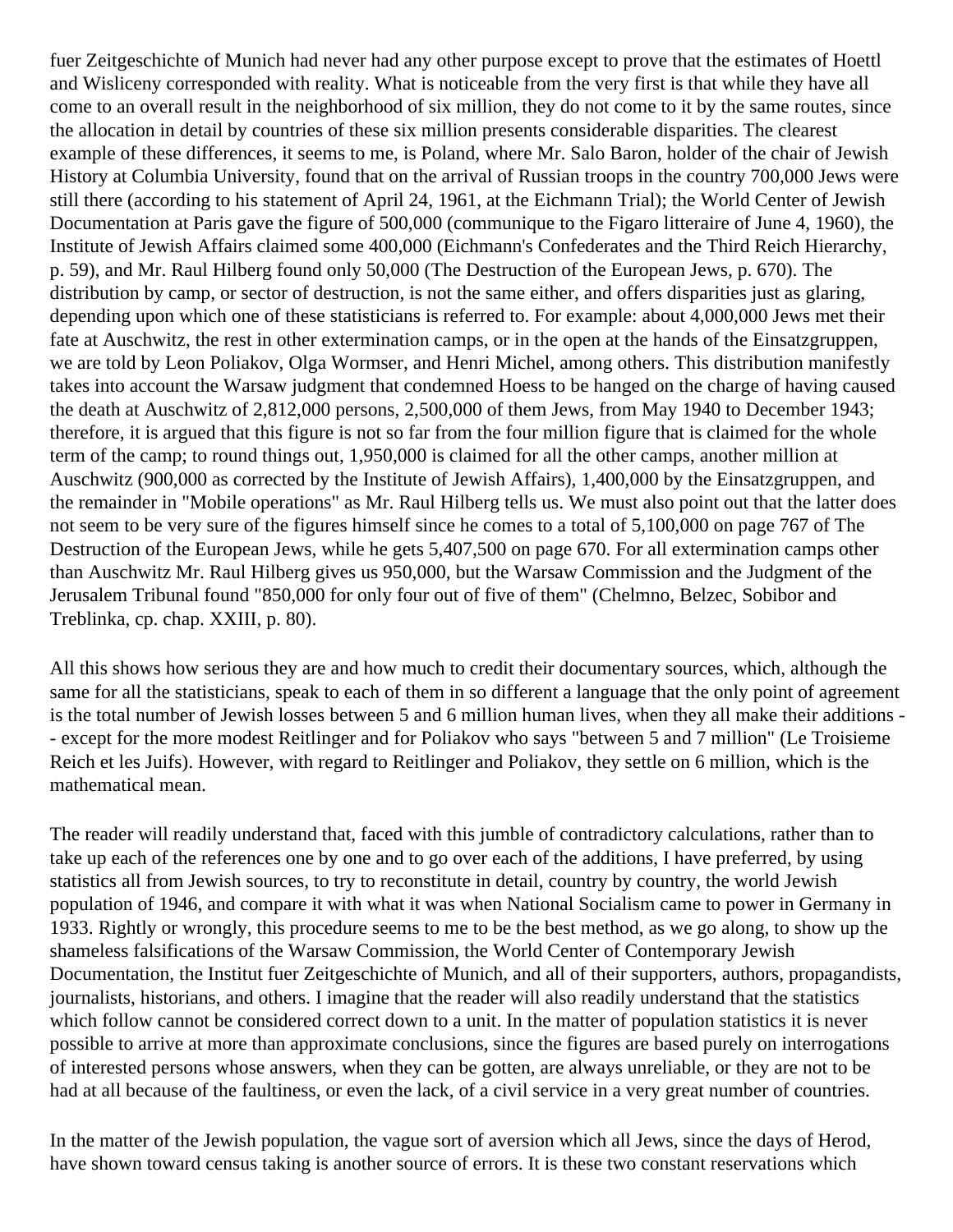fuer Zeitgeschichte of Munich had never had any other purpose except to prove that the estimates of Hoettl and Wisliceny corresponded with reality. What is noticeable from the very first is that while they have all come to an overall result in the neighborhood of six million, they do not come to it by the same routes, since the allocation in detail by countries of these six million presents considerable disparities. The clearest example of these differences, it seems to me, is Poland, where Mr. Salo Baron, holder of the chair of Jewish History at Columbia University, found that on the arrival of Russian troops in the country 700,000 Jews were still there (according to his statement of April 24, 1961, at the Eichmann Trial); the World Center of Jewish Documentation at Paris gave the figure of 500,000 (communique to the Figaro litteraire of June 4, 1960), the Institute of Jewish Affairs claimed some 400,000 (Eichmann's Confederates and the Third Reich Hierarchy, p. 59), and Mr. Raul Hilberg found only 50,000 (The Destruction of the European Jews, p. 670). The distribution by camp, or sector of destruction, is not the same either, and offers disparities just as glaring, depending upon which one of these statisticians is referred to. For example: about 4,000,000 Jews met their fate at Auschwitz, the rest in other extermination camps, or in the open at the hands of the Einsatzgruppen, we are told by Leon Poliakov, Olga Wormser, and Henri Michel, among others. This distribution manifestly takes into account the Warsaw judgment that condemned Hoess to be hanged on the charge of having caused the death at Auschwitz of 2,812,000 persons, 2,500,000 of them Jews, from May 1940 to December 1943; therefore, it is argued that this figure is not so far from the four million figure that is claimed for the whole term of the camp; to round things out, 1,950,000 is claimed for all the other camps, another million at Auschwitz (900,000 as corrected by the Institute of Jewish Affairs), 1,400,000 by the Einsatzgruppen, and the remainder in "Mobile operations" as Mr. Raul Hilberg tells us. We must also point out that the latter does not seem to be very sure of the figures himself since he comes to a total of 5,100,000 on page 767 of The Destruction of the European Jews, while he gets 5,407,500 on page 670. For all extermination camps other than Auschwitz Mr. Raul Hilberg gives us 950,000, but the Warsaw Commission and the Judgment of the Jerusalem Tribunal found "850,000 for only four out of five of them" (Chelmno, Belzec, Sobibor and Treblinka, cp. chap. XXIII, p. 80).

All this shows how serious they are and how much to credit their documentary sources, which, although the same for all the statisticians, speak to each of them in so different a language that the only point of agreement is the total number of Jewish losses between 5 and 6 million human lives, when they all make their additions -- except for the more modest Reitlinger and for Poliakov who says "between 5 and 7 million" (Le Troisieme Reich et les Juifs). However, with regard to Reitlinger and Poliakov, they settle on 6 million, which is the mathematical mean.

The reader will readily understand that, faced with this jumble of contradictory calculations, rather than to take up each of the references one by one and to go over each of the additions, I have preferred, by using statistics all from Jewish sources, to try to reconstitute in detail, country by country, the world Jewish population of 1946, and compare it with what it was when National Socialism came to power in Germany in 1933. Rightly or wrongly, this procedure seems to me to be the best method, as we go along, to show up the shameless falsifications of the Warsaw Commission, the World Center of Contemporary Jewish Documentation, the Institut fuer Zeitgeschichte of Munich, and all of their supporters, authors, propagandists, journalists, historians, and others. I imagine that the reader will also readily understand that the statistics which follow cannot be considered correct down to a unit. In the matter of population statistics it is never possible to arrive at more than approximate conclusions, since the figures are based purely on interrogations of interested persons whose answers, when they can be gotten, are always unreliable, or they are not to be had at all because of the faultiness, or even the lack, of a civil service in a very great number of countries.

In the matter of the Jewish population, the vague sort of aversion which all Jews, since the days of Herod, have shown toward census taking is another source of errors. It is these two constant reservations which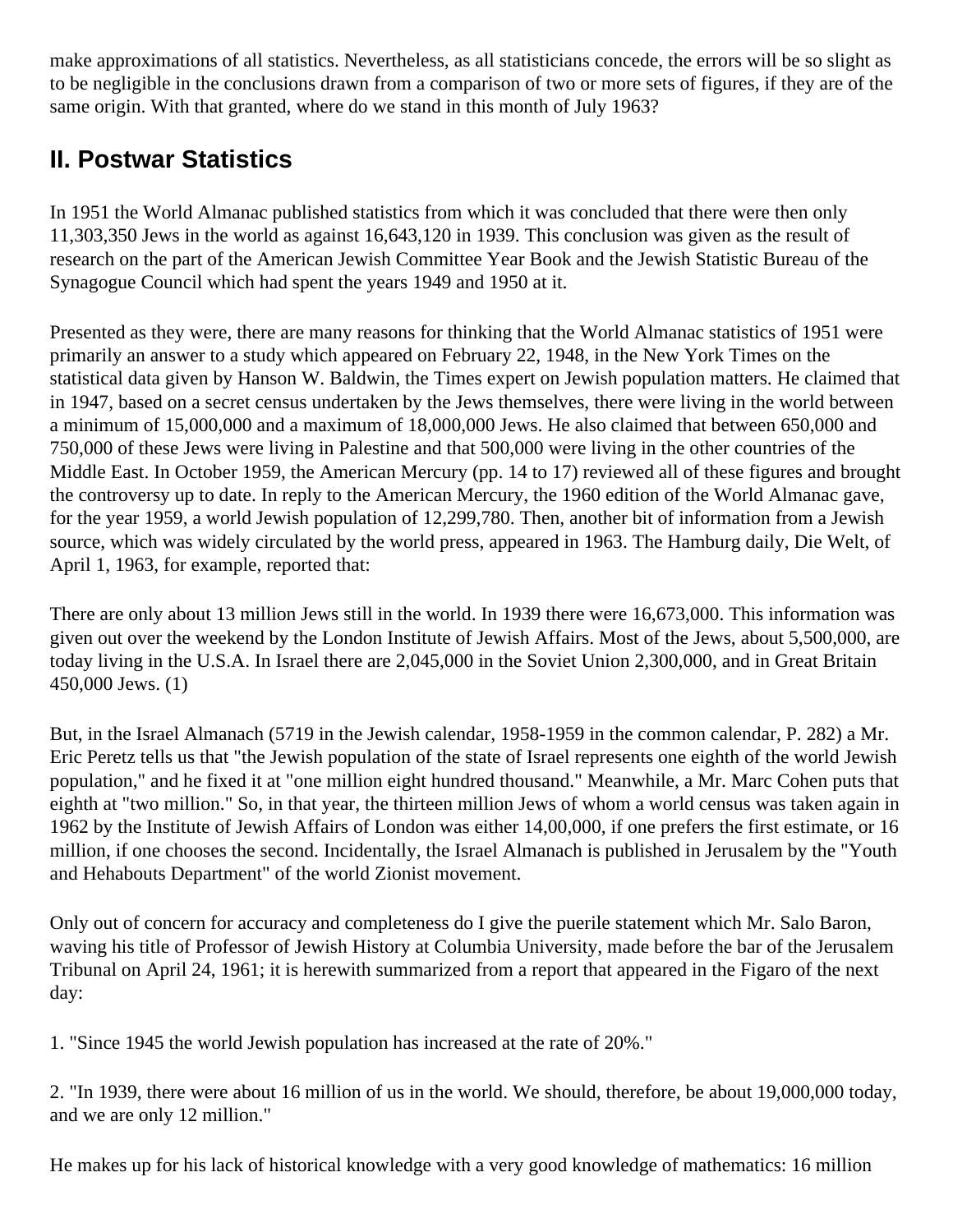make approximations of all statistics. Nevertheless, as all statisticians concede, the errors will be so slight as to be negligible in the conclusions drawn from a comparison of two or more sets of figures, if they are of the same origin. With that granted, where do we stand in this month of July 1963?

## II. Postwar Statistics

In 1951 the World Almanac published statistics from which it was concluded that there were then only 11,303,350 Jews in the world as against 16,643,120 in 1939. This conclusion was given as the result of research on the part of the American Jewish Committee Year Book and the Jewish Statistic Bureau of the Synagogue Council which had spent the years 1949 and 1950 at it.

Presented as they were, there are many reasons for thinking that the World Almanac statistics of 1951 were primarily an answer to a study which appeared on February 22, 1948, in the New York Times on the statistical data given by Hanson W. Baldwin, the Times expert on Jewish population matters. He claimed that in 1947, based on a secret census undertaken by the Jews themselves, there were living in the world between a minimum of 15,000,000 and a maximum of 18,000,000 Jews. He also claimed that between 650,000 and 750,000 of these Jews were living in Palestine and that 500,000 were living in the other countries of the Middle East. In October 1959, the American Mercury (pp. 14 to 17) reviewed all of these figures and brought the controversy up to date. In reply to the American Mercury, the 1960 edition of the World Almanac gave, for the year 1959, a world Jewish population of 12,299,780. Then, another bit of information from a Jewish source, which was widely circulated by the world press, appeared in 1963. The Hamburg daily, Die Welt, of April 1, 1963, for example, reported that:

There are only about 13 million Jews still in the world. In 1939 there were 16,673,000. This information was given out over the weekend by the London Institute of Jewish Affairs. Most of the Jews, about 5,500,000, are today living in the U.S.A. In Israel there are 2,045,000 in the Soviet Union 2,300,000, and in Great Britain 450,000 Jews. (1)

But, in the Israel Almanach (5719 in the Jewish calendar, 1958-1959 in the common calendar, P. 282) a Mr. Eric Peretz tells us that "the Jewish population of the state of Israel represents one eighth of the world Jewish population," and he fixed it at "one million eight hundred thousand." Meanwhile, a Mr. Marc Cohen puts that eighth at "two million." So, in that year, the thirteen million Jews of whom a world census was taken again in 1962 by the Institute of Jewish Affairs of London was either 14,00,000, if one prefers the first estimate, or 16 million, if one chooses the second. Incidentally, the Israel Almanach is published in Jerusalem by the "Youth and Hehabouts Department" of the world Zionist movement.

Only out of concern for accuracy and completeness do I give the puerile statement which Mr. Salo Baron, waving his title of Professor of Jewish History at Columbia University, made before the bar of the Jerusalem Tribunal on April 24, 1961; it is herewith summarized from a report that appeared in the Figaro of the next day:

1. "Since 1945 the world Jewish population has increased at the rate of 20%."

2. "In 1939, there were about 16 million of us in the world. We should, therefore, be about 19,000,000 today, and we are only 12 million."

He makes up for his lack of historical knowledge with a very good knowledge of mathematics: 16 million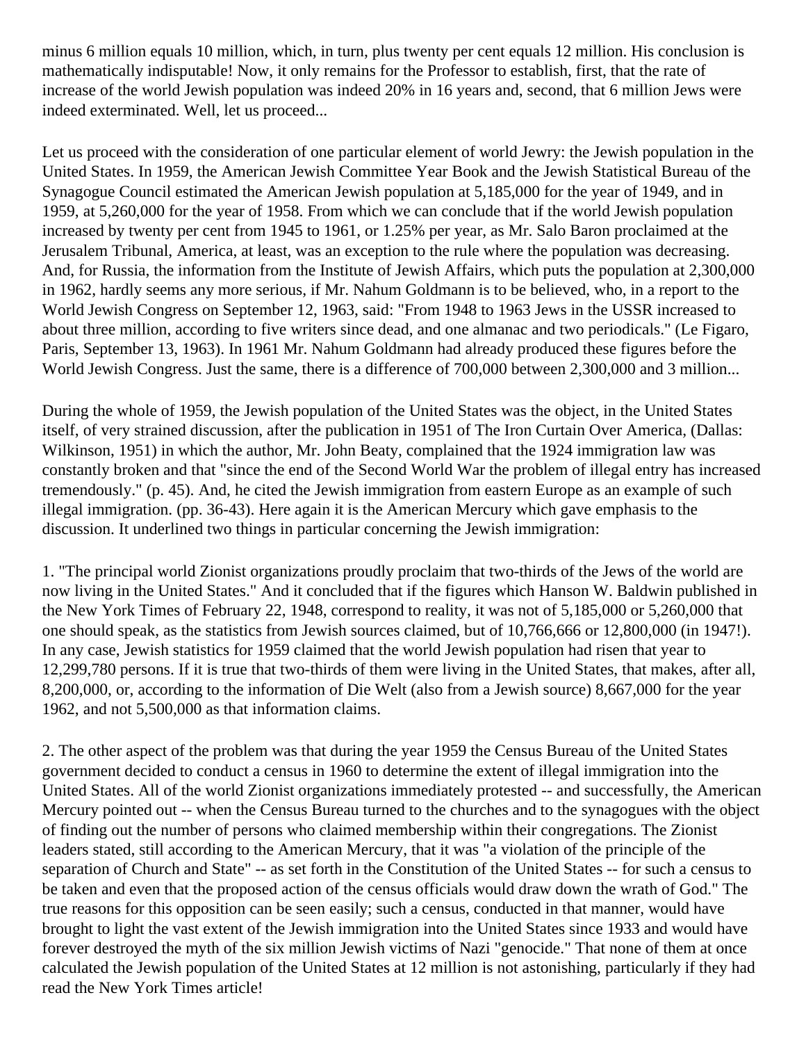minus 6 million equals 10 million, which, in turn, plus twenty per cent equals 12 million. His conclusion is mathematically indisputable! Now, it only remains for the Professor to establish, first, that the rate of increase of the world Jewish population was indeed 20% in 16 years and, second, that 6 million Jews were indeed exterminated. Well, let us proceed...

Let us proceed with the consideration of one particular element of world Jewry: the Jewish population in the United States. In 1959, the American Jewish Committee Year Book and the Jewish Statistical Bureau of the Synagogue Council estimated the American Jewish population at 5,185,000 for the year of 1949, and in 1959, at 5,260,000 for the year of 1958. From which we can conclude that if the world Jewish population increased by twenty per cent from 1945 to 1961, or 1.25% per year, as Mr. Salo Baron proclaimed at the Jerusalem Tribunal, America, at least, was an exception to the rule where the population was decreasing. And, for Russia, the information from the Institute of Jewish Affairs, which puts the population at 2,300,000 in 1962, hardly seems any more serious, if Mr. Nahum Goldmann is to be believed, who, in a report to the World Jewish Congress on September 12, 1963, said: "From 1948 to 1963 Jews in the USSR increased to about three million, according to five writers since dead, and one almanac and two periodicals." (Le Figaro, Paris, September 13, 1963). In 1961 Mr. Nahum Goldmann had already produced these figures before the World Jewish Congress. Just the same, there is a difference of 700,000 between 2,300,000 and 3 million...

During the whole of 1959, the Jewish population of the United States was the object, in the United States itself, of very strained discussion, after the publication in 1951 of The Iron Curtain Over America, (Dallas: Wilkinson, 1951) in which the author, Mr. John Beaty, complained that the 1924 immigration law was constantly broken and that "since the end of the Second World War the problem of illegal entry has increased tremendously." (p. 45). And, he cited the Jewish immigration from eastern Europe as an example of such illegal immigration. (pp. 36-43). Here again it is the American Mercury which gave emphasis to the discussion. It underlined two things in particular concerning the Jewish immigration:

1. "The principal world Zionist organizations proudly proclaim that two-thirds of the Jews of the world are now living in the United States." And it concluded that if the figures which Hanson W. Baldwin published in the New York Times of February 22, 1948, correspond to reality, it was not of 5,185,000 or 5,260,000 that one should speak, as the statistics from Jewish sources claimed, but of 10,766,666 or 12,800,000 (in 1947!). In any case, Jewish statistics for 1959 claimed that the world Jewish population had risen that year to 12,299,780 persons. If it is true that two-thirds of them were living in the United States, that makes, after all, 8,200,000, or, according to the information of Die Welt (also from a Jewish source) 8,667,000 for the year 1962, and not 5,500,000 as that information claims.

2. The other aspect of the problem was that during the year 1959 the Census Bureau of the United States government decided to conduct a census in 1960 to determine the extent of illegal immigration into the United States. All of the world Zionist organizations immediately protested -- and successfully, the American Mercury pointed out -- when the Census Bureau turned to the churches and to the synagogues with the object of finding out the number of persons who claimed membership within their congregations. The Zionist leaders stated, still according to the American Mercury, that it was "a violation of the principle of the separation of Church and State" -- as set forth in the Constitution of the United States -- for such a census to be taken and even that the proposed action of the census officials would draw down the wrath of God." The true reasons for this opposition can be seen easily; such a census, conducted in that manner, would have brought to light the vast extent of the Jewish immigration into the United States since 1933 and would have forever destroyed the myth of the six million Jewish victims of Nazi "genocide." That none of them at once calculated the Jewish population of the United States at 12 million is not astonishing, particularly if they had read the New York Times article!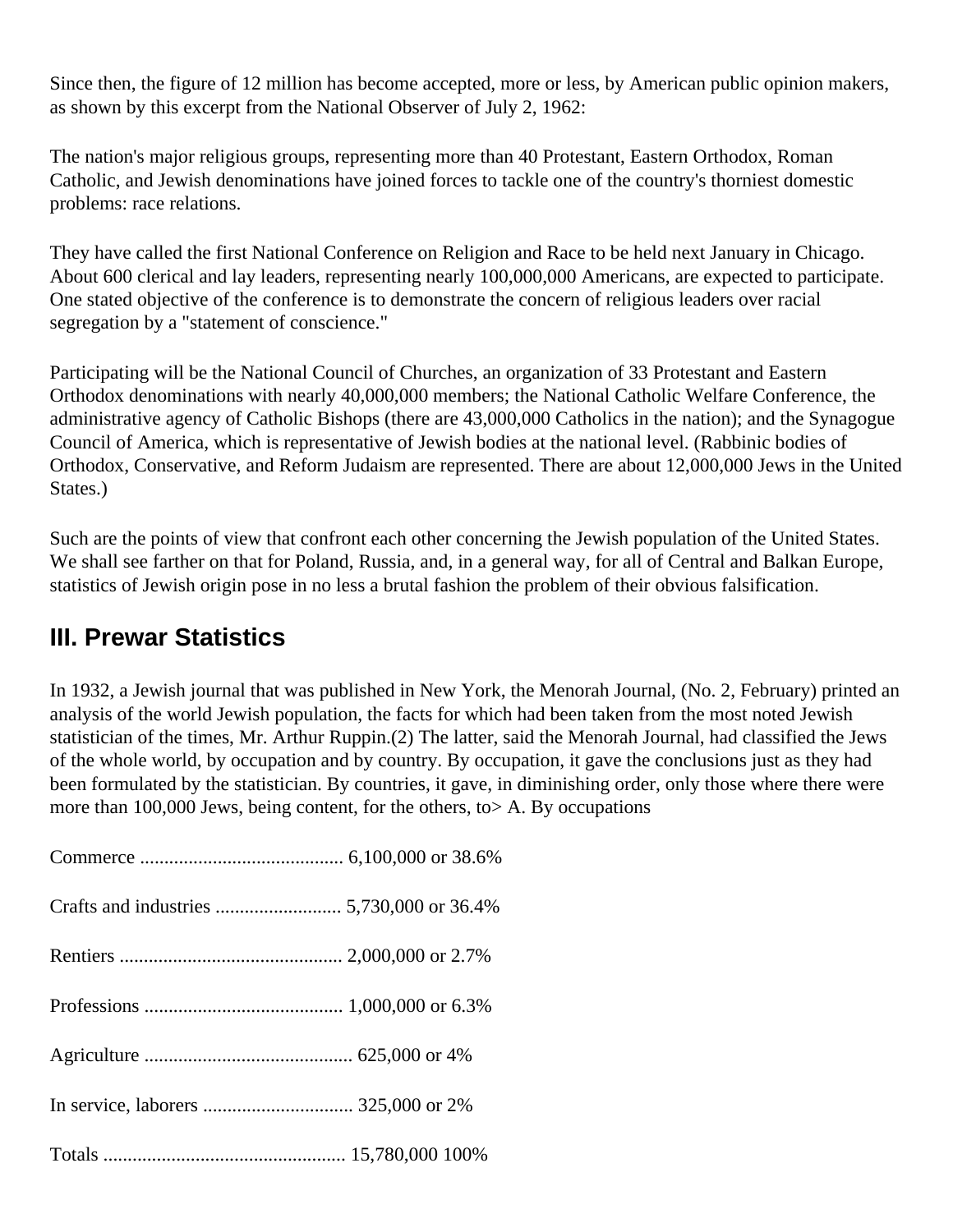Since then, the figure of 12 million has become accepted, more or less, by American public opinion makers, as shown by this excerpt from the National Observer of July 2, 1962:

The nation's major religious groups, representing more than 40 Protestant, Eastern Orthodox, Roman Catholic, and Jewish denominations have joined forces to tackle one of the country's thorniest domestic problems: race relations.

They have called the first National Conference on Religion and Race to be held next January in Chicago. About 600 clerical and lay leaders, representing nearly 100,000,000 Americans, are expected to participate. One stated objective of the conference is to demonstrate the concern of religious leaders over racial segregation by a "statement of conscience."

Participating will be the National Council of Churches, an organization of 33 Protestant and Eastern Orthodox denominations with nearly 40,000,000 members; the National Catholic Welfare Conference, the administrative agency of Catholic Bishops (there are 43,000,000 Catholics in the nation); and the Synagogue Council of America, which is representative of Jewish bodies at the national level. (Rabbinic bodies of Orthodox, Conservative, and Reform Judaism are represented. There are about 12,000,000 Jews in the United States.)

Such are the points of view that confront each other concerning the Jewish population of the United States. We shall see farther on that for Poland, Russia, and, in a general way, for all of Central and Balkan Europe, statistics of Jewish origin pose in no less a brutal fashion the problem of their obvious falsification.

## III. Prewar Statistics

In 1932, a Jewish journal that was published in New York, the Menorah Journal, (No. 2, February) printed an analysis of the world Jewish population, the facts for which had been taken from the most noted Jewish statistician of the times, Mr. Arthur Ruppin.(2) The latter, said the Menorah Journal, had classified the Jews of the whole world, by occupation and by country. By occupation, it gave the conclusions just as they had been formulated by the statistician. By countries, it gave, in diminishing order, only those where there were more than 100,000 Jews, being content, for the others, to> A. By occupations

Commerce .......................................... 6,100,000 or 38.6%

Crafts and industries .......................... 5,730,000 or 36.4%

Rentiers .............................................. 2,000,000 or 2.7%

Professions ......................................... 1,000,000 or 6.3%

Agriculture ........................................... 625,000 or 4%

In service, laborers ............................... 325,000 or 2%

Totals .................................................. 15,780,000 100%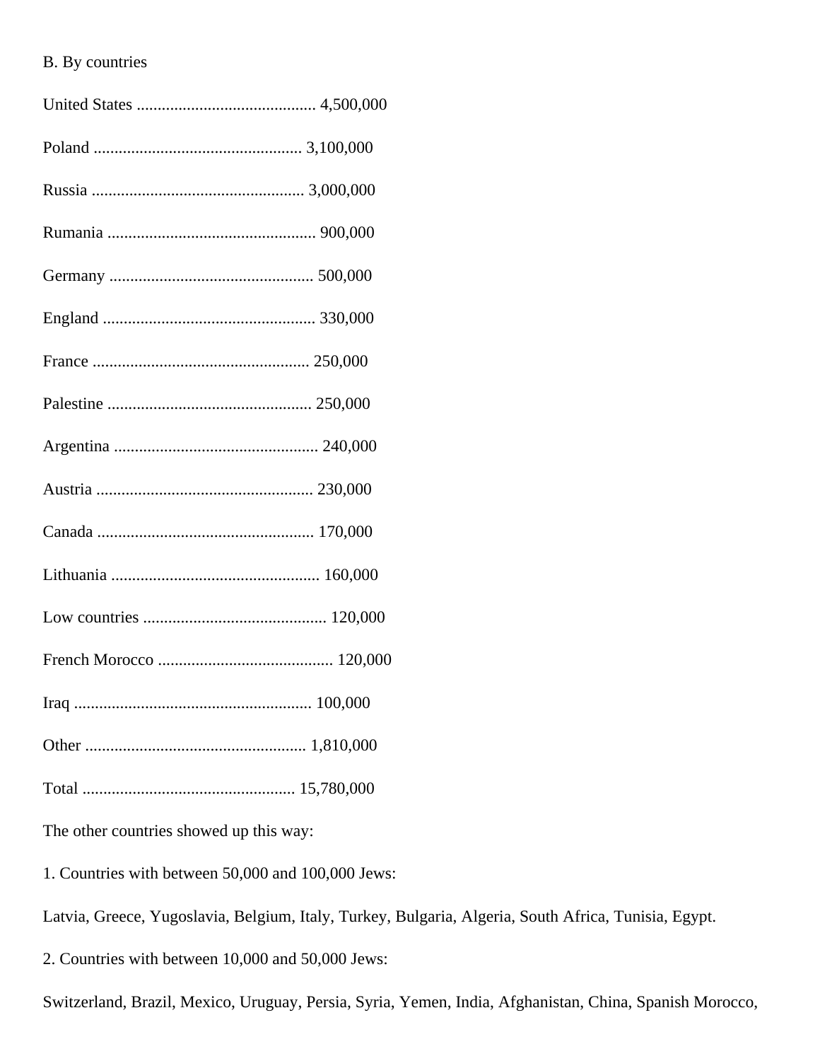B. By countries

United States ........................................... 4,500,000

Poland ................................................. 3,100,000

Russia .................................................. 3,000,000

Rumania ................................................. 900,000

Germany ................................................ 500,000

England .................................................. 330,000

France ................................................... 250,000

Palestine ................................................ 250,000

Argentina ................................................ 240,000

Austria ................................................... 230,000

Canada ................................................... 170,000

Lithuania ................................................. 160,000

Low countries ............................................ 120,000

French Morocco .......................................... 120,000

Iraq ........................................................ 100,000

Other .................................................... 1,810,000

Total .................................................. 15,780,000

The other countries showed up this way:

1. Countries with between 50,000 and 100,000 Jews:

Latvia, Greece, Yugoslavia, Belgium, Italy, Turkey, Bulgaria, Algeria, South Africa, Tunisia, Egypt.

2. Countries with between 10,000 and 50,000 Jews:

Switzerland, Brazil, Mexico, Uruguay, Persia, Syria, Yemen, India, Afghanistan, China, Spanish Morocco,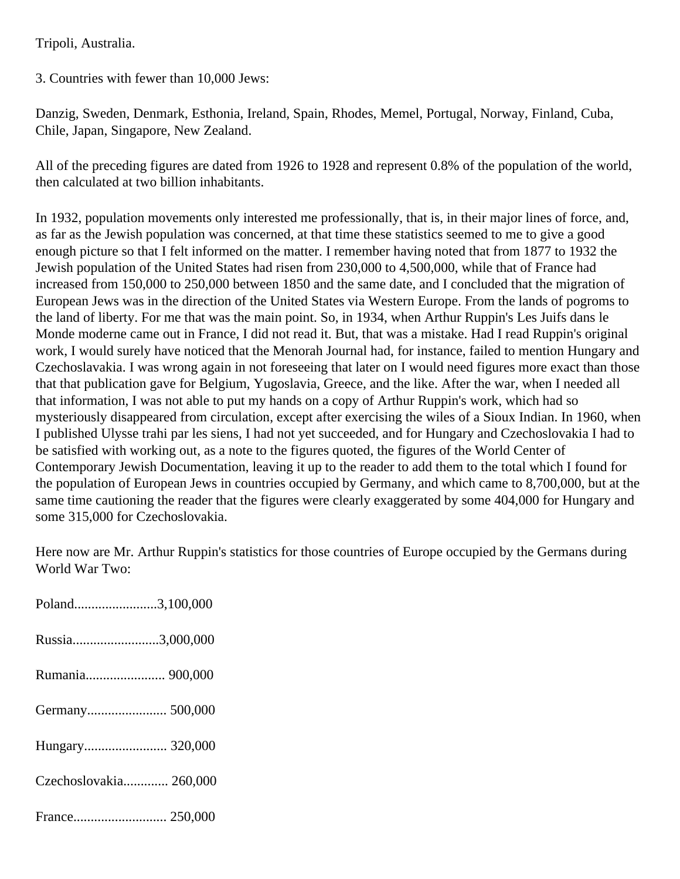Tripoli, Australia.

3. Countries with fewer than 10,000 Jews:

Danzig, Sweden, Denmark, Esthonia, Ireland, Spain, Rhodes, Memel, Portugal, Norway, Finland, Cuba, Chile, Japan, Singapore, New Zealand.

All of the preceding figures are dated from 1926 to 1928 and represent 0.8% of the population of the world, then calculated at two billion inhabitants.

In 1932, population movements only interested me professionally, that is, in their major lines of force, and, as far as the Jewish population was concerned, at that time these statistics seemed to me to give a good enough picture so that I felt informed on the matter. I remember having noted that from 1877 to 1932 the Jewish population of the United States had risen from 230,000 to 4,500,000, while that of France had increased from 150,000 to 250,000 between 1850 and the same date, and I concluded that the migration of European Jews was in the direction of the United States via Western Europe. From the lands of pogroms to the land of liberty. For me that was the main point. So, in 1934, when Arthur Ruppin's Les Juifs dans le Monde moderne came out in France, I did not read it. But, that was a mistake. Had I read Ruppin's original work, I would surely have noticed that the Menorah Journal had, for instance, failed to mention Hungary and Czechoslavakia. I was wrong again in not foreseeing that later on I would need figures more exact than those that that publication gave for Belgium, Yugoslavia, Greece, and the like. After the war, when I needed all that information, I was not able to put my hands on a copy of Arthur Ruppin's work, which had so mysteriously disappeared from circulation, except after exercising the wiles of a Sioux Indian. In 1960, when I published Ulysse trahi par les siens, I had not yet succeeded, and for Hungary and Czechoslovakia I had to be satisfied with working out, as a note to the figures quoted, the figures of the World Center of Contemporary Jewish Documentation, leaving it up to the reader to add them to the total which I found for the population of European Jews in countries occupied by Germany, and which came to 8,700,000, but at the same time cautioning the reader that the figures were clearly exaggerated by some 404,000 for Hungary and some 315,000 for Czechoslovakia.

Here now are Mr. Arthur Ruppin's statistics for those countries of Europe occupied by the Germans during World War Two:

Poland........................3,100,000

Russia.........................3,000,000

Rumania....................... 900,000

Germany....................... 500,000

Hungary........................ 320,000

Czechoslovakia............. 260,000

France........................... 250,000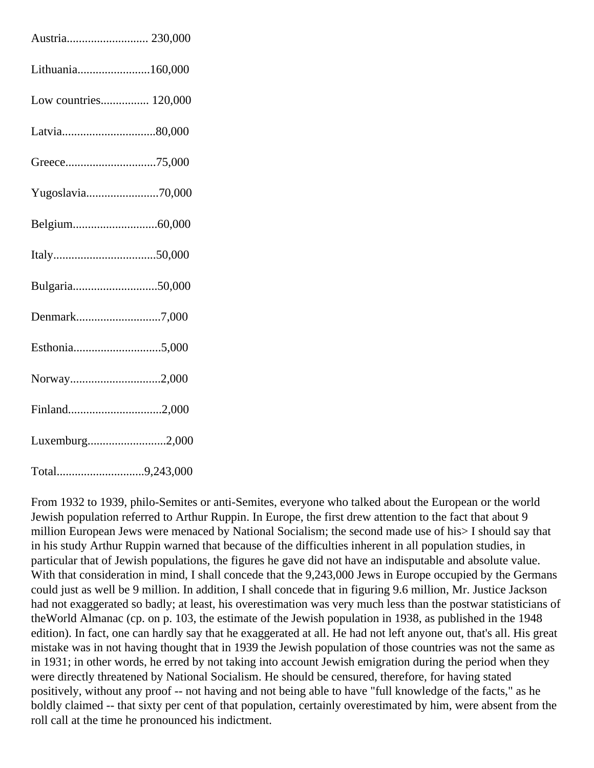Austria........................... 230,000

Lithuania........................160,000

Low countries................ 120,000

Latvia...............................80,000

Greece..............................75,000

Yugoslavia........................70,000

Belgium............................60,000

Italy..................................50,000

Bulgaria............................50,000

Denmark............................7,000

Esthonia.............................5,000

Norway..............................2,000

Finland...............................2,000

Luxemburg..........................2,000

Total.............................9,243,000

From 1932 to 1939, philo-Semites or anti-Semites, everyone who talked about the European or the world Jewish population referred to Arthur Ruppin. In Europe, the first drew attention to the fact that about 9 million European Jews were menaced by National Socialism; the second made use of his> I should say that in his study Arthur Ruppin warned that because of the difficulties inherent in all population studies, in particular that of Jewish populations, the figures he gave did not have an indisputable and absolute value. With that consideration in mind, I shall concede that the 9,243,000 Jews in Europe occupied by the Germans could just as well be 9 million. In addition, I shall concede that in figuring 9.6 million, Mr. Justice Jackson had not exaggerated so badly; at least, his overestimation was very much less than the postwar statisticians of theWorld Almanac (cp. on p. 103, the estimate of the Jewish population in 1938, as published in the 1948 edition). In fact, one can hardly say that he exaggerated at all. He had not left anyone out, that's all. His great mistake was in not having thought that in 1939 the Jewish population of those countries was not the same as in 1931; in other words, he erred by not taking into account Jewish emigration during the period when they were directly threatened by National Socialism. He should be censured, therefore, for having stated positively, without any proof -- not having and not being able to have "full knowledge of the facts," as he boldly claimed -- that sixty per cent of that population, certainly overestimated by him, were absent from the roll call at the time he pronounced his indictment.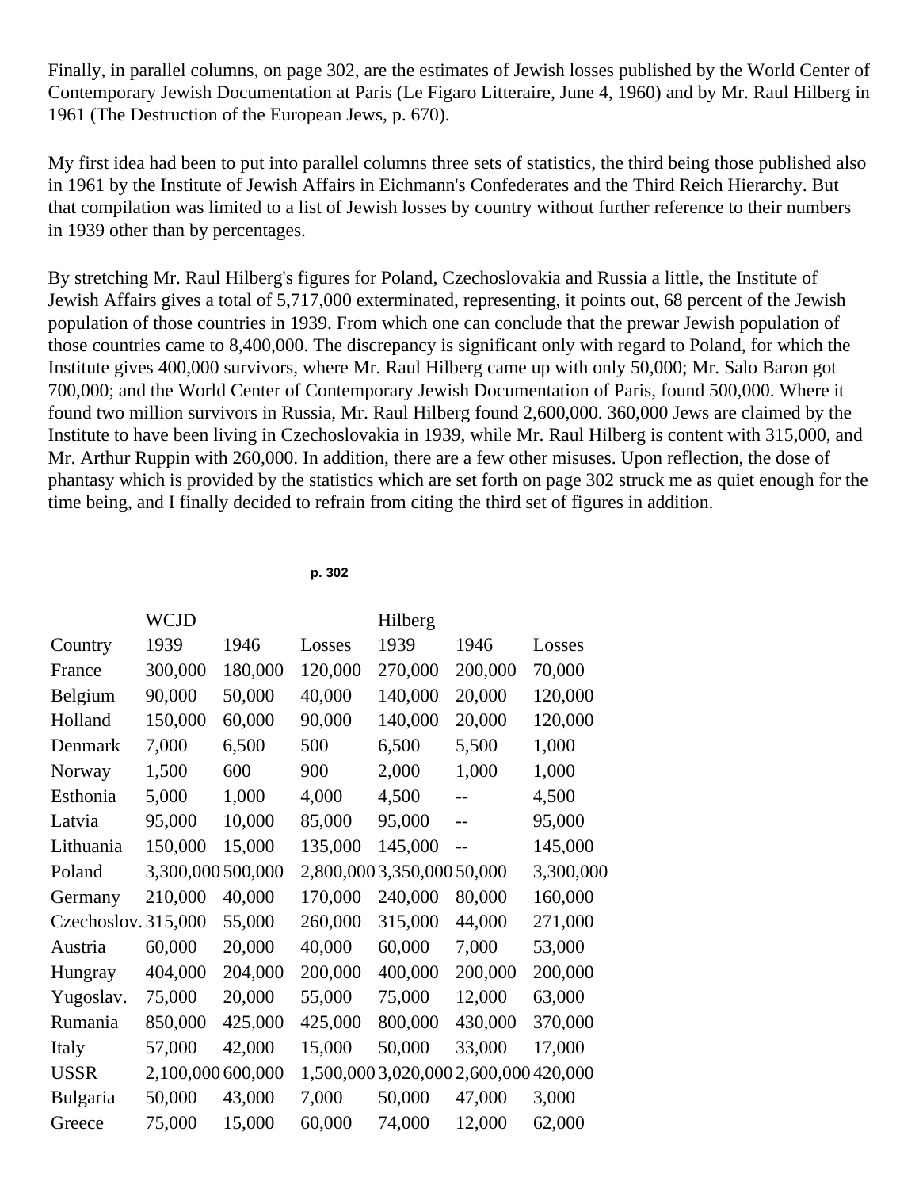Finally, in parallel columns, on page 302, are the estimates of Jewish losses published by the World Center of Contemporary Jewish Documentation at Paris (Le Figaro Litteraire, June 4, 1960) and by Mr. Raul Hilberg in 1961 (The Destruction of the European Jews, p. 670).

My first idea had been to put into parallel columns three sets of statistics, the third being those published also in 1961 by the Institute of Jewish Affairs in Eichmann's Confederates and the Third Reich Hierarchy. But that compilation was limited to a list of Jewish losses by country without further reference to their numbers in 1939 other than by percentages.

By stretching Mr. Raul Hilberg's figures for Poland, Czechoslovakia and Russia a little, the Institute of Jewish Affairs gives a total of 5,717,000 exterminated, representing, it points out, 68 percent of the Jewish population of those countries in 1939. From which one can conclude that the prewar Jewish population of those countries came to 8,400,000. The discrepancy is significant only with regard to Poland, for which the Institute gives 400,000 survivors, where Mr. Raul Hilberg came up with only 50,000; Mr. Salo Baron got 700,000; and the World Center of Contemporary Jewish Documentation of Paris, found 500,000. Where it found two million survivors in Russia, Mr. Raul Hilberg found 2,600,000. 360,000 Jews are claimed by the Institute to have been living in Czechoslovakia in 1939, while Mr. Raul Hilberg is content with 315,000, and Mr. Arthur Ruppin with 260,000. In addition, there are a few other misuses. Upon reflection, the dose of phantasy which is provided by the statistics which are set forth on page 302 struck me as quiet enough for the time being, and I finally decided to refrain from citing the third set of figures in addition.

**p. 302**

| | WCJD | | | Hilberg | | |
|---|---|---|---|---|---|---|
| Country | 1939 | 1946 | Losses | 1939 | 1946 | Losses |
| France | 300,000 | 180,000 | 120,000 | 270,000 | 200,000 | 70,000 |
| Belgium | 90,000 | 50,000 | 40,000 | 140,000 | 20,000 | 120,000 |
| Holland | 150,000 | 60,000 | 90,000 | 140,000 | 20,000 | 120,000 |
| Denmark | 7,000 | 6,500 | 500 | 6,500 | 5,500 | 1,000 |
| Norway | 1,500 | 600 | 900 | 2,000 | 1,000 | 1,000 |
| Esthonia | 5,000 | 1,000 | 4,000 | 4,500 | -- | 4,500 |
| Latvia | 95,000 | 10,000 | 85,000 | 95,000 | -- | 95,000 |
| Lithuania | 150,000 | 15,000 | 135,000 | 145,000 | -- | 145,000 |
| Poland | 3,300,000 | 500,000 | 2,800,000 | 3,350,000 | 50,000 | 3,300,000 |
| Germany | 210,000 | 40,000 | 170,000 | 240,000 | 80,000 | 160,000 |
| Czechoslov. | 315,000 | 55,000 | 260,000 | 315,000 | 44,000 | 271,000 |
| Austria | 60,000 | 20,000 | 40,000 | 60,000 | 7,000 | 53,000 |
| Hungray | 404,000 | 204,000 | 200,000 | 400,000 | 200,000 | 200,000 |
| Yugoslav. | 75,000 | 20,000 | 55,000 | 75,000 | 12,000 | 63,000 |
| Rumania | 850,000 | 425,000 | 425,000 | 800,000 | 430,000 | 370,000 |
| Italy | 57,000 | 42,000 | 15,000 | 50,000 | 33,000 | 17,000 |
| USSR | 2,100,000 | 600,000 | 1,500,000 | 3,020,000 | 2,600,000 | 420,000 |
| Bulgaria | 50,000 | 43,000 | 7,000 | 50,000 | 47,000 | 3,000 |
| Greece | 75,000 | 15,000 | 60,000 | 74,000 | 12,000 | 62,000 |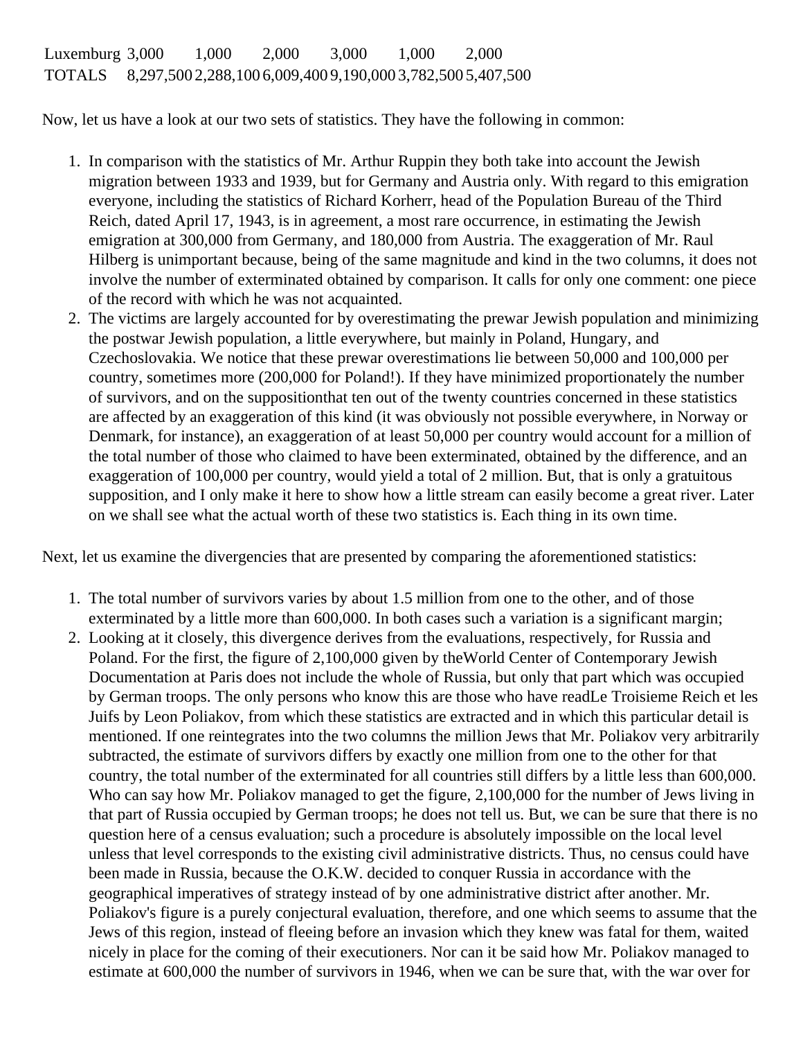| Luxemburg | 3,000 | 1,000 | 2,000 | 3,000 | 1,000 | 2,000 |
|---|---|---|---|---|---|---|
| TOTALS | 8,297,500 | 2,288,100 | 6,009,400 | 9,190,000 | 3,782,500 | 5,407,500 |

Now, let us have a look at our two sets of statistics. They have the following in common:

1. In comparison with the statistics of Mr. Arthur Ruppin they both take into account the Jewish migration between 1933 and 1939, but for Germany and Austria only. With regard to this emigration everyone, including the statistics of Richard Korherr, head of the Population Bureau of the Third Reich, dated April 17, 1943, is in agreement, a most rare occurrence, in estimating the Jewish emigration at 300,000 from Germany, and 180,000 from Austria. The exaggeration of Mr. Raul Hilberg is unimportant because, being of the same magnitude and kind in the two columns, it does not involve the number of exterminated obtained by comparison. It calls for only one comment: one piece of the record with which he was not acquainted.
2. The victims are largely accounted for by overestimating the prewar Jewish population and minimizing the postwar Jewish population, a little everywhere, but mainly in Poland, Hungary, and Czechoslovakia. We notice that these prewar overestimations lie between 50,000 and 100,000 per country, sometimes more (200,000 for Poland!). If they have minimized proportionately the number of survivors, and on the suppositionthat ten out of the twenty countries concerned in these statistics are affected by an exaggeration of this kind (it was obviously not possible everywhere, in Norway or Denmark, for instance), an exaggeration of at least 50,000 per country would account for a million of the total number of those who claimed to have been exterminated, obtained by the difference, and an exaggeration of 100,000 per country, would yield a total of 2 million. But, that is only a gratuitous supposition, and I only make it here to show how a little stream can easily become a great river. Later on we shall see what the actual worth of these two statistics is. Each thing in its own time.

Next, let us examine the divergencies that are presented by comparing the aforementioned statistics:

1. The total number of survivors varies by about 1.5 million from one to the other, and of those exterminated by a little more than 600,000. In both cases such a variation is a significant margin;
2. Looking at it closely, this divergence derives from the evaluations, respectively, for Russia and Poland. For the first, the figure of 2,100,000 given by theWorld Center of Contemporary Jewish Documentation at Paris does not include the whole of Russia, but only that part which was occupied by German troops. The only persons who know this are those who have readLe Troisieme Reich et les Juifs by Leon Poliakov, from which these statistics are extracted and in which this particular detail is mentioned. If one reintegrates into the two columns the million Jews that Mr. Poliakov very arbitrarily subtracted, the estimate of survivors differs by exactly one million from one to the other for that country, the total number of the exterminated for all countries still differs by a little less than 600,000. Who can say how Mr. Poliakov managed to get the figure, 2,100,000 for the number of Jews living in that part of Russia occupied by German troops; he does not tell us. But, we can be sure that there is no question here of a census evaluation; such a procedure is absolutely impossible on the local level unless that level corresponds to the existing civil administrative districts. Thus, no census could have been made in Russia, because the O.K.W. decided to conquer Russia in accordance with the geographical imperatives of strategy instead of by one administrative district after another. Mr. Poliakov's figure is a purely conjectural evaluation, therefore, and one which seems to assume that the Jews of this region, instead of fleeing before an invasion which they knew was fatal for them, waited nicely in place for the coming of their executioners. Nor can it be said how Mr. Poliakov managed to estimate at 600,000 the number of survivors in 1946, when we can be sure that, with the war over for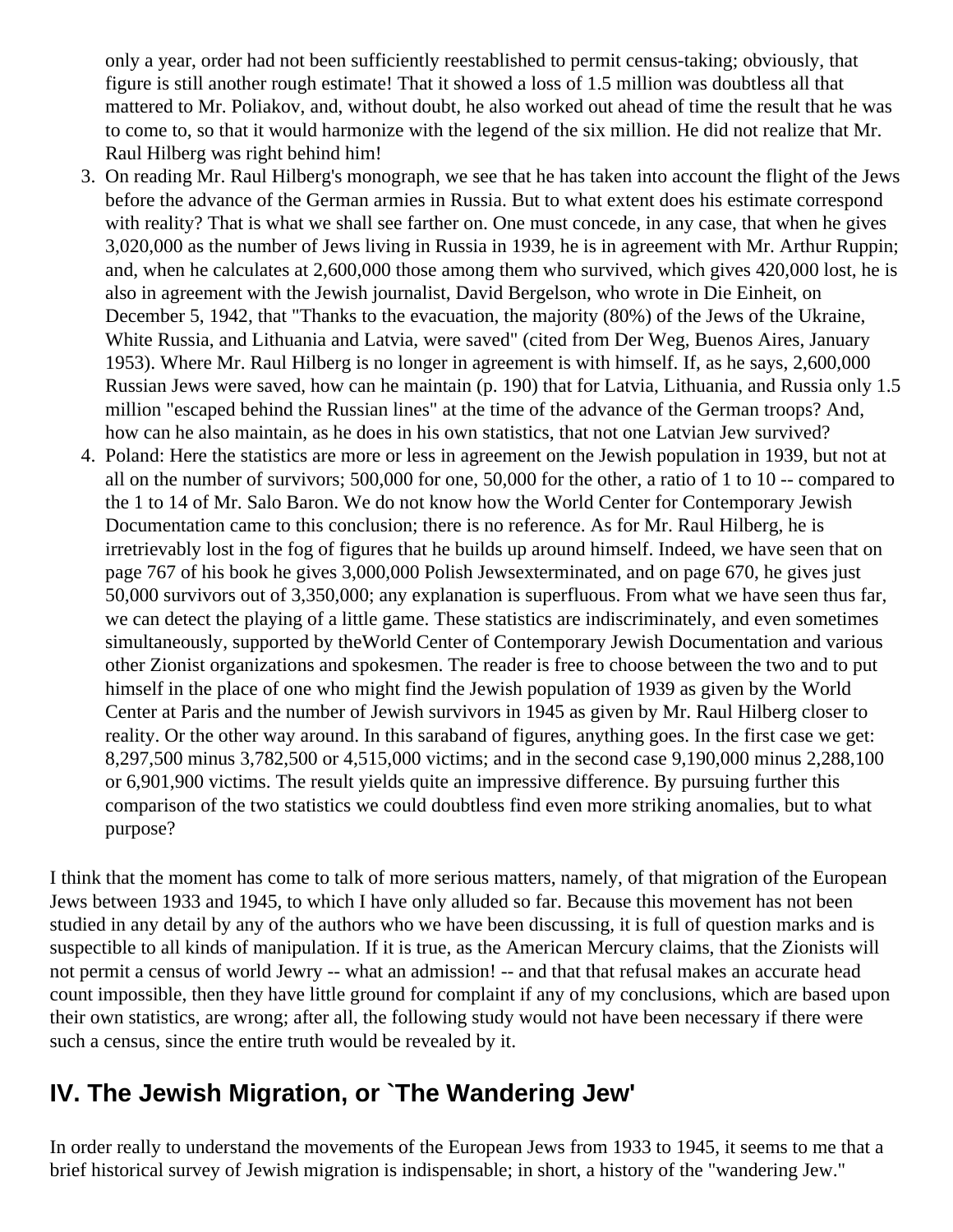only a year, order had not been sufficiently reestablished to permit census-taking; obviously, that figure is still another rough estimate! That it showed a loss of 1.5 million was doubtless all that mattered to Mr. Poliakov, and, without doubt, he also worked out ahead of time the result that he was to come to, so that it would harmonize with the legend of the six million. He did not realize that Mr. Raul Hilberg was right behind him!

3. On reading Mr. Raul Hilberg's monograph, we see that he has taken into account the flight of the Jews before the advance of the German armies in Russia. But to what extent does his estimate correspond with reality? That is what we shall see farther on. One must concede, in any case, that when he gives 3,020,000 as the number of Jews living in Russia in 1939, he is in agreement with Mr. Arthur Ruppin; and, when he calculates at 2,600,000 those among them who survived, which gives 420,000 lost, he is also in agreement with the Jewish journalist, David Bergelson, who wrote in Die Einheit, on December 5, 1942, that "Thanks to the evacuation, the majority (80%) of the Jews of the Ukraine, White Russia, and Lithuania and Latvia, were saved" (cited from Der Weg, Buenos Aires, January 1953). Where Mr. Raul Hilberg is no longer in agreement is with himself. If, as he says, 2,600,000 Russian Jews were saved, how can he maintain (p. 190) that for Latvia, Lithuania, and Russia only 1.5 million "escaped behind the Russian lines" at the time of the advance of the German troops? And, how can he also maintain, as he does in his own statistics, that not one Latvian Jew survived?
4. Poland: Here the statistics are more or less in agreement on the Jewish population in 1939, but not at all on the number of survivors; 500,000 for one, 50,000 for the other, a ratio of 1 to 10 -- compared to the 1 to 14 of Mr. Salo Baron. We do not know how the World Center for Contemporary Jewish Documentation came to this conclusion; there is no reference. As for Mr. Raul Hilberg, he is irretrievably lost in the fog of figures that he builds up around himself. Indeed, we have seen that on page 767 of his book he gives 3,000,000 Polish Jewsexterminated, and on page 670, he gives just 50,000 survivors out of 3,350,000; any explanation is superfluous. From what we have seen thus far, we can detect the playing of a little game. These statistics are indiscriminately, and even sometimes simultaneously, supported by theWorld Center of Contemporary Jewish Documentation and various other Zionist organizations and spokesmen. The reader is free to choose between the two and to put himself in the place of one who might find the Jewish population of 1939 as given by the World Center at Paris and the number of Jewish survivors in 1945 as given by Mr. Raul Hilberg closer to reality. Or the other way around. In this saraband of figures, anything goes. In the first case we get: 8,297,500 minus 3,782,500 or 4,515,000 victims; and in the second case 9,190,000 minus 2,288,100 or 6,901,900 victims. The result yields quite an impressive difference. By pursuing further this comparison of the two statistics we could doubtless find even more striking anomalies, but to what purpose?

I think that the moment has come to talk of more serious matters, namely, of that migration of the European Jews between 1933 and 1945, to which I have only alluded so far. Because this movement has not been studied in any detail by any of the authors who we have been discussing, it is full of question marks and is suspectible to all kinds of manipulation. If it is true, as the American Mercury claims, that the Zionists will not permit a census of world Jewry -- what an admission! -- and that that refusal makes an accurate head count impossible, then they have little ground for complaint if any of my conclusions, which are based upon their own statistics, are wrong; after all, the following study would not have been necessary if there were such a census, since the entire truth would be revealed by it.

## IV. The Jewish Migration, or `The Wandering Jew'

In order really to understand the movements of the European Jews from 1933 to 1945, it seems to me that a brief historical survey of Jewish migration is indispensable; in short, a history of the "wandering Jew."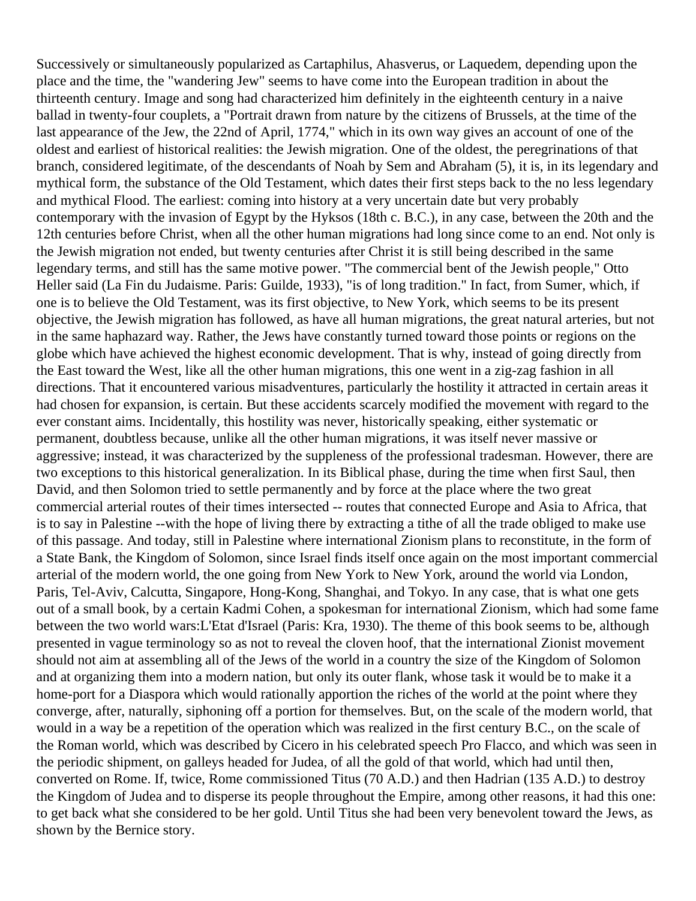Successively or simultaneously popularized as Cartaphilus, Ahasverus, or Laquedem, depending upon the place and the time, the "wandering Jew" seems to have come into the European tradition in about the thirteenth century. Image and song had characterized him definitely in the eighteenth century in a naive ballad in twenty-four couplets, a "Portrait drawn from nature by the citizens of Brussels, at the time of the last appearance of the Jew, the 22nd of April, 1774," which in its own way gives an account of one of the oldest and earliest of historical realities: the Jewish migration. One of the oldest, the peregrinations of that branch, considered legitimate, of the descendants of Noah by Sem and Abraham (5), it is, in its legendary and mythical form, the substance of the Old Testament, which dates their first steps back to the no less legendary and mythical Flood. The earliest: coming into history at a very uncertain date but very probably contemporary with the invasion of Egypt by the Hyksos (18th c. B.C.), in any case, between the 20th and the 12th centuries before Christ, when all the other human migrations had long since come to an end. Not only is the Jewish migration not ended, but twenty centuries after Christ it is still being described in the same legendary terms, and still has the same motive power. "The commercial bent of the Jewish people," Otto Heller said (La Fin du Judaisme. Paris: Guilde, 1933), "is of long tradition." In fact, from Sumer, which, if one is to believe the Old Testament, was its first objective, to New York, which seems to be its present objective, the Jewish migration has followed, as have all human migrations, the great natural arteries, but not in the same haphazard way. Rather, the Jews have constantly turned toward those points or regions on the globe which have achieved the highest economic development. That is why, instead of going directly from the East toward the West, like all the other human migrations, this one went in a zig-zag fashion in all directions. That it encountered various misadventures, particularly the hostility it attracted in certain areas it had chosen for expansion, is certain. But these accidents scarcely modified the movement with regard to the ever constant aims. Incidentally, this hostility was never, historically speaking, either systematic or permanent, doubtless because, unlike all the other human migrations, it was itself never massive or aggressive; instead, it was characterized by the suppleness of the professional tradesman. However, there are two exceptions to this historical generalization. In its Biblical phase, during the time when first Saul, then David, and then Solomon tried to settle permanently and by force at the place where the two great commercial arterial routes of their times intersected -- routes that connected Europe and Asia to Africa, that is to say in Palestine --with the hope of living there by extracting a tithe of all the trade obliged to make use of this passage. And today, still in Palestine where international Zionism plans to reconstitute, in the form of a State Bank, the Kingdom of Solomon, since Israel finds itself once again on the most important commercial arterial of the modern world, the one going from New York to New York, around the world via London, Paris, Tel-Aviv, Calcutta, Singapore, Hong-Kong, Shanghai, and Tokyo. In any case, that is what one gets out of a small book, by a certain Kadmi Cohen, a spokesman for international Zionism, which had some fame between the two world wars:L'Etat d'Israel (Paris: Kra, 1930). The theme of this book seems to be, although presented in vague terminology so as not to reveal the cloven hoof, that the international Zionist movement should not aim at assembling all of the Jews of the world in a country the size of the Kingdom of Solomon and at organizing them into a modern nation, but only its outer flank, whose task it would be to make it a home-port for a Diaspora which would rationally apportion the riches of the world at the point where they converge, after, naturally, siphoning off a portion for themselves. But, on the scale of the modern world, that would in a way be a repetition of the operation which was realized in the first century B.C., on the scale of the Roman world, which was described by Cicero in his celebrated speech Pro Flacco, and which was seen in the periodic shipment, on galleys headed for Judea, of all the gold of that world, which had until then, converted on Rome. If, twice, Rome commissioned Titus (70 A.D.) and then Hadrian (135 A.D.) to destroy the Kingdom of Judea and to disperse its people throughout the Empire, among other reasons, it had this one: to get back what she considered to be her gold. Until Titus she had been very benevolent toward the Jews, as shown by the Bernice story.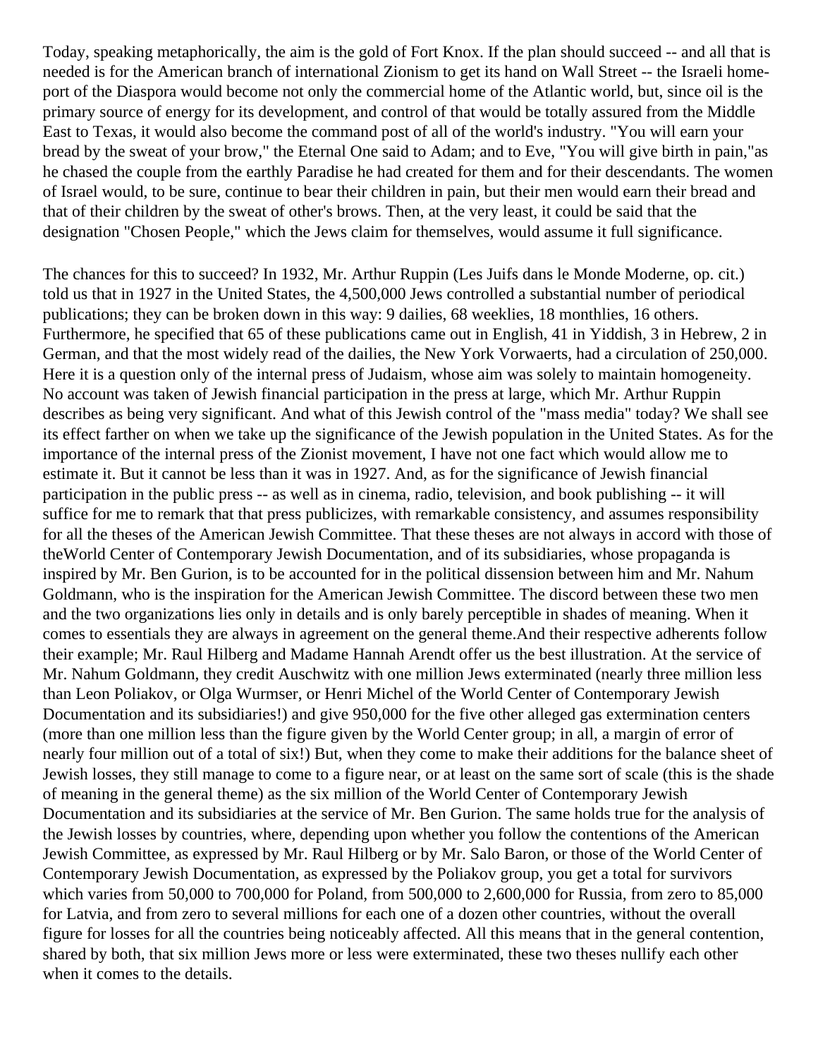Today, speaking metaphorically, the aim is the gold of Fort Knox. If the plan should succeed -- and all that is needed is for the American branch of international Zionism to get its hand on Wall Street -- the Israeli home-port of the Diaspora would become not only the commercial home of the Atlantic world, but, since oil is the primary source of energy for its development, and control of that would be totally assured from the Middle East to Texas, it would also become the command post of all of the world's industry. "You will earn your bread by the sweat of your brow," the Eternal One said to Adam; and to Eve, "You will give birth in pain,"as he chased the couple from the earthly Paradise he had created for them and for their descendants. The women of Israel would, to be sure, continue to bear their children in pain, but their men would earn their bread and that of their children by the sweat of other's brows. Then, at the very least, it could be said that the designation "Chosen People," which the Jews claim for themselves, would assume it full significance.

The chances for this to succeed? In 1932, Mr. Arthur Ruppin (Les Juifs dans le Monde Moderne, op. cit.) told us that in 1927 in the United States, the 4,500,000 Jews controlled a substantial number of periodical publications; they can be broken down in this way: 9 dailies, 68 weeklies, 18 monthlies, 16 others. Furthermore, he specified that 65 of these publications came out in English, 41 in Yiddish, 3 in Hebrew, 2 in German, and that the most widely read of the dailies, the New York Vorwaerts, had a circulation of 250,000. Here it is a question only of the internal press of Judaism, whose aim was solely to maintain homogeneity. No account was taken of Jewish financial participation in the press at large, which Mr. Arthur Ruppin describes as being very significant. And what of this Jewish control of the "mass media" today? We shall see its effect farther on when we take up the significance of the Jewish population in the United States. As for the importance of the internal press of the Zionist movement, I have not one fact which would allow me to estimate it. But it cannot be less than it was in 1927. And, as for the significance of Jewish financial participation in the public press -- as well as in cinema, radio, television, and book publishing -- it will suffice for me to remark that that press publicizes, with remarkable consistency, and assumes responsibility for all the theses of the American Jewish Committee. That these theses are not always in accord with those of theWorld Center of Contemporary Jewish Documentation, and of its subsidiaries, whose propaganda is inspired by Mr. Ben Gurion, is to be accounted for in the political dissension between him and Mr. Nahum Goldmann, who is the inspiration for the American Jewish Committee. The discord between these two men and the two organizations lies only in details and is only barely perceptible in shades of meaning. When it comes to essentials they are always in agreement on the general theme.And their respective adherents follow their example; Mr. Raul Hilberg and Madame Hannah Arendt offer us the best illustration. At the service of Mr. Nahum Goldmann, they credit Auschwitz with one million Jews exterminated (nearly three million less than Leon Poliakov, or Olga Wurmser, or Henri Michel of the World Center of Contemporary Jewish Documentation and its subsidiaries!) and give 950,000 for the five other alleged gas extermination centers (more than one million less than the figure given by the World Center group; in all, a margin of error of nearly four million out of a total of six!) But, when they come to make their additions for the balance sheet of Jewish losses, they still manage to come to a figure near, or at least on the same sort of scale (this is the shade of meaning in the general theme) as the six million of the World Center of Contemporary Jewish Documentation and its subsidiaries at the service of Mr. Ben Gurion. The same holds true for the analysis of the Jewish losses by countries, where, depending upon whether you follow the contentions of the American Jewish Committee, as expressed by Mr. Raul Hilberg or by Mr. Salo Baron, or those of the World Center of Contemporary Jewish Documentation, as expressed by the Poliakov group, you get a total for survivors which varies from 50,000 to 700,000 for Poland, from 500,000 to 2,600,000 for Russia, from zero to 85,000 for Latvia, and from zero to several millions for each one of a dozen other countries, without the overall figure for losses for all the countries being noticeably affected. All this means that in the general contention, shared by both, that six million Jews more or less were exterminated, these two theses nullify each other when it comes to the details.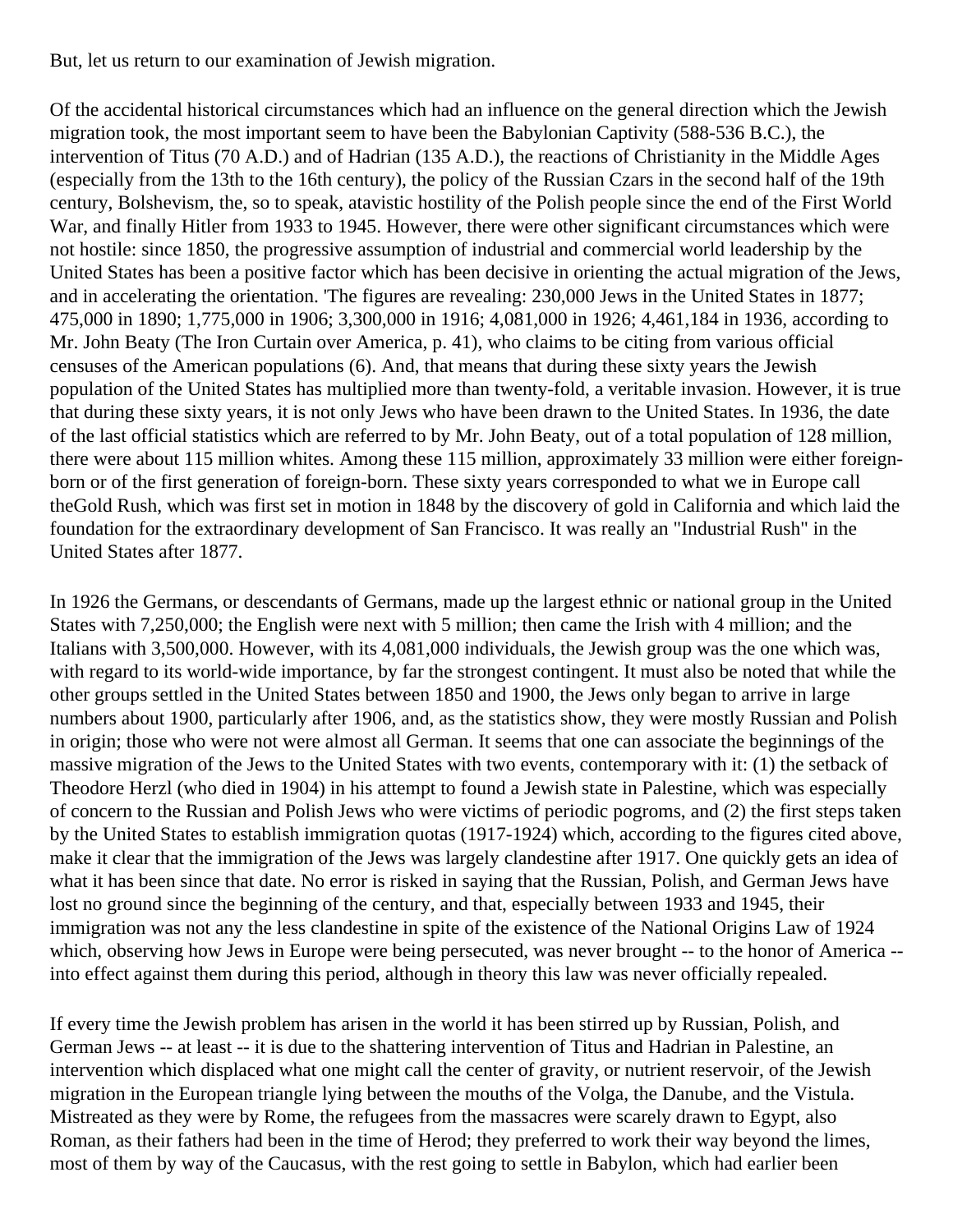But, let us return to our examination of Jewish migration.

Of the accidental historical circumstances which had an influence on the general direction which the Jewish migration took, the most important seem to have been the Babylonian Captivity (588-536 B.C.), the intervention of Titus (70 A.D.) and of Hadrian (135 A.D.), the reactions of Christianity in the Middle Ages (especially from the 13th to the 16th century), the policy of the Russian Czars in the second half of the 19th century, Bolshevism, the, so to speak, atavistic hostility of the Polish people since the end of the First World War, and finally Hitler from 1933 to 1945. However, there were other significant circumstances which were not hostile: since 1850, the progressive assumption of industrial and commercial world leadership by the United States has been a positive factor which has been decisive in orienting the actual migration of the Jews, and in accelerating the orientation. 'The figures are revealing: 230,000 Jews in the United States in 1877; 475,000 in 1890; 1,775,000 in 1906; 3,300,000 in 1916; 4,081,000 in 1926; 4,461,184 in 1936, according to Mr. John Beaty (The Iron Curtain over America, p. 41), who claims to be citing from various official censuses of the American populations (6). And, that means that during these sixty years the Jewish population of the United States has multiplied more than twenty-fold, a veritable invasion. However, it is true that during these sixty years, it is not only Jews who have been drawn to the United States. In 1936, the date of the last official statistics which are referred to by Mr. John Beaty, out of a total population of 128 million, there were about 115 million whites. Among these 115 million, approximately 33 million were either foreign-born or of the first generation of foreign-born. These sixty years corresponded to what we in Europe call theGold Rush, which was first set in motion in 1848 by the discovery of gold in California and which laid the foundation for the extraordinary development of San Francisco. It was really an "Industrial Rush" in the United States after 1877.

In 1926 the Germans, or descendants of Germans, made up the largest ethnic or national group in the United States with 7,250,000; the English were next with 5 million; then came the Irish with 4 million; and the Italians with 3,500,000. However, with its 4,081,000 individuals, the Jewish group was the one which was, with regard to its world-wide importance, by far the strongest contingent. It must also be noted that while the other groups settled in the United States between 1850 and 1900, the Jews only began to arrive in large numbers about 1900, particularly after 1906, and, as the statistics show, they were mostly Russian and Polish in origin; those who were not were almost all German. It seems that one can associate the beginnings of the massive migration of the Jews to the United States with two events, contemporary with it: (1) the setback of Theodore Herzl (who died in 1904) in his attempt to found a Jewish state in Palestine, which was especially of concern to the Russian and Polish Jews who were victims of periodic pogroms, and (2) the first steps taken by the United States to establish immigration quotas (1917-1924) which, according to the figures cited above, make it clear that the immigration of the Jews was largely clandestine after 1917. One quickly gets an idea of what it has been since that date. No error is risked in saying that the Russian, Polish, and German Jews have lost no ground since the beginning of the century, and that, especially between 1933 and 1945, their immigration was not any the less clandestine in spite of the existence of the National Origins Law of 1924 which, observing how Jews in Europe were being persecuted, was never brought -- to the honor of America -- into effect against them during this period, although in theory this law was never officially repealed.

If every time the Jewish problem has arisen in the world it has been stirred up by Russian, Polish, and German Jews -- at least -- it is due to the shattering intervention of Titus and Hadrian in Palestine, an intervention which displaced what one might call the center of gravity, or nutrient reservoir, of the Jewish migration in the European triangle lying between the mouths of the Volga, the Danube, and the Vistula. Mistreated as they were by Rome, the refugees from the massacres were scarely drawn to Egypt, also Roman, as their fathers had been in the time of Herod; they preferred to work their way beyond the limes, most of them by way of the Caucasus, with the rest going to settle in Babylon, which had earlier been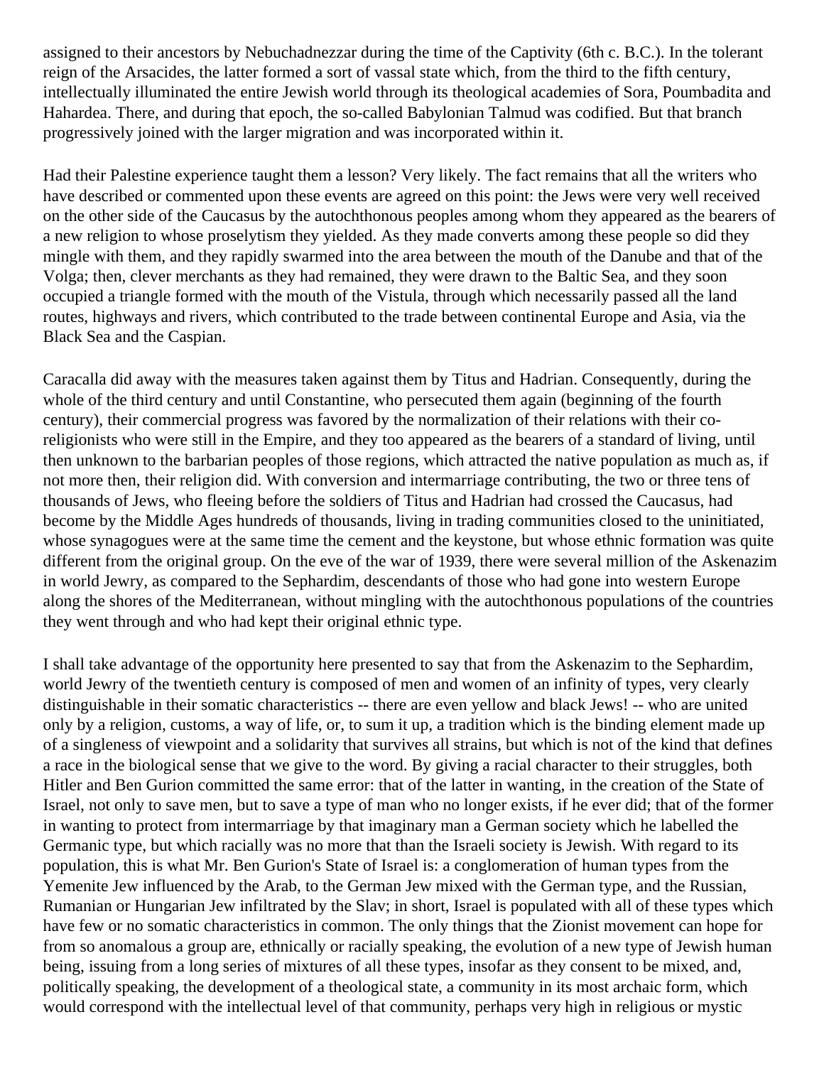assigned to their ancestors by Nebuchadnezzar during the time of the Captivity (6th c. B.C.). In the tolerant reign of the Arsacides, the latter formed a sort of vassal state which, from the third to the fifth century, intellectually illuminated the entire Jewish world through its theological academies of Sora, Poumbadita and Hahardea. There, and during that epoch, the so-called Babylonian Talmud was codified. But that branch progressively joined with the larger migration and was incorporated within it.

Had their Palestine experience taught them a lesson? Very likely. The fact remains that all the writers who have described or commented upon these events are agreed on this point: the Jews were very well received on the other side of the Caucasus by the autochthonous peoples among whom they appeared as the bearers of a new religion to whose proselytism they yielded. As they made converts among these people so did they mingle with them, and they rapidly swarmed into the area between the mouth of the Danube and that of the Volga; then, clever merchants as they had remained, they were drawn to the Baltic Sea, and they soon occupied a triangle formed with the mouth of the Vistula, through which necessarily passed all the land routes, highways and rivers, which contributed to the trade between continental Europe and Asia, via the Black Sea and the Caspian.

Caracalla did away with the measures taken against them by Titus and Hadrian. Consequently, during the whole of the third century and until Constantine, who persecuted them again (beginning of the fourth century), their commercial progress was favored by the normalization of their relations with their co-religionists who were still in the Empire, and they too appeared as the bearers of a standard of living, until then unknown to the barbarian peoples of those regions, which attracted the native population as much as, if not more then, their religion did. With conversion and intermarriage contributing, the two or three tens of thousands of Jews, who fleeing before the soldiers of Titus and Hadrian had crossed the Caucasus, had become by the Middle Ages hundreds of thousands, living in trading communities closed to the uninitiated, whose synagogues were at the same time the cement and the keystone, but whose ethnic formation was quite different from the original group. On the eve of the war of 1939, there were several million of the Askenazim in world Jewry, as compared to the Sephardim, descendants of those who had gone into western Europe along the shores of the Mediterranean, without mingling with the autochthonous populations of the countries they went through and who had kept their original ethnic type.

I shall take advantage of the opportunity here presented to say that from the Askenazim to the Sephardim, world Jewry of the twentieth century is composed of men and women of an infinity of types, very clearly distinguishable in their somatic characteristics -- there are even yellow and black Jews! -- who are united only by a religion, customs, a way of life, or, to sum it up, a tradition which is the binding element made up of a singleness of viewpoint and a solidarity that survives all strains, but which is not of the kind that defines a race in the biological sense that we give to the word. By giving a racial character to their struggles, both Hitler and Ben Gurion committed the same error: that of the latter in wanting, in the creation of the State of Israel, not only to save men, but to save a type of man who no longer exists, if he ever did; that of the former in wanting to protect from intermarriage by that imaginary man a German society which he labelled the Germanic type, but which racially was no more that than the Israeli society is Jewish. With regard to its population, this is what Mr. Ben Gurion's State of Israel is: a conglomeration of human types from the Yemenite Jew influenced by the Arab, to the German Jew mixed with the German type, and the Russian, Rumanian or Hungarian Jew infiltrated by the Slav; in short, Israel is populated with all of these types which have few or no somatic characteristics in common. The only things that the Zionist movement can hope for from so anomalous a group are, ethnically or racially speaking, the evolution of a new type of Jewish human being, issuing from a long series of mixtures of all these types, insofar as they consent to be mixed, and, politically speaking, the development of a theological state, a community in its most archaic form, which would correspond with the intellectual level of that community, perhaps very high in religious or mystic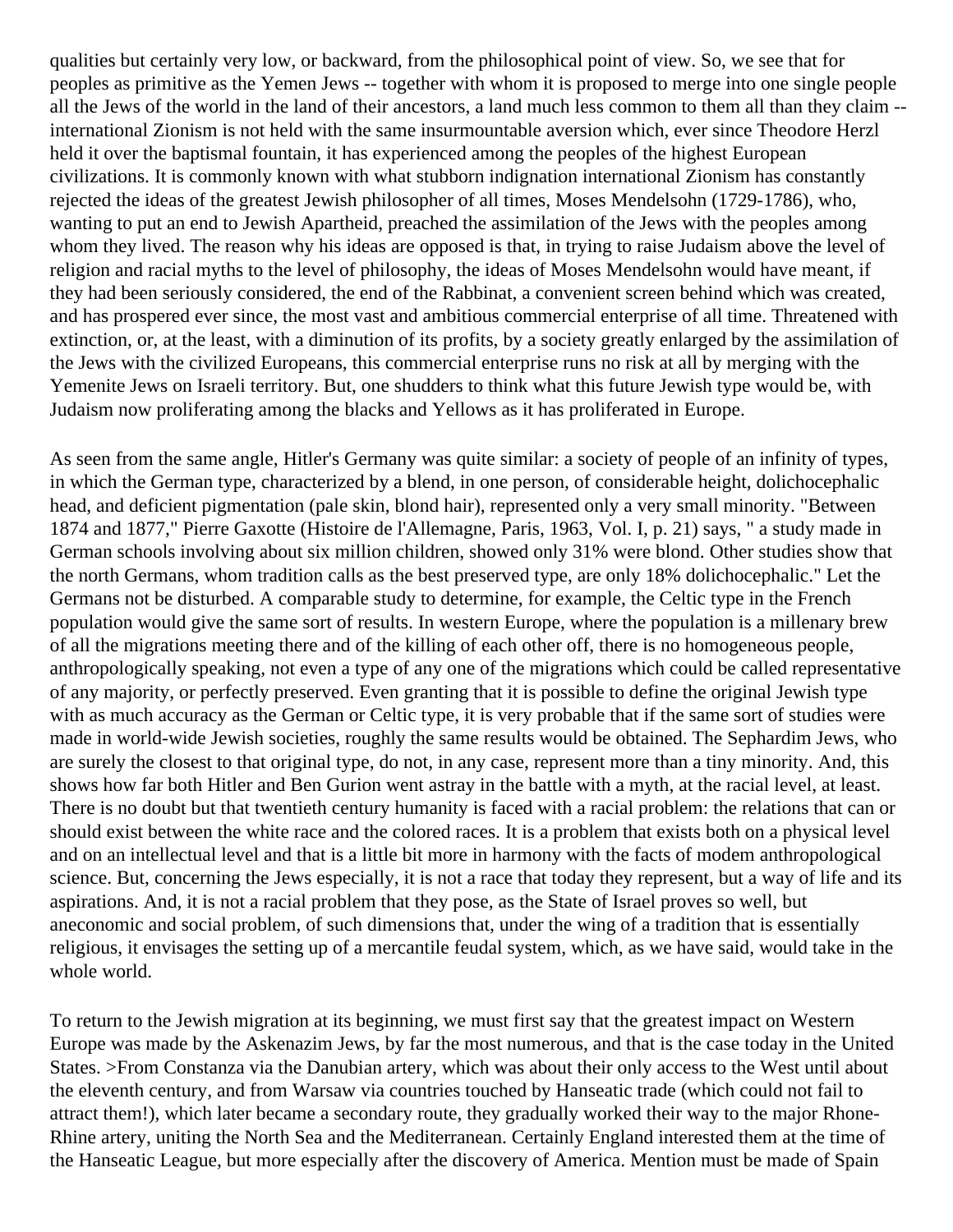qualities but certainly very low, or backward, from the philosophical point of view. So, we see that for peoples as primitive as the Yemen Jews -- together with whom it is proposed to merge into one single people all the Jews of the world in the land of their ancestors, a land much less common to them all than they claim -- international Zionism is not held with the same insurmountable aversion which, ever since Theodore Herzl held it over the baptismal fountain, it has experienced among the peoples of the highest European civilizations. It is commonly known with what stubborn indignation international Zionism has constantly rejected the ideas of the greatest Jewish philosopher of all times, Moses Mendelsohn (1729-1786), who, wanting to put an end to Jewish Apartheid, preached the assimilation of the Jews with the peoples among whom they lived. The reason why his ideas are opposed is that, in trying to raise Judaism above the level of religion and racial myths to the level of philosophy, the ideas of Moses Mendelsohn would have meant, if they had been seriously considered, the end of the Rabbinat, a convenient screen behind which was created, and has prospered ever since, the most vast and ambitious commercial enterprise of all time. Threatened with extinction, or, at the least, with a diminution of its profits, by a society greatly enlarged by the assimilation of the Jews with the civilized Europeans, this commercial enterprise runs no risk at all by merging with the Yemenite Jews on Israeli territory. But, one shudders to think what this future Jewish type would be, with Judaism now proliferating among the blacks and Yellows as it has proliferated in Europe.

As seen from the same angle, Hitler's Germany was quite similar: a society of people of an infinity of types, in which the German type, characterized by a blend, in one person, of considerable height, dolichocephalic head, and deficient pigmentation (pale skin, blond hair), represented only a very small minority. "Between 1874 and 1877," Pierre Gaxotte (Histoire de l'Allemagne, Paris, 1963, Vol. I, p. 21) says, " a study made in German schools involving about six million children, showed only 31% were blond. Other studies show that the north Germans, whom tradition calls as the best preserved type, are only 18% dolichocephalic." Let the Germans not be disturbed. A comparable study to determine, for example, the Celtic type in the French population would give the same sort of results. In western Europe, where the population is a millenary brew of all the migrations meeting there and of the killing of each other off, there is no homogeneous people, anthropologically speaking, not even a type of any one of the migrations which could be called representative of any majority, or perfectly preserved. Even granting that it is possible to define the original Jewish type with as much accuracy as the German or Celtic type, it is very probable that if the same sort of studies were made in world-wide Jewish societies, roughly the same results would be obtained. The Sephardim Jews, who are surely the closest to that original type, do not, in any case, represent more than a tiny minority. And, this shows how far both Hitler and Ben Gurion went astray in the battle with a myth, at the racial level, at least. There is no doubt but that twentieth century humanity is faced with a racial problem: the relations that can or should exist between the white race and the colored races. It is a problem that exists both on a physical level and on an intellectual level and that is a little bit more in harmony with the facts of modem anthropological science. But, concerning the Jews especially, it is not a race that today they represent, but a way of life and its aspirations. And, it is not a racial problem that they pose, as the State of Israel proves so well, but aneconomic and social problem, of such dimensions that, under the wing of a tradition that is essentially religious, it envisages the setting up of a mercantile feudal system, which, as we have said, would take in the whole world.

To return to the Jewish migration at its beginning, we must first say that the greatest impact on Western Europe was made by the Askenazim Jews, by far the most numerous, and that is the case today in the United States. >From Constanza via the Danubian artery, which was about their only access to the West until about the eleventh century, and from Warsaw via countries touched by Hanseatic trade (which could not fail to attract them!), which later became a secondary route, they gradually worked their way to the major Rhone-Rhine artery, uniting the North Sea and the Mediterranean. Certainly England interested them at the time of the Hanseatic League, but more especially after the discovery of America. Mention must be made of Spain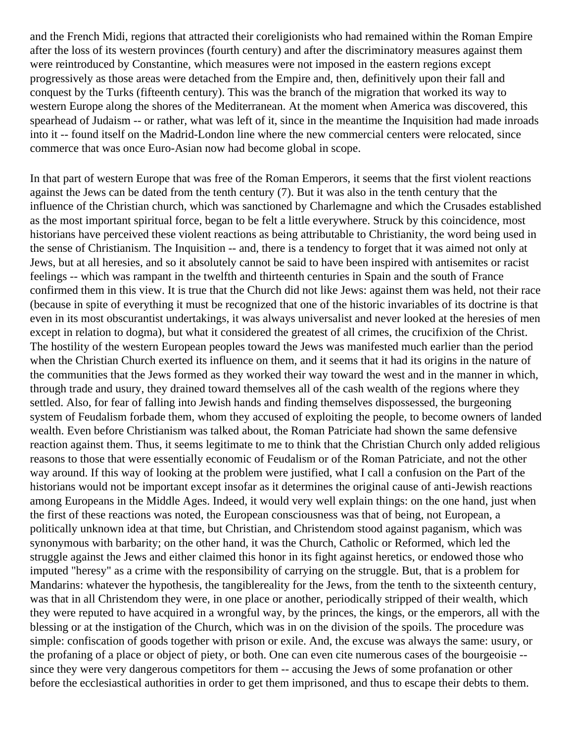and the French Midi, regions that attracted their coreligionists who had remained within the Roman Empire after the loss of its western provinces (fourth century) and after the discriminatory measures against them were reintroduced by Constantine, which measures were not imposed in the eastern regions except progressively as those areas were detached from the Empire and, then, definitively upon their fall and conquest by the Turks (fifteenth century). This was the branch of the migration that worked its way to western Europe along the shores of the Mediterranean. At the moment when America was discovered, this spearhead of Judaism -- or rather, what was left of it, since in the meantime the Inquisition had made inroads into it -- found itself on the Madrid-London line where the new commercial centers were relocated, since commerce that was once Euro-Asian now had become global in scope.

In that part of western Europe that was free of the Roman Emperors, it seems that the first violent reactions against the Jews can be dated from the tenth century (7). But it was also in the tenth century that the influence of the Christian church, which was sanctioned by Charlemagne and which the Crusades established as the most important spiritual force, began to be felt a little everywhere. Struck by this coincidence, most historians have perceived these violent reactions as being attributable to Christianity, the word being used in the sense of Christianism. The Inquisition -- and, there is a tendency to forget that it was aimed not only at Jews, but at all heresies, and so it absolutely cannot be said to have been inspired with antisemites or racist feelings -- which was rampant in the twelfth and thirteenth centuries in Spain and the south of France confirmed them in this view. It is true that the Church did not like Jews: against them was held, not their race (because in spite of everything it must be recognized that one of the historic invariables of its doctrine is that even in its most obscurantist undertakings, it was always universalist and never looked at the heresies of men except in relation to dogma), but what it considered the greatest of all crimes, the crucifixion of the Christ. The hostility of the western European peoples toward the Jews was manifested much earlier than the period when the Christian Church exerted its influence on them, and it seems that it had its origins in the nature of the communities that the Jews formed as they worked their way toward the west and in the manner in which, through trade and usury, they drained toward themselves all of the cash wealth of the regions where they settled. Also, for fear of falling into Jewish hands and finding themselves dispossessed, the burgeoning system of Feudalism forbade them, whom they accused of exploiting the people, to become owners of landed wealth. Even before Christianism was talked about, the Roman Patriciate had shown the same defensive reaction against them. Thus, it seems legitimate to me to think that the Christian Church only added religious reasons to those that were essentially economic of Feudalism or of the Roman Patriciate, and not the other way around. If this way of looking at the problem were justified, what I call a confusion on the Part of the historians would not be important except insofar as it determines the original cause of anti-Jewish reactions among Europeans in the Middle Ages. Indeed, it would very well explain things: on the one hand, just when the first of these reactions was noted, the European consciousness was that of being, not European, a politically unknown idea at that time, but Christian, and Christendom stood against paganism, which was synonymous with barbarity; on the other hand, it was the Church, Catholic or Reformed, which led the struggle against the Jews and either claimed this honor in its fight against heretics, or endowed those who imputed "heresy" as a crime with the responsibility of carrying on the struggle. But, that is a problem for Mandarins: whatever the hypothesis, the tangiblereality for the Jews, from the tenth to the sixteenth century, was that in all Christendom they were, in one place or another, periodically stripped of their wealth, which they were reputed to have acquired in a wrongful way, by the princes, the kings, or the emperors, all with the blessing or at the instigation of the Church, which was in on the division of the spoils. The procedure was simple: confiscation of goods together with prison or exile. And, the excuse was always the same: usury, or the profaning of a place or object of piety, or both. One can even cite numerous cases of the bourgeoisie -- since they were very dangerous competitors for them -- accusing the Jews of some profanation or other before the ecclesiastical authorities in order to get them imprisoned, and thus to escape their debts to them.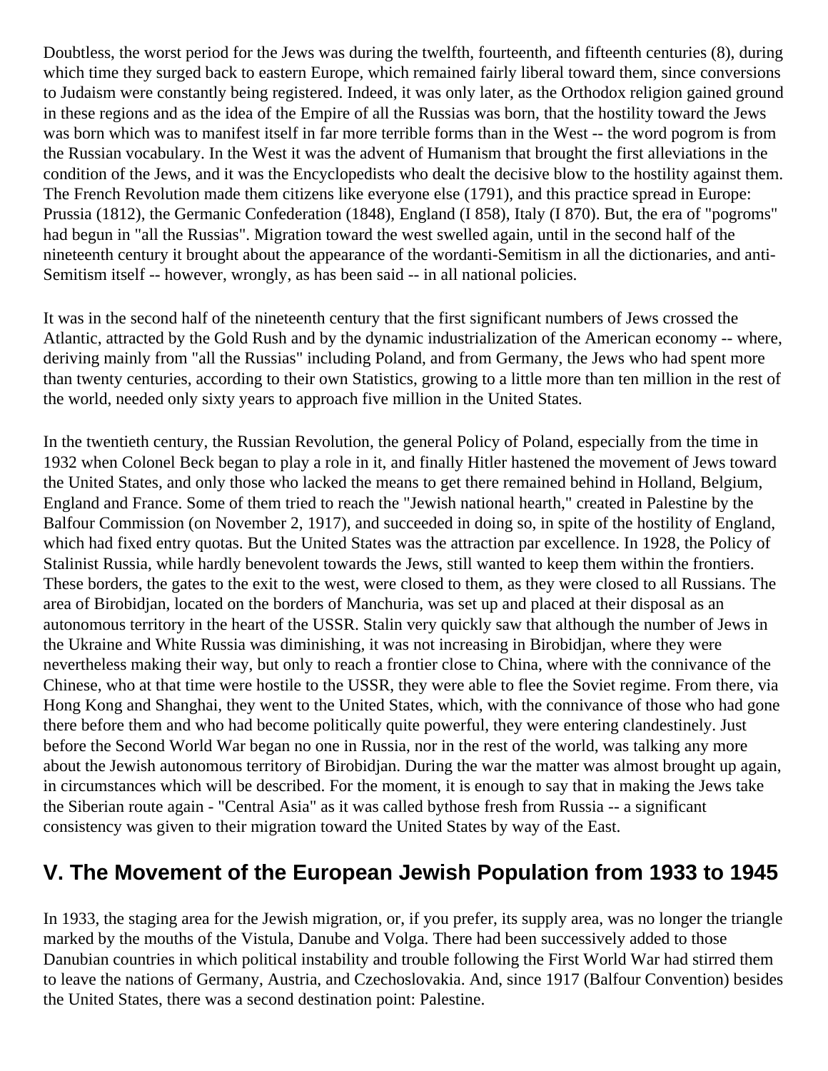Doubtless, the worst period for the Jews was during the twelfth, fourteenth, and fifteenth centuries (8), during which time they surged back to eastern Europe, which remained fairly liberal toward them, since conversions to Judaism were constantly being registered. Indeed, it was only later, as the Orthodox religion gained ground in these regions and as the idea of the Empire of all the Russias was born, that the hostility toward the Jews was born which was to manifest itself in far more terrible forms than in the West -- the word pogrom is from the Russian vocabulary. In the West it was the advent of Humanism that brought the first alleviations in the condition of the Jews, and it was the Encyclopedists who dealt the decisive blow to the hostility against them. The French Revolution made them citizens like everyone else (1791), and this practice spread in Europe: Prussia (1812), the Germanic Confederation (1848), England (I 858), Italy (I 870). But, the era of "pogroms" had begun in "all the Russias". Migration toward the west swelled again, until in the second half of the nineteenth century it brought about the appearance of the wordanti-Semitism in all the dictionaries, and anti-Semitism itself -- however, wrongly, as has been said -- in all national policies.

It was in the second half of the nineteenth century that the first significant numbers of Jews crossed the Atlantic, attracted by the Gold Rush and by the dynamic industrialization of the American economy -- where, deriving mainly from "all the Russias" including Poland, and from Germany, the Jews who had spent more than twenty centuries, according to their own Statistics, growing to a little more than ten million in the rest of the world, needed only sixty years to approach five million in the United States.

In the twentieth century, the Russian Revolution, the general Policy of Poland, especially from the time in 1932 when Colonel Beck began to play a role in it, and finally Hitler hastened the movement of Jews toward the United States, and only those who lacked the means to get there remained behind in Holland, Belgium, England and France. Some of them tried to reach the "Jewish national hearth," created in Palestine by the Balfour Commission (on November 2, 1917), and succeeded in doing so, in spite of the hostility of England, which had fixed entry quotas. But the United States was the attraction par excellence. In 1928, the Policy of Stalinist Russia, while hardly benevolent towards the Jews, still wanted to keep them within the frontiers. These borders, the gates to the exit to the west, were closed to them, as they were closed to all Russians. The area of Birobidjan, located on the borders of Manchuria, was set up and placed at their disposal as an autonomous territory in the heart of the USSR. Stalin very quickly saw that although the number of Jews in the Ukraine and White Russia was diminishing, it was not increasing in Birobidjan, where they were nevertheless making their way, but only to reach a frontier close to China, where with the connivance of the Chinese, who at that time were hostile to the USSR, they were able to flee the Soviet regime. From there, via Hong Kong and Shanghai, they went to the United States, which, with the connivance of those who had gone there before them and who had become politically quite powerful, they were entering clandestinely. Just before the Second World War began no one in Russia, nor in the rest of the world, was talking any more about the Jewish autonomous territory of Birobidjan. During the war the matter was almost brought up again, in circumstances which will be described. For the moment, it is enough to say that in making the Jews take the Siberian route again - "Central Asia" as it was called bythose fresh from Russia -- a significant consistency was given to their migration toward the United States by way of the East.

## V. The Movement of the European Jewish Population from 1933 to 1945

In 1933, the staging area for the Jewish migration, or, if you prefer, its supply area, was no longer the triangle marked by the mouths of the Vistula, Danube and Volga. There had been successively added to those Danubian countries in which political instability and trouble following the First World War had stirred them to leave the nations of Germany, Austria, and Czechoslovakia. And, since 1917 (Balfour Convention) besides the United States, there was a second destination point: Palestine.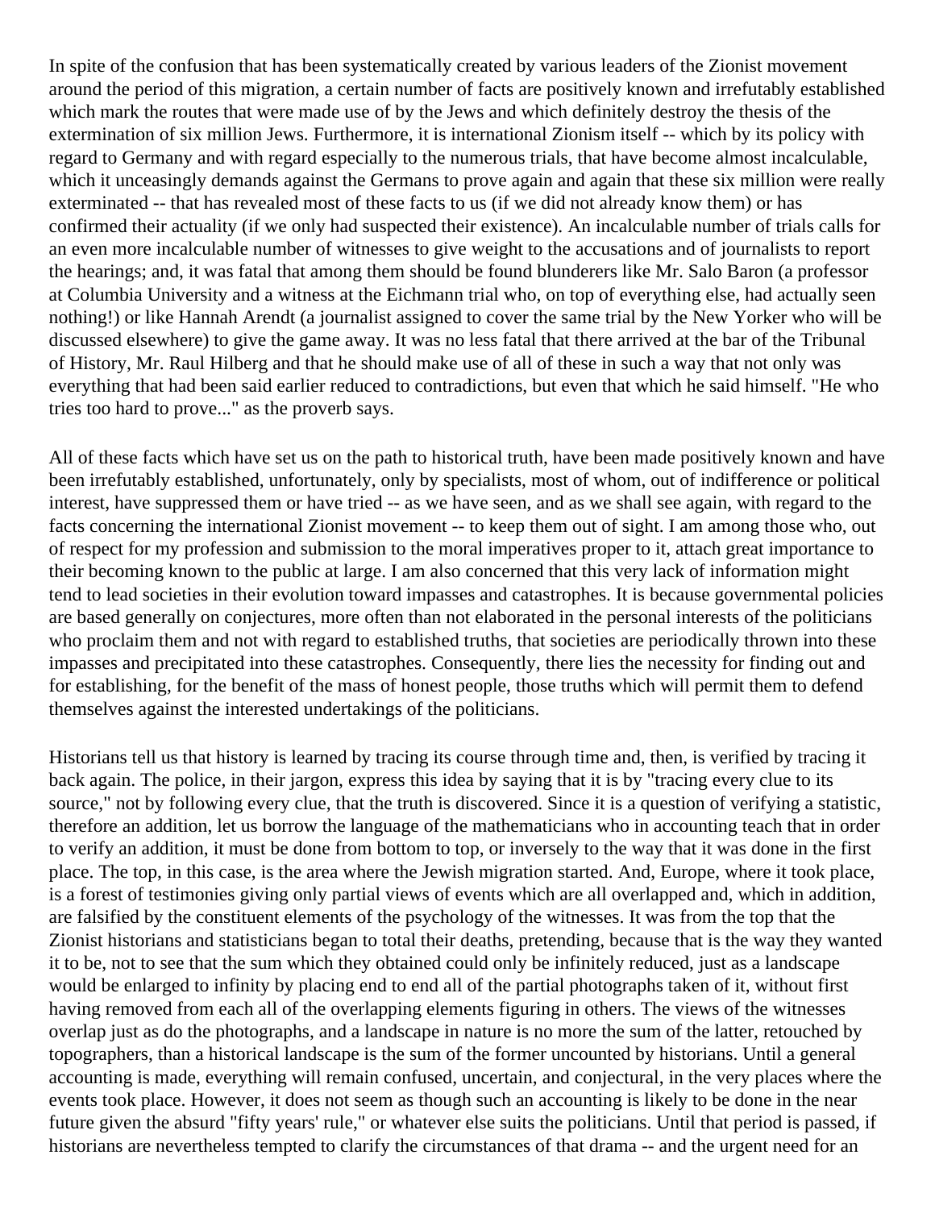In spite of the confusion that has been systematically created by various leaders of the Zionist movement around the period of this migration, a certain number of facts are positively known and irrefutably established which mark the routes that were made use of by the Jews and which definitely destroy the thesis of the extermination of six million Jews. Furthermore, it is international Zionism itself -- which by its policy with regard to Germany and with regard especially to the numerous trials, that have become almost incalculable, which it unceasingly demands against the Germans to prove again and again that these six million were really exterminated -- that has revealed most of these facts to us (if we did not already know them) or has confirmed their actuality (if we only had suspected their existence). An incalculable number of trials calls for an even more incalculable number of witnesses to give weight to the accusations and of journalists to report the hearings; and, it was fatal that among them should be found blunderers like Mr. Salo Baron (a professor at Columbia University and a witness at the Eichmann trial who, on top of everything else, had actually seen nothing!) or like Hannah Arendt (a journalist assigned to cover the same trial by the New Yorker who will be discussed elsewhere) to give the game away. It was no less fatal that there arrived at the bar of the Tribunal of History, Mr. Raul Hilberg and that he should make use of all of these in such a way that not only was everything that had been said earlier reduced to contradictions, but even that which he said himself. "He who tries too hard to prove..." as the proverb says.

All of these facts which have set us on the path to historical truth, have been made positively known and have been irrefutably established, unfortunately, only by specialists, most of whom, out of indifference or political interest, have suppressed them or have tried -- as we have seen, and as we shall see again, with regard to the facts concerning the international Zionist movement -- to keep them out of sight. I am among those who, out of respect for my profession and submission to the moral imperatives proper to it, attach great importance to their becoming known to the public at large. I am also concerned that this very lack of information might tend to lead societies in their evolution toward impasses and catastrophes. It is because governmental policies are based generally on conjectures, more often than not elaborated in the personal interests of the politicians who proclaim them and not with regard to established truths, that societies are periodically thrown into these impasses and precipitated into these catastrophes. Consequently, there lies the necessity for finding out and for establishing, for the benefit of the mass of honest people, those truths which will permit them to defend themselves against the interested undertakings of the politicians.

Historians tell us that history is learned by tracing its course through time and, then, is verified by tracing it back again. The police, in their jargon, express this idea by saying that it is by "tracing every clue to its source," not by following every clue, that the truth is discovered. Since it is a question of verifying a statistic, therefore an addition, let us borrow the language of the mathematicians who in accounting teach that in order to verify an addition, it must be done from bottom to top, or inversely to the way that it was done in the first place. The top, in this case, is the area where the Jewish migration started. And, Europe, where it took place, is a forest of testimonies giving only partial views of events which are all overlapped and, which in addition, are falsified by the constituent elements of the psychology of the witnesses. It was from the top that the Zionist historians and statisticians began to total their deaths, pretending, because that is the way they wanted it to be, not to see that the sum which they obtained could only be infinitely reduced, just as a landscape would be enlarged to infinity by placing end to end all of the partial photographs taken of it, without first having removed from each all of the overlapping elements figuring in others. The views of the witnesses overlap just as do the photographs, and a landscape in nature is no more the sum of the latter, retouched by topographers, than a historical landscape is the sum of the former uncounted by historians. Until a general accounting is made, everything will remain confused, uncertain, and conjectural, in the very places where the events took place. However, it does not seem as though such an accounting is likely to be done in the near future given the absurd "fifty years' rule," or whatever else suits the politicians. Until that period is passed, if historians are nevertheless tempted to clarify the circumstances of that drama -- and the urgent need for an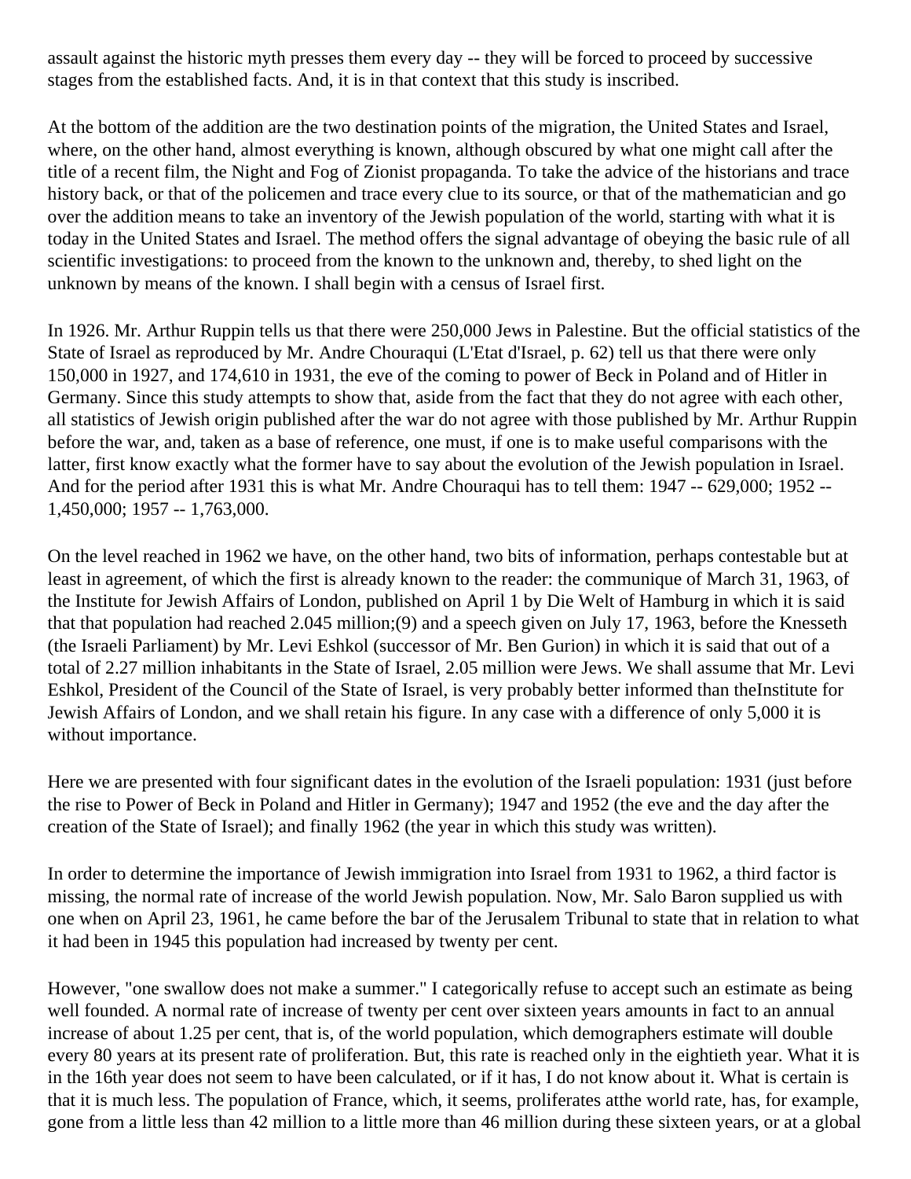assault against the historic myth presses them every day -- they will be forced to proceed by successive stages from the established facts. And, it is in that context that this study is inscribed.

At the bottom of the addition are the two destination points of the migration, the United States and Israel, where, on the other hand, almost everything is known, although obscured by what one might call after the title of a recent film, the Night and Fog of Zionist propaganda. To take the advice of the historians and trace history back, or that of the policemen and trace every clue to its source, or that of the mathematician and go over the addition means to take an inventory of the Jewish population of the world, starting with what it is today in the United States and Israel. The method offers the signal advantage of obeying the basic rule of all scientific investigations: to proceed from the known to the unknown and, thereby, to shed light on the unknown by means of the known. I shall begin with a census of Israel first.

In 1926. Mr. Arthur Ruppin tells us that there were 250,000 Jews in Palestine. But the official statistics of the State of Israel as reproduced by Mr. Andre Chouraqui (L'Etat d'Israel, p. 62) tell us that there were only 150,000 in 1927, and 174,610 in 1931, the eve of the coming to power of Beck in Poland and of Hitler in Germany. Since this study attempts to show that, aside from the fact that they do not agree with each other, all statistics of Jewish origin published after the war do not agree with those published by Mr. Arthur Ruppin before the war, and, taken as a base of reference, one must, if one is to make useful comparisons with the latter, first know exactly what the former have to say about the evolution of the Jewish population in Israel. And for the period after 1931 this is what Mr. Andre Chouraqui has to tell them: 1947 -- 629,000; 1952 -- 1,450,000; 1957 -- 1,763,000.

On the level reached in 1962 we have, on the other hand, two bits of information, perhaps contestable but at least in agreement, of which the first is already known to the reader: the communique of March 31, 1963, of the Institute for Jewish Affairs of London, published on April 1 by Die Welt of Hamburg in which it is said that that population had reached 2.045 million;(9) and a speech given on July 17, 1963, before the Knesseth (the Israeli Parliament) by Mr. Levi Eshkol (successor of Mr. Ben Gurion) in which it is said that out of a total of 2.27 million inhabitants in the State of Israel, 2.05 million were Jews. We shall assume that Mr. Levi Eshkol, President of the Council of the State of Israel, is very probably better informed than theInstitute for Jewish Affairs of London, and we shall retain his figure. In any case with a difference of only 5,000 it is without importance.

Here we are presented with four significant dates in the evolution of the Israeli population: 1931 (just before the rise to Power of Beck in Poland and Hitler in Germany); 1947 and 1952 (the eve and the day after the creation of the State of Israel); and finally 1962 (the year in which this study was written).

In order to determine the importance of Jewish immigration into Israel from 1931 to 1962, a third factor is missing, the normal rate of increase of the world Jewish population. Now, Mr. Salo Baron supplied us with one when on April 23, 1961, he came before the bar of the Jerusalem Tribunal to state that in relation to what it had been in 1945 this population had increased by twenty per cent.

However, "one swallow does not make a summer." I categorically refuse to accept such an estimate as being well founded. A normal rate of increase of twenty per cent over sixteen years amounts in fact to an annual increase of about 1.25 per cent, that is, of the world population, which demographers estimate will double every 80 years at its present rate of proliferation. But, this rate is reached only in the eightieth year. What it is in the 16th year does not seem to have been calculated, or if it has, I do not know about it. What is certain is that it is much less. The population of France, which, it seems, proliferates atthe world rate, has, for example, gone from a little less than 42 million to a little more than 46 million during these sixteen years, or at a global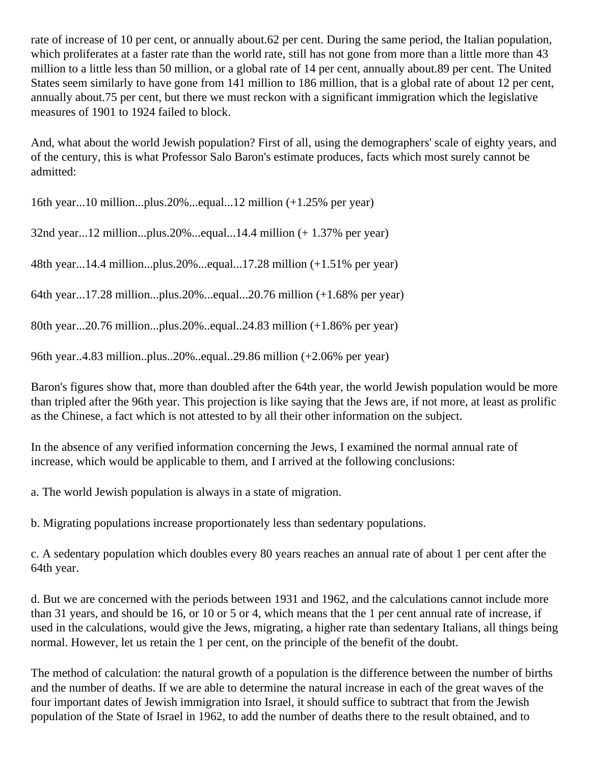rate of increase of 10 per cent, or annually about.62 per cent. During the same period, the Italian population, which proliferates at a faster rate than the world rate, still has not gone from more than a little more than 43 million to a little less than 50 million, or a global rate of 14 per cent, annually about.89 per cent. The United States seem similarly to have gone from 141 million to 186 million, that is a global rate of about 12 per cent, annually about.75 per cent, but there we must reckon with a significant immigration which the legislative measures of 1901 to 1924 failed to block.

And, what about the world Jewish population? First of all, using the demographers' scale of eighty years, and of the century, this is what Professor Salo Baron's estimate produces, facts which most surely cannot be admitted:

16th year...10 million...plus.20%...equal...12 million (+1.25% per year)

32nd year...12 million...plus.20%...equal...14.4 million (+ 1.37% per year)

48th year...14.4 million...plus.20%...equal...17.28 million (+1.51% per year)

64th year...17.28 million...plus.20%...equal...20.76 million (+1.68% per year)

80th year...20.76 million...plus.20%..equal..24.83 million (+1.86% per year)

96th year..4.83 million..plus..20%..equal..29.86 million (+2.06% per year)

Baron's figures show that, more than doubled after the 64th year, the world Jewish population would be more than tripled after the 96th year. This projection is like saying that the Jews are, if not more, at least as prolific as the Chinese, a fact which is not attested to by all their other information on the subject.

In the absence of any verified information concerning the Jews, I examined the normal annual rate of increase, which would be applicable to them, and I arrived at the following conclusions:

a. The world Jewish population is always in a state of migration.

b. Migrating populations increase proportionately less than sedentary populations.

c. A sedentary population which doubles every 80 years reaches an annual rate of about 1 per cent after the 64th year.

d. But we are concerned with the periods between 1931 and 1962, and the calculations cannot include more than 31 years, and should be 16, or 10 or 5 or 4, which means that the 1 per cent annual rate of increase, if used in the calculations, would give the Jews, migrating, a higher rate than sedentary Italians, all things being normal. However, let us retain the 1 per cent, on the principle of the benefit of the doubt.

The method of calculation: the natural growth of a population is the difference between the number of births and the number of deaths. If we are able to determine the natural increase in each of the great waves of the four important dates of Jewish immigration into Israel, it should suffice to subtract that from the Jewish population of the State of Israel in 1962, to add the number of deaths there to the result obtained, and to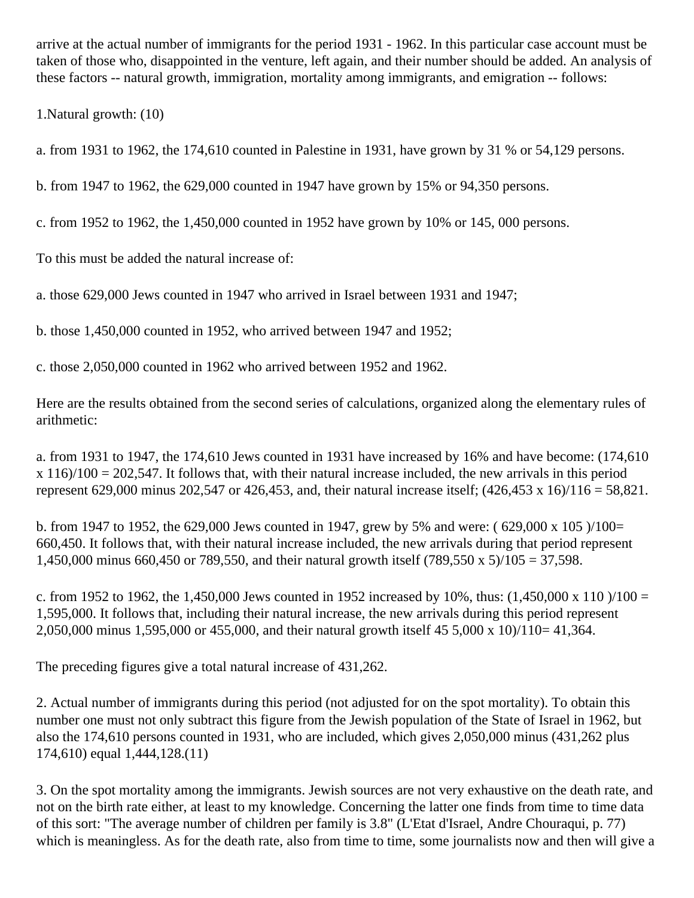arrive at the actual number of immigrants for the period 1931 - 1962. In this particular case account must be taken of those who, disappointed in the venture, left again, and their number should be added. An analysis of these factors -- natural growth, immigration, mortality among immigrants, and emigration -- follows:

1.Natural growth: (10)

a. from 1931 to 1962, the 174,610 counted in Palestine in 1931, have grown by 31 % or 54,129 persons.

b. from 1947 to 1962, the 629,000 counted in 1947 have grown by 15% or 94,350 persons.

c. from 1952 to 1962, the 1,450,000 counted in 1952 have grown by 10% or 145, 000 persons.

To this must be added the natural increase of:

a. those 629,000 Jews counted in 1947 who arrived in Israel between 1931 and 1947;

b. those 1,450,000 counted in 1952, who arrived between 1947 and 1952;

c. those 2,050,000 counted in 1962 who arrived between 1952 and 1962.

Here are the results obtained from the second series of calculations, organized along the elementary rules of arithmetic:

a. from 1931 to 1947, the 174,610 Jews counted in 1931 have increased by 16% and have become: (174,610 x 116)/100 = 202,547. It follows that, with their natural increase included, the new arrivals in this period represent 629,000 minus 202,547 or 426,453, and, their natural increase itself; (426,453 x 16)/116 = 58,821.

b. from 1947 to 1952, the 629,000 Jews counted in 1947, grew by 5% and were: ( 629,000 x 105 )/100= 660,450. It follows that, with their natural increase included, the new arrivals during that period represent 1,450,000 minus 660,450 or 789,550, and their natural growth itself (789,550 x 5)/105 = 37,598.

c. from 1952 to 1962, the 1,450,000 Jews counted in 1952 increased by 10%, thus: (1,450,000 x 110 )/100 = 1,595,000. It follows that, including their natural increase, the new arrivals during this period represent 2,050,000 minus 1,595,000 or 455,000, and their natural growth itself 45 5,000 x 10)/110= 41,364.

The preceding figures give a total natural increase of 431,262.

2. Actual number of immigrants during this period (not adjusted for on the spot mortality). To obtain this number one must not only subtract this figure from the Jewish population of the State of Israel in 1962, but also the 174,610 persons counted in 1931, who are included, which gives 2,050,000 minus (431,262 plus 174,610) equal 1,444,128.(11)

3. On the spot mortality among the immigrants. Jewish sources are not very exhaustive on the death rate, and not on the birth rate either, at least to my knowledge. Concerning the latter one finds from time to time data of this sort: "The average number of children per family is 3.8" (L'Etat d'Israel, Andre Chouraqui, p. 77) which is meaningless. As for the death rate, also from time to time, some journalists now and then will give a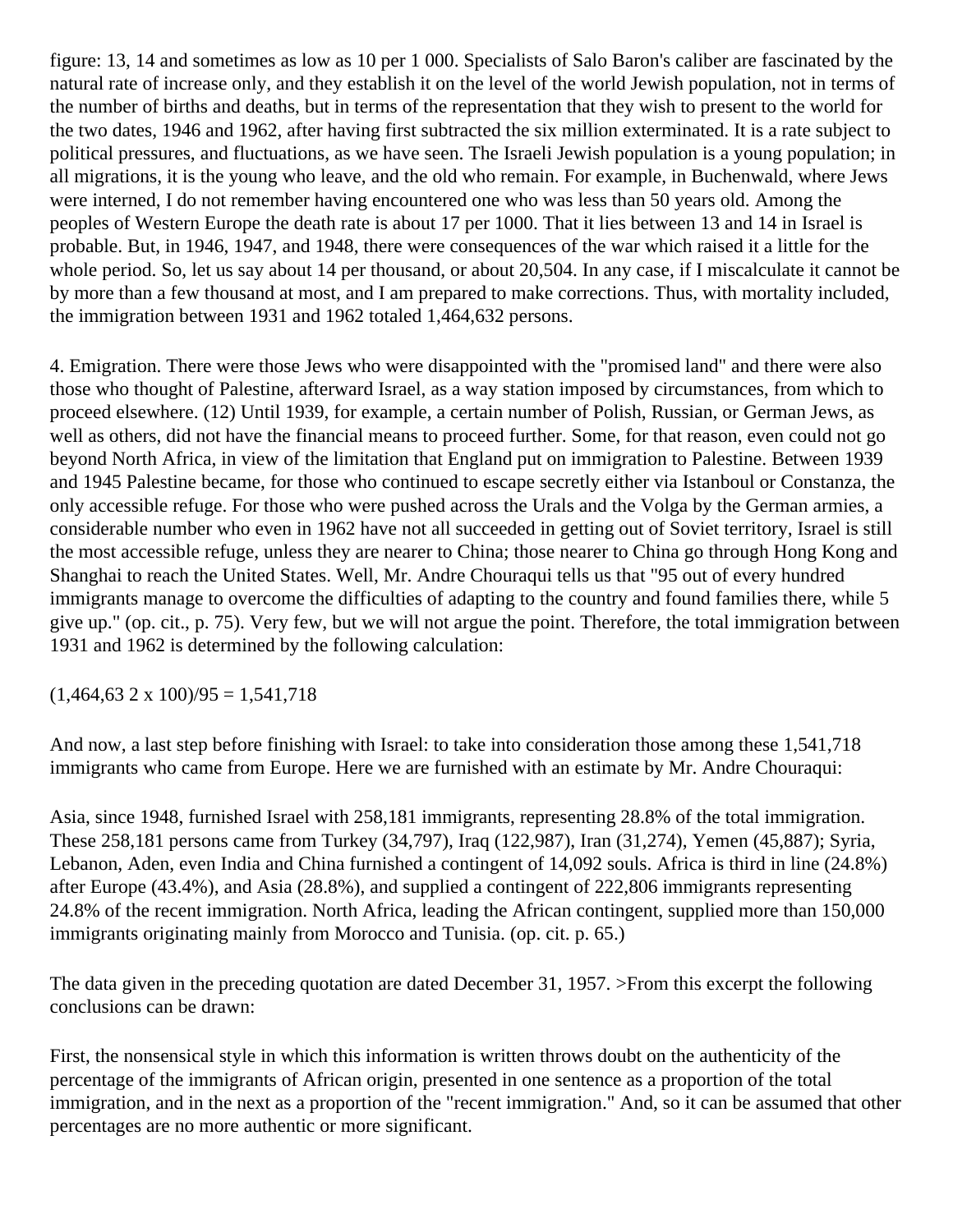figure: 13, 14 and sometimes as low as 10 per 1 000. Specialists of Salo Baron's caliber are fascinated by the natural rate of increase only, and they establish it on the level of the world Jewish population, not in terms of the number of births and deaths, but in terms of the representation that they wish to present to the world for the two dates, 1946 and 1962, after having first subtracted the six million exterminated. It is a rate subject to political pressures, and fluctuations, as we have seen. The Israeli Jewish population is a young population; in all migrations, it is the young who leave, and the old who remain. For example, in Buchenwald, where Jews were interned, I do not remember having encountered one who was less than 50 years old. Among the peoples of Western Europe the death rate is about 17 per 1000. That it lies between 13 and 14 in Israel is probable. But, in 1946, 1947, and 1948, there were consequences of the war which raised it a little for the whole period. So, let us say about 14 per thousand, or about 20,504. In any case, if I miscalculate it cannot be by more than a few thousand at most, and I am prepared to make corrections. Thus, with mortality included, the immigration between 1931 and 1962 totaled 1,464,632 persons.

4. Emigration. There were those Jews who were disappointed with the "promised land" and there were also those who thought of Palestine, afterward Israel, as a way station imposed by circumstances, from which to proceed elsewhere. (12) Until 1939, for example, a certain number of Polish, Russian, or German Jews, as well as others, did not have the financial means to proceed further. Some, for that reason, even could not go beyond North Africa, in view of the limitation that England put on immigration to Palestine. Between 1939 and 1945 Palestine became, for those who continued to escape secretly either via Istanboul or Constanza, the only accessible refuge. For those who were pushed across the Urals and the Volga by the German armies, a considerable number who even in 1962 have not all succeeded in getting out of Soviet territory, Israel is still the most accessible refuge, unless they are nearer to China; those nearer to China go through Hong Kong and Shanghai to reach the United States. Well, Mr. Andre Chouraqui tells us that "95 out of every hundred immigrants manage to overcome the difficulties of adapting to the country and found families there, while 5 give up." (op. cit., p. 75). Very few, but we will not argue the point. Therefore, the total immigration between 1931 and 1962 is determined by the following calculation:

(1,464,63 2 x 100)/95 = 1,541,718

And now, a last step before finishing with Israel: to take into consideration those among these 1,541,718 immigrants who came from Europe. Here we are furnished with an estimate by Mr. Andre Chouraqui:

Asia, since 1948, furnished Israel with 258,181 immigrants, representing 28.8% of the total immigration. These 258,181 persons came from Turkey (34,797), Iraq (122,987), Iran (31,274), Yemen (45,887); Syria, Lebanon, Aden, even India and China furnished a contingent of 14,092 souls. Africa is third in line (24.8%) after Europe (43.4%), and Asia (28.8%), and supplied a contingent of 222,806 immigrants representing 24.8% of the recent immigration. North Africa, leading the African contingent, supplied more than 150,000 immigrants originating mainly from Morocco and Tunisia. (op. cit. p. 65.)

The data given in the preceding quotation are dated December 31, 1957. >From this excerpt the following conclusions can be drawn:

First, the nonsensical style in which this information is written throws doubt on the authenticity of the percentage of the immigrants of African origin, presented in one sentence as a proportion of the total immigration, and in the next as a proportion of the "recent immigration." And, so it can be assumed that other percentages are no more authentic or more significant.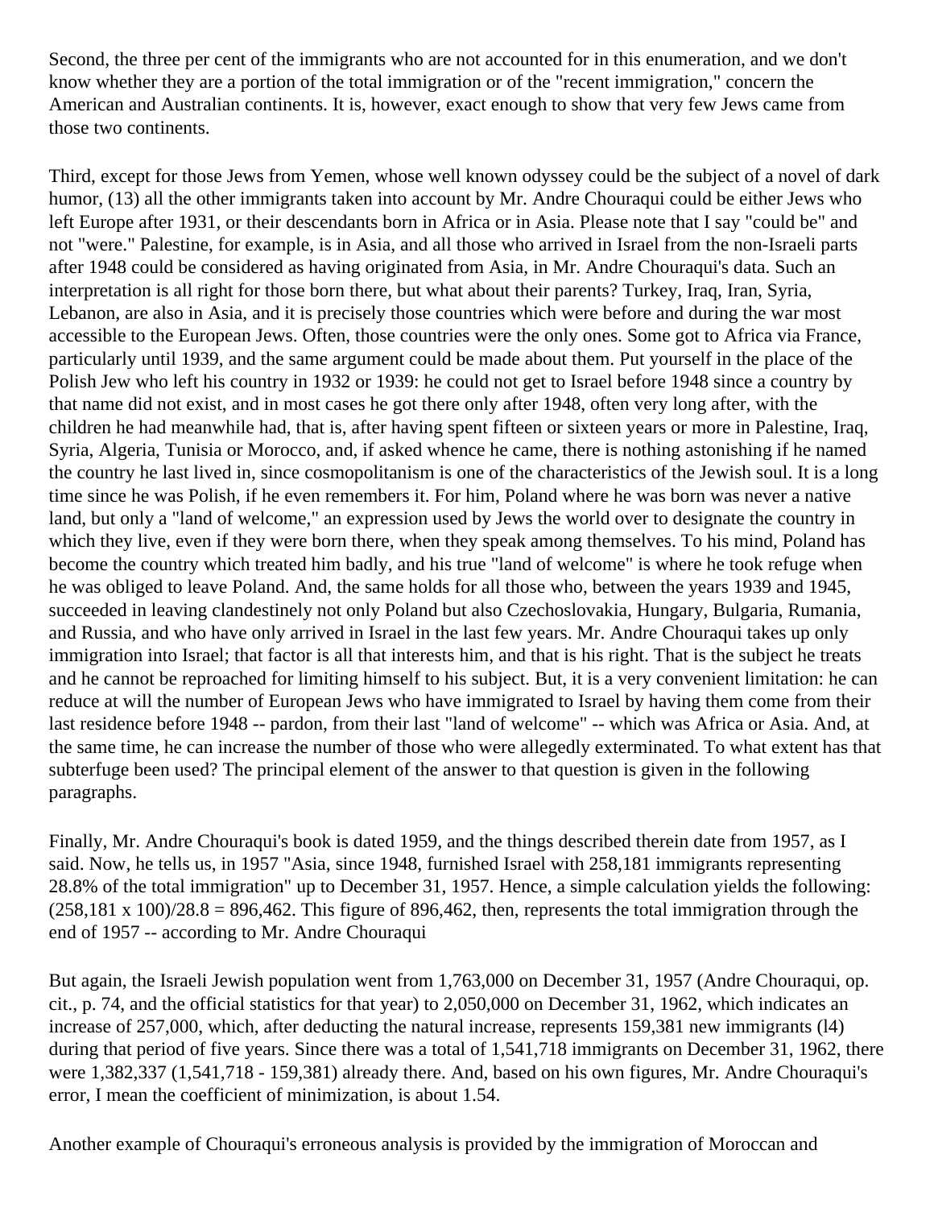Second, the three per cent of the immigrants who are not accounted for in this enumeration, and we don't know whether they are a portion of the total immigration or of the "recent immigration," concern the American and Australian continents. It is, however, exact enough to show that very few Jews came from those two continents.

Third, except for those Jews from Yemen, whose well known odyssey could be the subject of a novel of dark humor, (13) all the other immigrants taken into account by Mr. Andre Chouraqui could be either Jews who left Europe after 1931, or their descendants born in Africa or in Asia. Please note that I say "could be" and not "were." Palestine, for example, is in Asia, and all those who arrived in Israel from the non-Israeli parts after 1948 could be considered as having originated from Asia, in Mr. Andre Chouraqui's data. Such an interpretation is all right for those born there, but what about their parents? Turkey, Iraq, Iran, Syria, Lebanon, are also in Asia, and it is precisely those countries which were before and during the war most accessible to the European Jews. Often, those countries were the only ones. Some got to Africa via France, particularly until 1939, and the same argument could be made about them. Put yourself in the place of the Polish Jew who left his country in 1932 or 1939: he could not get to Israel before 1948 since a country by that name did not exist, and in most cases he got there only after 1948, often very long after, with the children he had meanwhile had, that is, after having spent fifteen or sixteen years or more in Palestine, Iraq, Syria, Algeria, Tunisia or Morocco, and, if asked whence he came, there is nothing astonishing if he named the country he last lived in, since cosmopolitanism is one of the characteristics of the Jewish soul. It is a long time since he was Polish, if he even remembers it. For him, Poland where he was born was never a native land, but only a "land of welcome," an expression used by Jews the world over to designate the country in which they live, even if they were born there, when they speak among themselves. To his mind, Poland has become the country which treated him badly, and his true "land of welcome" is where he took refuge when he was obliged to leave Poland. And, the same holds for all those who, between the years 1939 and 1945, succeeded in leaving clandestinely not only Poland but also Czechoslovakia, Hungary, Bulgaria, Rumania, and Russia, and who have only arrived in Israel in the last few years. Mr. Andre Chouraqui takes up only immigration into Israel; that factor is all that interests him, and that is his right. That is the subject he treats and he cannot be reproached for limiting himself to his subject. But, it is a very convenient limitation: he can reduce at will the number of European Jews who have immigrated to Israel by having them come from their last residence before 1948 -- pardon, from their last "land of welcome" -- which was Africa or Asia. And, at the same time, he can increase the number of those who were allegedly exterminated. To what extent has that subterfuge been used? The principal element of the answer to that question is given in the following paragraphs.

Finally, Mr. Andre Chouraqui's book is dated 1959, and the things described therein date from 1957, as I said. Now, he tells us, in 1957 "Asia, since 1948, furnished Israel with 258,181 immigrants representing 28.8% of the total immigration" up to December 31, 1957. Hence, a simple calculation yields the following: (258,181 x 100)/28.8 = 896,462. This figure of 896,462, then, represents the total immigration through the end of 1957 -- according to Mr. Andre Chouraqui

But again, the Israeli Jewish population went from 1,763,000 on December 31, 1957 (Andre Chouraqui, op. cit., p. 74, and the official statistics for that year) to 2,050,000 on December 31, 1962, which indicates an increase of 257,000, which, after deducting the natural increase, represents 159,381 new immigrants (l4) during that period of five years. Since there was a total of 1,541,718 immigrants on December 31, 1962, there were 1,382,337 (1,541,718 - 159,381) already there. And, based on his own figures, Mr. Andre Chouraqui's error, I mean the coefficient of minimization, is about 1.54.

Another example of Chouraqui's erroneous analysis is provided by the immigration of Moroccan and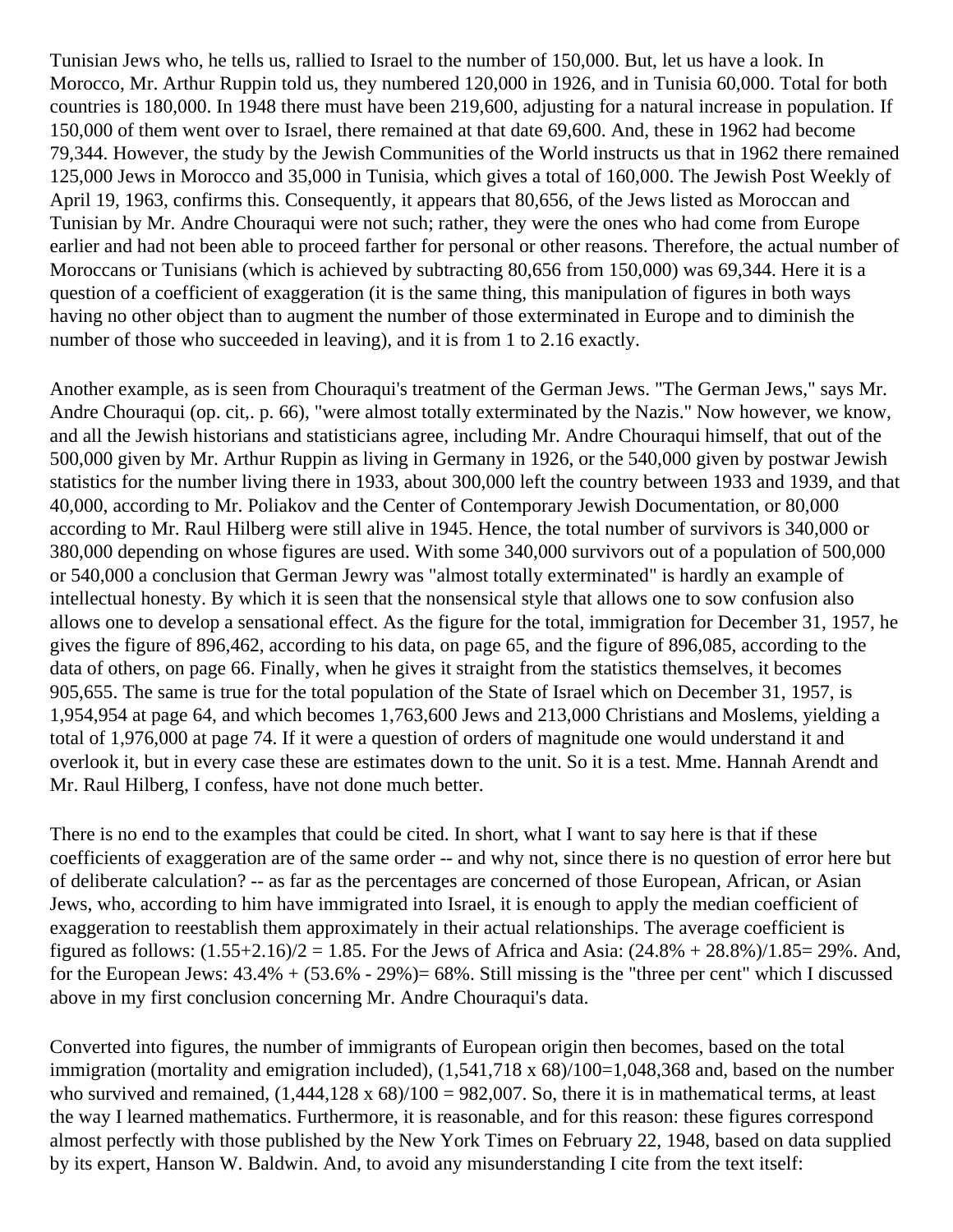Tunisian Jews who, he tells us, rallied to Israel to the number of 150,000. But, let us have a look. In Morocco, Mr. Arthur Ruppin told us, they numbered 120,000 in 1926, and in Tunisia 60,000. Total for both countries is 180,000. In 1948 there must have been 219,600, adjusting for a natural increase in population. If 150,000 of them went over to Israel, there remained at that date 69,600. And, these in 1962 had become 79,344. However, the study by the Jewish Communities of the World instructs us that in 1962 there remained 125,000 Jews in Morocco and 35,000 in Tunisia, which gives a total of 160,000. The Jewish Post Weekly of April 19, 1963, confirms this. Consequently, it appears that 80,656, of the Jews listed as Moroccan and Tunisian by Mr. Andre Chouraqui were not such; rather, they were the ones who had come from Europe earlier and had not been able to proceed farther for personal or other reasons. Therefore, the actual number of Moroccans or Tunisians (which is achieved by subtracting 80,656 from 150,000) was 69,344. Here it is a question of a coefficient of exaggeration (it is the same thing, this manipulation of figures in both ways having no other object than to augment the number of those exterminated in Europe and to diminish the number of those who succeeded in leaving), and it is from 1 to 2.16 exactly.

Another example, as is seen from Chouraqui's treatment of the German Jews. "The German Jews," says Mr. Andre Chouraqui (op. cit,. p. 66), "were almost totally exterminated by the Nazis." Now however, we know, and all the Jewish historians and statisticians agree, including Mr. Andre Chouraqui himself, that out of the 500,000 given by Mr. Arthur Ruppin as living in Germany in 1926, or the 540,000 given by postwar Jewish statistics for the number living there in 1933, about 300,000 left the country between 1933 and 1939, and that 40,000, according to Mr. Poliakov and the Center of Contemporary Jewish Documentation, or 80,000 according to Mr. Raul Hilberg were still alive in 1945. Hence, the total number of survivors is 340,000 or 380,000 depending on whose figures are used. With some 340,000 survivors out of a population of 500,000 or 540,000 a conclusion that German Jewry was "almost totally exterminated" is hardly an example of intellectual honesty. By which it is seen that the nonsensical style that allows one to sow confusion also allows one to develop a sensational effect. As the figure for the total, immigration for December 31, 1957, he gives the figure of 896,462, according to his data, on page 65, and the figure of 896,085, according to the data of others, on page 66. Finally, when he gives it straight from the statistics themselves, it becomes 905,655. The same is true for the total population of the State of Israel which on December 31, 1957, is 1,954,954 at page 64, and which becomes 1,763,600 Jews and 213,000 Christians and Moslems, yielding a total of 1,976,000 at page 74. If it were a question of orders of magnitude one would understand it and overlook it, but in every case these are estimates down to the unit. So it is a test. Mme. Hannah Arendt and Mr. Raul Hilberg, I confess, have not done much better.

There is no end to the examples that could be cited. In short, what I want to say here is that if these coefficients of exaggeration are of the same order -- and why not, since there is no question of error here but of deliberate calculation? -- as far as the percentages are concerned of those European, African, or Asian Jews, who, according to him have immigrated into Israel, it is enough to apply the median coefficient of exaggeration to reestablish them approximately in their actual relationships. The average coefficient is figured as follows: $(1.55+2.16)/2 = 1.85$. For the Jews of Africa and Asia: $(24.8\% + 28.8\%)/1.85= 29\%$. And, for the European Jews: $43.4\% + (53.6\% - 29\%)= 68\%$. Still missing is the "three per cent" which I discussed above in my first conclusion concerning Mr. Andre Chouraqui's data.

Converted into figures, the number of immigrants of European origin then becomes, based on the total immigration (mortality and emigration included), $(1,541,718 \times 68)/100=1,048,368$ and, based on the number who survived and remained, $(1,444,128 \times 68)/100 = 982,007$. So, there it is in mathematical terms, at least the way I learned mathematics. Furthermore, it is reasonable, and for this reason: these figures correspond almost perfectly with those published by the New York Times on February 22, 1948, based on data supplied by its expert, Hanson W. Baldwin. And, to avoid any misunderstanding I cite from the text itself: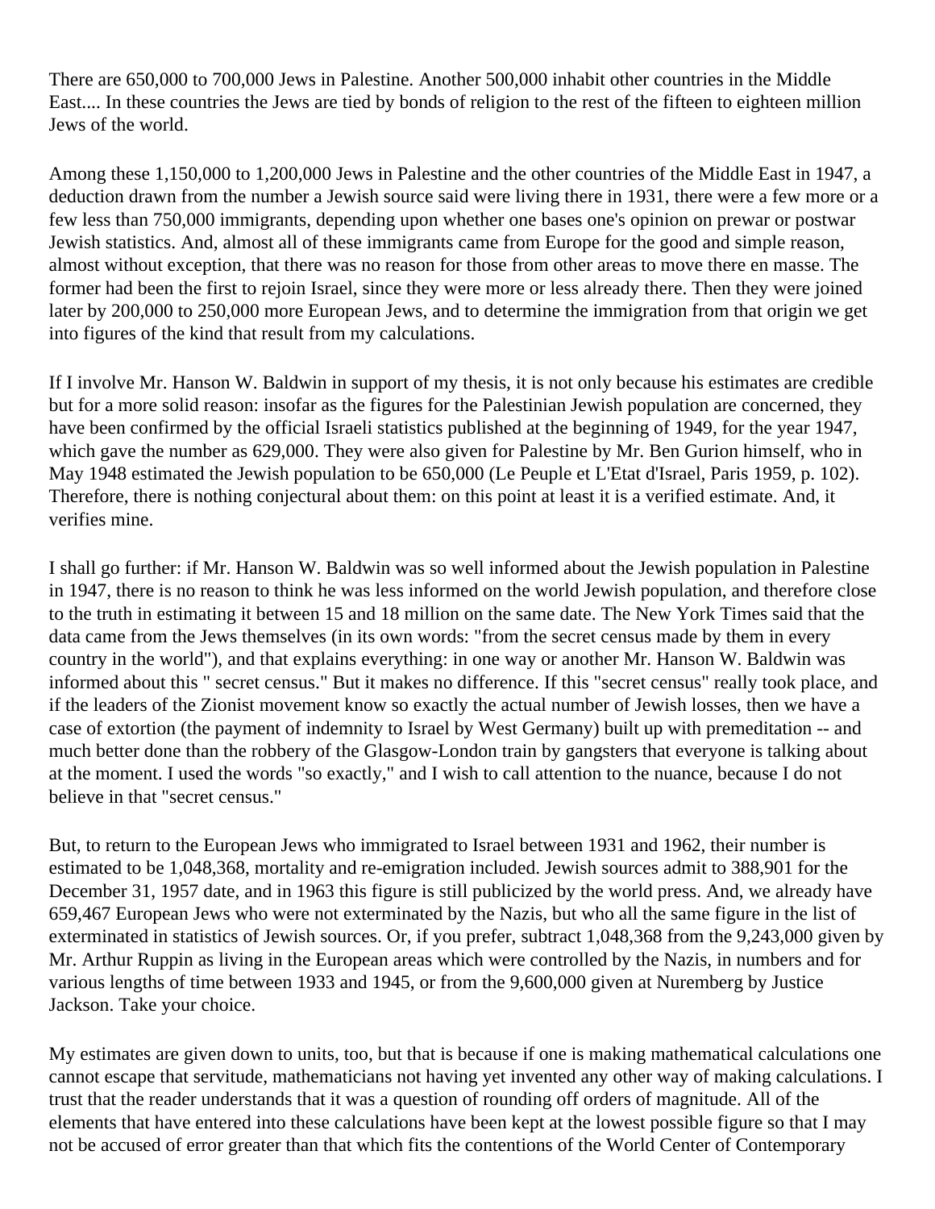There are 650,000 to 700,000 Jews in Palestine. Another 500,000 inhabit other countries in the Middle East.... In these countries the Jews are tied by bonds of religion to the rest of the fifteen to eighteen million Jews of the world.

Among these 1,150,000 to 1,200,000 Jews in Palestine and the other countries of the Middle East in 1947, a deduction drawn from the number a Jewish source said were living there in 1931, there were a few more or a few less than 750,000 immigrants, depending upon whether one bases one's opinion on prewar or postwar Jewish statistics. And, almost all of these immigrants came from Europe for the good and simple reason, almost without exception, that there was no reason for those from other areas to move there en masse. The former had been the first to rejoin Israel, since they were more or less already there. Then they were joined later by 200,000 to 250,000 more European Jews, and to determine the immigration from that origin we get into figures of the kind that result from my calculations.

If I involve Mr. Hanson W. Baldwin in support of my thesis, it is not only because his estimates are credible but for a more solid reason: insofar as the figures for the Palestinian Jewish population are concerned, they have been confirmed by the official Israeli statistics published at the beginning of 1949, for the year 1947, which gave the number as 629,000. They were also given for Palestine by Mr. Ben Gurion himself, who in May 1948 estimated the Jewish population to be 650,000 (Le Peuple et L'Etat d'Israel, Paris 1959, p. 102). Therefore, there is nothing conjectural about them: on this point at least it is a verified estimate. And, it verifies mine.

I shall go further: if Mr. Hanson W. Baldwin was so well informed about the Jewish population in Palestine in 1947, there is no reason to think he was less informed on the world Jewish population, and therefore close to the truth in estimating it between 15 and 18 million on the same date. The New York Times said that the data came from the Jews themselves (in its own words: "from the secret census made by them in every country in the world"), and that explains everything: in one way or another Mr. Hanson W. Baldwin was informed about this " secret census." But it makes no difference. If this "secret census" really took place, and if the leaders of the Zionist movement know so exactly the actual number of Jewish losses, then we have a case of extortion (the payment of indemnity to Israel by West Germany) built up with premeditation -- and much better done than the robbery of the Glasgow-London train by gangsters that everyone is talking about at the moment. I used the words "so exactly," and I wish to call attention to the nuance, because I do not believe in that "secret census."

But, to return to the European Jews who immigrated to Israel between 1931 and 1962, their number is estimated to be 1,048,368, mortality and re-emigration included. Jewish sources admit to 388,901 for the December 31, 1957 date, and in 1963 this figure is still publicized by the world press. And, we already have 659,467 European Jews who were not exterminated by the Nazis, but who all the same figure in the list of exterminated in statistics of Jewish sources. Or, if you prefer, subtract 1,048,368 from the 9,243,000 given by Mr. Arthur Ruppin as living in the European areas which were controlled by the Nazis, in numbers and for various lengths of time between 1933 and 1945, or from the 9,600,000 given at Nuremberg by Justice Jackson. Take your choice.

My estimates are given down to units, too, but that is because if one is making mathematical calculations one cannot escape that servitude, mathematicians not having yet invented any other way of making calculations. I trust that the reader understands that it was a question of rounding off orders of magnitude. All of the elements that have entered into these calculations have been kept at the lowest possible figure so that I may not be accused of error greater than that which fits the contentions of the World Center of Contemporary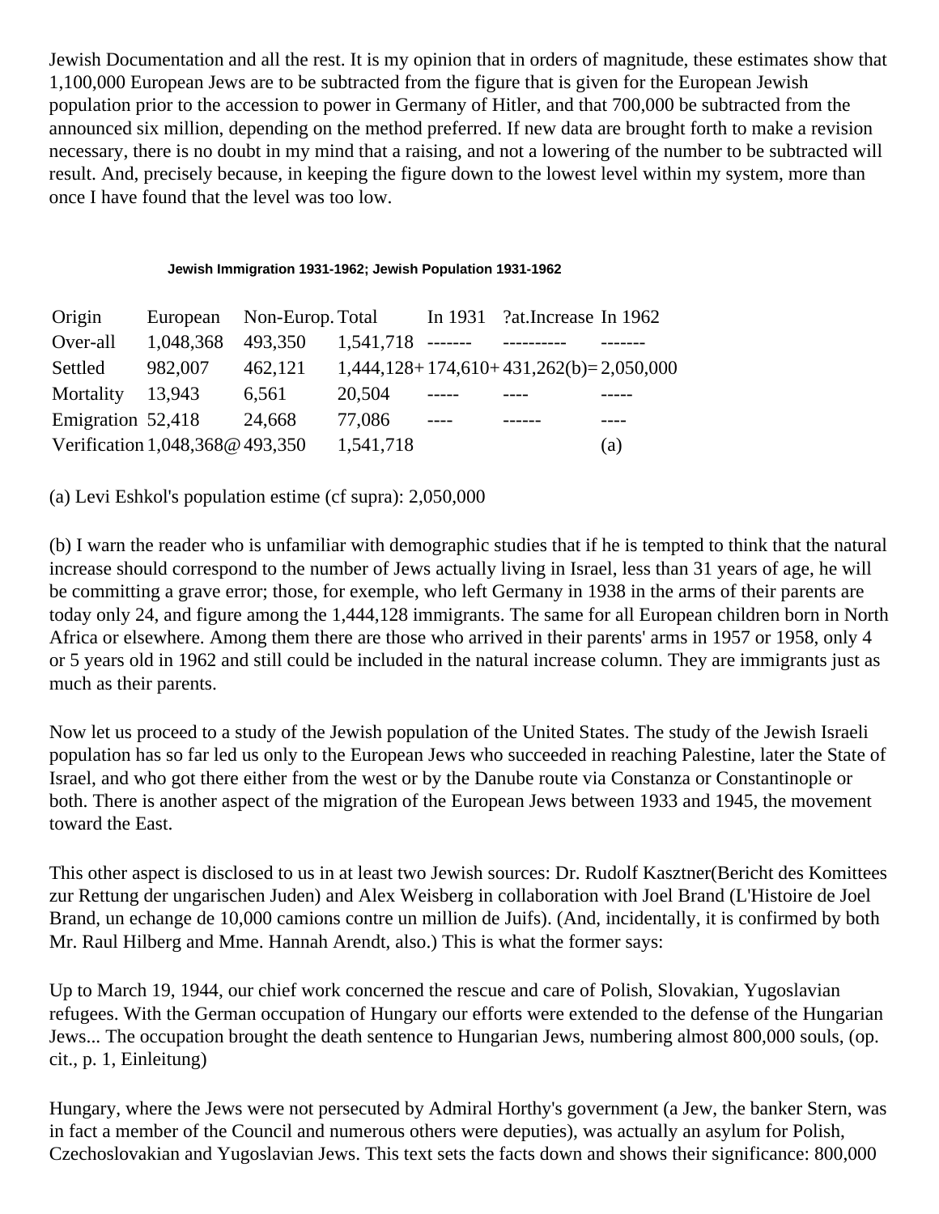Jewish Documentation and all the rest. It is my opinion that in orders of magnitude, these estimates show that 1,100,000 European Jews are to be subtracted from the figure that is given for the European Jewish population prior to the accession to power in Germany of Hitler, and that 700,000 be subtracted from the announced six million, depending on the method preferred. If new data are brought forth to make a revision necessary, there is no doubt in my mind that a raising, and not a lowering of the number to be subtracted will result. And, precisely because, in keeping the figure down to the lowest level within my system, more than once I have found that the level was too low.

**Jewish Immigration 1931-1962; Jewish Population 1931-1962**

| Origin | European | Non-Europ. | Total | In 1931 | ?at.Increase | In 1962 |
|---|---|---|---|---|---|---|
| Over-all | 1,048,368 | 493,350 | 1,541,718 | ------- | ---------- | ------- |
| Settled | 982,007 | 462,121 | 1,444,128+ | 174,610+ | 431,262(b)= | 2,050,000 |
| Mortality | 13,943 | 6,561 | 20,504 | ----- | ---- | ----- |
| Emigration | 52,418 | 24,668 | 77,086 | ---- | ------ | ---- |
| Verification | 1,048,368@ | 493,350 | 1,541,718 | | | (a) |

(a) Levi Eshkol's population estime (cf supra): 2,050,000

(b) I warn the reader who is unfamiliar with demographic studies that if he is tempted to think that the natural increase should correspond to the number of Jews actually living in Israel, less than 31 years of age, he will be committing a grave error; those, for exemple, who left Germany in 1938 in the arms of their parents are today only 24, and figure among the 1,444,128 immigrants. The same for all European children born in North Africa or elsewhere. Among them there are those who arrived in their parents' arms in 1957 or 1958, only 4 or 5 years old in 1962 and still could be included in the natural increase column. They are immigrants just as much as their parents.

Now let us proceed to a study of the Jewish population of the United States. The study of the Jewish Israeli population has so far led us only to the European Jews who succeeded in reaching Palestine, later the State of Israel, and who got there either from the west or by the Danube route via Constanza or Constantinople or both. There is another aspect of the migration of the European Jews between 1933 and 1945, the movement toward the East.

This other aspect is disclosed to us in at least two Jewish sources: Dr. Rudolf Kasztner(Bericht des Komittees zur Rettung der ungarischen Juden) and Alex Weisberg in collaboration with Joel Brand (L'Histoire de Joel Brand, un echange de 10,000 camions contre un million de Juifs). (And, incidentally, it is confirmed by both Mr. Raul Hilberg and Mme. Hannah Arendt, also.) This is what the former says:

Up to March 19, 1944, our chief work concerned the rescue and care of Polish, Slovakian, Yugoslavian refugees. With the German occupation of Hungary our efforts were extended to the defense of the Hungarian Jews... The occupation brought the death sentence to Hungarian Jews, numbering almost 800,000 souls, (op. cit., p. 1, Einleitung)

Hungary, where the Jews were not persecuted by Admiral Horthy's government (a Jew, the banker Stern, was in fact a member of the Council and numerous others were deputies), was actually an asylum for Polish, Czechoslovakian and Yugoslavian Jews. This text sets the facts down and shows their significance: 800,000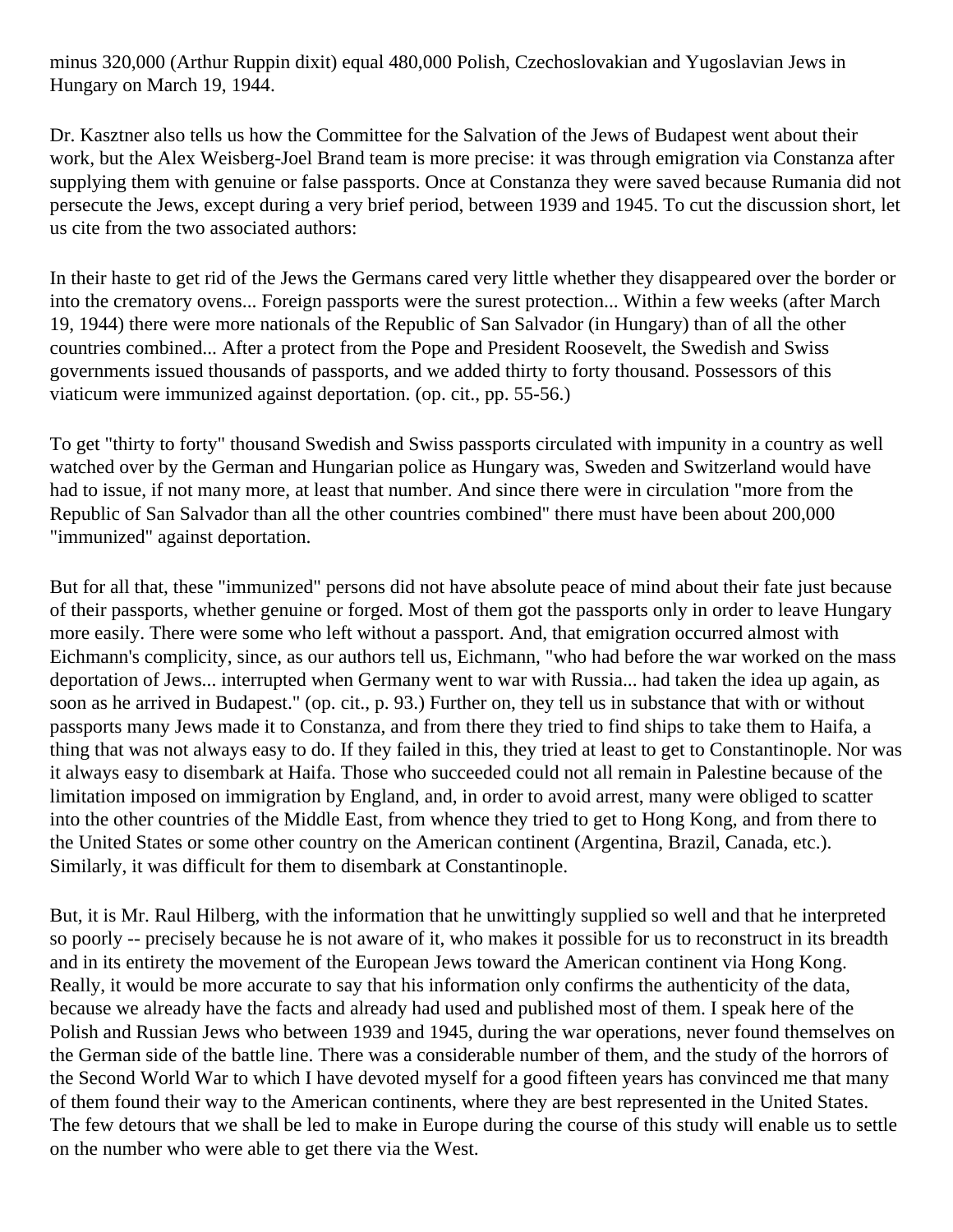minus 320,000 (Arthur Ruppin dixit) equal 480,000 Polish, Czechoslovakian and Yugoslavian Jews in Hungary on March 19, 1944.

Dr. Kasztner also tells us how the Committee for the Salvation of the Jews of Budapest went about their work, but the Alex Weisberg-Joel Brand team is more precise: it was through emigration via Constanza after supplying them with genuine or false passports. Once at Constanza they were saved because Rumania did not persecute the Jews, except during a very brief period, between 1939 and 1945. To cut the discussion short, let us cite from the two associated authors:

In their haste to get rid of the Jews the Germans cared very little whether they disappeared over the border or into the crematory ovens... Foreign passports were the surest protection... Within a few weeks (after March 19, 1944) there were more nationals of the Republic of San Salvador (in Hungary) than of all the other countries combined... After a protect from the Pope and President Roosevelt, the Swedish and Swiss governments issued thousands of passports, and we added thirty to forty thousand. Possessors of this viaticum were immunized against deportation. (op. cit., pp. 55-56.)

To get "thirty to forty" thousand Swedish and Swiss passports circulated with impunity in a country as well watched over by the German and Hungarian police as Hungary was, Sweden and Switzerland would have had to issue, if not many more, at least that number. And since there were in circulation "more from the Republic of San Salvador than all the other countries combined" there must have been about 200,000 "immunized" against deportation.

But for all that, these "immunized" persons did not have absolute peace of mind about their fate just because of their passports, whether genuine or forged. Most of them got the passports only in order to leave Hungary more easily. There were some who left without a passport. And, that emigration occurred almost with Eichmann's complicity, since, as our authors tell us, Eichmann, "who had before the war worked on the mass deportation of Jews... interrupted when Germany went to war with Russia... had taken the idea up again, as soon as he arrived in Budapest." (op. cit., p. 93.) Further on, they tell us in substance that with or without passports many Jews made it to Constanza, and from there they tried to find ships to take them to Haifa, a thing that was not always easy to do. If they failed in this, they tried at least to get to Constantinople. Nor was it always easy to disembark at Haifa. Those who succeeded could not all remain in Palestine because of the limitation imposed on immigration by England, and, in order to avoid arrest, many were obliged to scatter into the other countries of the Middle East, from whence they tried to get to Hong Kong, and from there to the United States or some other country on the American continent (Argentina, Brazil, Canada, etc.). Similarly, it was difficult for them to disembark at Constantinople.

But, it is Mr. Raul Hilberg, with the information that he unwittingly supplied so well and that he interpreted so poorly -- precisely because he is not aware of it, who makes it possible for us to reconstruct in its breadth and in its entirety the movement of the European Jews toward the American continent via Hong Kong. Really, it would be more accurate to say that his information only confirms the authenticity of the data, because we already have the facts and already had used and published most of them. I speak here of the Polish and Russian Jews who between 1939 and 1945, during the war operations, never found themselves on the German side of the battle line. There was a considerable number of them, and the study of the horrors of the Second World War to which I have devoted myself for a good fifteen years has convinced me that many of them found their way to the American continents, where they are best represented in the United States. The few detours that we shall be led to make in Europe during the course of this study will enable us to settle on the number who were able to get there via the West.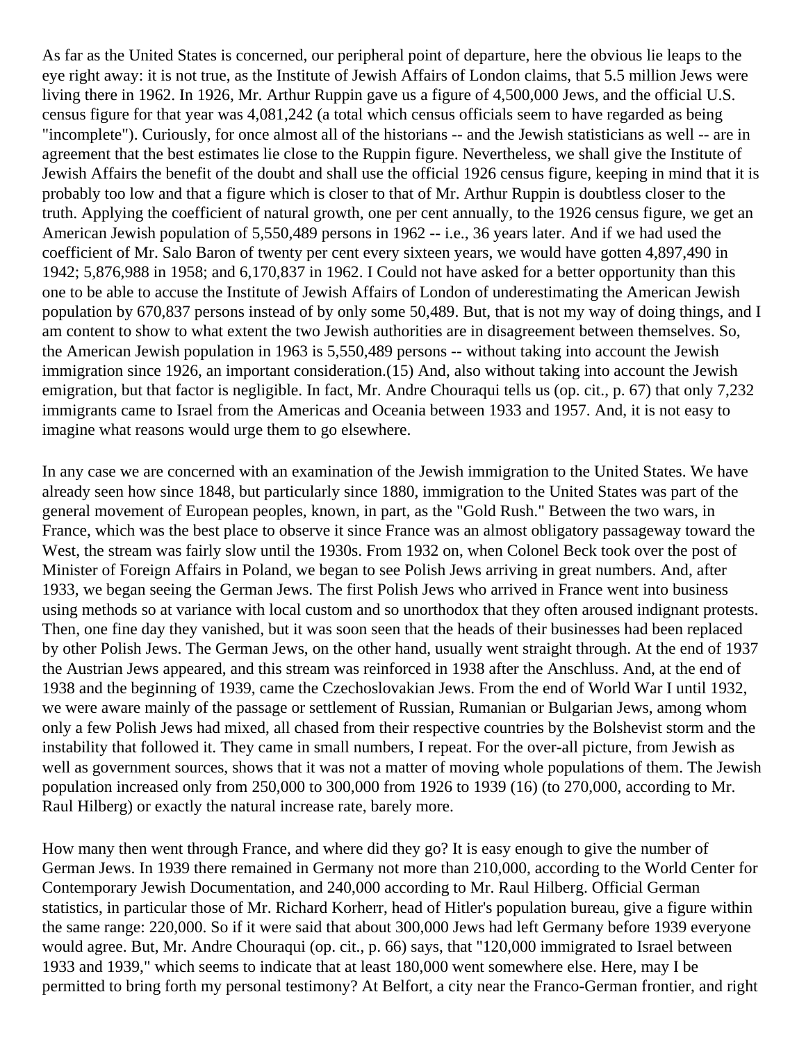As far as the United States is concerned, our peripheral point of departure, here the obvious lie leaps to the eye right away: it is not true, as the Institute of Jewish Affairs of London claims, that 5.5 million Jews were living there in 1962. In 1926, Mr. Arthur Ruppin gave us a figure of 4,500,000 Jews, and the official U.S. census figure for that year was 4,081,242 (a total which census officials seem to have regarded as being "incomplete"). Curiously, for once almost all of the historians -- and the Jewish statisticians as well -- are in agreement that the best estimates lie close to the Ruppin figure. Nevertheless, we shall give the Institute of Jewish Affairs the benefit of the doubt and shall use the official 1926 census figure, keeping in mind that it is probably too low and that a figure which is closer to that of Mr. Arthur Ruppin is doubtless closer to the truth. Applying the coefficient of natural growth, one per cent annually, to the 1926 census figure, we get an American Jewish population of 5,550,489 persons in 1962 -- i.e., 36 years later. And if we had used the coefficient of Mr. Salo Baron of twenty per cent every sixteen years, we would have gotten 4,897,490 in 1942; 5,876,988 in 1958; and 6,170,837 in 1962. I Could not have asked for a better opportunity than this one to be able to accuse the Institute of Jewish Affairs of London of underestimating the American Jewish population by 670,837 persons instead of by only some 50,489. But, that is not my way of doing things, and I am content to show to what extent the two Jewish authorities are in disagreement between themselves. So, the American Jewish population in 1963 is 5,550,489 persons -- without taking into account the Jewish immigration since 1926, an important consideration.(15) And, also without taking into account the Jewish emigration, but that factor is negligible. In fact, Mr. Andre Chouraqui tells us (op. cit., p. 67) that only 7,232 immigrants came to Israel from the Americas and Oceania between 1933 and 1957. And, it is not easy to imagine what reasons would urge them to go elsewhere.

In any case we are concerned with an examination of the Jewish immigration to the United States. We have already seen how since 1848, but particularly since 1880, immigration to the United States was part of the general movement of European peoples, known, in part, as the "Gold Rush." Between the two wars, in France, which was the best place to observe it since France was an almost obligatory passageway toward the West, the stream was fairly slow until the 1930s. From 1932 on, when Colonel Beck took over the post of Minister of Foreign Affairs in Poland, we began to see Polish Jews arriving in great numbers. And, after 1933, we began seeing the German Jews. The first Polish Jews who arrived in France went into business using methods so at variance with local custom and so unorthodox that they often aroused indignant protests. Then, one fine day they vanished, but it was soon seen that the heads of their businesses had been replaced by other Polish Jews. The German Jews, on the other hand, usually went straight through. At the end of 1937 the Austrian Jews appeared, and this stream was reinforced in 1938 after the Anschluss. And, at the end of 1938 and the beginning of 1939, came the Czechoslovakian Jews. From the end of World War I until 1932, we were aware mainly of the passage or settlement of Russian, Rumanian or Bulgarian Jews, among whom only a few Polish Jews had mixed, all chased from their respective countries by the Bolshevist storm and the instability that followed it. They came in small numbers, I repeat. For the over-all picture, from Jewish as well as government sources, shows that it was not a matter of moving whole populations of them. The Jewish population increased only from 250,000 to 300,000 from 1926 to 1939 (16) (to 270,000, according to Mr. Raul Hilberg) or exactly the natural increase rate, barely more.

How many then went through France, and where did they go? It is easy enough to give the number of German Jews. In 1939 there remained in Germany not more than 210,000, according to the World Center for Contemporary Jewish Documentation, and 240,000 according to Mr. Raul Hilberg. Official German statistics, in particular those of Mr. Richard Korherr, head of Hitler's population bureau, give a figure within the same range: 220,000. So if it were said that about 300,000 Jews had left Germany before 1939 everyone would agree. But, Mr. Andre Chouraqui (op. cit., p. 66) says, that "120,000 immigrated to Israel between 1933 and 1939," which seems to indicate that at least 180,000 went somewhere else. Here, may I be permitted to bring forth my personal testimony? At Belfort, a city near the Franco-German frontier, and right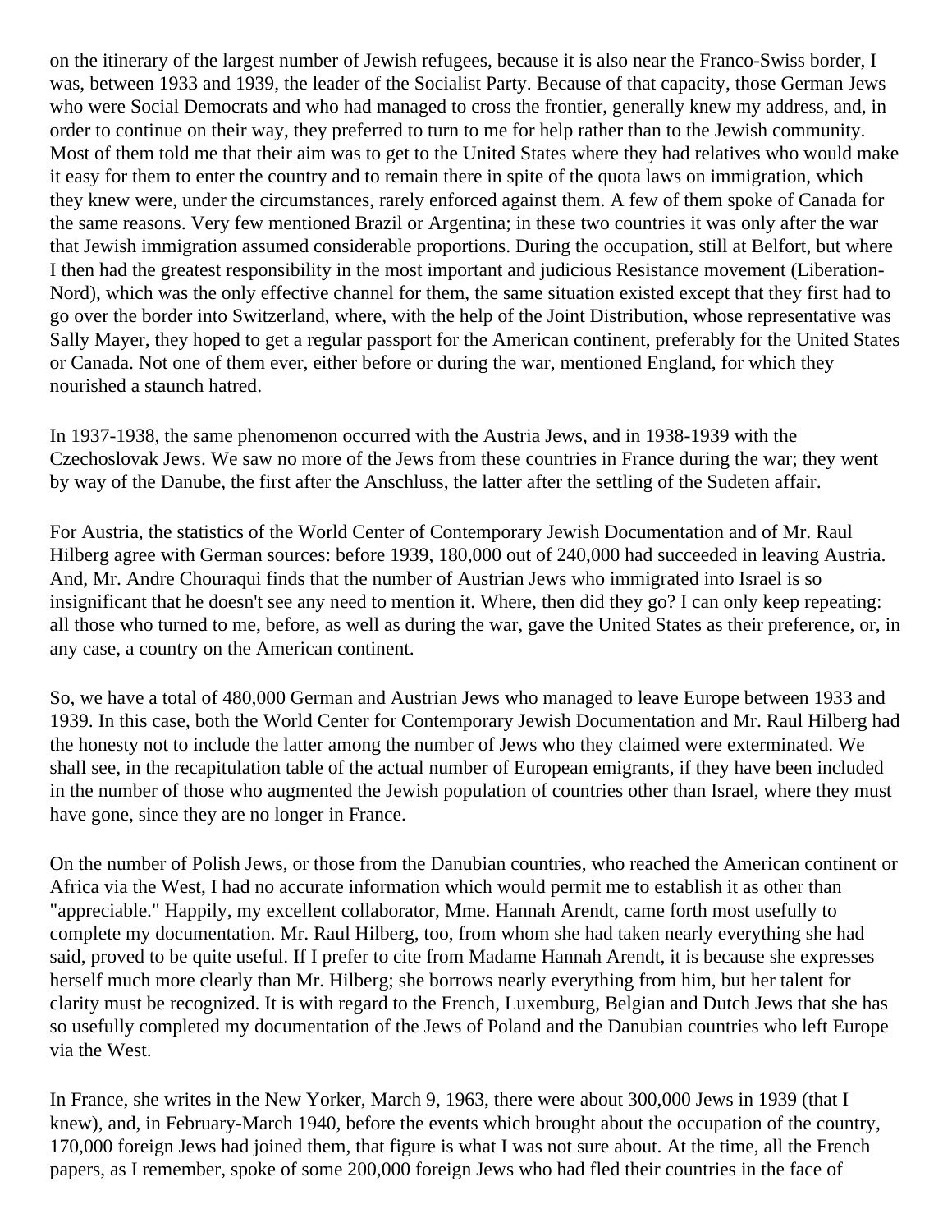on the itinerary of the largest number of Jewish refugees, because it is also near the Franco-Swiss border, I was, between 1933 and 1939, the leader of the Socialist Party. Because of that capacity, those German Jews who were Social Democrats and who had managed to cross the frontier, generally knew my address, and, in order to continue on their way, they preferred to turn to me for help rather than to the Jewish community. Most of them told me that their aim was to get to the United States where they had relatives who would make it easy for them to enter the country and to remain there in spite of the quota laws on immigration, which they knew were, under the circumstances, rarely enforced against them. A few of them spoke of Canada for the same reasons. Very few mentioned Brazil or Argentina; in these two countries it was only after the war that Jewish immigration assumed considerable proportions. During the occupation, still at Belfort, but where I then had the greatest responsibility in the most important and judicious Resistance movement (Liberation-Nord), which was the only effective channel for them, the same situation existed except that they first had to go over the border into Switzerland, where, with the help of the Joint Distribution, whose representative was Sally Mayer, they hoped to get a regular passport for the American continent, preferably for the United States or Canada. Not one of them ever, either before or during the war, mentioned England, for which they nourished a staunch hatred.

In 1937-1938, the same phenomenon occurred with the Austria Jews, and in 1938-1939 with the Czechoslovak Jews. We saw no more of the Jews from these countries in France during the war; they went by way of the Danube, the first after the Anschluss, the latter after the settling of the Sudeten affair.

For Austria, the statistics of the World Center of Contemporary Jewish Documentation and of Mr. Raul Hilberg agree with German sources: before 1939, 180,000 out of 240,000 had succeeded in leaving Austria. And, Mr. Andre Chouraqui finds that the number of Austrian Jews who immigrated into Israel is so insignificant that he doesn't see any need to mention it. Where, then did they go? I can only keep repeating: all those who turned to me, before, as well as during the war, gave the United States as their preference, or, in any case, a country on the American continent.

So, we have a total of 480,000 German and Austrian Jews who managed to leave Europe between 1933 and 1939. In this case, both the World Center for Contemporary Jewish Documentation and Mr. Raul Hilberg had the honesty not to include the latter among the number of Jews who they claimed were exterminated. We shall see, in the recapitulation table of the actual number of European emigrants, if they have been included in the number of those who augmented the Jewish population of countries other than Israel, where they must have gone, since they are no longer in France.

On the number of Polish Jews, or those from the Danubian countries, who reached the American continent or Africa via the West, I had no accurate information which would permit me to establish it as other than "appreciable." Happily, my excellent collaborator, Mme. Hannah Arendt, came forth most usefully to complete my documentation. Mr. Raul Hilberg, too, from whom she had taken nearly everything she had said, proved to be quite useful. If I prefer to cite from Madame Hannah Arendt, it is because she expresses herself much more clearly than Mr. Hilberg; she borrows nearly everything from him, but her talent for clarity must be recognized. It is with regard to the French, Luxemburg, Belgian and Dutch Jews that she has so usefully completed my documentation of the Jews of Poland and the Danubian countries who left Europe via the West.

In France, she writes in the New Yorker, March 9, 1963, there were about 300,000 Jews in 1939 (that I knew), and, in February-March 1940, before the events which brought about the occupation of the country, 170,000 foreign Jews had joined them, that figure is what I was not sure about. At the time, all the French papers, as I remember, spoke of some 200,000 foreign Jews who had fled their countries in the face of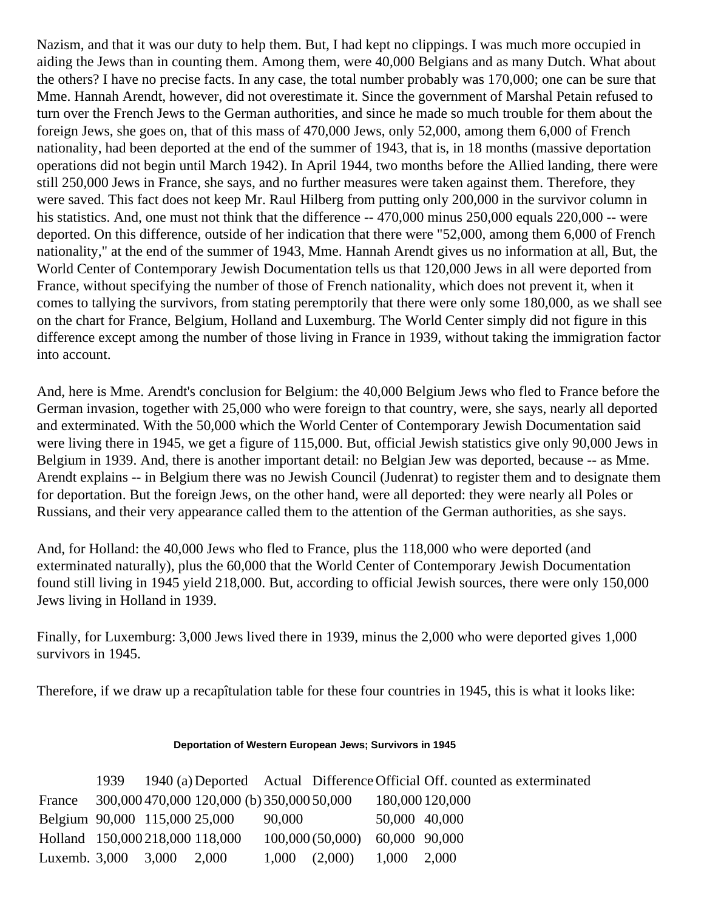Nazism, and that it was our duty to help them. But, I had kept no clippings. I was much more occupied in aiding the Jews than in counting them. Among them, were 40,000 Belgians and as many Dutch. What about the others? I have no precise facts. In any case, the total number probably was 170,000; one can be sure that Mme. Hannah Arendt, however, did not overestimate it. Since the government of Marshal Petain refused to turn over the French Jews to the German authorities, and since he made so much trouble for them about the foreign Jews, she goes on, that of this mass of 470,000 Jews, only 52,000, among them 6,000 of French nationality, had been deported at the end of the summer of 1943, that is, in 18 months (massive deportation operations did not begin until March 1942). In April 1944, two months before the Allied landing, there were still 250,000 Jews in France, she says, and no further measures were taken against them. Therefore, they were saved. This fact does not keep Mr. Raul Hilberg from putting only 200,000 in the survivor column in his statistics. And, one must not think that the difference -- 470,000 minus 250,000 equals 220,000 -- were deported. On this difference, outside of her indication that there were "52,000, among them 6,000 of French nationality," at the end of the summer of 1943, Mme. Hannah Arendt gives us no information at all, But, the World Center of Contemporary Jewish Documentation tells us that 120,000 Jews in all were deported from France, without specifying the number of those of French nationality, which does not prevent it, when it comes to tallying the survivors, from stating peremptorily that there were only some 180,000, as we shall see on the chart for France, Belgium, Holland and Luxemburg. The World Center simply did not figure in this difference except among the number of those living in France in 1939, without taking the immigration factor into account.

And, here is Mme. Arendt's conclusion for Belgium: the 40,000 Belgium Jews who fled to France before the German invasion, together with 25,000 who were foreign to that country, were, she says, nearly all deported and exterminated. With the 50,000 which the World Center of Contemporary Jewish Documentation said were living there in 1945, we get a figure of 115,000. But, official Jewish statistics give only 90,000 Jews in Belgium in 1939. And, there is another important detail: no Belgian Jew was deported, because -- as Mme. Arendt explains -- in Belgium there was no Jewish Council (Judenrat) to register them and to designate them for deportation. But the foreign Jews, on the other hand, were all deported: they were nearly all Poles or Russians, and their very appearance called them to the attention of the German authorities, as she says.

And, for Holland: the 40,000 Jews who fled to France, plus the 118,000 who were deported (and exterminated naturally), plus the 60,000 that the World Center of Contemporary Jewish Documentation found still living in 1945 yield 218,000. But, according to official Jewish sources, there were only 150,000 Jews living in Holland in 1939.

Finally, for Luxemburg: 3,000 Jews lived there in 1939, minus the 2,000 who were deported gives 1,000 survivors in 1945.

Therefore, if we draw up a recapîtulation table for these four countries in 1945, this is what it looks like:

**Deportation of Western European Jews; Survivors in 1945**

| | 1939 | 1940 (a) | Deported | Actual | Difference | Official | Off. counted as exterminated |
|---|---|---|---|---|---|---|---|
| France | 300,000 | 470,000 | 120,000 (b) | 350,000 | 50,000 | 180,000 | 120,000 |
| Belgium | 90,000 | 115,000 | 25,000 | 90,000 | | 50,000 | 40,000 |
| Holland | 150,000 | 218,000 | 118,000 | 100,000 | (50,000) | 60,000 | 90,000 |
| Luxemb. | 3,000 | 3,000 | 2,000 | 1,000 | (2,000) | 1,000 | 2,000 |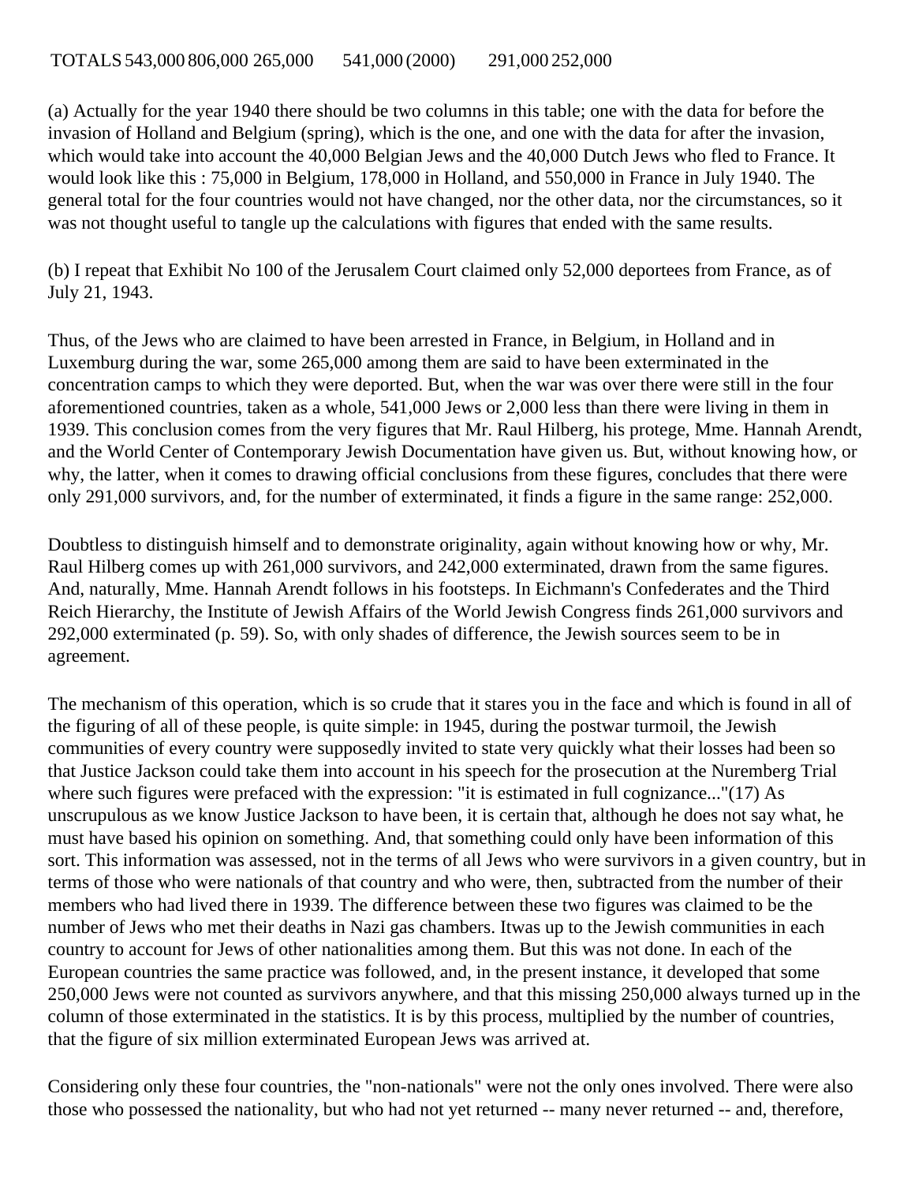TOTALS 543,000 806,000 265,000 541,000 (2000) 291,000 252,000

(a) Actually for the year 1940 there should be two columns in this table; one with the data for before the invasion of Holland and Belgium (spring), which is the one, and one with the data for after the invasion, which would take into account the 40,000 Belgian Jews and the 40,000 Dutch Jews who fled to France. It would look like this : 75,000 in Belgium, 178,000 in Holland, and 550,000 in France in July 1940. The general total for the four countries would not have changed, nor the other data, nor the circumstances, so it was not thought useful to tangle up the calculations with figures that ended with the same results.

(b) I repeat that Exhibit No 100 of the Jerusalem Court claimed only 52,000 deportees from France, as of July 21, 1943.

Thus, of the Jews who are claimed to have been arrested in France, in Belgium, in Holland and in Luxemburg during the war, some 265,000 among them are said to have been exterminated in the concentration camps to which they were deported. But, when the war was over there were still in the four aforementioned countries, taken as a whole, 541,000 Jews or 2,000 less than there were living in them in 1939. This conclusion comes from the very figures that Mr. Raul Hilberg, his protege, Mme. Hannah Arendt, and the World Center of Contemporary Jewish Documentation have given us. But, without knowing how, or why, the latter, when it comes to drawing official conclusions from these figures, concludes that there were only 291,000 survivors, and, for the number of exterminated, it finds a figure in the same range: 252,000.

Doubtless to distinguish himself and to demonstrate originality, again without knowing how or why, Mr. Raul Hilberg comes up with 261,000 survivors, and 242,000 exterminated, drawn from the same figures. And, naturally, Mme. Hannah Arendt follows in his footsteps. In Eichmann's Confederates and the Third Reich Hierarchy, the Institute of Jewish Affairs of the World Jewish Congress finds 261,000 survivors and 292,000 exterminated (p. 59). So, with only shades of difference, the Jewish sources seem to be in agreement.

The mechanism of this operation, which is so crude that it stares you in the face and which is found in all of the figuring of all of these people, is quite simple: in 1945, during the postwar turmoil, the Jewish communities of every country were supposedly invited to state very quickly what their losses had been so that Justice Jackson could take them into account in his speech for the prosecution at the Nuremberg Trial where such figures were prefaced with the expression: "it is estimated in full cognizance..."(17) As unscrupulous as we know Justice Jackson to have been, it is certain that, although he does not say what, he must have based his opinion on something. And, that something could only have been information of this sort. This information was assessed, not in the terms of all Jews who were survivors in a given country, but in terms of those who were nationals of that country and who were, then, subtracted from the number of their members who had lived there in 1939. The difference between these two figures was claimed to be the number of Jews who met their deaths in Nazi gas chambers. Itwas up to the Jewish communities in each country to account for Jews of other nationalities among them. But this was not done. In each of the European countries the same practice was followed, and, in the present instance, it developed that some 250,000 Jews were not counted as survivors anywhere, and that this missing 250,000 always turned up in the column of those exterminated in the statistics. It is by this process, multiplied by the number of countries, that the figure of six million exterminated European Jews was arrived at.

Considering only these four countries, the "non-nationals" were not the only ones involved. There were also those who possessed the nationality, but who had not yet returned -- many never returned -- and, therefore,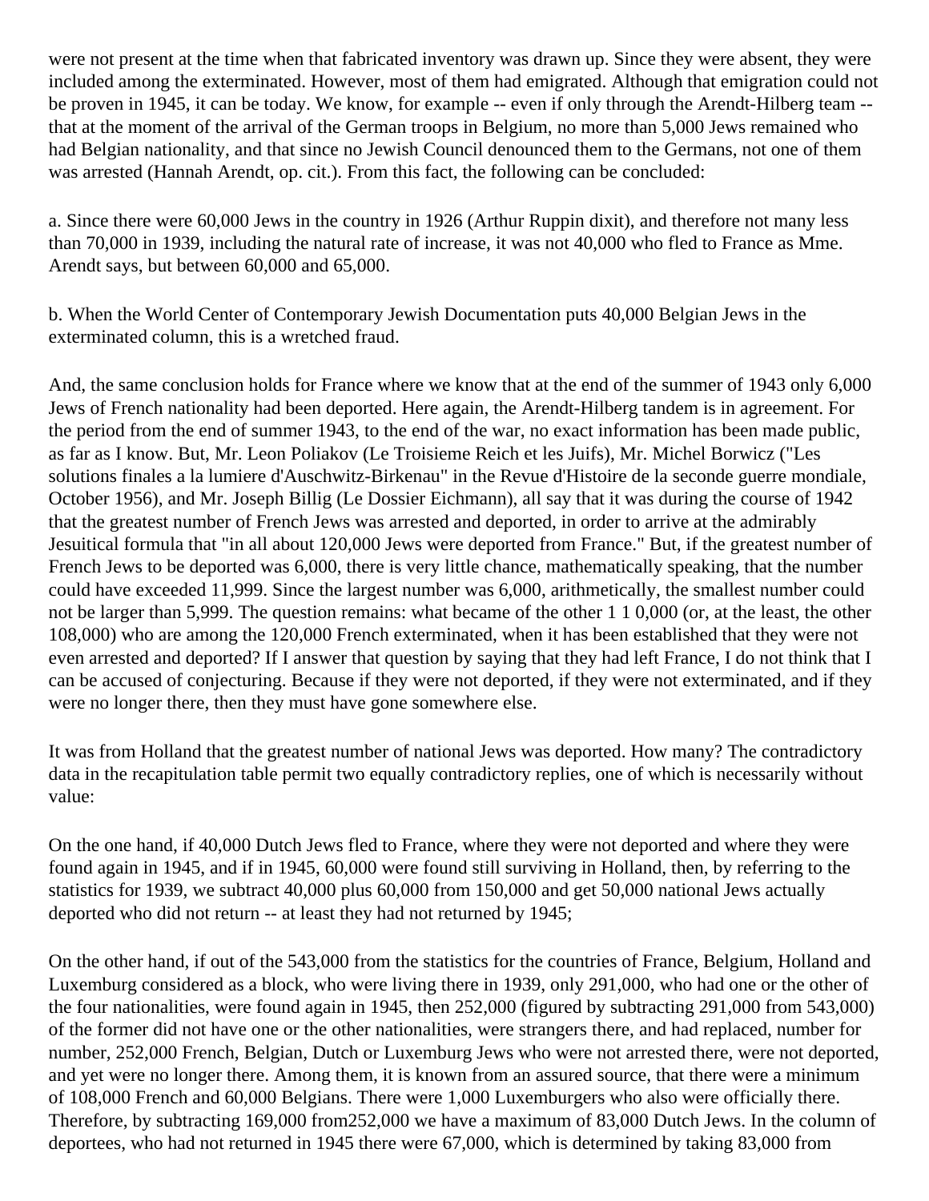were not present at the time when that fabricated inventory was drawn up. Since they were absent, they were included among the exterminated. However, most of them had emigrated. Although that emigration could not be proven in 1945, it can be today. We know, for example -- even if only through the Arendt-Hilberg team -- that at the moment of the arrival of the German troops in Belgium, no more than 5,000 Jews remained who had Belgian nationality, and that since no Jewish Council denounced them to the Germans, not one of them was arrested (Hannah Arendt, op. cit.). From this fact, the following can be concluded:

a. Since there were 60,000 Jews in the country in 1926 (Arthur Ruppin dixit), and therefore not many less than 70,000 in 1939, including the natural rate of increase, it was not 40,000 who fled to France as Mme. Arendt says, but between 60,000 and 65,000.

b. When the World Center of Contemporary Jewish Documentation puts 40,000 Belgian Jews in the exterminated column, this is a wretched fraud.

And, the same conclusion holds for France where we know that at the end of the summer of 1943 only 6,000 Jews of French nationality had been deported. Here again, the Arendt-Hilberg tandem is in agreement. For the period from the end of summer 1943, to the end of the war, no exact information has been made public, as far as I know. But, Mr. Leon Poliakov (Le Troisieme Reich et les Juifs), Mr. Michel Borwicz ("Les solutions finales a la lumiere d'Auschwitz-Birkenau" in the Revue d'Histoire de la seconde guerre mondiale, October 1956), and Mr. Joseph Billig (Le Dossier Eichmann), all say that it was during the course of 1942 that the greatest number of French Jews was arrested and deported, in order to arrive at the admirably Jesuitical formula that "in all about 120,000 Jews were deported from France." But, if the greatest number of French Jews to be deported was 6,000, there is very little chance, mathematically speaking, that the number could have exceeded 11,999. Since the largest number was 6,000, arithmetically, the smallest number could not be larger than 5,999. The question remains: what became of the other 1 1 0,000 (or, at the least, the other 108,000) who are among the 120,000 French exterminated, when it has been established that they were not even arrested and deported? If I answer that question by saying that they had left France, I do not think that I can be accused of conjecturing. Because if they were not deported, if they were not exterminated, and if they were no longer there, then they must have gone somewhere else.

It was from Holland that the greatest number of national Jews was deported. How many? The contradictory data in the recapitulation table permit two equally contradictory replies, one of which is necessarily without value:

On the one hand, if 40,000 Dutch Jews fled to France, where they were not deported and where they were found again in 1945, and if in 1945, 60,000 were found still surviving in Holland, then, by referring to the statistics for 1939, we subtract 40,000 plus 60,000 from 150,000 and get 50,000 national Jews actually deported who did not return -- at least they had not returned by 1945;

On the other hand, if out of the 543,000 from the statistics for the countries of France, Belgium, Holland and Luxemburg considered as a block, who were living there in 1939, only 291,000, who had one or the other of the four nationalities, were found again in 1945, then 252,000 (figured by subtracting 291,000 from 543,000) of the former did not have one or the other nationalities, were strangers there, and had replaced, number for number, 252,000 French, Belgian, Dutch or Luxemburg Jews who were not arrested there, were not deported, and yet were no longer there. Among them, it is known from an assured source, that there were a minimum of 108,000 French and 60,000 Belgians. There were 1,000 Luxemburgers who also were officially there. Therefore, by subtracting 169,000 from252,000 we have a maximum of 83,000 Dutch Jews. In the column of deportees, who had not returned in 1945 there were 67,000, which is determined by taking 83,000 from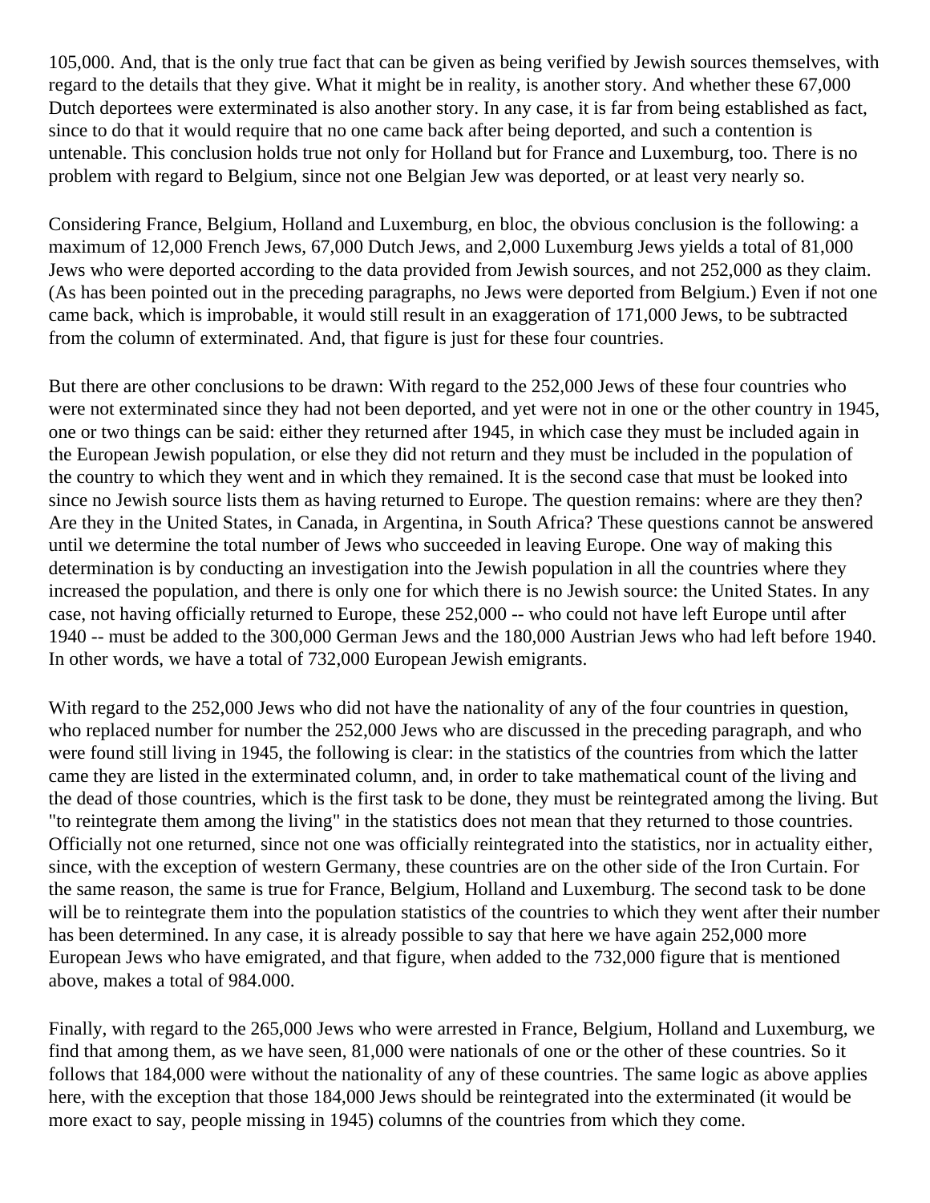105,000. And, that is the only true fact that can be given as being verified by Jewish sources themselves, with regard to the details that they give. What it might be in reality, is another story. And whether these 67,000 Dutch deportees were exterminated is also another story. In any case, it is far from being established as fact, since to do that it would require that no one came back after being deported, and such a contention is untenable. This conclusion holds true not only for Holland but for France and Luxemburg, too. There is no problem with regard to Belgium, since not one Belgian Jew was deported, or at least very nearly so.

Considering France, Belgium, Holland and Luxemburg, en bloc, the obvious conclusion is the following: a maximum of 12,000 French Jews, 67,000 Dutch Jews, and 2,000 Luxemburg Jews yields a total of 81,000 Jews who were deported according to the data provided from Jewish sources, and not 252,000 as they claim. (As has been pointed out in the preceding paragraphs, no Jews were deported from Belgium.) Even if not one came back, which is improbable, it would still result in an exaggeration of 171,000 Jews, to be subtracted from the column of exterminated. And, that figure is just for these four countries.

But there are other conclusions to be drawn: With regard to the 252,000 Jews of these four countries who were not exterminated since they had not been deported, and yet were not in one or the other country in 1945, one or two things can be said: either they returned after 1945, in which case they must be included again in the European Jewish population, or else they did not return and they must be included in the population of the country to which they went and in which they remained. It is the second case that must be looked into since no Jewish source lists them as having returned to Europe. The question remains: where are they then? Are they in the United States, in Canada, in Argentina, in South Africa? These questions cannot be answered until we determine the total number of Jews who succeeded in leaving Europe. One way of making this determination is by conducting an investigation into the Jewish population in all the countries where they increased the population, and there is only one for which there is no Jewish source: the United States. In any case, not having officially returned to Europe, these 252,000 -- who could not have left Europe until after 1940 -- must be added to the 300,000 German Jews and the 180,000 Austrian Jews who had left before 1940. In other words, we have a total of 732,000 European Jewish emigrants.

With regard to the 252,000 Jews who did not have the nationality of any of the four countries in question, who replaced number for number the 252,000 Jews who are discussed in the preceding paragraph, and who were found still living in 1945, the following is clear: in the statistics of the countries from which the latter came they are listed in the exterminated column, and, in order to take mathematical count of the living and the dead of those countries, which is the first task to be done, they must be reintegrated among the living. But "to reintegrate them among the living" in the statistics does not mean that they returned to those countries. Officially not one returned, since not one was officially reintegrated into the statistics, nor in actuality either, since, with the exception of western Germany, these countries are on the other side of the Iron Curtain. For the same reason, the same is true for France, Belgium, Holland and Luxemburg. The second task to be done will be to reintegrate them into the population statistics of the countries to which they went after their number has been determined. In any case, it is already possible to say that here we have again 252,000 more European Jews who have emigrated, and that figure, when added to the 732,000 figure that is mentioned above, makes a total of 984.000.

Finally, with regard to the 265,000 Jews who were arrested in France, Belgium, Holland and Luxemburg, we find that among them, as we have seen, 81,000 were nationals of one or the other of these countries. So it follows that 184,000 were without the nationality of any of these countries. The same logic as above applies here, with the exception that those 184,000 Jews should be reintegrated into the exterminated (it would be more exact to say, people missing in 1945) columns of the countries from which they come.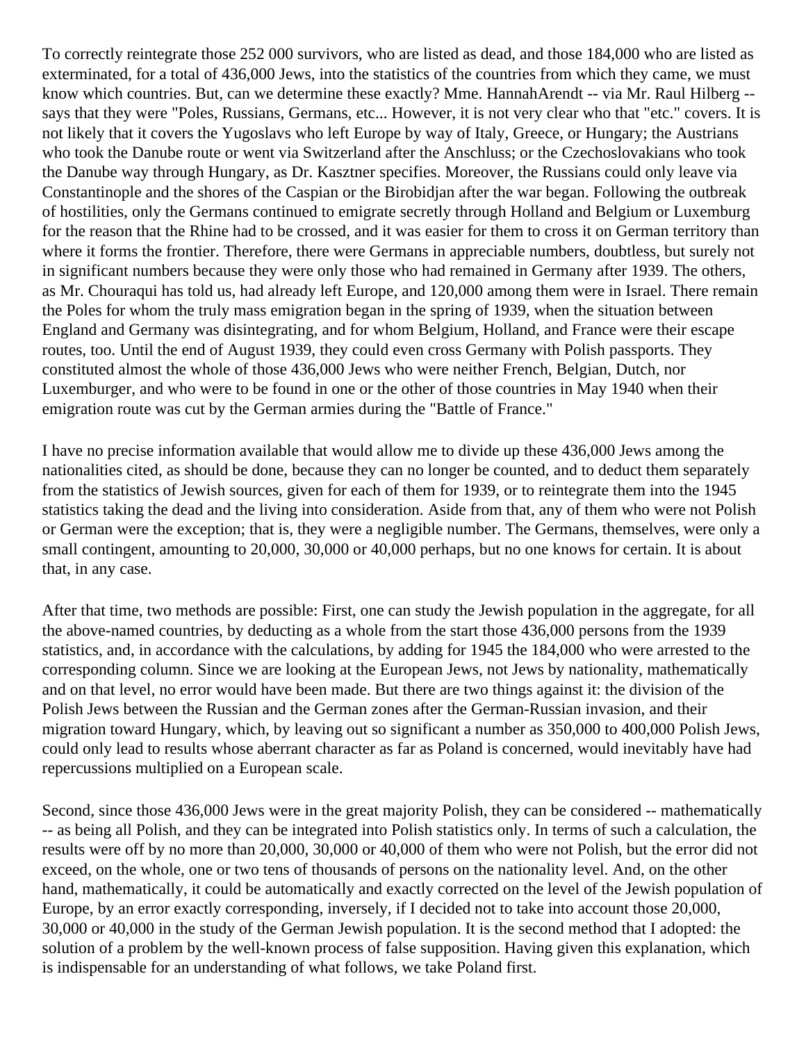To correctly reintegrate those 252 000 survivors, who are listed as dead, and those 184,000 who are listed as exterminated, for a total of 436,000 Jews, into the statistics of the countries from which they came, we must know which countries. But, can we determine these exactly? Mme. HannahArendt -- via Mr. Raul Hilberg -- says that they were "Poles, Russians, Germans, etc... However, it is not very clear who that "etc." covers. It is not likely that it covers the Yugoslavs who left Europe by way of Italy, Greece, or Hungary; the Austrians who took the Danube route or went via Switzerland after the Anschluss; or the Czechoslovakians who took the Danube way through Hungary, as Dr. Kasztner specifies. Moreover, the Russians could only leave via Constantinople and the shores of the Caspian or the Birobidjan after the war began. Following the outbreak of hostilities, only the Germans continued to emigrate secretly through Holland and Belgium or Luxemburg for the reason that the Rhine had to be crossed, and it was easier for them to cross it on German territory than where it forms the frontier. Therefore, there were Germans in appreciable numbers, doubtless, but surely not in significant numbers because they were only those who had remained in Germany after 1939. The others, as Mr. Chouraqui has told us, had already left Europe, and 120,000 among them were in Israel. There remain the Poles for whom the truly mass emigration began in the spring of 1939, when the situation between England and Germany was disintegrating, and for whom Belgium, Holland, and France were their escape routes, too. Until the end of August 1939, they could even cross Germany with Polish passports. They constituted almost the whole of those 436,000 Jews who were neither French, Belgian, Dutch, nor Luxemburger, and who were to be found in one or the other of those countries in May 1940 when their emigration route was cut by the German armies during the "Battle of France."

I have no precise information available that would allow me to divide up these 436,000 Jews among the nationalities cited, as should be done, because they can no longer be counted, and to deduct them separately from the statistics of Jewish sources, given for each of them for 1939, or to reintegrate them into the 1945 statistics taking the dead and the living into consideration. Aside from that, any of them who were not Polish or German were the exception; that is, they were a negligible number. The Germans, themselves, were only a small contingent, amounting to 20,000, 30,000 or 40,000 perhaps, but no one knows for certain. It is about that, in any case.

After that time, two methods are possible: First, one can study the Jewish population in the aggregate, for all the above-named countries, by deducting as a whole from the start those 436,000 persons from the 1939 statistics, and, in accordance with the calculations, by adding for 1945 the 184,000 who were arrested to the corresponding column. Since we are looking at the European Jews, not Jews by nationality, mathematically and on that level, no error would have been made. But there are two things against it: the division of the Polish Jews between the Russian and the German zones after the German-Russian invasion, and their migration toward Hungary, which, by leaving out so significant a number as 350,000 to 400,000 Polish Jews, could only lead to results whose aberrant character as far as Poland is concerned, would inevitably have had repercussions multiplied on a European scale.

Second, since those 436,000 Jews were in the great majority Polish, they can be considered -- mathematically -- as being all Polish, and they can be integrated into Polish statistics only. In terms of such a calculation, the results were off by no more than 20,000, 30,000 or 40,000 of them who were not Polish, but the error did not exceed, on the whole, one or two tens of thousands of persons on the nationality level. And, on the other hand, mathematically, it could be automatically and exactly corrected on the level of the Jewish population of Europe, by an error exactly corresponding, inversely, if I decided not to take into account those 20,000, 30,000 or 40,000 in the study of the German Jewish population. It is the second method that I adopted: the solution of a problem by the well-known process of false supposition. Having given this explanation, which is indispensable for an understanding of what follows, we take Poland first.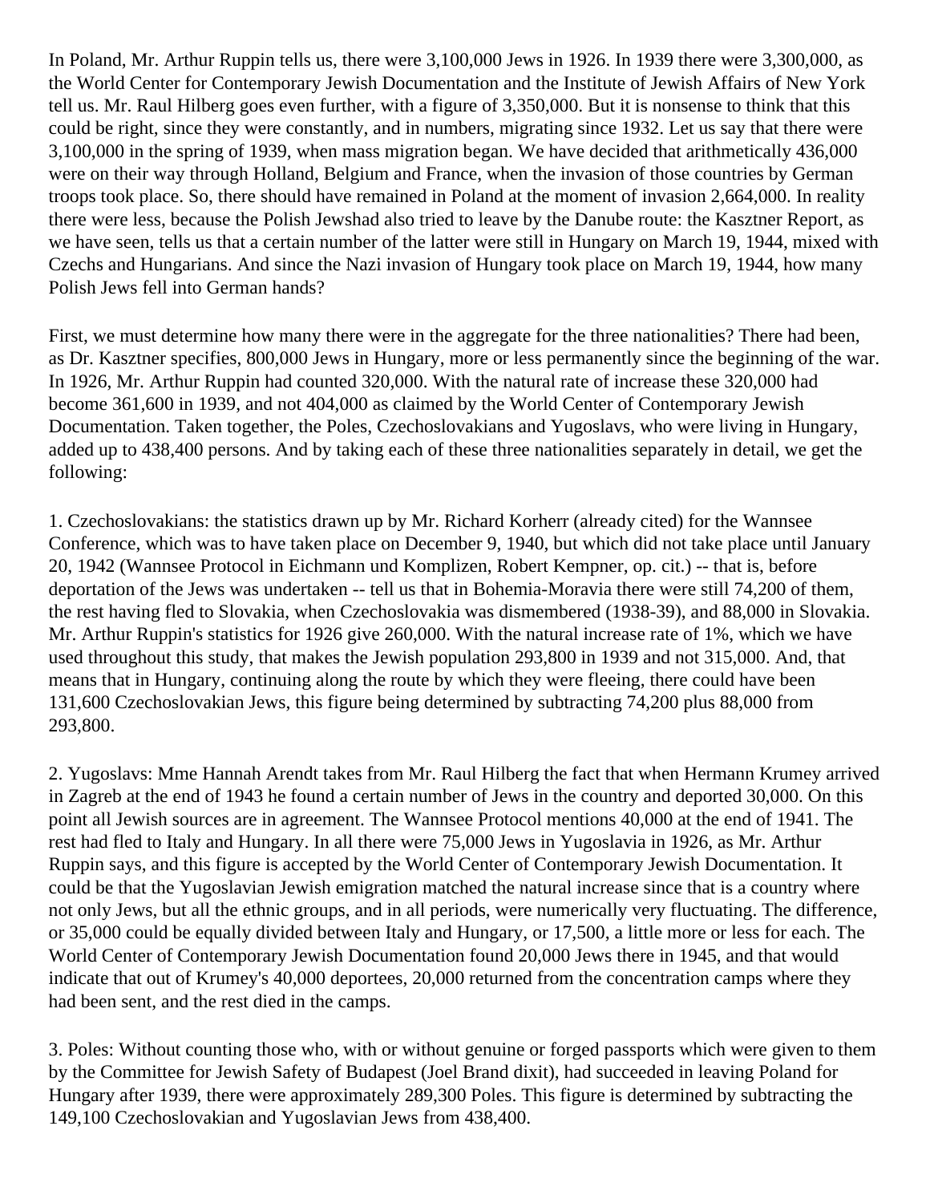In Poland, Mr. Arthur Ruppin tells us, there were 3,100,000 Jews in 1926. In 1939 there were 3,300,000, as the World Center for Contemporary Jewish Documentation and the Institute of Jewish Affairs of New York tell us. Mr. Raul Hilberg goes even further, with a figure of 3,350,000. But it is nonsense to think that this could be right, since they were constantly, and in numbers, migrating since 1932. Let us say that there were 3,100,000 in the spring of 1939, when mass migration began. We have decided that arithmetically 436,000 were on their way through Holland, Belgium and France, when the invasion of those countries by German troops took place. So, there should have remained in Poland at the moment of invasion 2,664,000. In reality there were less, because the Polish Jewshad also tried to leave by the Danube route: the Kasztner Report, as we have seen, tells us that a certain number of the latter were still in Hungary on March 19, 1944, mixed with Czechs and Hungarians. And since the Nazi invasion of Hungary took place on March 19, 1944, how many Polish Jews fell into German hands?

First, we must determine how many there were in the aggregate for the three nationalities? There had been, as Dr. Kasztner specifies, 800,000 Jews in Hungary, more or less permanently since the beginning of the war. In 1926, Mr. Arthur Ruppin had counted 320,000. With the natural rate of increase these 320,000 had become 361,600 in 1939, and not 404,000 as claimed by the World Center of Contemporary Jewish Documentation. Taken together, the Poles, Czechoslovakians and Yugoslavs, who were living in Hungary, added up to 438,400 persons. And by taking each of these three nationalities separately in detail, we get the following:

1. Czechoslovakians: the statistics drawn up by Mr. Richard Korherr (already cited) for the Wannsee Conference, which was to have taken place on December 9, 1940, but which did not take place until January 20, 1942 (Wannsee Protocol in Eichmann und Komplizen, Robert Kempner, op. cit.) -- that is, before deportation of the Jews was undertaken -- tell us that in Bohemia-Moravia there were still 74,200 of them, the rest having fled to Slovakia, when Czechoslovakia was dismembered (1938-39), and 88,000 in Slovakia. Mr. Arthur Ruppin's statistics for 1926 give 260,000. With the natural increase rate of 1%, which we have used throughout this study, that makes the Jewish population 293,800 in 1939 and not 315,000. And, that means that in Hungary, continuing along the route by which they were fleeing, there could have been 131,600 Czechoslovakian Jews, this figure being determined by subtracting 74,200 plus 88,000 from 293,800.

2. Yugoslavs: Mme Hannah Arendt takes from Mr. Raul Hilberg the fact that when Hermann Krumey arrived in Zagreb at the end of 1943 he found a certain number of Jews in the country and deported 30,000. On this point all Jewish sources are in agreement. The Wannsee Protocol mentions 40,000 at the end of 1941. The rest had fled to Italy and Hungary. In all there were 75,000 Jews in Yugoslavia in 1926, as Mr. Arthur Ruppin says, and this figure is accepted by the World Center of Contemporary Jewish Documentation. It could be that the Yugoslavian Jewish emigration matched the natural increase since that is a country where not only Jews, but all the ethnic groups, and in all periods, were numerically very fluctuating. The difference, or 35,000 could be equally divided between Italy and Hungary, or 17,500, a little more or less for each. The World Center of Contemporary Jewish Documentation found 20,000 Jews there in 1945, and that would indicate that out of Krumey's 40,000 deportees, 20,000 returned from the concentration camps where they had been sent, and the rest died in the camps.

3. Poles: Without counting those who, with or without genuine or forged passports which were given to them by the Committee for Jewish Safety of Budapest (Joel Brand dixit), had succeeded in leaving Poland for Hungary after 1939, there were approximately 289,300 Poles. This figure is determined by subtracting the 149,100 Czechoslovakian and Yugoslavian Jews from 438,400.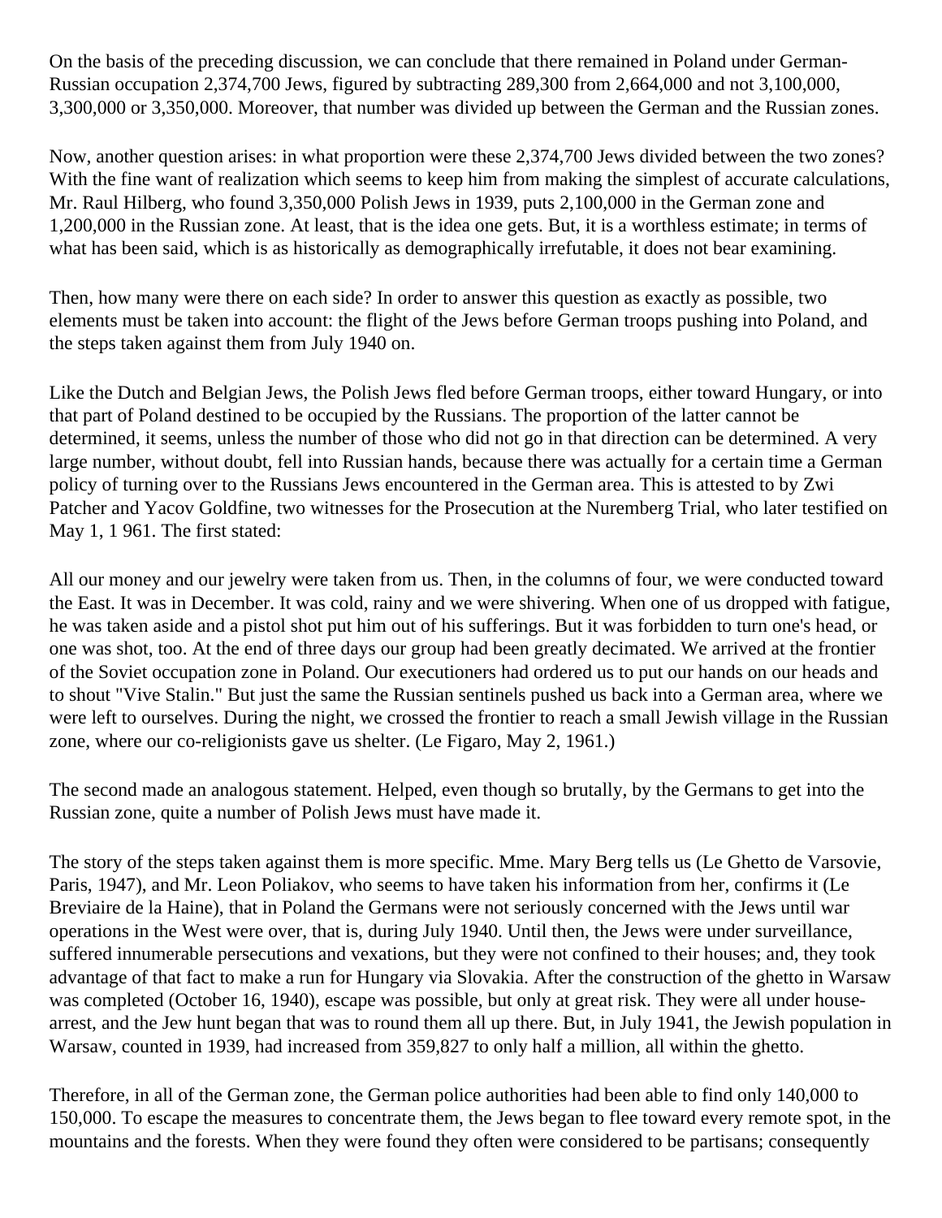On the basis of the preceding discussion, we can conclude that there remained in Poland under German-Russian occupation 2,374,700 Jews, figured by subtracting 289,300 from 2,664,000 and not 3,100,000, 3,300,000 or 3,350,000. Moreover, that number was divided up between the German and the Russian zones.

Now, another question arises: in what proportion were these 2,374,700 Jews divided between the two zones? With the fine want of realization which seems to keep him from making the simplest of accurate calculations, Mr. Raul Hilberg, who found 3,350,000 Polish Jews in 1939, puts 2,100,000 in the German zone and 1,200,000 in the Russian zone. At least, that is the idea one gets. But, it is a worthless estimate; in terms of what has been said, which is as historically as demographically irrefutable, it does not bear examining.

Then, how many were there on each side? In order to answer this question as exactly as possible, two elements must be taken into account: the flight of the Jews before German troops pushing into Poland, and the steps taken against them from July 1940 on.

Like the Dutch and Belgian Jews, the Polish Jews fled before German troops, either toward Hungary, or into that part of Poland destined to be occupied by the Russians. The proportion of the latter cannot be determined, it seems, unless the number of those who did not go in that direction can be determined. A very large number, without doubt, fell into Russian hands, because there was actually for a certain time a German policy of turning over to the Russians Jews encountered in the German area. This is attested to by Zwi Patcher and Yacov Goldfine, two witnesses for the Prosecution at the Nuremberg Trial, who later testified on May 1, 1 961. The first stated:

All our money and our jewelry were taken from us. Then, in the columns of four, we were conducted toward the East. It was in December. It was cold, rainy and we were shivering. When one of us dropped with fatigue, he was taken aside and a pistol shot put him out of his sufferings. But it was forbidden to turn one's head, or one was shot, too. At the end of three days our group had been greatly decimated. We arrived at the frontier of the Soviet occupation zone in Poland. Our executioners had ordered us to put our hands on our heads and to shout "Vive Stalin." But just the same the Russian sentinels pushed us back into a German area, where we were left to ourselves. During the night, we crossed the frontier to reach a small Jewish village in the Russian zone, where our co-religionists gave us shelter. (Le Figaro, May 2, 1961.)

The second made an analogous statement. Helped, even though so brutally, by the Germans to get into the Russian zone, quite a number of Polish Jews must have made it.

The story of the steps taken against them is more specific. Mme. Mary Berg tells us (Le Ghetto de Varsovie, Paris, 1947), and Mr. Leon Poliakov, who seems to have taken his information from her, confirms it (Le Breviaire de la Haine), that in Poland the Germans were not seriously concerned with the Jews until war operations in the West were over, that is, during July 1940. Until then, the Jews were under surveillance, suffered innumerable persecutions and vexations, but they were not confined to their houses; and, they took advantage of that fact to make a run for Hungary via Slovakia. After the construction of the ghetto in Warsaw was completed (October 16, 1940), escape was possible, but only at great risk. They were all under house-arrest, and the Jew hunt began that was to round them all up there. But, in July 1941, the Jewish population in Warsaw, counted in 1939, had increased from 359,827 to only half a million, all within the ghetto.

Therefore, in all of the German zone, the German police authorities had been able to find only 140,000 to 150,000. To escape the measures to concentrate them, the Jews began to flee toward every remote spot, in the mountains and the forests. When they were found they often were considered to be partisans; consequently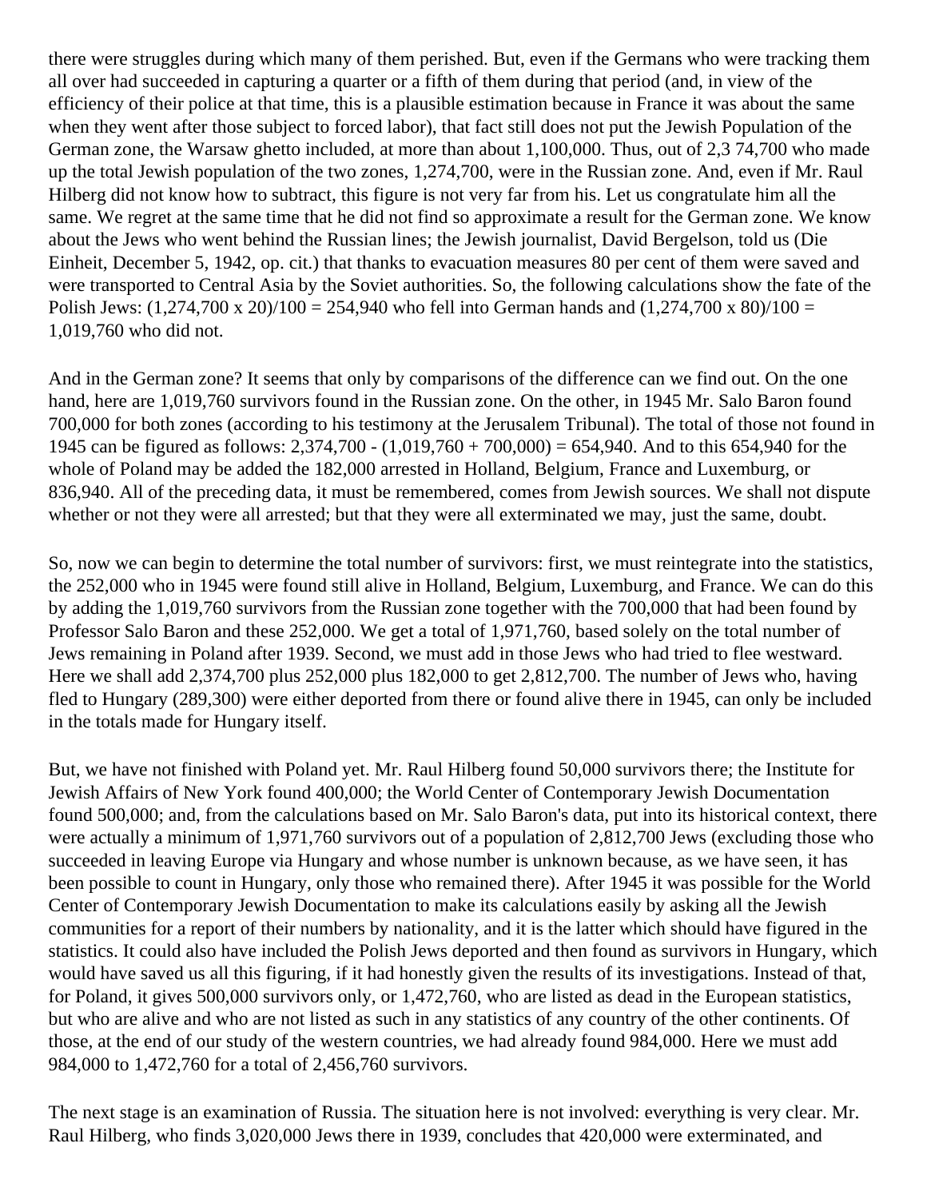there were struggles during which many of them perished. But, even if the Germans who were tracking them all over had succeeded in capturing a quarter or a fifth of them during that period (and, in view of the efficiency of their police at that time, this is a plausible estimation because in France it was about the same when they went after those subject to forced labor), that fact still does not put the Jewish Population of the German zone, the Warsaw ghetto included, at more than about 1,100,000. Thus, out of 2,3 74,700 who made up the total Jewish population of the two zones, 1,274,700, were in the Russian zone. And, even if Mr. Raul Hilberg did not know how to subtract, this figure is not very far from his. Let us congratulate him all the same. We regret at the same time that he did not find so approximate a result for the German zone. We know about the Jews who went behind the Russian lines; the Jewish journalist, David Bergelson, told us (Die Einheit, December 5, 1942, op. cit.) that thanks to evacuation measures 80 per cent of them were saved and were transported to Central Asia by the Soviet authorities. So, the following calculations show the fate of the Polish Jews: (1,274,700 x 20)/100 = 254,940 who fell into German hands and (1,274,700 x 80)/100 = 1,019,760 who did not.

And in the German zone? It seems that only by comparisons of the difference can we find out. On the one hand, here are 1,019,760 survivors found in the Russian zone. On the other, in 1945 Mr. Salo Baron found 700,000 for both zones (according to his testimony at the Jerusalem Tribunal). The total of those not found in 1945 can be figured as follows: 2,374,700 - (1,019,760 + 700,000) = 654,940. And to this 654,940 for the whole of Poland may be added the 182,000 arrested in Holland, Belgium, France and Luxemburg, or 836,940. All of the preceding data, it must be remembered, comes from Jewish sources. We shall not dispute whether or not they were all arrested; but that they were all exterminated we may, just the same, doubt.

So, now we can begin to determine the total number of survivors: first, we must reintegrate into the statistics, the 252,000 who in 1945 were found still alive in Holland, Belgium, Luxemburg, and France. We can do this by adding the 1,019,760 survivors from the Russian zone together with the 700,000 that had been found by Professor Salo Baron and these 252,000. We get a total of 1,971,760, based solely on the total number of Jews remaining in Poland after 1939. Second, we must add in those Jews who had tried to flee westward. Here we shall add 2,374,700 plus 252,000 plus 182,000 to get 2,812,700. The number of Jews who, having fled to Hungary (289,300) were either deported from there or found alive there in 1945, can only be included in the totals made for Hungary itself.

But, we have not finished with Poland yet. Mr. Raul Hilberg found 50,000 survivors there; the Institute for Jewish Affairs of New York found 400,000; the World Center of Contemporary Jewish Documentation found 500,000; and, from the calculations based on Mr. Salo Baron's data, put into its historical context, there were actually a minimum of 1,971,760 survivors out of a population of 2,812,700 Jews (excluding those who succeeded in leaving Europe via Hungary and whose number is unknown because, as we have seen, it has been possible to count in Hungary, only those who remained there). After 1945 it was possible for the World Center of Contemporary Jewish Documentation to make its calculations easily by asking all the Jewish communities for a report of their numbers by nationality, and it is the latter which should have figured in the statistics. It could also have included the Polish Jews deported and then found as survivors in Hungary, which would have saved us all this figuring, if it had honestly given the results of its investigations. Instead of that, for Poland, it gives 500,000 survivors only, or 1,472,760, who are listed as dead in the European statistics, but who are alive and who are not listed as such in any statistics of any country of the other continents. Of those, at the end of our study of the western countries, we had already found 984,000. Here we must add 984,000 to 1,472,760 for a total of 2,456,760 survivors.

The next stage is an examination of Russia. The situation here is not involved: everything is very clear. Mr. Raul Hilberg, who finds 3,020,000 Jews there in 1939, concludes that 420,000 were exterminated, and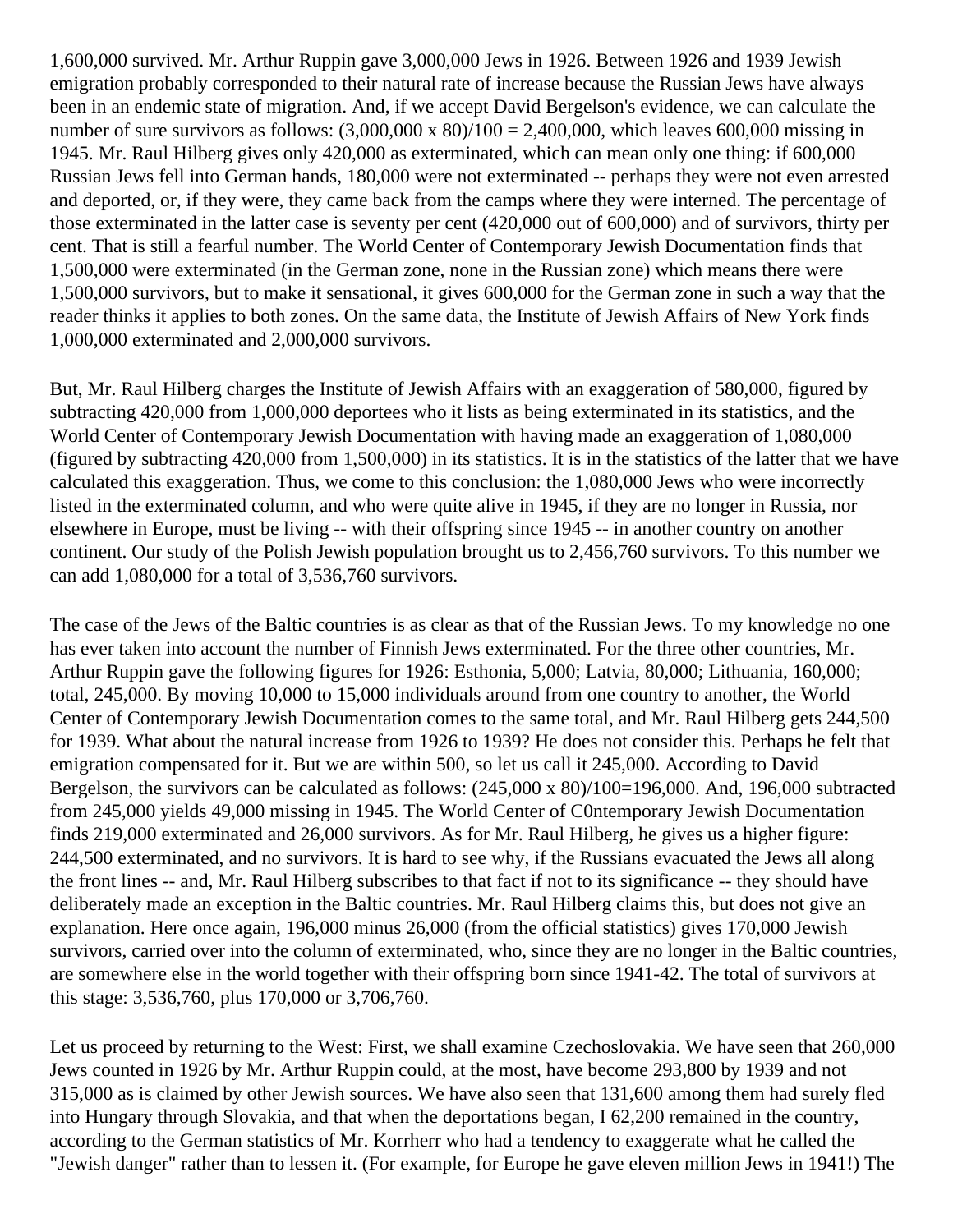1,600,000 survived. Mr. Arthur Ruppin gave 3,000,000 Jews in 1926. Between 1926 and 1939 Jewish emigration probably corresponded to their natural rate of increase because the Russian Jews have always been in an endemic state of migration. And, if we accept David Bergelson's evidence, we can calculate the number of sure survivors as follows: $(3{,}000{,}000 \times 80)/100 = 2{,}400{,}000$, which leaves 600,000 missing in 1945. Mr. Raul Hilberg gives only 420,000 as exterminated, which can mean only one thing: if 600,000 Russian Jews fell into German hands, 180,000 were not exterminated -- perhaps they were not even arrested and deported, or, if they were, they came back from the camps where they were interned. The percentage of those exterminated in the latter case is seventy per cent (420,000 out of 600,000) and of survivors, thirty per cent. That is still a fearful number. The World Center of Contemporary Jewish Documentation finds that 1,500,000 were exterminated (in the German zone, none in the Russian zone) which means there were 1,500,000 survivors, but to make it sensational, it gives 600,000 for the German zone in such a way that the reader thinks it applies to both zones. On the same data, the Institute of Jewish Affairs of New York finds 1,000,000 exterminated and 2,000,000 survivors.

But, Mr. Raul Hilberg charges the Institute of Jewish Affairs with an exaggeration of 580,000, figured by subtracting 420,000 from 1,000,000 deportees who it lists as being exterminated in its statistics, and the World Center of Contemporary Jewish Documentation with having made an exaggeration of 1,080,000 (figured by subtracting 420,000 from 1,500,000) in its statistics. It is in the statistics of the latter that we have calculated this exaggeration. Thus, we come to this conclusion: the 1,080,000 Jews who were incorrectly listed in the exterminated column, and who were quite alive in 1945, if they are no longer in Russia, nor elsewhere in Europe, must be living -- with their offspring since 1945 -- in another country on another continent. Our study of the Polish Jewish population brought us to 2,456,760 survivors. To this number we can add 1,080,000 for a total of 3,536,760 survivors.

The case of the Jews of the Baltic countries is as clear as that of the Russian Jews. To my knowledge no one has ever taken into account the number of Finnish Jews exterminated. For the three other countries, Mr. Arthur Ruppin gave the following figures for 1926: Esthonia, 5,000; Latvia, 80,000; Lithuania, 160,000; total, 245,000. By moving 10,000 to 15,000 individuals around from one country to another, the World Center of Contemporary Jewish Documentation comes to the same total, and Mr. Raul Hilberg gets 244,500 for 1939. What about the natural increase from 1926 to 1939? He does not consider this. Perhaps he felt that emigration compensated for it. But we are within 500, so let us call it 245,000. According to David Bergelson, the survivors can be calculated as follows: $(245{,}000 \times 80)/100=196{,}000$. And, 196,000 subtracted from 245,000 yields 49,000 missing in 1945. The World Center of C0ntemporary Jewish Documentation finds 219,000 exterminated and 26,000 survivors. As for Mr. Raul Hilberg, he gives us a higher figure: 244,500 exterminated, and no survivors. It is hard to see why, if the Russians evacuated the Jews all along the front lines -- and, Mr. Raul Hilberg subscribes to that fact if not to its significance -- they should have deliberately made an exception in the Baltic countries. Mr. Raul Hilberg claims this, but does not give an explanation. Here once again, 196,000 minus 26,000 (from the official statistics) gives 170,000 Jewish survivors, carried over into the column of exterminated, who, since they are no longer in the Baltic countries, are somewhere else in the world together with their offspring born since 1941-42. The total of survivors at this stage: 3,536,760, plus 170,000 or 3,706,760.

Let us proceed by returning to the West: First, we shall examine Czechoslovakia. We have seen that 260,000 Jews counted in 1926 by Mr. Arthur Ruppin could, at the most, have become 293,800 by 1939 and not 315,000 as is claimed by other Jewish sources. We have also seen that 131,600 among them had surely fled into Hungary through Slovakia, and that when the deportations began, I 62,200 remained in the country, according to the German statistics of Mr. Korrherr who had a tendency to exaggerate what he called the "Jewish danger" rather than to lessen it. (For example, for Europe he gave eleven million Jews in 1941!) The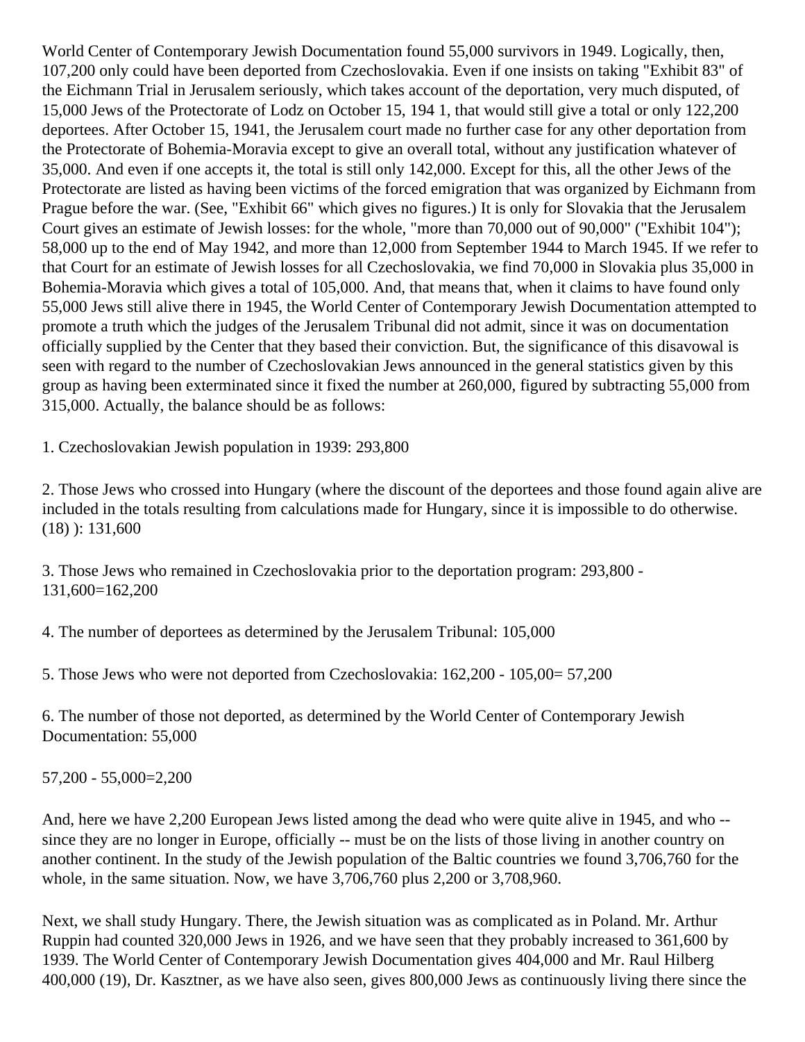World Center of Contemporary Jewish Documentation found 55,000 survivors in 1949. Logically, then, 107,200 only could have been deported from Czechoslovakia. Even if one insists on taking "Exhibit 83" of the Eichmann Trial in Jerusalem seriously, which takes account of the deportation, very much disputed, of 15,000 Jews of the Protectorate of Lodz on October 15, 194 1, that would still give a total or only 122,200 deportees. After October 15, 1941, the Jerusalem court made no further case for any other deportation from the Protectorate of Bohemia-Moravia except to give an overall total, without any justification whatever of 35,000. And even if one accepts it, the total is still only 142,000. Except for this, all the other Jews of the Protectorate are listed as having been victims of the forced emigration that was organized by Eichmann from Prague before the war. (See, "Exhibit 66" which gives no figures.) It is only for Slovakia that the Jerusalem Court gives an estimate of Jewish losses: for the whole, "more than 70,000 out of 90,000" ("Exhibit 104"); 58,000 up to the end of May 1942, and more than 12,000 from September 1944 to March 1945. If we refer to that Court for an estimate of Jewish losses for all Czechoslovakia, we find 70,000 in Slovakia plus 35,000 in Bohemia-Moravia which gives a total of 105,000. And, that means that, when it claims to have found only 55,000 Jews still alive there in 1945, the World Center of Contemporary Jewish Documentation attempted to promote a truth which the judges of the Jerusalem Tribunal did not admit, since it was on documentation officially supplied by the Center that they based their conviction. But, the significance of this disavowal is seen with regard to the number of Czechoslovakian Jews announced in the general statistics given by this group as having been exterminated since it fixed the number at 260,000, figured by subtracting 55,000 from 315,000. Actually, the balance should be as follows:

1. Czechoslovakian Jewish population in 1939: 293,800

2. Those Jews who crossed into Hungary (where the discount of the deportees and those found again alive are included in the totals resulting from calculations made for Hungary, since it is impossible to do otherwise. (18) ): 131,600

3. Those Jews who remained in Czechoslovakia prior to the deportation program: 293,800 - 131,600=162,200

4. The number of deportees as determined by the Jerusalem Tribunal: 105,000

5. Those Jews who were not deported from Czechoslovakia: 162,200 - 105,00= 57,200

6. The number of those not deported, as determined by the World Center of Contemporary Jewish Documentation: 55,000

57,200 - 55,000=2,200

And, here we have 2,200 European Jews listed among the dead who were quite alive in 1945, and who -- since they are no longer in Europe, officially -- must be on the lists of those living in another country on another continent. In the study of the Jewish population of the Baltic countries we found 3,706,760 for the whole, in the same situation. Now, we have 3,706,760 plus 2,200 or 3,708,960.

Next, we shall study Hungary. There, the Jewish situation was as complicated as in Poland. Mr. Arthur Ruppin had counted 320,000 Jews in 1926, and we have seen that they probably increased to 361,600 by 1939. The World Center of Contemporary Jewish Documentation gives 404,000 and Mr. Raul Hilberg 400,000 (19), Dr. Kasztner, as we have also seen, gives 800,000 Jews as continuously living there since the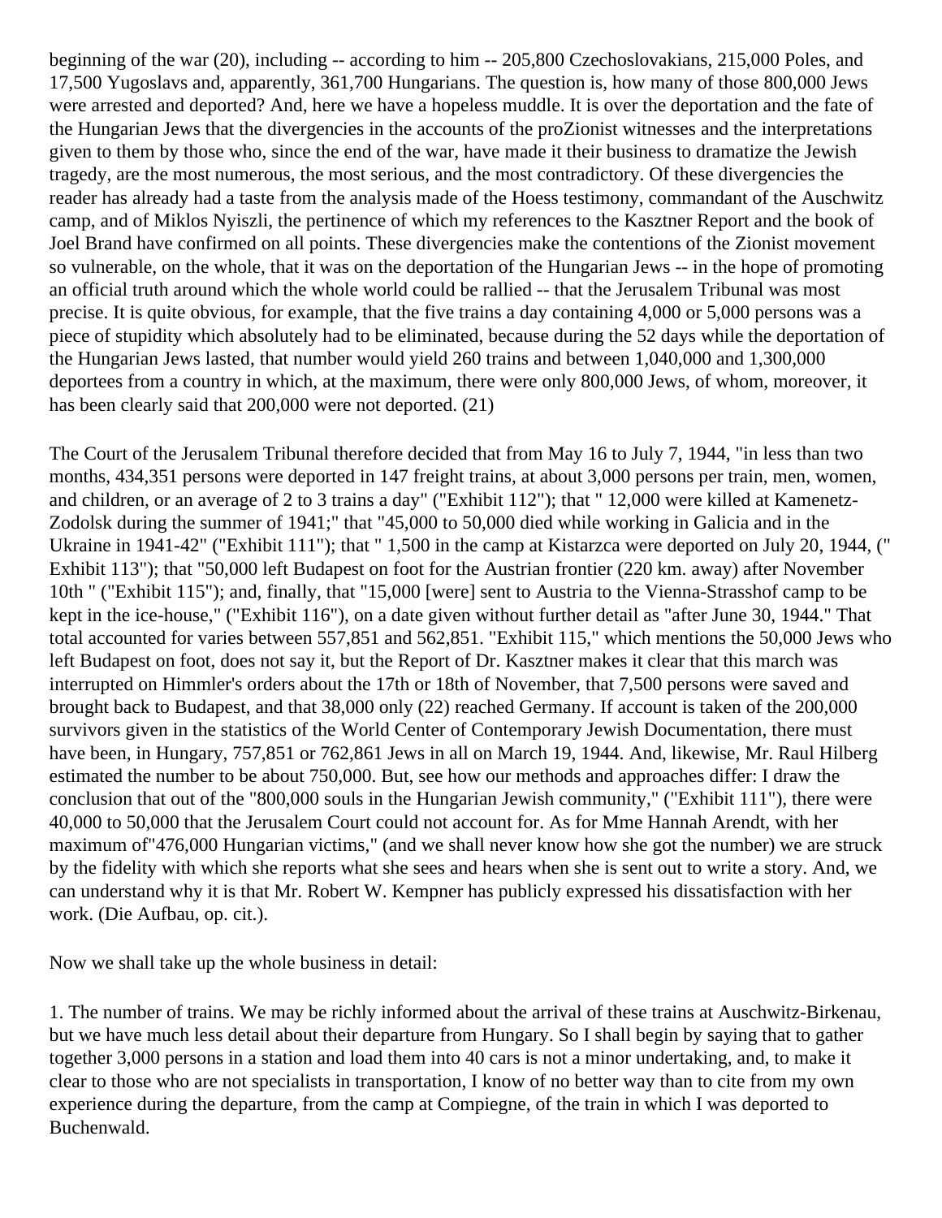beginning of the war (20), including -- according to him -- 205,800 Czechoslovakians, 215,000 Poles, and 17,500 Yugoslavs and, apparently, 361,700 Hungarians. The question is, how many of those 800,000 Jews were arrested and deported? And, here we have a hopeless muddle. It is over the deportation and the fate of the Hungarian Jews that the divergencies in the accounts of the proZionist witnesses and the interpretations given to them by those who, since the end of the war, have made it their business to dramatize the Jewish tragedy, are the most numerous, the most serious, and the most contradictory. Of these divergencies the reader has already had a taste from the analysis made of the Hoess testimony, commandant of the Auschwitz camp, and of Miklos Nyiszli, the pertinence of which my references to the Kasztner Report and the book of Joel Brand have confirmed on all points. These divergencies make the contentions of the Zionist movement so vulnerable, on the whole, that it was on the deportation of the Hungarian Jews -- in the hope of promoting an official truth around which the whole world could be rallied -- that the Jerusalem Tribunal was most precise. It is quite obvious, for example, that the five trains a day containing 4,000 or 5,000 persons was a piece of stupidity which absolutely had to be eliminated, because during the 52 days while the deportation of the Hungarian Jews lasted, that number would yield 260 trains and between 1,040,000 and 1,300,000 deportees from a country in which, at the maximum, there were only 800,000 Jews, of whom, moreover, it has been clearly said that 200,000 were not deported. (21)

The Court of the Jerusalem Tribunal therefore decided that from May 16 to July 7, 1944, "in less than two months, 434,351 persons were deported in 147 freight trains, at about 3,000 persons per train, men, women, and children, or an average of 2 to 3 trains a day" ("Exhibit 112"); that " 12,000 were killed at Kamenetz-Zodolsk during the summer of 1941;" that "45,000 to 50,000 died while working in Galicia and in the Ukraine in 1941-42" ("Exhibit 111"); that " 1,500 in the camp at Kistarzca were deported on July 20, 1944, (" Exhibit 113"); that "50,000 left Budapest on foot for the Austrian frontier (220 km. away) after November 10th " ("Exhibit 115"); and, finally, that "15,000 [were] sent to Austria to the Vienna-Strasshof camp to be kept in the ice-house," ("Exhibit 116"), on a date given without further detail as "after June 30, 1944." That total accounted for varies between 557,851 and 562,851. "Exhibit 115," which mentions the 50,000 Jews who left Budapest on foot, does not say it, but the Report of Dr. Kasztner makes it clear that this march was interrupted on Himmler's orders about the 17th or 18th of November, that 7,500 persons were saved and brought back to Budapest, and that 38,000 only (22) reached Germany. If account is taken of the 200,000 survivors given in the statistics of the World Center of Contemporary Jewish Documentation, there must have been, in Hungary, 757,851 or 762,861 Jews in all on March 19, 1944. And, likewise, Mr. Raul Hilberg estimated the number to be about 750,000. But, see how our methods and approaches differ: I draw the conclusion that out of the "800,000 souls in the Hungarian Jewish community," ("Exhibit 111"), there were 40,000 to 50,000 that the Jerusalem Court could not account for. As for Mme Hannah Arendt, with her maximum of"476,000 Hungarian victims," (and we shall never know how she got the number) we are struck by the fidelity with which she reports what she sees and hears when she is sent out to write a story. And, we can understand why it is that Mr. Robert W. Kempner has publicly expressed his dissatisfaction with her work. (Die Aufbau, op. cit.).

Now we shall take up the whole business in detail:

1. The number of trains. We may be richly informed about the arrival of these trains at Auschwitz-Birkenau, but we have much less detail about their departure from Hungary. So I shall begin by saying that to gather together 3,000 persons in a station and load them into 40 cars is not a minor undertaking, and, to make it clear to those who are not specialists in transportation, I know of no better way than to cite from my own experience during the departure, from the camp at Compiegne, of the train in which I was deported to Buchenwald.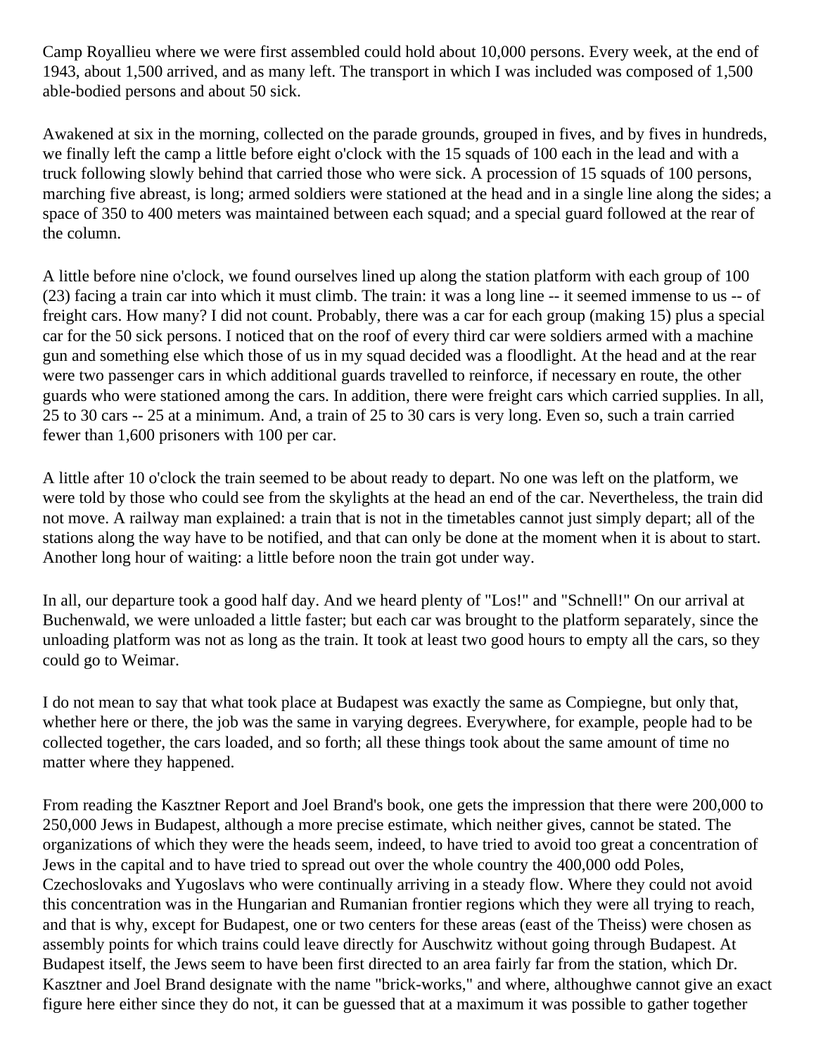Camp Royallieu where we were first assembled could hold about 10,000 persons. Every week, at the end of 1943, about 1,500 arrived, and as many left. The transport in which I was included was composed of 1,500 able-bodied persons and about 50 sick.

Awakened at six in the morning, collected on the parade grounds, grouped in fives, and by fives in hundreds, we finally left the camp a little before eight o'clock with the 15 squads of 100 each in the lead and with a truck following slowly behind that carried those who were sick. A procession of 15 squads of 100 persons, marching five abreast, is long; armed soldiers were stationed at the head and in a single line along the sides; a space of 350 to 400 meters was maintained between each squad; and a special guard followed at the rear of the column.

A little before nine o'clock, we found ourselves lined up along the station platform with each group of 100 (23) facing a train car into which it must climb. The train: it was a long line -- it seemed immense to us -- of freight cars. How many? I did not count. Probably, there was a car for each group (making 15) plus a special car for the 50 sick persons. I noticed that on the roof of every third car were soldiers armed with a machine gun and something else which those of us in my squad decided was a floodlight. At the head and at the rear were two passenger cars in which additional guards travelled to reinforce, if necessary en route, the other guards who were stationed among the cars. In addition, there were freight cars which carried supplies. In all, 25 to 30 cars -- 25 at a minimum. And, a train of 25 to 30 cars is very long. Even so, such a train carried fewer than 1,600 prisoners with 100 per car.

A little after 10 o'clock the train seemed to be about ready to depart. No one was left on the platform, we were told by those who could see from the skylights at the head an end of the car. Nevertheless, the train did not move. A railway man explained: a train that is not in the timetables cannot just simply depart; all of the stations along the way have to be notified, and that can only be done at the moment when it is about to start. Another long hour of waiting: a little before noon the train got under way.

In all, our departure took a good half day. And we heard plenty of "Los!" and "Schnell!" On our arrival at Buchenwald, we were unloaded a little faster; but each car was brought to the platform separately, since the unloading platform was not as long as the train. It took at least two good hours to empty all the cars, so they could go to Weimar.

I do not mean to say that what took place at Budapest was exactly the same as Compiegne, but only that, whether here or there, the job was the same in varying degrees. Everywhere, for example, people had to be collected together, the cars loaded, and so forth; all these things took about the same amount of time no matter where they happened.

From reading the Kasztner Report and Joel Brand's book, one gets the impression that there were 200,000 to 250,000 Jews in Budapest, although a more precise estimate, which neither gives, cannot be stated. The organizations of which they were the heads seem, indeed, to have tried to avoid too great a concentration of Jews in the capital and to have tried to spread out over the whole country the 400,000 odd Poles, Czechoslovaks and Yugoslavs who were continually arriving in a steady flow. Where they could not avoid this concentration was in the Hungarian and Rumanian frontier regions which they were all trying to reach, and that is why, except for Budapest, one or two centers for these areas (east of the Theiss) were chosen as assembly points for which trains could leave directly for Auschwitz without going through Budapest. At Budapest itself, the Jews seem to have been first directed to an area fairly far from the station, which Dr. Kasztner and Joel Brand designate with the name "brick-works," and where, althoughwe cannot give an exact figure here either since they do not, it can be guessed that at a maximum it was possible to gather together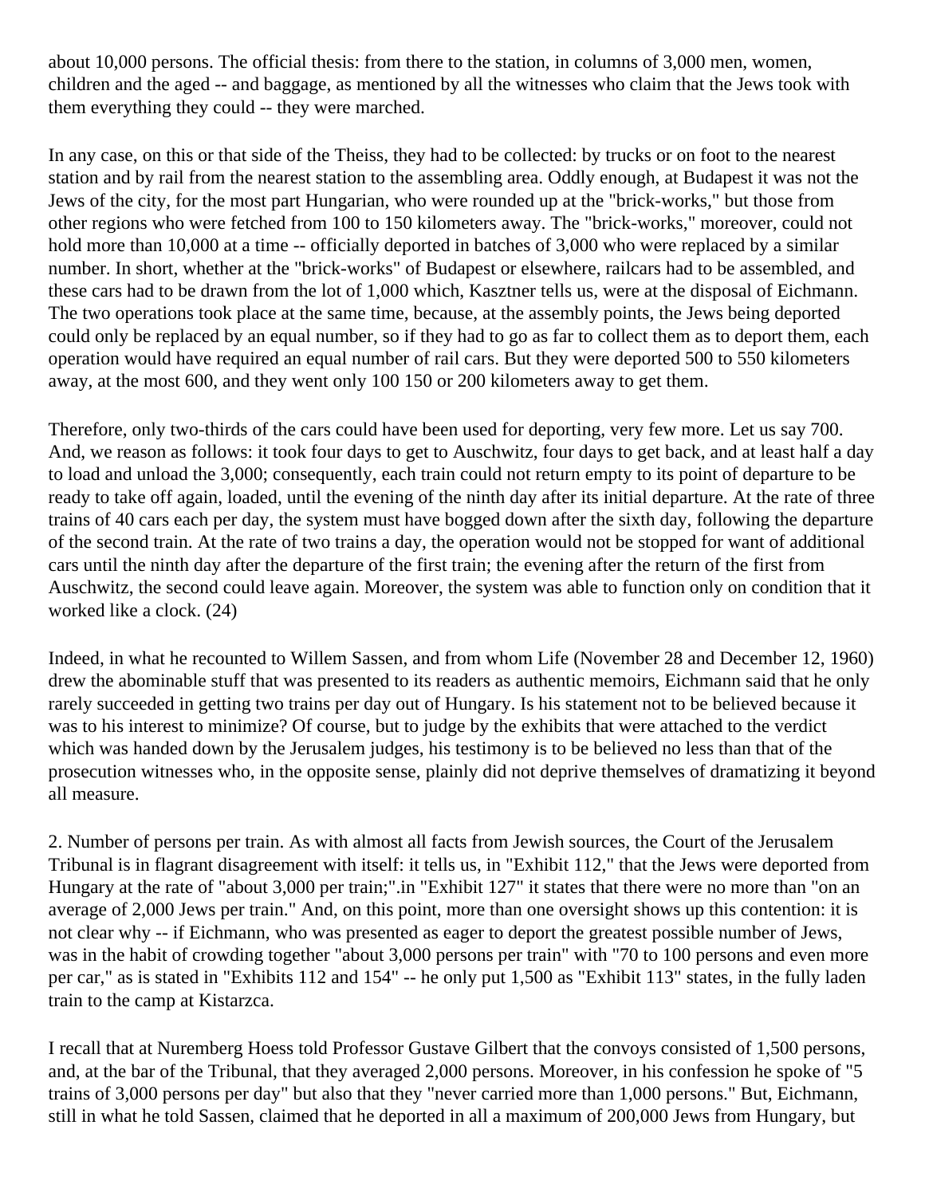about 10,000 persons. The official thesis: from there to the station, in columns of 3,000 men, women, children and the aged -- and baggage, as mentioned by all the witnesses who claim that the Jews took with them everything they could -- they were marched.

In any case, on this or that side of the Theiss, they had to be collected: by trucks or on foot to the nearest station and by rail from the nearest station to the assembling area. Oddly enough, at Budapest it was not the Jews of the city, for the most part Hungarian, who were rounded up at the "brick-works," but those from other regions who were fetched from 100 to 150 kilometers away. The "brick-works," moreover, could not hold more than 10,000 at a time -- officially deported in batches of 3,000 who were replaced by a similar number. In short, whether at the "brick-works" of Budapest or elsewhere, railcars had to be assembled, and these cars had to be drawn from the lot of 1,000 which, Kasztner tells us, were at the disposal of Eichmann. The two operations took place at the same time, because, at the assembly points, the Jews being deported could only be replaced by an equal number, so if they had to go as far to collect them as to deport them, each operation would have required an equal number of rail cars. But they were deported 500 to 550 kilometers away, at the most 600, and they went only 100 150 or 200 kilometers away to get them.

Therefore, only two-thirds of the cars could have been used for deporting, very few more. Let us say 700. And, we reason as follows: it took four days to get to Auschwitz, four days to get back, and at least half a day to load and unload the 3,000; consequently, each train could not return empty to its point of departure to be ready to take off again, loaded, until the evening of the ninth day after its initial departure. At the rate of three trains of 40 cars each per day, the system must have bogged down after the sixth day, following the departure of the second train. At the rate of two trains a day, the operation would not be stopped for want of additional cars until the ninth day after the departure of the first train; the evening after the return of the first from Auschwitz, the second could leave again. Moreover, the system was able to function only on condition that it worked like a clock. (24)

Indeed, in what he recounted to Willem Sassen, and from whom Life (November 28 and December 12, 1960) drew the abominable stuff that was presented to its readers as authentic memoirs, Eichmann said that he only rarely succeeded in getting two trains per day out of Hungary. Is his statement not to be believed because it was to his interest to minimize? Of course, but to judge by the exhibits that were attached to the verdict which was handed down by the Jerusalem judges, his testimony is to be believed no less than that of the prosecution witnesses who, in the opposite sense, plainly did not deprive themselves of dramatizing it beyond all measure.

2. Number of persons per train. As with almost all facts from Jewish sources, the Court of the Jerusalem Tribunal is in flagrant disagreement with itself: it tells us, in "Exhibit 112," that the Jews were deported from Hungary at the rate of "about 3,000 per train;".in "Exhibit 127" it states that there were no more than "on an average of 2,000 Jews per train." And, on this point, more than one oversight shows up this contention: it is not clear why -- if Eichmann, who was presented as eager to deport the greatest possible number of Jews, was in the habit of crowding together "about 3,000 persons per train" with "70 to 100 persons and even more per car," as is stated in "Exhibits 112 and 154" -- he only put 1,500 as "Exhibit 113" states, in the fully laden train to the camp at Kistarzca.

I recall that at Nuremberg Hoess told Professor Gustave Gilbert that the convoys consisted of 1,500 persons, and, at the bar of the Tribunal, that they averaged 2,000 persons. Moreover, in his confession he spoke of "5 trains of 3,000 persons per day" but also that they "never carried more than 1,000 persons." But, Eichmann, still in what he told Sassen, claimed that he deported in all a maximum of 200,000 Jews from Hungary, but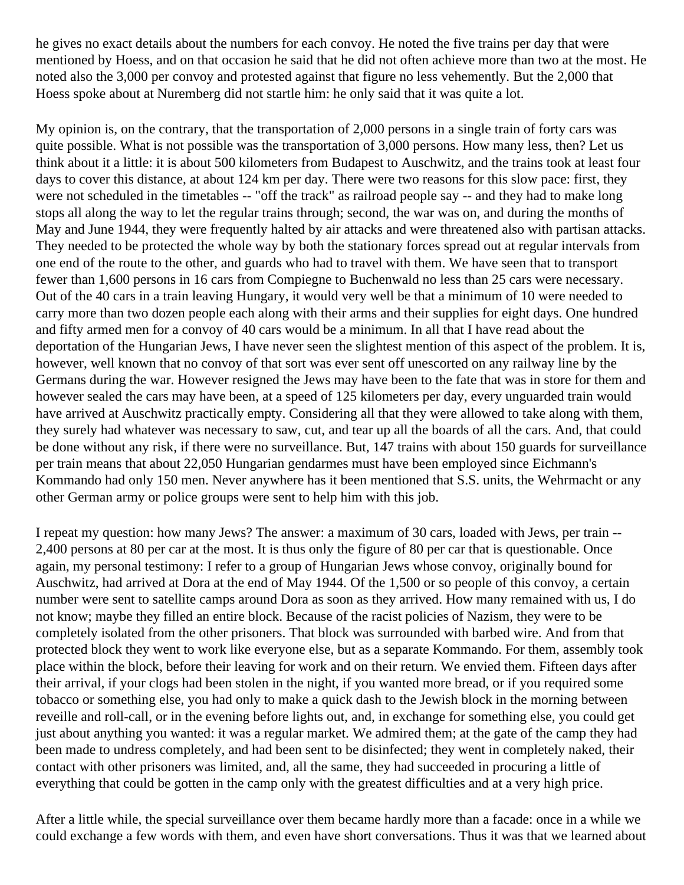he gives no exact details about the numbers for each convoy. He noted the five trains per day that were mentioned by Hoess, and on that occasion he said that he did not often achieve more than two at the most. He noted also the 3,000 per convoy and protested against that figure no less vehemently. But the 2,000 that Hoess spoke about at Nuremberg did not startle him: he only said that it was quite a lot.

My opinion is, on the contrary, that the transportation of 2,000 persons in a single train of forty cars was quite possible. What is not possible was the transportation of 3,000 persons. How many less, then? Let us think about it a little: it is about 500 kilometers from Budapest to Auschwitz, and the trains took at least four days to cover this distance, at about 124 km per day. There were two reasons for this slow pace: first, they were not scheduled in the timetables -- "off the track" as railroad people say -- and they had to make long stops all along the way to let the regular trains through; second, the war was on, and during the months of May and June 1944, they were frequently halted by air attacks and were threatened also with partisan attacks. They needed to be protected the whole way by both the stationary forces spread out at regular intervals from one end of the route to the other, and guards who had to travel with them. We have seen that to transport fewer than 1,600 persons in 16 cars from Compiegne to Buchenwald no less than 25 cars were necessary. Out of the 40 cars in a train leaving Hungary, it would very well be that a minimum of 10 were needed to carry more than two dozen people each along with their arms and their supplies for eight days. One hundred and fifty armed men for a convoy of 40 cars would be a minimum. In all that I have read about the deportation of the Hungarian Jews, I have never seen the slightest mention of this aspect of the problem. It is, however, well known that no convoy of that sort was ever sent off unescorted on any railway line by the Germans during the war. However resigned the Jews may have been to the fate that was in store for them and however sealed the cars may have been, at a speed of 125 kilometers per day, every unguarded train would have arrived at Auschwitz practically empty. Considering all that they were allowed to take along with them, they surely had whatever was necessary to saw, cut, and tear up all the boards of all the cars. And, that could be done without any risk, if there were no surveillance. But, 147 trains with about 150 guards for surveillance per train means that about 22,050 Hungarian gendarmes must have been employed since Eichmann's Kommando had only 150 men. Never anywhere has it been mentioned that S.S. units, the Wehrmacht or any other German army or police groups were sent to help him with this job.

I repeat my question: how many Jews? The answer: a maximum of 30 cars, loaded with Jews, per train -- 2,400 persons at 80 per car at the most. It is thus only the figure of 80 per car that is questionable. Once again, my personal testimony: I refer to a group of Hungarian Jews whose convoy, originally bound for Auschwitz, had arrived at Dora at the end of May 1944. Of the 1,500 or so people of this convoy, a certain number were sent to satellite camps around Dora as soon as they arrived. How many remained with us, I do not know; maybe they filled an entire block. Because of the racist policies of Nazism, they were to be completely isolated from the other prisoners. That block was surrounded with barbed wire. And from that protected block they went to work like everyone else, but as a separate Kommando. For them, assembly took place within the block, before their leaving for work and on their return. We envied them. Fifteen days after their arrival, if your clogs had been stolen in the night, if you wanted more bread, or if you required some tobacco or something else, you had only to make a quick dash to the Jewish block in the morning between reveille and roll-call, or in the evening before lights out, and, in exchange for something else, you could get just about anything you wanted: it was a regular market. We admired them; at the gate of the camp they had been made to undress completely, and had been sent to be disinfected; they went in completely naked, their contact with other prisoners was limited, and, all the same, they had succeeded in procuring a little of everything that could be gotten in the camp only with the greatest difficulties and at a very high price.

After a little while, the special surveillance over them became hardly more than a facade: once in a while we could exchange a few words with them, and even have short conversations. Thus it was that we learned about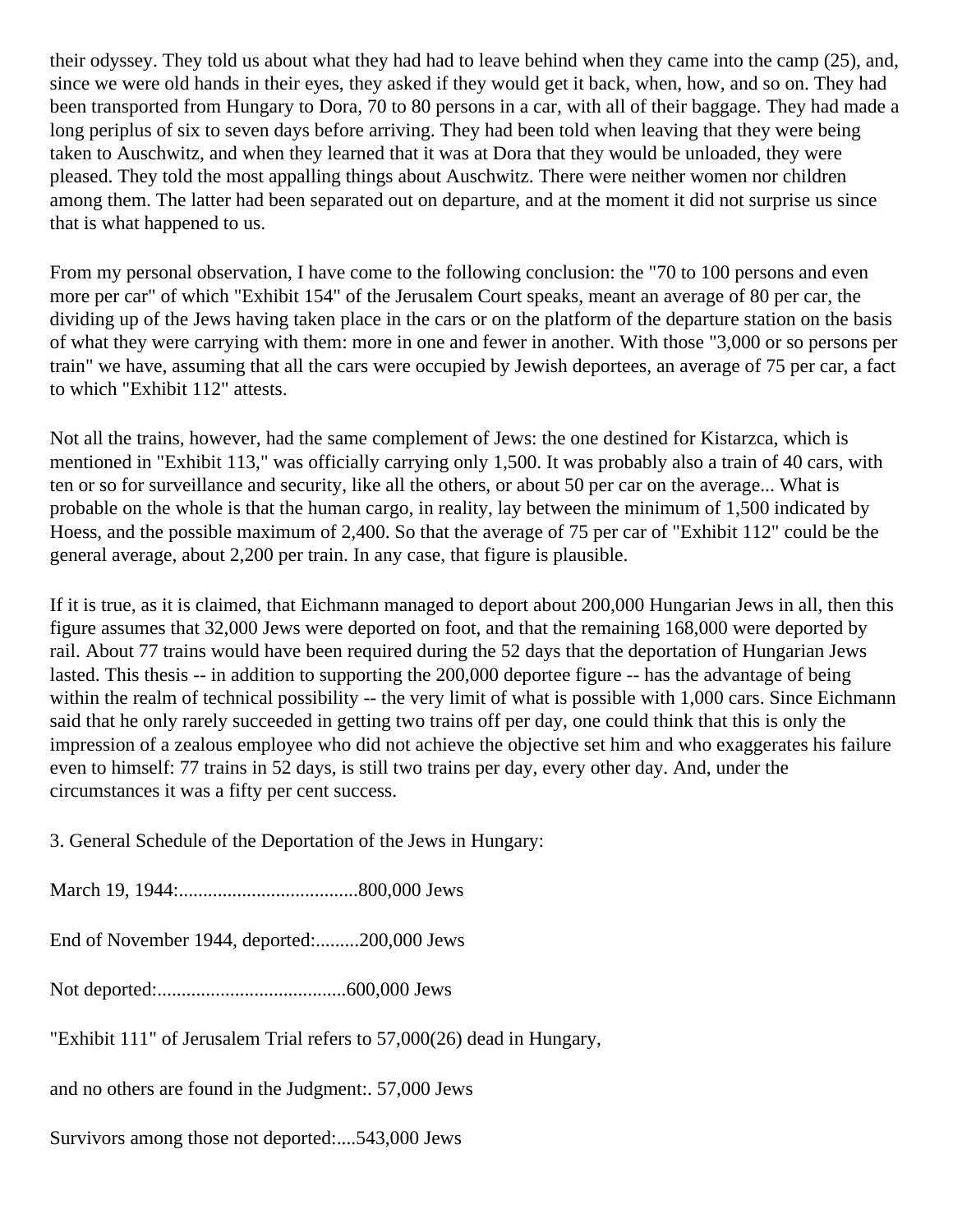their odyssey. They told us about what they had had to leave behind when they came into the camp (25), and, since we were old hands in their eyes, they asked if they would get it back, when, how, and so on. They had been transported from Hungary to Dora, 70 to 80 persons in a car, with all of their baggage. They had made a long periplus of six to seven days before arriving. They had been told when leaving that they were being taken to Auschwitz, and when they learned that it was at Dora that they would be unloaded, they were pleased. They told the most appalling things about Auschwitz. There were neither women nor children among them. The latter had been separated out on departure, and at the moment it did not surprise us since that is what happened to us.

From my personal observation, I have come to the following conclusion: the "70 to 100 persons and even more per car" of which "Exhibit 154" of the Jerusalem Court speaks, meant an average of 80 per car, the dividing up of the Jews having taken place in the cars or on the platform of the departure station on the basis of what they were carrying with them: more in one and fewer in another. With those "3,000 or so persons per train" we have, assuming that all the cars were occupied by Jewish deportees, an average of 75 per car, a fact to which "Exhibit 112" attests.

Not all the trains, however, had the same complement of Jews: the one destined for Kistarzca, which is mentioned in "Exhibit 113," was officially carrying only 1,500. It was probably also a train of 40 cars, with ten or so for surveillance and security, like all the others, or about 50 per car on the average... What is probable on the whole is that the human cargo, in reality, lay between the minimum of 1,500 indicated by Hoess, and the possible maximum of 2,400. So that the average of 75 per car of "Exhibit 112" could be the general average, about 2,200 per train. In any case, that figure is plausible.

If it is true, as it is claimed, that Eichmann managed to deport about 200,000 Hungarian Jews in all, then this figure assumes that 32,000 Jews were deported on foot, and that the remaining 168,000 were deported by rail. About 77 trains would have been required during the 52 days that the deportation of Hungarian Jews lasted. This thesis -- in addition to supporting the 200,000 deportee figure -- has the advantage of being within the realm of technical possibility -- the very limit of what is possible with 1,000 cars. Since Eichmann said that he only rarely succeeded in getting two trains off per day, one could think that this is only the impression of a zealous employee who did not achieve the objective set him and who exaggerates his failure even to himself: 77 trains in 52 days, is still two trains per day, every other day. And, under the circumstances it was a fifty per cent success.

3. General Schedule of the Deportation of the Jews in Hungary:

March 19, 1944:.....................................800,000 Jews

End of November 1944, deported:.........200,000 Jews

Not deported:.......................................600,000 Jews

"Exhibit 111" of Jerusalem Trial refers to 57,000(26) dead in Hungary,

and no others are found in the Judgment:. 57,000 Jews

Survivors among those not deported:....543,000 Jews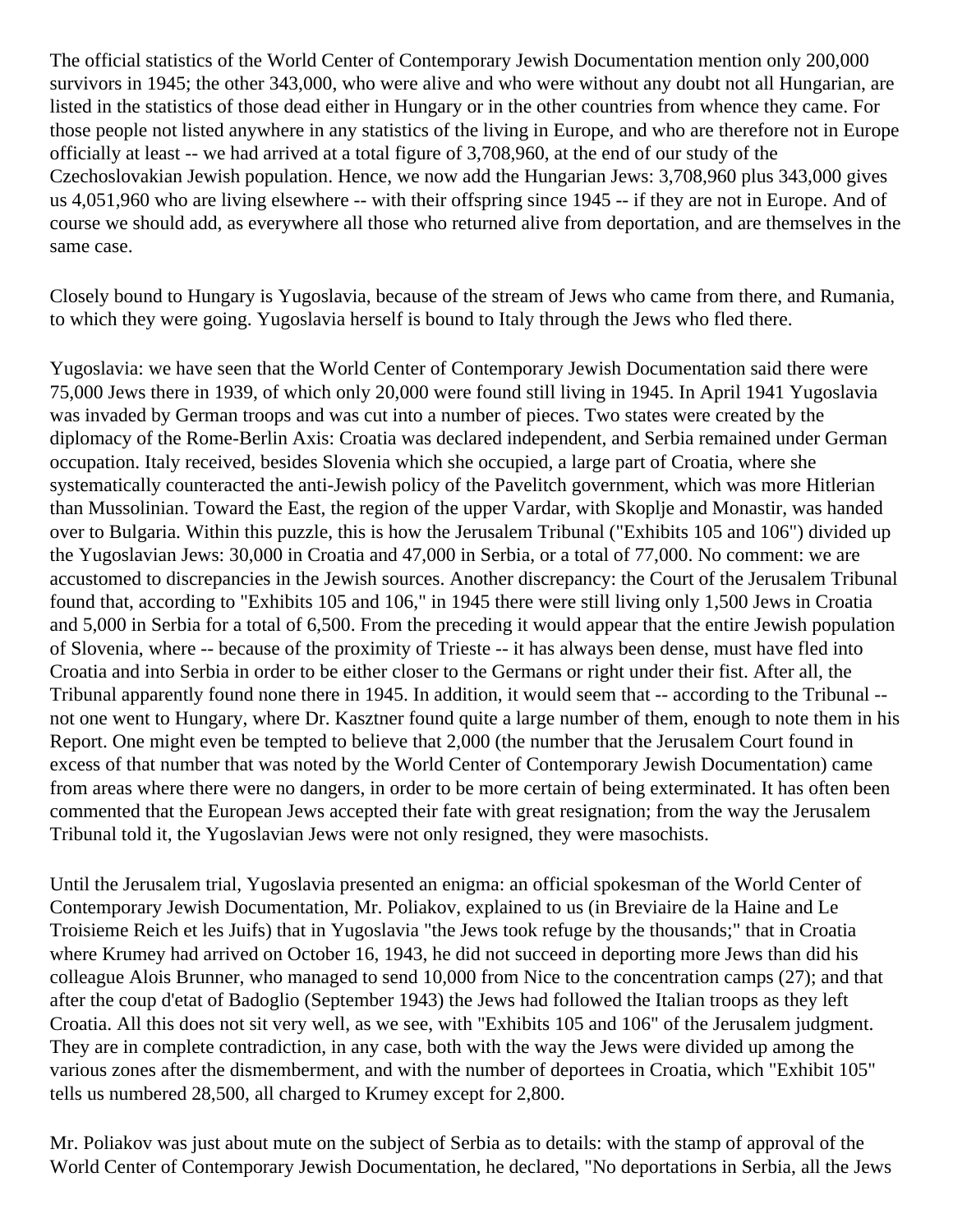The official statistics of the World Center of Contemporary Jewish Documentation mention only 200,000 survivors in 1945; the other 343,000, who were alive and who were without any doubt not all Hungarian, are listed in the statistics of those dead either in Hungary or in the other countries from whence they came. For those people not listed anywhere in any statistics of the living in Europe, and who are therefore not in Europe officially at least -- we had arrived at a total figure of 3,708,960, at the end of our study of the Czechoslovakian Jewish population. Hence, we now add the Hungarian Jews: 3,708,960 plus 343,000 gives us 4,051,960 who are living elsewhere -- with their offspring since 1945 -- if they are not in Europe. And of course we should add, as everywhere all those who returned alive from deportation, and are themselves in the same case.

Closely bound to Hungary is Yugoslavia, because of the stream of Jews who came from there, and Rumania, to which they were going. Yugoslavia herself is bound to Italy through the Jews who fled there.

Yugoslavia: we have seen that the World Center of Contemporary Jewish Documentation said there were 75,000 Jews there in 1939, of which only 20,000 were found still living in 1945. In April 1941 Yugoslavia was invaded by German troops and was cut into a number of pieces. Two states were created by the diplomacy of the Rome-Berlin Axis: Croatia was declared independent, and Serbia remained under German occupation. Italy received, besides Slovenia which she occupied, a large part of Croatia, where she systematically counteracted the anti-Jewish policy of the Pavelitch government, which was more Hitlerian than Mussolinian. Toward the East, the region of the upper Vardar, with Skoplje and Monastir, was handed over to Bulgaria. Within this puzzle, this is how the Jerusalem Tribunal ("Exhibits 105 and 106") divided up the Yugoslavian Jews: 30,000 in Croatia and 47,000 in Serbia, or a total of 77,000. No comment: we are accustomed to discrepancies in the Jewish sources. Another discrepancy: the Court of the Jerusalem Tribunal found that, according to "Exhibits 105 and 106," in 1945 there were still living only 1,500 Jews in Croatia and 5,000 in Serbia for a total of 6,500. From the preceding it would appear that the entire Jewish population of Slovenia, where -- because of the proximity of Trieste -- it has always been dense, must have fled into Croatia and into Serbia in order to be either closer to the Germans or right under their fist. After all, the Tribunal apparently found none there in 1945. In addition, it would seem that -- according to the Tribunal -- not one went to Hungary, where Dr. Kasztner found quite a large number of them, enough to note them in his Report. One might even be tempted to believe that 2,000 (the number that the Jerusalem Court found in excess of that number that was noted by the World Center of Contemporary Jewish Documentation) came from areas where there were no dangers, in order to be more certain of being exterminated. It has often been commented that the European Jews accepted their fate with great resignation; from the way the Jerusalem Tribunal told it, the Yugoslavian Jews were not only resigned, they were masochists.

Until the Jerusalem trial, Yugoslavia presented an enigma: an official spokesman of the World Center of Contemporary Jewish Documentation, Mr. Poliakov, explained to us (in Breviaire de la Haine and Le Troisieme Reich et les Juifs) that in Yugoslavia "the Jews took refuge by the thousands;" that in Croatia where Krumey had arrived on October 16, 1943, he did not succeed in deporting more Jews than did his colleague Alois Brunner, who managed to send 10,000 from Nice to the concentration camps (27); and that after the coup d'etat of Badoglio (September 1943) the Jews had followed the Italian troops as they left Croatia. All this does not sit very well, as we see, with "Exhibits 105 and 106" of the Jerusalem judgment. They are in complete contradiction, in any case, both with the way the Jews were divided up among the various zones after the dismemberment, and with the number of deportees in Croatia, which "Exhibit 105" tells us numbered 28,500, all charged to Krumey except for 2,800.

Mr. Poliakov was just about mute on the subject of Serbia as to details: with the stamp of approval of the World Center of Contemporary Jewish Documentation, he declared, "No deportations in Serbia, all the Jews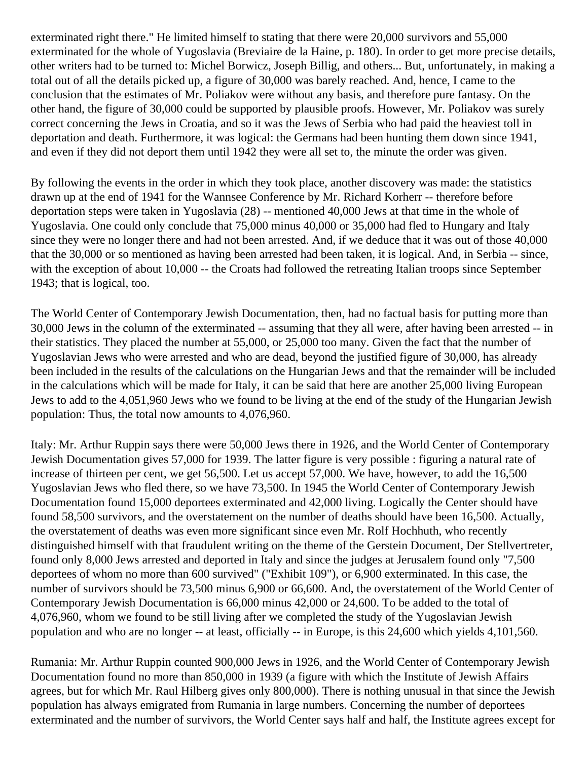exterminated right there." He limited himself to stating that there were 20,000 survivors and 55,000 exterminated for the whole of Yugoslavia (Breviaire de la Haine, p. 180). In order to get more precise details, other writers had to be turned to: Michel Borwicz, Joseph Billig, and others... But, unfortunately, in making a total out of all the details picked up, a figure of 30,000 was barely reached. And, hence, I came to the conclusion that the estimates of Mr. Poliakov were without any basis, and therefore pure fantasy. On the other hand, the figure of 30,000 could be supported by plausible proofs. However, Mr. Poliakov was surely correct concerning the Jews in Croatia, and so it was the Jews of Serbia who had paid the heaviest toll in deportation and death. Furthermore, it was logical: the Germans had been hunting them down since 1941, and even if they did not deport them until 1942 they were all set to, the minute the order was given.

By following the events in the order in which they took place, another discovery was made: the statistics drawn up at the end of 1941 for the Wannsee Conference by Mr. Richard Korherr -- therefore before deportation steps were taken in Yugoslavia (28) -- mentioned 40,000 Jews at that time in the whole of Yugoslavia. One could only conclude that 75,000 minus 40,000 or 35,000 had fled to Hungary and Italy since they were no longer there and had not been arrested. And, if we deduce that it was out of those 40,000 that the 30,000 or so mentioned as having been arrested had been taken, it is logical. And, in Serbia -- since, with the exception of about 10,000 -- the Croats had followed the retreating Italian troops since September 1943; that is logical, too.

The World Center of Contemporary Jewish Documentation, then, had no factual basis for putting more than 30,000 Jews in the column of the exterminated -- assuming that they all were, after having been arrested -- in their statistics. They placed the number at 55,000, or 25,000 too many. Given the fact that the number of Yugoslavian Jews who were arrested and who are dead, beyond the justified figure of 30,000, has already been included in the results of the calculations on the Hungarian Jews and that the remainder will be included in the calculations which will be made for Italy, it can be said that here are another 25,000 living European Jews to add to the 4,051,960 Jews who we found to be living at the end of the study of the Hungarian Jewish population: Thus, the total now amounts to 4,076,960.

Italy: Mr. Arthur Ruppin says there were 50,000 Jews there in 1926, and the World Center of Contemporary Jewish Documentation gives 57,000 for 1939. The latter figure is very possible : figuring a natural rate of increase of thirteen per cent, we get 56,500. Let us accept 57,000. We have, however, to add the 16,500 Yugoslavian Jews who fled there, so we have 73,500. In 1945 the World Center of Contemporary Jewish Documentation found 15,000 deportees exterminated and 42,000 living. Logically the Center should have found 58,500 survivors, and the overstatement on the number of deaths should have been 16,500. Actually, the overstatement of deaths was even more significant since even Mr. Rolf Hochhuth, who recently distinguished himself with that fraudulent writing on the theme of the Gerstein Document, Der Stellvertreter, found only 8,000 Jews arrested and deported in Italy and since the judges at Jerusalem found only "7,500 deportees of whom no more than 600 survived" ("Exhibit 109"), or 6,900 exterminated. In this case, the number of survivors should be 73,500 minus 6,900 or 66,600. And, the overstatement of the World Center of Contemporary Jewish Documentation is 66,000 minus 42,000 or 24,600. To be added to the total of 4,076,960, whom we found to be still living after we completed the study of the Yugoslavian Jewish population and who are no longer -- at least, officially -- in Europe, is this 24,600 which yields 4,101,560.

Rumania: Mr. Arthur Ruppin counted 900,000 Jews in 1926, and the World Center of Contemporary Jewish Documentation found no more than 850,000 in 1939 (a figure with which the Institute of Jewish Affairs agrees, but for which Mr. Raul Hilberg gives only 800,000). There is nothing unusual in that since the Jewish population has always emigrated from Rumania in large numbers. Concerning the number of deportees exterminated and the number of survivors, the World Center says half and half, the Institute agrees except for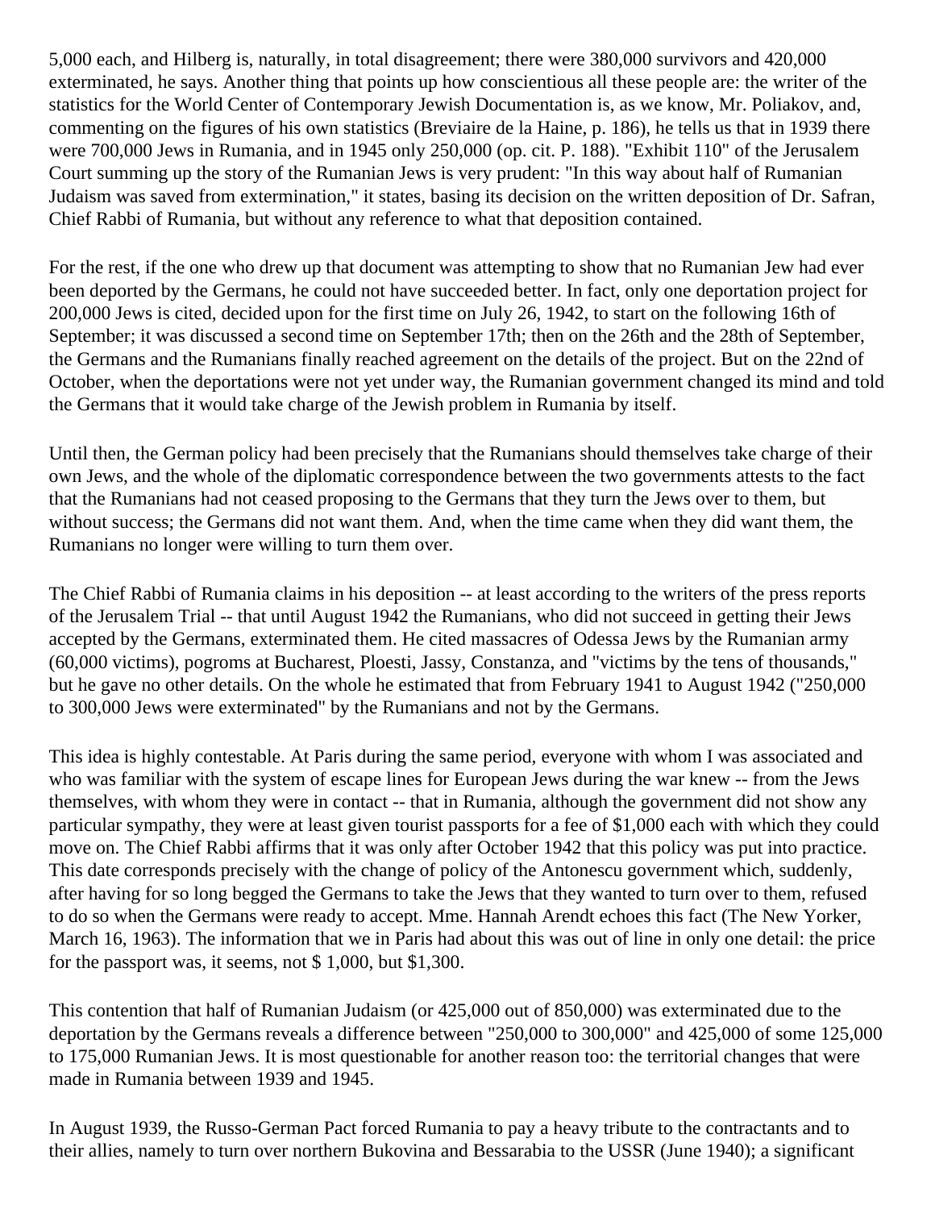5,000 each, and Hilberg is, naturally, in total disagreement; there were 380,000 survivors and 420,000 exterminated, he says. Another thing that points up how conscientious all these people are: the writer of the statistics for the World Center of Contemporary Jewish Documentation is, as we know, Mr. Poliakov, and, commenting on the figures of his own statistics (Breviaire de la Haine, p. 186), he tells us that in 1939 there were 700,000 Jews in Rumania, and in 1945 only 250,000 (op. cit. P. 188). "Exhibit 110" of the Jerusalem Court summing up the story of the Rumanian Jews is very prudent: "In this way about half of Rumanian Judaism was saved from extermination," it states, basing its decision on the written deposition of Dr. Safran, Chief Rabbi of Rumania, but without any reference to what that deposition contained.

For the rest, if the one who drew up that document was attempting to show that no Rumanian Jew had ever been deported by the Germans, he could not have succeeded better. In fact, only one deportation project for 200,000 Jews is cited, decided upon for the first time on July 26, 1942, to start on the following 16th of September; it was discussed a second time on September 17th; then on the 26th and the 28th of September, the Germans and the Rumanians finally reached agreement on the details of the project. But on the 22nd of October, when the deportations were not yet under way, the Rumanian government changed its mind and told the Germans that it would take charge of the Jewish problem in Rumania by itself.

Until then, the German policy had been precisely that the Rumanians should themselves take charge of their own Jews, and the whole of the diplomatic correspondence between the two governments attests to the fact that the Rumanians had not ceased proposing to the Germans that they turn the Jews over to them, but without success; the Germans did not want them. And, when the time came when they did want them, the Rumanians no longer were willing to turn them over.

The Chief Rabbi of Rumania claims in his deposition -- at least according to the writers of the press reports of the Jerusalem Trial -- that until August 1942 the Rumanians, who did not succeed in getting their Jews accepted by the Germans, exterminated them. He cited massacres of Odessa Jews by the Rumanian army (60,000 victims), pogroms at Bucharest, Ploesti, Jassy, Constanza, and "victims by the tens of thousands," but he gave no other details. On the whole he estimated that from February 1941 to August 1942 ("250,000 to 300,000 Jews were exterminated" by the Rumanians and not by the Germans.

This idea is highly contestable. At Paris during the same period, everyone with whom I was associated and who was familiar with the system of escape lines for European Jews during the war knew -- from the Jews themselves, with whom they were in contact -- that in Rumania, although the government did not show any particular sympathy, they were at least given tourist passports for a fee of $1,000 each with which they could move on. The Chief Rabbi affirms that it was only after October 1942 that this policy was put into practice. This date corresponds precisely with the change of policy of the Antonescu government which, suddenly, after having for so long begged the Germans to take the Jews that they wanted to turn over to them, refused to do so when the Germans were ready to accept. Mme. Hannah Arendt echoes this fact (The New Yorker, March 16, 1963). The information that we in Paris had about this was out of line in only one detail: the price for the passport was, it seems, not $ 1,000, but $1,300.

This contention that half of Rumanian Judaism (or 425,000 out of 850,000) was exterminated due to the deportation by the Germans reveals a difference between "250,000 to 300,000" and 425,000 of some 125,000 to 175,000 Rumanian Jews. It is most questionable for another reason too: the territorial changes that were made in Rumania between 1939 and 1945.

In August 1939, the Russo-German Pact forced Rumania to pay a heavy tribute to the contractants and to their allies, namely to turn over northern Bukovina and Bessarabia to the USSR (June 1940); a significant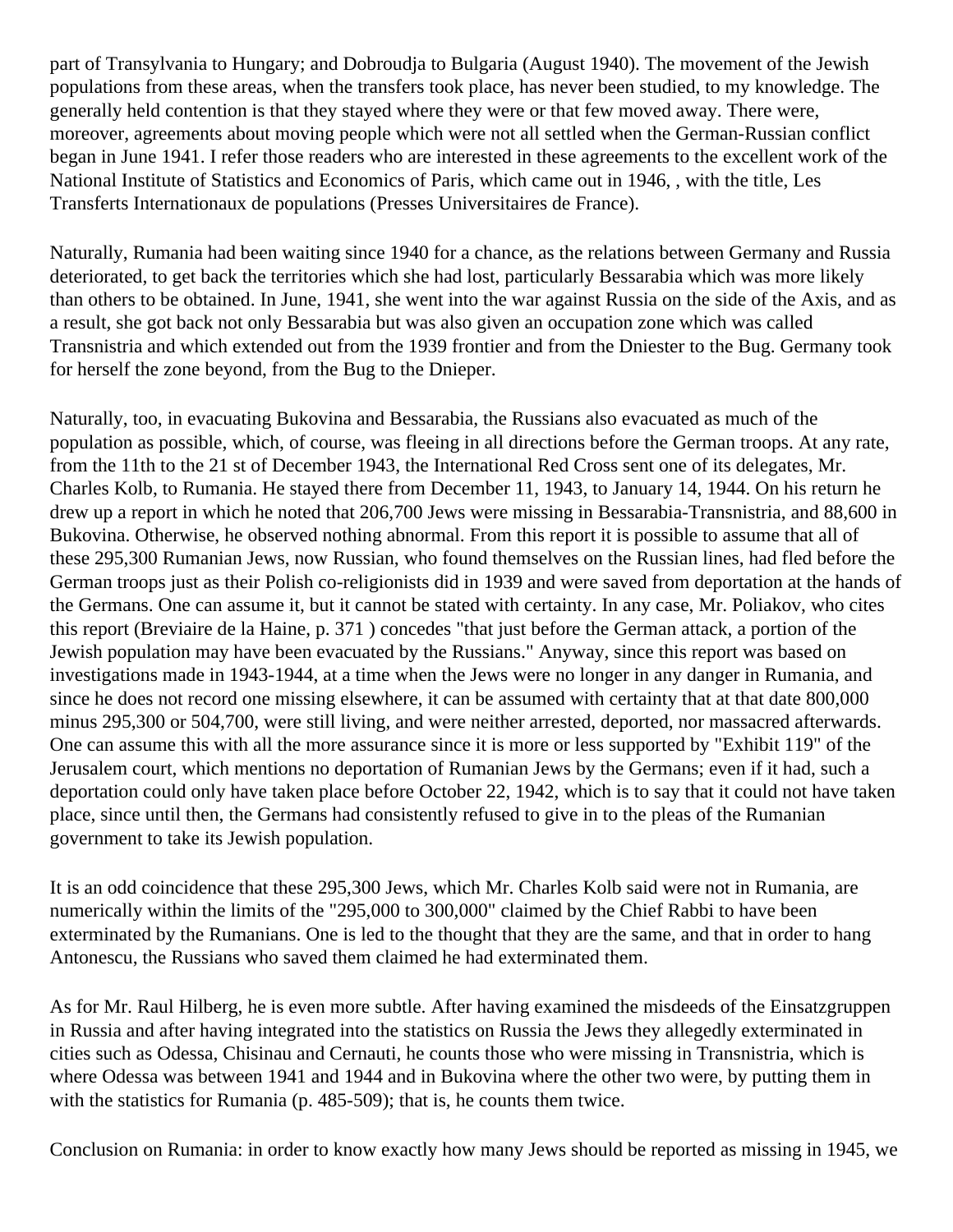part of Transylvania to Hungary; and Dobroudja to Bulgaria (August 1940). The movement of the Jewish populations from these areas, when the transfers took place, has never been studied, to my knowledge. The generally held contention is that they stayed where they were or that few moved away. There were, moreover, agreements about moving people which were not all settled when the German-Russian conflict began in June 1941. I refer those readers who are interested in these agreements to the excellent work of the National Institute of Statistics and Economics of Paris, which came out in 1946, , with the title, Les Transferts Internationaux de populations (Presses Universitaires de France).

Naturally, Rumania had been waiting since 1940 for a chance, as the relations between Germany and Russia deteriorated, to get back the territories which she had lost, particularly Bessarabia which was more likely than others to be obtained. In June, 1941, she went into the war against Russia on the side of the Axis, and as a result, she got back not only Bessarabia but was also given an occupation zone which was called Transnistria and which extended out from the 1939 frontier and from the Dniester to the Bug. Germany took for herself the zone beyond, from the Bug to the Dnieper.

Naturally, too, in evacuating Bukovina and Bessarabia, the Russians also evacuated as much of the population as possible, which, of course, was fleeing in all directions before the German troops. At any rate, from the 11th to the 21 st of December 1943, the International Red Cross sent one of its delegates, Mr. Charles Kolb, to Rumania. He stayed there from December 11, 1943, to January 14, 1944. On his return he drew up a report in which he noted that 206,700 Jews were missing in Bessarabia-Transnistria, and 88,600 in Bukovina. Otherwise, he observed nothing abnormal. From this report it is possible to assume that all of these 295,300 Rumanian Jews, now Russian, who found themselves on the Russian lines, had fled before the German troops just as their Polish co-religionists did in 1939 and were saved from deportation at the hands of the Germans. One can assume it, but it cannot be stated with certainty. In any case, Mr. Poliakov, who cites this report (Breviaire de la Haine, p. 371 ) concedes "that just before the German attack, a portion of the Jewish population may have been evacuated by the Russians." Anyway, since this report was based on investigations made in 1943-1944, at a time when the Jews were no longer in any danger in Rumania, and since he does not record one missing elsewhere, it can be assumed with certainty that at that date 800,000 minus 295,300 or 504,700, were still living, and were neither arrested, deported, nor massacred afterwards. One can assume this with all the more assurance since it is more or less supported by "Exhibit 119" of the Jerusalem court, which mentions no deportation of Rumanian Jews by the Germans; even if it had, such a deportation could only have taken place before October 22, 1942, which is to say that it could not have taken place, since until then, the Germans had consistently refused to give in to the pleas of the Rumanian government to take its Jewish population.

It is an odd coincidence that these 295,300 Jews, which Mr. Charles Kolb said were not in Rumania, are numerically within the limits of the "295,000 to 300,000" claimed by the Chief Rabbi to have been exterminated by the Rumanians. One is led to the thought that they are the same, and that in order to hang Antonescu, the Russians who saved them claimed he had exterminated them.

As for Mr. Raul Hilberg, he is even more subtle. After having examined the misdeeds of the Einsatzgruppen in Russia and after having integrated into the statistics on Russia the Jews they allegedly exterminated in cities such as Odessa, Chisinau and Cernauti, he counts those who were missing in Transnistria, which is where Odessa was between 1941 and 1944 and in Bukovina where the other two were, by putting them in with the statistics for Rumania (p. 485-509); that is, he counts them twice.

Conclusion on Rumania: in order to know exactly how many Jews should be reported as missing in 1945, we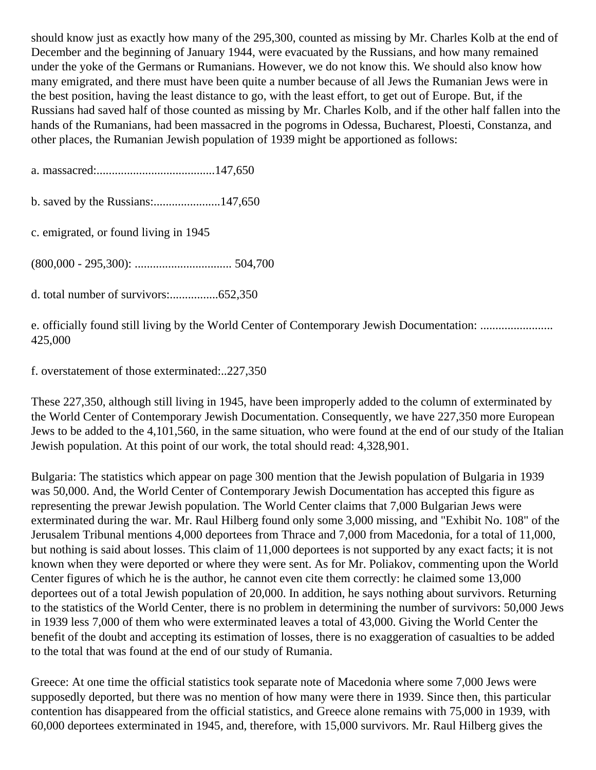should know just as exactly how many of the 295,300, counted as missing by Mr. Charles Kolb at the end of December and the beginning of January 1944, were evacuated by the Russians, and how many remained under the yoke of the Germans or Rumanians. However, we do not know this. We should also know how many emigrated, and there must have been quite a number because of all Jews the Rumanian Jews were in the best position, having the least distance to go, with the least effort, to get out of Europe. But, if the Russians had saved half of those counted as missing by Mr. Charles Kolb, and if the other half fallen into the hands of the Rumanians, had been massacred in the pogroms in Odessa, Bucharest, Ploesti, Constanza, and other places, the Rumanian Jewish population of 1939 might be apportioned as follows:

a. massacred:.......................................147,650

b. saved by the Russians:......................147,650

c. emigrated, or found living in 1945

(800,000 - 295,300): ................................ 504,700

d. total number of survivors:................652,350

e. officially found still living by the World Center of Contemporary Jewish Documentation: ........................ 425,000

f. overstatement of those exterminated:..227,350

These 227,350, although still living in 1945, have been improperly added to the column of exterminated by the World Center of Contemporary Jewish Documentation. Consequently, we have 227,350 more European Jews to be added to the 4,101,560, in the same situation, who were found at the end of our study of the Italian Jewish population. At this point of our work, the total should read: 4,328,901.

Bulgaria: The statistics which appear on page 300 mention that the Jewish population of Bulgaria in 1939 was 50,000. And, the World Center of Contemporary Jewish Documentation has accepted this figure as representing the prewar Jewish population. The World Center claims that 7,000 Bulgarian Jews were exterminated during the war. Mr. Raul Hilberg found only some 3,000 missing, and "Exhibit No. 108" of the Jerusalem Tribunal mentions 4,000 deportees from Thrace and 7,000 from Macedonia, for a total of 11,000, but nothing is said about losses. This claim of 11,000 deportees is not supported by any exact facts; it is not known when they were deported or where they were sent. As for Mr. Poliakov, commenting upon the World Center figures of which he is the author, he cannot even cite them correctly: he claimed some 13,000 deportees out of a total Jewish population of 20,000. In addition, he says nothing about survivors. Returning to the statistics of the World Center, there is no problem in determining the number of survivors: 50,000 Jews in 1939 less 7,000 of them who were exterminated leaves a total of 43,000. Giving the World Center the benefit of the doubt and accepting its estimation of losses, there is no exaggeration of casualties to be added to the total that was found at the end of our study of Rumania.

Greece: At one time the official statistics took separate note of Macedonia where some 7,000 Jews were supposedly deported, but there was no mention of how many were there in 1939. Since then, this particular contention has disappeared from the official statistics, and Greece alone remains with 75,000 in 1939, with 60,000 deportees exterminated in 1945, and, therefore, with 15,000 survivors. Mr. Raul Hilberg gives the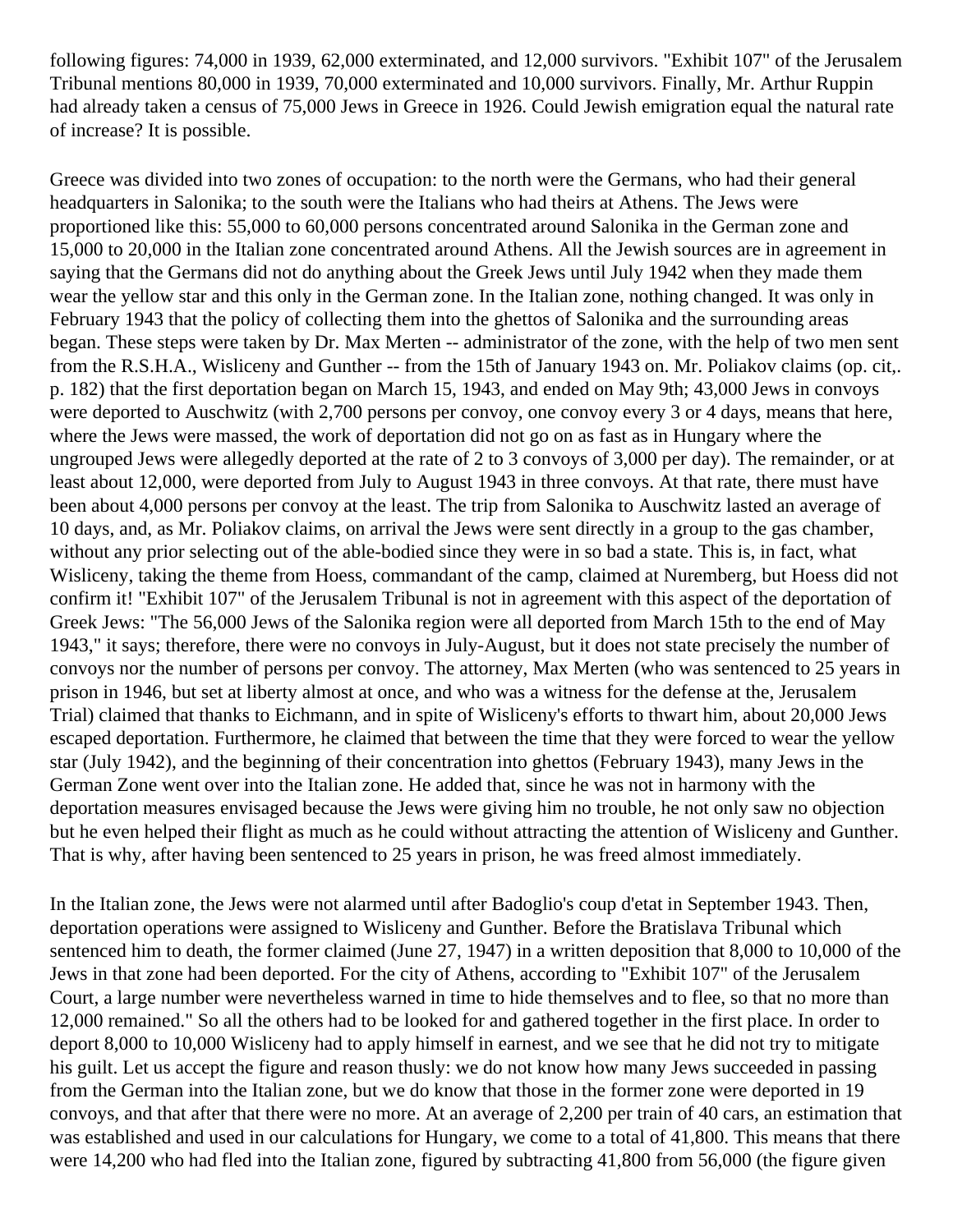following figures: 74,000 in 1939, 62,000 exterminated, and 12,000 survivors. "Exhibit 107" of the Jerusalem Tribunal mentions 80,000 in 1939, 70,000 exterminated and 10,000 survivors. Finally, Mr. Arthur Ruppin had already taken a census of 75,000 Jews in Greece in 1926. Could Jewish emigration equal the natural rate of increase? It is possible.

Greece was divided into two zones of occupation: to the north were the Germans, who had their general headquarters in Salonika; to the south were the Italians who had theirs at Athens. The Jews were proportioned like this: 55,000 to 60,000 persons concentrated around Salonika in the German zone and 15,000 to 20,000 in the Italian zone concentrated around Athens. All the Jewish sources are in agreement in saying that the Germans did not do anything about the Greek Jews until July 1942 when they made them wear the yellow star and this only in the German zone. In the Italian zone, nothing changed. It was only in February 1943 that the policy of collecting them into the ghettos of Salonika and the surrounding areas began. These steps were taken by Dr. Max Merten -- administrator of the zone, with the help of two men sent from the R.S.H.A., Wisliceny and Gunther -- from the 15th of January 1943 on. Mr. Poliakov claims (op. cit,. p. 182) that the first deportation began on March 15, 1943, and ended on May 9th; 43,000 Jews in convoys were deported to Auschwitz (with 2,700 persons per convoy, one convoy every 3 or 4 days, means that here, where the Jews were massed, the work of deportation did not go on as fast as in Hungary where the ungrouped Jews were allegedly deported at the rate of 2 to 3 convoys of 3,000 per day). The remainder, or at least about 12,000, were deported from July to August 1943 in three convoys. At that rate, there must have been about 4,000 persons per convoy at the least. The trip from Salonika to Auschwitz lasted an average of 10 days, and, as Mr. Poliakov claims, on arrival the Jews were sent directly in a group to the gas chamber, without any prior selecting out of the able-bodied since they were in so bad a state. This is, in fact, what Wisliceny, taking the theme from Hoess, commandant of the camp, claimed at Nuremberg, but Hoess did not confirm it! "Exhibit 107" of the Jerusalem Tribunal is not in agreement with this aspect of the deportation of Greek Jews: "The 56,000 Jews of the Salonika region were all deported from March 15th to the end of May 1943," it says; therefore, there were no convoys in July-August, but it does not state precisely the number of convoys nor the number of persons per convoy. The attorney, Max Merten (who was sentenced to 25 years in prison in 1946, but set at liberty almost at once, and who was a witness for the defense at the, Jerusalem Trial) claimed that thanks to Eichmann, and in spite of Wisliceny's efforts to thwart him, about 20,000 Jews escaped deportation. Furthermore, he claimed that between the time that they were forced to wear the yellow star (July 1942), and the beginning of their concentration into ghettos (February 1943), many Jews in the German Zone went over into the Italian zone. He added that, since he was not in harmony with the deportation measures envisaged because the Jews were giving him no trouble, he not only saw no objection but he even helped their flight as much as he could without attracting the attention of Wisliceny and Gunther. That is why, after having been sentenced to 25 years in prison, he was freed almost immediately.

In the Italian zone, the Jews were not alarmed until after Badoglio's coup d'etat in September 1943. Then, deportation operations were assigned to Wisliceny and Gunther. Before the Bratislava Tribunal which sentenced him to death, the former claimed (June 27, 1947) in a written deposition that 8,000 to 10,000 of the Jews in that zone had been deported. For the city of Athens, according to "Exhibit 107" of the Jerusalem Court, a large number were nevertheless warned in time to hide themselves and to flee, so that no more than 12,000 remained." So all the others had to be looked for and gathered together in the first place. In order to deport 8,000 to 10,000 Wisliceny had to apply himself in earnest, and we see that he did not try to mitigate his guilt. Let us accept the figure and reason thusly: we do not know how many Jews succeeded in passing from the German into the Italian zone, but we do know that those in the former zone were deported in 19 convoys, and that after that there were no more. At an average of 2,200 per train of 40 cars, an estimation that was established and used in our calculations for Hungary, we come to a total of 41,800. This means that there were 14,200 who had fled into the Italian zone, figured by subtracting 41,800 from 56,000 (the figure given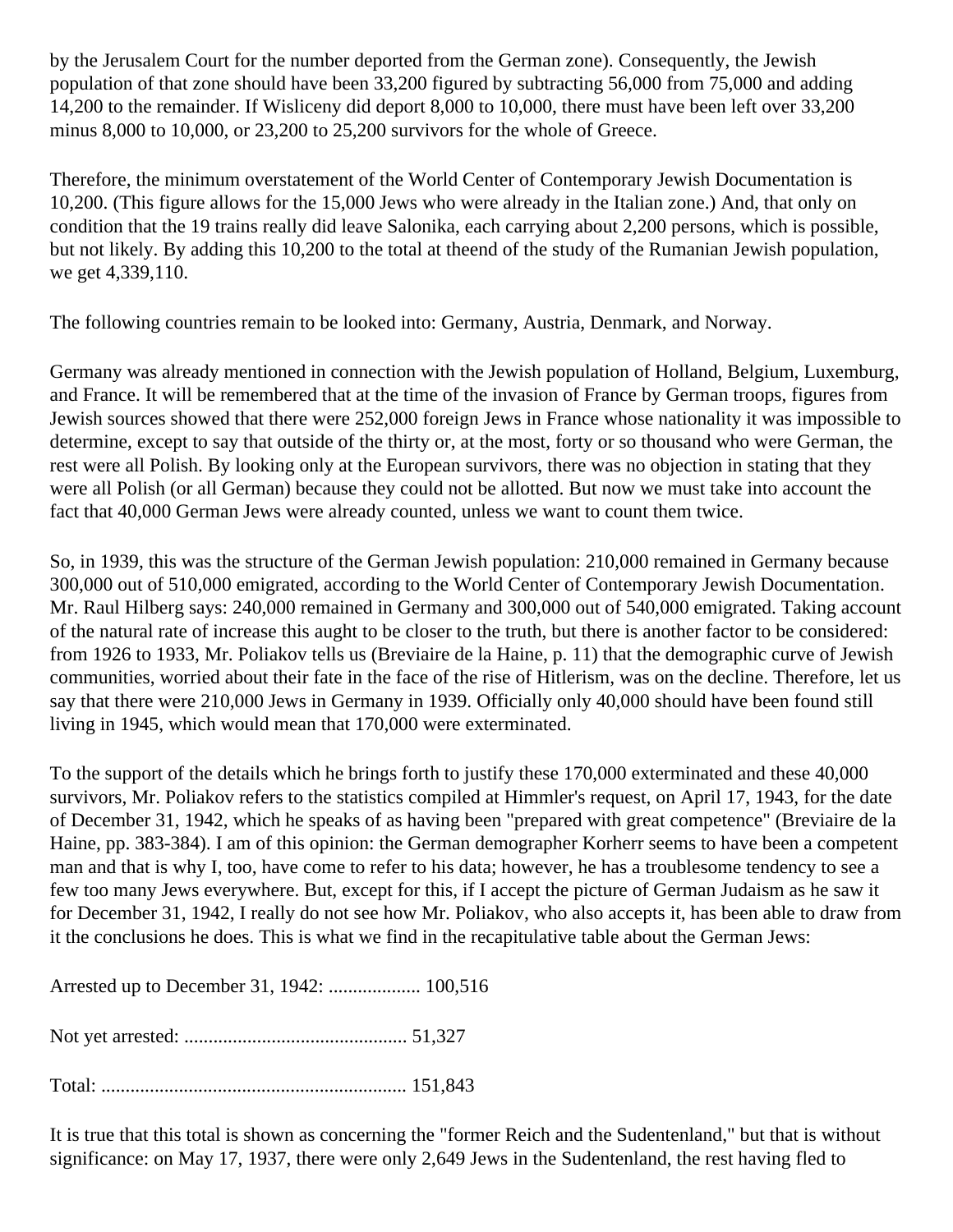by the Jerusalem Court for the number deported from the German zone). Consequently, the Jewish population of that zone should have been 33,200 figured by subtracting 56,000 from 75,000 and adding 14,200 to the remainder. If Wisliceny did deport 8,000 to 10,000, there must have been left over 33,200 minus 8,000 to 10,000, or 23,200 to 25,200 survivors for the whole of Greece.

Therefore, the minimum overstatement of the World Center of Contemporary Jewish Documentation is 10,200. (This figure allows for the 15,000 Jews who were already in the Italian zone.) And, that only on condition that the 19 trains really did leave Salonika, each carrying about 2,200 persons, which is possible, but not likely. By adding this 10,200 to the total at theend of the study of the Rumanian Jewish population, we get 4,339,110.

The following countries remain to be looked into: Germany, Austria, Denmark, and Norway.

Germany was already mentioned in connection with the Jewish population of Holland, Belgium, Luxemburg, and France. It will be remembered that at the time of the invasion of France by German troops, figures from Jewish sources showed that there were 252,000 foreign Jews in France whose nationality it was impossible to determine, except to say that outside of the thirty or, at the most, forty or so thousand who were German, the rest were all Polish. By looking only at the European survivors, there was no objection in stating that they were all Polish (or all German) because they could not be allotted. But now we must take into account the fact that 40,000 German Jews were already counted, unless we want to count them twice.

So, in 1939, this was the structure of the German Jewish population: 210,000 remained in Germany because 300,000 out of 510,000 emigrated, according to the World Center of Contemporary Jewish Documentation. Mr. Raul Hilberg says: 240,000 remained in Germany and 300,000 out of 540,000 emigrated. Taking account of the natural rate of increase this aught to be closer to the truth, but there is another factor to be considered: from 1926 to 1933, Mr. Poliakov tells us (Breviaire de la Haine, p. 11) that the demographic curve of Jewish communities, worried about their fate in the face of the rise of Hitlerism, was on the decline. Therefore, let us say that there were 210,000 Jews in Germany in 1939. Officially only 40,000 should have been found still living in 1945, which would mean that 170,000 were exterminated.

To the support of the details which he brings forth to justify these 170,000 exterminated and these 40,000 survivors, Mr. Poliakov refers to the statistics compiled at Himmler's request, on April 17, 1943, for the date of December 31, 1942, which he speaks of as having been "prepared with great competence" (Breviaire de la Haine, pp. 383-384). I am of this opinion: the German demographer Korherr seems to have been a competent man and that is why I, too, have come to refer to his data; however, he has a troublesome tendency to see a few too many Jews everywhere. But, except for this, if I accept the picture of German Judaism as he saw it for December 31, 1942, I really do not see how Mr. Poliakov, who also accepts it, has been able to draw from it the conclusions he does. This is what we find in the recapitulative table about the German Jews:

Arrested up to December 31, 1942: ................... 100,516

Not yet arrested: ............................................. 51,327

Total: .............................................................. 151,843

It is true that this total is shown as concerning the "former Reich and the Sudentenland," but that is without significance: on May 17, 1937, there were only 2,649 Jews in the Sudentenland, the rest having fled to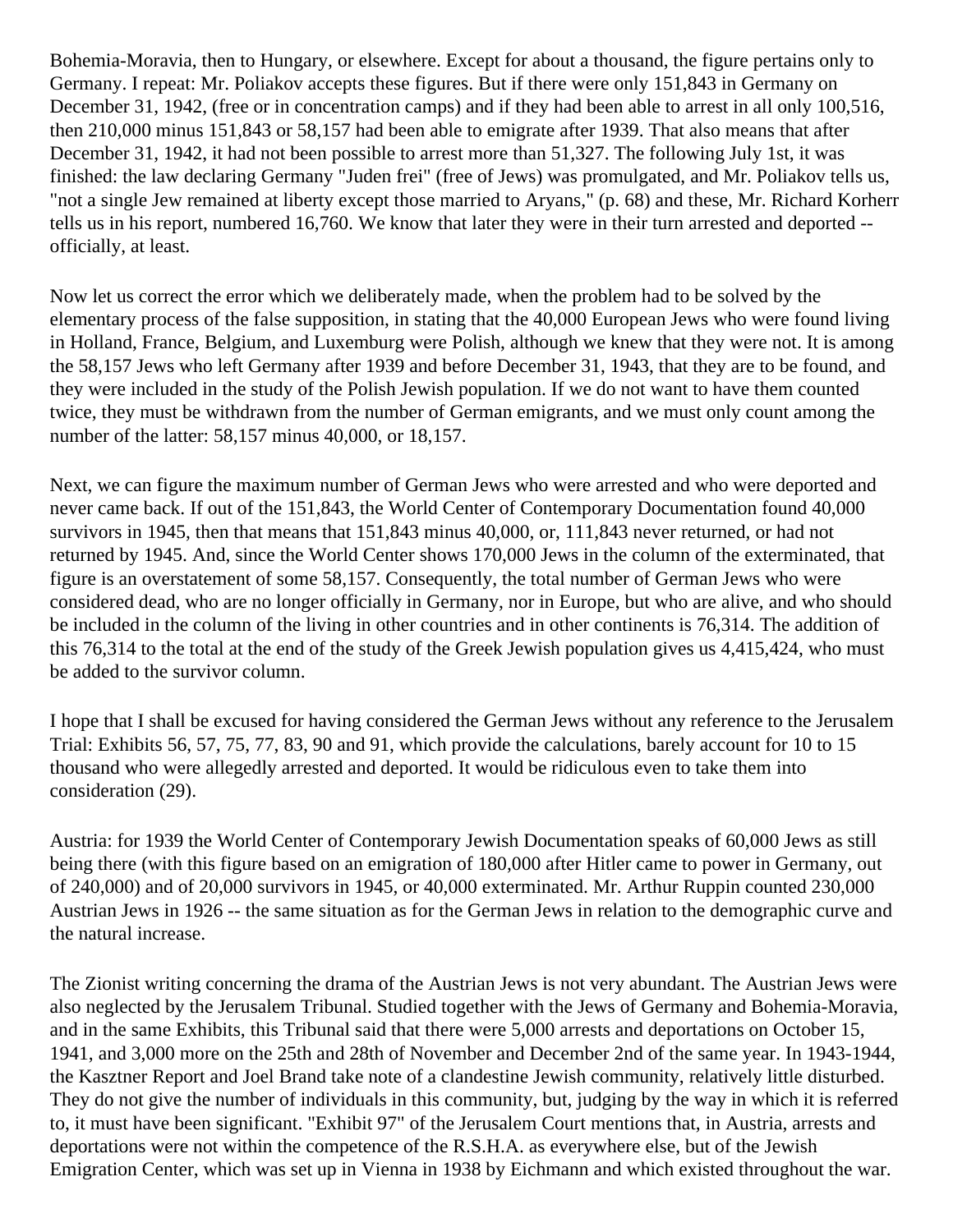Bohemia-Moravia, then to Hungary, or elsewhere. Except for about a thousand, the figure pertains only to Germany. I repeat: Mr. Poliakov accepts these figures. But if there were only 151,843 in Germany on December 31, 1942, (free or in concentration camps) and if they had been able to arrest in all only 100,516, then 210,000 minus 151,843 or 58,157 had been able to emigrate after 1939. That also means that after December 31, 1942, it had not been possible to arrest more than 51,327. The following July 1st, it was finished: the law declaring Germany "Juden frei" (free of Jews) was promulgated, and Mr. Poliakov tells us, "not a single Jew remained at liberty except those married to Aryans," (p. 68) and these, Mr. Richard Korherr tells us in his report, numbered 16,760. We know that later they were in their turn arrested and deported -- officially, at least.

Now let us correct the error which we deliberately made, when the problem had to be solved by the elementary process of the false supposition, in stating that the 40,000 European Jews who were found living in Holland, France, Belgium, and Luxemburg were Polish, although we knew that they were not. It is among the 58,157 Jews who left Germany after 1939 and before December 31, 1943, that they are to be found, and they were included in the study of the Polish Jewish population. If we do not want to have them counted twice, they must be withdrawn from the number of German emigrants, and we must only count among the number of the latter: 58,157 minus 40,000, or 18,157.

Next, we can figure the maximum number of German Jews who were arrested and who were deported and never came back. If out of the 151,843, the World Center of Contemporary Documentation found 40,000 survivors in 1945, then that means that 151,843 minus 40,000, or, 111,843 never returned, or had not returned by 1945. And, since the World Center shows 170,000 Jews in the column of the exterminated, that figure is an overstatement of some 58,157. Consequently, the total number of German Jews who were considered dead, who are no longer officially in Germany, nor in Europe, but who are alive, and who should be included in the column of the living in other countries and in other continents is 76,314. The addition of this 76,314 to the total at the end of the study of the Greek Jewish population gives us 4,415,424, who must be added to the survivor column.

I hope that I shall be excused for having considered the German Jews without any reference to the Jerusalem Trial: Exhibits 56, 57, 75, 77, 83, 90 and 91, which provide the calculations, barely account for 10 to 15 thousand who were allegedly arrested and deported. It would be ridiculous even to take them into consideration (29).

Austria: for 1939 the World Center of Contemporary Jewish Documentation speaks of 60,000 Jews as still being there (with this figure based on an emigration of 180,000 after Hitler came to power in Germany, out of 240,000) and of 20,000 survivors in 1945, or 40,000 exterminated. Mr. Arthur Ruppin counted 230,000 Austrian Jews in 1926 -- the same situation as for the German Jews in relation to the demographic curve and the natural increase.

The Zionist writing concerning the drama of the Austrian Jews is not very abundant. The Austrian Jews were also neglected by the Jerusalem Tribunal. Studied together with the Jews of Germany and Bohemia-Moravia, and in the same Exhibits, this Tribunal said that there were 5,000 arrests and deportations on October 15, 1941, and 3,000 more on the 25th and 28th of November and December 2nd of the same year. In 1943-1944, the Kasztner Report and Joel Brand take note of a clandestine Jewish community, relatively little disturbed. They do not give the number of individuals in this community, but, judging by the way in which it is referred to, it must have been significant. "Exhibit 97" of the Jerusalem Court mentions that, in Austria, arrests and deportations were not within the competence of the R.S.H.A. as everywhere else, but of the Jewish Emigration Center, which was set up in Vienna in 1938 by Eichmann and which existed throughout the war.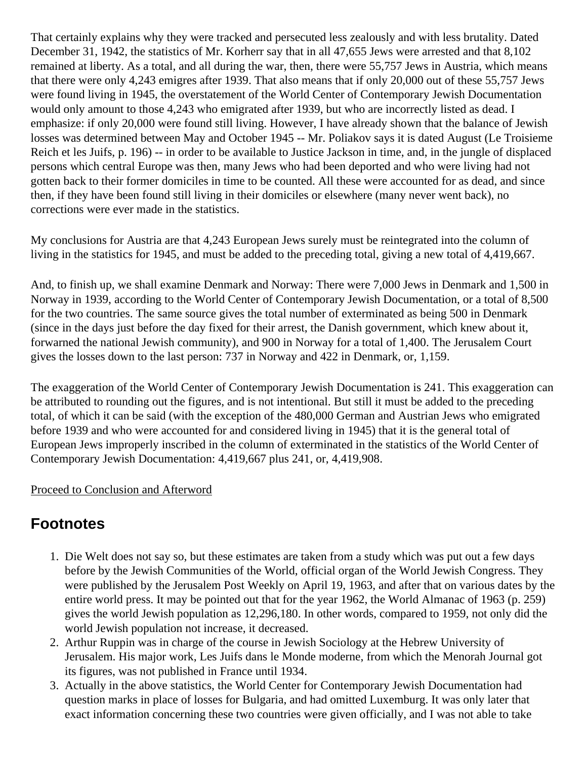That certainly explains why they were tracked and persecuted less zealously and with less brutality. Dated December 31, 1942, the statistics of Mr. Korherr say that in all 47,655 Jews were arrested and that 8,102 remained at liberty. As a total, and all during the war, then, there were 55,757 Jews in Austria, which means that there were only 4,243 emigres after 1939. That also means that if only 20,000 out of these 55,757 Jews were found living in 1945, the overstatement of the World Center of Contemporary Jewish Documentation would only amount to those 4,243 who emigrated after 1939, but who are incorrectly listed as dead. I emphasize: if only 20,000 were found still living. However, I have already shown that the balance of Jewish losses was determined between May and October 1945 -- Mr. Poliakov says it is dated August (Le Troisieme Reich et les Juifs, p. 196) -- in order to be available to Justice Jackson in time, and, in the jungle of displaced persons which central Europe was then, many Jews who had been deported and who were living had not gotten back to their former domiciles in time to be counted. All these were accounted for as dead, and since then, if they have been found still living in their domiciles or elsewhere (many never went back), no corrections were ever made in the statistics.

My conclusions for Austria are that 4,243 European Jews surely must be reintegrated into the column of living in the statistics for 1945, and must be added to the preceding total, giving a new total of 4,419,667.

And, to finish up, we shall examine Denmark and Norway: There were 7,000 Jews in Denmark and 1,500 in Norway in 1939, according to the World Center of Contemporary Jewish Documentation, or a total of 8,500 for the two countries. The same source gives the total number of exterminated as being 500 in Denmark (since in the days just before the day fixed for their arrest, the Danish government, which knew about it, forwarned the national Jewish community), and 900 in Norway for a total of 1,400. The Jerusalem Court gives the losses down to the last person: 737 in Norway and 422 in Denmark, or, 1,159.

The exaggeration of the World Center of Contemporary Jewish Documentation is 241. This exaggeration can be attributed to rounding out the figures, and is not intentional. But still it must be added to the preceding total, of which it can be said (with the exception of the 480,000 German and Austrian Jews who emigrated before 1939 and who were accounted for and considered living in 1945) that it is the general total of European Jews improperly inscribed in the column of exterminated in the statistics of the World Center of Contemporary Jewish Documentation: 4,419,667 plus 241, or, 4,419,908.

Proceed to Conclusion and Afterword

## Footnotes

1. Die Welt does not say so, but these estimates are taken from a study which was put out a few days before by the Jewish Communities of the World, official organ of the World Jewish Congress. They were published by the Jerusalem Post Weekly on April 19, 1963, and after that on various dates by the entire world press. It may be pointed out that for the year 1962, the World Almanac of 1963 (p. 259) gives the world Jewish population as 12,296,180. In other words, compared to 1959, not only did the world Jewish population not increase, it decreased.
2. Arthur Ruppin was in charge of the course in Jewish Sociology at the Hebrew University of Jerusalem. His major work, Les Juifs dans le Monde moderne, from which the Menorah Journal got its figures, was not published in France until 1934.
3. Actually in the above statistics, the World Center for Contemporary Jewish Documentation had question marks in place of losses for Bulgaria, and had omitted Luxemburg. It was only later that exact information concerning these two countries were given officially, and I was not able to take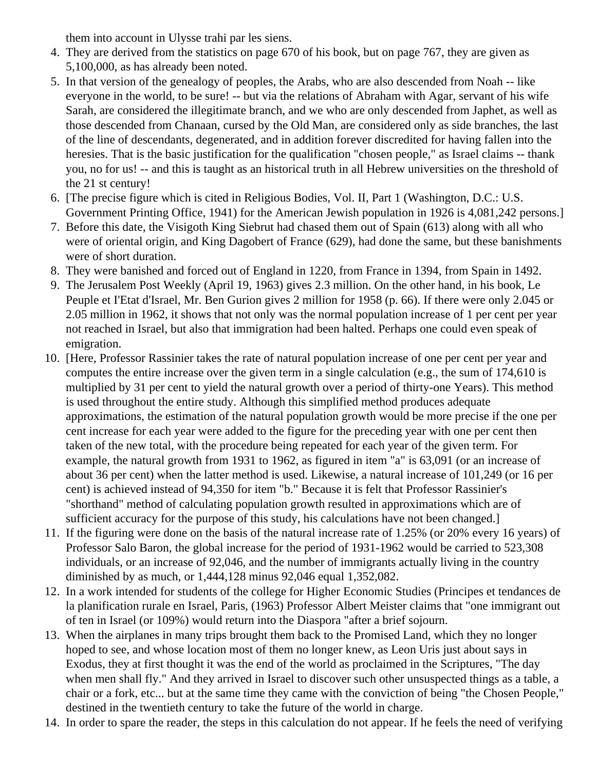them into account in Ulysse trahi par les siens.

4. They are derived from the statistics on page 670 of his book, but on page 767, they are given as 5,100,000, as has already been noted.
5. In that version of the genealogy of peoples, the Arabs, who are also descended from Noah -- like everyone in the world, to be sure! -- but via the relations of Abraham with Agar, servant of his wife Sarah, are considered the illegitimate branch, and we who are only descended from Japhet, as well as those descended from Chanaan, cursed by the Old Man, are considered only as side branches, the last of the line of descendants, degenerated, and in addition forever discredited for having fallen into the heresies. That is the basic justification for the qualification "chosen people," as Israel claims -- thank you, no for us! -- and this is taught as an historical truth in all Hebrew universities on the threshold of the 21 st century!
6. [The precise figure which is cited in Religious Bodies, Vol. II, Part 1 (Washington, D.C.: U.S. Government Printing Office, 1941) for the American Jewish population in 1926 is 4,081,242 persons.]
7. Before this date, the Visigoth King Siebrut had chased them out of Spain (613) along with all who were of oriental origin, and King Dagobert of France (629), had done the same, but these banishments were of short duration.
8. They were banished and forced out of England in 1220, from France in 1394, from Spain in 1492.
9. The Jerusalem Post Weekly (April 19, 1963) gives 2.3 million. On the other hand, in his book, Le Peuple et I'Etat d'Israel, Mr. Ben Gurion gives 2 million for 1958 (p. 66). If there were only 2.045 or 2.05 million in 1962, it shows that not only was the normal population increase of 1 per cent per year not reached in Israel, but also that immigration had been halted. Perhaps one could even speak of emigration.
10. [Here, Professor Rassinier takes the rate of natural population increase of one per cent per year and computes the entire increase over the given term in a single calculation (e.g., the sum of 174,610 is multiplied by 31 per cent to yield the natural growth over a period of thirty-one Years). This method is used throughout the entire study. Although this simplified method produces adequate approximations, the estimation of the natural population growth would be more precise if the one per cent increase for each year were added to the figure for the preceding year with one per cent then taken of the new total, with the procedure being repeated for each year of the given term. For example, the natural growth from 1931 to 1962, as figured in item "a" is 63,091 (or an increase of about 36 per cent) when the latter method is used. Likewise, a natural increase of 101,249 (or 16 per cent) is achieved instead of 94,350 for item "b." Because it is felt that Professor Rassinier's "shorthand" method of calculating population growth resulted in approximations which are of sufficient accuracy for the purpose of this study, his calculations have not been changed.]
11. If the figuring were done on the basis of the natural increase rate of 1.25% (or 20% every 16 years) of Professor Salo Baron, the global increase for the period of 1931-1962 would be carried to 523,308 individuals, or an increase of 92,046, and the number of immigrants actually living in the country diminished by as much, or 1,444,128 minus 92,046 equal 1,352,082.
12. In a work intended for students of the college for Higher Economic Studies (Principes et tendances de la planification rurale en Israel, Paris, (1963) Professor Albert Meister claims that "one immigrant out of ten in Israel (or 109%) would return into the Diaspora "after a brief sojourn.
13. When the airplanes in many trips brought them back to the Promised Land, which they no longer hoped to see, and whose location most of them no longer knew, as Leon Uris just about says in Exodus, they at first thought it was the end of the world as proclaimed in the Scriptures, "The day when men shall fly." And they arrived in Israel to discover such other unsuspected things as a table, a chair or a fork, etc... but at the same time they came with the conviction of being "the Chosen People," destined in the twentieth century to take the future of the world in charge.
14. In order to spare the reader, the steps in this calculation do not appear. If he feels the need of verifying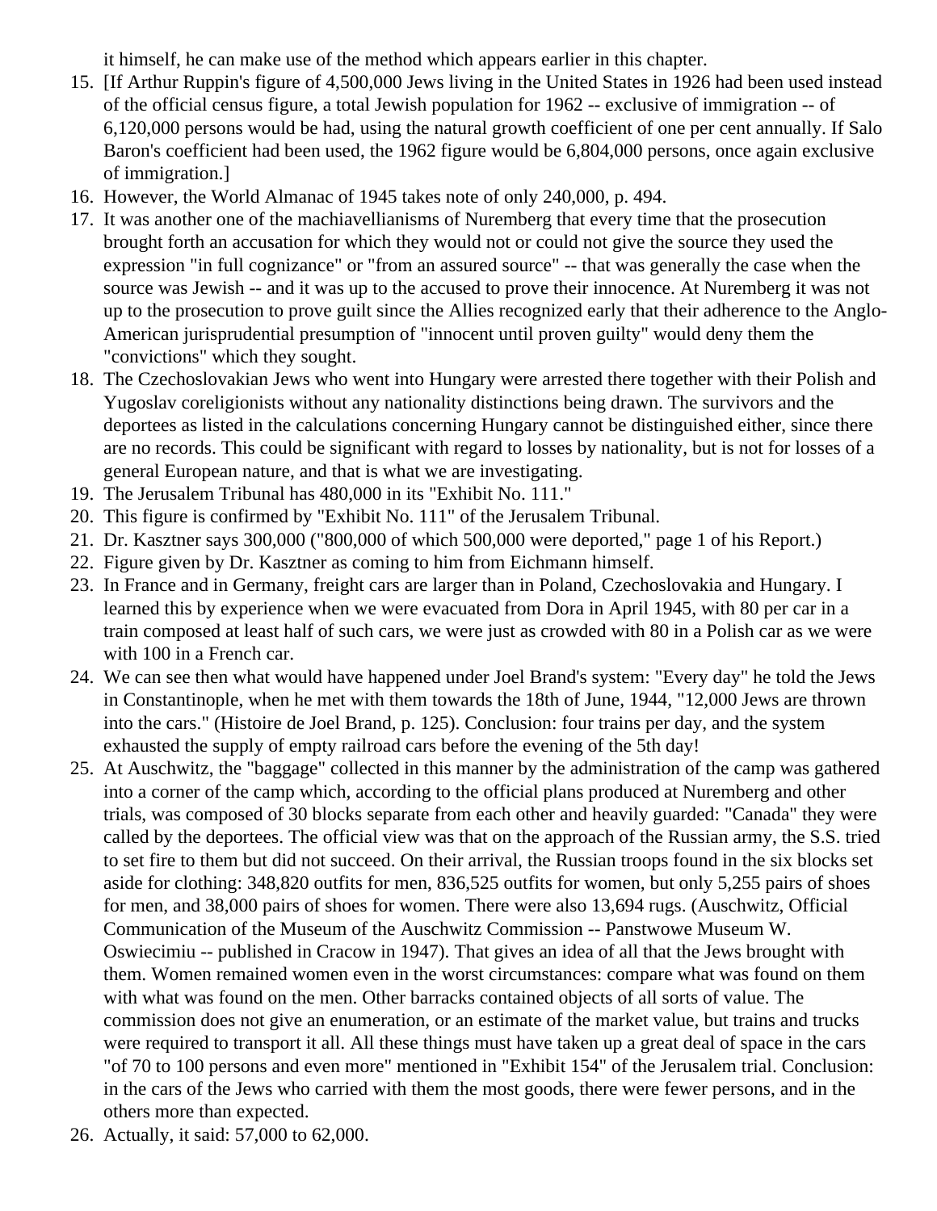it himself, he can make use of the method which appears earlier in this chapter.

15. [If Arthur Ruppin's figure of 4,500,000 Jews living in the United States in 1926 had been used instead of the official census figure, a total Jewish population for 1962 -- exclusive of immigration -- of 6,120,000 persons would be had, using the natural growth coefficient of one per cent annually. If Salo Baron's coefficient had been used, the 1962 figure would be 6,804,000 persons, once again exclusive of immigration.]
16. However, the World Almanac of 1945 takes note of only 240,000, p. 494.
17. It was another one of the machiavellianisms of Nuremberg that every time that the prosecution brought forth an accusation for which they would not or could not give the source they used the expression "in full cognizance" or "from an assured source" -- that was generally the case when the source was Jewish -- and it was up to the accused to prove their innocence. At Nuremberg it was not up to the prosecution to prove guilt since the Allies recognized early that their adherence to the Anglo-American jurisprudential presumption of "innocent until proven guilty" would deny them the "convictions" which they sought.
18. The Czechoslovakian Jews who went into Hungary were arrested there together with their Polish and Yugoslav coreligionists without any nationality distinctions being drawn. The survivors and the deportees as listed in the calculations concerning Hungary cannot be distinguished either, since there are no records. This could be significant with regard to losses by nationality, but is not for losses of a general European nature, and that is what we are investigating.
19. The Jerusalem Tribunal has 480,000 in its "Exhibit No. 111."
20. This figure is confirmed by "Exhibit No. 111" of the Jerusalem Tribunal.
21. Dr. Kasztner says 300,000 ("800,000 of which 500,000 were deported," page 1 of his Report.)
22. Figure given by Dr. Kasztner as coming to him from Eichmann himself.
23. In France and in Germany, freight cars are larger than in Poland, Czechoslovakia and Hungary. I learned this by experience when we were evacuated from Dora in April 1945, with 80 per car in a train composed at least half of such cars, we were just as crowded with 80 in a Polish car as we were with 100 in a French car.
24. We can see then what would have happened under Joel Brand's system: "Every day" he told the Jews in Constantinople, when he met with them towards the 18th of June, 1944, "12,000 Jews are thrown into the cars." (Histoire de Joel Brand, p. 125). Conclusion: four trains per day, and the system exhausted the supply of empty railroad cars before the evening of the 5th day!
25. At Auschwitz, the "baggage" collected in this manner by the administration of the camp was gathered into a corner of the camp which, according to the official plans produced at Nuremberg and other trials, was composed of 30 blocks separate from each other and heavily guarded: "Canada" they were called by the deportees. The official view was that on the approach of the Russian army, the S.S. tried to set fire to them but did not succeed. On their arrival, the Russian troops found in the six blocks set aside for clothing: 348,820 outfits for men, 836,525 outfits for women, but only 5,255 pairs of shoes for men, and 38,000 pairs of shoes for women. There were also 13,694 rugs. (Auschwitz, Official Communication of the Museum of the Auschwitz Commission -- Panstwowe Museum W. Oswiecimiu -- published in Cracow in 1947). That gives an idea of all that the Jews brought with them. Women remained women even in the worst circumstances: compare what was found on them with what was found on the men. Other barracks contained objects of all sorts of value. The commission does not give an enumeration, or an estimate of the market value, but trains and trucks were required to transport it all. All these things must have taken up a great deal of space in the cars "of 70 to 100 persons and even more" mentioned in "Exhibit 154" of the Jerusalem trial. Conclusion: in the cars of the Jews who carried with them the most goods, there were fewer persons, and in the others more than expected.
26. Actually, it said: 57,000 to 62,000.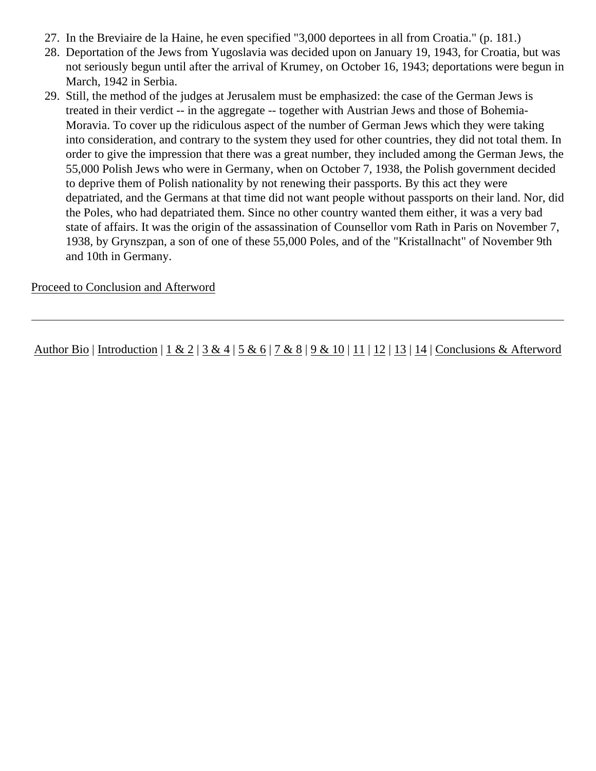27. In the Breviaire de la Haine, he even specified "3,000 deportees in all from Croatia." (p. 181.)
28. Deportation of the Jews from Yugoslavia was decided upon on January 19, 1943, for Croatia, but was not seriously begun until after the arrival of Krumey, on October 16, 1943; deportations were begun in March, 1942 in Serbia.
29. Still, the method of the judges at Jerusalem must be emphasized: the case of the German Jews is treated in their verdict -- in the aggregate -- together with Austrian Jews and those of Bohemia-Moravia. To cover up the ridiculous aspect of the number of German Jews which they were taking into consideration, and contrary to the system they used for other countries, they did not total them. In order to give the impression that there was a great number, they included among the German Jews, the 55,000 Polish Jews who were in Germany, when on October 7, 1938, the Polish government decided to deprive them of Polish nationality by not renewing their passports. By this act they were depatriated, and the Germans at that time did not want people without passports on their land. Nor, did the Poles, who had depatriated them. Since no other country wanted them either, it was a very bad state of affairs. It was the origin of the assassination of Counsellor vom Rath in Paris on November 7, 1938, by Grynszpan, a son of one of these 55,000 Poles, and of the "Kristallnacht" of November 9th and 10th in Germany.

Proceed to Conclusion and Afterword

---

Author Bio | Introduction | 1 & 2 | 3 & 4 | 5 & 6 | 7 & 8 | 9 & 10 | 11 | 12 | 13 | 14 | Conclusions & Afterword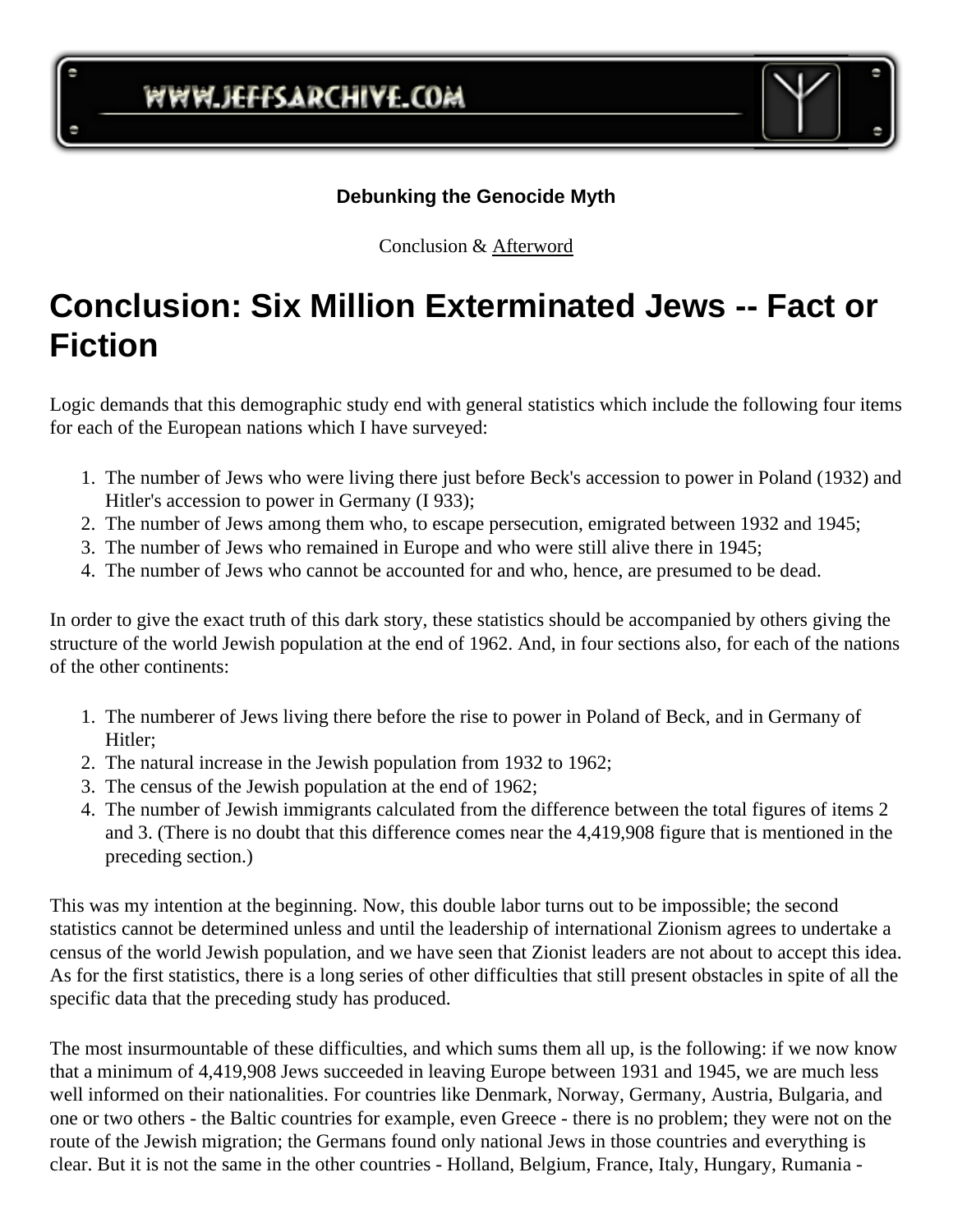**Debunking the Genocide Myth**

Conclusion & Afterword

# Conclusion: Six Million Exterminated Jews -- Fact or Fiction

Logic demands that this demographic study end with general statistics which include the following four items for each of the European nations which I have surveyed:

1. The number of Jews who were living there just before Beck's accession to power in Poland (1932) and Hitler's accession to power in Germany (I 933);
2. The number of Jews among them who, to escape persecution, emigrated between 1932 and 1945;
3. The number of Jews who remained in Europe and who were still alive there in 1945;
4. The number of Jews who cannot be accounted for and who, hence, are presumed to be dead.

In order to give the exact truth of this dark story, these statistics should be accompanied by others giving the structure of the world Jewish population at the end of 1962. And, in four sections also, for each of the nations of the other continents:

1. The numberer of Jews living there before the rise to power in Poland of Beck, and in Germany of Hitler;
2. The natural increase in the Jewish population from 1932 to 1962;
3. The census of the Jewish population at the end of 1962;
4. The number of Jewish immigrants calculated from the difference between the total figures of items 2 and 3. (There is no doubt that this difference comes near the 4,419,908 figure that is mentioned in the preceding section.)

This was my intention at the beginning. Now, this double labor turns out to be impossible; the second statistics cannot be determined unless and until the leadership of international Zionism agrees to undertake a census of the world Jewish population, and we have seen that Zionist leaders are not about to accept this idea. As for the first statistics, there is a long series of other difficulties that still present obstacles in spite of all the specific data that the preceding study has produced.

The most insurmountable of these difficulties, and which sums them all up, is the following: if we now know that a minimum of 4,419,908 Jews succeeded in leaving Europe between 1931 and 1945, we are much less well informed on their nationalities. For countries like Denmark, Norway, Germany, Austria, Bulgaria, and one or two others - the Baltic countries for example, even Greece - there is no problem; they were not on the route of the Jewish migration; the Germans found only national Jews in those countries and everything is clear. But it is not the same in the other countries - Holland, Belgium, France, Italy, Hungary, Rumania -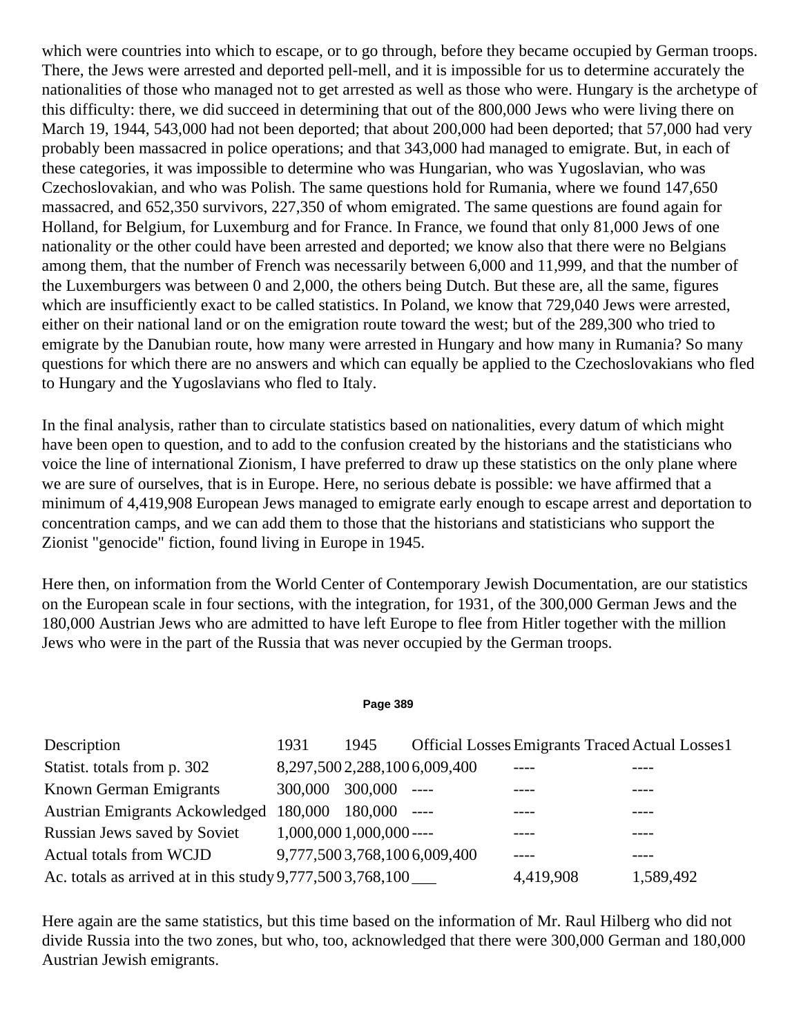which were countries into which to escape, or to go through, before they became occupied by German troops. There, the Jews were arrested and deported pell-mell, and it is impossible for us to determine accurately the nationalities of those who managed not to get arrested as well as those who were. Hungary is the archetype of this difficulty: there, we did succeed in determining that out of the 800,000 Jews who were living there on March 19, 1944, 543,000 had not been deported; that about 200,000 had been deported; that 57,000 had very probably been massacred in police operations; and that 343,000 had managed to emigrate. But, in each of these categories, it was impossible to determine who was Hungarian, who was Yugoslavian, who was Czechoslovakian, and who was Polish. The same questions hold for Rumania, where we found 147,650 massacred, and 652,350 survivors, 227,350 of whom emigrated. The same questions are found again for Holland, for Belgium, for Luxemburg and for France. In France, we found that only 81,000 Jews of one nationality or the other could have been arrested and deported; we know also that there were no Belgians among them, that the number of French was necessarily between 6,000 and 11,999, and that the number of the Luxemburgers was between 0 and 2,000, the others being Dutch. But these are, all the same, figures which are insufficiently exact to be called statistics. In Poland, we know that 729,040 Jews were arrested, either on their national land or on the emigration route toward the west; but of the 289,300 who tried to emigrate by the Danubian route, how many were arrested in Hungary and how many in Rumania? So many questions for which there are no answers and which can equally be applied to the Czechoslovakians who fled to Hungary and the Yugoslavians who fled to Italy.

In the final analysis, rather than to circulate statistics based on nationalities, every datum of which might have been open to question, and to add to the confusion created by the historians and the statisticians who voice the line of international Zionism, I have preferred to draw up these statistics on the only plane where we are sure of ourselves, that is in Europe. Here, no serious debate is possible: we have affirmed that a minimum of 4,419,908 European Jews managed to emigrate early enough to escape arrest and deportation to concentration camps, and we can add them to those that the historians and statisticians who support the Zionist "genocide" fiction, found living in Europe in 1945.

Here then, on information from the World Center of Contemporary Jewish Documentation, are our statistics on the European scale in four sections, with the integration, for 1931, of the 300,000 German Jews and the 180,000 Austrian Jews who are admitted to have left Europe to flee from Hitler together with the million Jews who were in the part of the Russia that was never occupied by the German troops.

| Description | 1931 | 1945 | Official Losses | Emigrants Traced | Actual Losses1 |
|---|---|---|---|---|---|
| Statist. totals from p. 302 | 8,297,500 | 2,288,100 | 6,009,400 | ---- | ---- |
| Known German Emigrants | 300,000 | 300,000 | ---- | ---- | ---- |
| Austrian Emigrants Ackowledged | 180,000 | 180,000 | ---- | ---- | ---- |
| Russian Jews saved by Soviet | 1,000,000 | 1,000,000 | ---- | ---- | ---- |
| Actual totals from WCJD | 9,777,500 | 3,768,100 | 6,009,400 | ---- | ---- |
| Ac. totals as arrived at in this study | 9,777,500 | 3,768,100 | ___ | 4,419,908 | 1,589,492 |

Here again are the same statistics, but this time based on the information of Mr. Raul Hilberg who did not divide Russia into the two zones, but who, too, acknowledged that there were 300,000 German and 180,000 Austrian Jewish emigrants.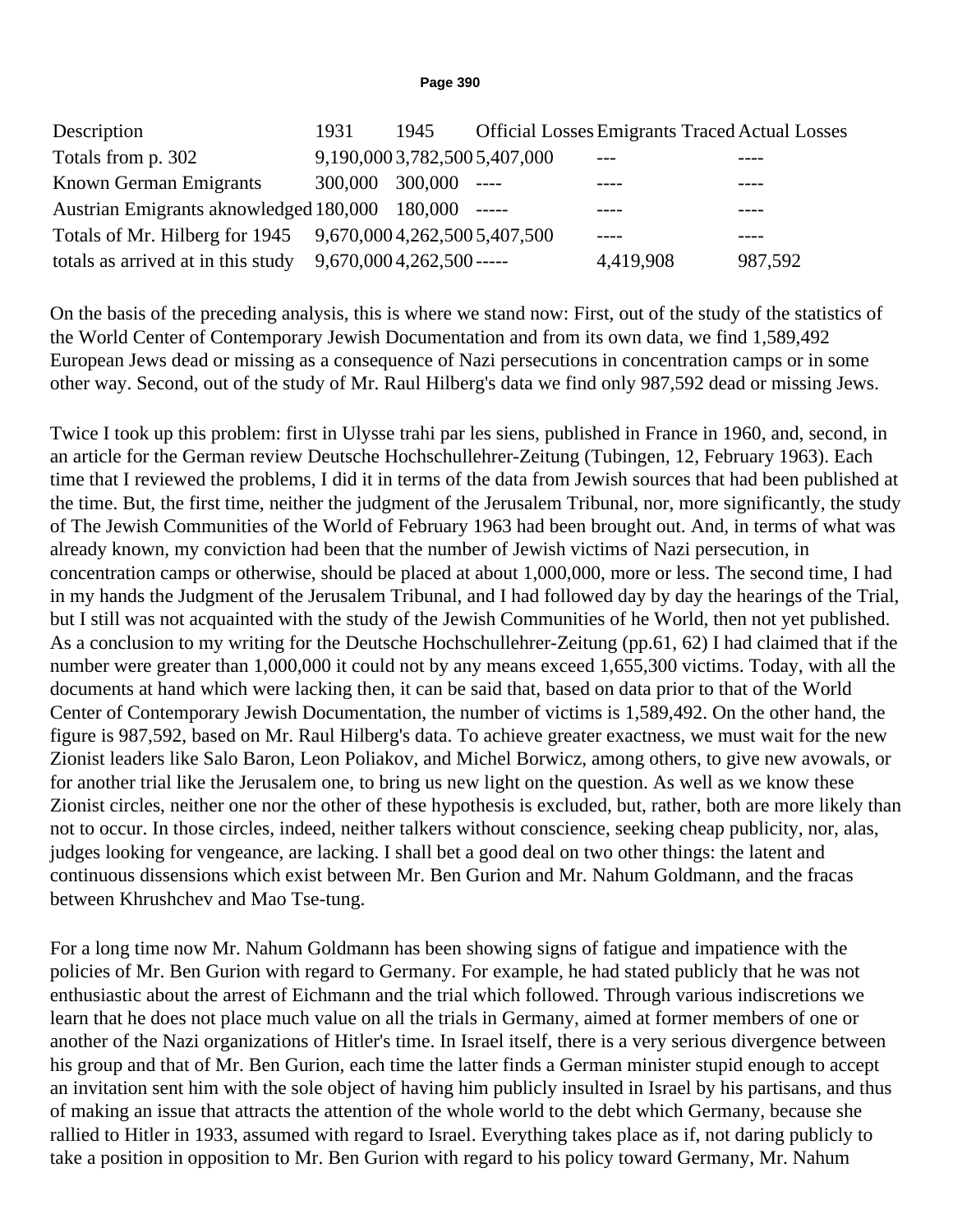| Description | 1931 | 1945 | Official Losses | Emigrants Traced | Actual Losses |
|---|---|---|---|---|---|
| Totals from p. 302 | 9,190,000 | 3,782,500 | 5,407,000 | --- | ---- |
| Known German Emigrants | 300,000 | 300,000 | ---- | ---- | ---- |
| Austrian Emigrants aknowledged | 180,000 | 180,000 | ----- | ---- | ---- |
| Totals of Mr. Hilberg for 1945 | 9,670,000 | 4,262,500 | 5,407,500 | ---- | ---- |
| totals as arrived at in this study | 9,670,000 | 4,262,500 | ----- | 4,419,908 | 987,592 |

On the basis of the preceding analysis, this is where we stand now: First, out of the study of the statistics of the World Center of Contemporary Jewish Documentation and from its own data, we find 1,589,492 European Jews dead or missing as a consequence of Nazi persecutions in concentration camps or in some other way. Second, out of the study of Mr. Raul Hilberg's data we find only 987,592 dead or missing Jews.

Twice I took up this problem: first in Ulysse trahi par les siens, published in France in 1960, and, second, in an article for the German review Deutsche Hochschullehrer-Zeitung (Tubingen, 12, February 1963). Each time that I reviewed the problems, I did it in terms of the data from Jewish sources that had been published at the time. But, the first time, neither the judgment of the Jerusalem Tribunal, nor, more significantly, the study of The Jewish Communities of the World of February 1963 had been brought out. And, in terms of what was already known, my conviction had been that the number of Jewish victims of Nazi persecution, in concentration camps or otherwise, should be placed at about 1,000,000, more or less. The second time, I had in my hands the Judgment of the Jerusalem Tribunal, and I had followed day by day the hearings of the Trial, but I still was not acquainted with the study of the Jewish Communities of he World, then not yet published. As a conclusion to my writing for the Deutsche Hochschullehrer-Zeitung (pp.61, 62) I had claimed that if the number were greater than 1,000,000 it could not by any means exceed 1,655,300 victims. Today, with all the documents at hand which were lacking then, it can be said that, based on data prior to that of the World Center of Contemporary Jewish Documentation, the number of victims is 1,589,492. On the other hand, the figure is 987,592, based on Mr. Raul Hilberg's data. To achieve greater exactness, we must wait for the new Zionist leaders like Salo Baron, Leon Poliakov, and Michel Borwicz, among others, to give new avowals, or for another trial like the Jerusalem one, to bring us new light on the question. As well as we know these Zionist circles, neither one nor the other of these hypothesis is excluded, but, rather, both are more likely than not to occur. In those circles, indeed, neither talkers without conscience, seeking cheap publicity, nor, alas, judges looking for vengeance, are lacking. I shall bet a good deal on two other things: the latent and continuous dissensions which exist between Mr. Ben Gurion and Mr. Nahum Goldmann, and the fracas between Khrushchev and Mao Tse-tung.

For a long time now Mr. Nahum Goldmann has been showing signs of fatigue and impatience with the policies of Mr. Ben Gurion with regard to Germany. For example, he had stated publicly that he was not enthusiastic about the arrest of Eichmann and the trial which followed. Through various indiscretions we learn that he does not place much value on all the trials in Germany, aimed at former members of one or another of the Nazi organizations of Hitler's time. In Israel itself, there is a very serious divergence between his group and that of Mr. Ben Gurion, each time the latter finds a German minister stupid enough to accept an invitation sent him with the sole object of having him publicly insulted in Israel by his partisans, and thus of making an issue that attracts the attention of the whole world to the debt which Germany, because she rallied to Hitler in 1933, assumed with regard to Israel. Everything takes place as if, not daring publicly to take a position in opposition to Mr. Ben Gurion with regard to his policy toward Germany, Mr. Nahum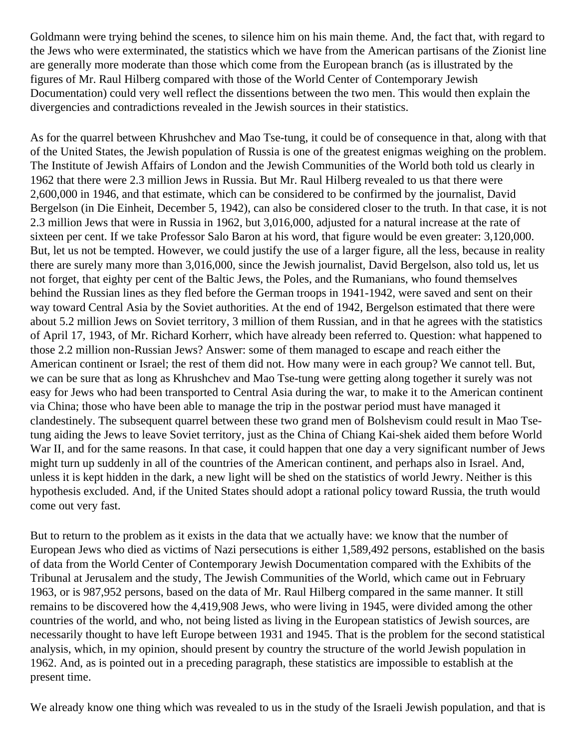Goldmann were trying behind the scenes, to silence him on his main theme. And, the fact that, with regard to the Jews who were exterminated, the statistics which we have from the American partisans of the Zionist line are generally more moderate than those which come from the European branch (as is illustrated by the figures of Mr. Raul Hilberg compared with those of the World Center of Contemporary Jewish Documentation) could very well reflect the dissentions between the two men. This would then explain the divergencies and contradictions revealed in the Jewish sources in their statistics.

As for the quarrel between Khrushchev and Mao Tse-tung, it could be of consequence in that, along with that of the United States, the Jewish population of Russia is one of the greatest enigmas weighing on the problem. The Institute of Jewish Affairs of London and the Jewish Communities of the World both told us clearly in 1962 that there were 2.3 million Jews in Russia. But Mr. Raul Hilberg revealed to us that there were 2,600,000 in 1946, and that estimate, which can be considered to be confirmed by the journalist, David Bergelson (in Die Einheit, December 5, 1942), can also be considered closer to the truth. In that case, it is not 2.3 million Jews that were in Russia in 1962, but 3,016,000, adjusted for a natural increase at the rate of sixteen per cent. If we take Professor Salo Baron at his word, that figure would be even greater: 3,120,000. But, let us not be tempted. However, we could justify the use of a larger figure, all the less, because in reality there are surely many more than 3,016,000, since the Jewish journalist, David Bergelson, also told us, let us not forget, that eighty per cent of the Baltic Jews, the Poles, and the Rumanians, who found themselves behind the Russian lines as they fled before the German troops in 1941-1942, were saved and sent on their way toward Central Asia by the Soviet authorities. At the end of 1942, Bergelson estimated that there were about 5.2 million Jews on Soviet territory, 3 million of them Russian, and in that he agrees with the statistics of April 17, 1943, of Mr. Richard Korherr, which have already been referred to. Question: what happened to those 2.2 million non-Russian Jews? Answer: some of them managed to escape and reach either the American continent or Israel; the rest of them did not. How many were in each group? We cannot tell. But, we can be sure that as long as Khrushchev and Mao Tse-tung were getting along together it surely was not easy for Jews who had been transported to Central Asia during the war, to make it to the American continent via China; those who have been able to manage the trip in the postwar period must have managed it clandestinely. The subsequent quarrel between these two grand men of Bolshevism could result in Mao Tse-tung aiding the Jews to leave Soviet territory, just as the China of Chiang Kai-shek aided them before World War II, and for the same reasons. In that case, it could happen that one day a very significant number of Jews might turn up suddenly in all of the countries of the American continent, and perhaps also in Israel. And, unless it is kept hidden in the dark, a new light will be shed on the statistics of world Jewry. Neither is this hypothesis excluded. And, if the United States should adopt a rational policy toward Russia, the truth would come out very fast.

But to return to the problem as it exists in the data that we actually have: we know that the number of European Jews who died as victims of Nazi persecutions is either 1,589,492 persons, established on the basis of data from the World Center of Contemporary Jewish Documentation compared with the Exhibits of the Tribunal at Jerusalem and the study, The Jewish Communities of the World, which came out in February 1963, or is 987,952 persons, based on the data of Mr. Raul Hilberg compared in the same manner. It still remains to be discovered how the 4,419,908 Jews, who were living in 1945, were divided among the other countries of the world, and who, not being listed as living in the European statistics of Jewish sources, are necessarily thought to have left Europe between 1931 and 1945. That is the problem for the second statistical analysis, which, in my opinion, should present by country the structure of the world Jewish population in 1962. And, as is pointed out in a preceding paragraph, these statistics are impossible to establish at the present time.

We already know one thing which was revealed to us in the study of the Israeli Jewish population, and that is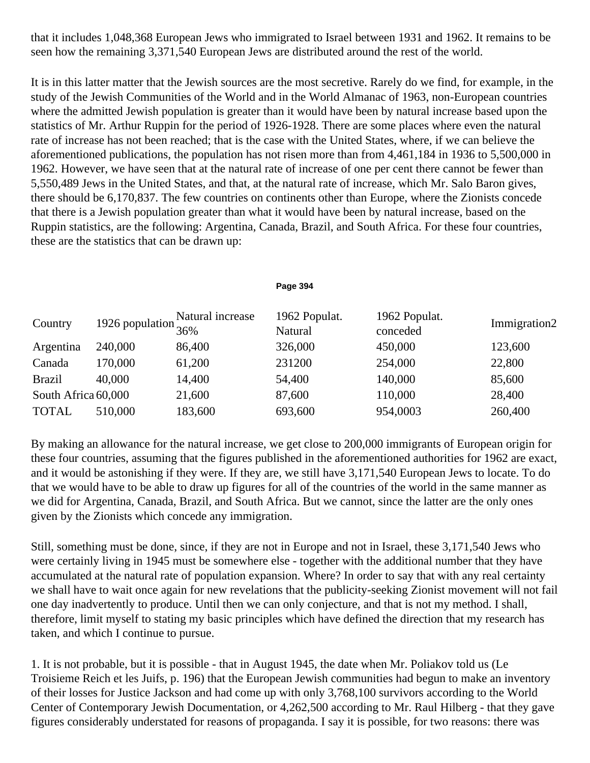that it includes 1,048,368 European Jews who immigrated to Israel between 1931 and 1962. It remains to be seen how the remaining 3,371,540 European Jews are distributed around the rest of the world.

It is in this latter matter that the Jewish sources are the most secretive. Rarely do we find, for example, in the study of the Jewish Communities of the World and in the World Almanac of 1963, non-European countries where the admitted Jewish population is greater than it would have been by natural increase based upon the statistics of Mr. Arthur Ruppin for the period of 1926-1928. There are some places where even the natural rate of increase has not been reached; that is the case with the United States, where, if we can believe the aforementioned publications, the population has not risen more than from 4,461,184 in 1936 to 5,500,000 in 1962. However, we have seen that at the natural rate of increase of one per cent there cannot be fewer than 5,550,489 Jews in the United States, and that, at the natural rate of increase, which Mr. Salo Baron gives, there should be 6,170,837. The few countries on continents other than Europe, where the Zionists concede that there is a Jewish population greater than what it would have been by natural increase, based on the Ruppin statistics, are the following: Argentina, Canada, Brazil, and South Africa. For these four countries, these are the statistics that can be drawn up:

| Country | 1926 population | Natural increase 36% | 1962 Populat. Natural | 1962 Populat. conceded | Immigration2 |
|---|---|---|---|---|---|
| Argentina | 240,000 | 86,400 | 326,000 | 450,000 | 123,600 |
| Canada | 170,000 | 61,200 | 231200 | 254,000 | 22,800 |
| Brazil | 40,000 | 14,400 | 54,400 | 140,000 | 85,600 |
| South Africa | 60,000 | 21,600 | 87,600 | 110,000 | 28,400 |
| TOTAL | 510,000 | 183,600 | 693,600 | 954,0003 | 260,400 |

By making an allowance for the natural increase, we get close to 200,000 immigrants of European origin for these four countries, assuming that the figures published in the aforementioned authorities for 1962 are exact, and it would be astonishing if they were. If they are, we still have 3,171,540 European Jews to locate. To do that we would have to be able to draw up figures for all of the countries of the world in the same manner as we did for Argentina, Canada, Brazil, and South Africa. But we cannot, since the latter are the only ones given by the Zionists which concede any immigration.

Still, something must be done, since, if they are not in Europe and not in Israel, these 3,171,540 Jews who were certainly living in 1945 must be somewhere else - together with the additional number that they have accumulated at the natural rate of population expansion. Where? In order to say that with any real certainty we shall have to wait once again for new revelations that the publicity-seeking Zionist movement will not fail one day inadvertently to produce. Until then we can only conjecture, and that is not my method. I shall, therefore, limit myself to stating my basic principles which have defined the direction that my research has taken, and which I continue to pursue.

1. It is not probable, but it is possible - that in August 1945, the date when Mr. Poliakov told us (Le Troisieme Reich et les Juifs, p. 196) that the European Jewish communities had begun to make an inventory of their losses for Justice Jackson and had come up with only 3,768,100 survivors according to the World Center of Contemporary Jewish Documentation, or 4,262,500 according to Mr. Raul Hilberg - that they gave figures considerably understated for reasons of propaganda. I say it is possible, for two reasons: there was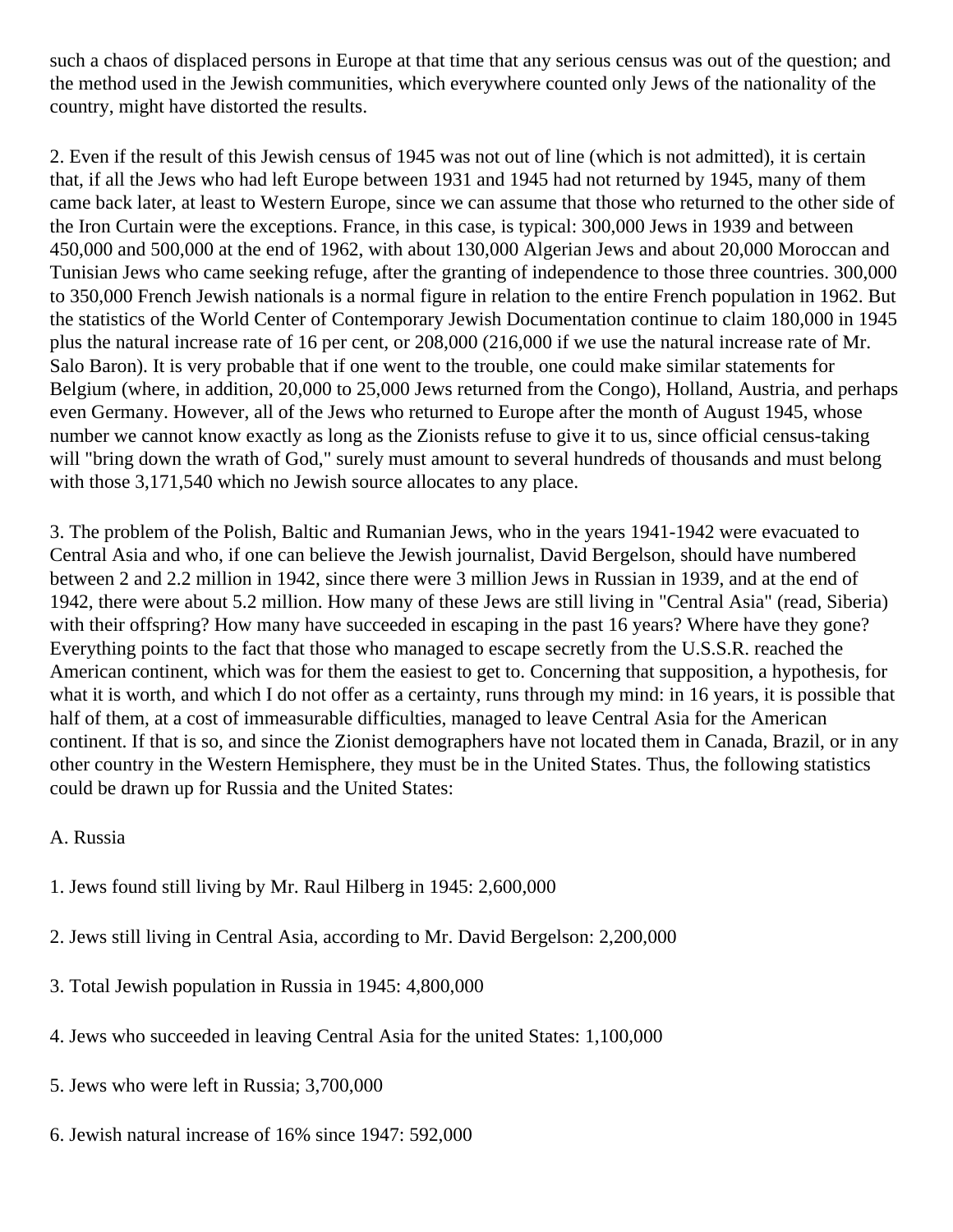such a chaos of displaced persons in Europe at that time that any serious census was out of the question; and the method used in the Jewish communities, which everywhere counted only Jews of the nationality of the country, might have distorted the results.

2. Even if the result of this Jewish census of 1945 was not out of line (which is not admitted), it is certain that, if all the Jews who had left Europe between 1931 and 1945 had not returned by 1945, many of them came back later, at least to Western Europe, since we can assume that those who returned to the other side of the Iron Curtain were the exceptions. France, in this case, is typical: 300,000 Jews in 1939 and between 450,000 and 500,000 at the end of 1962, with about 130,000 Algerian Jews and about 20,000 Moroccan and Tunisian Jews who came seeking refuge, after the granting of independence to those three countries. 300,000 to 350,000 French Jewish nationals is a normal figure in relation to the entire French population in 1962. But the statistics of the World Center of Contemporary Jewish Documentation continue to claim 180,000 in 1945 plus the natural increase rate of 16 per cent, or 208,000 (216,000 if we use the natural increase rate of Mr. Salo Baron). It is very probable that if one went to the trouble, one could make similar statements for Belgium (where, in addition, 20,000 to 25,000 Jews returned from the Congo), Holland, Austria, and perhaps even Germany. However, all of the Jews who returned to Europe after the month of August 1945, whose number we cannot know exactly as long as the Zionists refuse to give it to us, since official census-taking will "bring down the wrath of God," surely must amount to several hundreds of thousands and must belong with those 3,171,540 which no Jewish source allocates to any place.

3. The problem of the Polish, Baltic and Rumanian Jews, who in the years 1941-1942 were evacuated to Central Asia and who, if one can believe the Jewish journalist, David Bergelson, should have numbered between 2 and 2.2 million in 1942, since there were 3 million Jews in Russian in 1939, and at the end of 1942, there were about 5.2 million. How many of these Jews are still living in "Central Asia" (read, Siberia) with their offspring? How many have succeeded in escaping in the past 16 years? Where have they gone? Everything points to the fact that those who managed to escape secretly from the U.S.S.R. reached the American continent, which was for them the easiest to get to. Concerning that supposition, a hypothesis, for what it is worth, and which I do not offer as a certainty, runs through my mind: in 16 years, it is possible that half of them, at a cost of immeasurable difficulties, managed to leave Central Asia for the American continent. If that is so, and since the Zionist demographers have not located them in Canada, Brazil, or in any other country in the Western Hemisphere, they must be in the United States. Thus, the following statistics could be drawn up for Russia and the United States:

A. Russia

1. Jews found still living by Mr. Raul Hilberg in 1945: 2,600,000

2. Jews still living in Central Asia, according to Mr. David Bergelson: 2,200,000

3. Total Jewish population in Russia in 1945: 4,800,000

4. Jews who succeeded in leaving Central Asia for the united States: 1,100,000

5. Jews who were left in Russia; 3,700,000

6. Jewish natural increase of 16% since 1947: 592,000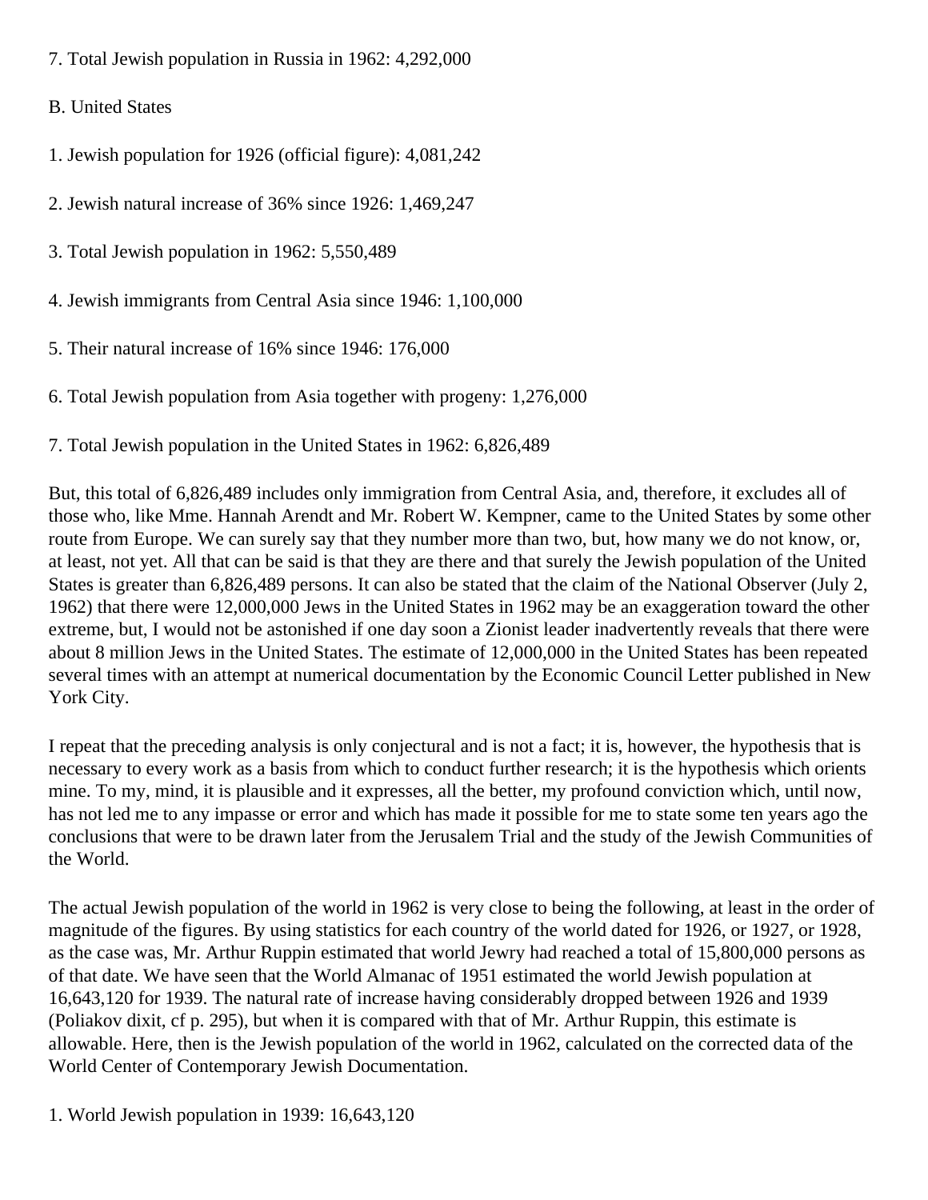7. Total Jewish population in Russia in 1962: 4,292,000

B. United States

1. Jewish population for 1926 (official figure): 4,081,242

2. Jewish natural increase of 36% since 1926: 1,469,247

3. Total Jewish population in 1962: 5,550,489

4. Jewish immigrants from Central Asia since 1946: 1,100,000

5. Their natural increase of 16% since 1946: 176,000

6. Total Jewish population from Asia together with progeny: 1,276,000

7. Total Jewish population in the United States in 1962: 6,826,489

But, this total of 6,826,489 includes only immigration from Central Asia, and, therefore, it excludes all of those who, like Mme. Hannah Arendt and Mr. Robert W. Kempner, came to the United States by some other route from Europe. We can surely say that they number more than two, but, how many we do not know, or, at least, not yet. All that can be said is that they are there and that surely the Jewish population of the United States is greater than 6,826,489 persons. It can also be stated that the claim of the National Observer (July 2, 1962) that there were 12,000,000 Jews in the United States in 1962 may be an exaggeration toward the other extreme, but, I would not be astonished if one day soon a Zionist leader inadvertently reveals that there were about 8 million Jews in the United States. The estimate of 12,000,000 in the United States has been repeated several times with an attempt at numerical documentation by the Economic Council Letter published in New York City.

I repeat that the preceding analysis is only conjectural and is not a fact; it is, however, the hypothesis that is necessary to every work as a basis from which to conduct further research; it is the hypothesis which orients mine. To my, mind, it is plausible and it expresses, all the better, my profound conviction which, until now, has not led me to any impasse or error and which has made it possible for me to state some ten years ago the conclusions that were to be drawn later from the Jerusalem Trial and the study of the Jewish Communities of the World.

The actual Jewish population of the world in 1962 is very close to being the following, at least in the order of magnitude of the figures. By using statistics for each country of the world dated for 1926, or 1927, or 1928, as the case was, Mr. Arthur Ruppin estimated that world Jewry had reached a total of 15,800,000 persons as of that date. We have seen that the World Almanac of 1951 estimated the world Jewish population at 16,643,120 for 1939. The natural rate of increase having considerably dropped between 1926 and 1939 (Poliakov dixit, cf p. 295), but when it is compared with that of Mr. Arthur Ruppin, this estimate is allowable. Here, then is the Jewish population of the world in 1962, calculated on the corrected data of the World Center of Contemporary Jewish Documentation.

1. World Jewish population in 1939: 16,643,120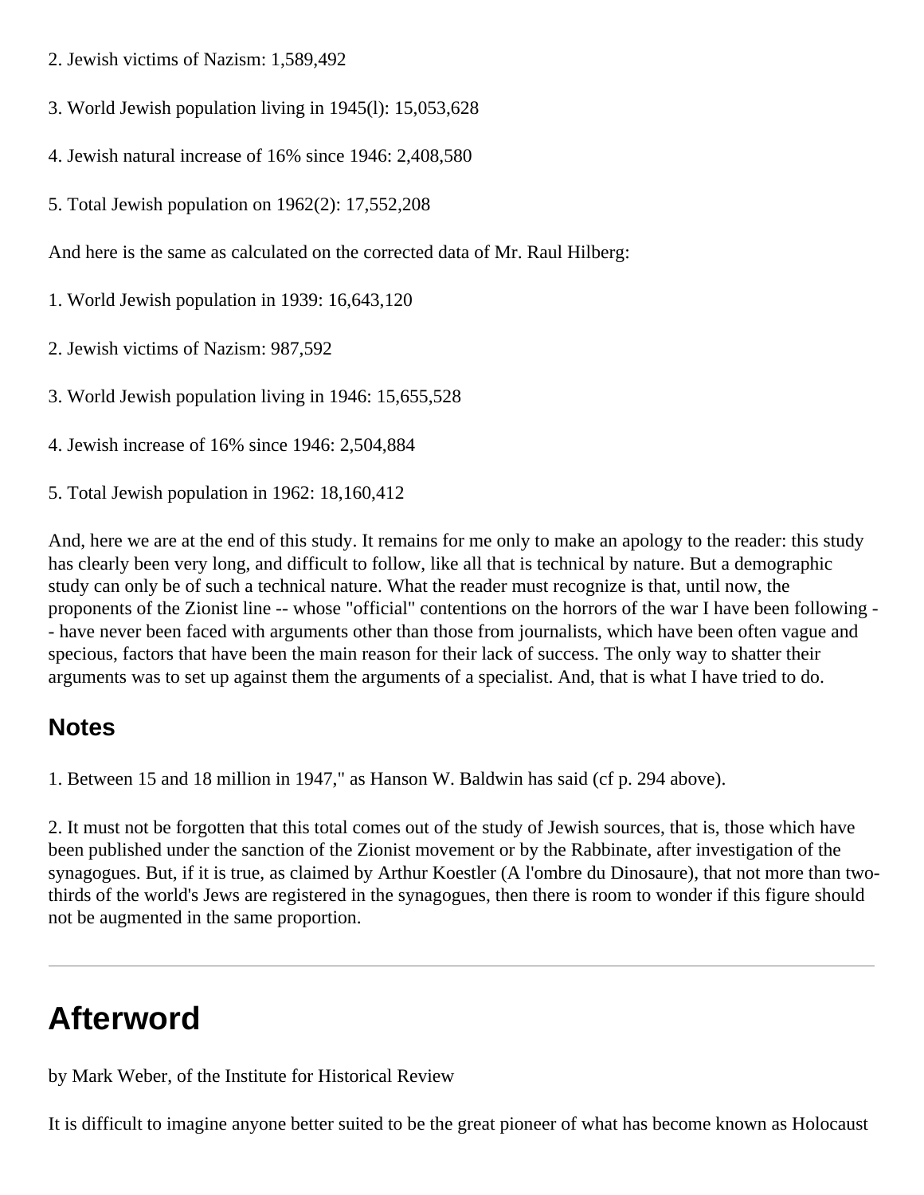2. Jewish victims of Nazism: 1,589,492

3. World Jewish population living in 1945(l): 15,053,628

4. Jewish natural increase of 16% since 1946: 2,408,580

5. Total Jewish population on 1962(2): 17,552,208

And here is the same as calculated on the corrected data of Mr. Raul Hilberg:

1. World Jewish population in 1939: 16,643,120

2. Jewish victims of Nazism: 987,592

3. World Jewish population living in 1946: 15,655,528

4. Jewish increase of 16% since 1946: 2,504,884

5. Total Jewish population in 1962: 18,160,412

And, here we are at the end of this study. It remains for me only to make an apology to the reader: this study has clearly been very long, and difficult to follow, like all that is technical by nature. But a demographic study can only be of such a technical nature. What the reader must recognize is that, until now, the proponents of the Zionist line -- whose "official" contentions on the horrors of the war I have been following -- have never been faced with arguments other than those from journalists, which have been often vague and specious, factors that have been the main reason for their lack of success. The only way to shatter their arguments was to set up against them the arguments of a specialist. And, that is what I have tried to do.

## Notes

1. Between 15 and 18 million in 1947," as Hanson W. Baldwin has said (cf p. 294 above).

2. It must not be forgotten that this total comes out of the study of Jewish sources, that is, those which have been published under the sanction of the Zionist movement or by the Rabbinate, after investigation of the synagogues. But, if it is true, as claimed by Arthur Koestler (A l'ombre du Dinosaure), that not more than two-thirds of the world's Jews are registered in the synagogues, then there is room to wonder if this figure should not be augmented in the same proportion.

---

# Afterword

by Mark Weber, of the Institute for Historical Review

It is difficult to imagine anyone better suited to be the great pioneer of what has become known as Holocaust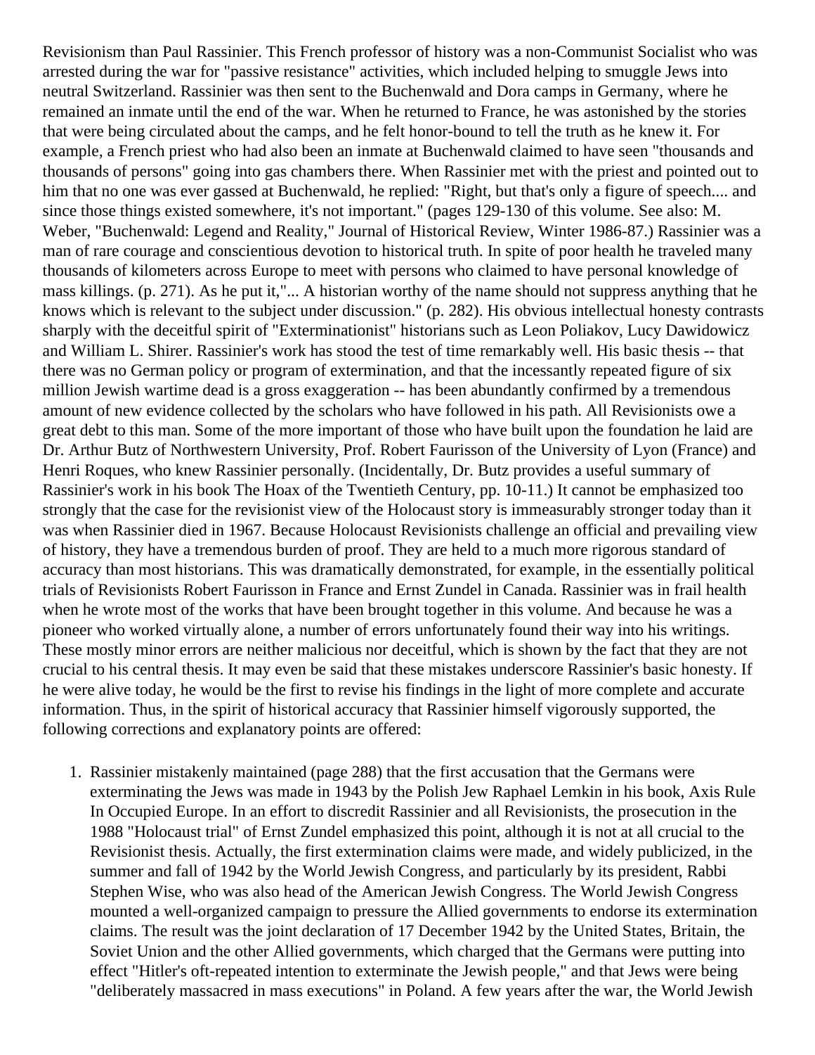Revisionism than Paul Rassinier. This French professor of history was a non-Communist Socialist who was arrested during the war for "passive resistance" activities, which included helping to smuggle Jews into neutral Switzerland. Rassinier was then sent to the Buchenwald and Dora camps in Germany, where he remained an inmate until the end of the war. When he returned to France, he was astonished by the stories that were being circulated about the camps, and he felt honor-bound to tell the truth as he knew it. For example, a French priest who had also been an inmate at Buchenwald claimed to have seen "thousands and thousands of persons" going into gas chambers there. When Rassinier met with the priest and pointed out to him that no one was ever gassed at Buchenwald, he replied: "Right, but that's only a figure of speech.... and since those things existed somewhere, it's not important." (pages 129-130 of this volume. See also: M. Weber, "Buchenwald: Legend and Reality," Journal of Historical Review, Winter 1986-87.) Rassinier was a man of rare courage and conscientious devotion to historical truth. In spite of poor health he traveled many thousands of kilometers across Europe to meet with persons who claimed to have personal knowledge of mass killings. (p. 271). As he put it,"... A historian worthy of the name should not suppress anything that he knows which is relevant to the subject under discussion." (p. 282). His obvious intellectual honesty contrasts sharply with the deceitful spirit of "Exterminationist" historians such as Leon Poliakov, Lucy Dawidowicz and William L. Shirer. Rassinier's work has stood the test of time remarkably well. His basic thesis -- that there was no German policy or program of extermination, and that the incessantly repeated figure of six million Jewish wartime dead is a gross exaggeration -- has been abundantly confirmed by a tremendous amount of new evidence collected by the scholars who have followed in his path. All Revisionists owe a great debt to this man. Some of the more important of those who have built upon the foundation he laid are Dr. Arthur Butz of Northwestern University, Prof. Robert Faurisson of the University of Lyon (France) and Henri Roques, who knew Rassinier personally. (Incidentally, Dr. Butz provides a useful summary of Rassinier's work in his book The Hoax of the Twentieth Century, pp. 10-11.) It cannot be emphasized too strongly that the case for the revisionist view of the Holocaust story is immeasurably stronger today than it was when Rassinier died in 1967. Because Holocaust Revisionists challenge an official and prevailing view of history, they have a tremendous burden of proof. They are held to a much more rigorous standard of accuracy than most historians. This was dramatically demonstrated, for example, in the essentially political trials of Revisionists Robert Faurisson in France and Ernst Zundel in Canada. Rassinier was in frail health when he wrote most of the works that have been brought together in this volume. And because he was a pioneer who worked virtually alone, a number of errors unfortunately found their way into his writings. These mostly minor errors are neither malicious nor deceitful, which is shown by the fact that they are not crucial to his central thesis. It may even be said that these mistakes underscore Rassinier's basic honesty. If he were alive today, he would be the first to revise his findings in the light of more complete and accurate information. Thus, in the spirit of historical accuracy that Rassinier himself vigorously supported, the following corrections and explanatory points are offered:

1. Rassinier mistakenly maintained (page 288) that the first accusation that the Germans were exterminating the Jews was made in 1943 by the Polish Jew Raphael Lemkin in his book, Axis Rule In Occupied Europe. In an effort to discredit Rassinier and all Revisionists, the prosecution in the 1988 "Holocaust trial" of Ernst Zundel emphasized this point, although it is not at all crucial to the Revisionist thesis. Actually, the first extermination claims were made, and widely publicized, in the summer and fall of 1942 by the World Jewish Congress, and particularly by its president, Rabbi Stephen Wise, who was also head of the American Jewish Congress. The World Jewish Congress mounted a well-organized campaign to pressure the Allied governments to endorse its extermination claims. The result was the joint declaration of 17 December 1942 by the United States, Britain, the Soviet Union and the other Allied governments, which charged that the Germans were putting into effect "Hitler's oft-repeated intention to exterminate the Jewish people," and that Jews were being "deliberately massacred in mass executions" in Poland. A few years after the war, the World Jewish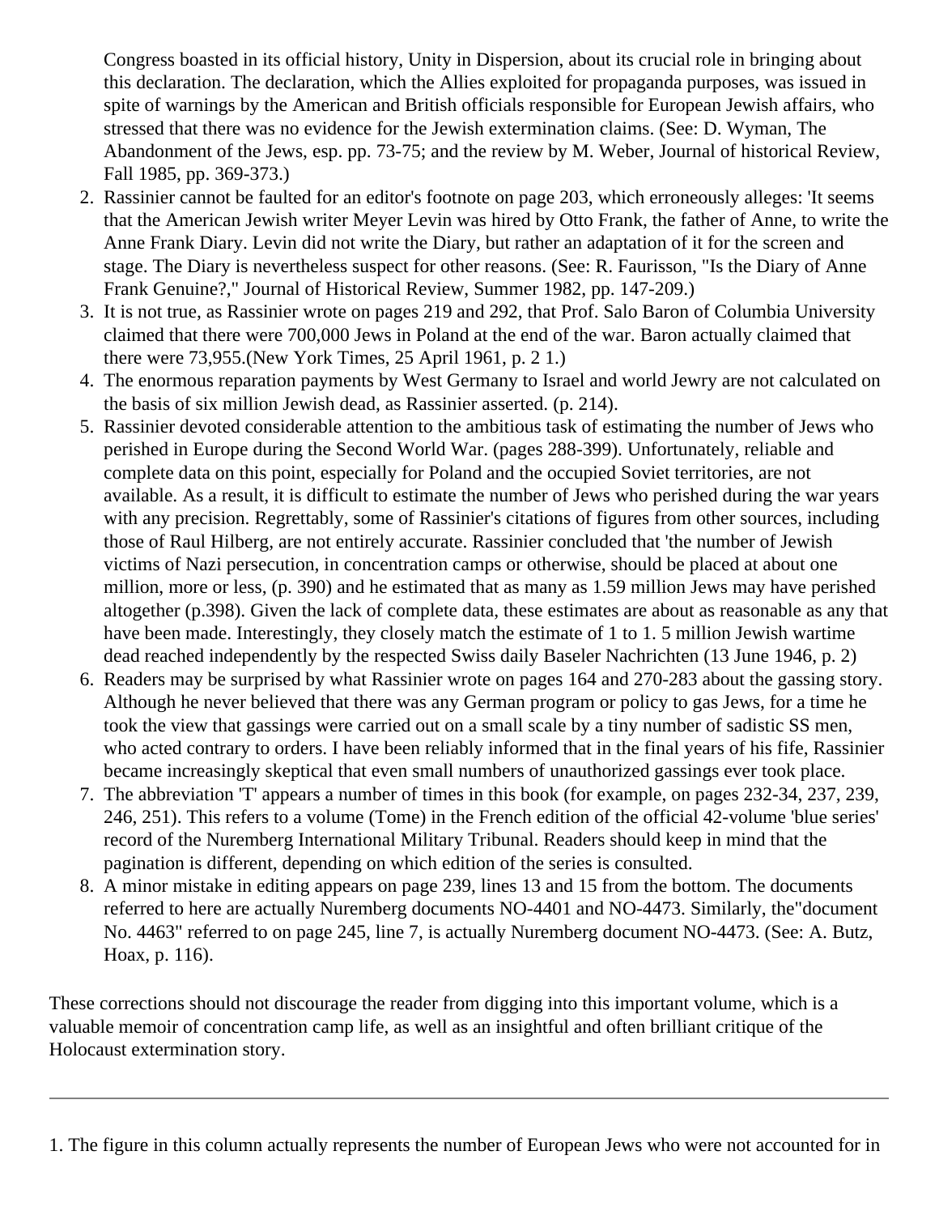Congress boasted in its official history, Unity in Dispersion, about its crucial role in bringing about this declaration. The declaration, which the Allies exploited for propaganda purposes, was issued in spite of warnings by the American and British officials responsible for European Jewish affairs, who stressed that there was no evidence for the Jewish extermination claims. (See: D. Wyman, The Abandonment of the Jews, esp. pp. 73-75; and the review by M. Weber, Journal of historical Review, Fall 1985, pp. 369-373.)

2. Rassinier cannot be faulted for an editor's footnote on page 203, which erroneously alleges: 'It seems that the American Jewish writer Meyer Levin was hired by Otto Frank, the father of Anne, to write the Anne Frank Diary. Levin did not write the Diary, but rather an adaptation of it for the screen and stage. The Diary is nevertheless suspect for other reasons. (See: R. Faurisson, "Is the Diary of Anne Frank Genuine?," Journal of Historical Review, Summer 1982, pp. 147-209.)
3. It is not true, as Rassinier wrote on pages 219 and 292, that Prof. Salo Baron of Columbia University claimed that there were 700,000 Jews in Poland at the end of the war. Baron actually claimed that there were 73,955.(New York Times, 25 April 1961, p. 2 1.)
4. The enormous reparation payments by West Germany to Israel and world Jewry are not calculated on the basis of six million Jewish dead, as Rassinier asserted. (p. 214).
5. Rassinier devoted considerable attention to the ambitious task of estimating the number of Jews who perished in Europe during the Second World War. (pages 288-399). Unfortunately, reliable and complete data on this point, especially for Poland and the occupied Soviet territories, are not available. As a result, it is difficult to estimate the number of Jews who perished during the war years with any precision. Regrettably, some of Rassinier's citations of figures from other sources, including those of Raul Hilberg, are not entirely accurate. Rassinier concluded that 'the number of Jewish victims of Nazi persecution, in concentration camps or otherwise, should be placed at about one million, more or less, (p. 390) and he estimated that as many as 1.59 million Jews may have perished altogether (p.398). Given the lack of complete data, these estimates are about as reasonable as any that have been made. Interestingly, they closely match the estimate of 1 to 1. 5 million Jewish wartime dead reached independently by the respected Swiss daily Baseler Nachrichten (13 June 1946, p. 2)
6. Readers may be surprised by what Rassinier wrote on pages 164 and 270-283 about the gassing story. Although he never believed that there was any German program or policy to gas Jews, for a time he took the view that gassings were carried out on a small scale by a tiny number of sadistic SS men, who acted contrary to orders. I have been reliably informed that in the final years of his fife, Rassinier became increasingly skeptical that even small numbers of unauthorized gassings ever took place.
7. The abbreviation 'T' appears a number of times in this book (for example, on pages 232-34, 237, 239, 246, 251). This refers to a volume (Tome) in the French edition of the official 42-volume 'blue series' record of the Nuremberg International Military Tribunal. Readers should keep in mind that the pagination is different, depending on which edition of the series is consulted.
8. A minor mistake in editing appears on page 239, lines 13 and 15 from the bottom. The documents referred to here are actually Nuremberg documents NO-4401 and NO-4473. Similarly, the"document No. 4463" referred to on page 245, line 7, is actually Nuremberg document NO-4473. (See: A. Butz, Hoax, p. 116).

These corrections should not discourage the reader from digging into this important volume, which is a valuable memoir of concentration camp life, as well as an insightful and often brilliant critique of the Holocaust extermination story.

---

1. The figure in this column actually represents the number of European Jews who were not accounted for in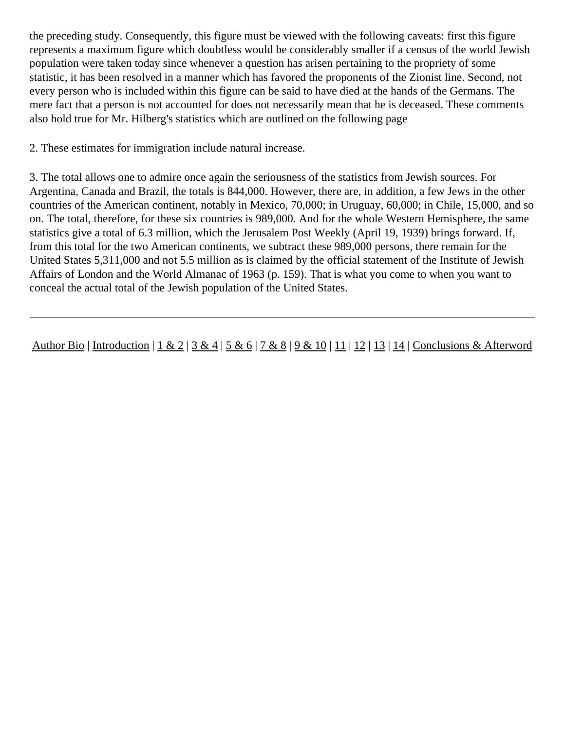the preceding study. Consequently, this figure must be viewed with the following caveats: first this figure represents a maximum figure which doubtless would be considerably smaller if a census of the world Jewish population were taken today since whenever a question has arisen pertaining to the propriety of some statistic, it has been resolved in a manner which has favored the proponents of the Zionist line. Second, not every person who is included within this figure can be said to have died at the hands of the Germans. The mere fact that a person is not accounted for does not necessarily mean that he is deceased. These comments also hold true for Mr. Hilberg's statistics which are outlined on the following page

2. These estimates for immigration include natural increase.

3. The total allows one to admire once again the seriousness of the statistics from Jewish sources. For Argentina, Canada and Brazil, the totals is 844,000. However, there are, in addition, a few Jews in the other countries of the American continent, notably in Mexico, 70,000; in Uruguay, 60,000; in Chile, 15,000, and so on. The total, therefore, for these six countries is 989,000. And for the whole Western Hemisphere, the same statistics give a total of 6.3 million, which the Jerusalem Post Weekly (April 19, 1939) brings forward. If, from this total for the two American continents, we subtract these 989,000 persons, there remain for the United States 5,311,000 and not 5.5 million as is claimed by the official statement of the Institute of Jewish Affairs of London and the World Almanac of 1963 (p. 159). That is what you come to when you want to conceal the actual total of the Jewish population of the United States.

---

Author Bio | Introduction | 1 & 2 | 3 & 4 | 5 & 6 | 7 & 8 | 9 & 10 | 11 | 12 | 13 | 14 | Conclusions & Afterword